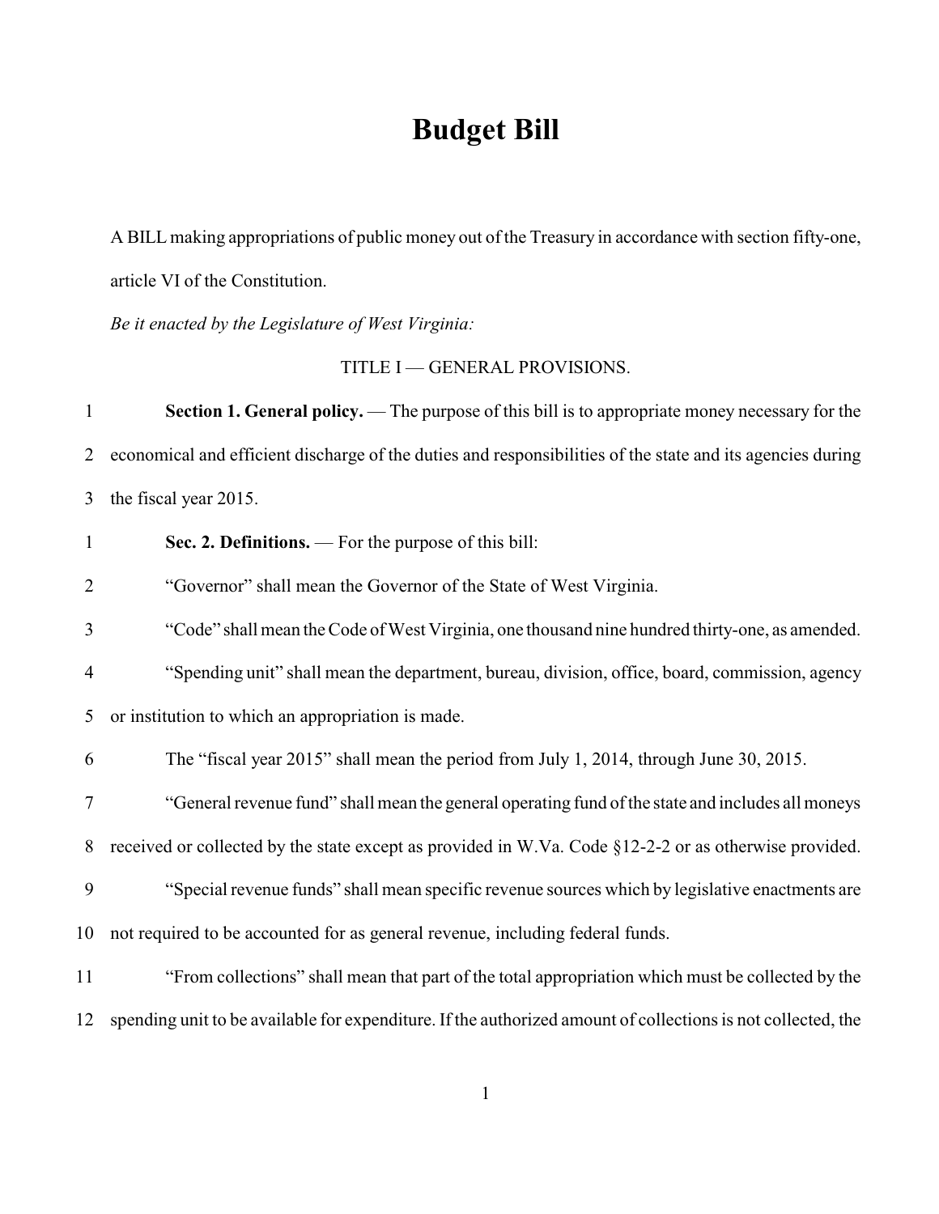# Budget Bill

A BILL making appropriations of public money out of the Treasury in accordance with section fifty-one, article VI of the Constitution.

*Be it enacted by the Legislature of West Virginia:*

TITLE I — GENERAL PROVISIONS.

**Section 1. General policy.** — The purpose of this bill is to appropriate money necessary for the economical and efficient discharge of the duties and responsibilities of the state and its agencies during the fiscal year 2015.

**Sec. 2. Definitions.** — For the purpose of this bill:

"Governor" shall mean the Governor of the State of West Virginia.

"Code" shall mean the Code of West Virginia, one thousand nine hundred thirty-one, as amended.

"Spending unit" shall mean the department, bureau, division, office, board, commission, agency or institution to which an appropriation is made.

The "fiscal year 2015" shall mean the period from July 1, 2014, through June 30, 2015.

"General revenue fund" shall mean the general operating fund of the state and includes all moneys received or collected by the state except as provided in W.Va. Code §12-2-2 or as otherwise provided.

"Special revenue funds" shall mean specific revenue sources which by legislative enactments are not required to be accounted for as general revenue, including federal funds.

"From collections" shall mean that part of the total appropriation which must be collected by the spending unit to be available for expenditure. If the authorized amount of collections is not collected, the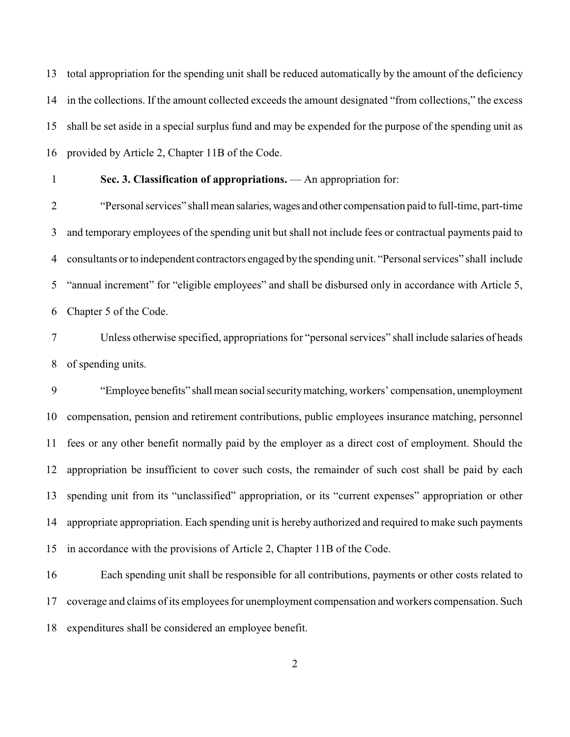total appropriation for the spending unit shall be reduced automatically by the amount of the deficiency in the collections. If the amount collected exceeds the amount designated "from collections," the excess shall be set aside in a special surplus fund and may be expended for the purpose of the spending unit as provided by Article 2, Chapter 11B of the Code.

**Sec. 3. Classification of appropriations.** — An appropriation for:

"Personal services" shall mean salaries, wages and other compensation paid to full-time, part-time and temporary employees of the spending unit but shall not include fees or contractual payments paid to consultants or to independent contractors engaged by the spending unit. "Personal services" shall include "annual increment" for "eligible employees" and shall be disbursed only in accordance with Article 5, Chapter 5 of the Code.

Unless otherwise specified, appropriations for "personal services" shall include salaries of heads of spending units.

"Employee benefits" shall mean social security matching, workers' compensation, unemployment compensation, pension and retirement contributions, public employees insurance matching, personnel fees or any other benefit normally paid by the employer as a direct cost of employment. Should the appropriation be insufficient to cover such costs, the remainder of such cost shall be paid by each spending unit from its "unclassified" appropriation, or its "current expenses" appropriation or other appropriate appropriation. Each spending unit is hereby authorized and required to make such payments in accordance with the provisions of Article 2, Chapter 11B of the Code.

Each spending unit shall be responsible for all contributions, payments or other costs related to coverage and claims of its employees for unemployment compensation and workers compensation. Such expenditures shall be considered an employee benefit.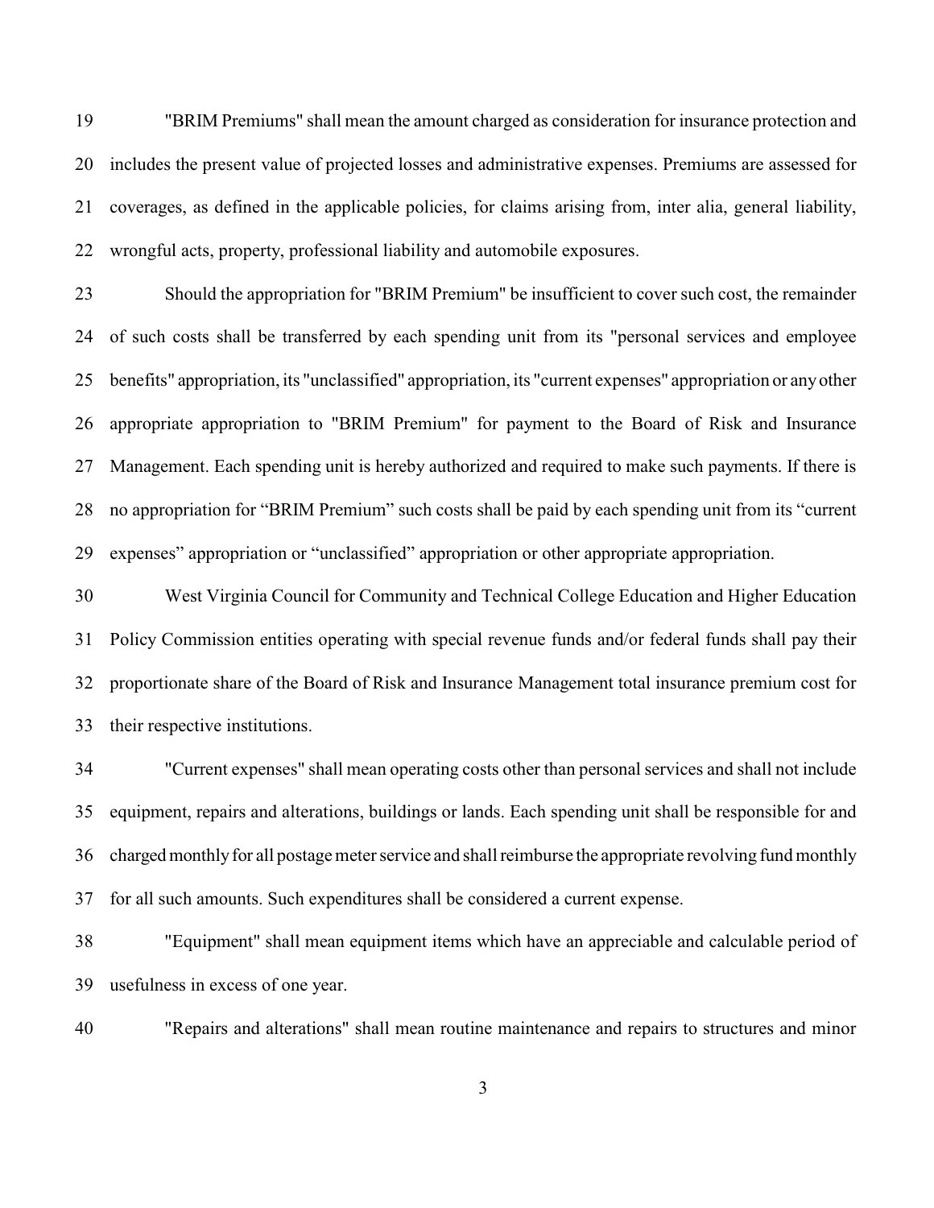"BRIM Premiums" shall mean the amount charged as consideration for insurance protection and includes the present value of projected losses and administrative expenses. Premiums are assessed for coverages, as defined in the applicable policies, for claims arising from, inter alia, general liability, wrongful acts, property, professional liability and automobile exposures.

Should the appropriation for "BRIM Premium" be insufficient to cover such cost, the remainder of such costs shall be transferred by each spending unit from its "personal services and employee benefits" appropriation, its "unclassified" appropriation, its "current expenses" appropriation or any other appropriate appropriation to "BRIM Premium" for payment to the Board of Risk and Insurance Management. Each spending unit is hereby authorized and required to make such payments. If there is no appropriation for "BRIM Premium" such costs shall be paid by each spending unit from its "current expenses" appropriation or "unclassified" appropriation or other appropriate appropriation.

West Virginia Council for Community and Technical College Education and Higher Education Policy Commission entities operating with special revenue funds and/or federal funds shall pay their proportionate share of the Board of Risk and Insurance Management total insurance premium cost for their respective institutions.

"Current expenses" shall mean operating costs other than personal services and shall not include equipment, repairs and alterations, buildings or lands. Each spending unit shall be responsible for and charged monthly for all postage meter service and shall reimburse the appropriate revolving fund monthly for all such amounts. Such expenditures shall be considered a current expense.

"Equipment" shall mean equipment items which have an appreciable and calculable period of usefulness in excess of one year.

"Repairs and alterations" shall mean routine maintenance and repairs to structures and minor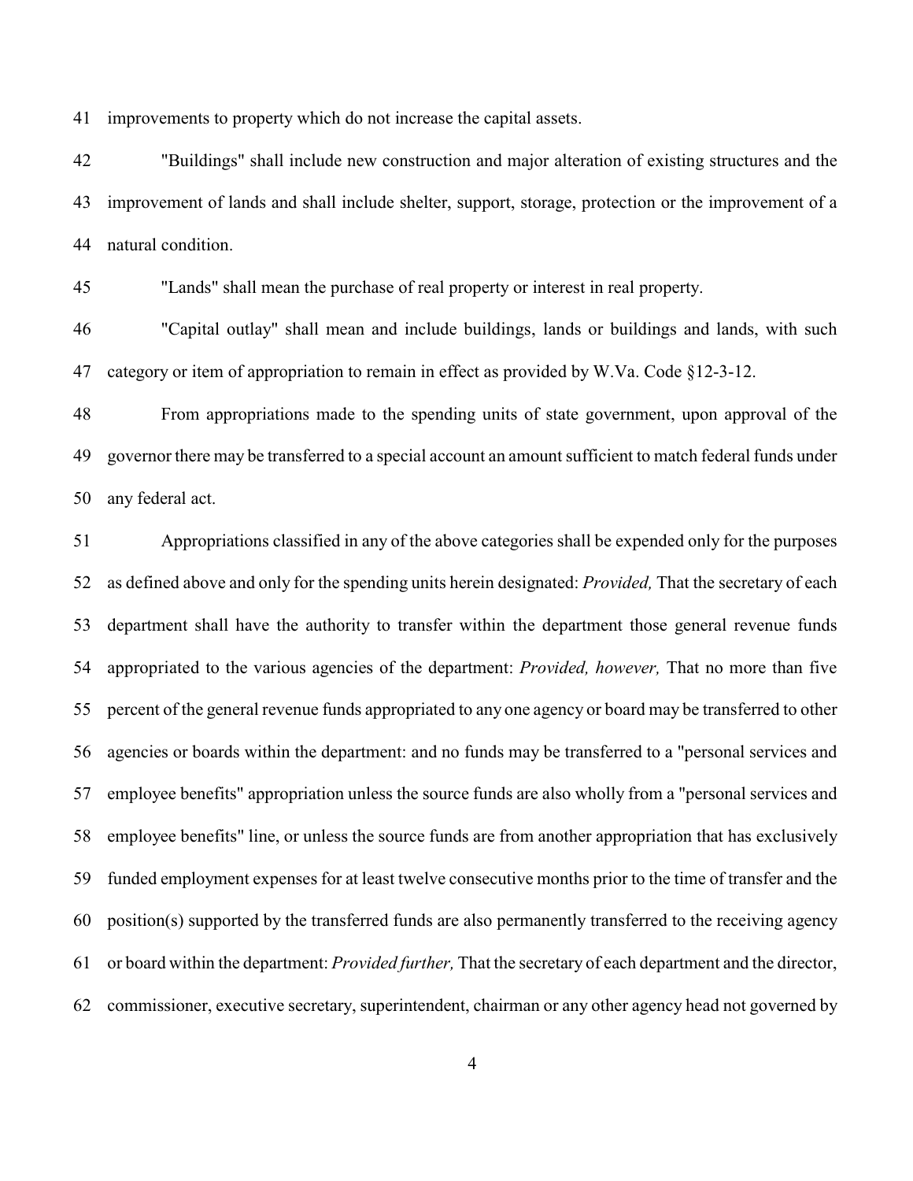improvements to property which do not increase the capital assets.

"Buildings" shall include new construction and major alteration of existing structures and the improvement of lands and shall include shelter, support, storage, protection or the improvement of a natural condition.

"Lands" shall mean the purchase of real property or interest in real property.

"Capital outlay" shall mean and include buildings, lands or buildings and lands, with such category or item of appropriation to remain in effect as provided by W.Va. Code §12-3-12.

From appropriations made to the spending units of state government, upon approval of the governor there may be transferred to a special account an amount sufficient to match federal funds under any federal act.

Appropriations classified in any of the above categories shall be expended only for the purposes as defined above and only for the spending units herein designated: *Provided,* That the secretary of each department shall have the authority to transfer within the department those general revenue funds appropriated to the various agencies of the department: *Provided, however,* That no more than five percent of the general revenue funds appropriated to any one agency or board may be transferred to other agencies or boards within the department: and no funds may be transferred to a "personal services and employee benefits" appropriation unless the source funds are also wholly from a "personal services and employee benefits" line, or unless the source funds are from another appropriation that has exclusively funded employment expenses for at least twelve consecutive months prior to the time of transfer and the position(s) supported by the transferred funds are also permanently transferred to the receiving agency or board within the department: *Provided further,* That the secretary of each department and the director, commissioner, executive secretary, superintendent, chairman or any other agency head not governed by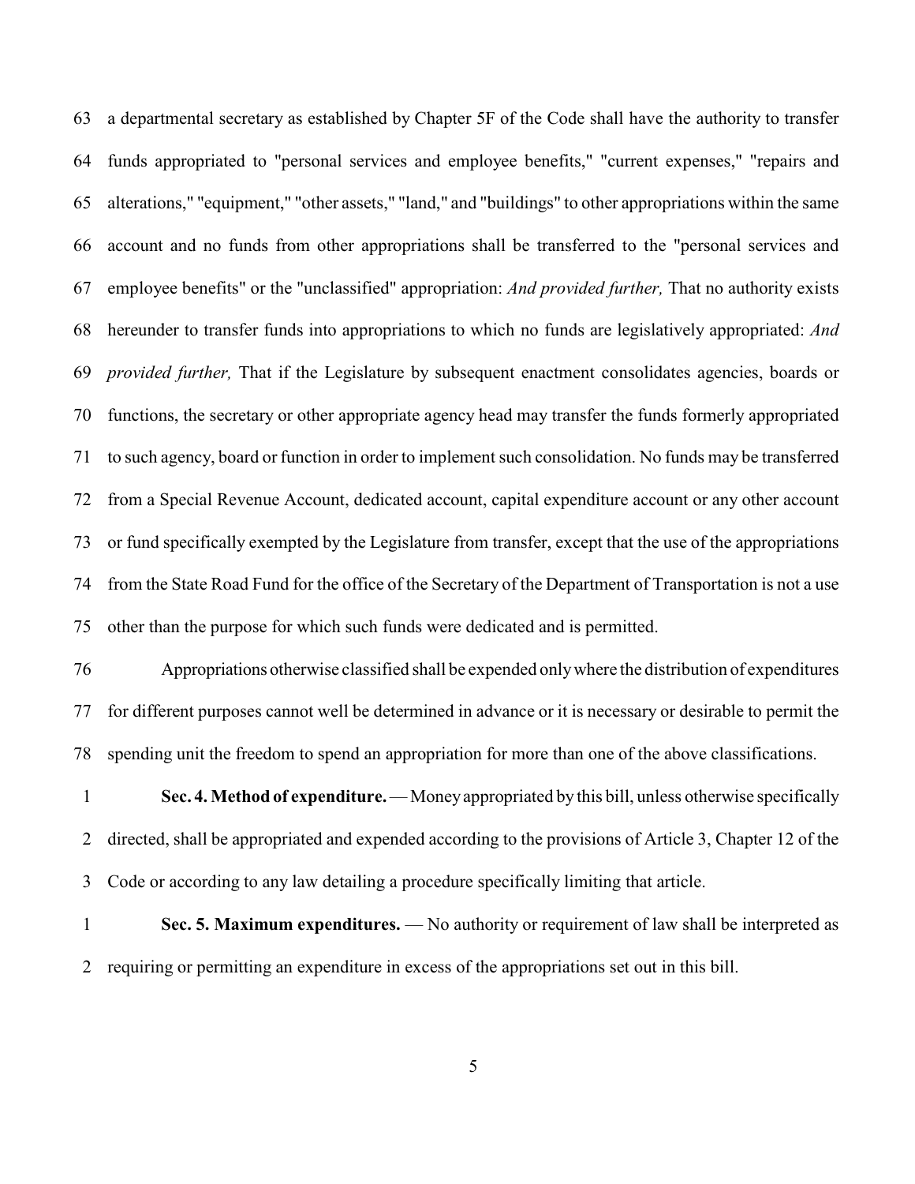a departmental secretary as established by Chapter 5F of the Code shall have the authority to transfer funds appropriated to "personal services and employee benefits," "current expenses," "repairs and alterations," "equipment," "other assets," "land," and "buildings" to other appropriations within the same account and no funds from other appropriations shall be transferred to the "personal services and employee benefits" or the "unclassified" appropriation: *And provided further,* That no authority exists hereunder to transfer funds into appropriations to which no funds are legislatively appropriated: *And provided further,* That if the Legislature by subsequent enactment consolidates agencies, boards or functions, the secretary or other appropriate agency head may transfer the funds formerly appropriated to such agency, board or function in order to implement such consolidation. No funds may be transferred from a Special Revenue Account, dedicated account, capital expenditure account or any other account or fund specifically exempted by the Legislature from transfer, except that the use of the appropriations from the State Road Fund for the office of the Secretary of the Department of Transportation is not a use other than the purpose for which such funds were dedicated and is permitted.

Appropriations otherwise classified shall be expended only where the distribution of expenditures for different purposes cannot well be determined in advance or it is necessary or desirable to permit the spending unit the freedom to spend an appropriation for more than one of the above classifications.

**Sec. 4. Method of expenditure.** — Money appropriated by this bill, unless otherwise specifically directed, shall be appropriated and expended according to the provisions of Article 3, Chapter 12 of the Code or according to any law detailing a procedure specifically limiting that article.

**Sec. 5. Maximum expenditures.** — No authority or requirement of law shall be interpreted as requiring or permitting an expenditure in excess of the appropriations set out in this bill.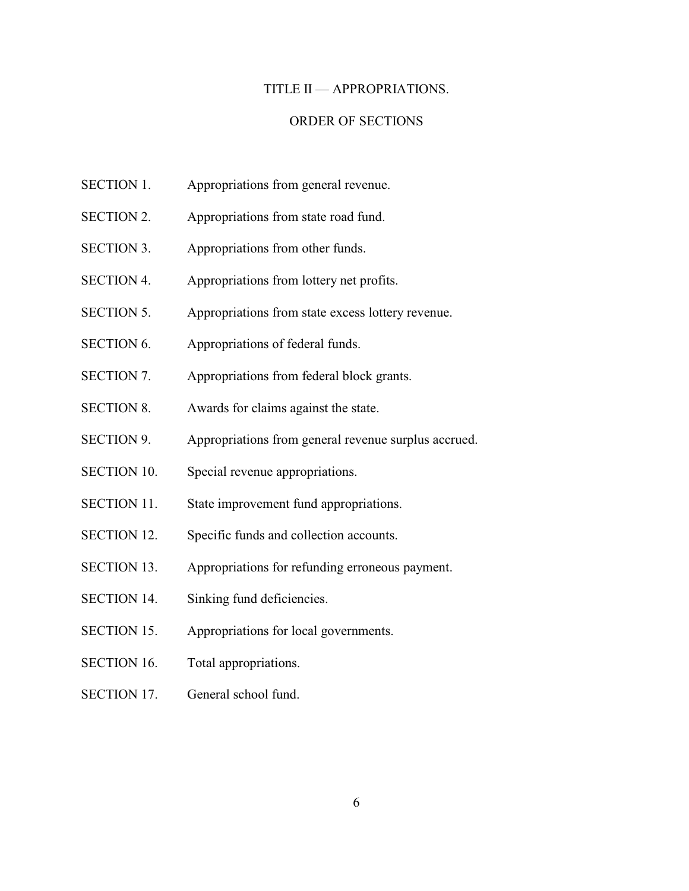# TITLE II — APPROPRIATIONS.

## ORDER OF SECTIONS

| | |
|---|---|
| SECTION 1. | Appropriations from general revenue. |
| SECTION 2. | Appropriations from state road fund. |
| SECTION 3. | Appropriations from other funds. |
| SECTION 4. | Appropriations from lottery net profits. |
| SECTION 5. | Appropriations from state excess lottery revenue. |
| SECTION 6. | Appropriations of federal funds. |
| SECTION 7. | Appropriations from federal block grants. |
| SECTION 8. | Awards for claims against the state. |
| SECTION 9. | Appropriations from general revenue surplus accrued. |
| SECTION 10. | Special revenue appropriations. |
| SECTION 11. | State improvement fund appropriations. |
| SECTION 12. | Specific funds and collection accounts. |
| SECTION 13. | Appropriations for refunding erroneous payment. |
| SECTION 14. | Sinking fund deficiencies. |
| SECTION 15. | Appropriations for local governments. |
| SECTION 16. | Total appropriations. |
| SECTION 17. | General school fund. |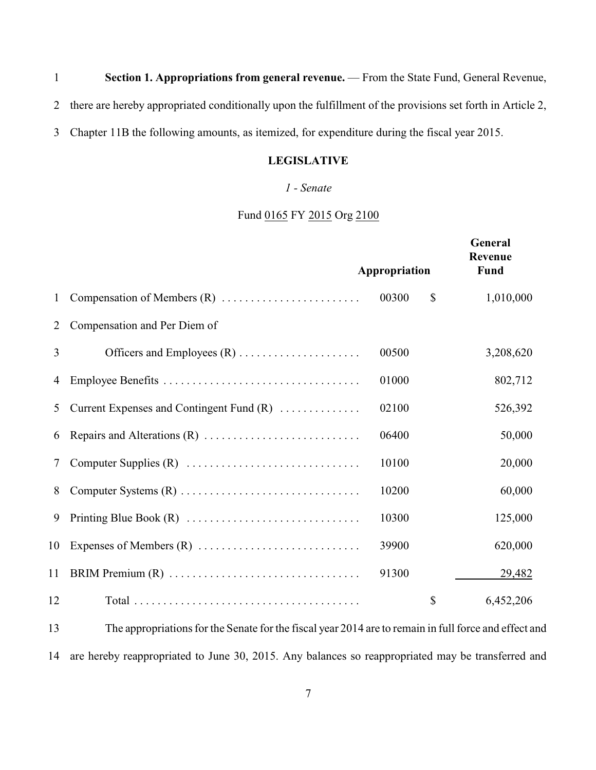**Section 1. Appropriations from general revenue.** — From the State Fund, General Revenue, there are hereby appropriated conditionally upon the fulfillment of the provisions set forth in Article 2, Chapter 11B the following amounts, as itemized, for expenditure during the fiscal year 2015.

## LEGISLATIVE

### *1 - Senate*

Fund 0165 FY 2015 Org 2100

| | Appropriation | | General Revenue Fund |
|---|---|---|---|
| Compensation of Members (R) | 00300 | $ | 1,010,000 |
| Compensation and Per Diem of Officers and Employees (R) | 00500 | | 3,208,620 |
| Employee Benefits | 01000 | | 802,712 |
| Current Expenses and Contingent Fund (R) | 02100 | | 526,392 |
| Repairs and Alterations (R) | 06400 | | 50,000 |
| Computer Supplies (R) | 10100 | | 20,000 |
| Computer Systems (R) | 10200 | | 60,000 |
| Printing Blue Book (R) | 10300 | | 125,000 |
| Expenses of Members (R) | 39900 | | 620,000 |
| BRIM Premium (R) | 91300 | | 29,482 |
| Total | | $ | 6,452,206 |

The appropriations for the Senate for the fiscal year 2014 are to remain in full force and effect and are hereby reappropriated to June 30, 2015. Any balances so reappropriated may be transferred and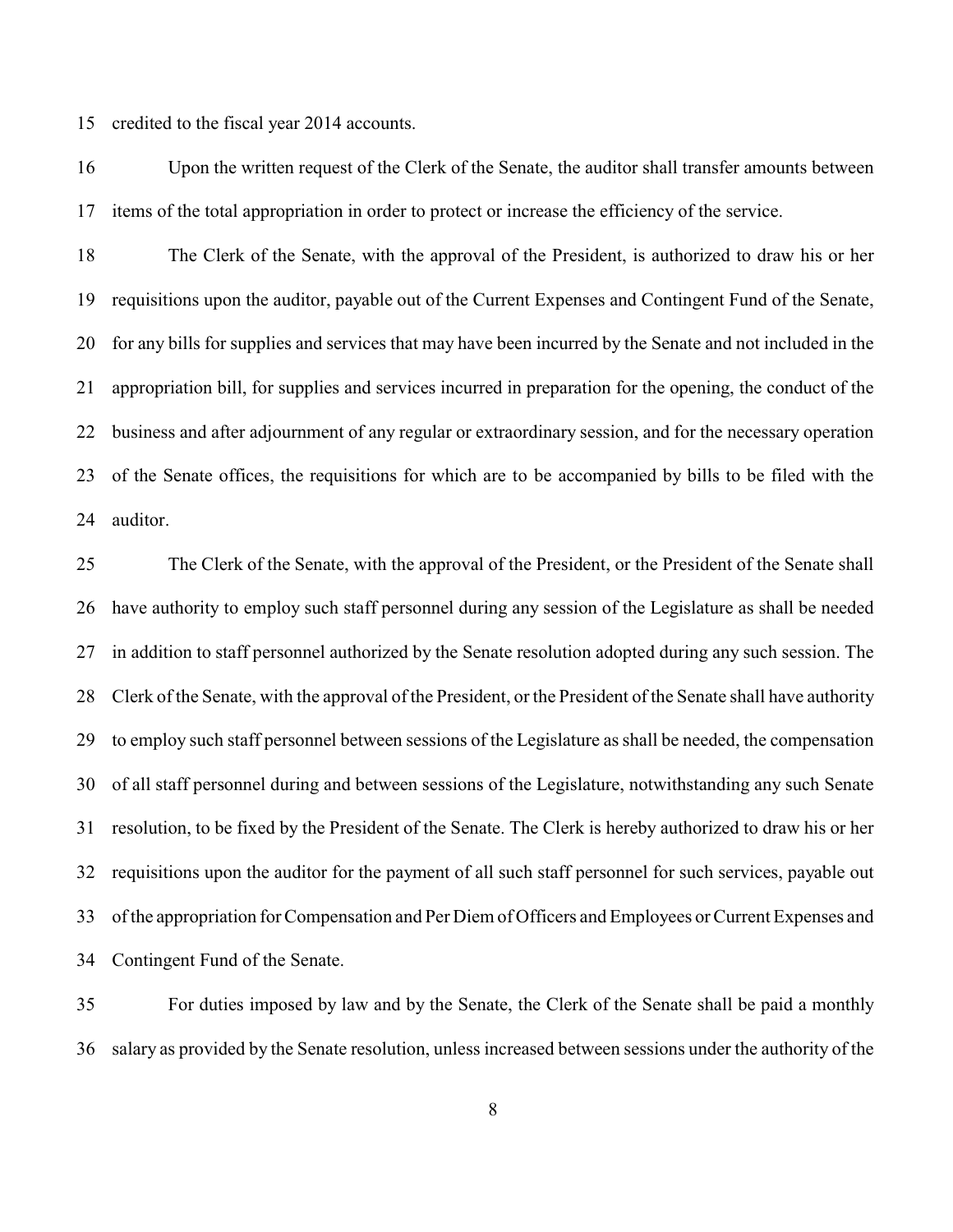credited to the fiscal year 2014 accounts.

Upon the written request of the Clerk of the Senate, the auditor shall transfer amounts between items of the total appropriation in order to protect or increase the efficiency of the service.

The Clerk of the Senate, with the approval of the President, is authorized to draw his or her requisitions upon the auditor, payable out of the Current Expenses and Contingent Fund of the Senate, for any bills for supplies and services that may have been incurred by the Senate and not included in the appropriation bill, for supplies and services incurred in preparation for the opening, the conduct of the business and after adjournment of any regular or extraordinary session, and for the necessary operation of the Senate offices, the requisitions for which are to be accompanied by bills to be filed with the auditor.

The Clerk of the Senate, with the approval of the President, or the President of the Senate shall have authority to employ such staff personnel during any session of the Legislature as shall be needed in addition to staff personnel authorized by the Senate resolution adopted during any such session. The Clerk of the Senate, with the approval of the President, or the President of the Senate shall have authority to employ such staff personnel between sessions of the Legislature as shall be needed, the compensation of all staff personnel during and between sessions of the Legislature, notwithstanding any such Senate resolution, to be fixed by the President of the Senate. The Clerk is hereby authorized to draw his or her requisitions upon the auditor for the payment of all such staff personnel for such services, payable out of the appropriation for Compensation and Per Diem of Officers and Employees or Current Expenses and Contingent Fund of the Senate.

For duties imposed by law and by the Senate, the Clerk of the Senate shall be paid a monthly salary as provided by the Senate resolution, unless increased between sessions under the authority of the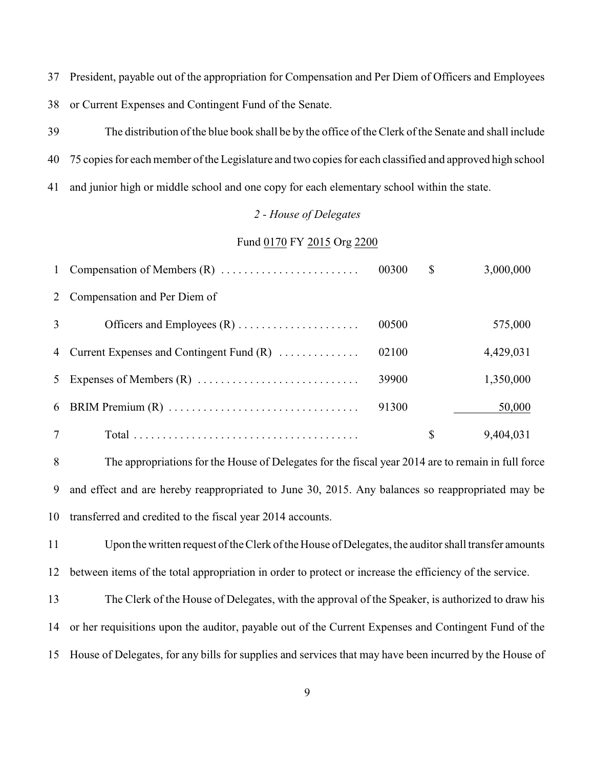President, payable out of the appropriation for Compensation and Per Diem of Officers and Employees or Current Expenses and Contingent Fund of the Senate.

The distribution of the blue book shall be by the office of the Clerk of the Senate and shall include 75 copies for each member of the Legislature and two copies for each classified and approved high school and junior high or middle school and one copy for each elementary school within the state.

*2 - House of Delegates*

Fund 0170 FY 2015 Org 2200

| | | | |
|---|---|---|---|
| Compensation of Members (R) | 00300 | $ | 3,000,000 |
| Compensation and Per Diem of Officers and Employees (R) | 00500 | | 575,000 |
| Current Expenses and Contingent Fund (R) | 02100 | | 4,429,031 |
| Expenses of Members (R) | 39900 | | 1,350,000 |
| BRIM Premium (R) | 91300 | | 50,000 |
| Total | | $ | 9,404,031 |

The appropriations for the House of Delegates for the fiscal year 2014 are to remain in full force and effect and are hereby reappropriated to June 30, 2015. Any balances so reappropriated may be transferred and credited to the fiscal year 2014 accounts.

Upon the written request of the Clerk of the House of Delegates, the auditor shall transfer amounts between items of the total appropriation in order to protect or increase the efficiency of the service.

The Clerk of the House of Delegates, with the approval of the Speaker, is authorized to draw his or her requisitions upon the auditor, payable out of the Current Expenses and Contingent Fund of the House of Delegates, for any bills for supplies and services that may have been incurred by the House of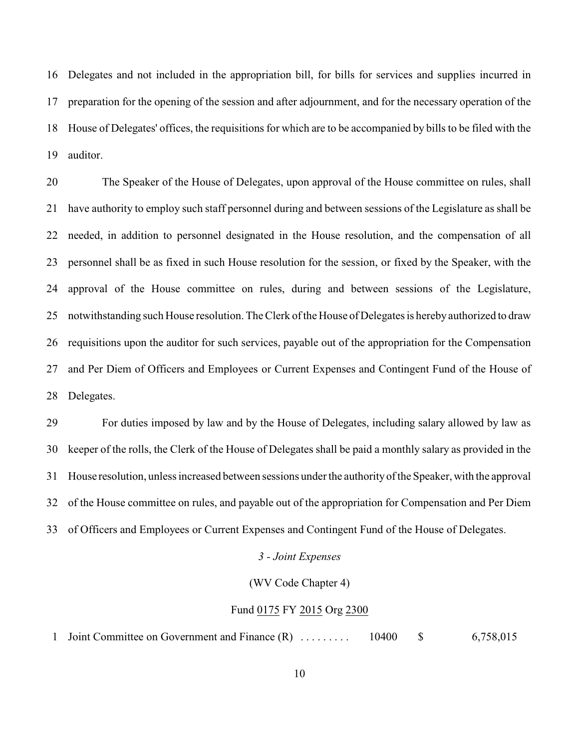16 Delegates and not included in the appropriation bill, for bills for services and supplies incurred in
17 preparation for the opening of the session and after adjournment, and for the necessary operation of the
18 House of Delegates' offices, the requisitions for which are to be accompanied by bills to be filed with the
19 auditor.

20 The Speaker of the House of Delegates, upon approval of the House committee on rules, shall
21 have authority to employ such staff personnel during and between sessions of the Legislature as shall be
22 needed, in addition to personnel designated in the House resolution, and the compensation of all
23 personnel shall be as fixed in such House resolution for the session, or fixed by the Speaker, with the
24 approval of the House committee on rules, during and between sessions of the Legislature,
25 notwithstanding such House resolution. The Clerk of the House of Delegates is hereby authorized to draw
26 requisitions upon the auditor for such services, payable out of the appropriation for the Compensation
27 and Per Diem of Officers and Employees or Current Expenses and Contingent Fund of the House of
28 Delegates.

29 For duties imposed by law and by the House of Delegates, including salary allowed by law as
30 keeper of the rolls, the Clerk of the House of Delegates shall be paid a monthly salary as provided in the
31 House resolution, unless increased between sessions under the authority of the Speaker, with the approval
32 of the House committee on rules, and payable out of the appropriation for Compensation and Per Diem
33 of Officers and Employees or Current Expenses and Contingent Fund of the House of Delegates.

*3 - Joint Expenses*

(WV Code Chapter 4)

Fund 0175 FY 2015 Org 2300

| | | | | |
|---|---|---|---|---|
| 1 | Joint Committee on Government and Finance (R) . . . . . . . . . | 10400 | $ | 6,758,015 |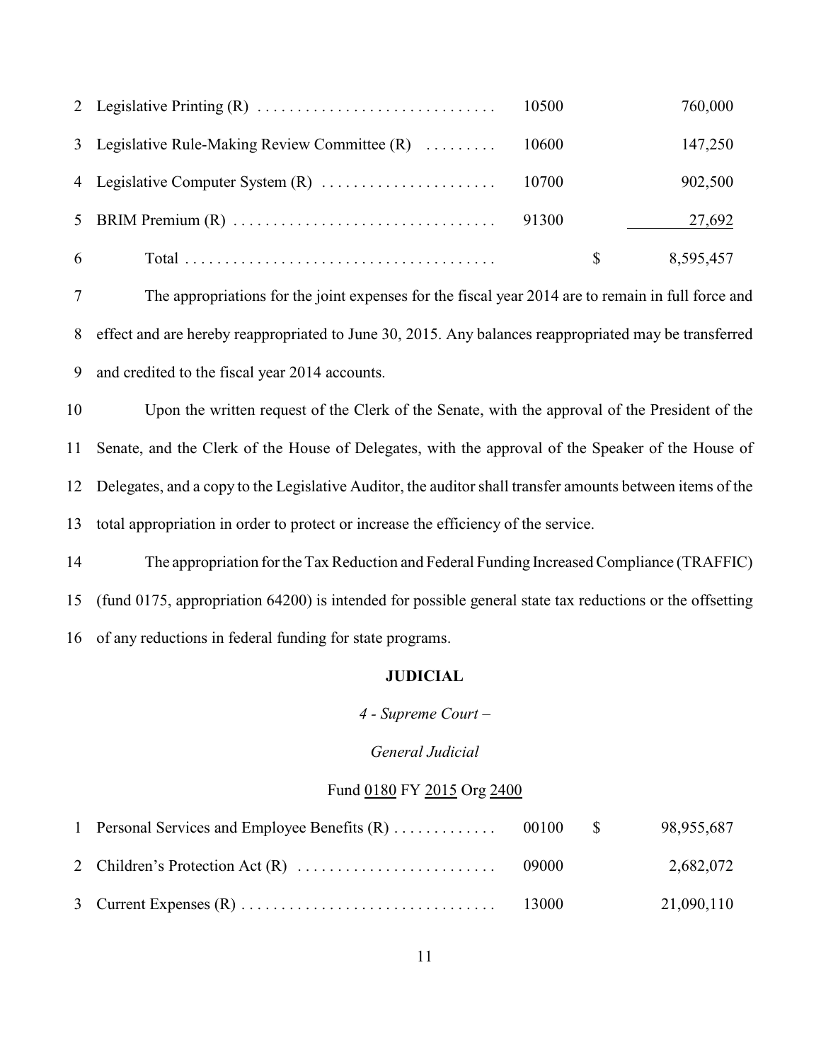| | | | | |
|---|---|---|---|---|
| 2 | Legislative Printing (R) | 10500 | | 760,000 |
| 3 | Legislative Rule-Making Review Committee (R) | 10600 | | 147,250 |
| 4 | Legislative Computer System (R) | 10700 | | 902,500 |
| 5 | BRIM Premium (R) | 91300 | | 27,692 |
| 6 | Total | | $ | 8,595,457 |

7 The appropriations for the joint expenses for the fiscal year 2014 are to remain in full force and
8 effect and are hereby reappropriated to June 30, 2015. Any balances reappropriated may be transferred
9 and credited to the fiscal year 2014 accounts.

10 Upon the written request of the Clerk of the Senate, with the approval of the President of the
11 Senate, and the Clerk of the House of Delegates, with the approval of the Speaker of the House of
12 Delegates, and a copy to the Legislative Auditor, the auditor shall transfer amounts between items of the
13 total appropriation in order to protect or increase the efficiency of the service.

14 The appropriation for the Tax Reduction and Federal Funding Increased Compliance (TRAFFIC)
15 (fund 0175, appropriation 64200) is intended for possible general state tax reductions or the offsetting
16 of any reductions in federal funding for state programs.

## JUDICIAL

*4 - Supreme Court –*

*General Judicial*

Fund 0180 FY 2015 Org 2400

| | | | | |
|---|---|---|---|---|
| 1 | Personal Services and Employee Benefits (R) | 00100 | $ | 98,955,687 |
| 2 | Children's Protection Act (R) | 09000 | | 2,682,072 |
| 3 | Current Expenses (R) | 13000 | | 21,090,110 |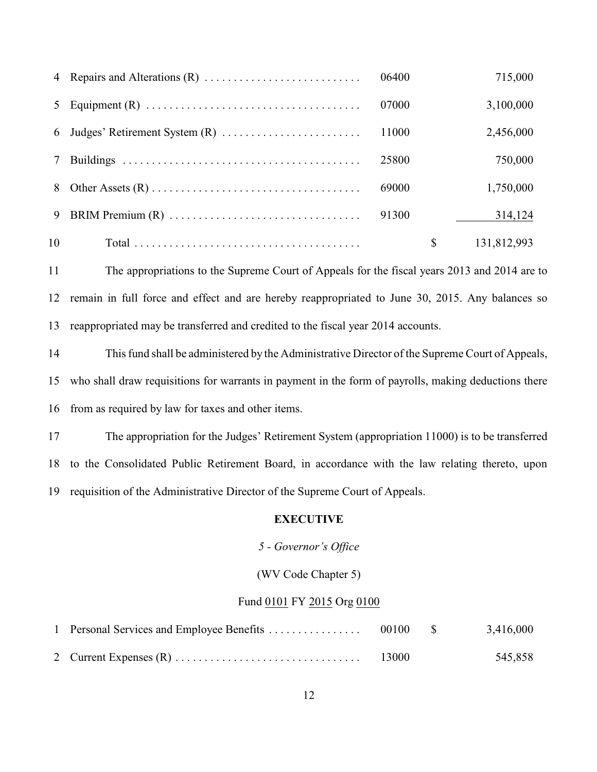| | | | | |
|---|---|---|---|---|
| 4 | Repairs and Alterations (R) | 06400 | | 715,000 |
| 5 | Equipment (R) | 07000 | | 3,100,000 |
| 6 | Judges' Retirement System (R) | 11000 | | 2,456,000 |
| 7 | Buildings | 25800 | | 750,000 |
| 8 | Other Assets (R) | 69000 | | 1,750,000 |
| 9 | BRIM Premium (R) | 91300 | | 314,124 |
| 10 | Total | | $ | 131,812,993 |

11 The appropriations to the Supreme Court of Appeals for the fiscal years 2013 and 2014 are to
12 remain in full force and effect and are hereby reappropriated to June 30, 2015. Any balances so
13 reappropriated may be transferred and credited to the fiscal year 2014 accounts.

14 This fund shall be administered by the Administrative Director of the Supreme Court of Appeals,
15 who shall draw requisitions for warrants in payment in the form of payrolls, making deductions there
16 from as required by law for taxes and other items.

17 The appropriation for the Judges' Retirement System (appropriation 11000) is to be transferred
18 to the Consolidated Public Retirement Board, in accordance with the law relating thereto, upon
19 requisition of the Administrative Director of the Supreme Court of Appeals.

## EXECUTIVE

*5 - Governor's Office*

(WV Code Chapter 5)

Fund 0101 FY 2015 Org 0100

| | | | | |
|---|---|---|---|---|
| 1 | Personal Services and Employee Benefits | 00100 | $ | 3,416,000 |
| 2 | Current Expenses (R) | 13000 | | 545,858 |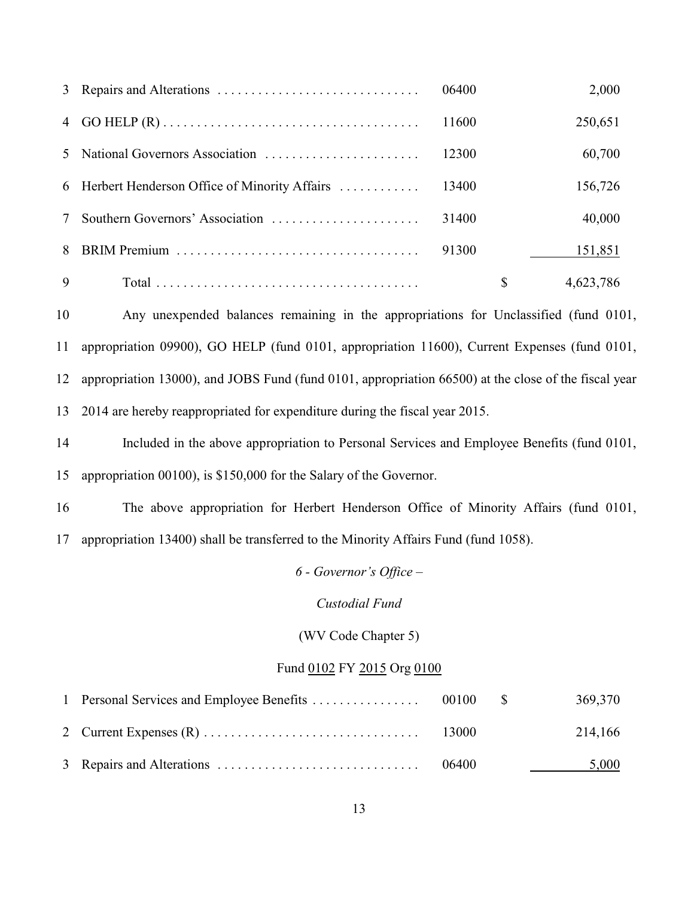| | | | | |
|---|---|---|---|---|
| 3 | Repairs and Alterations | 06400 | | 2,000 |
| 4 | GO HELP (R) | 11600 | | 250,651 |
| 5 | National Governors Association | 12300 | | 60,700 |
| 6 | Herbert Henderson Office of Minority Affairs | 13400 | | 156,726 |
| 7 | Southern Governors' Association | 31400 | | 40,000 |
| 8 | BRIM Premium | 91300 | | 151,851 |
| 9 | Total | | $ | 4,623,786 |

Any unexpended balances remaining in the appropriations for Unclassified (fund 0101, appropriation 09900), GO HELP (fund 0101, appropriation 11600), Current Expenses (fund 0101, appropriation 13000), and JOBS Fund (fund 0101, appropriation 66500) at the close of the fiscal year 2014 are hereby reappropriated for expenditure during the fiscal year 2015.

Included in the above appropriation to Personal Services and Employee Benefits (fund 0101, appropriation 00100), is $150,000 for the Salary of the Governor.

The above appropriation for Herbert Henderson Office of Minority Affairs (fund 0101, appropriation 13400) shall be transferred to the Minority Affairs Fund (fund 1058).

*6 - Governor's Office –*

*Custodial Fund*

(WV Code Chapter 5)

Fund 0102 FY 2015 Org 0100

| | | | | |
|---|---|---|---|---|
| 1 | Personal Services and Employee Benefits | 00100 | $ | 369,370 |
| 2 | Current Expenses (R) | 13000 | | 214,166 |
| 3 | Repairs and Alterations | 06400 | | 5,000 |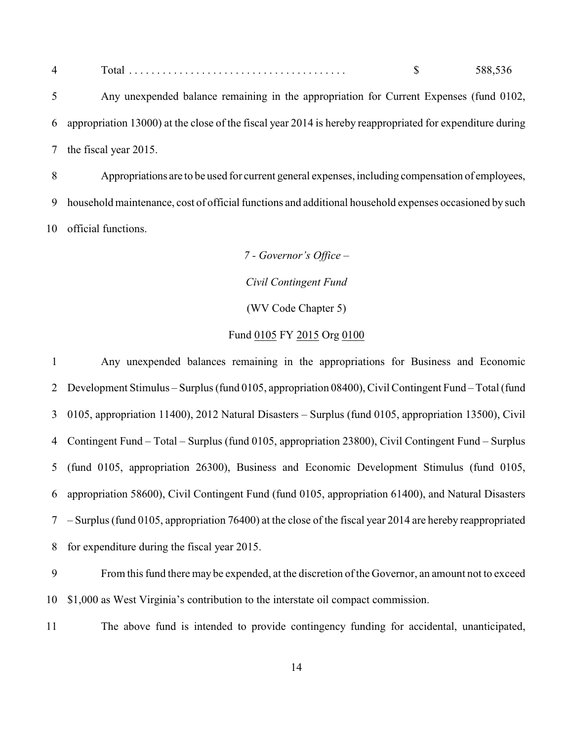| | | |
|---|---|---|
| Total | $ | 588,536 |

Any unexpended balance remaining in the appropriation for Current Expenses (fund 0102, appropriation 13000) at the close of the fiscal year 2014 is hereby reappropriated for expenditure during the fiscal year 2015.

Appropriations are to be used for current general expenses, including compensation of employees, household maintenance, cost of official functions and additional household expenses occasioned by such official functions.

*7 - Governor's Office –*

*Civil Contingent Fund*

(WV Code Chapter 5)

Fund 0105 FY 2015 Org 0100

Any unexpended balances remaining in the appropriations for Business and Economic Development Stimulus – Surplus (fund 0105, appropriation 08400), Civil Contingent Fund – Total (fund 0105, appropriation 11400), 2012 Natural Disasters – Surplus (fund 0105, appropriation 13500), Civil Contingent Fund – Total – Surplus (fund 0105, appropriation 23800), Civil Contingent Fund – Surplus (fund 0105, appropriation 26300), Business and Economic Development Stimulus (fund 0105, appropriation 58600), Civil Contingent Fund (fund 0105, appropriation 61400), and Natural Disasters – Surplus (fund 0105, appropriation 76400) at the close of the fiscal year 2014 are hereby reappropriated for expenditure during the fiscal year 2015.

From this fund there may be expended, at the discretion of the Governor, an amount not to exceed $1,000 as West Virginia's contribution to the interstate oil compact commission.

The above fund is intended to provide contingency funding for accidental, unanticipated,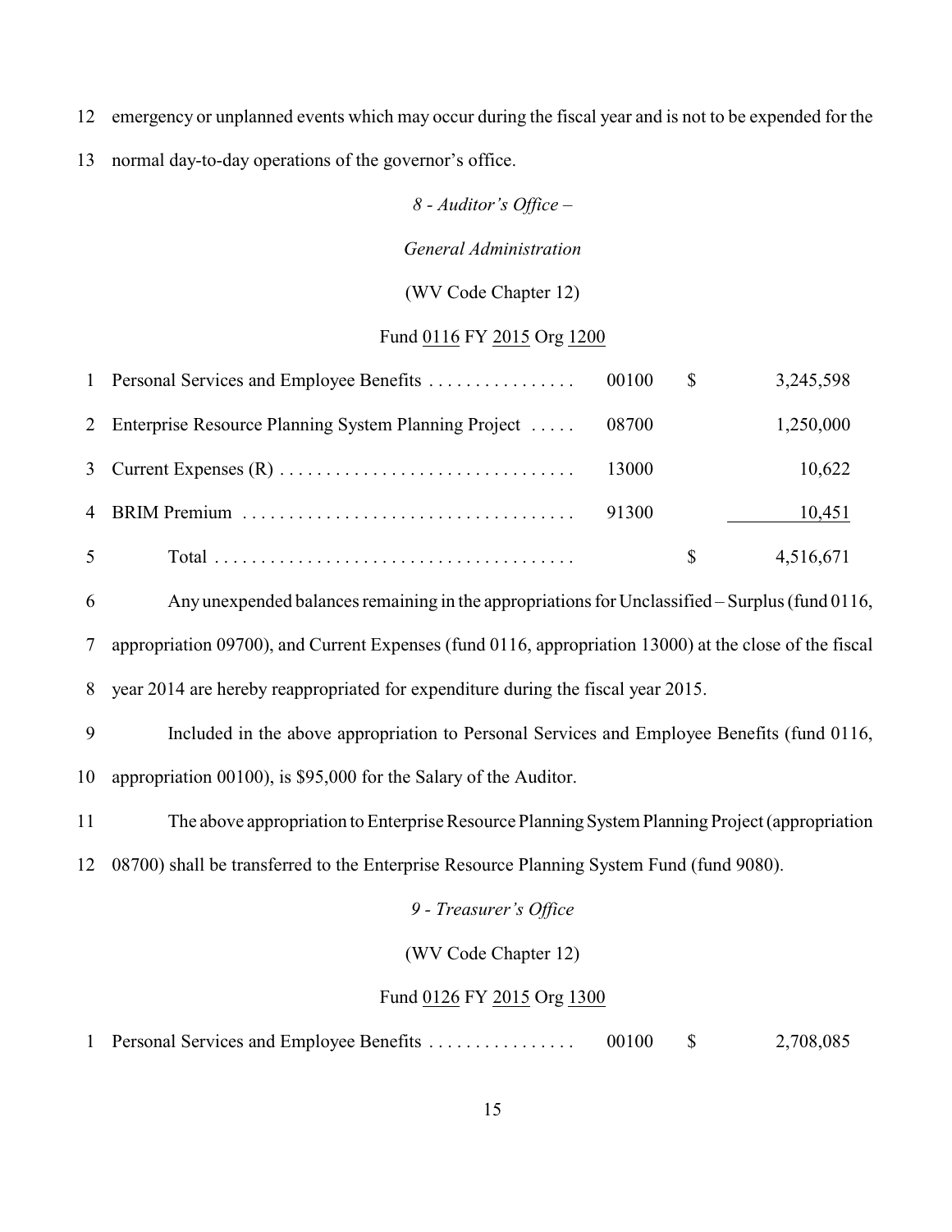12 emergency or unplanned events which may occur during the fiscal year and is not to be expended for the

13 normal day-to-day operations of the governor's office.

*8 - Auditor's Office –*

*General Administration*

(WV Code Chapter 12)

Fund 0116 FY 2015 Org 1200

| | | | | |
|---|---|---|---|---|
| 1 | Personal Services and Employee Benefits . . . . . . . . . . . . . . . . | 00100 | $ | 3,245,598 |
| 2 | Enterprise Resource Planning System Planning Project . . . . . | 08700 | | 1,250,000 |
| 3 | Current Expenses (R) . . . . . . . . . . . . . . . . . . . . . . . . . . . . . . . | 13000 | | 10,622 |
| 4 | BRIM Premium . . . . . . . . . . . . . . . . . . . . . . . . . . . . . . . . . . . | 91300 | | 10,451 |
| 5 | Total . . . . . . . . . . . . . . . . . . . . . . . . . . . . . . . . . . . . . . | | $ | 4,516,671 |

6 Any unexpended balances remaining in the appropriations for Unclassified – Surplus (fund 0116,

7 appropriation 09700), and Current Expenses (fund 0116, appropriation 13000) at the close of the fiscal

8 year 2014 are hereby reappropriated for expenditure during the fiscal year 2015.

9 Included in the above appropriation to Personal Services and Employee Benefits (fund 0116,

10 appropriation 00100), is $95,000 for the Salary of the Auditor.

11 The above appropriation to Enterprise Resource Planning System Planning Project (appropriation

12 08700) shall be transferred to the Enterprise Resource Planning System Fund (fund 9080).

*9 - Treasurer's Office*

(WV Code Chapter 12)

Fund 0126 FY 2015 Org 1300

| | | | | |
|---|---|---|---|---|
| 1 | Personal Services and Employee Benefits . . . . . . . . . . . . . . . . | 00100 | $ | 2,708,085 |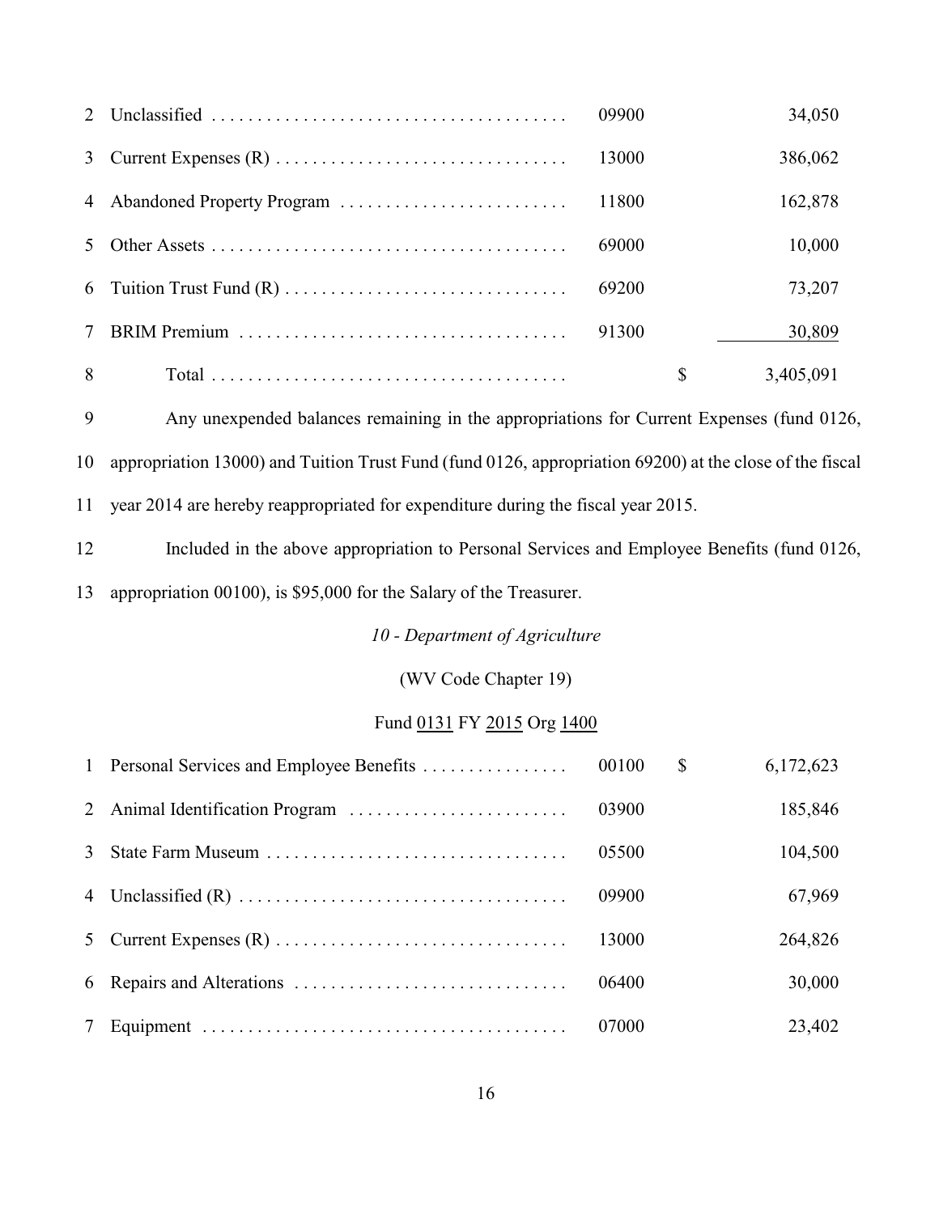| | | | | |
|---|---|---|---|---|
| 2 | Unclassified | 09900 | | 34,050 |
| 3 | Current Expenses (R) | 13000 | | 386,062 |
| 4 | Abandoned Property Program | 11800 | | 162,878 |
| 5 | Other Assets | 69000 | | 10,000 |
| 6 | Tuition Trust Fund (R) | 69200 | | 73,207 |
| 7 | BRIM Premium | 91300 | | 30,809 |
| 8 | Total | | $ | 3,405,091 |

9 Any unexpended balances remaining in the appropriations for Current Expenses (fund 0126, 10 appropriation 13000) and Tuition Trust Fund (fund 0126, appropriation 69200) at the close of the fiscal 11 year 2014 are hereby reappropriated for expenditure during the fiscal year 2015.

12 Included in the above appropriation to Personal Services and Employee Benefits (fund 0126, 13 appropriation 00100), is $95,000 for the Salary of the Treasurer.

*10 - Department of Agriculture*

(WV Code Chapter 19)

Fund 0131 FY 2015 Org 1400

| | | | | |
|---|---|---|---|---|
| 1 | Personal Services and Employee Benefits | 00100 | $ | 6,172,623 |
| 2 | Animal Identification Program | 03900 | | 185,846 |
| 3 | State Farm Museum | 05500 | | 104,500 |
| 4 | Unclassified (R) | 09900 | | 67,969 |
| 5 | Current Expenses (R) | 13000 | | 264,826 |
| 6 | Repairs and Alterations | 06400 | | 30,000 |
| 7 | Equipment | 07000 | | 23,402 |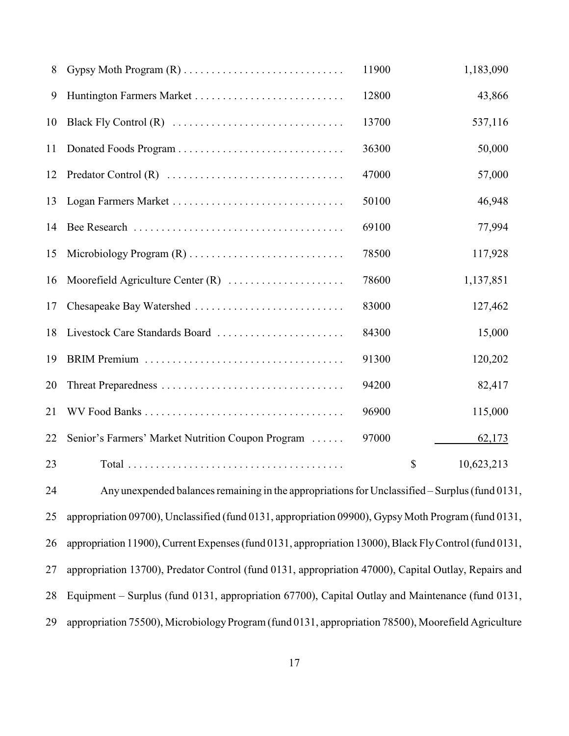| Line | Item | Appropriation | Amount |
|---|---|---|---|
| 8 | Gypsy Moth Program (R) | 11900 | 1,183,090 |
| 9 | Huntington Farmers Market | 12800 | 43,866 |
| 10 | Black Fly Control (R) | 13700 | 537,116 |
| 11 | Donated Foods Program | 36300 | 50,000 |
| 12 | Predator Control (R) | 47000 | 57,000 |
| 13 | Logan Farmers Market | 50100 | 46,948 |
| 14 | Bee Research | 69100 | 77,994 |
| 15 | Microbiology Program (R) | 78500 | 117,928 |
| 16 | Moorefield Agriculture Center (R) | 78600 | 1,137,851 |
| 17 | Chesapeake Bay Watershed | 83000 | 127,462 |
| 18 | Livestock Care Standards Board | 84300 | 15,000 |
| 19 | BRIM Premium | 91300 | 120,202 |
| 20 | Threat Preparedness | 94200 | 82,417 |
| 21 | WV Food Banks | 96900 | 115,000 |
| 22 | Senior's Farmers' Market Nutrition Coupon Program | 97000 | 62,173 |
| 23 | Total | | $ 10,623,213 |

24 Any unexpended balances remaining in the appropriations for Unclassified – Surplus (fund 0131,
25 appropriation 09700), Unclassified (fund 0131, appropriation 09900), Gypsy Moth Program (fund 0131,
26 appropriation 11900), Current Expenses (fund 0131, appropriation 13000), Black Fly Control (fund 0131,
27 appropriation 13700), Predator Control (fund 0131, appropriation 47000), Capital Outlay, Repairs and
28 Equipment – Surplus (fund 0131, appropriation 67700), Capital Outlay and Maintenance (fund 0131,
29 appropriation 75500), Microbiology Program (fund 0131, appropriation 78500), Moorefield Agriculture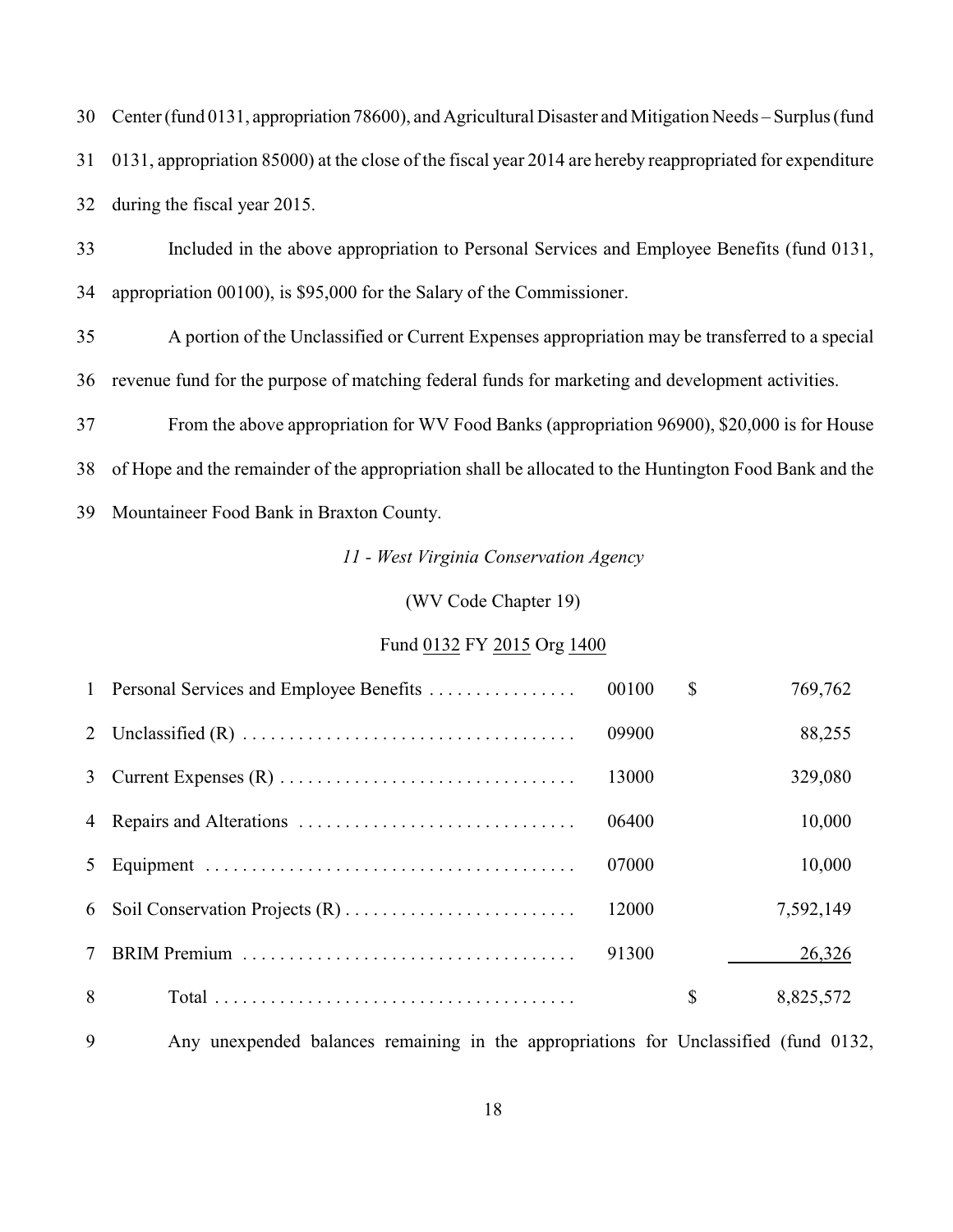30 Center (fund 0131, appropriation 78600), and Agricultural Disaster and Mitigation Needs – Surplus (fund 31 0131, appropriation 85000) at the close of the fiscal year 2014 are hereby reappropriated for expenditure 32 during the fiscal year 2015.

33 Included in the above appropriation to Personal Services and Employee Benefits (fund 0131, 34 appropriation 00100), is $95,000 for the Salary of the Commissioner.

35 A portion of the Unclassified or Current Expenses appropriation may be transferred to a special 36 revenue fund for the purpose of matching federal funds for marketing and development activities.

37 From the above appropriation for WV Food Banks (appropriation 96900), $20,000 is for House 38 of Hope and the remainder of the appropriation shall be allocated to the Huntington Food Bank and the 39 Mountaineer Food Bank in Braxton County.

*11 - West Virginia Conservation Agency*

(WV Code Chapter 19)

Fund 0132 FY 2015 Org 1400

| | | | | |
|---|---|---|---|---|
| 1 | Personal Services and Employee Benefits | 00100 | $ | 769,762 |
| 2 | Unclassified (R) | 09900 | | 88,255 |
| 3 | Current Expenses (R) | 13000 | | 329,080 |
| 4 | Repairs and Alterations | 06400 | | 10,000 |
| 5 | Equipment | 07000 | | 10,000 |
| 6 | Soil Conservation Projects (R) | 12000 | | 7,592,149 |
| 7 | BRIM Premium | 91300 | | 26,326 |
| 8 | Total | | $ | 8,825,572 |

9 Any unexpended balances remaining in the appropriations for Unclassified (fund 0132,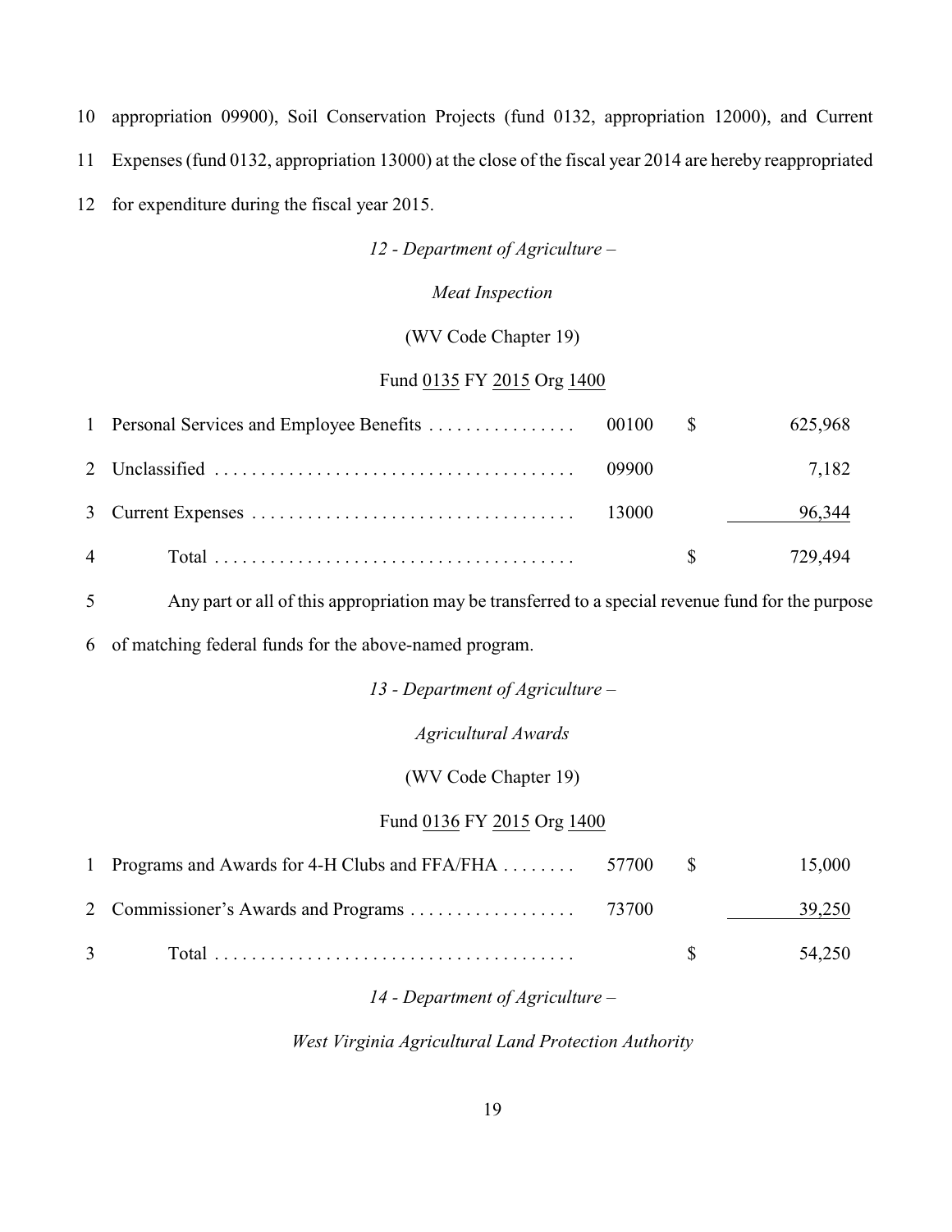10 appropriation 09900), Soil Conservation Projects (fund 0132, appropriation 12000), and Current
11 Expenses (fund 0132, appropriation 13000) at the close of the fiscal year 2014 are hereby reappropriated
12 for expenditure during the fiscal year 2015.

*12 - Department of Agriculture –*

*Meat Inspection*

(WV Code Chapter 19)

Fund 0135 FY 2015 Org 1400

| | | | | |
|---|---|---|---|---|
| 1 | Personal Services and Employee Benefits | 00100 | $ | 625,968 |
| 2 | Unclassified | 09900 | | 7,182 |
| 3 | Current Expenses | 13000 | | 96,344 |
| 4 | Total | | $ | 729,494 |

5 Any part or all of this appropriation may be transferred to a special revenue fund for the purpose
6 of matching federal funds for the above-named program.

*13 - Department of Agriculture –*

*Agricultural Awards*

(WV Code Chapter 19)

Fund 0136 FY 2015 Org 1400

| | | | | |
|---|---|---|---|---|
| 1 | Programs and Awards for 4-H Clubs and FFA/FHA | 57700 | $ | 15,000 |
| 2 | Commissioner's Awards and Programs | 73700 | | 39,250 |
| 3 | Total | | $ | 54,250 |

*14 - Department of Agriculture –*

*West Virginia Agricultural Land Protection Authority*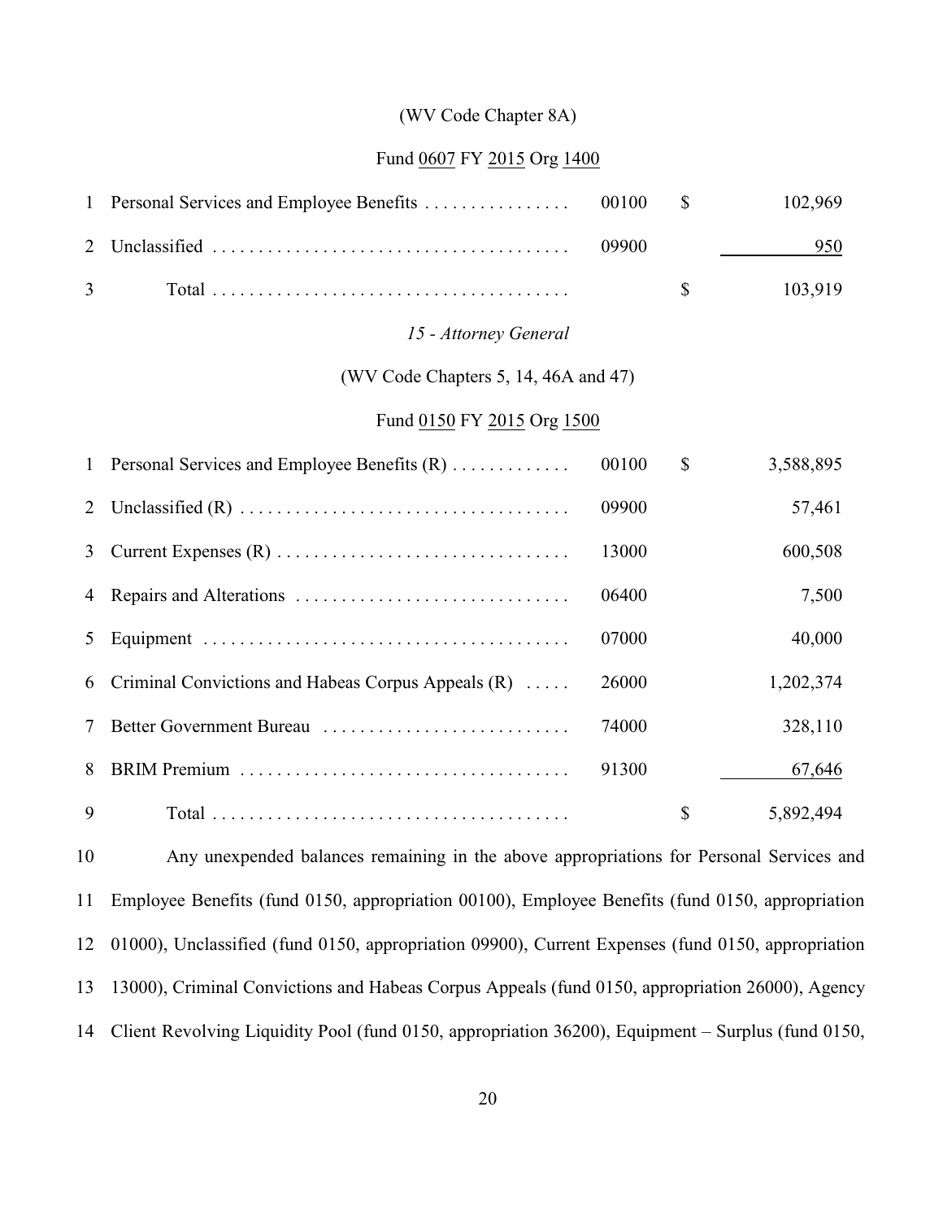(WV Code Chapter 8A)

Fund 0607 FY 2015 Org 1400

| | | | | |
|---|---|---|---|---|
| 1 | Personal Services and Employee Benefits | 00100 | $ | 102,969 |
| 2 | Unclassified | 09900 | | 950 |
| 3 | Total | | $ | 103,919 |

*15 - Attorney General*

(WV Code Chapters 5, 14, 46A and 47)

Fund 0150 FY 2015 Org 1500

| | | | | |
|---|---|---|---|---|
| 1 | Personal Services and Employee Benefits (R) | 00100 | $ | 3,588,895 |
| 2 | Unclassified (R) | 09900 | | 57,461 |
| 3 | Current Expenses (R) | 13000 | | 600,508 |
| 4 | Repairs and Alterations | 06400 | | 7,500 |
| 5 | Equipment | 07000 | | 40,000 |
| 6 | Criminal Convictions and Habeas Corpus Appeals (R) | 26000 | | 1,202,374 |
| 7 | Better Government Bureau | 74000 | | 328,110 |
| 8 | BRIM Premium | 91300 | | 67,646 |
| 9 | Total | | $ | 5,892,494 |

10 Any unexpended balances remaining in the above appropriations for Personal Services and
11 Employee Benefits (fund 0150, appropriation 00100), Employee Benefits (fund 0150, appropriation
12 01000), Unclassified (fund 0150, appropriation 09900), Current Expenses (fund 0150, appropriation
13 13000), Criminal Convictions and Habeas Corpus Appeals (fund 0150, appropriation 26000), Agency
14 Client Revolving Liquidity Pool (fund 0150, appropriation 36200), Equipment – Surplus (fund 0150,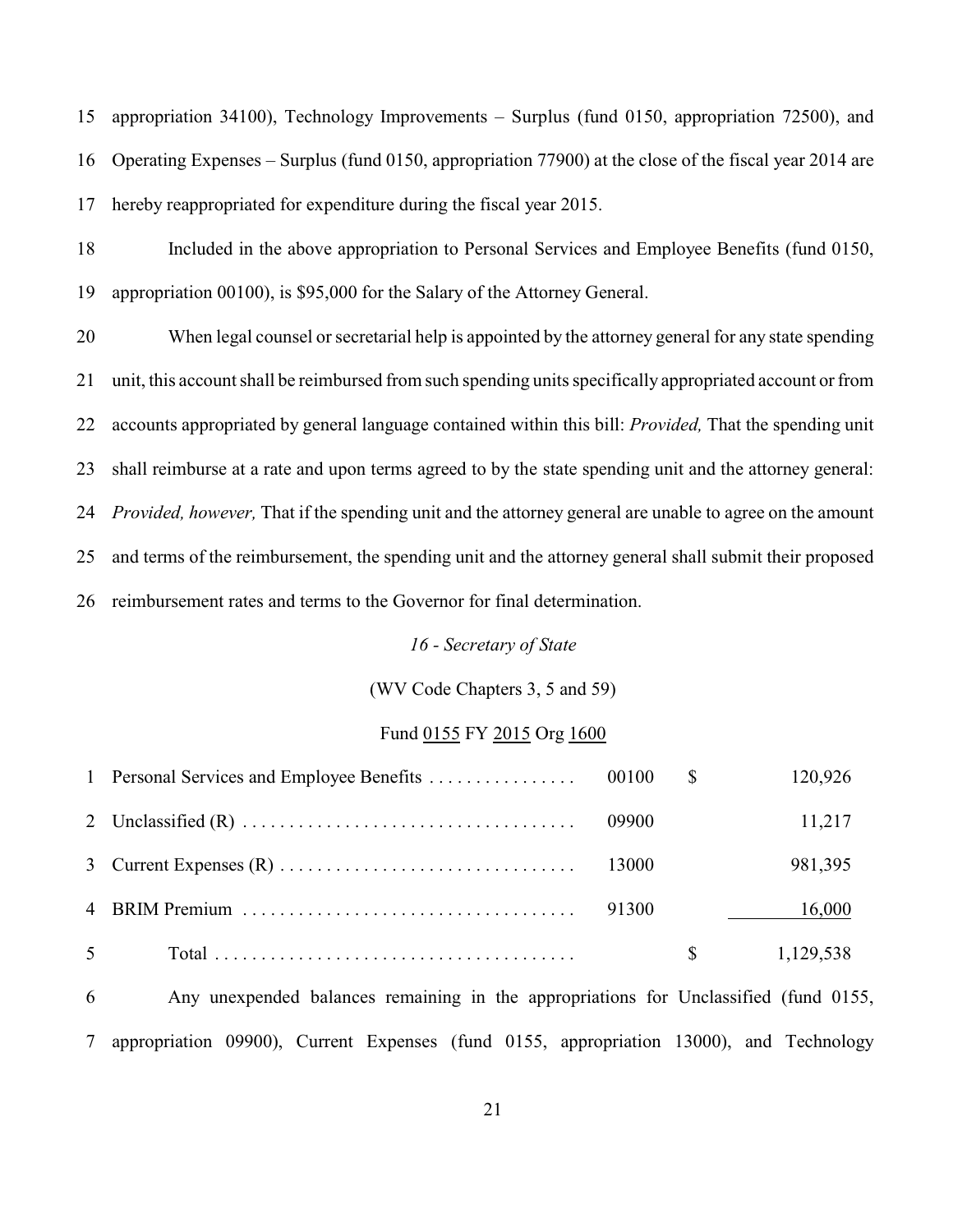15 appropriation 34100), Technology Improvements – Surplus (fund 0150, appropriation 72500), and 16 Operating Expenses – Surplus (fund 0150, appropriation 77900) at the close of the fiscal year 2014 are 17 hereby reappropriated for expenditure during the fiscal year 2015.

18 Included in the above appropriation to Personal Services and Employee Benefits (fund 0150, 19 appropriation 00100), is $95,000 for the Salary of the Attorney General.

20 When legal counsel or secretarial help is appointed by the attorney general for any state spending 21 unit, this account shall be reimbursed from such spending units specifically appropriated account or from 22 accounts appropriated by general language contained within this bill: *Provided,* That the spending unit 23 shall reimburse at a rate and upon terms agreed to by the state spending unit and the attorney general: 24 *Provided, however,* That if the spending unit and the attorney general are unable to agree on the amount 25 and terms of the reimbursement, the spending unit and the attorney general shall submit their proposed 26 reimbursement rates and terms to the Governor for final determination.

*16 - Secretary of State*

(WV Code Chapters 3, 5 and 59)

Fund 0155 FY 2015 Org 1600

| | | | | |
|---|---|---|---|---|
| 1 | Personal Services and Employee Benefits . . . . . . . . . . . . . . . . | 00100 | $ | 120,926 |
| 2 | Unclassified (R) . . . . . . . . . . . . . . . . . . . . . . . . . . . . . . . . . . . | 09900 | | 11,217 |
| 3 | Current Expenses (R) . . . . . . . . . . . . . . . . . . . . . . . . . . . . . . . | 13000 | | 981,395 |
| 4 | BRIM Premium . . . . . . . . . . . . . . . . . . . . . . . . . . . . . . . . . . . | 91300 | | 16,000 |
| 5 | Total . . . . . . . . . . . . . . . . . . . . . . . . . . . . . . . . . . . . . . | | $ | 1,129,538 |

6 Any unexpended balances remaining in the appropriations for Unclassified (fund 0155, 7 appropriation 09900), Current Expenses (fund 0155, appropriation 13000), and Technology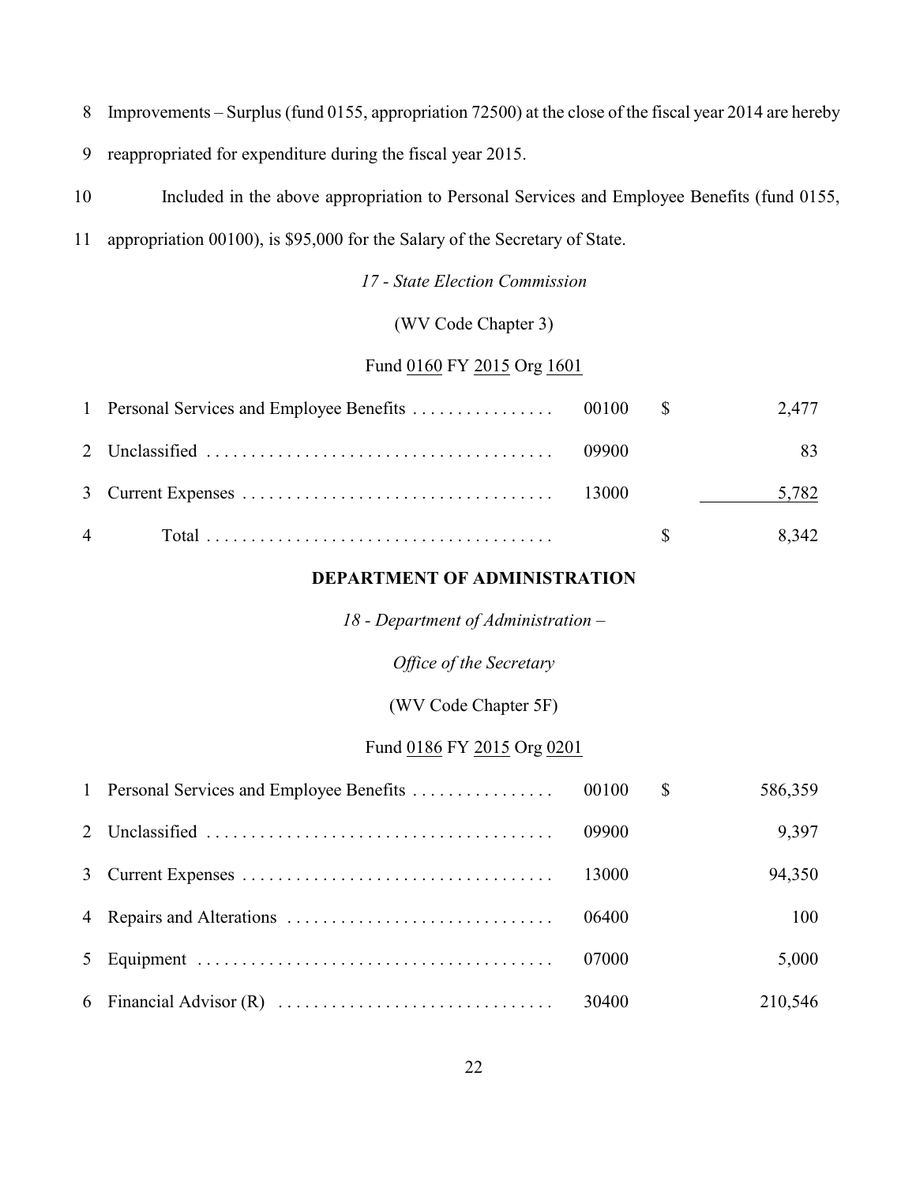8 Improvements – Surplus (fund 0155, appropriation 72500) at the close of the fiscal year 2014 are hereby

9 reappropriated for expenditure during the fiscal year 2015.

10 Included in the above appropriation to Personal Services and Employee Benefits (fund 0155,

11 appropriation 00100), is $95,000 for the Salary of the Secretary of State.

*17 - State Election Commission*

(WV Code Chapter 3)

Fund 0160 FY 2015 Org 1601

| | | | | |
|---|---|---|---|---|
| 1 | Personal Services and Employee Benefits . . . . . . . . . . . . . . . . | 00100 | $ | 2,477 |
| 2 | Unclassified . . . . . . . . . . . . . . . . . . . . . . . . . . . . . . . . . . . . . . | 09900 | | 83 |
| 3 | Current Expenses . . . . . . . . . . . . . . . . . . . . . . . . . . . . . . . . . . . | 13000 | | 5,782 |
| 4 | Total . . . . . . . . . . . . . . . . . . . . . . . . . . . . . . . . . . . . . . | | $ | 8,342 |

## DEPARTMENT OF ADMINISTRATION

*18 - Department of Administration –*

*Office of the Secretary*

(WV Code Chapter 5F)

Fund 0186 FY 2015 Org 0201

| | | | | |
|---|---|---|---|---|
| 1 | Personal Services and Employee Benefits . . . . . . . . . . . . . . . . | 00100 | $ | 586,359 |
| 2 | Unclassified . . . . . . . . . . . . . . . . . . . . . . . . . . . . . . . . . . . . . . | 09900 | | 9,397 |
| 3 | Current Expenses . . . . . . . . . . . . . . . . . . . . . . . . . . . . . . . . . . . | 13000 | | 94,350 |
| 4 | Repairs and Alterations . . . . . . . . . . . . . . . . . . . . . . . . . . . . . | 06400 | | 100 |
| 5 | Equipment . . . . . . . . . . . . . . . . . . . . . . . . . . . . . . . . . . . . . . . | 07000 | | 5,000 |
| 6 | Financial Advisor (R) . . . . . . . . . . . . . . . . . . . . . . . . . . . . . . . | 30400 | | 210,546 |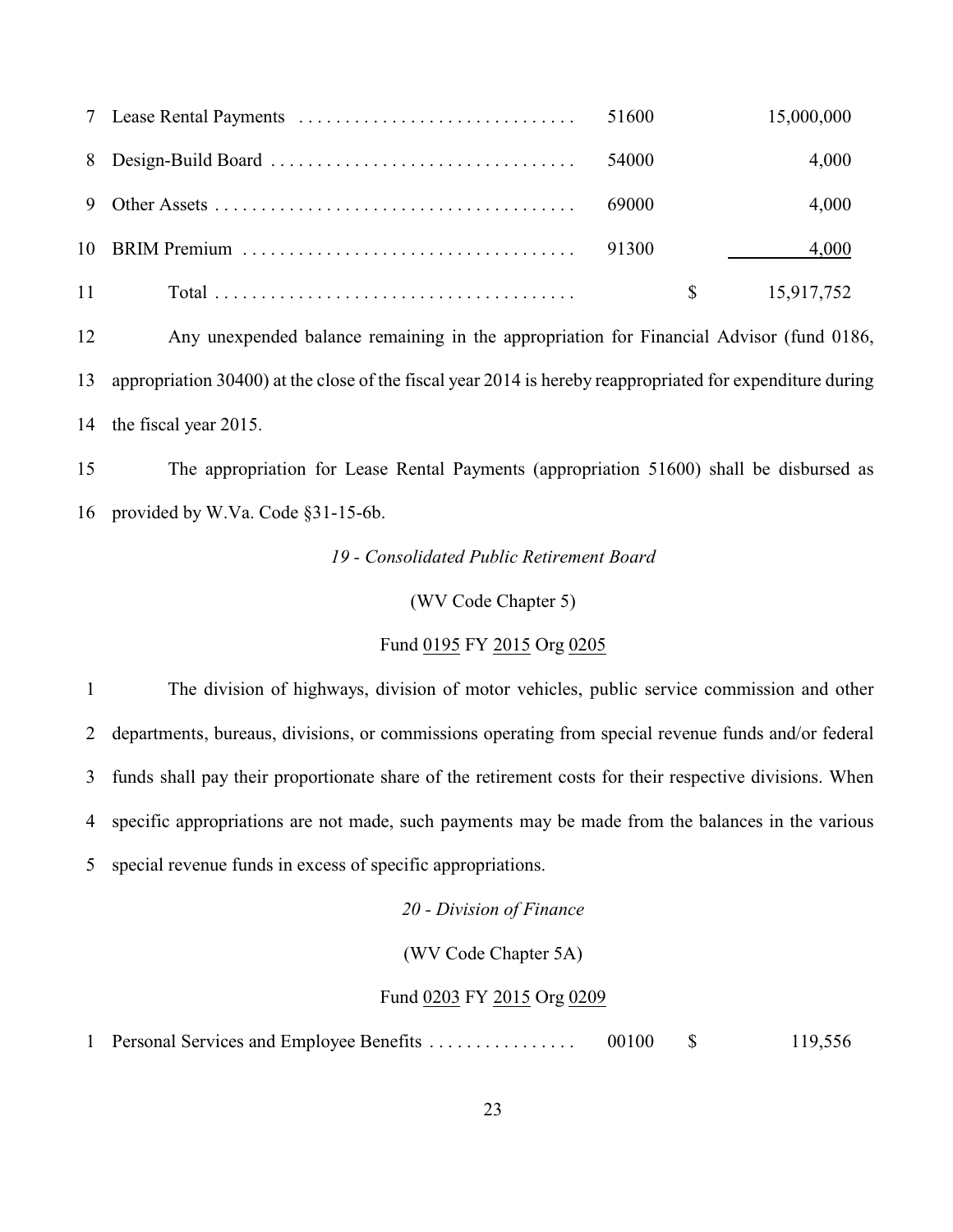| | | | | |
|---|---|---|---|---|
| 7 | Lease Rental Payments | 51600 | | 15,000,000 |
| 8 | Design-Build Board | 54000 | | 4,000 |
| 9 | Other Assets | 69000 | | 4,000 |
| 10 | BRIM Premium | 91300 | | 4,000 |
| 11 | Total | | $ | 15,917,752 |

12 Any unexpended balance remaining in the appropriation for Financial Advisor (fund 0186, 13 appropriation 30400) at the close of the fiscal year 2014 is hereby reappropriated for expenditure during 14 the fiscal year 2015.

15 The appropriation for Lease Rental Payments (appropriation 51600) shall be disbursed as 16 provided by W.Va. Code §31-15-6b.

*19 - Consolidated Public Retirement Board*

(WV Code Chapter 5)

Fund 0195 FY 2015 Org 0205

1 The division of highways, division of motor vehicles, public service commission and other 2 departments, bureaus, divisions, or commissions operating from special revenue funds and/or federal 3 funds shall pay their proportionate share of the retirement costs for their respective divisions. When 4 specific appropriations are not made, such payments may be made from the balances in the various 5 special revenue funds in excess of specific appropriations.

*20 - Division of Finance*

(WV Code Chapter 5A)

Fund 0203 FY 2015 Org 0209

| | | | | |
|---|---|---|---|---|
| 1 | Personal Services and Employee Benefits | 00100 | $ | 119,556 |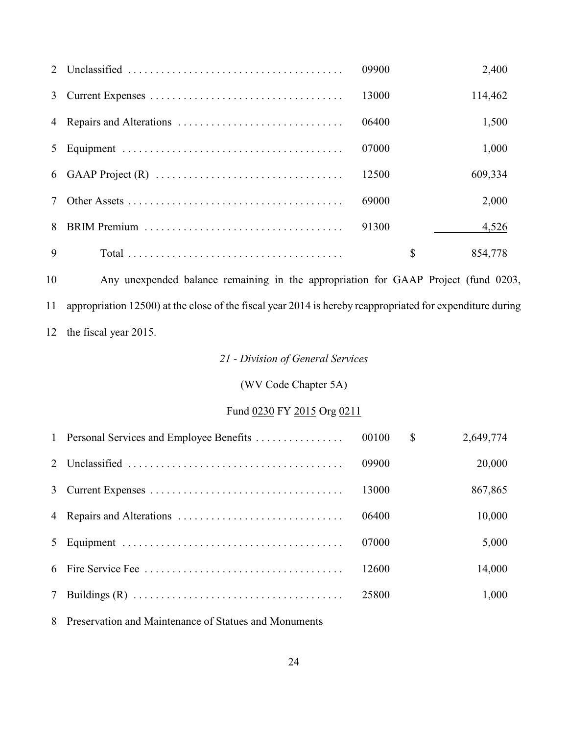| | | | | |
|---|---|---|---|---|
| 2 | Unclassified | 09900 | | 2,400 |
| 3 | Current Expenses | 13000 | | 114,462 |
| 4 | Repairs and Alterations | 06400 | | 1,500 |
| 5 | Equipment | 07000 | | 1,000 |
| 6 | GAAP Project (R) | 12500 | | 609,334 |
| 7 | Other Assets | 69000 | | 2,000 |
| 8 | BRIM Premium | 91300 | | 4,526 |
| 9 | Total | | $ | 854,778 |

10 Any unexpended balance remaining in the appropriation for GAAP Project (fund 0203, 11 appropriation 12500) at the close of the fiscal year 2014 is hereby reappropriated for expenditure during 12 the fiscal year 2015.

*21 - Division of General Services*

(WV Code Chapter 5A)

Fund 0230 FY 2015 Org 0211

| | | | | |
|---|---|---|---|---|
| 1 | Personal Services and Employee Benefits | 00100 | $ | 2,649,774 |
| 2 | Unclassified | 09900 | | 20,000 |
| 3 | Current Expenses | 13000 | | 867,865 |
| 4 | Repairs and Alterations | 06400 | | 10,000 |
| 5 | Equipment | 07000 | | 5,000 |
| 6 | Fire Service Fee | 12600 | | 14,000 |
| 7 | Buildings (R) | 25800 | | 1,000 |
| 8 | Preservation and Maintenance of Statues and Monuments | | | |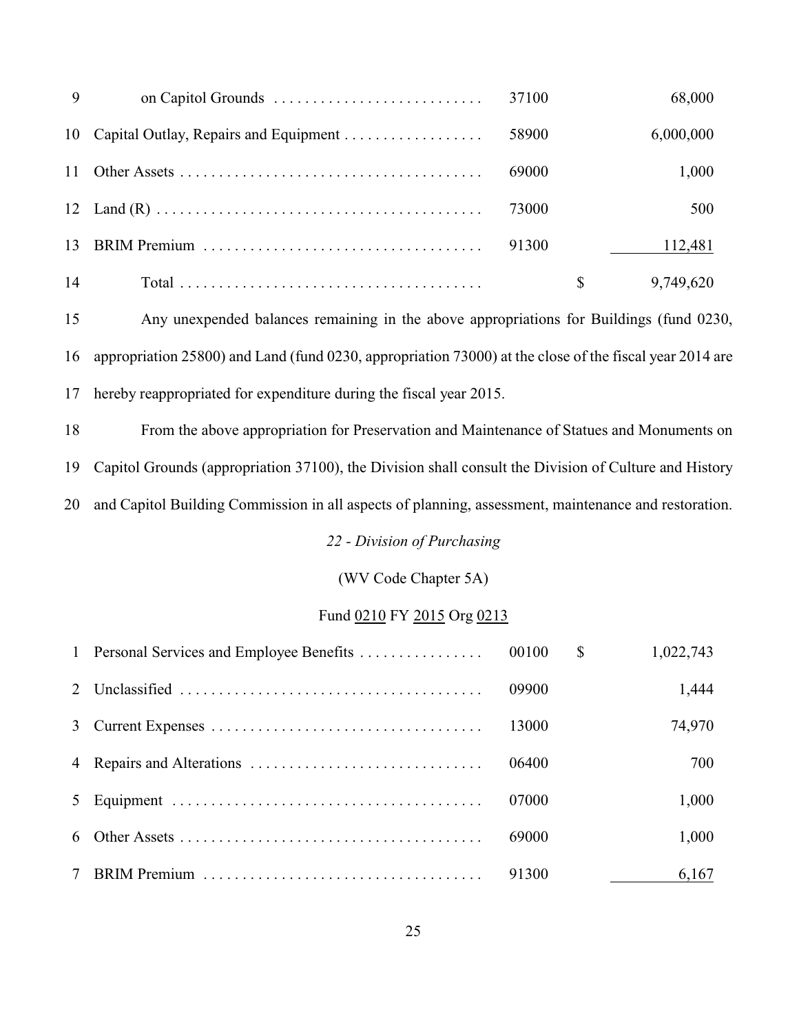| | | | |
|---|---|---|---|
| 9 | on Capitol Grounds | 37100 | 68,000 |
| 10 | Capital Outlay, Repairs and Equipment | 58900 | 6,000,000 |
| 11 | Other Assets | 69000 | 1,000 |
| 12 | Land (R) | 73000 | 500 |
| 13 | BRIM Premium | 91300 | 112,481 |
| 14 | Total | | $ 9,749,620 |

15 Any unexpended balances remaining in the above appropriations for Buildings (fund 0230, 16 appropriation 25800) and Land (fund 0230, appropriation 73000) at the close of the fiscal year 2014 are 17 hereby reappropriated for expenditure during the fiscal year 2015.

18 From the above appropriation for Preservation and Maintenance of Statues and Monuments on 19 Capitol Grounds (appropriation 37100), the Division shall consult the Division of Culture and History 20 and Capitol Building Commission in all aspects of planning, assessment, maintenance and restoration.

*22 - Division of Purchasing*

(WV Code Chapter 5A)

Fund 0210 FY 2015 Org 0213

| | | | |
|---|---|---|---|
| 1 | Personal Services and Employee Benefits | 00100 | $ 1,022,743 |
| 2 | Unclassified | 09900 | 1,444 |
| 3 | Current Expenses | 13000 | 74,970 |
| 4 | Repairs and Alterations | 06400 | 700 |
| 5 | Equipment | 07000 | 1,000 |
| 6 | Other Assets | 69000 | 1,000 |
| 7 | BRIM Premium | 91300 | 6,167 |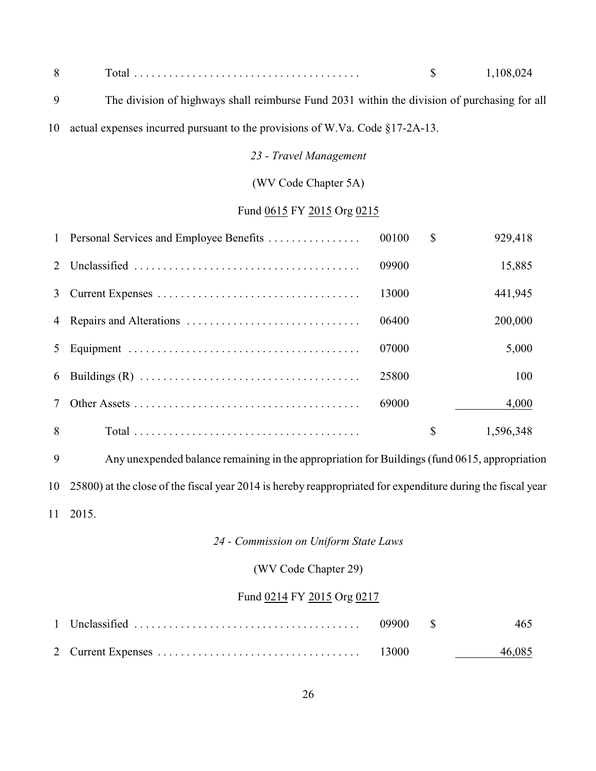| | | | | |
|---|---|---|---|---|
| 8 | Total | | $ | 1,108,024 |

9 The division of highways shall reimburse Fund 2031 within the division of purchasing for all
10 actual expenses incurred pursuant to the provisions of W.Va. Code §17-2A-13.

*23 - Travel Management*

(WV Code Chapter 5A)

Fund 0615 FY 2015 Org 0215

| | | | | |
|---|---|---|---|---|
| 1 | Personal Services and Employee Benefits | 00100 | $ | 929,418 |
| 2 | Unclassified | 09900 | | 15,885 |
| 3 | Current Expenses | 13000 | | 441,945 |
| 4 | Repairs and Alterations | 06400 | | 200,000 |
| 5 | Equipment | 07000 | | 5,000 |
| 6 | Buildings (R) | 25800 | | 100 |
| 7 | Other Assets | 69000 | | 4,000 |
| 8 | Total | | $ | 1,596,348 |

9 Any unexpended balance remaining in the appropriation for Buildings (fund 0615, appropriation
10 25800) at the close of the fiscal year 2014 is hereby reappropriated for expenditure during the fiscal year
11 2015.

*24 - Commission on Uniform State Laws*

(WV Code Chapter 29)

Fund 0214 FY 2015 Org 0217

| | | | | |
|---|---|---|---|---|
| 1 | Unclassified | 09900 | $ | 465 |
| 2 | Current Expenses | 13000 | | 46,085 |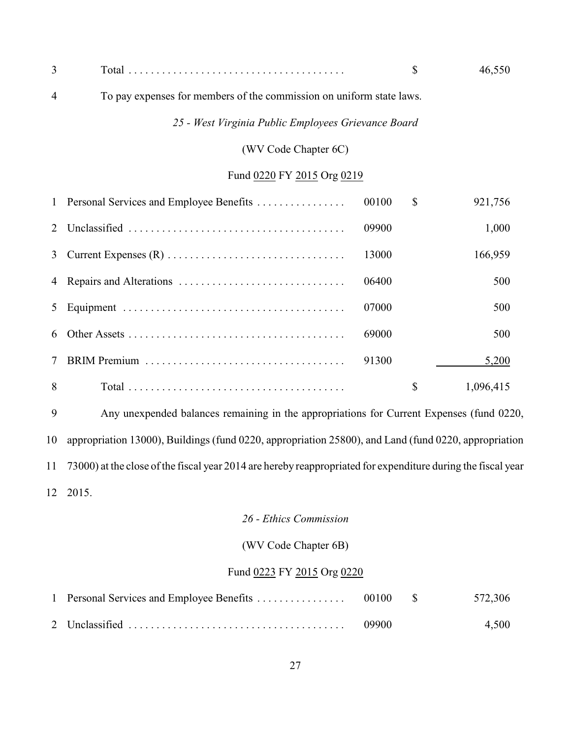| | | | | |
|---|---|---|---|---|
| 3 | Total | | $ | 46,550 |

4 To pay expenses for members of the commission on uniform state laws.

*25 - West Virginia Public Employees Grievance Board*

(WV Code Chapter 6C)

Fund 0220 FY 2015 Org 0219

| | | | | |
|---|---|---|---|---|
| 1 | Personal Services and Employee Benefits | 00100 | $ | 921,756 |
| 2 | Unclassified | 09900 | | 1,000 |
| 3 | Current Expenses (R) | 13000 | | 166,959 |
| 4 | Repairs and Alterations | 06400 | | 500 |
| 5 | Equipment | 07000 | | 500 |
| 6 | Other Assets | 69000 | | 500 |
| 7 | BRIM Premium | 91300 | | 5,200 |
| 8 | Total | | $ | 1,096,415 |

9 Any unexpended balances remaining in the appropriations for Current Expenses (fund 0220,
10 appropriation 13000), Buildings (fund 0220, appropriation 25800), and Land (fund 0220, appropriation
11 73000) at the close of the fiscal year 2014 are hereby reappropriated for expenditure during the fiscal year
12 2015.

*26 - Ethics Commission*

(WV Code Chapter 6B)

Fund 0223 FY 2015 Org 0220

| | | | | |
|---|---|---|---|---|
| 1 | Personal Services and Employee Benefits | 00100 | $ | 572,306 |
| 2 | Unclassified | 09900 | | 4,500 |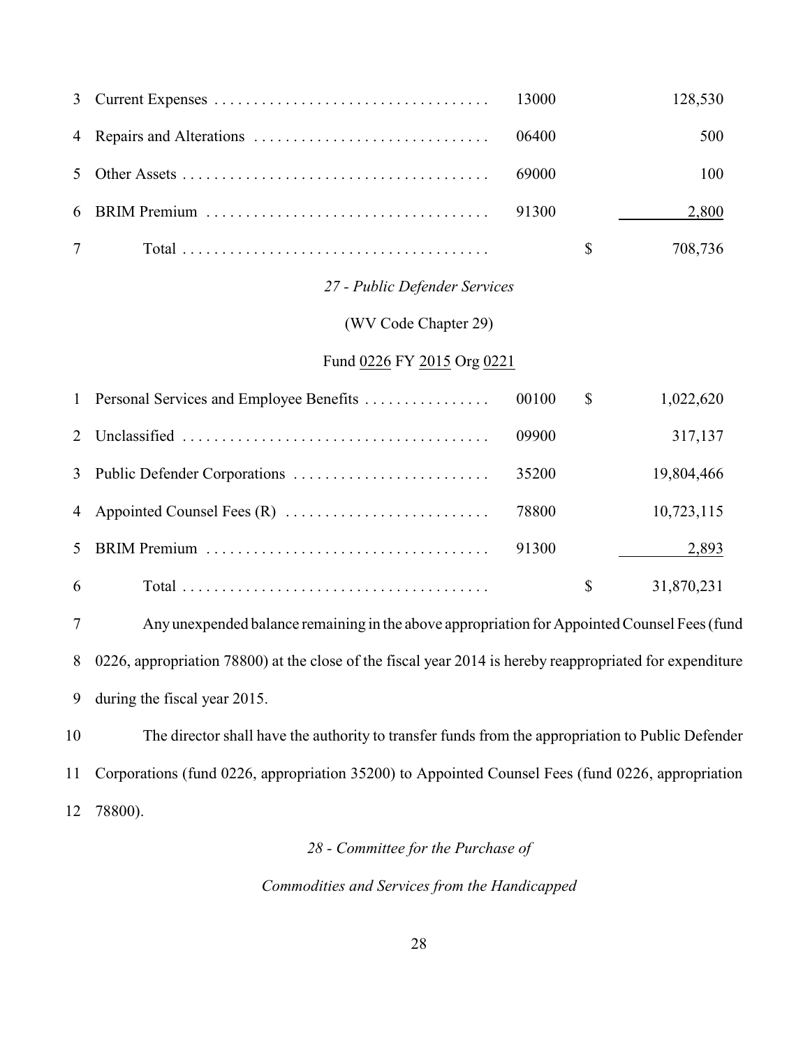| | | | | |
|---|---|---|---|---|
| 3 | Current Expenses | 13000 | | 128,530 |
| 4 | Repairs and Alterations | 06400 | | 500 |
| 5 | Other Assets | 69000 | | 100 |
| 6 | BRIM Premium | 91300 | | 2,800 |
| 7 | Total | | $ | 708,736 |

*27 - Public Defender Services*

(WV Code Chapter 29)

Fund 0226 FY 2015 Org 0221

| | | | | |
|---|---|---|---|---|
| 1 | Personal Services and Employee Benefits | 00100 | $ | 1,022,620 |
| 2 | Unclassified | 09900 | | 317,137 |
| 3 | Public Defender Corporations | 35200 | | 19,804,466 |
| 4 | Appointed Counsel Fees (R) | 78800 | | 10,723,115 |
| 5 | BRIM Premium | 91300 | | 2,893 |
| 6 | Total | | $ | 31,870,231 |

7 Any unexpended balance remaining in the above appropriation for Appointed Counsel Fees (fund 8 0226, appropriation 78800) at the close of the fiscal year 2014 is hereby reappropriated for expenditure 9 during the fiscal year 2015.

10 The director shall have the authority to transfer funds from the appropriation to Public Defender 11 Corporations (fund 0226, appropriation 35200) to Appointed Counsel Fees (fund 0226, appropriation 12 78800).

*28 - Committee for the Purchase of*

*Commodities and Services from the Handicapped*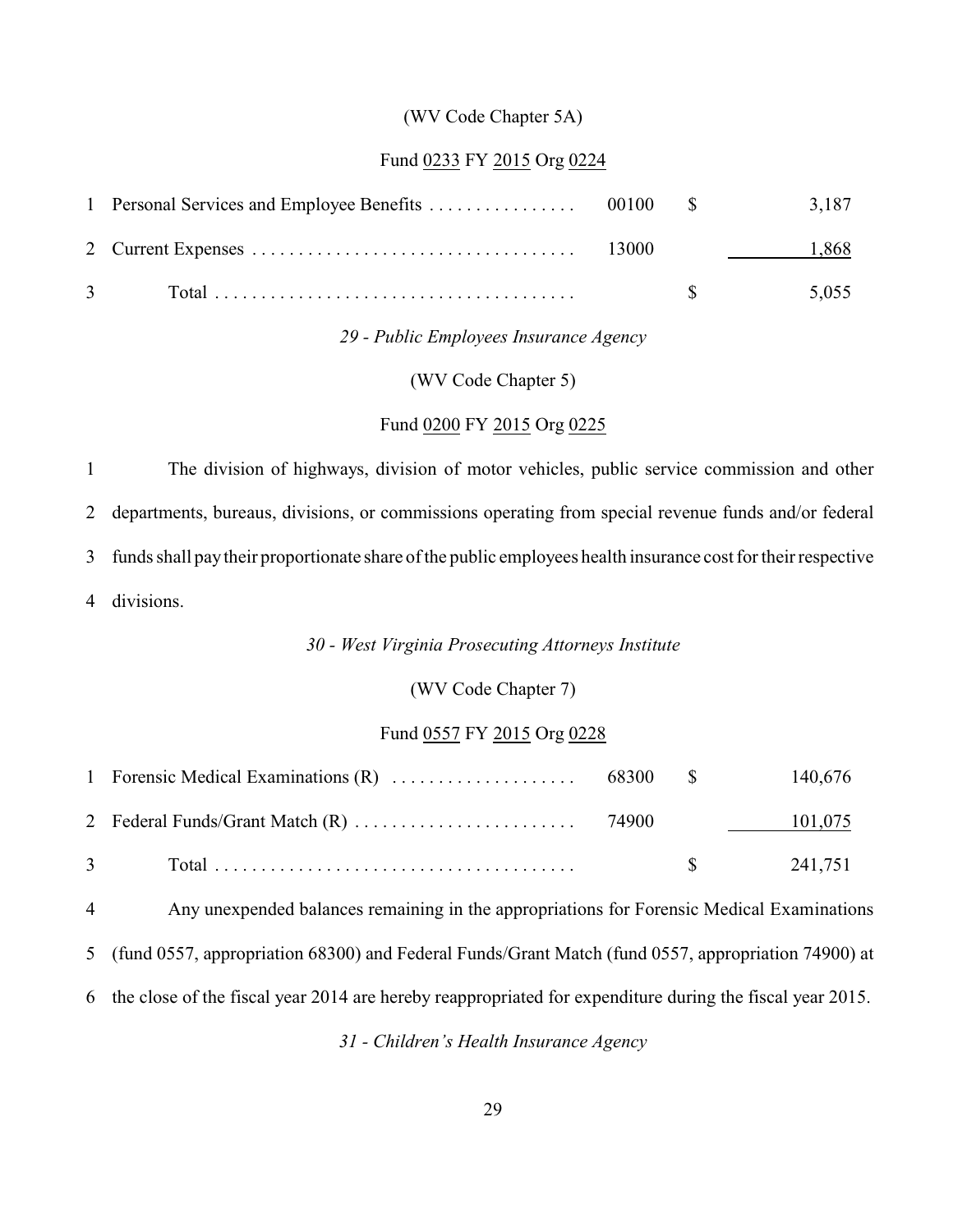(WV Code Chapter 5A)

Fund 0233 FY 2015 Org 0224

| | | | | |
|---|---|---|---|---|
| 1 | Personal Services and Employee Benefits . . . . . . . . . . . . . . . . | 00100 | $ | 3,187 |
| 2 | Current Expenses . . . . . . . . . . . . . . . . . . . . . . . . . . . . . . . . . . . | 13000 | | 1,868 |
| 3 | Total . . . . . . . . . . . . . . . . . . . . . . . . . . . . . . . . . . . . . . | | $ | 5,055 |

*29 - Public Employees Insurance Agency*

(WV Code Chapter 5)

Fund 0200 FY 2015 Org 0225

1 The division of highways, division of motor vehicles, public service commission and other 2 departments, bureaus, divisions, or commissions operating from special revenue funds and/or federal 3 funds shall pay their proportionate share of the public employees health insurance cost for their respective 4 divisions.

*30 - West Virginia Prosecuting Attorneys Institute*

(WV Code Chapter 7)

Fund 0557 FY 2015 Org 0228

| | | | | |
|---|---|---|---|---|
| 1 | Forensic Medical Examinations (R) . . . . . . . . . . . . . . . . . . . | 68300 | $ | 140,676 |
| 2 | Federal Funds/Grant Match (R) . . . . . . . . . . . . . . . . . . . . . . . | 74900 | | 101,075 |
| 3 | Total . . . . . . . . . . . . . . . . . . . . . . . . . . . . . . . . . . . . . . | | $ | 241,751 |

4 Any unexpended balances remaining in the appropriations for Forensic Medical Examinations 5 (fund 0557, appropriation 68300) and Federal Funds/Grant Match (fund 0557, appropriation 74900) at 6 the close of the fiscal year 2014 are hereby reappropriated for expenditure during the fiscal year 2015.

*31 - Children's Health Insurance Agency*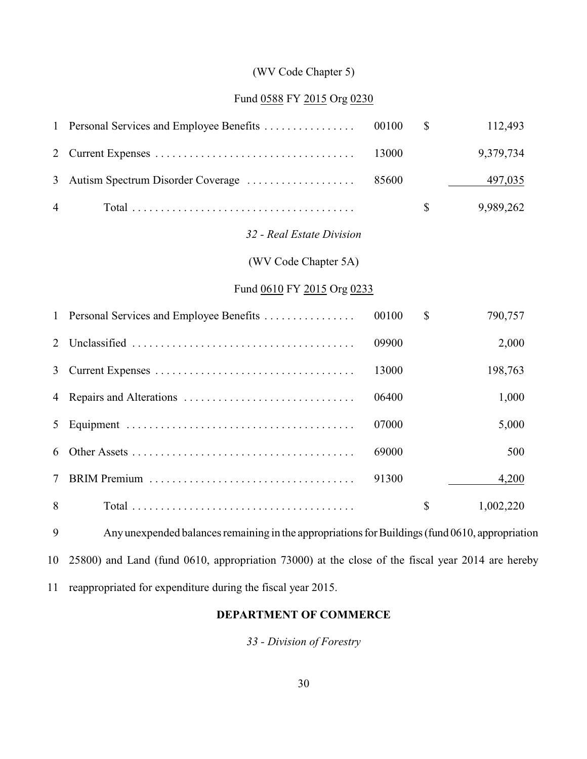(WV Code Chapter 5)

Fund 0588 FY 2015 Org 0230

| | | | | |
|---|---|---|---|---|
| 1 | Personal Services and Employee Benefits | 00100 | $ | 112,493 |
| 2 | Current Expenses | 13000 | | 9,379,734 |
| 3 | Autism Spectrum Disorder Coverage | 85600 | | 497,035 |
| 4 | Total | | $ | 9,989,262 |

*32 - Real Estate Division*

(WV Code Chapter 5A)

Fund 0610 FY 2015 Org 0233

| | | | | |
|---|---|---|---|---|
| 1 | Personal Services and Employee Benefits | 00100 | $ | 790,757 |
| 2 | Unclassified | 09900 | | 2,000 |
| 3 | Current Expenses | 13000 | | 198,763 |
| 4 | Repairs and Alterations | 06400 | | 1,000 |
| 5 | Equipment | 07000 | | 5,000 |
| 6 | Other Assets | 69000 | | 500 |
| 7 | BRIM Premium | 91300 | | 4,200 |
| 8 | Total | | $ | 1,002,220 |

9 Any unexpended balances remaining in the appropriations for Buildings (fund 0610, appropriation 10 25800) and Land (fund 0610, appropriation 73000) at the close of the fiscal year 2014 are hereby 11 reappropriated for expenditure during the fiscal year 2015.

**DEPARTMENT OF COMMERCE**

*33 - Division of Forestry*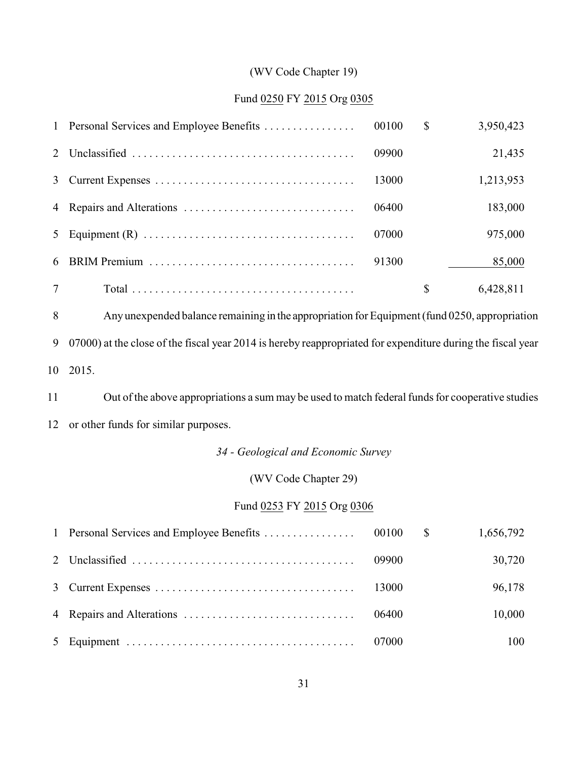(WV Code Chapter 19)

Fund 0250 FY 2015 Org 0305

| | | | | |
|---|---|---|---|---|
| 1 | Personal Services and Employee Benefits | 00100 | $ | 3,950,423 |
| 2 | Unclassified | 09900 | | 21,435 |
| 3 | Current Expenses | 13000 | | 1,213,953 |
| 4 | Repairs and Alterations | 06400 | | 183,000 |
| 5 | Equipment (R) | 07000 | | 975,000 |
| 6 | BRIM Premium | 91300 | | 85,000 |
| 7 | Total | | $ | 6,428,811 |

8 Any unexpended balance remaining in the appropriation for Equipment (fund 0250, appropriation 9 07000) at the close of the fiscal year 2014 is hereby reappropriated for expenditure during the fiscal year 10 2015.

11 Out of the above appropriations a sum may be used to match federal funds for cooperative studies 12 or other funds for similar purposes.

*34 - Geological and Economic Survey*

(WV Code Chapter 29)

Fund 0253 FY 2015 Org 0306

| | | | | |
|---|---|---|---|---|
| 1 | Personal Services and Employee Benefits | 00100 | $ | 1,656,792 |
| 2 | Unclassified | 09900 | | 30,720 |
| 3 | Current Expenses | 13000 | | 96,178 |
| 4 | Repairs and Alterations | 06400 | | 10,000 |
| 5 | Equipment | 07000 | | 100 |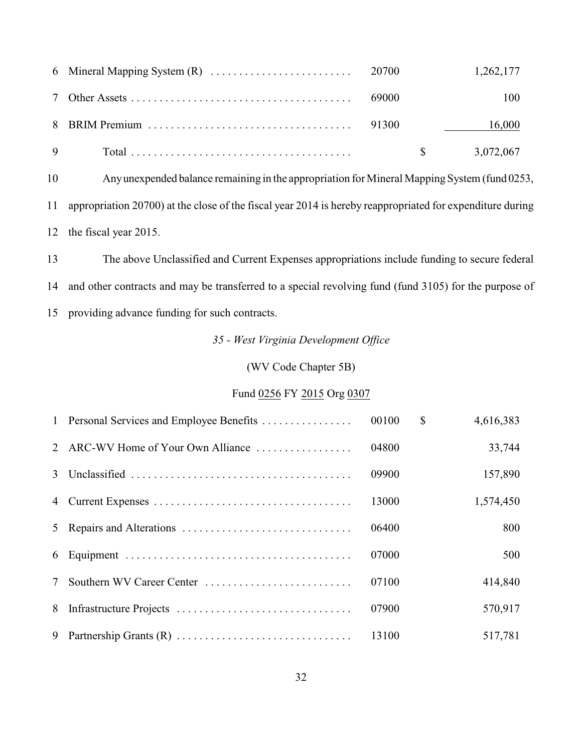| | | | | |
|---|---|---|---|---|
| 6 | Mineral Mapping System (R) | 20700 | | 1,262,177 |
| 7 | Other Assets | 69000 | | 100 |
| 8 | BRIM Premium | 91300 | | 16,000 |
| 9 | Total | | $ | 3,072,067 |

10 Any unexpended balance remaining in the appropriation for Mineral Mapping System (fund 0253,
11 appropriation 20700) at the close of the fiscal year 2014 is hereby reappropriated for expenditure during
12 the fiscal year 2015.

13 The above Unclassified and Current Expenses appropriations include funding to secure federal
14 and other contracts and may be transferred to a special revolving fund (fund 3105) for the purpose of
15 providing advance funding for such contracts.

*35 - West Virginia Development Office*

(WV Code Chapter 5B)

Fund 0256 FY 2015 Org 0307

| | | | | |
|---|---|---|---|---|
| 1 | Personal Services and Employee Benefits | 00100 | $ | 4,616,383 |
| 2 | ARC-WV Home of Your Own Alliance | 04800 | | 33,744 |
| 3 | Unclassified | 09900 | | 157,890 |
| 4 | Current Expenses | 13000 | | 1,574,450 |
| 5 | Repairs and Alterations | 06400 | | 800 |
| 6 | Equipment | 07000 | | 500 |
| 7 | Southern WV Career Center | 07100 | | 414,840 |
| 8 | Infrastructure Projects | 07900 | | 570,917 |
| 9 | Partnership Grants (R) | 13100 | | 517,781 |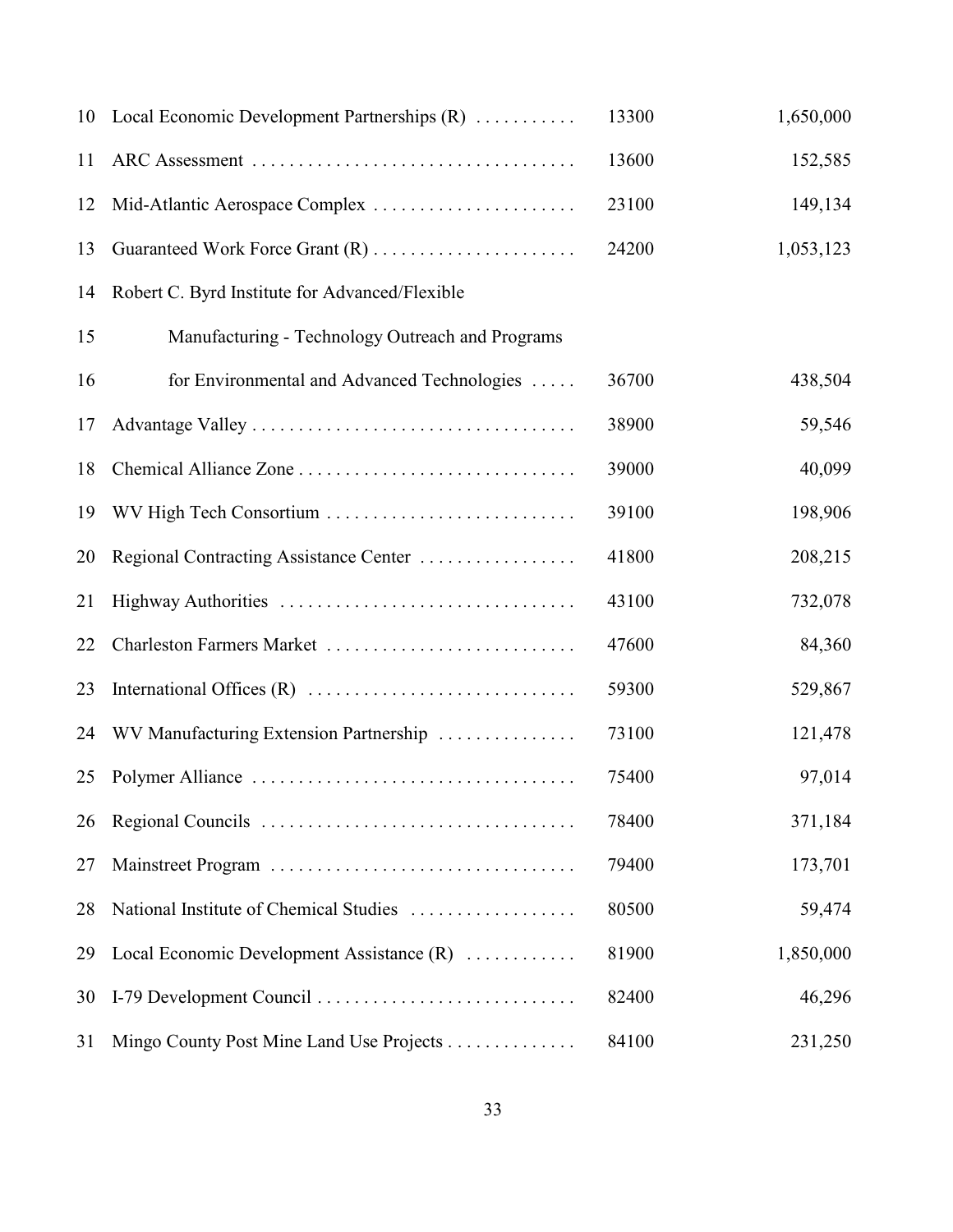| Line | Item | Code | Amount |
|---|---|---|---|
| 10 | Local Economic Development Partnerships (R) | 13300 | 1,650,000 |
| 11 | ARC Assessment | 13600 | 152,585 |
| 12 | Mid-Atlantic Aerospace Complex | 23100 | 149,134 |
| 13 | Guaranteed Work Force Grant (R) | 24200 | 1,053,123 |
| 14 | Robert C. Byrd Institute for Advanced/Flexible | | |
| 15 | Manufacturing - Technology Outreach and Programs | | |
| 16 | for Environmental and Advanced Technologies | 36700 | 438,504 |
| 17 | Advantage Valley | 38900 | 59,546 |
| 18 | Chemical Alliance Zone | 39000 | 40,099 |
| 19 | WV High Tech Consortium | 39100 | 198,906 |
| 20 | Regional Contracting Assistance Center | 41800 | 208,215 |
| 21 | Highway Authorities | 43100 | 732,078 |
| 22 | Charleston Farmers Market | 47600 | 84,360 |
| 23 | International Offices (R) | 59300 | 529,867 |
| 24 | WV Manufacturing Extension Partnership | 73100 | 121,478 |
| 25 | Polymer Alliance | 75400 | 97,014 |
| 26 | Regional Councils | 78400 | 371,184 |
| 27 | Mainstreet Program | 79400 | 173,701 |
| 28 | National Institute of Chemical Studies | 80500 | 59,474 |
| 29 | Local Economic Development Assistance (R) | 81900 | 1,850,000 |
| 30 | I-79 Development Council | 82400 | 46,296 |
| 31 | Mingo County Post Mine Land Use Projects | 84100 | 231,250 |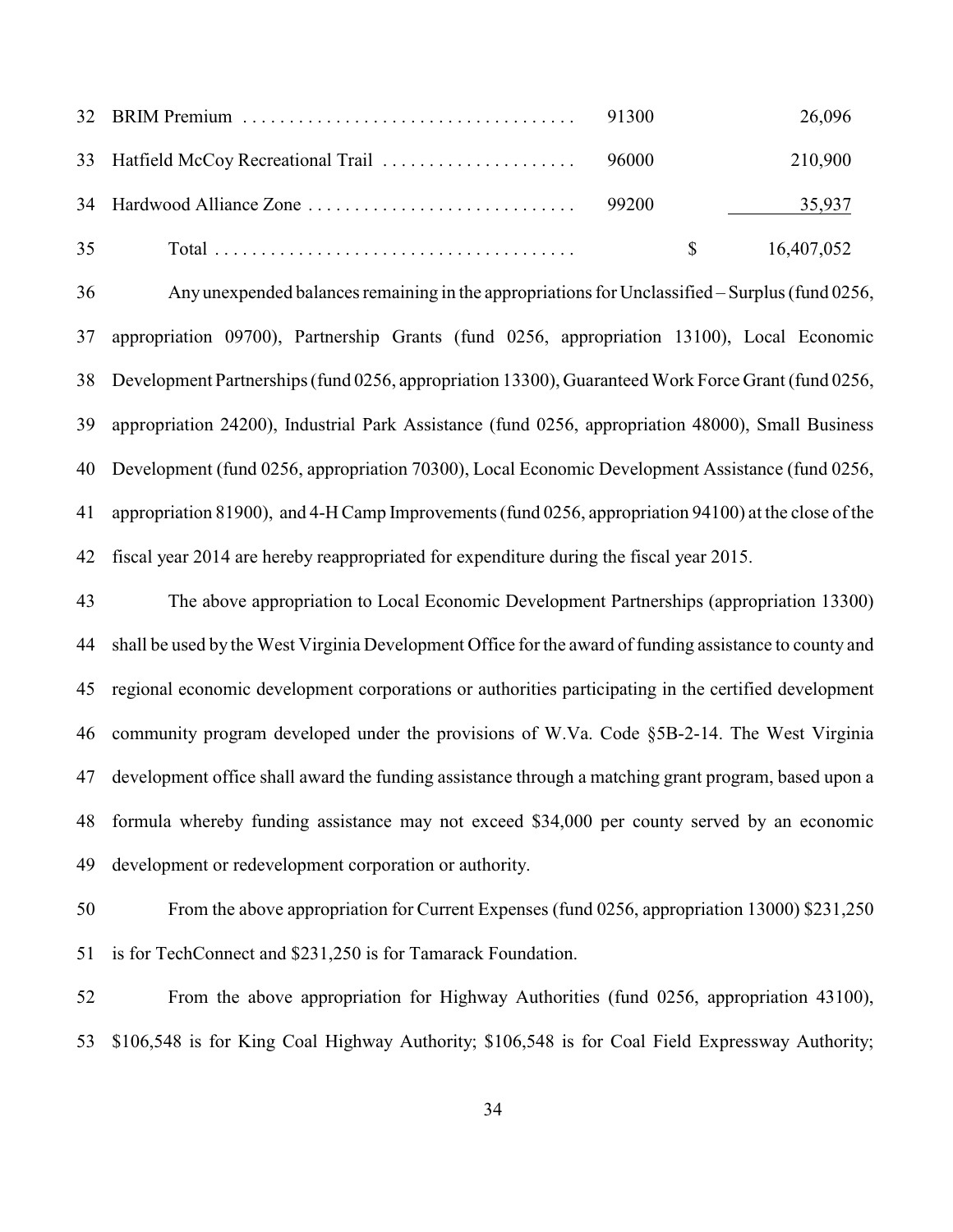| Line | Item | Appropriation | | Amount |
|---|---|---|---|---|
| 32 | BRIM Premium | 91300 | | 26,096 |
| 33 | Hatfield McCoy Recreational Trail | 96000 | | 210,900 |
| 34 | Hardwood Alliance Zone | 99200 | | 35,937 |
| 35 | Total | | $ | 16,407,052 |

36 Any unexpended balances remaining in the appropriations for Unclassified – Surplus (fund 0256, 37 appropriation 09700), Partnership Grants (fund 0256, appropriation 13100), Local Economic 38 Development Partnerships (fund 0256, appropriation 13300), Guaranteed Work Force Grant (fund 0256, 39 appropriation 24200), Industrial Park Assistance (fund 0256, appropriation 48000), Small Business 40 Development (fund 0256, appropriation 70300), Local Economic Development Assistance (fund 0256, 41 appropriation 81900), and 4-H Camp Improvements (fund 0256, appropriation 94100) at the close of the 42 fiscal year 2014 are hereby reappropriated for expenditure during the fiscal year 2015.

43 The above appropriation to Local Economic Development Partnerships (appropriation 13300) 44 shall be used by the West Virginia Development Office for the award of funding assistance to county and 45 regional economic development corporations or authorities participating in the certified development 46 community program developed under the provisions of W.Va. Code §5B-2-14. The West Virginia 47 development office shall award the funding assistance through a matching grant program, based upon a 48 formula whereby funding assistance may not exceed $34,000 per county served by an economic 49 development or redevelopment corporation or authority.

50 From the above appropriation for Current Expenses (fund 0256, appropriation 13000) $231,250 51 is for TechConnect and $231,250 is for Tamarack Foundation.

52 From the above appropriation for Highway Authorities (fund 0256, appropriation 43100), 53 $106,548 is for King Coal Highway Authority; $106,548 is for Coal Field Expressway Authority;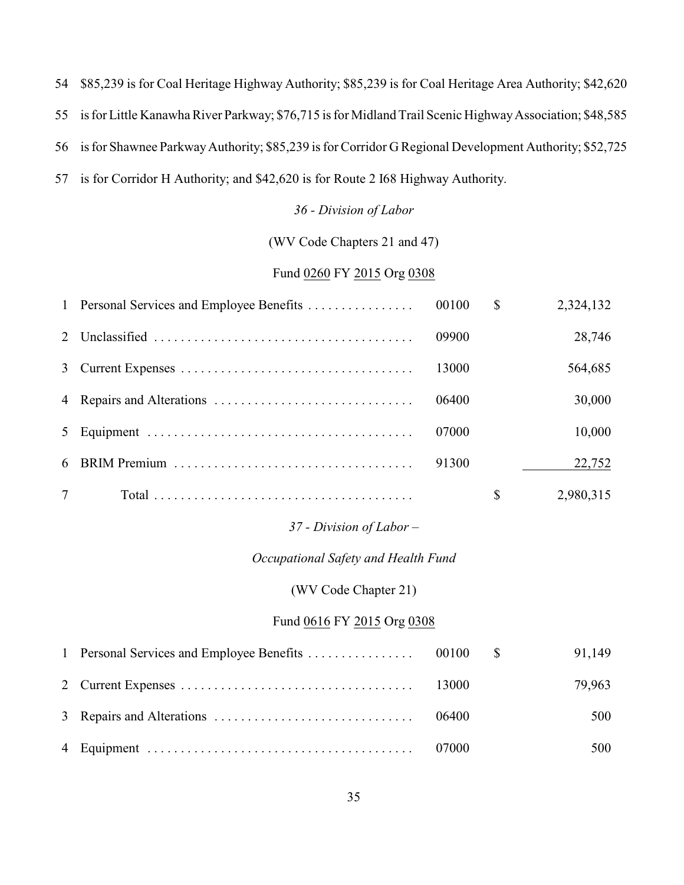54 $85,239 is for Coal Heritage Highway Authority; $85,239 is for Coal Heritage Area Authority; $42,620
55 is for Little Kanawha River Parkway; $76,715 is for Midland Trail Scenic Highway Association; $48,585
56 is for Shawnee Parkway Authority; $85,239 is for Corridor G Regional Development Authority; $52,725
57 is for Corridor H Authority; and $42,620 is for Route 2 I68 Highway Authority.

*36 - Division of Labor*

(WV Code Chapters 21 and 47)

Fund 0260 FY 2015 Org 0308

| | | | | |
|---|---|---|---|---|
| 1 | Personal Services and Employee Benefits | 00100 | $ | 2,324,132 |
| 2 | Unclassified | 09900 | | 28,746 |
| 3 | Current Expenses | 13000 | | 564,685 |
| 4 | Repairs and Alterations | 06400 | | 30,000 |
| 5 | Equipment | 07000 | | 10,000 |
| 6 | BRIM Premium | 91300 | | 22,752 |
| 7 | Total | | $ | 2,980,315 |

*37 - Division of Labor –*

*Occupational Safety and Health Fund*

(WV Code Chapter 21)

Fund 0616 FY 2015 Org 0308

| | | | | |
|---|---|---|---|---|
| 1 | Personal Services and Employee Benefits | 00100 | $ | 91,149 |
| 2 | Current Expenses | 13000 | | 79,963 |
| 3 | Repairs and Alterations | 06400 | | 500 |
| 4 | Equipment | 07000 | | 500 |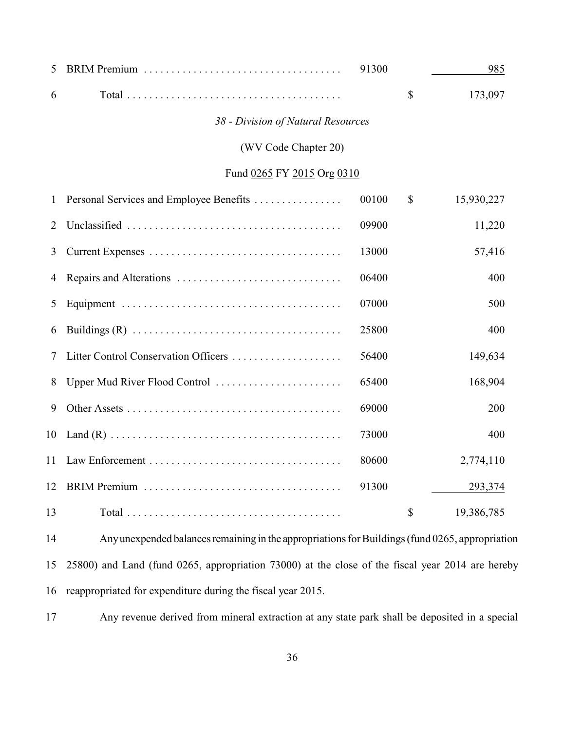| | | | | |
|---|---|---|---|---|
| 5 | BRIM Premium | 91300 | | 985 |
| 6 | Total | | $ | 173,097 |

*38 - Division of Natural Resources*

(WV Code Chapter 20)

Fund 0265 FY 2015 Org 0310

| | | | | |
|---|---|---|---|---|
| 1 | Personal Services and Employee Benefits | 00100 | $ | 15,930,227 |
| 2 | Unclassified | 09900 | | 11,220 |
| 3 | Current Expenses | 13000 | | 57,416 |
| 4 | Repairs and Alterations | 06400 | | 400 |
| 5 | Equipment | 07000 | | 500 |
| 6 | Buildings (R) | 25800 | | 400 |
| 7 | Litter Control Conservation Officers | 56400 | | 149,634 |
| 8 | Upper Mud River Flood Control | 65400 | | 168,904 |
| 9 | Other Assets | 69000 | | 200 |
| 10 | Land (R) | 73000 | | 400 |
| 11 | Law Enforcement | 80600 | | 2,774,110 |
| 12 | BRIM Premium | 91300 | | 293,374 |
| 13 | Total | | $ | 19,386,785 |

14 Any unexpended balances remaining in the appropriations for Buildings (fund 0265, appropriation 15 25800) and Land (fund 0265, appropriation 73000) at the close of the fiscal year 2014 are hereby 16 reappropriated for expenditure during the fiscal year 2015.

17 Any revenue derived from mineral extraction at any state park shall be deposited in a special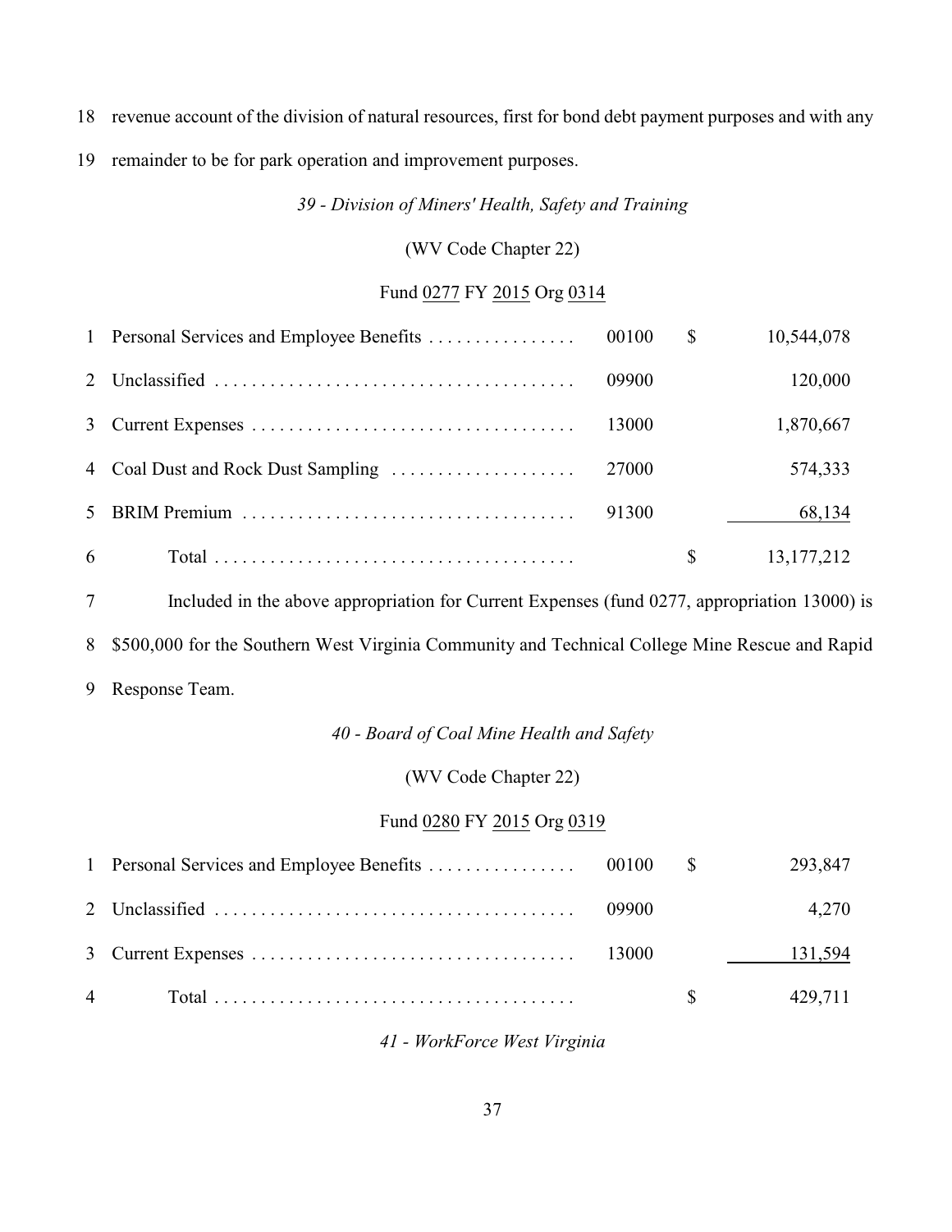18 revenue account of the division of natural resources, first for bond debt payment purposes and with any

19 remainder to be for park operation and improvement purposes.

*39 - Division of Miners' Health, Safety and Training*

(WV Code Chapter 22)

Fund 0277 FY 2015 Org 0314

| | | | | |
|---|---|---|---|---|
| 1 | Personal Services and Employee Benefits . . . . . . . . . . . . . . . . | 00100 | $ | 10,544,078 |
| 2 | Unclassified . . . . . . . . . . . . . . . . . . . . . . . . . . . . . . . . . . . . . . | 09900 | | 120,000 |
| 3 | Current Expenses . . . . . . . . . . . . . . . . . . . . . . . . . . . . . . . . . . | 13000 | | 1,870,667 |
| 4 | Coal Dust and Rock Dust Sampling . . . . . . . . . . . . . . . . . . . . | 27000 | | 574,333 |
| 5 | BRIM Premium . . . . . . . . . . . . . . . . . . . . . . . . . . . . . . . . . . . | 91300 | | 68,134 |
| 6 | Total . . . . . . . . . . . . . . . . . . . . . . . . . . . . . . . . . . . . . . | | $ | 13,177,212 |

7 Included in the above appropriation for Current Expenses (fund 0277, appropriation 13000) is

8 $500,000 for the Southern West Virginia Community and Technical College Mine Rescue and Rapid

9 Response Team.

*40 - Board of Coal Mine Health and Safety*

(WV Code Chapter 22)

Fund 0280 FY 2015 Org 0319

| | | | | |
|---|---|---|---|---|
| 1 | Personal Services and Employee Benefits . . . . . . . . . . . . . . . . | 00100 | $ | 293,847 |
| 2 | Unclassified . . . . . . . . . . . . . . . . . . . . . . . . . . . . . . . . . . . . . . | 09900 | | 4,270 |
| 3 | Current Expenses . . . . . . . . . . . . . . . . . . . . . . . . . . . . . . . . . . | 13000 | | 131,594 |
| 4 | Total . . . . . . . . . . . . . . . . . . . . . . . . . . . . . . . . . . . . . . | | $ | 429,711 |

*41 - WorkForce West Virginia*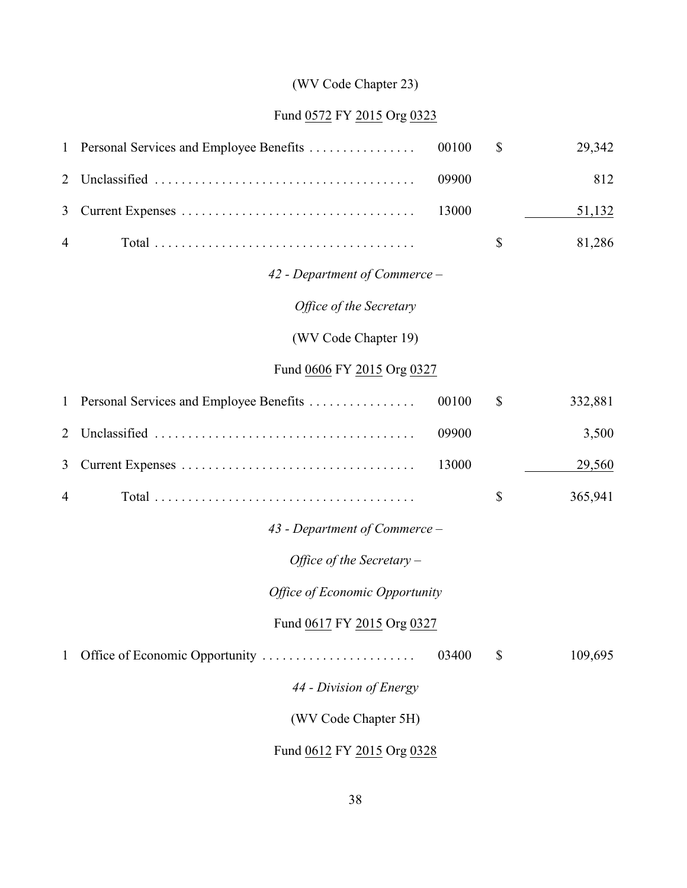(WV Code Chapter 23)

Fund 0572 FY 2015 Org 0323

| | | | | |
|---|---|---|---|---|
| 1 | Personal Services and Employee Benefits . . . . . . . . . . . . . . . . | 00100 | $ | 29,342 |
| 2 | Unclassified . . . . . . . . . . . . . . . . . . . . . . . . . . . . . . . . . . . . . . . | 09900 | | 812 |
| 3 | Current Expenses . . . . . . . . . . . . . . . . . . . . . . . . . . . . . . . . . . . | 13000 | | 51,132 |
| 4 | Total . . . . . . . . . . . . . . . . . . . . . . . . . . . . . . . . . . . . . . . | | $ | 81,286 |

*42 - Department of Commerce –*

*Office of the Secretary*

(WV Code Chapter 19)

Fund 0606 FY 2015 Org 0327

| | | | | |
|---|---|---|---|---|
| 1 | Personal Services and Employee Benefits . . . . . . . . . . . . . . . . | 00100 | $ | 332,881 |
| 2 | Unclassified . . . . . . . . . . . . . . . . . . . . . . . . . . . . . . . . . . . . . . . | 09900 | | 3,500 |
| 3 | Current Expenses . . . . . . . . . . . . . . . . . . . . . . . . . . . . . . . . . . . | 13000 | | 29,560 |
| 4 | Total . . . . . . . . . . . . . . . . . . . . . . . . . . . . . . . . . . . . . . . | | $ | 365,941 |

*43 - Department of Commerce –*

*Office of the Secretary –*

*Office of Economic Opportunity*

Fund 0617 FY 2015 Org 0327

| | | | | |
|---|---|---|---|---|
| 1 | Office of Economic Opportunity . . . . . . . . . . . . . . . . . . . . . . . | 03400 | $ | 109,695 |

*44 - Division of Energy*

(WV Code Chapter 5H)

Fund 0612 FY 2015 Org 0328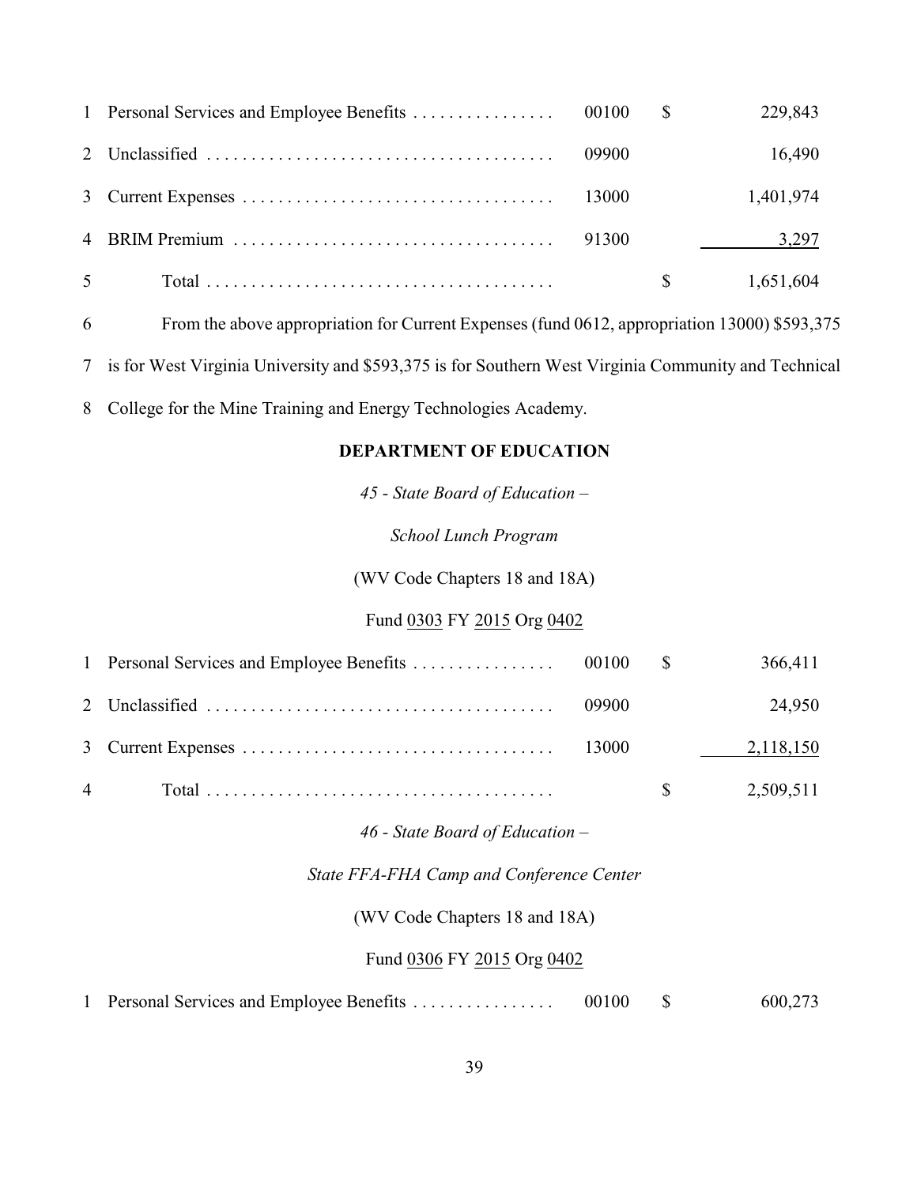| | | | | |
|---|---|---|---|---|
| 1 | Personal Services and Employee Benefits . . . . . . . . . . . . . . . . | 00100 | $ | 229,843 |
| 2 | Unclassified . . . . . . . . . . . . . . . . . . . . . . . . . . . . . . . . . . . . . . . | 09900 | | 16,490 |
| 3 | Current Expenses . . . . . . . . . . . . . . . . . . . . . . . . . . . . . . . . . . . | 13000 | | 1,401,974 |
| 4 | BRIM Premium . . . . . . . . . . . . . . . . . . . . . . . . . . . . . . . . . . . . | 91300 | | 3,297 |
| 5 | Total . . . . . . . . . . . . . . . . . . . . . . . . . . . . . . . . . . . . . . . | | $ | 1,651,604 |

6 From the above appropriation for Current Expenses (fund 0612, appropriation 13000) $593,375
7 is for West Virginia University and $593,375 is for Southern West Virginia Community and Technical
8 College for the Mine Training and Energy Technologies Academy.

## DEPARTMENT OF EDUCATION

*45 - State Board of Education –*

*School Lunch Program*

(WV Code Chapters 18 and 18A)

Fund 0303 FY 2015 Org 0402

| | | | | |
|---|---|---|---|---|
| 1 | Personal Services and Employee Benefits . . . . . . . . . . . . . . . . | 00100 | $ | 366,411 |
| 2 | Unclassified . . . . . . . . . . . . . . . . . . . . . . . . . . . . . . . . . . . . . . . | 09900 | | 24,950 |
| 3 | Current Expenses . . . . . . . . . . . . . . . . . . . . . . . . . . . . . . . . . . . | 13000 | | 2,118,150 |
| 4 | Total . . . . . . . . . . . . . . . . . . . . . . . . . . . . . . . . . . . . . . . | | $ | 2,509,511 |

*46 - State Board of Education –*

*State FFA-FHA Camp and Conference Center*

(WV Code Chapters 18 and 18A)

Fund 0306 FY 2015 Org 0402

| | | | | |
|---|---|---|---|---|
| 1 | Personal Services and Employee Benefits . . . . . . . . . . . . . . . . | 00100 | $ | 600,273 |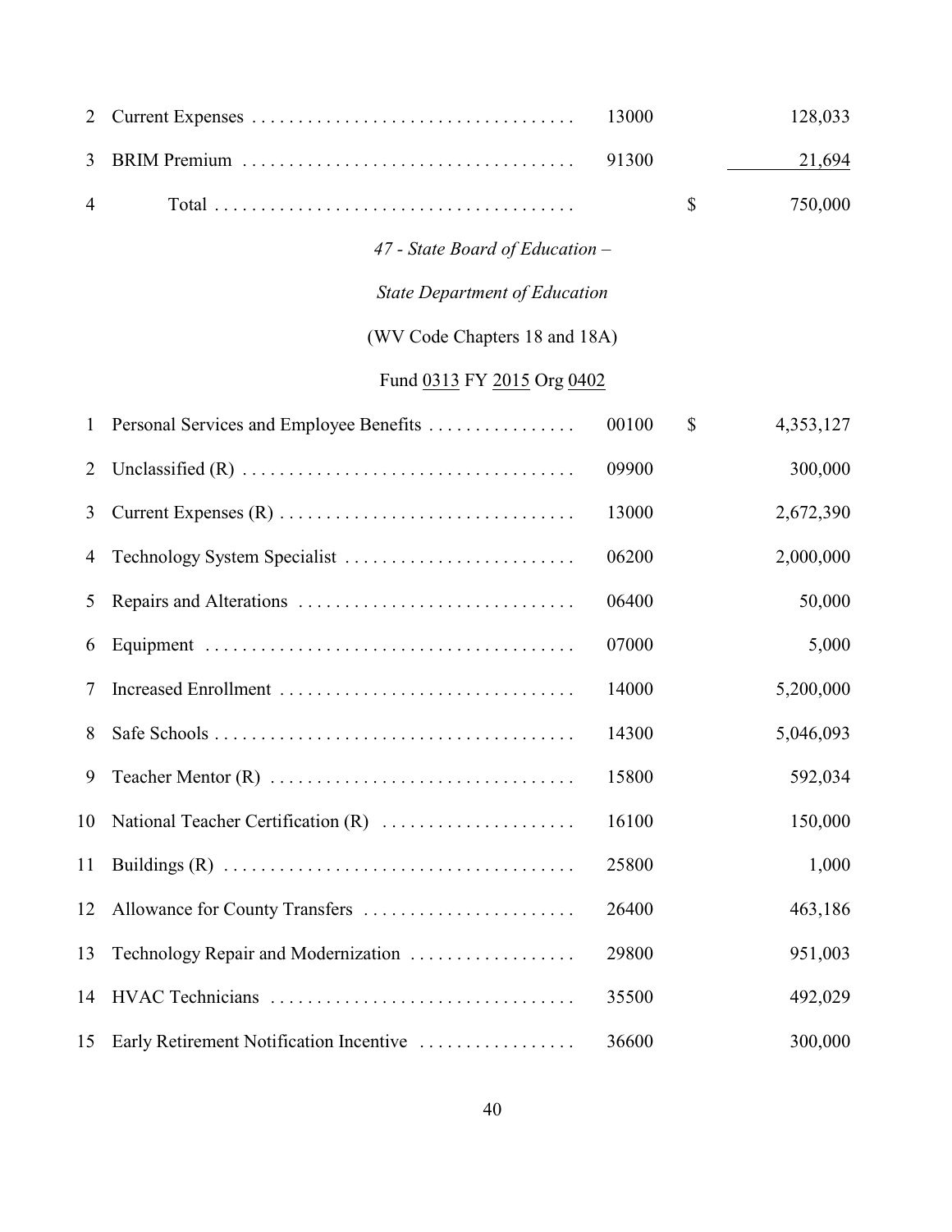| | | | | |
|---|---|---|---|---|
| 2 | Current Expenses | 13000 | | 128,033 |
| 3 | BRIM Premium | 91300 | | 21,694 |
| 4 | Total | | $ | 750,000 |

*47 - State Board of Education –*

*State Department of Education*

(WV Code Chapters 18 and 18A)

Fund 0313 FY 2015 Org 0402

| | | | | |
|---|---|---|---|---|
| 1 | Personal Services and Employee Benefits | 00100 | $ | 4,353,127 |
| 2 | Unclassified (R) | 09900 | | 300,000 |
| 3 | Current Expenses (R) | 13000 | | 2,672,390 |
| 4 | Technology System Specialist | 06200 | | 2,000,000 |
| 5 | Repairs and Alterations | 06400 | | 50,000 |
| 6 | Equipment | 07000 | | 5,000 |
| 7 | Increased Enrollment | 14000 | | 5,200,000 |
| 8 | Safe Schools | 14300 | | 5,046,093 |
| 9 | Teacher Mentor (R) | 15800 | | 592,034 |
| 10 | National Teacher Certification (R) | 16100 | | 150,000 |
| 11 | Buildings (R) | 25800 | | 1,000 |
| 12 | Allowance for County Transfers | 26400 | | 463,186 |
| 13 | Technology Repair and Modernization | 29800 | | 951,003 |
| 14 | HVAC Technicians | 35500 | | 492,029 |
| 15 | Early Retirement Notification Incentive | 36600 | | 300,000 |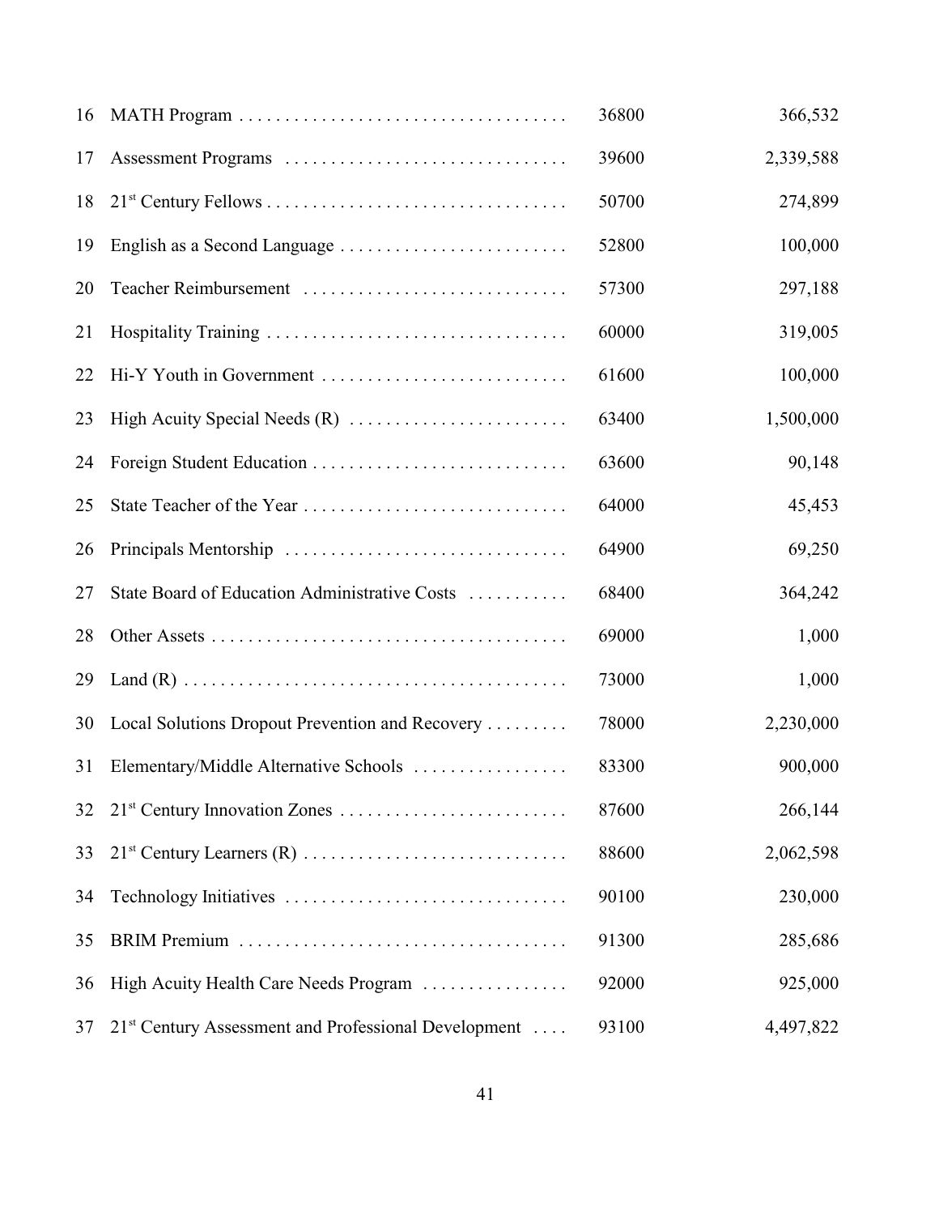| | | | |
|---|---|---|---|
| 16 | MATH Program | 36800 | 366,532 |
| 17 | Assessment Programs | 39600 | 2,339,588 |
| 18 | 21st Century Fellows | 50700 | 274,899 |
| 19 | English as a Second Language | 52800 | 100,000 |
| 20 | Teacher Reimbursement | 57300 | 297,188 |
| 21 | Hospitality Training | 60000 | 319,005 |
| 22 | Hi-Y Youth in Government | 61600 | 100,000 |
| 23 | High Acuity Special Needs (R) | 63400 | 1,500,000 |
| 24 | Foreign Student Education | 63600 | 90,148 |
| 25 | State Teacher of the Year | 64000 | 45,453 |
| 26 | Principals Mentorship | 64900 | 69,250 |
| 27 | State Board of Education Administrative Costs | 68400 | 364,242 |
| 28 | Other Assets | 69000 | 1,000 |
| 29 | Land (R) | 73000 | 1,000 |
| 30 | Local Solutions Dropout Prevention and Recovery | 78000 | 2,230,000 |
| 31 | Elementary/Middle Alternative Schools | 83300 | 900,000 |
| 32 | 21st Century Innovation Zones | 87600 | 266,144 |
| 33 | 21st Century Learners (R) | 88600 | 2,062,598 |
| 34 | Technology Initiatives | 90100 | 230,000 |
| 35 | BRIM Premium | 91300 | 285,686 |
| 36 | High Acuity Health Care Needs Program | 92000 | 925,000 |
| 37 | 21st Century Assessment and Professional Development | 93100 | 4,497,822 |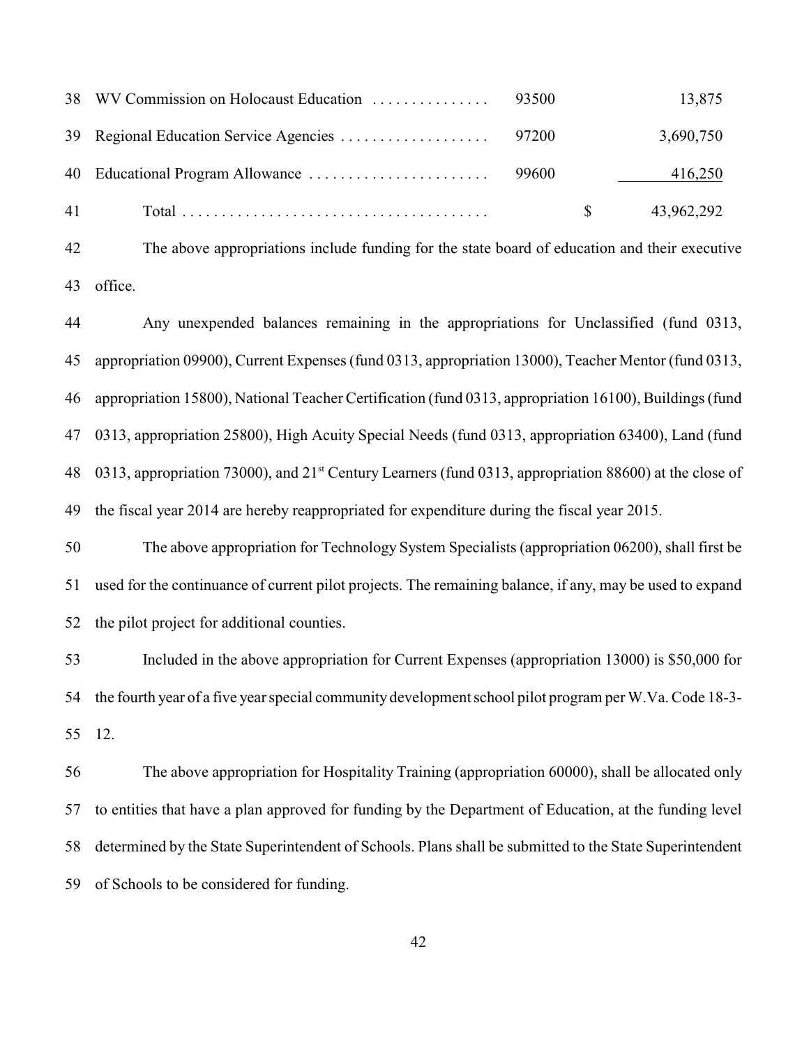| | | | |
|---|---|---|---|
| WV Commission on Holocaust Education | 93500 | | 13,875 |
| Regional Education Service Agencies | 97200 | | 3,690,750 |
| Educational Program Allowance | 99600 | | 416,250 |
| Total | | $ | 43,962,292 |

The above appropriations include funding for the state board of education and their executive office.

Any unexpended balances remaining in the appropriations for Unclassified (fund 0313, appropriation 09900), Current Expenses (fund 0313, appropriation 13000), Teacher Mentor (fund 0313, appropriation 15800), National Teacher Certification (fund 0313, appropriation 16100), Buildings (fund 0313, appropriation 25800), High Acuity Special Needs (fund 0313, appropriation 63400), Land (fund 0313, appropriation 73000), and 21st Century Learners (fund 0313, appropriation 88600) at the close of the fiscal year 2014 are hereby reappropriated for expenditure during the fiscal year 2015.

The above appropriation for Technology System Specialists (appropriation 06200), shall first be used for the continuance of current pilot projects. The remaining balance, if any, may be used to expand the pilot project for additional counties.

Included in the above appropriation for Current Expenses (appropriation 13000) is $50,000 for the fourth year of a five year special community development school pilot program per W.Va. Code 18-3-12.

The above appropriation for Hospitality Training (appropriation 60000), shall be allocated only to entities that have a plan approved for funding by the Department of Education, at the funding level determined by the State Superintendent of Schools. Plans shall be submitted to the State Superintendent of Schools to be considered for funding.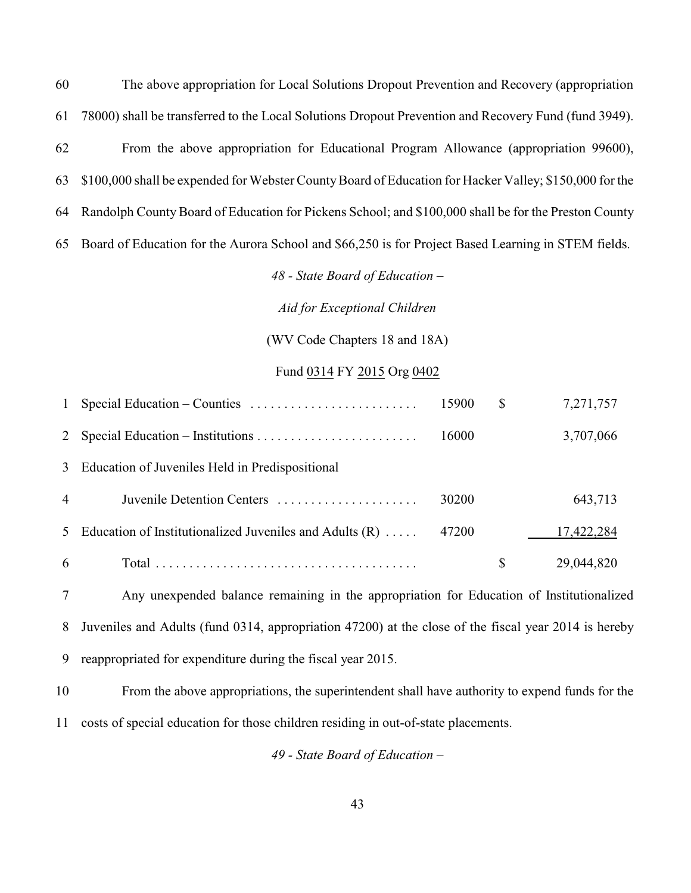The above appropriation for Local Solutions Dropout Prevention and Recovery (appropriation 78000) shall be transferred to the Local Solutions Dropout Prevention and Recovery Fund (fund 3949).

From the above appropriation for Educational Program Allowance (appropriation 99600), $100,000 shall be expended for Webster County Board of Education for Hacker Valley; $150,000 for the Randolph County Board of Education for Pickens School; and $100,000 shall be for the Preston County Board of Education for the Aurora School and $66,250 is for Project Based Learning in STEM fields.

*48 - State Board of Education –*

*Aid for Exceptional Children*

(WV Code Chapters 18 and 18A)

Fund 0314 FY 2015 Org 0402

| | | | |
|---|---|---|---|
| Special Education – Counties | 15900 | $ | 7,271,757 |
| Special Education – Institutions | 16000 | | 3,707,066 |
| Education of Juveniles Held in Predispositional Juvenile Detention Centers | 30200 | | 643,713 |
| Education of Institutionalized Juveniles and Adults (R) | 47200 | | 17,422,284 |
| Total | | $ | 29,044,820 |

Any unexpended balance remaining in the appropriation for Education of Institutionalized Juveniles and Adults (fund 0314, appropriation 47200) at the close of the fiscal year 2014 is hereby reappropriated for expenditure during the fiscal year 2015.

From the above appropriations, the superintendent shall have authority to expend funds for the costs of special education for those children residing in out-of-state placements.

*49 - State Board of Education –*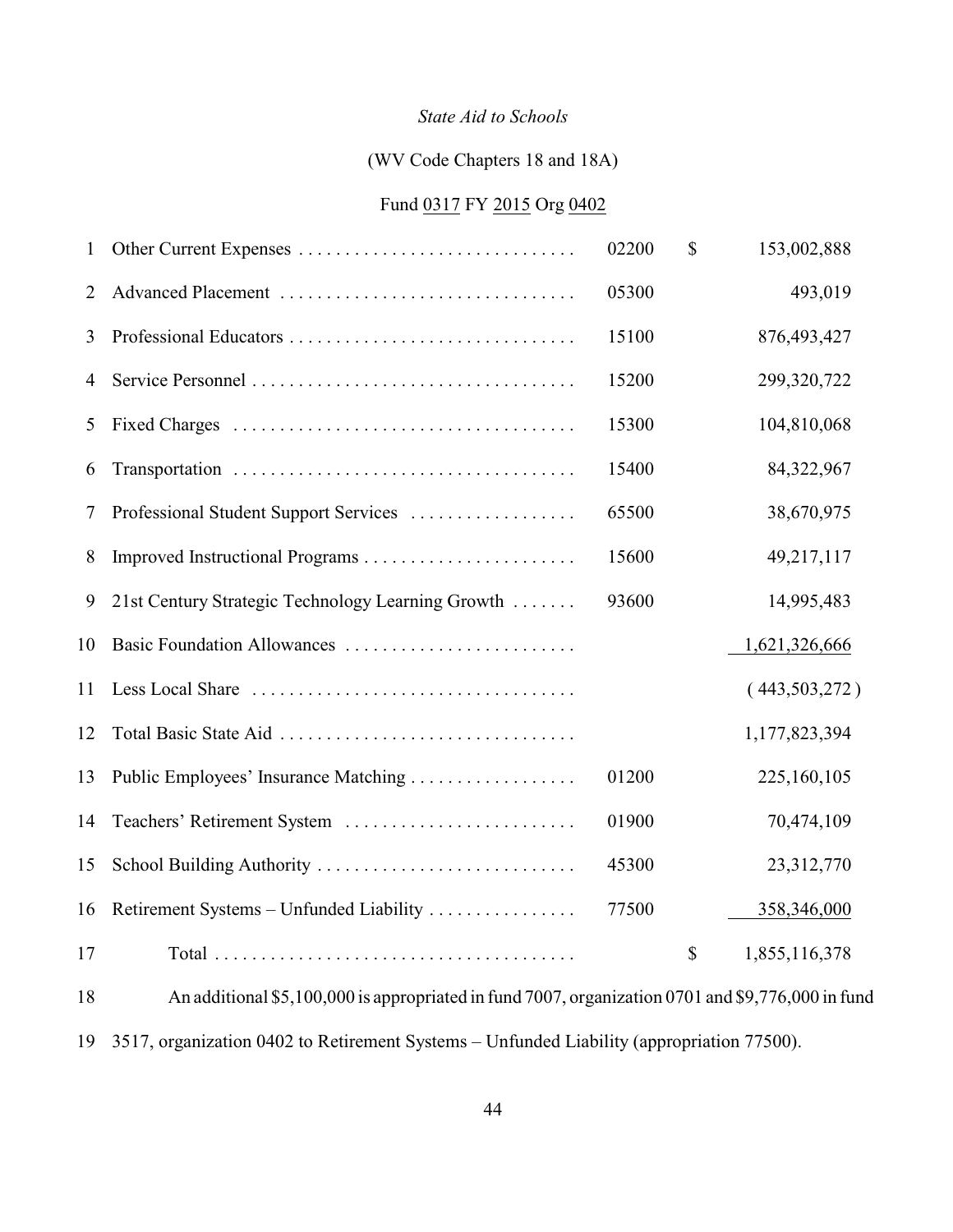*State Aid to Schools*

(WV Code Chapters 18 and 18A)

Fund 0317 FY 2015 Org 0402

| | | | | |
|---|---|---|---|---|
| 1 | Other Current Expenses | 02200 | $ | 153,002,888 |
| 2 | Advanced Placement | 05300 | | 493,019 |
| 3 | Professional Educators | 15100 | | 876,493,427 |
| 4 | Service Personnel | 15200 | | 299,320,722 |
| 5 | Fixed Charges | 15300 | | 104,810,068 |
| 6 | Transportation | 15400 | | 84,322,967 |
| 7 | Professional Student Support Services | 65500 | | 38,670,975 |
| 8 | Improved Instructional Programs | 15600 | | 49,217,117 |
| 9 | 21st Century Strategic Technology Learning Growth | 93600 | | 14,995,483 |
| 10 | Basic Foundation Allowances | | | 1,621,326,666 |
| 11 | Less Local Share | | | ( 443,503,272 ) |
| 12 | Total Basic State Aid | | | 1,177,823,394 |
| 13 | Public Employees' Insurance Matching | 01200 | | 225,160,105 |
| 14 | Teachers' Retirement System | 01900 | | 70,474,109 |
| 15 | School Building Authority | 45300 | | 23,312,770 |
| 16 | Retirement Systems – Unfunded Liability | 77500 | | 358,346,000 |
| 17 | Total | | $ | 1,855,116,378 |

18 An additional $5,100,000 is appropriated in fund 7007, organization 0701 and $9,776,000 in fund
19 3517, organization 0402 to Retirement Systems – Unfunded Liability (appropriation 77500).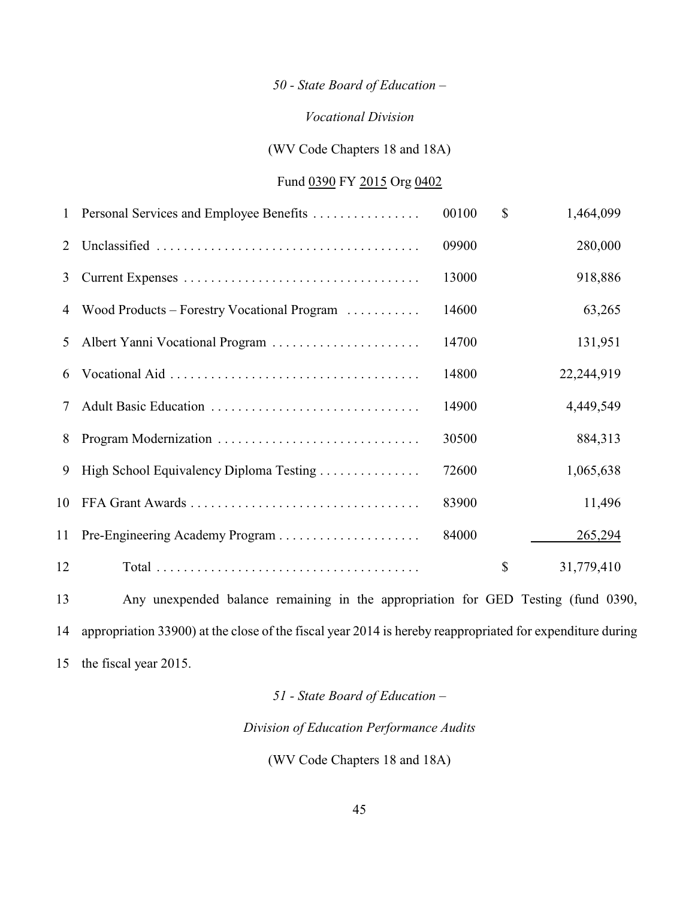*50 - State Board of Education –*

*Vocational Division*

(WV Code Chapters 18 and 18A)

Fund <u>0390</u> FY <u>2015</u> Org <u>0402</u>

| | | | | |
|---|---|---|---|---|
| 1 | Personal Services and Employee Benefits | 00100 | $ | 1,464,099 |
| 2 | Unclassified | 09900 | | 280,000 |
| 3 | Current Expenses | 13000 | | 918,886 |
| 4 | Wood Products – Forestry Vocational Program | 14600 | | 63,265 |
| 5 | Albert Yanni Vocational Program | 14700 | | 131,951 |
| 6 | Vocational Aid | 14800 | | 22,244,919 |
| 7 | Adult Basic Education | 14900 | | 4,449,549 |
| 8 | Program Modernization | 30500 | | 884,313 |
| 9 | High School Equivalency Diploma Testing | 72600 | | 1,065,638 |
| 10 | FFA Grant Awards | 83900 | | 11,496 |
| 11 | Pre-Engineering Academy Program | 84000 | | 265,294 |
| 12 | Total | | $ | 31,779,410 |

13 Any unexpended balance remaining in the appropriation for GED Testing (fund 0390, 14 appropriation 33900) at the close of the fiscal year 2014 is hereby reappropriated for expenditure during 15 the fiscal year 2015.

*51 - State Board of Education –*

*Division of Education Performance Audits*

(WV Code Chapters 18 and 18A)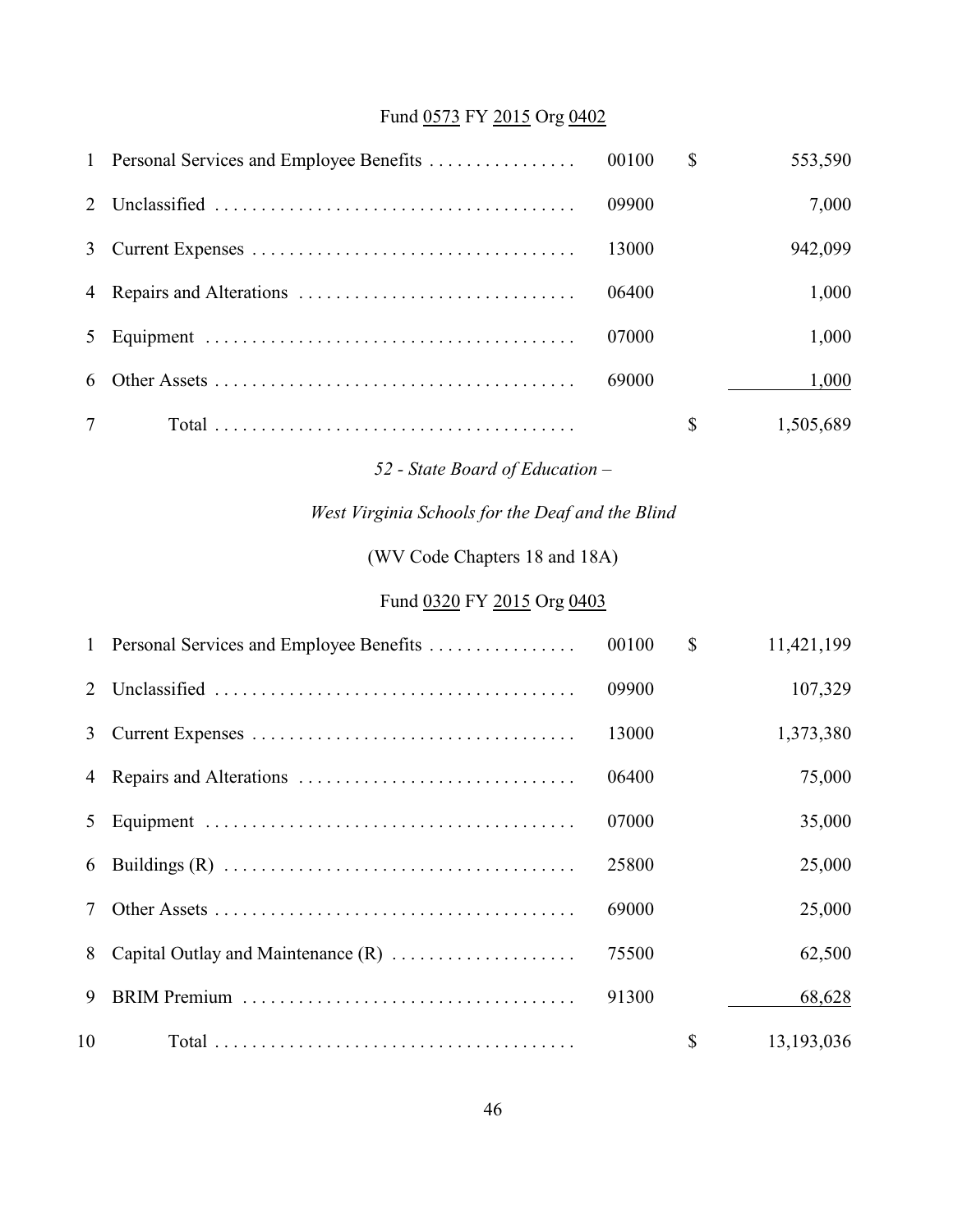Fund 0573 FY 2015 Org 0402

| | | | | |
|---|---|---|---|---|
| 1 | Personal Services and Employee Benefits | 00100 | $ | 553,590 |
| 2 | Unclassified | 09900 | | 7,000 |
| 3 | Current Expenses | 13000 | | 942,099 |
| 4 | Repairs and Alterations | 06400 | | 1,000 |
| 5 | Equipment | 07000 | | 1,000 |
| 6 | Other Assets | 69000 | | 1,000 |
| 7 | Total | | $ | 1,505,689 |

*52 - State Board of Education –*

*West Virginia Schools for the Deaf and the Blind*

(WV Code Chapters 18 and 18A)

Fund 0320 FY 2015 Org 0403

| | | | | |
|---|---|---|---|---|
| 1 | Personal Services and Employee Benefits | 00100 | $ | 11,421,199 |
| 2 | Unclassified | 09900 | | 107,329 |
| 3 | Current Expenses | 13000 | | 1,373,380 |
| 4 | Repairs and Alterations | 06400 | | 75,000 |
| 5 | Equipment | 07000 | | 35,000 |
| 6 | Buildings (R) | 25800 | | 25,000 |
| 7 | Other Assets | 69000 | | 25,000 |
| 8 | Capital Outlay and Maintenance (R) | 75500 | | 62,500 |
| 9 | BRIM Premium | 91300 | | 68,628 |
| 10 | Total | | $ | 13,193,036 |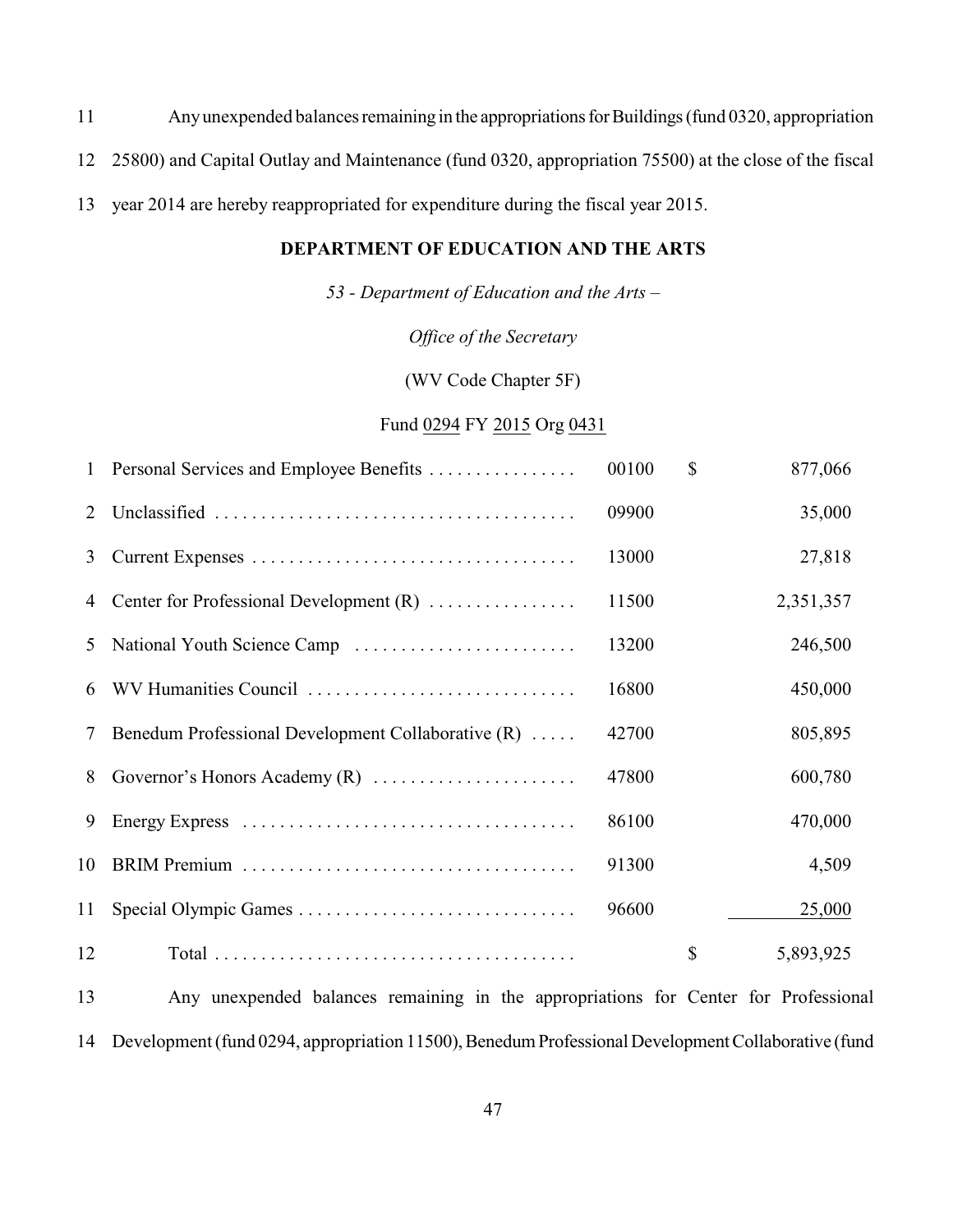11 Any unexpended balances remaining in the appropriations for Buildings (fund 0320, appropriation 12 25800) and Capital Outlay and Maintenance (fund 0320, appropriation 75500) at the close of the fiscal 13 year 2014 are hereby reappropriated for expenditure during the fiscal year 2015.

**DEPARTMENT OF EDUCATION AND THE ARTS**

*53 - Department of Education and the Arts –*

*Office of the Secretary*

(WV Code Chapter 5F)

Fund 0294 FY 2015 Org 0431

| | | | | |
|---|---|---|---|---|
| 1 | Personal Services and Employee Benefits . . . . . . . . . . . . . . . . | 00100 | $ | 877,066 |
| 2 | Unclassified . . . . . . . . . . . . . . . . . . . . . . . . . . . . . . . . . . . . . . . | 09900 | | 35,000 |
| 3 | Current Expenses . . . . . . . . . . . . . . . . . . . . . . . . . . . . . . . . . . | 13000 | | 27,818 |
| 4 | Center for Professional Development (R) . . . . . . . . . . . . . . . . | 11500 | | 2,351,357 |
| 5 | National Youth Science Camp . . . . . . . . . . . . . . . . . . . . . . . . | 13200 | | 246,500 |
| 6 | WV Humanities Council . . . . . . . . . . . . . . . . . . . . . . . . . . . . . | 16800 | | 450,000 |
| 7 | Benedum Professional Development Collaborative (R) . . . . . | 42700 | | 805,895 |
| 8 | Governor's Honors Academy (R) . . . . . . . . . . . . . . . . . . . . . . | 47800 | | 600,780 |
| 9 | Energy Express . . . . . . . . . . . . . . . . . . . . . . . . . . . . . . . . . . . . | 86100 | | 470,000 |
| 10 | BRIM Premium . . . . . . . . . . . . . . . . . . . . . . . . . . . . . . . . . . . . | 91300 | | 4,509 |
| 11 | Special Olympic Games . . . . . . . . . . . . . . . . . . . . . . . . . . . . . . | 96600 | | 25,000 |
| 12 | Total . . . . . . . . . . . . . . . . . . . . . . . . . . . . . . . . . . . . . . . | | $ | 5,893,925 |

13 Any unexpended balances remaining in the appropriations for Center for Professional 14 Development (fund 0294, appropriation 11500), Benedum Professional Development Collaborative (fund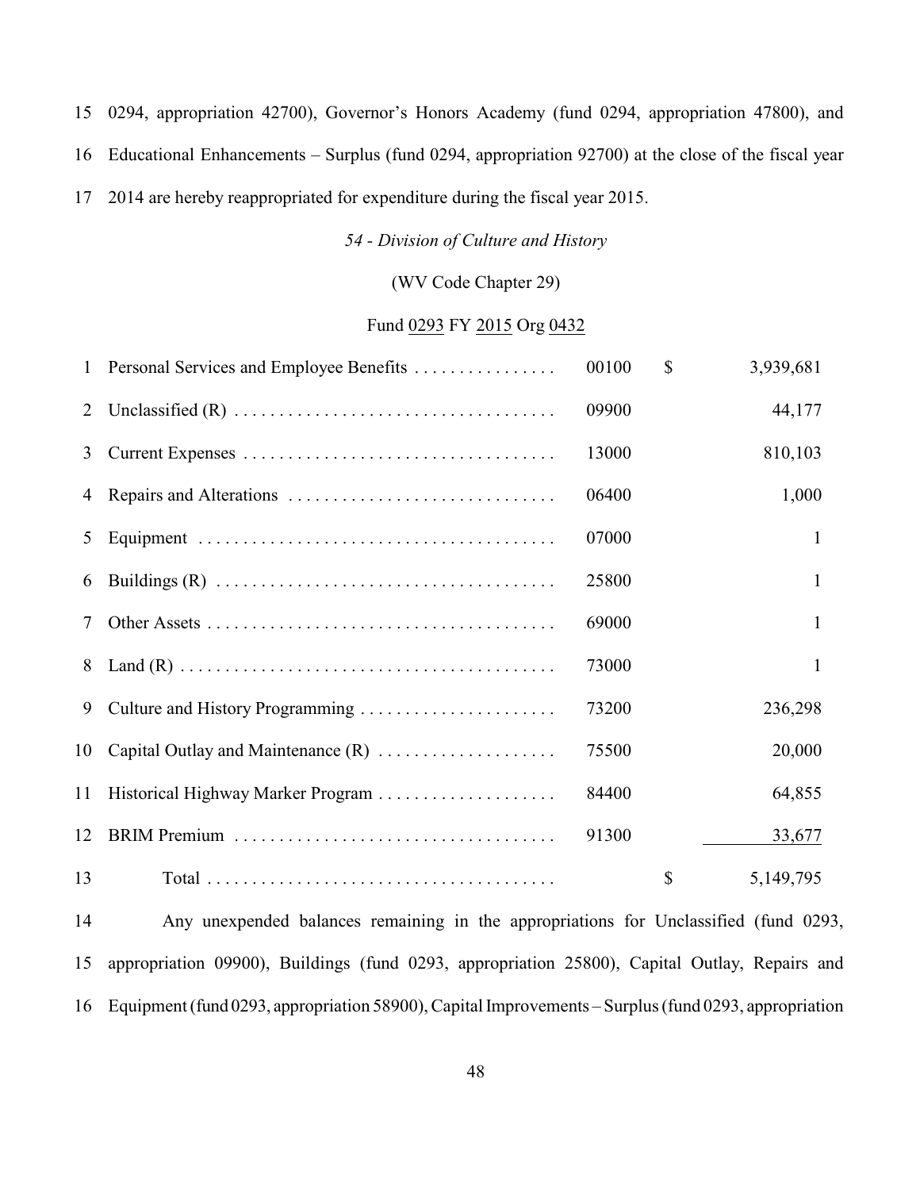15 0294, appropriation 42700), Governor's Honors Academy (fund 0294, appropriation 47800), and
16 Educational Enhancements – Surplus (fund 0294, appropriation 92700) at the close of the fiscal year
17 2014 are hereby reappropriated for expenditure during the fiscal year 2015.

*54 - Division of Culture and History*

(WV Code Chapter 29)

Fund 0293 FY 2015 Org 0432

| | | | | |
|---|---|---|---|---|
| 1 | Personal Services and Employee Benefits | 00100 | $ | 3,939,681 |
| 2 | Unclassified (R) | 09900 | | 44,177 |
| 3 | Current Expenses | 13000 | | 810,103 |
| 4 | Repairs and Alterations | 06400 | | 1,000 |
| 5 | Equipment | 07000 | | 1 |
| 6 | Buildings (R) | 25800 | | 1 |
| 7 | Other Assets | 69000 | | 1 |
| 8 | Land (R) | 73000 | | 1 |
| 9 | Culture and History Programming | 73200 | | 236,298 |
| 10 | Capital Outlay and Maintenance (R) | 75500 | | 20,000 |
| 11 | Historical Highway Marker Program | 84400 | | 64,855 |
| 12 | BRIM Premium | 91300 | | 33,677 |
| 13 | Total | | $ | 5,149,795 |

14 Any unexpended balances remaining in the appropriations for Unclassified (fund 0293,
15 appropriation 09900), Buildings (fund 0293, appropriation 25800), Capital Outlay, Repairs and
16 Equipment (fund 0293, appropriation 58900), Capital Improvements – Surplus (fund 0293, appropriation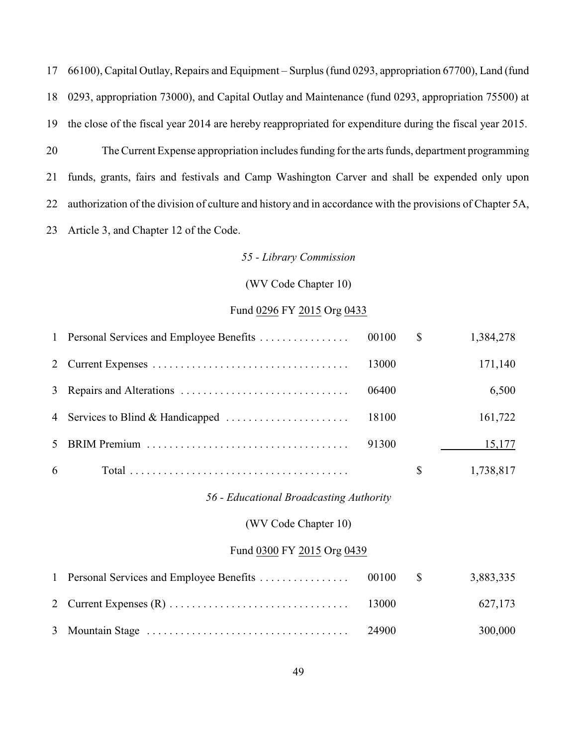17 66100), Capital Outlay, Repairs and Equipment – Surplus (fund 0293, appropriation 67700), Land (fund 18 0293, appropriation 73000), and Capital Outlay and Maintenance (fund 0293, appropriation 75500) at 19 the close of the fiscal year 2014 are hereby reappropriated for expenditure during the fiscal year 2015.

20 The Current Expense appropriation includes funding for the arts funds, department programming 21 funds, grants, fairs and festivals and Camp Washington Carver and shall be expended only upon 22 authorization of the division of culture and history and in accordance with the provisions of Chapter 5A, 23 Article 3, and Chapter 12 of the Code.

*55 - Library Commission*

(WV Code Chapter 10)

Fund 0296 FY 2015 Org 0433

| | | | | |
|---|---|---|---|---|
| 1 | Personal Services and Employee Benefits | 00100 | $ | 1,384,278 |
| 2 | Current Expenses | 13000 | | 171,140 |
| 3 | Repairs and Alterations | 06400 | | 6,500 |
| 4 | Services to Blind & Handicapped | 18100 | | 161,722 |
| 5 | BRIM Premium | 91300 | | 15,177 |
| 6 | Total | | $ | 1,738,817 |

*56 - Educational Broadcasting Authority*

(WV Code Chapter 10)

Fund 0300 FY 2015 Org 0439

| | | | | |
|---|---|---|---|---|
| 1 | Personal Services and Employee Benefits | 00100 | $ | 3,883,335 |
| 2 | Current Expenses (R) | 13000 | | 627,173 |
| 3 | Mountain Stage | 24900 | | 300,000 |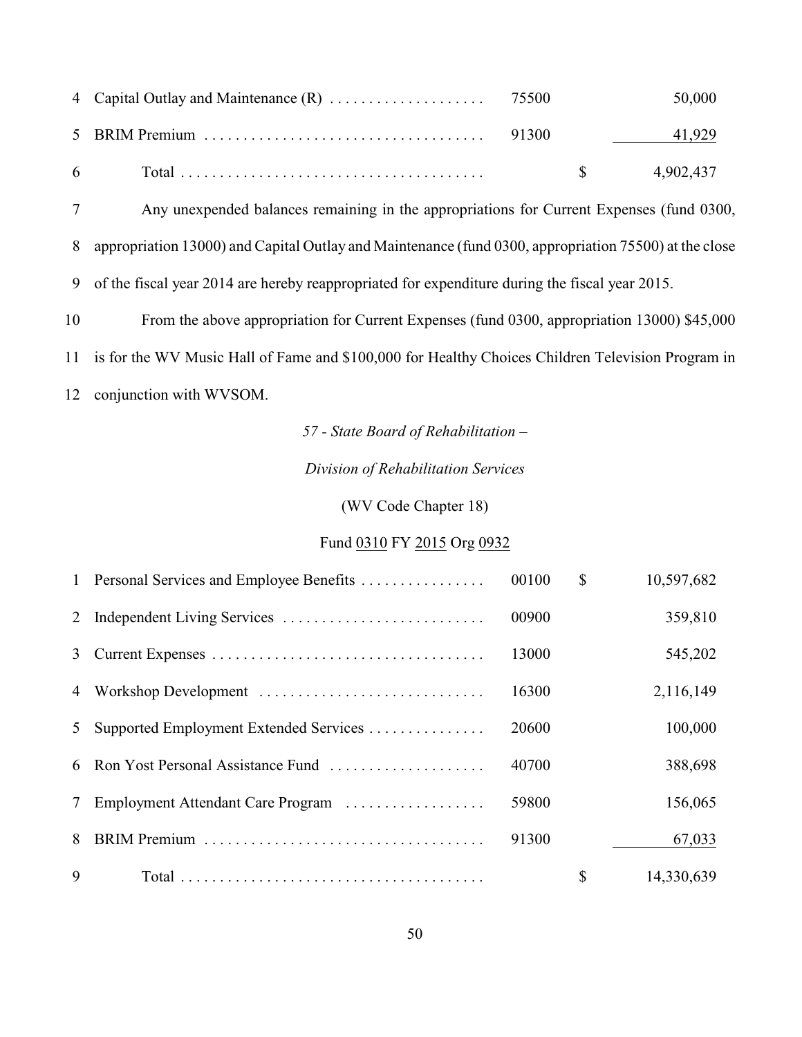| | | | | |
|---|---|---|---|---|
| 4 | Capital Outlay and Maintenance (R) | 75500 | | 50,000 |
| 5 | BRIM Premium | 91300 | | 41,929 |
| 6 | Total | | $ | 4,902,437 |

7 Any unexpended balances remaining in the appropriations for Current Expenses (fund 0300, 8 appropriation 13000) and Capital Outlay and Maintenance (fund 0300, appropriation 75500) at the close 9 of the fiscal year 2014 are hereby reappropriated for expenditure during the fiscal year 2015.

10 From the above appropriation for Current Expenses (fund 0300, appropriation 13000) $45,000 11 is for the WV Music Hall of Fame and $100,000 for Healthy Choices Children Television Program in 12 conjunction with WVSOM.

*57 - State Board of Rehabilitation –*

*Division of Rehabilitation Services*

(WV Code Chapter 18)

Fund 0310 FY 2015 Org 0932

| | | | | |
|---|---|---|---|---|
| 1 | Personal Services and Employee Benefits | 00100 | $ | 10,597,682 |
| 2 | Independent Living Services | 00900 | | 359,810 |
| 3 | Current Expenses | 13000 | | 545,202 |
| 4 | Workshop Development | 16300 | | 2,116,149 |
| 5 | Supported Employment Extended Services | 20600 | | 100,000 |
| 6 | Ron Yost Personal Assistance Fund | 40700 | | 388,698 |
| 7 | Employment Attendant Care Program | 59800 | | 156,065 |
| 8 | BRIM Premium | 91300 | | 67,033 |
| 9 | Total | | $ | 14,330,639 |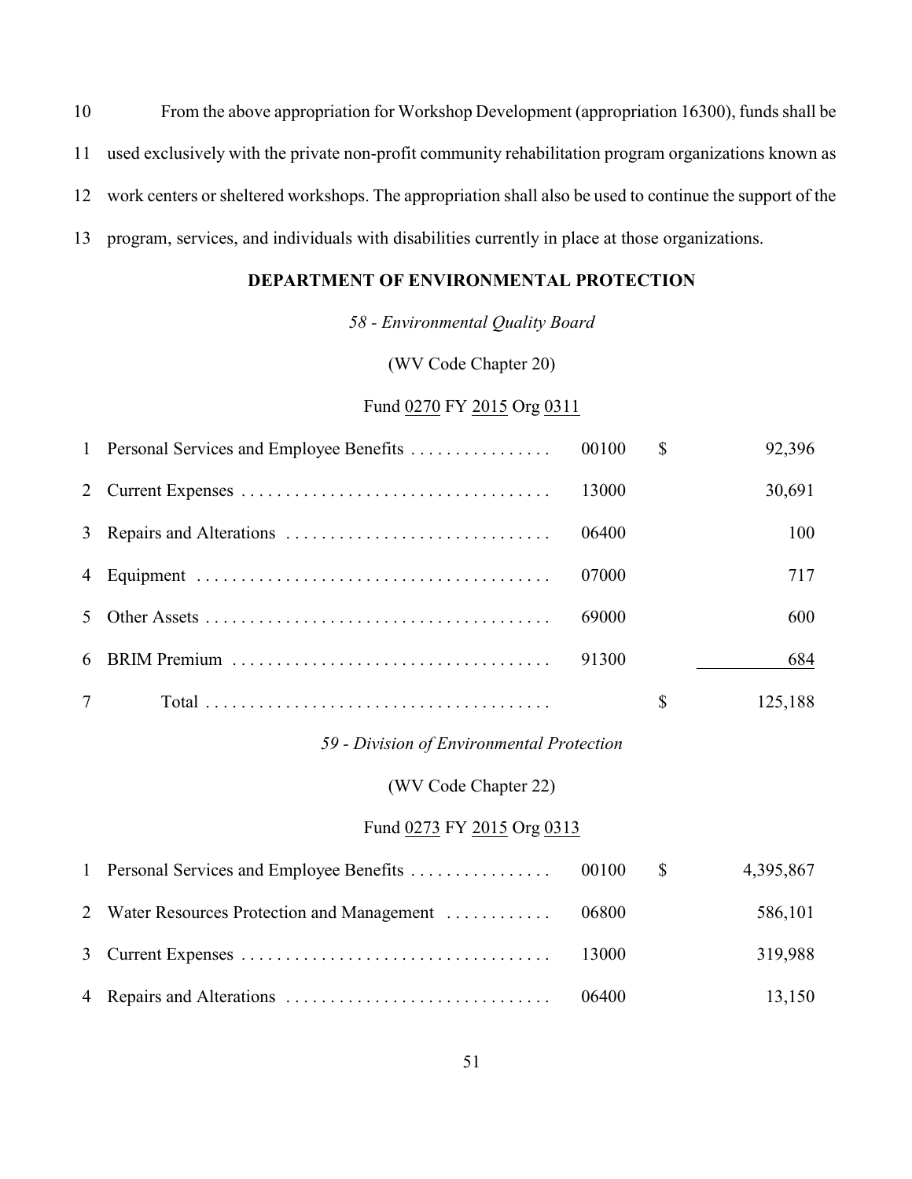10 From the above appropriation for Workshop Development (appropriation 16300), funds shall be
11 used exclusively with the private non-profit community rehabilitation program organizations known as
12 work centers or sheltered workshops. The appropriation shall also be used to continue the support of the
13 program, services, and individuals with disabilities currently in place at those organizations.

## DEPARTMENT OF ENVIRONMENTAL PROTECTION

*58 - Environmental Quality Board*

(WV Code Chapter 20)

Fund 0270 FY 2015 Org 0311

| | | | | |
|---|---|---|---|---|
| 1 | Personal Services and Employee Benefits | 00100 | $ | 92,396 |
| 2 | Current Expenses | 13000 | | 30,691 |
| 3 | Repairs and Alterations | 06400 | | 100 |
| 4 | Equipment | 07000 | | 717 |
| 5 | Other Assets | 69000 | | 600 |
| 6 | BRIM Premium | 91300 | | 684 |
| 7 | Total | | $ | 125,188 |

*59 - Division of Environmental Protection*

(WV Code Chapter 22)

Fund 0273 FY 2015 Org 0313

| | | | | |
|---|---|---|---|---|
| 1 | Personal Services and Employee Benefits | 00100 | $ | 4,395,867 |
| 2 | Water Resources Protection and Management | 06800 | | 586,101 |
| 3 | Current Expenses | 13000 | | 319,988 |
| 4 | Repairs and Alterations | 06400 | | 13,150 |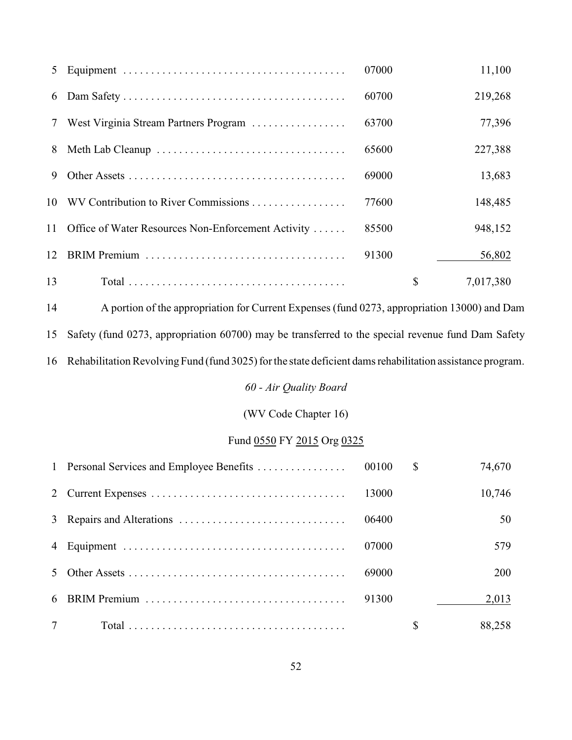| | | | | |
|---|---|---|---|---|
| 5 | Equipment | 07000 | | 11,100 |
| 6 | Dam Safety | 60700 | | 219,268 |
| 7 | West Virginia Stream Partners Program | 63700 | | 77,396 |
| 8 | Meth Lab Cleanup | 65600 | | 227,388 |
| 9 | Other Assets | 69000 | | 13,683 |
| 10 | WV Contribution to River Commissions | 77600 | | 148,485 |
| 11 | Office of Water Resources Non-Enforcement Activity | 85500 | | 948,152 |
| 12 | BRIM Premium | 91300 | | 56,802 |
| 13 | Total | | $ | 7,017,380 |

14 A portion of the appropriation for Current Expenses (fund 0273, appropriation 13000) and Dam 15 Safety (fund 0273, appropriation 60700) may be transferred to the special revenue fund Dam Safety 16 Rehabilitation Revolving Fund (fund 3025) for the state deficient dams rehabilitation assistance program.

*60 - Air Quality Board*

(WV Code Chapter 16)

Fund 0550 FY 2015 Org 0325

| | | | | |
|---|---|---|---|---|
| 1 | Personal Services and Employee Benefits | 00100 | $ | 74,670 |
| 2 | Current Expenses | 13000 | | 10,746 |
| 3 | Repairs and Alterations | 06400 | | 50 |
| 4 | Equipment | 07000 | | 579 |
| 5 | Other Assets | 69000 | | 200 |
| 6 | BRIM Premium | 91300 | | 2,013 |
| 7 | Total | | $ | 88,258 |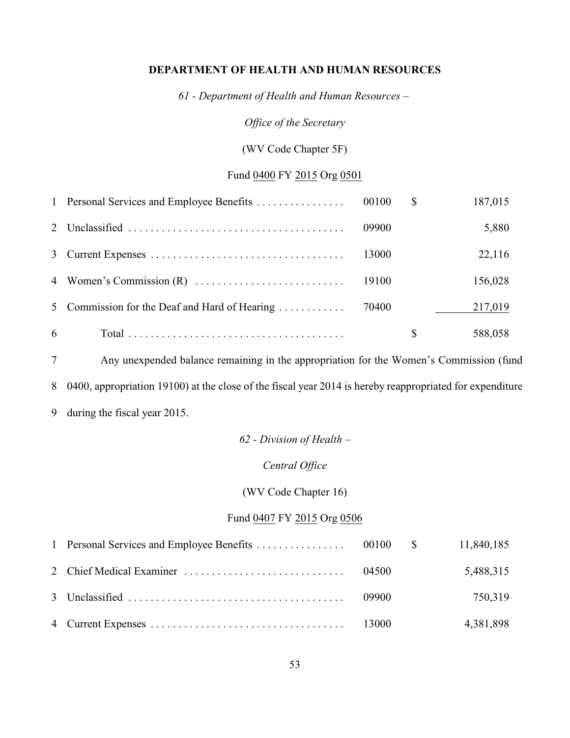# DEPARTMENT OF HEALTH AND HUMAN RESOURCES

*61 - Department of Health and Human Resources –*

*Office of the Secretary*

(WV Code Chapter 5F)

Fund 0400 FY 2015 Org 0501

| | | | | |
|---|---|---|---|---|
| 1 | Personal Services and Employee Benefits . . . . . . . . . . . . . . . . | 00100 | $ | 187,015 |
| 2 | Unclassified . . . . . . . . . . . . . . . . . . . . . . . . . . . . . . . . . . . . . . | 09900 | | 5,880 |
| 3 | Current Expenses . . . . . . . . . . . . . . . . . . . . . . . . . . . . . . . . . . . | 13000 | | 22,116 |
| 4 | Women's Commission (R) . . . . . . . . . . . . . . . . . . . . . . . . . . . | 19100 | | 156,028 |
| 5 | Commission for the Deaf and Hard of Hearing . . . . . . . . . . . . | 70400 | | 217,019 |
| 6 | Total . . . . . . . . . . . . . . . . . . . . . . . . . . . . . . . . . . . . . . | | $ | 588,058 |

7 Any unexpended balance remaining in the appropriation for the Women's Commission (fund 8 0400, appropriation 19100) at the close of the fiscal year 2014 is hereby reappropriated for expenditure 9 during the fiscal year 2015.

*62 - Division of Health –*

*Central Office*

(WV Code Chapter 16)

Fund 0407 FY 2015 Org 0506

| | | | | |
|---|---|---|---|---|
| 1 | Personal Services and Employee Benefits . . . . . . . . . . . . . . . . | 00100 | $ | 11,840,185 |
| 2 | Chief Medical Examiner . . . . . . . . . . . . . . . . . . . . . . . . . . . . . | 04500 | | 5,488,315 |
| 3 | Unclassified . . . . . . . . . . . . . . . . . . . . . . . . . . . . . . . . . . . . . . | 09900 | | 750,319 |
| 4 | Current Expenses . . . . . . . . . . . . . . . . . . . . . . . . . . . . . . . . . . . | 13000 | | 4,381,898 |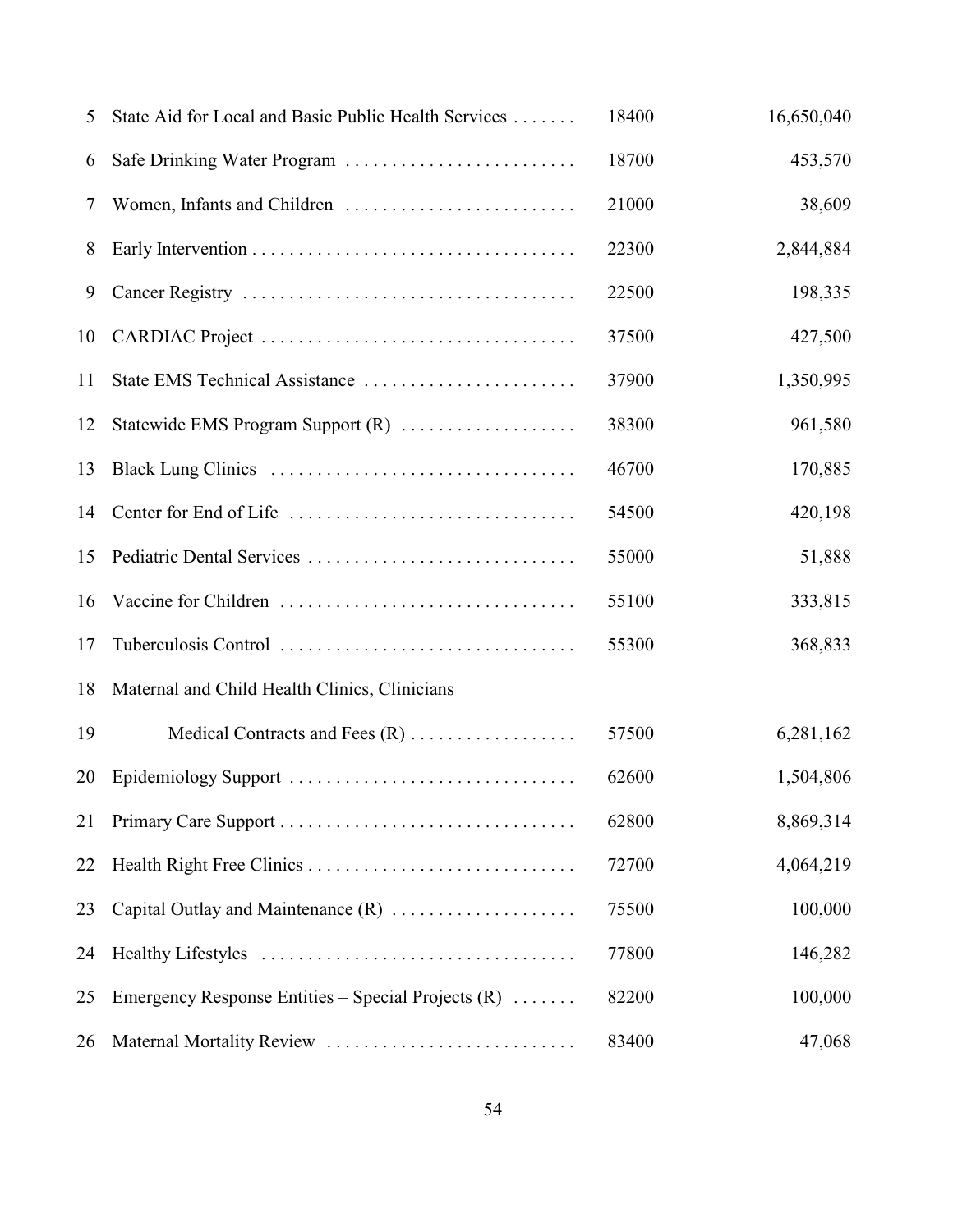| | | | |
|---|---|---|---|
| 5 | State Aid for Local and Basic Public Health Services . . . . . . . | 18400 | 16,650,040 |
| 6 | Safe Drinking Water Program . . . . . . . . . . . . . . . . . . . . . . . . . | 18700 | 453,570 |
| 7 | Women, Infants and Children . . . . . . . . . . . . . . . . . . . . . . . . . | 21000 | 38,609 |
| 8 | Early Intervention . . . . . . . . . . . . . . . . . . . . . . . . . . . . . . . . . . . | 22300 | 2,844,884 |
| 9 | Cancer Registry . . . . . . . . . . . . . . . . . . . . . . . . . . . . . . . . . . . | 22500 | 198,335 |
| 10 | CARDIAC Project . . . . . . . . . . . . . . . . . . . . . . . . . . . . . . . . . . | 37500 | 427,500 |
| 11 | State EMS Technical Assistance . . . . . . . . . . . . . . . . . . . . . . . | 37900 | 1,350,995 |
| 12 | Statewide EMS Program Support (R) . . . . . . . . . . . . . . . . . . . | 38300 | 961,580 |
| 13 | Black Lung Clinics . . . . . . . . . . . . . . . . . . . . . . . . . . . . . . . . . | 46700 | 170,885 |
| 14 | Center for End of Life . . . . . . . . . . . . . . . . . . . . . . . . . . . . . . . | 54500 | 420,198 |
| 15 | Pediatric Dental Services . . . . . . . . . . . . . . . . . . . . . . . . . . . . . | 55000 | 51,888 |
| 16 | Vaccine for Children . . . . . . . . . . . . . . . . . . . . . . . . . . . . . . . . | 55100 | 333,815 |
| 17 | Tuberculosis Control . . . . . . . . . . . . . . . . . . . . . . . . . . . . . . . . | 55300 | 368,833 |
| 18 | Maternal and Child Health Clinics, Clinicians | | |
| 19 | Medical Contracts and Fees (R) . . . . . . . . . . . . . . . . . . | 57500 | 6,281,162 |
| 20 | Epidemiology Support . . . . . . . . . . . . . . . . . . . . . . . . . . . . . . . | 62600 | 1,504,806 |
| 21 | Primary Care Support . . . . . . . . . . . . . . . . . . . . . . . . . . . . . . . . | 62800 | 8,869,314 |
| 22 | Health Right Free Clinics . . . . . . . . . . . . . . . . . . . . . . . . . . . . . | 72700 | 4,064,219 |
| 23 | Capital Outlay and Maintenance (R) . . . . . . . . . . . . . . . . . . . . | 75500 | 100,000 |
| 24 | Healthy Lifestyles . . . . . . . . . . . . . . . . . . . . . . . . . . . . . . . . . . | 77800 | 146,282 |
| 25 | Emergency Response Entities – Special Projects (R) . . . . . . . | 82200 | 100,000 |
| 26 | Maternal Mortality Review . . . . . . . . . . . . . . . . . . . . . . . . . . . | 83400 | 47,068 |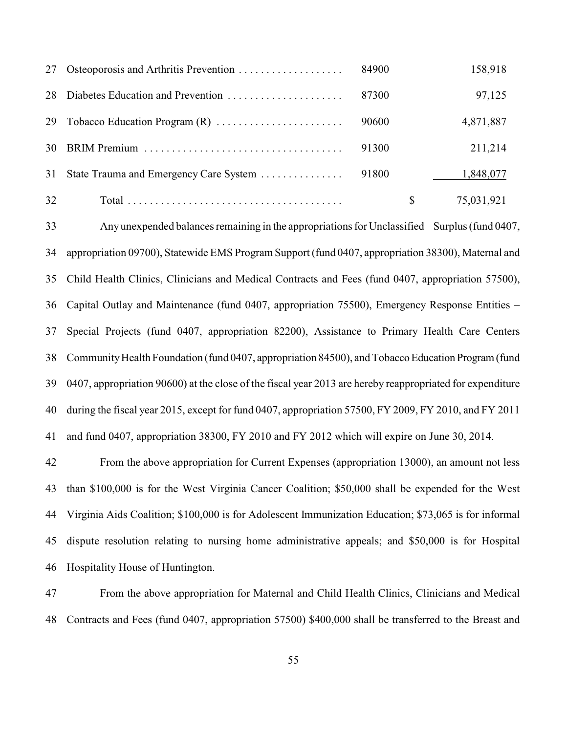| Line | Item | Appropriation | | Amount |
|---|---|---|---|---|
| 27 | Osteoporosis and Arthritis Prevention | 84900 | | 158,918 |
| 28 | Diabetes Education and Prevention | 87300 | | 97,125 |
| 29 | Tobacco Education Program (R) | 90600 | | 4,871,887 |
| 30 | BRIM Premium | 91300 | | 211,214 |
| 31 | State Trauma and Emergency Care System | 91800 | | 1,848,077 |
| 32 | Total | | $ | 75,031,921 |

33 Any unexpended balances remaining in the appropriations for Unclassified – Surplus (fund 0407, 34 appropriation 09700), Statewide EMS Program Support (fund 0407, appropriation 38300), Maternal and 35 Child Health Clinics, Clinicians and Medical Contracts and Fees (fund 0407, appropriation 57500), 36 Capital Outlay and Maintenance (fund 0407, appropriation 75500), Emergency Response Entities – 37 Special Projects (fund 0407, appropriation 82200), Assistance to Primary Health Care Centers 38 Community Health Foundation (fund 0407, appropriation 84500), and Tobacco Education Program (fund 39 0407, appropriation 90600) at the close of the fiscal year 2013 are hereby reappropriated for expenditure 40 during the fiscal year 2015, except for fund 0407, appropriation 57500, FY 2009, FY 2010, and FY 2011 41 and fund 0407, appropriation 38300, FY 2010 and FY 2012 which will expire on June 30, 2014.

42 From the above appropriation for Current Expenses (appropriation 13000), an amount not less 43 than $100,000 is for the West Virginia Cancer Coalition; $50,000 shall be expended for the West 44 Virginia Aids Coalition; $100,000 is for Adolescent Immunization Education; $73,065 is for informal 45 dispute resolution relating to nursing home administrative appeals; and $50,000 is for Hospital 46 Hospitality House of Huntington.

47 From the above appropriation for Maternal and Child Health Clinics, Clinicians and Medical 48 Contracts and Fees (fund 0407, appropriation 57500) $400,000 shall be transferred to the Breast and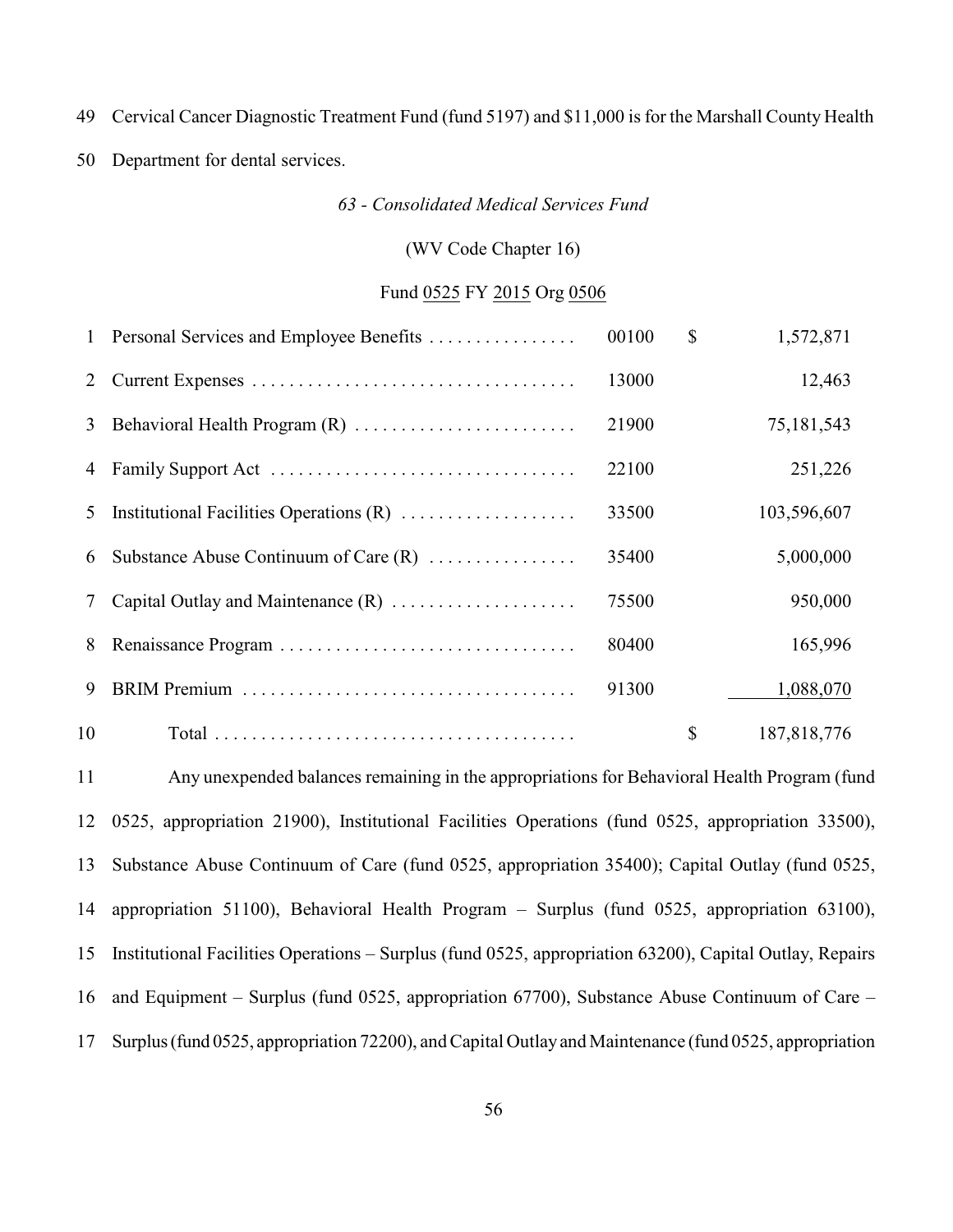49 Cervical Cancer Diagnostic Treatment Fund (fund 5197) and $11,000 is for the Marshall County Health

50 Department for dental services.

*63 - Consolidated Medical Services Fund*

(WV Code Chapter 16)

Fund 0525 FY 2015 Org 0506

| | | | | |
|---|---|---|---|---|
| 1 | Personal Services and Employee Benefits | 00100 | $ | 1,572,871 |
| 2 | Current Expenses | 13000 | | 12,463 |
| 3 | Behavioral Health Program (R) | 21900 | | 75,181,543 |
| 4 | Family Support Act | 22100 | | 251,226 |
| 5 | Institutional Facilities Operations (R) | 33500 | | 103,596,607 |
| 6 | Substance Abuse Continuum of Care (R) | 35400 | | 5,000,000 |
| 7 | Capital Outlay and Maintenance (R) | 75500 | | 950,000 |
| 8 | Renaissance Program | 80400 | | 165,996 |
| 9 | BRIM Premium | 91300 | | 1,088,070 |
| 10 | Total | | $ | 187,818,776 |

11 Any unexpended balances remaining in the appropriations for Behavioral Health Program (fund

12 0525, appropriation 21900), Institutional Facilities Operations (fund 0525, appropriation 33500),

13 Substance Abuse Continuum of Care (fund 0525, appropriation 35400); Capital Outlay (fund 0525,

14 appropriation 51100), Behavioral Health Program – Surplus (fund 0525, appropriation 63100),

15 Institutional Facilities Operations – Surplus (fund 0525, appropriation 63200), Capital Outlay, Repairs

16 and Equipment – Surplus (fund 0525, appropriation 67700), Substance Abuse Continuum of Care –

17 Surplus (fund 0525, appropriation 72200), and Capital Outlay and Maintenance (fund 0525, appropriation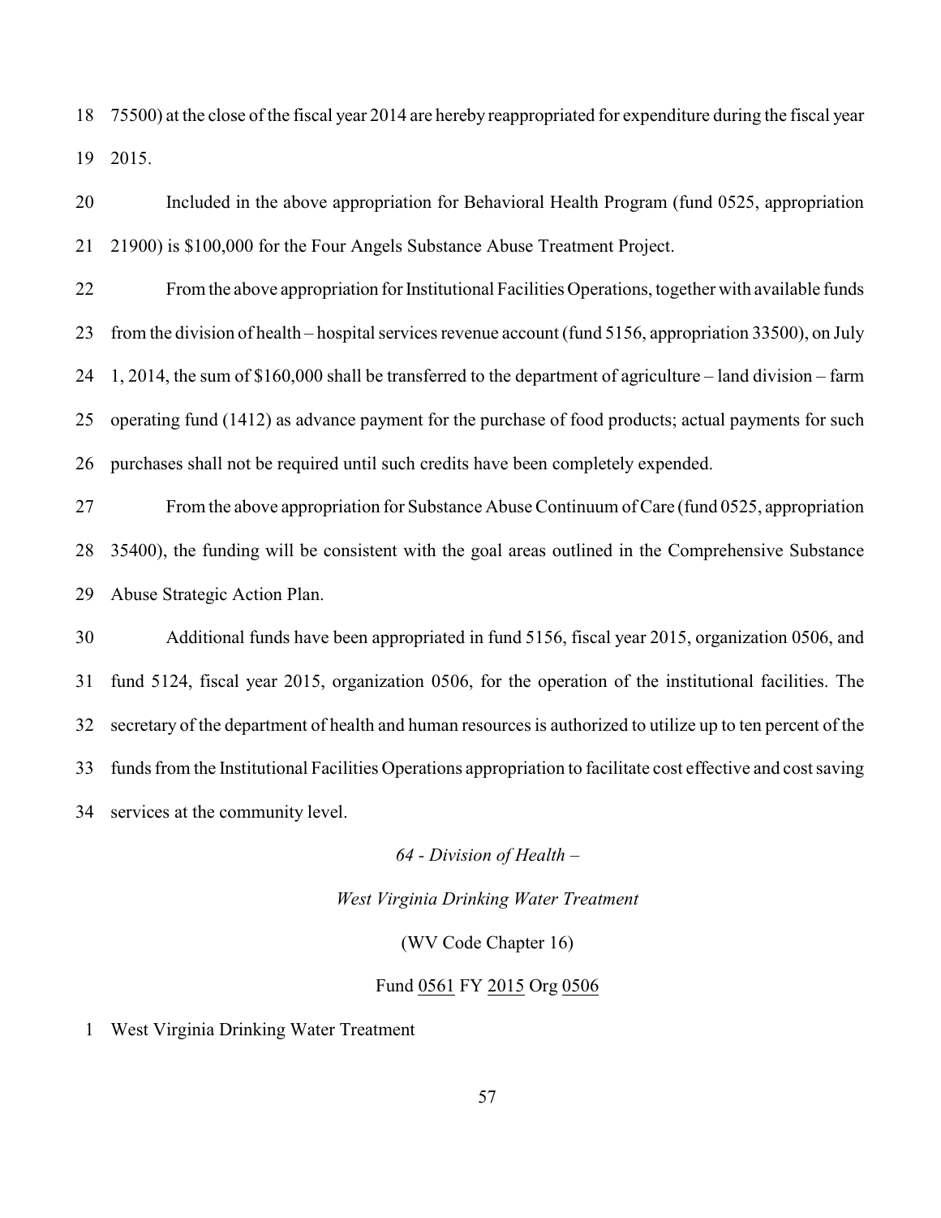75500) at the close of the fiscal year 2014 are hereby reappropriated for expenditure during the fiscal year 2015.

Included in the above appropriation for Behavioral Health Program (fund 0525, appropriation 21900) is $100,000 for the Four Angels Substance Abuse Treatment Project.

From the above appropriation for Institutional Facilities Operations, together with available funds from the division of health – hospital services revenue account (fund 5156, appropriation 33500), on July 1, 2014, the sum of $160,000 shall be transferred to the department of agriculture – land division – farm operating fund (1412) as advance payment for the purchase of food products; actual payments for such purchases shall not be required until such credits have been completely expended.

From the above appropriation for Substance Abuse Continuum of Care (fund 0525, appropriation 35400), the funding will be consistent with the goal areas outlined in the Comprehensive Substance Abuse Strategic Action Plan.

Additional funds have been appropriated in fund 5156, fiscal year 2015, organization 0506, and fund 5124, fiscal year 2015, organization 0506, for the operation of the institutional facilities. The secretary of the department of health and human resources is authorized to utilize up to ten percent of the funds from the Institutional Facilities Operations appropriation to facilitate cost effective and cost saving services at the community level.

*64 - Division of Health –*

*West Virginia Drinking Water Treatment*

(WV Code Chapter 16)

Fund 0561 FY 2015 Org 0506

West Virginia Drinking Water Treatment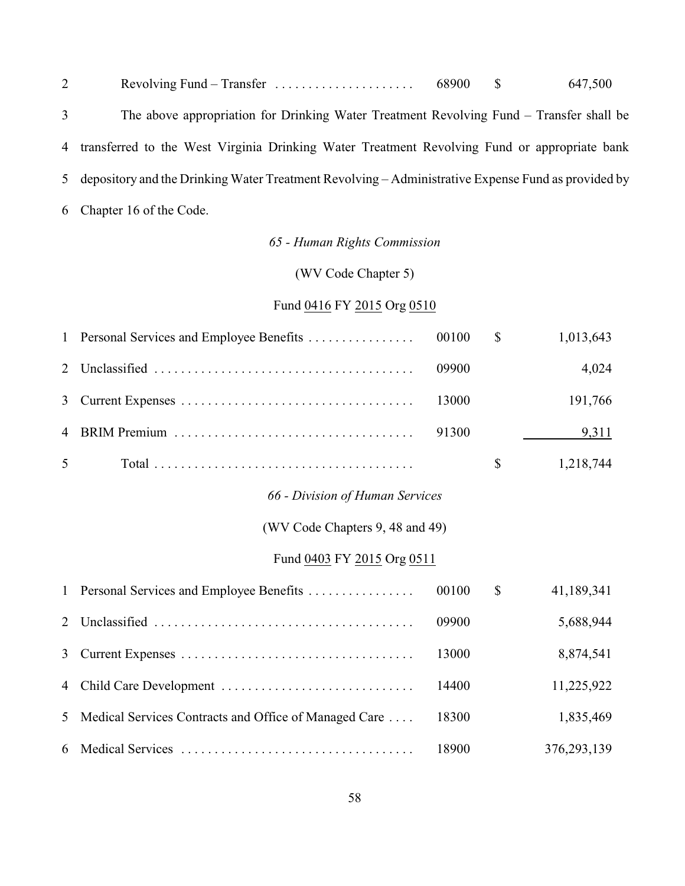| | | | | |
|---|---|---|---|---|
| 2 | Revolving Fund – Transfer .................... | 68900 | $ | 647,500 |

3 The above appropriation for Drinking Water Treatment Revolving Fund – Transfer shall be 4 transferred to the West Virginia Drinking Water Treatment Revolving Fund or appropriate bank 5 depository and the Drinking Water Treatment Revolving – Administrative Expense Fund as provided by 6 Chapter 16 of the Code.

*65 - Human Rights Commission*

(WV Code Chapter 5)

Fund 0416 FY 2015 Org 0510

| | | | | |
|---|---|---|---|---|
| 1 | Personal Services and Employee Benefits ................ | 00100 | $ | 1,013,643 |
| 2 | Unclassified ....................................... | 09900 | | 4,024 |
| 3 | Current Expenses .................................. | 13000 | | 191,766 |
| 4 | BRIM Premium .................................... | 91300 | | 9,311 |
| 5 | Total ....................................... | | $ | 1,218,744 |

*66 - Division of Human Services*

(WV Code Chapters 9, 48 and 49)

Fund 0403 FY 2015 Org 0511

| | | | | |
|---|---|---|---|---|
| 1 | Personal Services and Employee Benefits ................ | 00100 | $ | 41,189,341 |
| 2 | Unclassified ....................................... | 09900 | | 5,688,944 |
| 3 | Current Expenses .................................. | 13000 | | 8,874,541 |
| 4 | Child Care Development ............................ | 14400 | | 11,225,922 |
| 5 | Medical Services Contracts and Office of Managed Care .... | 18300 | | 1,835,469 |
| 6 | Medical Services .................................. | 18900 | | 376,293,139 |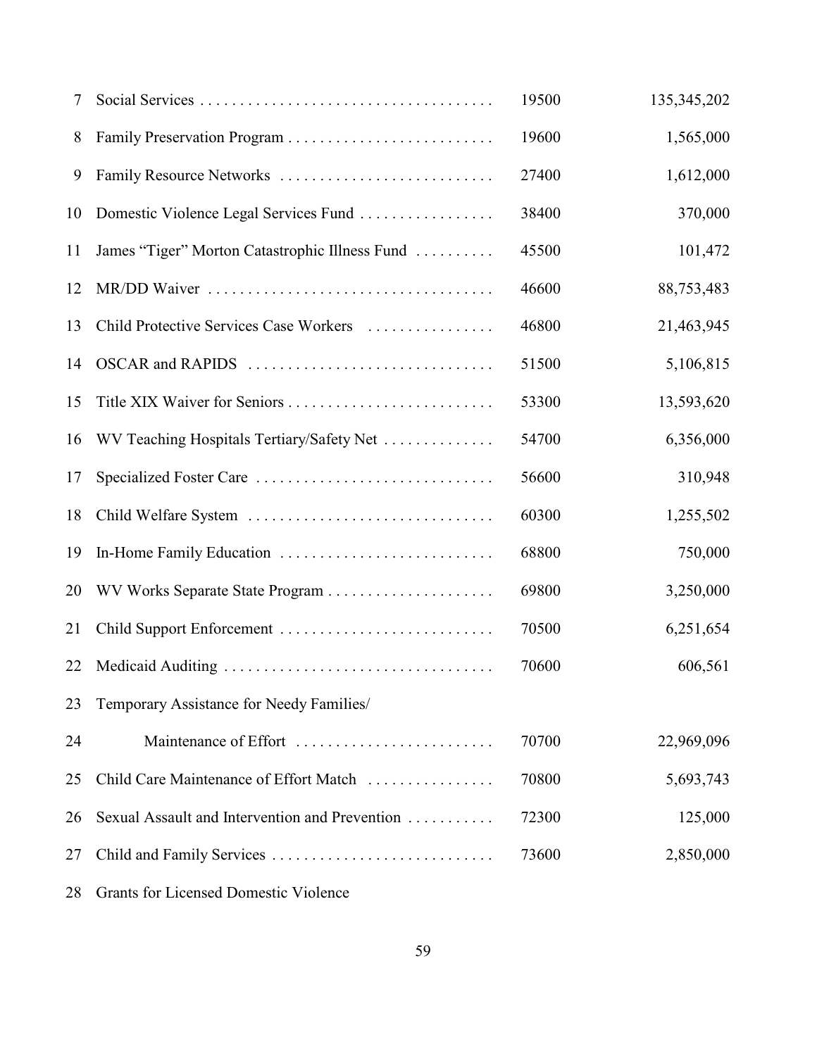| | | | |
|---|---|---|---|
| 7 | Social Services | 19500 | 135,345,202 |
| 8 | Family Preservation Program | 19600 | 1,565,000 |
| 9 | Family Resource Networks | 27400 | 1,612,000 |
| 10 | Domestic Violence Legal Services Fund | 38400 | 370,000 |
| 11 | James “Tiger” Morton Catastrophic Illness Fund | 45500 | 101,472 |
| 12 | MR/DD Waiver | 46600 | 88,753,483 |
| 13 | Child Protective Services Case Workers | 46800 | 21,463,945 |
| 14 | OSCAR and RAPIDS | 51500 | 5,106,815 |
| 15 | Title XIX Waiver for Seniors | 53300 | 13,593,620 |
| 16 | WV Teaching Hospitals Tertiary/Safety Net | 54700 | 6,356,000 |
| 17 | Specialized Foster Care | 56600 | 310,948 |
| 18 | Child Welfare System | 60300 | 1,255,502 |
| 19 | In-Home Family Education | 68800 | 750,000 |
| 20 | WV Works Separate State Program | 69800 | 3,250,000 |
| 21 | Child Support Enforcement | 70500 | 6,251,654 |
| 22 | Medicaid Auditing | 70600 | 606,561 |
| 23 | Temporary Assistance for Needy Families/ | | |
| 24 | Maintenance of Effort | 70700 | 22,969,096 |
| 25 | Child Care Maintenance of Effort Match | 70800 | 5,693,743 |
| 26 | Sexual Assault and Intervention and Prevention | 72300 | 125,000 |
| 27 | Child and Family Services | 73600 | 2,850,000 |
| 28 | Grants for Licensed Domestic Violence | | |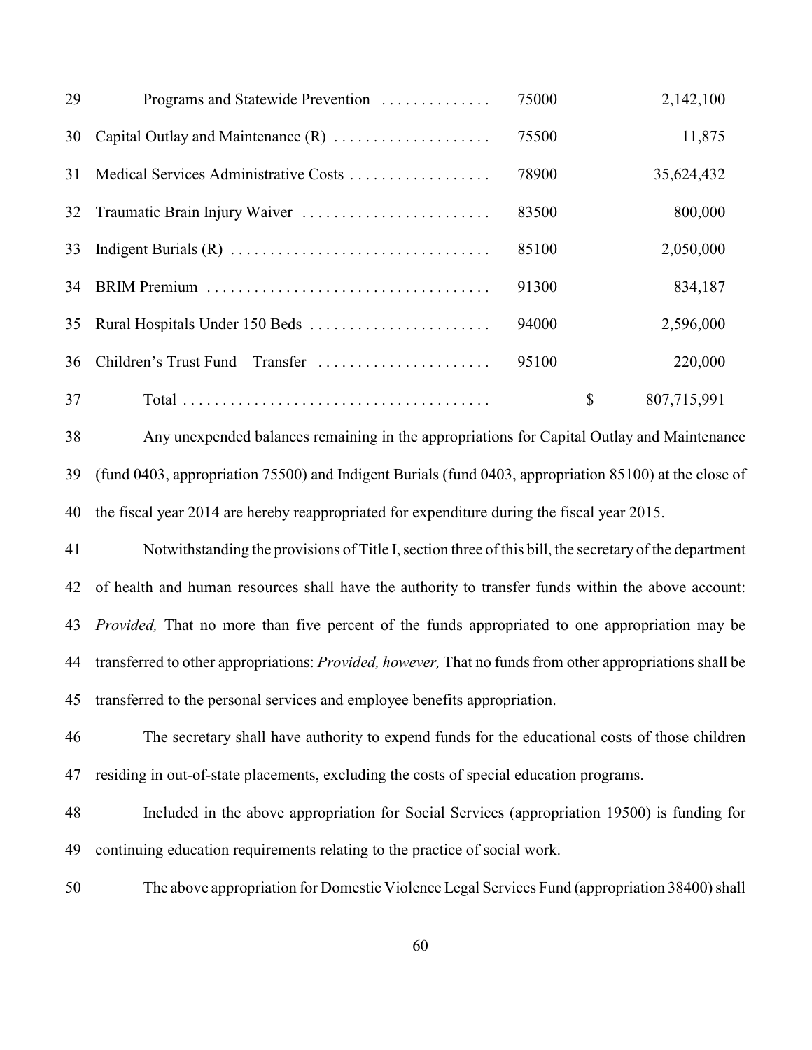| | | | | |
|---|---|---|---|---|
| 29 | Programs and Statewide Prevention | 75000 | | 2,142,100 |
| 30 | Capital Outlay and Maintenance (R) | 75500 | | 11,875 |
| 31 | Medical Services Administrative Costs | 78900 | | 35,624,432 |
| 32 | Traumatic Brain Injury Waiver | 83500 | | 800,000 |
| 33 | Indigent Burials (R) | 85100 | | 2,050,000 |
| 34 | BRIM Premium | 91300 | | 834,187 |
| 35 | Rural Hospitals Under 150 Beds | 94000 | | 2,596,000 |
| 36 | Children's Trust Fund – Transfer | 95100 | | 220,000 |
| 37 | Total | | $ | 807,715,991 |

38 Any unexpended balances remaining in the appropriations for Capital Outlay and Maintenance 39 (fund 0403, appropriation 75500) and Indigent Burials (fund 0403, appropriation 85100) at the close of 40 the fiscal year 2014 are hereby reappropriated for expenditure during the fiscal year 2015.

41 Notwithstanding the provisions of Title I, section three of this bill, the secretary of the department 42 of health and human resources shall have the authority to transfer funds within the above account: 43 *Provided,* That no more than five percent of the funds appropriated to one appropriation may be 44 transferred to other appropriations: *Provided, however,* That no funds from other appropriations shall be 45 transferred to the personal services and employee benefits appropriation.

46 The secretary shall have authority to expend funds for the educational costs of those children 47 residing in out-of-state placements, excluding the costs of special education programs.

48 Included in the above appropriation for Social Services (appropriation 19500) is funding for 49 continuing education requirements relating to the practice of social work.

50 The above appropriation for Domestic Violence Legal Services Fund (appropriation 38400) shall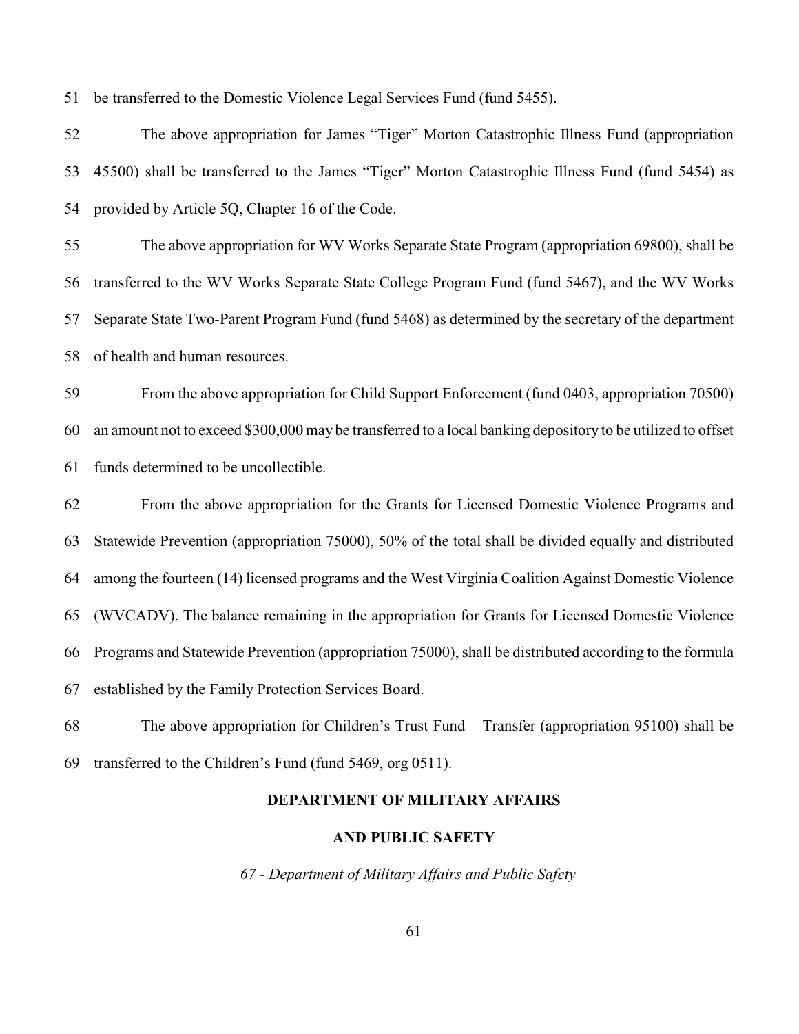be transferred to the Domestic Violence Legal Services Fund (fund 5455).

The above appropriation for James "Tiger" Morton Catastrophic Illness Fund (appropriation 45500) shall be transferred to the James "Tiger" Morton Catastrophic Illness Fund (fund 5454) as provided by Article 5Q, Chapter 16 of the Code.

The above appropriation for WV Works Separate State Program (appropriation 69800), shall be transferred to the WV Works Separate State College Program Fund (fund 5467), and the WV Works Separate State Two-Parent Program Fund (fund 5468) as determined by the secretary of the department of health and human resources.

From the above appropriation for Child Support Enforcement (fund 0403, appropriation 70500) an amount not to exceed $300,000 may be transferred to a local banking depository to be utilized to offset funds determined to be uncollectible.

From the above appropriation for the Grants for Licensed Domestic Violence Programs and Statewide Prevention (appropriation 75000), 50% of the total shall be divided equally and distributed among the fourteen (14) licensed programs and the West Virginia Coalition Against Domestic Violence (WVCADV). The balance remaining in the appropriation for Grants for Licensed Domestic Violence Programs and Statewide Prevention (appropriation 75000), shall be distributed according to the formula established by the Family Protection Services Board.

The above appropriation for Children's Trust Fund – Transfer (appropriation 95100) shall be transferred to the Children's Fund (fund 5469, org 0511).

**DEPARTMENT OF MILITARY AFFAIRS**

**AND PUBLIC SAFETY**

*67 - Department of Military Affairs and Public Safety –*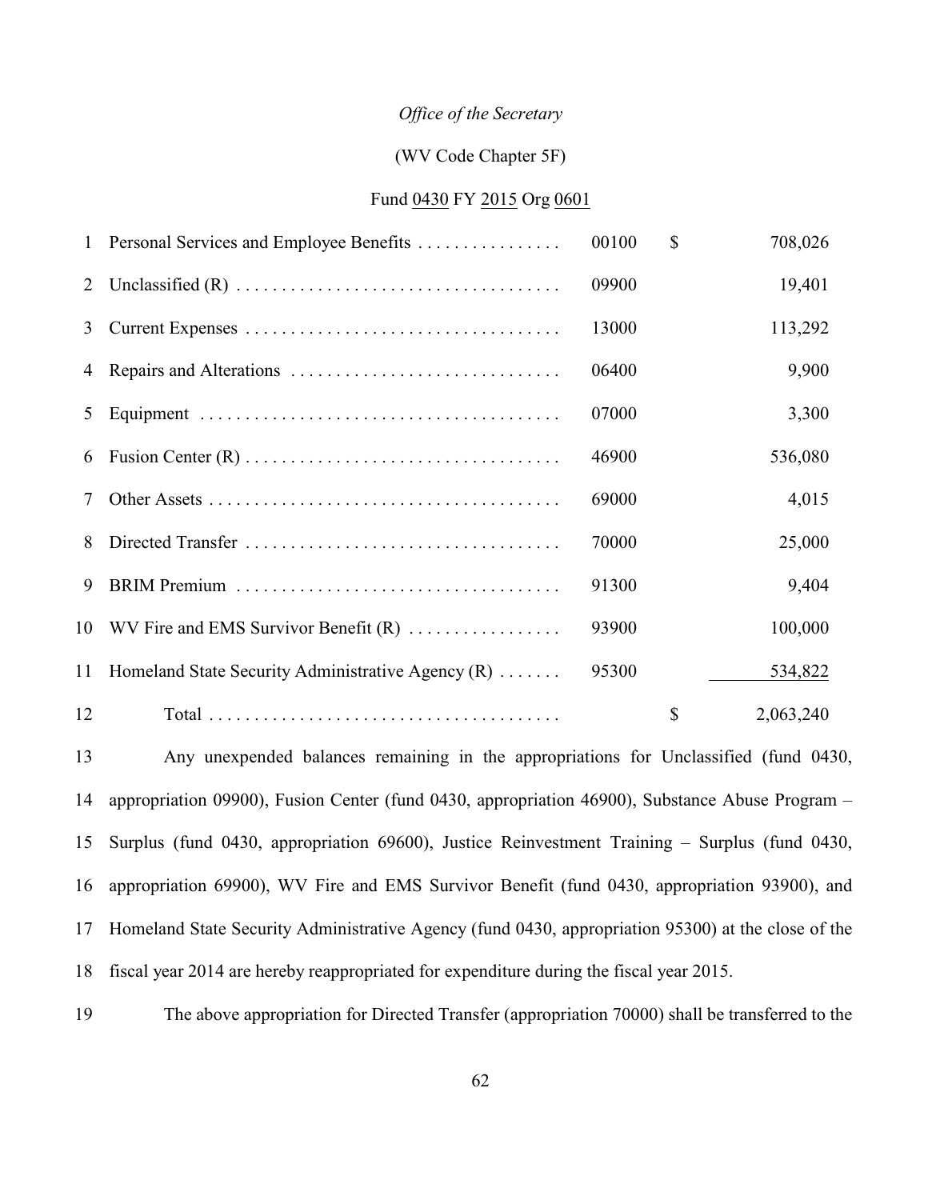*Office of the Secretary*

(WV Code Chapter 5F)

Fund 0430 FY 2015 Org 0601

| | | | | |
|---|---|---|---|---|
| 1 | Personal Services and Employee Benefits | 00100 | $ | 708,026 |
| 2 | Unclassified (R) | 09900 | | 19,401 |
| 3 | Current Expenses | 13000 | | 113,292 |
| 4 | Repairs and Alterations | 06400 | | 9,900 |
| 5 | Equipment | 07000 | | 3,300 |
| 6 | Fusion Center (R) | 46900 | | 536,080 |
| 7 | Other Assets | 69000 | | 4,015 |
| 8 | Directed Transfer | 70000 | | 25,000 |
| 9 | BRIM Premium | 91300 | | 9,404 |
| 10 | WV Fire and EMS Survivor Benefit (R) | 93900 | | 100,000 |
| 11 | Homeland State Security Administrative Agency (R) | 95300 | | 534,822 |
| 12 | Total | | $ | 2,063,240 |

13 Any unexpended balances remaining in the appropriations for Unclassified (fund 0430, 14 appropriation 09900), Fusion Center (fund 0430, appropriation 46900), Substance Abuse Program – 15 Surplus (fund 0430, appropriation 69600), Justice Reinvestment Training – Surplus (fund 0430, 16 appropriation 69900), WV Fire and EMS Survivor Benefit (fund 0430, appropriation 93900), and 17 Homeland State Security Administrative Agency (fund 0430, appropriation 95300) at the close of the 18 fiscal year 2014 are hereby reappropriated for expenditure during the fiscal year 2015.

19 The above appropriation for Directed Transfer (appropriation 70000) shall be transferred to the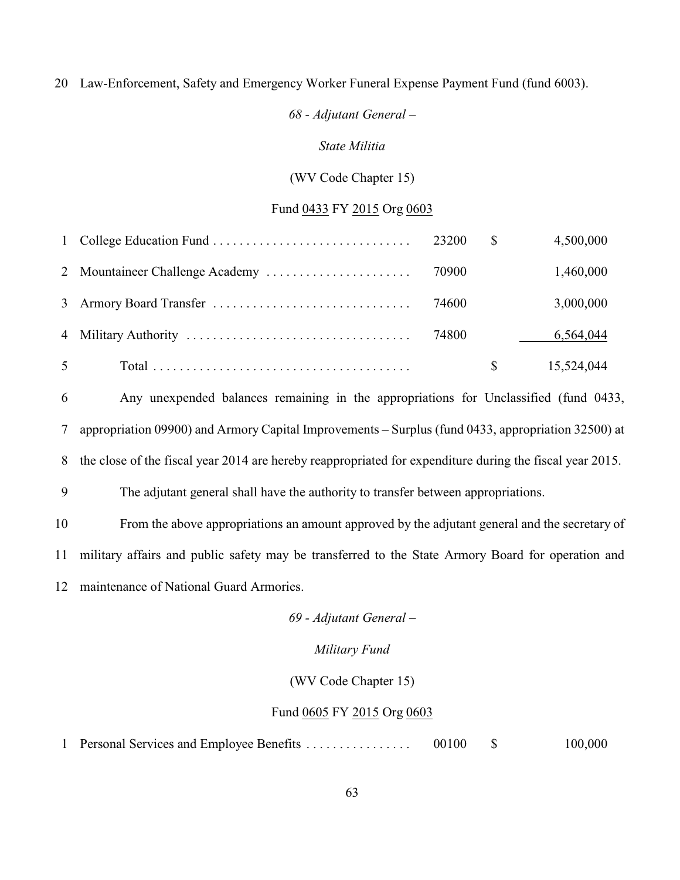20 Law-Enforcement, Safety and Emergency Worker Funeral Expense Payment Fund (fund 6003).

*68 - Adjutant General –*

*State Militia*

(WV Code Chapter 15)

Fund 0433 FY 2015 Org 0603

| | | | | |
|---|---|---|---|---|
| 1 | College Education Fund | 23200 | $ | 4,500,000 |
| 2 | Mountaineer Challenge Academy | 70900 | | 1,460,000 |
| 3 | Armory Board Transfer | 74600 | | 3,000,000 |
| 4 | Military Authority | 74800 | | 6,564,044 |
| 5 | Total | | $ | 15,524,044 |

6 Any unexpended balances remaining in the appropriations for Unclassified (fund 0433, 7 appropriation 09900) and Armory Capital Improvements – Surplus (fund 0433, appropriation 32500) at 8 the close of the fiscal year 2014 are hereby reappropriated for expenditure during the fiscal year 2015.

9 The adjutant general shall have the authority to transfer between appropriations.

10 From the above appropriations an amount approved by the adjutant general and the secretary of 11 military affairs and public safety may be transferred to the State Armory Board for operation and 12 maintenance of National Guard Armories.

*69 - Adjutant General –*

*Military Fund*

(WV Code Chapter 15)

Fund 0605 FY 2015 Org 0603

| | | | | |
|---|---|---|---|---|
| 1 | Personal Services and Employee Benefits | 00100 | $ | 100,000 |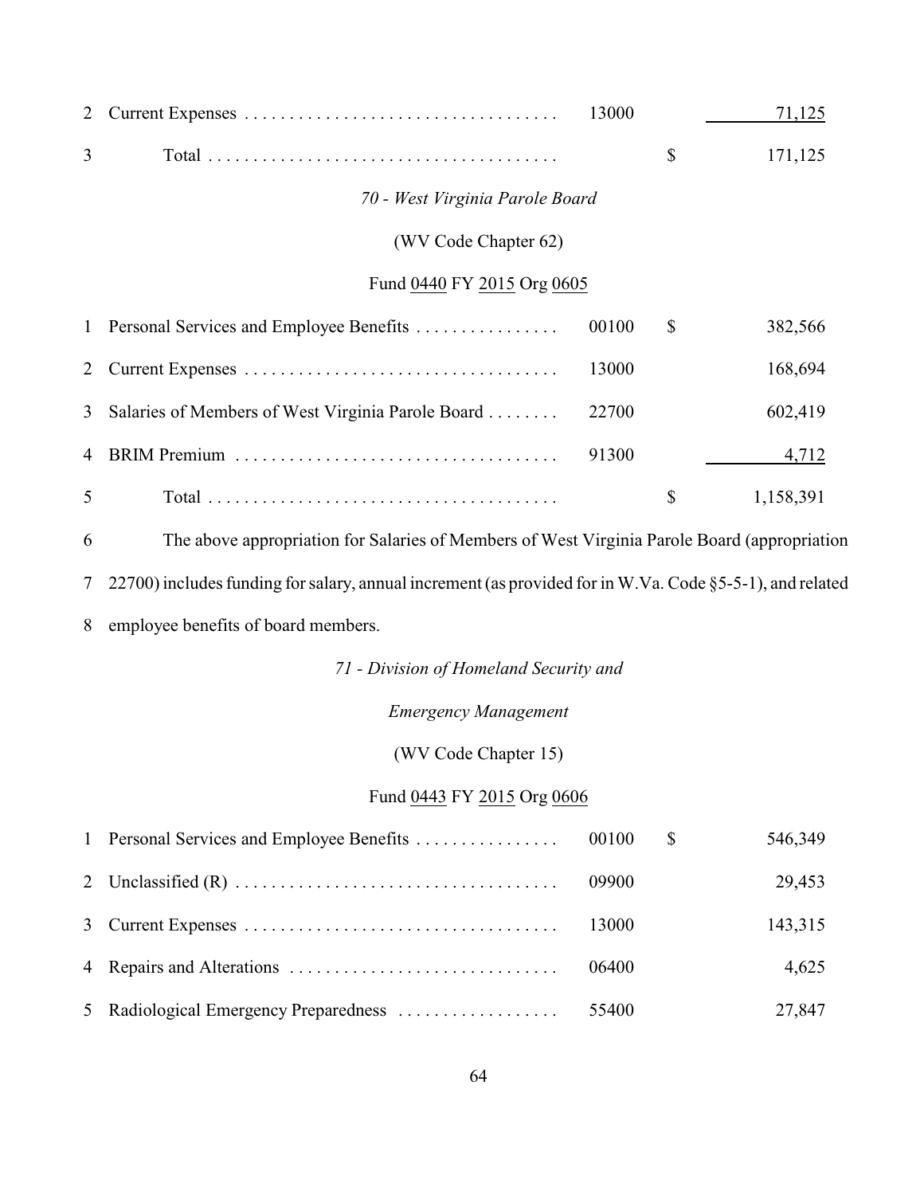| | | | | |
|---|---|---|---|---|
| 2 | Current Expenses | 13000 | | 71,125 |
| 3 | Total | | $ | 171,125 |

*70 - West Virginia Parole Board*

(WV Code Chapter 62)

Fund 0440 FY 2015 Org 0605

| | | | | |
|---|---|---|---|---|
| 1 | Personal Services and Employee Benefits | 00100 | $ | 382,566 |
| 2 | Current Expenses | 13000 | | 168,694 |
| 3 | Salaries of Members of West Virginia Parole Board | 22700 | | 602,419 |
| 4 | BRIM Premium | 91300 | | 4,712 |
| 5 | Total | | $ | 1,158,391 |

6 The above appropriation for Salaries of Members of West Virginia Parole Board (appropriation 7 22700) includes funding for salary, annual increment (as provided for in W.Va. Code §5-5-1), and related 8 employee benefits of board members.

*71 - Division of Homeland Security and*

*Emergency Management*

(WV Code Chapter 15)

Fund 0443 FY 2015 Org 0606

| | | | | |
|---|---|---|---|---|
| 1 | Personal Services and Employee Benefits | 00100 | $ | 546,349 |
| 2 | Unclassified (R) | 09900 | | 29,453 |
| 3 | Current Expenses | 13000 | | 143,315 |
| 4 | Repairs and Alterations | 06400 | | 4,625 |
| 5 | Radiological Emergency Preparedness | 55400 | | 27,847 |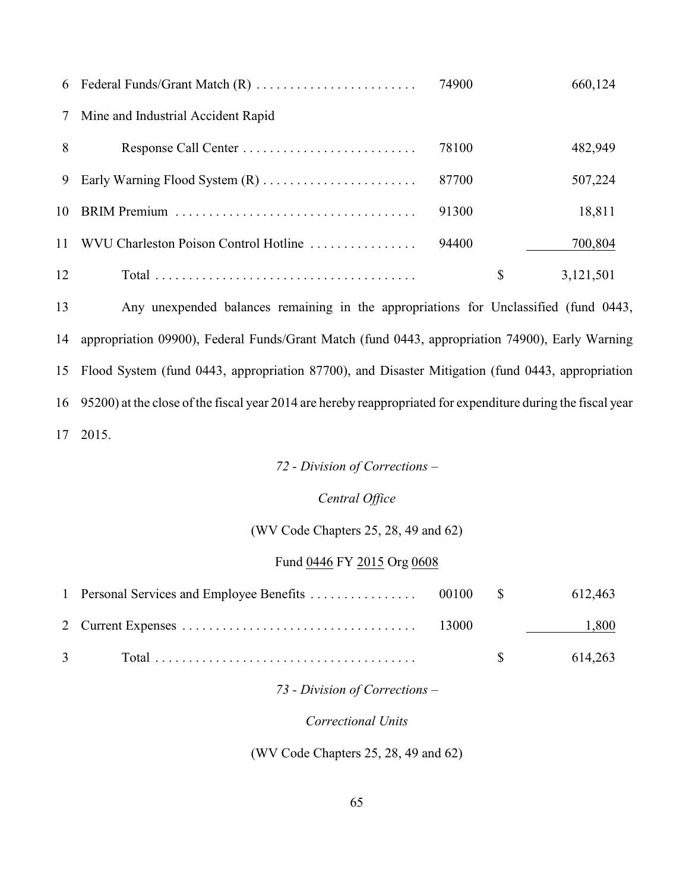| | | | | |
|---|---|---|---|---|
| 6 | Federal Funds/Grant Match (R) | 74900 | | 660,124 |
| 7 | Mine and Industrial Accident Rapid | | | |
| 8 | Response Call Center | 78100 | | 482,949 |
| 9 | Early Warning Flood System (R) | 87700 | | 507,224 |
| 10 | BRIM Premium | 91300 | | 18,811 |
| 11 | WVU Charleston Poison Control Hotline | 94400 | | 700,804 |
| 12 | Total | | $ | 3,121,501 |

13 Any unexpended balances remaining in the appropriations for Unclassified (fund 0443, 14 appropriation 09900), Federal Funds/Grant Match (fund 0443, appropriation 74900), Early Warning 15 Flood System (fund 0443, appropriation 87700), and Disaster Mitigation (fund 0443, appropriation 16 95200) at the close of the fiscal year 2014 are hereby reappropriated for expenditure during the fiscal year 17 2015.

*72 - Division of Corrections –*

*Central Office*

(WV Code Chapters 25, 28, 49 and 62)

Fund 0446 FY 2015 Org 0608

| | | | | |
|---|---|---|---|---|
| 1 | Personal Services and Employee Benefits | 00100 | $ | 612,463 |
| 2 | Current Expenses | 13000 | | 1,800 |
| 3 | Total | | $ | 614,263 |

*73 - Division of Corrections –*

*Correctional Units*

(WV Code Chapters 25, 28, 49 and 62)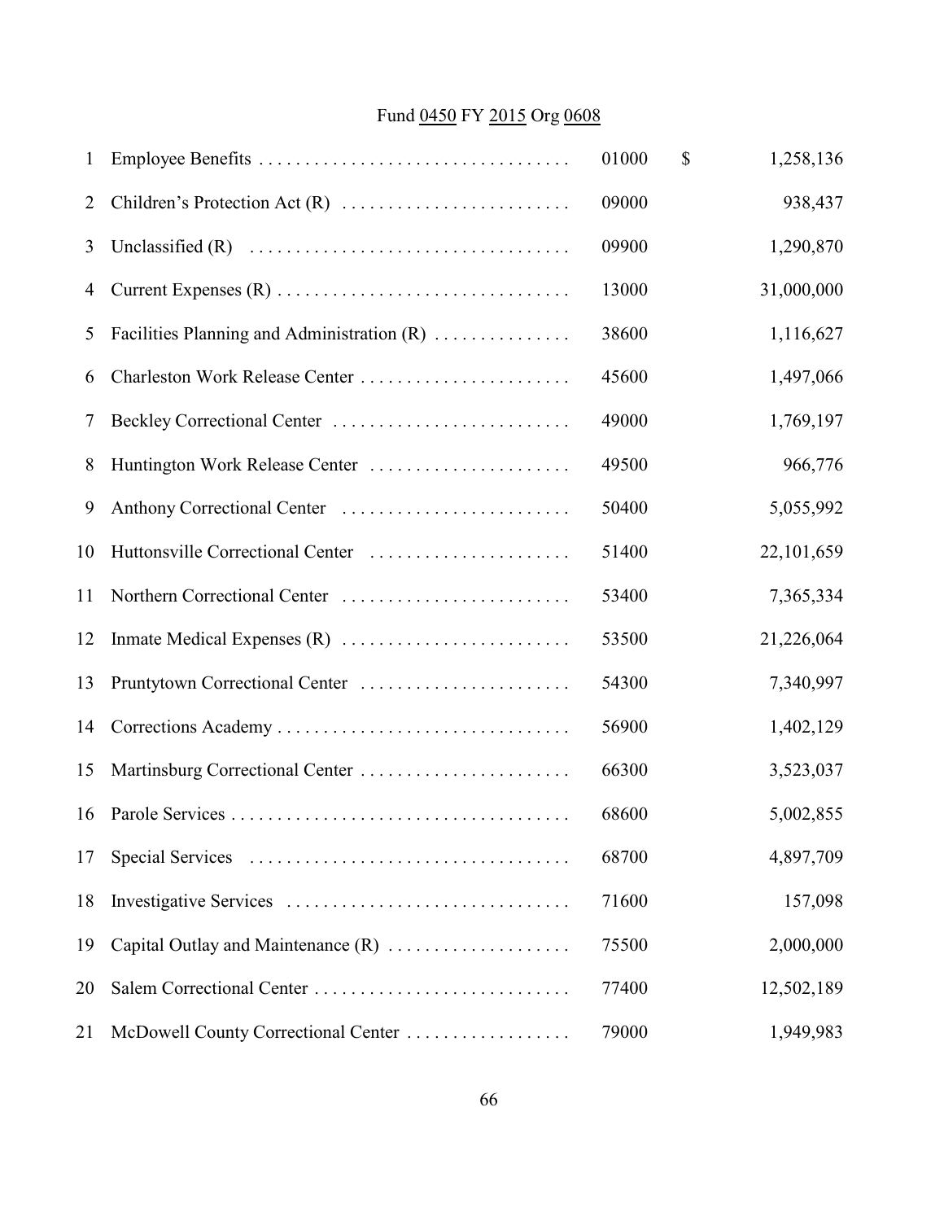Fund 0450 FY 2015 Org 0608

| | | | | |
|---|---|---|---|---|
| 1 | Employee Benefits | 01000 | $ | 1,258,136 |
| 2 | Children's Protection Act (R) | 09000 | | 938,437 |
| 3 | Unclassified (R) | 09900 | | 1,290,870 |
| 4 | Current Expenses (R) | 13000 | | 31,000,000 |
| 5 | Facilities Planning and Administration (R) | 38600 | | 1,116,627 |
| 6 | Charleston Work Release Center | 45600 | | 1,497,066 |
| 7 | Beckley Correctional Center | 49000 | | 1,769,197 |
| 8 | Huntington Work Release Center | 49500 | | 966,776 |
| 9 | Anthony Correctional Center | 50400 | | 5,055,992 |
| 10 | Huttonsville Correctional Center | 51400 | | 22,101,659 |
| 11 | Northern Correctional Center | 53400 | | 7,365,334 |
| 12 | Inmate Medical Expenses (R) | 53500 | | 21,226,064 |
| 13 | Pruntytown Correctional Center | 54300 | | 7,340,997 |
| 14 | Corrections Academy | 56900 | | 1,402,129 |
| 15 | Martinsburg Correctional Center | 66300 | | 3,523,037 |
| 16 | Parole Services | 68600 | | 5,002,855 |
| 17 | Special Services | 68700 | | 4,897,709 |
| 18 | Investigative Services | 71600 | | 157,098 |
| 19 | Capital Outlay and Maintenance (R) | 75500 | | 2,000,000 |
| 20 | Salem Correctional Center | 77400 | | 12,502,189 |
| 21 | McDowell County Correctional Center | 79000 | | 1,949,983 |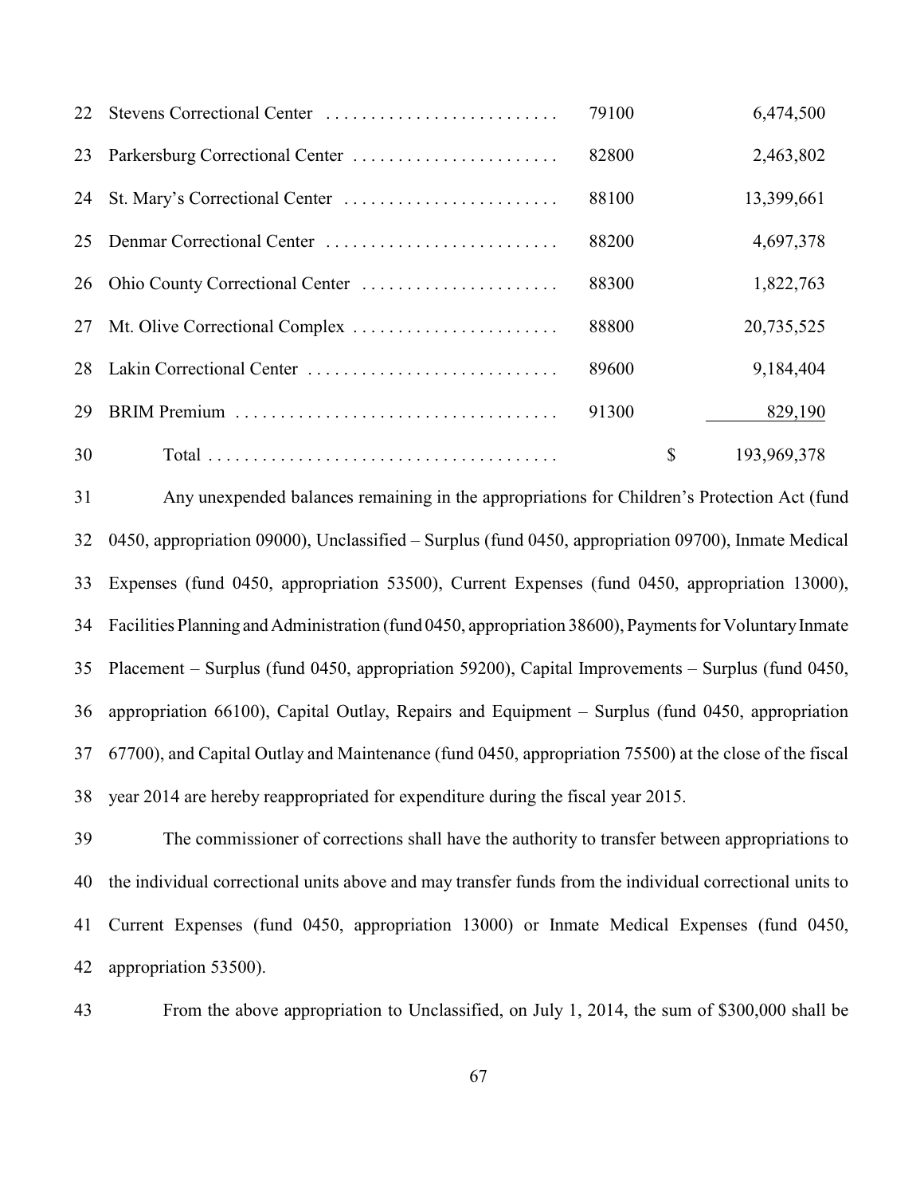| | | | |
|---|---|---|---|
| 22 Stevens Correctional Center | 79100 | | 6,474,500 |
| 23 Parkersburg Correctional Center | 82800 | | 2,463,802 |
| 24 St. Mary's Correctional Center | 88100 | | 13,399,661 |
| 25 Denmar Correctional Center | 88200 | | 4,697,378 |
| 26 Ohio County Correctional Center | 88300 | | 1,822,763 |
| 27 Mt. Olive Correctional Complex | 88800 | | 20,735,525 |
| 28 Lakin Correctional Center | 89600 | | 9,184,404 |
| 29 BRIM Premium | 91300 | | 829,190 |
| 30 Total | | $ | 193,969,378 |

31 Any unexpended balances remaining in the appropriations for Children's Protection Act (fund 32 0450, appropriation 09000), Unclassified – Surplus (fund 0450, appropriation 09700), Inmate Medical 33 Expenses (fund 0450, appropriation 53500), Current Expenses (fund 0450, appropriation 13000), 34 Facilities Planning and Administration (fund 0450, appropriation 38600), Payments for Voluntary Inmate 35 Placement – Surplus (fund 0450, appropriation 59200), Capital Improvements – Surplus (fund 0450, 36 appropriation 66100), Capital Outlay, Repairs and Equipment – Surplus (fund 0450, appropriation 37 67700), and Capital Outlay and Maintenance (fund 0450, appropriation 75500) at the close of the fiscal 38 year 2014 are hereby reappropriated for expenditure during the fiscal year 2015.

39 The commissioner of corrections shall have the authority to transfer between appropriations to 40 the individual correctional units above and may transfer funds from the individual correctional units to 41 Current Expenses (fund 0450, appropriation 13000) or Inmate Medical Expenses (fund 0450, 42 appropriation 53500).

43 From the above appropriation to Unclassified, on July 1, 2014, the sum of $300,000 shall be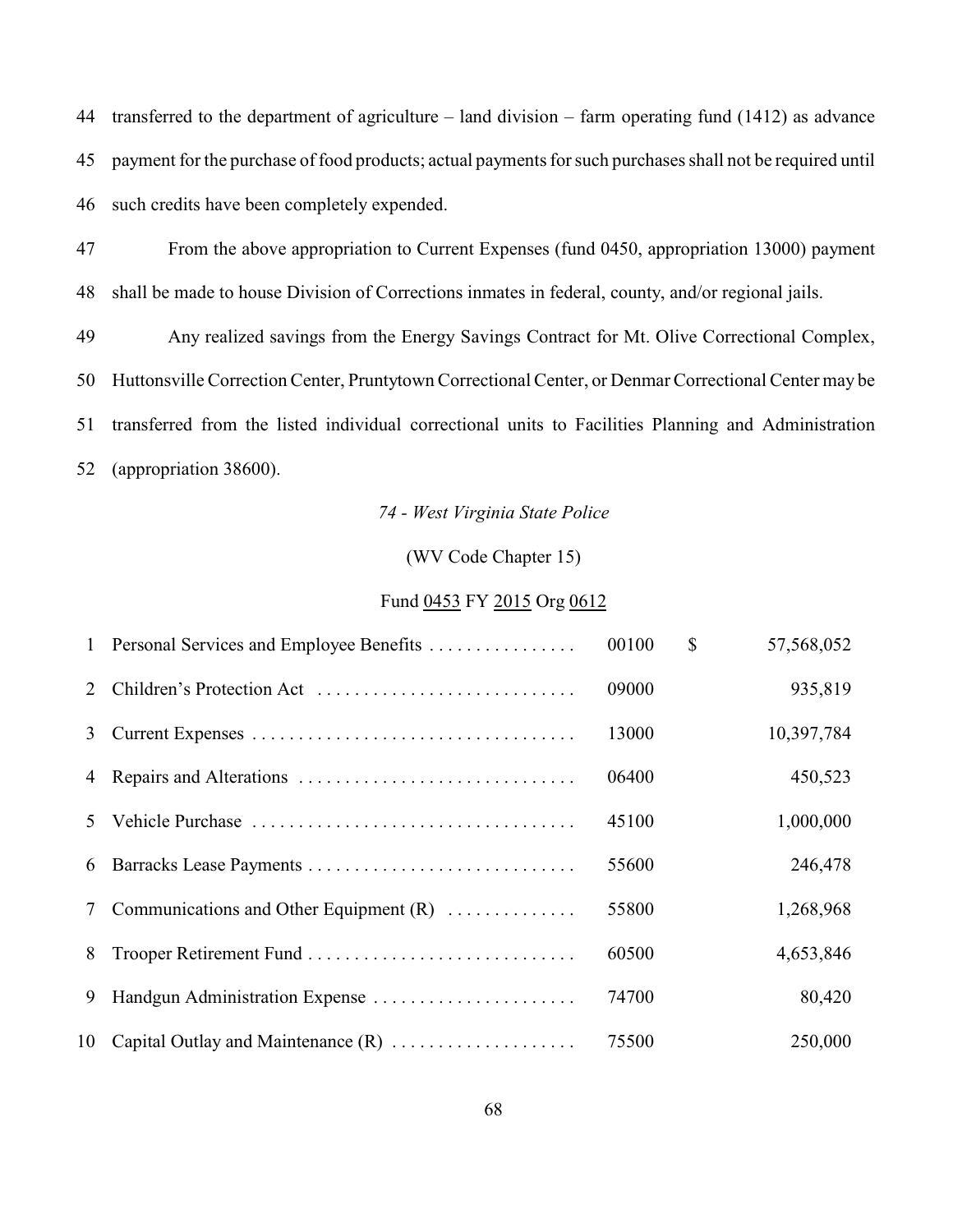44 transferred to the department of agriculture – land division – farm operating fund (1412) as advance
45 payment for the purchase of food products; actual payments for such purchases shall not be required until
46 such credits have been completely expended.

47 From the above appropriation to Current Expenses (fund 0450, appropriation 13000) payment
48 shall be made to house Division of Corrections inmates in federal, county, and/or regional jails.

49 Any realized savings from the Energy Savings Contract for Mt. Olive Correctional Complex,
50 Huttonsville Correction Center, Pruntytown Correctional Center, or Denmar Correctional Center may be
51 transferred from the listed individual correctional units to Facilities Planning and Administration
52 (appropriation 38600).

*74 - West Virginia State Police*

(WV Code Chapter 15)

Fund 0453 FY 2015 Org 0612

| | | | | |
|---|---|---|---|---|
| 1 | Personal Services and Employee Benefits . . . . . . . . . . . . . . . . | 00100 | $ | 57,568,052 |
| 2 | Children's Protection Act . . . . . . . . . . . . . . . . . . . . . . . . . . . . | 09000 | | 935,819 |
| 3 | Current Expenses . . . . . . . . . . . . . . . . . . . . . . . . . . . . . . . . . . . | 13000 | | 10,397,784 |
| 4 | Repairs and Alterations . . . . . . . . . . . . . . . . . . . . . . . . . . . . . . | 06400 | | 450,523 |
| 5 | Vehicle Purchase . . . . . . . . . . . . . . . . . . . . . . . . . . . . . . . . . . . | 45100 | | 1,000,000 |
| 6 | Barracks Lease Payments . . . . . . . . . . . . . . . . . . . . . . . . . . . . . | 55600 | | 246,478 |
| 7 | Communications and Other Equipment (R) . . . . . . . . . . . . . . | 55800 | | 1,268,968 |
| 8 | Trooper Retirement Fund . . . . . . . . . . . . . . . . . . . . . . . . . . . . . | 60500 | | 4,653,846 |
| 9 | Handgun Administration Expense . . . . . . . . . . . . . . . . . . . . . . | 74700 | | 80,420 |
| 10 | Capital Outlay and Maintenance (R) . . . . . . . . . . . . . . . . . . . . | 75500 | | 250,000 |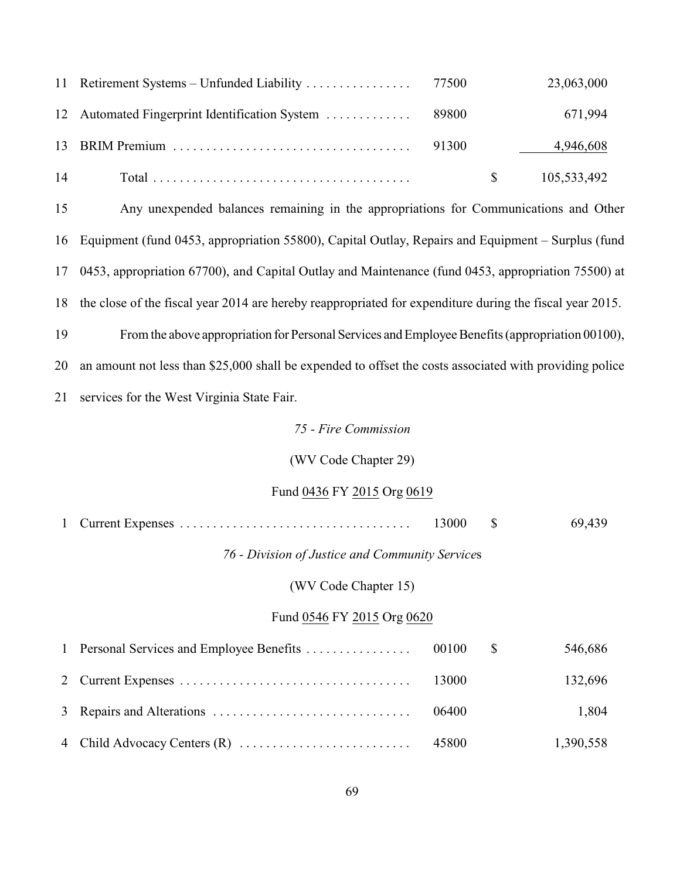| | | | | |
|---|---|---|---|---|
| 11 | Retirement Systems – Unfunded Liability | 77500 | | 23,063,000 |
| 12 | Automated Fingerprint Identification System | 89800 | | 671,994 |
| 13 | BRIM Premium | 91300 | | 4,946,608 |
| 14 | Total | | $ | 105,533,492 |

15 Any unexpended balances remaining in the appropriations for Communications and Other
16 Equipment (fund 0453, appropriation 55800), Capital Outlay, Repairs and Equipment – Surplus (fund
17 0453, appropriation 67700), and Capital Outlay and Maintenance (fund 0453, appropriation 75500) at
18 the close of the fiscal year 2014 are hereby reappropriated for expenditure during the fiscal year 2015.

19 From the above appropriation for Personal Services and Employee Benefits (appropriation 00100),
20 an amount not less than $25,000 shall be expended to offset the costs associated with providing police
21 services for the West Virginia State Fair.

*75 - Fire Commission*

(WV Code Chapter 29)

Fund 0436 FY 2015 Org 0619

| | | | | |
|---|---|---|---|---|
| 1 | Current Expenses | 13000 | $ | 69,439 |

*76 - Division of Justice and Community Services*

(WV Code Chapter 15)

Fund 0546 FY 2015 Org 0620

| | | | | |
|---|---|---|---|---|
| 1 | Personal Services and Employee Benefits | 00100 | $ | 546,686 |
| 2 | Current Expenses | 13000 | | 132,696 |
| 3 | Repairs and Alterations | 06400 | | 1,804 |
| 4 | Child Advocacy Centers (R) | 45800 | | 1,390,558 |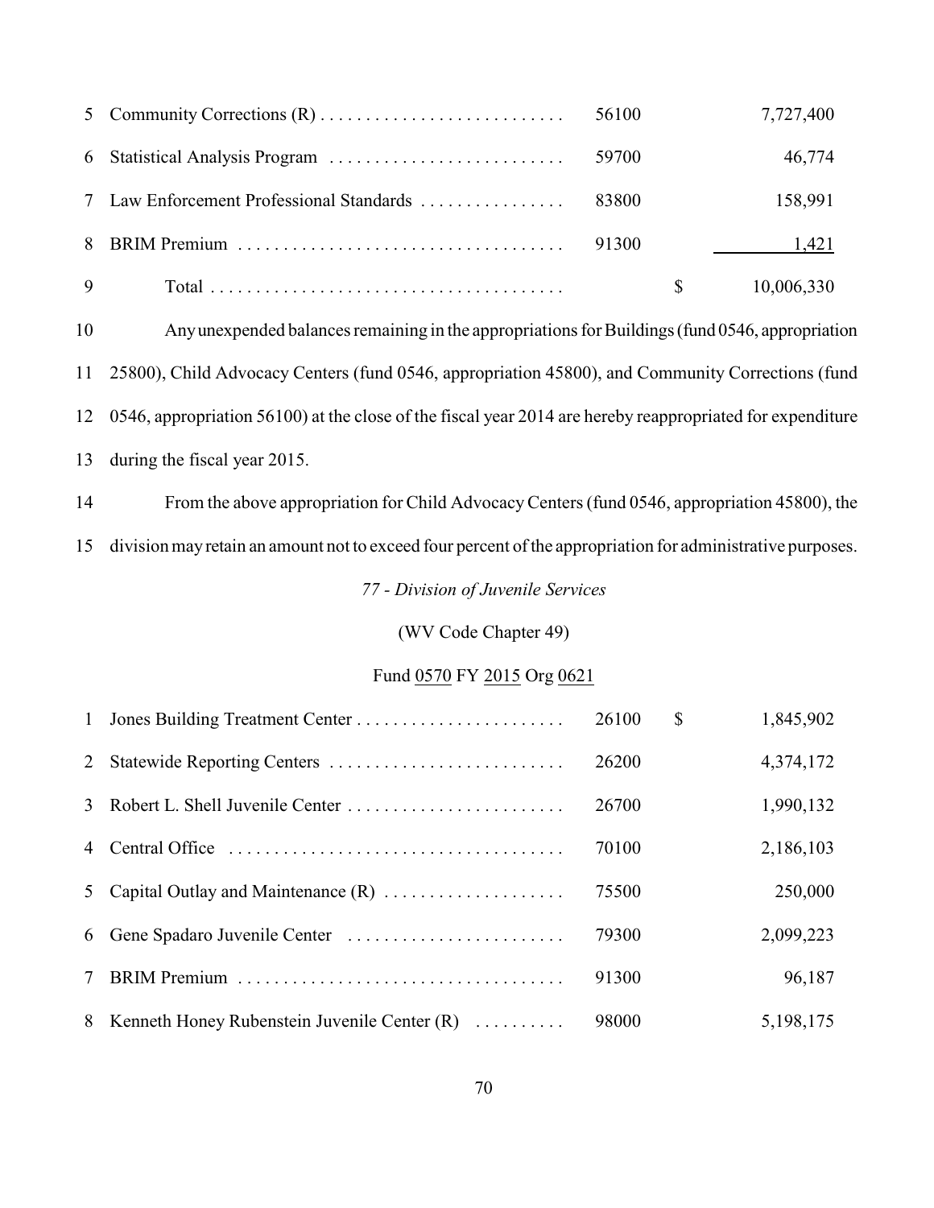| | | | | |
|---|---|---|---|---|
| 5 | Community Corrections (R) | 56100 | | 7,727,400 |
| 6 | Statistical Analysis Program | 59700 | | 46,774 |
| 7 | Law Enforcement Professional Standards | 83800 | | 158,991 |
| 8 | BRIM Premium | 91300 | | 1,421 |
| 9 | Total | | $ | 10,006,330 |

10 Any unexpended balances remaining in the appropriations for Buildings (fund 0546, appropriation 11 25800), Child Advocacy Centers (fund 0546, appropriation 45800), and Community Corrections (fund 12 0546, appropriation 56100) at the close of the fiscal year 2014 are hereby reappropriated for expenditure 13 during the fiscal year 2015.

14 From the above appropriation for Child Advocacy Centers (fund 0546, appropriation 45800), the 15 division may retain an amount not to exceed four percent of the appropriation for administrative purposes.

*77 - Division of Juvenile Services*

(WV Code Chapter 49)

Fund 0570 FY 2015 Org 0621

| | | | | |
|---|---|---|---|---|
| 1 | Jones Building Treatment Center | 26100 | $ | 1,845,902 |
| 2 | Statewide Reporting Centers | 26200 | | 4,374,172 |
| 3 | Robert L. Shell Juvenile Center | 26700 | | 1,990,132 |
| 4 | Central Office | 70100 | | 2,186,103 |
| 5 | Capital Outlay and Maintenance (R) | 75500 | | 250,000 |
| 6 | Gene Spadaro Juvenile Center | 79300 | | 2,099,223 |
| 7 | BRIM Premium | 91300 | | 96,187 |
| 8 | Kenneth Honey Rubenstein Juvenile Center (R) | 98000 | | 5,198,175 |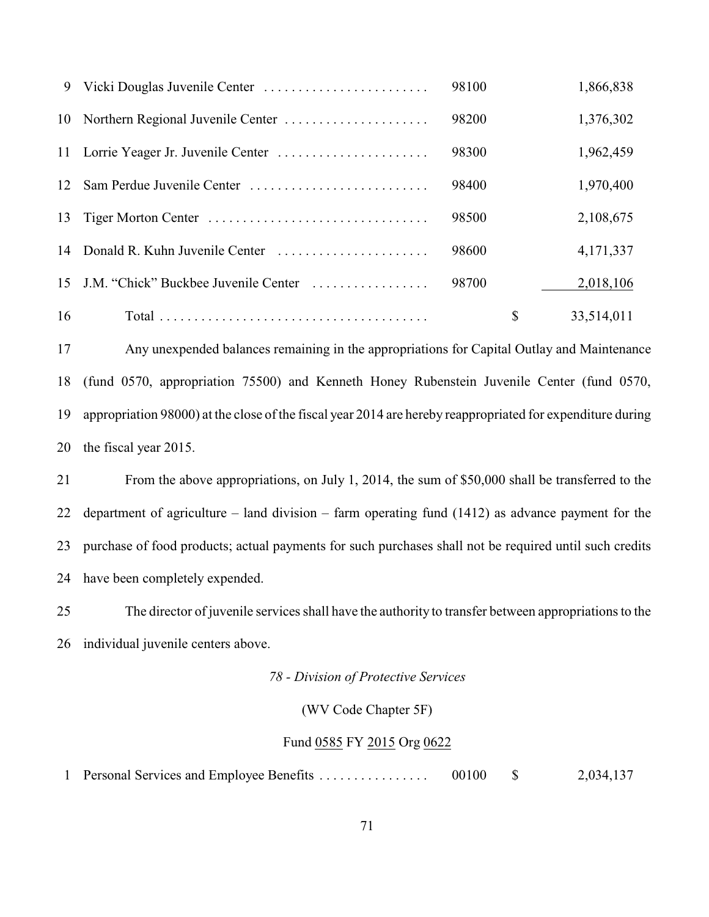| | | | | |
|---|---|---|---|---|
| 9 | Vicki Douglas Juvenile Center | 98100 | | 1,866,838 |
| 10 | Northern Regional Juvenile Center | 98200 | | 1,376,302 |
| 11 | Lorrie Yeager Jr. Juvenile Center | 98300 | | 1,962,459 |
| 12 | Sam Perdue Juvenile Center | 98400 | | 1,970,400 |
| 13 | Tiger Morton Center | 98500 | | 2,108,675 |
| 14 | Donald R. Kuhn Juvenile Center | 98600 | | 4,171,337 |
| 15 | J.M. "Chick" Buckbee Juvenile Center | 98700 | | 2,018,106 |
| 16 | Total | | $ | 33,514,011 |

17 Any unexpended balances remaining in the appropriations for Capital Outlay and Maintenance 18 (fund 0570, appropriation 75500) and Kenneth Honey Rubenstein Juvenile Center (fund 0570, 19 appropriation 98000) at the close of the fiscal year 2014 are hereby reappropriated for expenditure during 20 the fiscal year 2015.

21 From the above appropriations, on July 1, 2014, the sum of $50,000 shall be transferred to the 22 department of agriculture – land division – farm operating fund (1412) as advance payment for the 23 purchase of food products; actual payments for such purchases shall not be required until such credits 24 have been completely expended.

25 The director of juvenile services shall have the authority to transfer between appropriations to the 26 individual juvenile centers above.

*78 - Division of Protective Services*

(WV Code Chapter 5F)

Fund 0585 FY 2015 Org 0622

| | | | | |
|---|---|---|---|---|
| 1 | Personal Services and Employee Benefits | 00100 | $ | 2,034,137 |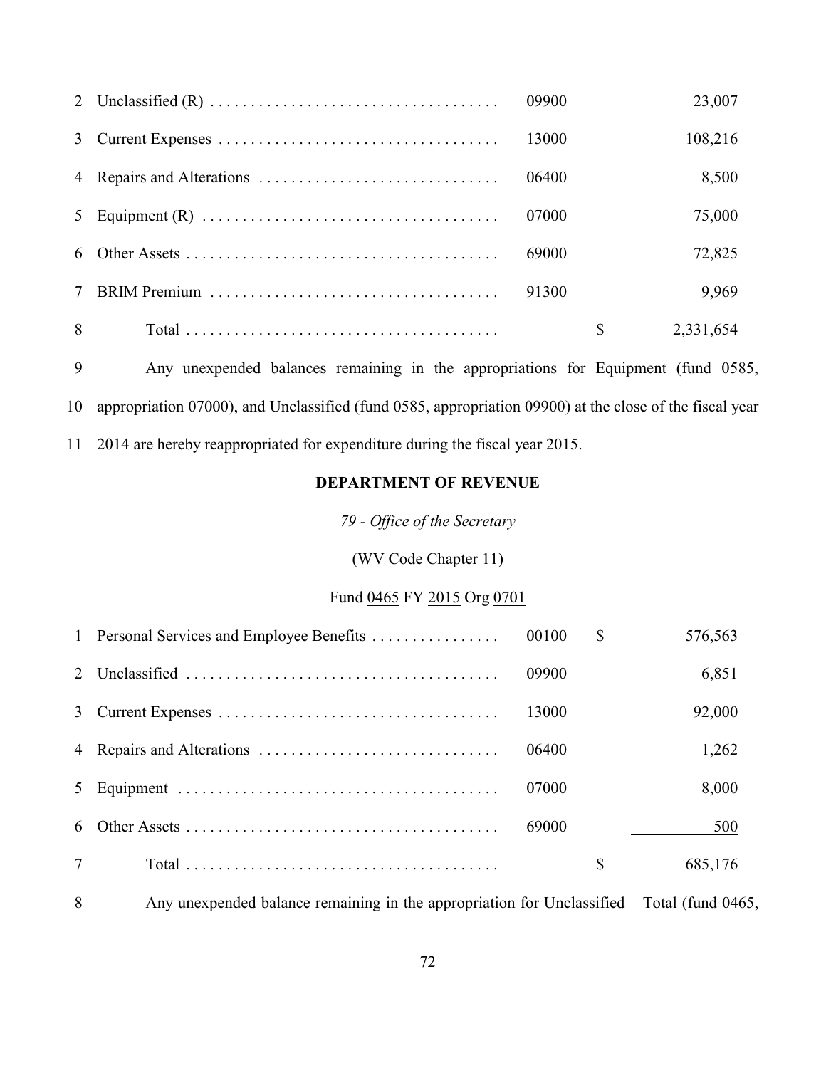| | | | | |
|---|---|---|---|---|
| 2 | Unclassified (R) | 09900 | | 23,007 |
| 3 | Current Expenses | 13000 | | 108,216 |
| 4 | Repairs and Alterations | 06400 | | 8,500 |
| 5 | Equipment (R) | 07000 | | 75,000 |
| 6 | Other Assets | 69000 | | 72,825 |
| 7 | BRIM Premium | 91300 | | 9,969 |
| 8 | Total | | $ | 2,331,654 |

9 Any unexpended balances remaining in the appropriations for Equipment (fund 0585, 10 appropriation 07000), and Unclassified (fund 0585, appropriation 09900) at the close of the fiscal year 11 2014 are hereby reappropriated for expenditure during the fiscal year 2015.

## DEPARTMENT OF REVENUE

*79 - Office of the Secretary*

(WV Code Chapter 11)

Fund 0465 FY 2015 Org 0701

| | | | | |
|---|---|---|---|---|
| 1 | Personal Services and Employee Benefits | 00100 | $ | 576,563 |
| 2 | Unclassified | 09900 | | 6,851 |
| 3 | Current Expenses | 13000 | | 92,000 |
| 4 | Repairs and Alterations | 06400 | | 1,262 |
| 5 | Equipment | 07000 | | 8,000 |
| 6 | Other Assets | 69000 | | 500 |
| 7 | Total | | $ | 685,176 |

8 Any unexpended balance remaining in the appropriation for Unclassified – Total (fund 0465,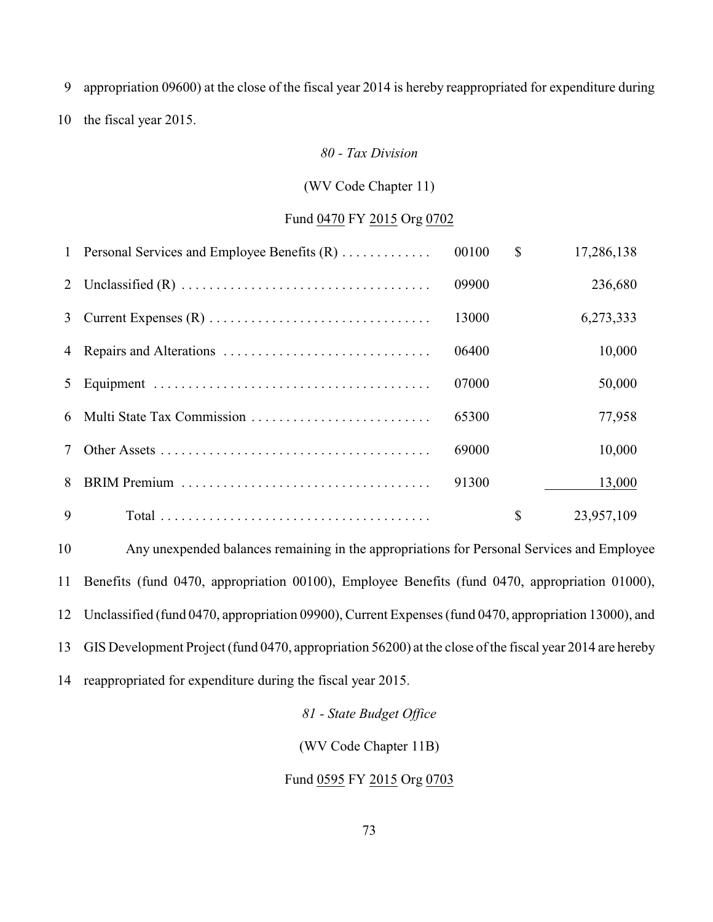9 appropriation 09600) at the close of the fiscal year 2014 is hereby reappropriated for expenditure during
10 the fiscal year 2015.

*80 - Tax Division*

(WV Code Chapter 11)

Fund 0470 FY 2015 Org 0702

| | | | | |
|---|---|---|---|---|
| 1 | Personal Services and Employee Benefits (R) | 00100 | $ | 17,286,138 |
| 2 | Unclassified (R) | 09900 | | 236,680 |
| 3 | Current Expenses (R) | 13000 | | 6,273,333 |
| 4 | Repairs and Alterations | 06400 | | 10,000 |
| 5 | Equipment | 07000 | | 50,000 |
| 6 | Multi State Tax Commission | 65300 | | 77,958 |
| 7 | Other Assets | 69000 | | 10,000 |
| 8 | BRIM Premium | 91300 | | 13,000 |
| 9 | Total | | $ | 23,957,109 |

10 Any unexpended balances remaining in the appropriations for Personal Services and Employee
11 Benefits (fund 0470, appropriation 00100), Employee Benefits (fund 0470, appropriation 01000),
12 Unclassified (fund 0470, appropriation 09900), Current Expenses (fund 0470, appropriation 13000), and
13 GIS Development Project (fund 0470, appropriation 56200) at the close of the fiscal year 2014 are hereby
14 reappropriated for expenditure during the fiscal year 2015.

*81 - State Budget Office*

(WV Code Chapter 11B)

Fund 0595 FY 2015 Org 0703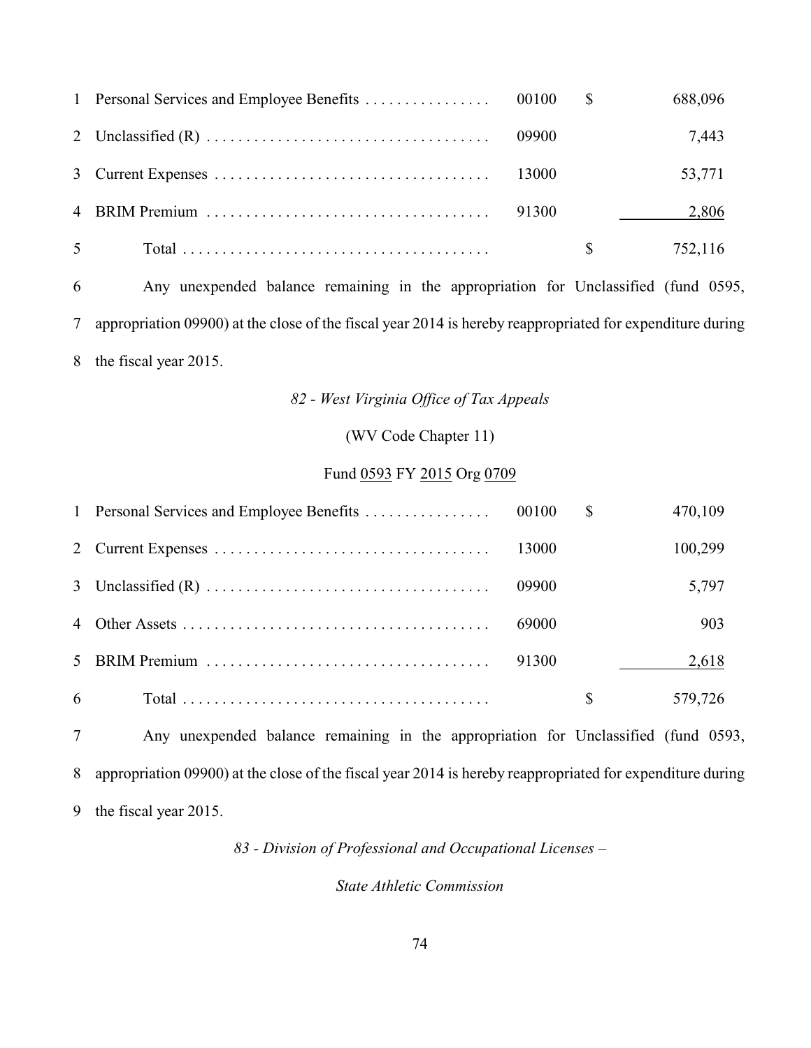| | | | | |
|---|---|---|---|---|
| 1 | Personal Services and Employee Benefits | 00100 | $ | 688,096 |
| 2 | Unclassified (R) | 09900 | | 7,443 |
| 3 | Current Expenses | 13000 | | 53,771 |
| 4 | BRIM Premium | 91300 | | 2,806 |
| 5 | Total | | $ | 752,116 |

6 Any unexpended balance remaining in the appropriation for Unclassified (fund 0595, 7 appropriation 09900) at the close of the fiscal year 2014 is hereby reappropriated for expenditure during 8 the fiscal year 2015.

*82 - West Virginia Office of Tax Appeals*

(WV Code Chapter 11)

Fund 0593 FY 2015 Org 0709

| | | | | |
|---|---|---|---|---|
| 1 | Personal Services and Employee Benefits | 00100 | $ | 470,109 |
| 2 | Current Expenses | 13000 | | 100,299 |
| 3 | Unclassified (R) | 09900 | | 5,797 |
| 4 | Other Assets | 69000 | | 903 |
| 5 | BRIM Premium | 91300 | | 2,618 |
| 6 | Total | | $ | 579,726 |

7 Any unexpended balance remaining in the appropriation for Unclassified (fund 0593, 8 appropriation 09900) at the close of the fiscal year 2014 is hereby reappropriated for expenditure during 9 the fiscal year 2015.

*83 - Division of Professional and Occupational Licenses –*

*State Athletic Commission*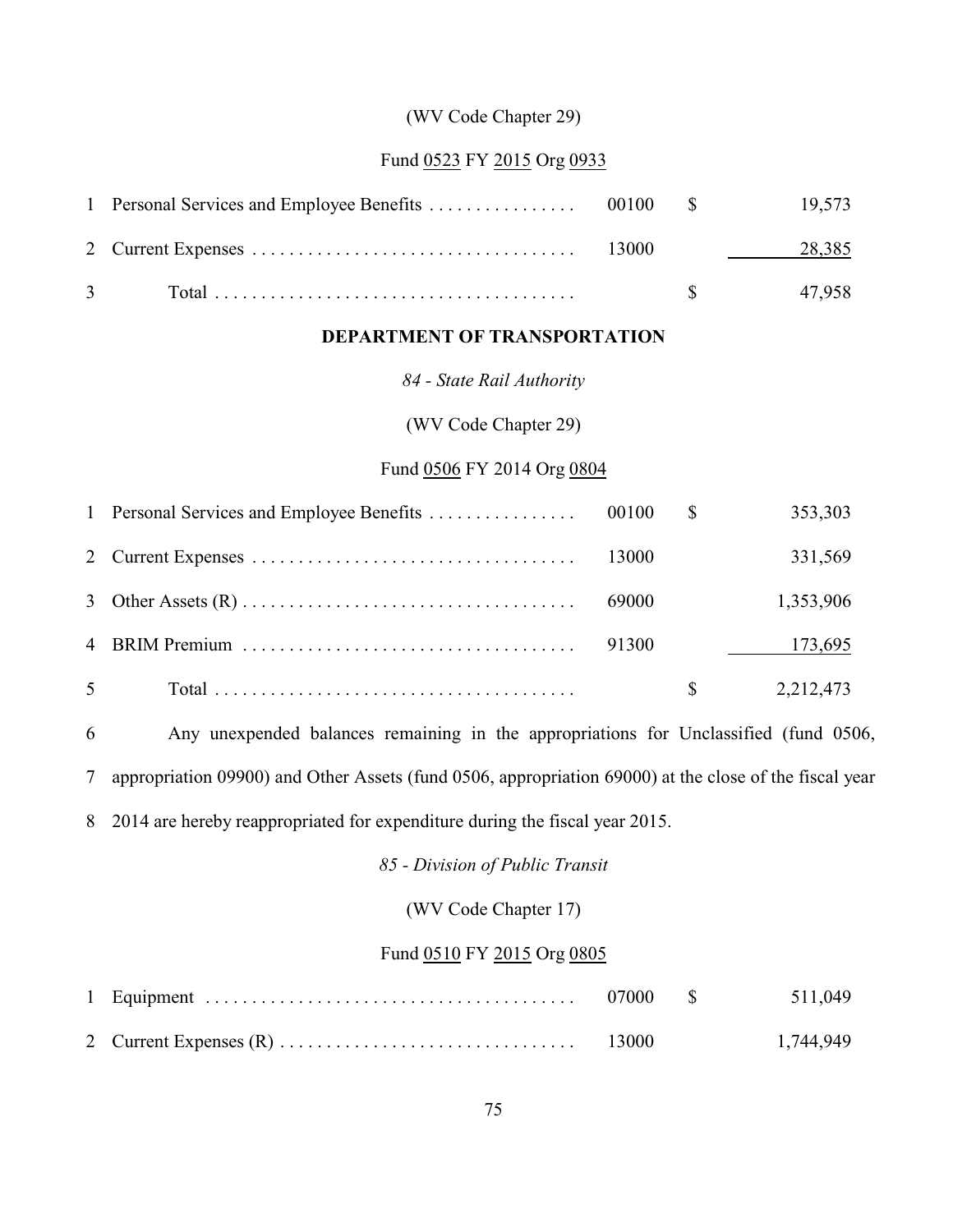(WV Code Chapter 29)

Fund 0523 FY 2015 Org 0933

| | | | | |
|---|---|---|---|---|
| 1 | Personal Services and Employee Benefits | 00100 | $ | 19,573 |
| 2 | Current Expenses | 13000 | | 28,385 |
| 3 | Total | | $ | 47,958 |

**DEPARTMENT OF TRANSPORTATION**

*84 - State Rail Authority*

(WV Code Chapter 29)

Fund 0506 FY 2014 Org 0804

| | | | | |
|---|---|---|---|---|
| 1 | Personal Services and Employee Benefits | 00100 | $ | 353,303 |
| 2 | Current Expenses | 13000 | | 331,569 |
| 3 | Other Assets (R) | 69000 | | 1,353,906 |
| 4 | BRIM Premium | 91300 | | 173,695 |
| 5 | Total | | $ | 2,212,473 |

6 Any unexpended balances remaining in the appropriations for Unclassified (fund 0506,
7 appropriation 09900) and Other Assets (fund 0506, appropriation 69000) at the close of the fiscal year
8 2014 are hereby reappropriated for expenditure during the fiscal year 2015.

*85 - Division of Public Transit*

(WV Code Chapter 17)

Fund 0510 FY 2015 Org 0805

| | | | | |
|---|---|---|---|---|
| 1 | Equipment | 07000 | $ | 511,049 |
| 2 | Current Expenses (R) | 13000 | | 1,744,949 |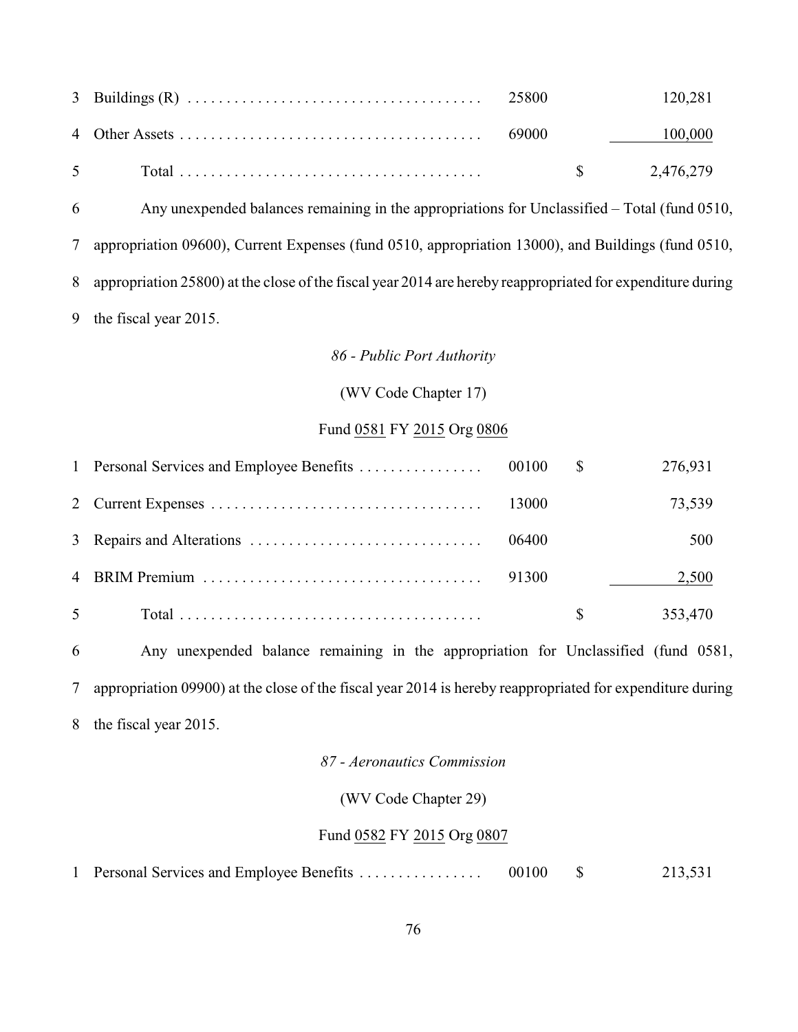| | | | | |
|---|---|---|---|---|
| 3 | Buildings (R) | 25800 | | 120,281 |
| 4 | Other Assets | 69000 | | 100,000 |
| 5 | Total | | $ | 2,476,279 |

6 Any unexpended balances remaining in the appropriations for Unclassified – Total (fund 0510, 7 appropriation 09600), Current Expenses (fund 0510, appropriation 13000), and Buildings (fund 0510, 8 appropriation 25800) at the close of the fiscal year 2014 are hereby reappropriated for expenditure during 9 the fiscal year 2015.

*86 - Public Port Authority*

(WV Code Chapter 17)

Fund 0581 FY 2015 Org 0806

| | | | | |
|---|---|---|---|---|
| 1 | Personal Services and Employee Benefits | 00100 | $ | 276,931 |
| 2 | Current Expenses | 13000 | | 73,539 |
| 3 | Repairs and Alterations | 06400 | | 500 |
| 4 | BRIM Premium | 91300 | | 2,500 |
| 5 | Total | | $ | 353,470 |

6 Any unexpended balance remaining in the appropriation for Unclassified (fund 0581, 7 appropriation 09900) at the close of the fiscal year 2014 is hereby reappropriated for expenditure during 8 the fiscal year 2015.

*87 - Aeronautics Commission*

(WV Code Chapter 29)

Fund 0582 FY 2015 Org 0807

| | | | | |
|---|---|---|---|---|
| 1 | Personal Services and Employee Benefits | 00100 | $ | 213,531 |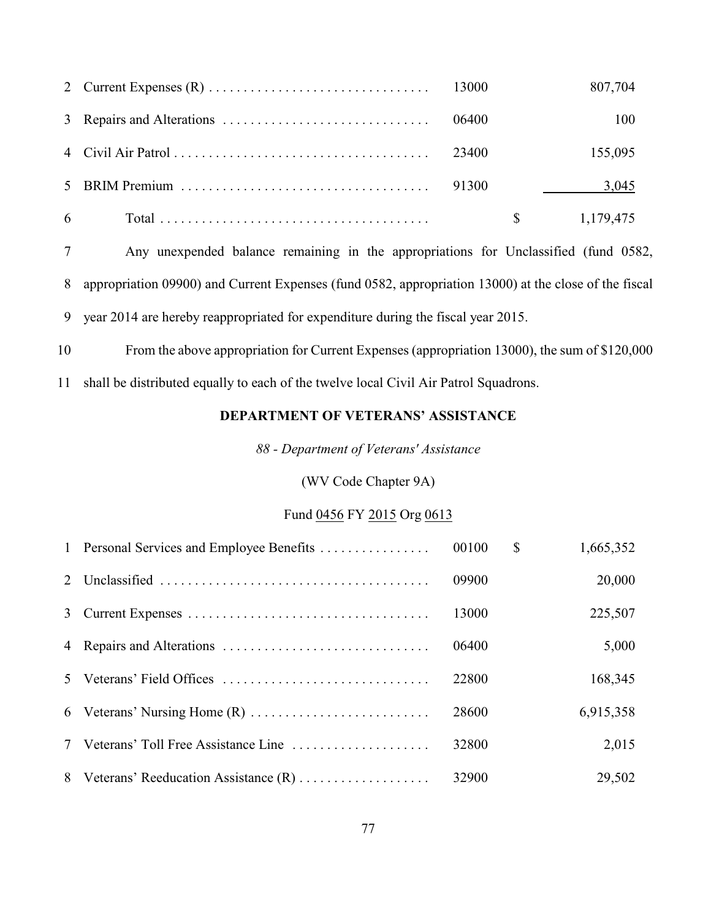| | | | | |
|---|---|---|---|---|
| 2 | Current Expenses (R) | 13000 | | 807,704 |
| 3 | Repairs and Alterations | 06400 | | 100 |
| 4 | Civil Air Patrol | 23400 | | 155,095 |
| 5 | BRIM Premium | 91300 | | 3,045 |
| 6 | Total | | $ | 1,179,475 |

7 Any unexpended balance remaining in the appropriations for Unclassified (fund 0582, 8 appropriation 09900) and Current Expenses (fund 0582, appropriation 13000) at the close of the fiscal 9 year 2014 are hereby reappropriated for expenditure during the fiscal year 2015.

10 From the above appropriation for Current Expenses (appropriation 13000), the sum of $120,000 11 shall be distributed equally to each of the twelve local Civil Air Patrol Squadrons.

**DEPARTMENT OF VETERANS' ASSISTANCE**

*88 - Department of Veterans' Assistance*

(WV Code Chapter 9A)

Fund 0456 FY 2015 Org 0613

| | | | | |
|---|---|---|---|---|
| 1 | Personal Services and Employee Benefits | 00100 | $ | 1,665,352 |
| 2 | Unclassified | 09900 | | 20,000 |
| 3 | Current Expenses | 13000 | | 225,507 |
| 4 | Repairs and Alterations | 06400 | | 5,000 |
| 5 | Veterans' Field Offices | 22800 | | 168,345 |
| 6 | Veterans' Nursing Home (R) | 28600 | | 6,915,358 |
| 7 | Veterans' Toll Free Assistance Line | 32800 | | 2,015 |
| 8 | Veterans' Reeducation Assistance (R) | 32900 | | 29,502 |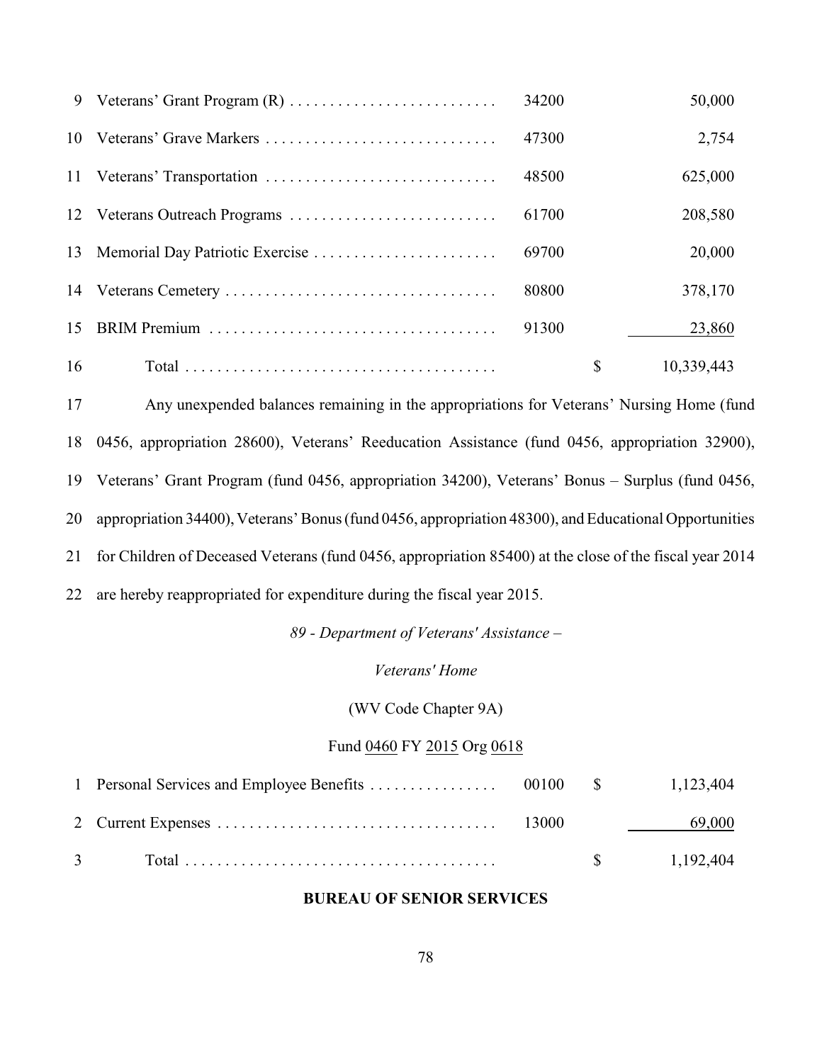| | | | | |
|---|---|---|---|---|
| 9 | Veterans' Grant Program (R) | 34200 | | 50,000 |
| 10 | Veterans' Grave Markers | 47300 | | 2,754 |
| 11 | Veterans' Transportation | 48500 | | 625,000 |
| 12 | Veterans Outreach Programs | 61700 | | 208,580 |
| 13 | Memorial Day Patriotic Exercise | 69700 | | 20,000 |
| 14 | Veterans Cemetery | 80800 | | 378,170 |
| 15 | BRIM Premium | 91300 | | 23,860 |
| 16 | Total | | $ | 10,339,443 |

17 Any unexpended balances remaining in the appropriations for Veterans' Nursing Home (fund 18 0456, appropriation 28600), Veterans' Reeducation Assistance (fund 0456, appropriation 32900), 19 Veterans' Grant Program (fund 0456, appropriation 34200), Veterans' Bonus – Surplus (fund 0456, 20 appropriation 34400), Veterans' Bonus (fund 0456, appropriation 48300), and Educational Opportunities 21 for Children of Deceased Veterans (fund 0456, appropriation 85400) at the close of the fiscal year 2014 22 are hereby reappropriated for expenditure during the fiscal year 2015.

*89 - Department of Veterans' Assistance –*

*Veterans' Home*

(WV Code Chapter 9A)

Fund 0460 FY 2015 Org 0618

| | | | | |
|---|---|---|---|---|
| 1 | Personal Services and Employee Benefits | 00100 | $ | 1,123,404 |
| 2 | Current Expenses | 13000 | | 69,000 |
| 3 | Total | | $ | 1,192,404 |

**BUREAU OF SENIOR SERVICES**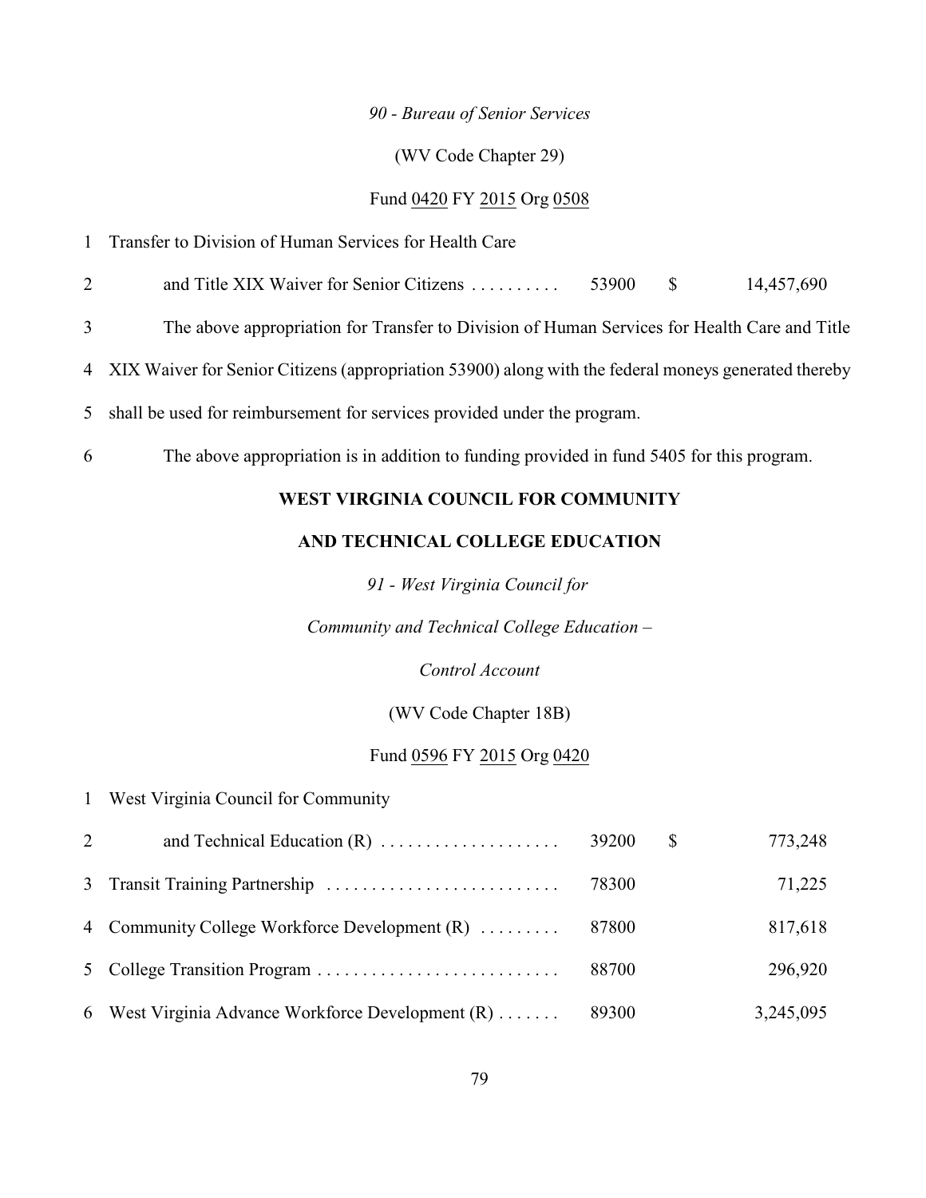*90 - Bureau of Senior Services*

(WV Code Chapter 29)

Fund 0420 FY 2015 Org 0508

| | | | |
|---|---|---|---|
| 1 Transfer to Division of Human Services for Health Care | | | |
| 2 and Title XIX Waiver for Senior Citizens .......... | 53900 | $ | 14,457,690 |

3 The above appropriation for Transfer to Division of Human Services for Health Care and Title 4 XIX Waiver for Senior Citizens (appropriation 53900) along with the federal moneys generated thereby 5 shall be used for reimbursement for services provided under the program.

6 The above appropriation is in addition to funding provided in fund 5405 for this program.

## WEST VIRGINIA COUNCIL FOR COMMUNITY AND TECHNICAL COLLEGE EDUCATION

*91 - West Virginia Council for Community and Technical College Education – Control Account*

(WV Code Chapter 18B)

Fund 0596 FY 2015 Org 0420

| | | | |
|---|---|---|---|
| 1 West Virginia Council for Community | | | |
| 2 and Technical Education (R) .................... | 39200 | $ | 773,248 |
| 3 Transit Training Partnership .......................... | 78300 | | 71,225 |
| 4 Community College Workforce Development (R) ......... | 87800 | | 817,618 |
| 5 College Transition Program ........................... | 88700 | | 296,920 |
| 6 West Virginia Advance Workforce Development (R) ....... | 89300 | | 3,245,095 |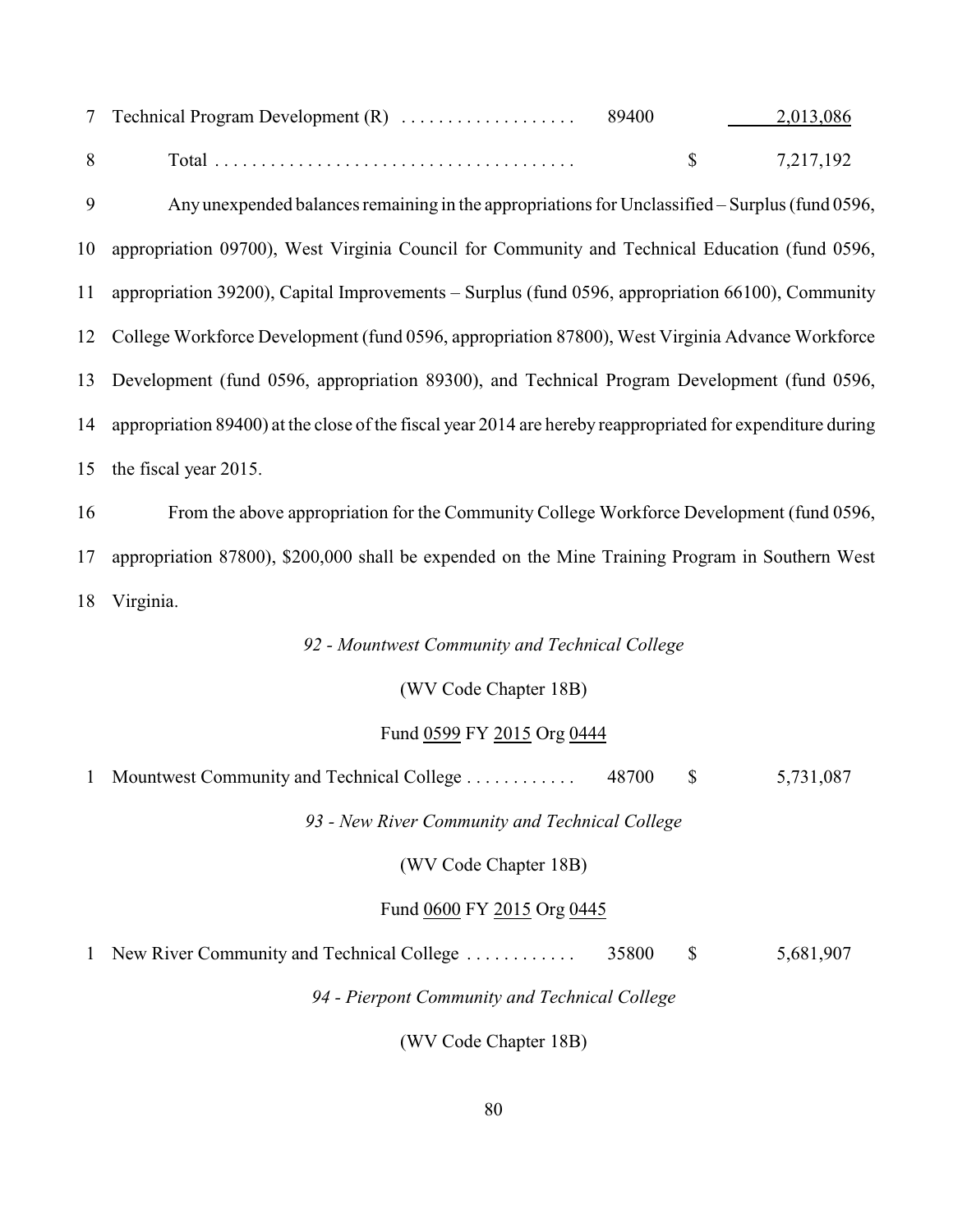| | | | | |
|---|---|---|---|---|
| 7 | Technical Program Development (R) . . . . . . . . . . . . . . . . . . | 89400 | | 2,013,086 |
| 8 | Total . . . . . . . . . . . . . . . . . . . . . . . . . . . . . . . . . . . . . . | | $ | 7,217,192 |

9 Any unexpended balances remaining in the appropriations for Unclassified – Surplus (fund 0596, 10 appropriation 09700), West Virginia Council for Community and Technical Education (fund 0596, 11 appropriation 39200), Capital Improvements – Surplus (fund 0596, appropriation 66100), Community 12 College Workforce Development (fund 0596, appropriation 87800), West Virginia Advance Workforce 13 Development (fund 0596, appropriation 89300), and Technical Program Development (fund 0596, 14 appropriation 89400) at the close of the fiscal year 2014 are hereby reappropriated for expenditure during 15 the fiscal year 2015.

16 From the above appropriation for the Community College Workforce Development (fund 0596, 17 appropriation 87800), $200,000 shall be expended on the Mine Training Program in Southern West 18 Virginia.

*92 - Mountwest Community and Technical College*

(WV Code Chapter 18B)

Fund 0599 FY 2015 Org 0444

| | | | | |
|---|---|---|---|---|
| 1 | Mountwest Community and Technical College . . . . . . . . . . . . | 48700 | $ | 5,731,087 |

*93 - New River Community and Technical College*

(WV Code Chapter 18B)

Fund 0600 FY 2015 Org 0445

| | | | | |
|---|---|---|---|---|
| 1 | New River Community and Technical College . . . . . . . . . . . . | 35800 | $ | 5,681,907 |

*94 - Pierpont Community and Technical College*

(WV Code Chapter 18B)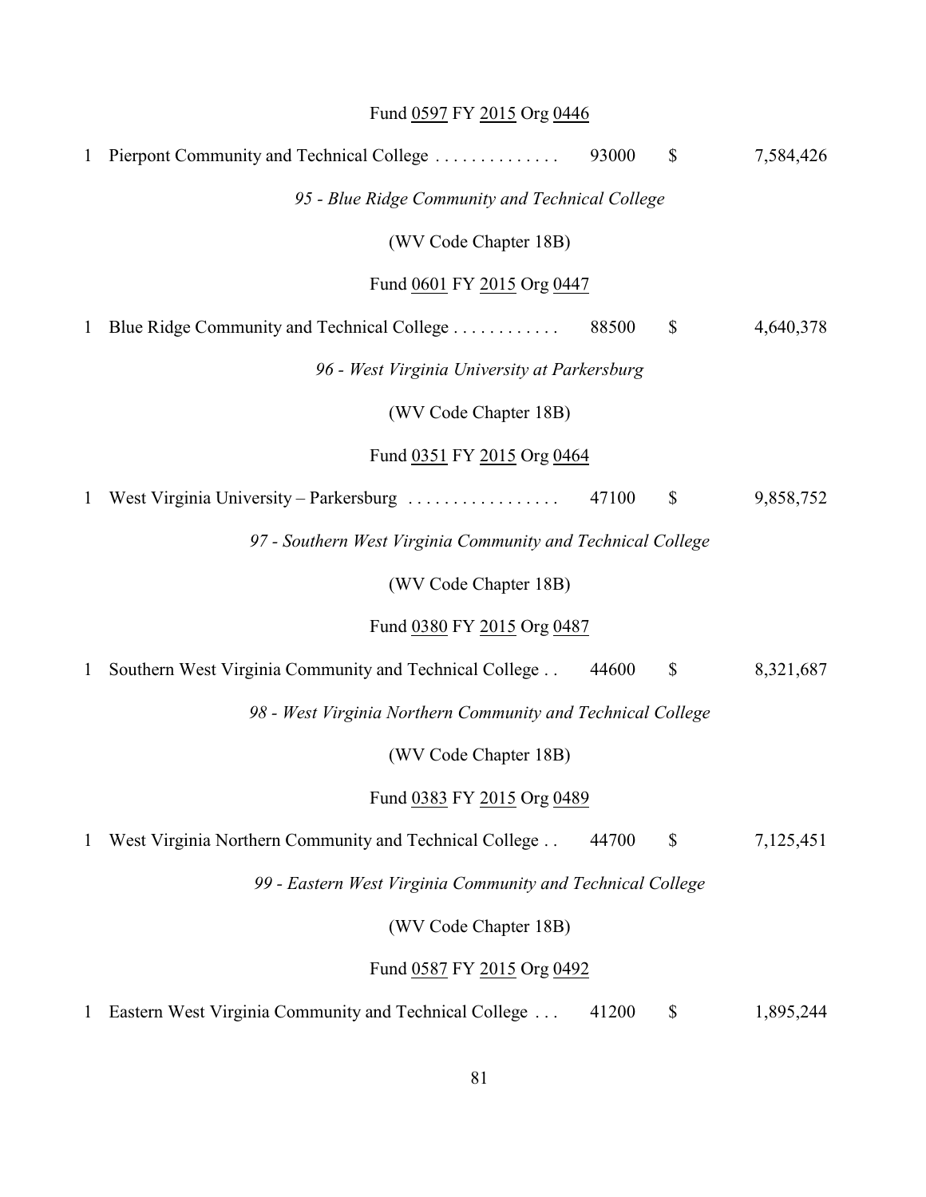Fund <u>0597</u> FY <u>2015</u> Org <u>0446</u>

| | | | | |
|---|---|---|---|---|
| 1 | Pierpont Community and Technical College . . . . . . . . . . . . . . | 93000 | $ | 7,584,426 |

*95 - Blue Ridge Community and Technical College*

(WV Code Chapter 18B)

Fund <u>0601</u> FY <u>2015</u> Org <u>0447</u>

| | | | | |
|---|---|---|---|---|
| 1 | Blue Ridge Community and Technical College . . . . . . . . . . . . | 88500 | $ | 4,640,378 |

*96 - West Virginia University at Parkersburg*

(WV Code Chapter 18B)

Fund <u>0351</u> FY <u>2015</u> Org <u>0464</u>

| | | | | |
|---|---|---|---|---|
| 1 | West Virginia University – Parkersburg . . . . . . . . . . . . . . . . . | 47100 | $ | 9,858,752 |

*97 - Southern West Virginia Community and Technical College*

(WV Code Chapter 18B)

Fund <u>0380</u> FY <u>2015</u> Org <u>0487</u>

| | | | | |
|---|---|---|---|---|
| 1 | Southern West Virginia Community and Technical College . . | 44600 | $ | 8,321,687 |

*98 - West Virginia Northern Community and Technical College*

(WV Code Chapter 18B)

Fund <u>0383</u> FY <u>2015</u> Org <u>0489</u>

| | | | | |
|---|---|---|---|---|
| 1 | West Virginia Northern Community and Technical College . . | 44700 | $ | 7,125,451 |

*99 - Eastern West Virginia Community and Technical College*

(WV Code Chapter 18B)

Fund <u>0587</u> FY <u>2015</u> Org <u>0492</u>

| | | | | |
|---|---|---|---|---|
| 1 | Eastern West Virginia Community and Technical College . . . | 41200 | $ | 1,895,244 |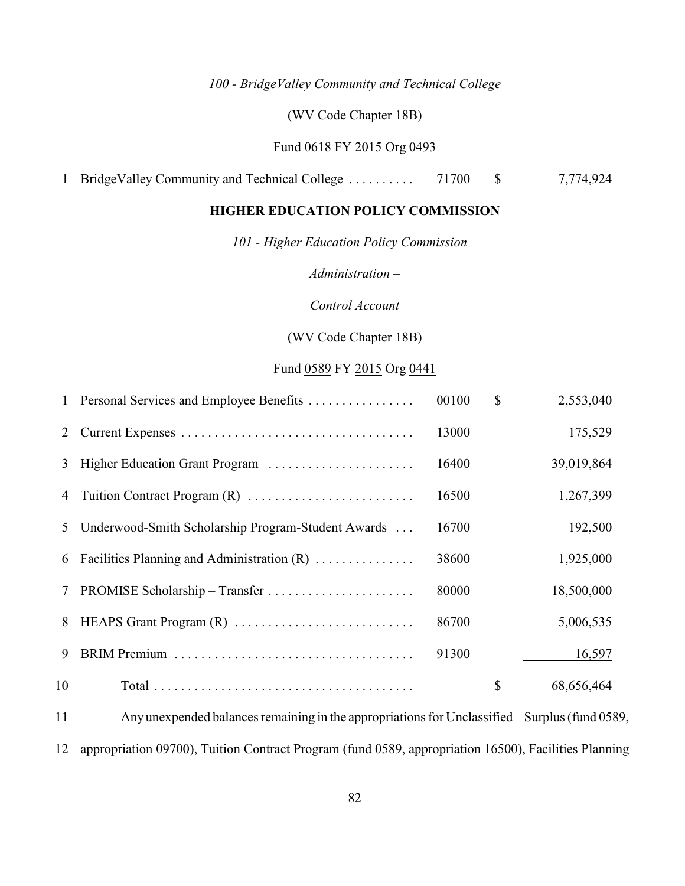*100 - BridgeValley Community and Technical College*

(WV Code Chapter 18B)

Fund 0618 FY 2015 Org 0493

| | | | | |
|---|---|---|---|---|
| 1 | BridgeValley Community and Technical College | 71700 | $ | 7,774,924 |

**HIGHER EDUCATION POLICY COMMISSION**

*101 - Higher Education Policy Commission –*

*Administration –*

*Control Account*

(WV Code Chapter 18B)

Fund 0589 FY 2015 Org 0441

| | | | | |
|---|---|---|---|---|
| 1 | Personal Services and Employee Benefits | 00100 | $ | 2,553,040 |
| 2 | Current Expenses | 13000 | | 175,529 |
| 3 | Higher Education Grant Program | 16400 | | 39,019,864 |
| 4 | Tuition Contract Program (R) | 16500 | | 1,267,399 |
| 5 | Underwood-Smith Scholarship Program-Student Awards | 16700 | | 192,500 |
| 6 | Facilities Planning and Administration (R) | 38600 | | 1,925,000 |
| 7 | PROMISE Scholarship – Transfer | 80000 | | 18,500,000 |
| 8 | HEAPS Grant Program (R) | 86700 | | 5,006,535 |
| 9 | BRIM Premium | 91300 | | 16,597 |
| 10 | Total | | $ | 68,656,464 |

11 Any unexpended balances remaining in the appropriations for Unclassified – Surplus (fund 0589,

12 appropriation 09700), Tuition Contract Program (fund 0589, appropriation 16500), Facilities Planning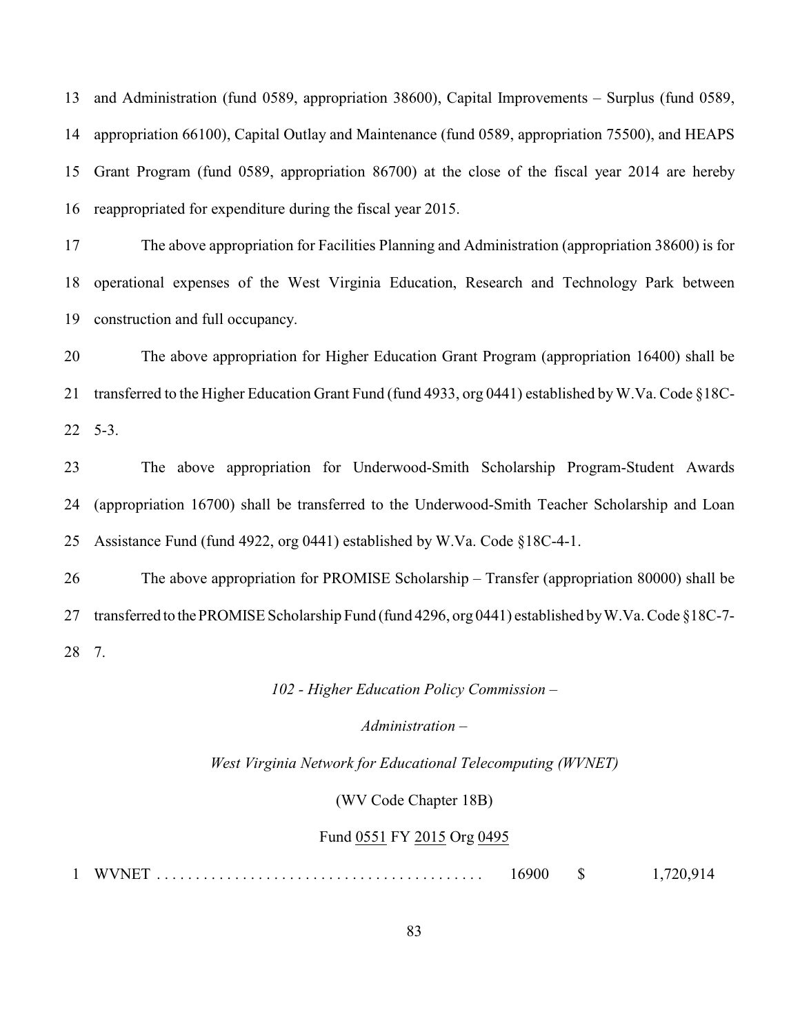13 and Administration (fund 0589, appropriation 38600), Capital Improvements – Surplus (fund 0589, 14 appropriation 66100), Capital Outlay and Maintenance (fund 0589, appropriation 75500), and HEAPS 15 Grant Program (fund 0589, appropriation 86700) at the close of the fiscal year 2014 are hereby 16 reappropriated for expenditure during the fiscal year 2015.

17 The above appropriation for Facilities Planning and Administration (appropriation 38600) is for 18 operational expenses of the West Virginia Education, Research and Technology Park between 19 construction and full occupancy.

20 The above appropriation for Higher Education Grant Program (appropriation 16400) shall be 21 transferred to the Higher Education Grant Fund (fund 4933, org 0441) established by W.Va. Code §18C-22 5-3.

23 The above appropriation for Underwood-Smith Scholarship Program-Student Awards 24 (appropriation 16700) shall be transferred to the Underwood-Smith Teacher Scholarship and Loan 25 Assistance Fund (fund 4922, org 0441) established by W.Va. Code §18C-4-1.

26 The above appropriation for PROMISE Scholarship – Transfer (appropriation 80000) shall be 27 transferred to the PROMISE Scholarship Fund (fund 4296, org 0441) established by W.Va. Code §18C-7-28 7.

*102 - Higher Education Policy Commission –*

*Administration –*

*West Virginia Network for Educational Telecomputing (WVNET)*

(WV Code Chapter 18B)

Fund 0551 FY 2015 Org 0495

| | | | | |
|---|---|---|---|---|
| 1 | WVNET . . . . . . . . . . . . . . . . . . . . . . . . . . . . . . . . . . . . . . . . . | 16900 | $ | 1,720,914 |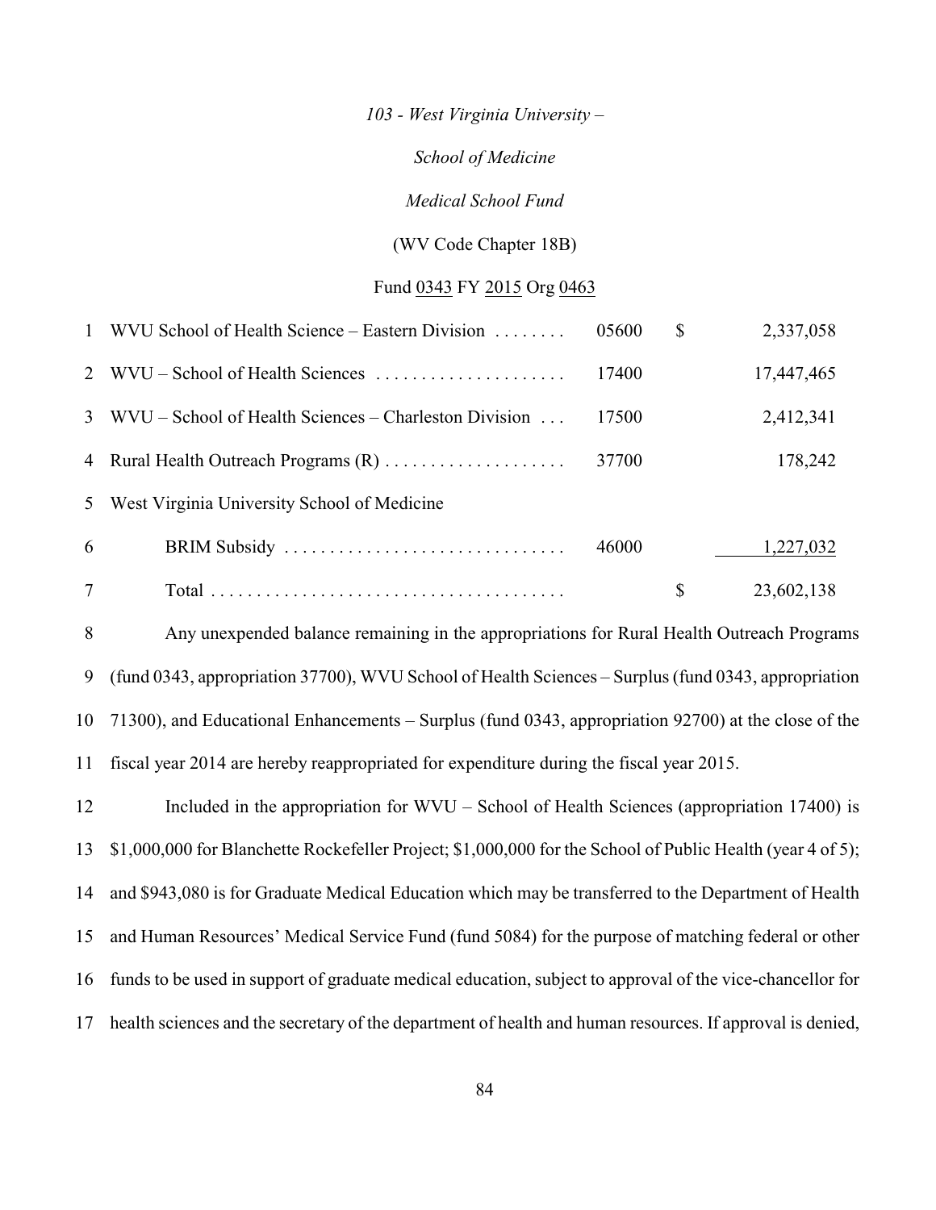*103 - West Virginia University –*

*School of Medicine*

*Medical School Fund*

(WV Code Chapter 18B)

Fund 0343 FY 2015 Org 0463

| | | | |
|---|---|---|---|
| 1 | WVU School of Health Science – Eastern Division | 05600 | $ 2,337,058 |
| 2 | WVU – School of Health Sciences | 17400 | 17,447,465 |
| 3 | WVU – School of Health Sciences – Charleston Division | 17500 | 2,412,341 |
| 4 | Rural Health Outreach Programs (R) | 37700 | 178,242 |
| 5 | West Virginia University School of Medicine | | |
| 6 | BRIM Subsidy | 46000 | 1,227,032 |
| 7 | Total | | $ 23,602,138 |

8 Any unexpended balance remaining in the appropriations for Rural Health Outreach Programs 9 (fund 0343, appropriation 37700), WVU School of Health Sciences – Surplus (fund 0343, appropriation 10 71300), and Educational Enhancements – Surplus (fund 0343, appropriation 92700) at the close of the 11 fiscal year 2014 are hereby reappropriated for expenditure during the fiscal year 2015.

12 Included in the appropriation for WVU – School of Health Sciences (appropriation 17400) is 13 $1,000,000 for Blanchette Rockefeller Project; $1,000,000 for the School of Public Health (year 4 of 5); 14 and $943,080 is for Graduate Medical Education which may be transferred to the Department of Health 15 and Human Resources' Medical Service Fund (fund 5084) for the purpose of matching federal or other 16 funds to be used in support of graduate medical education, subject to approval of the vice-chancellor for 17 health sciences and the secretary of the department of health and human resources. If approval is denied,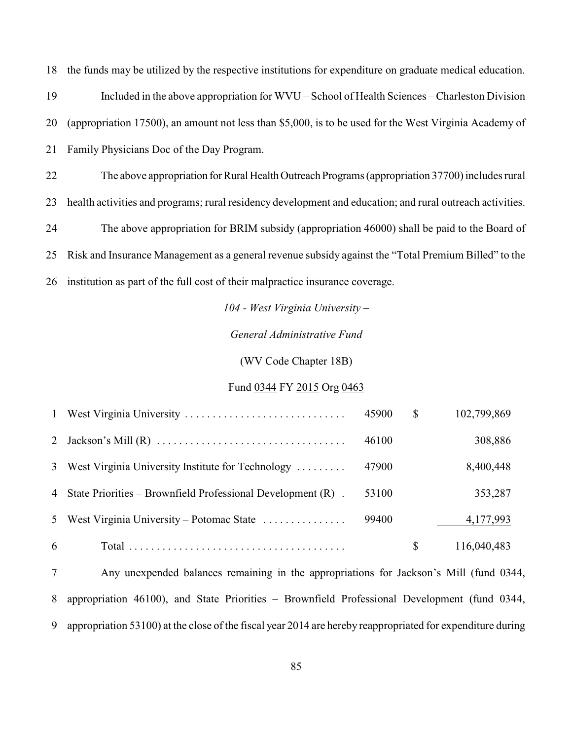18 the funds may be utilized by the respective institutions for expenditure on graduate medical education.

19 Included in the above appropriation for WVU – School of Health Sciences – Charleston Division 20 (appropriation 17500), an amount not less than $5,000, is to be used for the West Virginia Academy of 21 Family Physicians Doc of the Day Program.

22 The above appropriation for Rural Health Outreach Programs (appropriation 37700) includes rural 23 health activities and programs; rural residency development and education; and rural outreach activities.

24 The above appropriation for BRIM subsidy (appropriation 46000) shall be paid to the Board of 25 Risk and Insurance Management as a general revenue subsidy against the "Total Premium Billed" to the 26 institution as part of the full cost of their malpractice insurance coverage.

*104 - West Virginia University –*

*General Administrative Fund*

(WV Code Chapter 18B)

Fund 0344 FY 2015 Org 0463

| | | | | |
|---|---|---|---|---|
| 1 | West Virginia University | 45900 | $ | 102,799,869 |
| 2 | Jackson's Mill (R) | 46100 | | 308,886 |
| 3 | West Virginia University Institute for Technology | 47900 | | 8,400,448 |
| 4 | State Priorities – Brownfield Professional Development (R) | 53100 | | 353,287 |
| 5 | West Virginia University – Potomac State | 99400 | | 4,177,993 |
| 6 | Total | | $ | 116,040,483 |

7 Any unexpended balances remaining in the appropriations for Jackson's Mill (fund 0344, 8 appropriation 46100), and State Priorities – Brownfield Professional Development (fund 0344, 9 appropriation 53100) at the close of the fiscal year 2014 are hereby reappropriated for expenditure during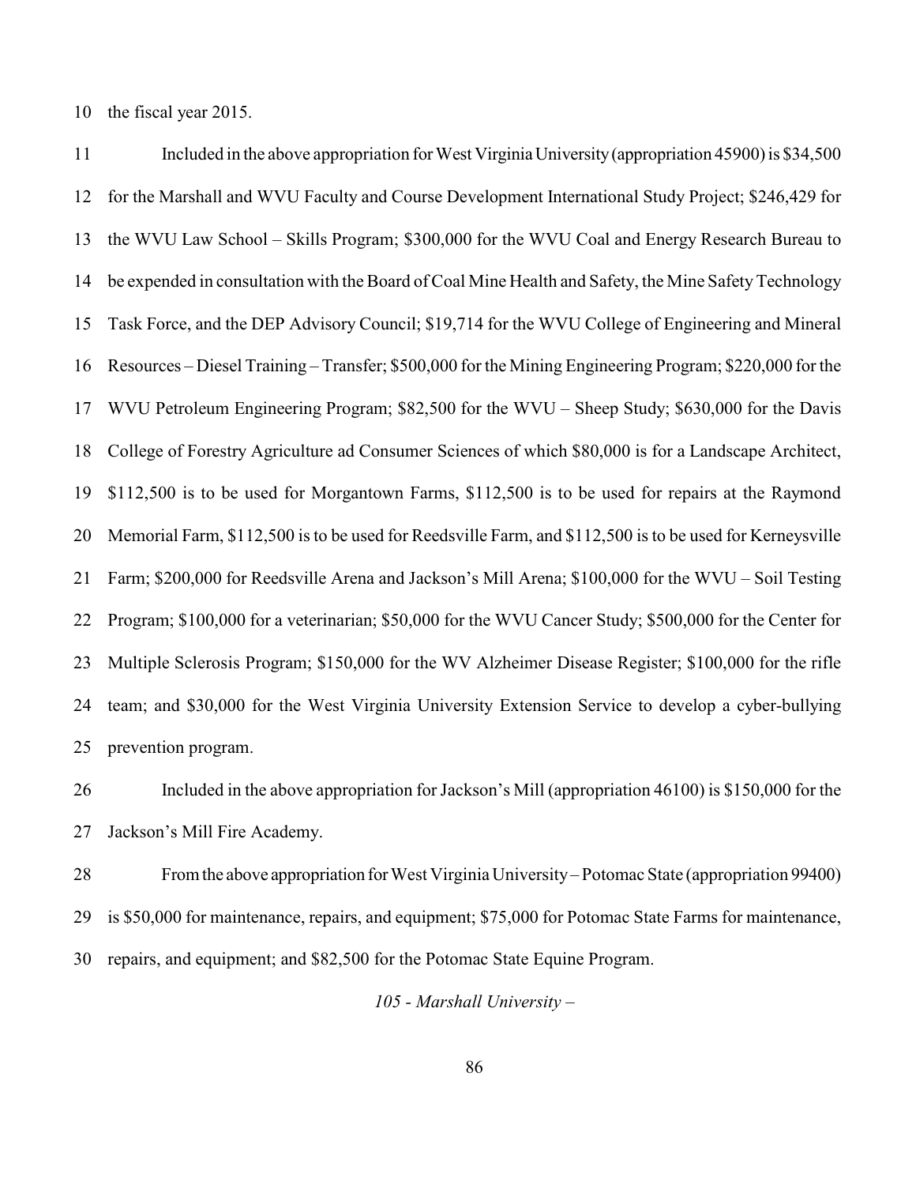the fiscal year 2015.

Included in the above appropriation for West Virginia University (appropriation 45900) is $34,500 for the Marshall and WVU Faculty and Course Development International Study Project; $246,429 for the WVU Law School – Skills Program; $300,000 for the WVU Coal and Energy Research Bureau to be expended in consultation with the Board of Coal Mine Health and Safety, the Mine Safety Technology Task Force, and the DEP Advisory Council; $19,714 for the WVU College of Engineering and Mineral Resources – Diesel Training – Transfer; $500,000 for the Mining Engineering Program; $220,000 for the WVU Petroleum Engineering Program; $82,500 for the WVU – Sheep Study; $630,000 for the Davis College of Forestry Agriculture ad Consumer Sciences of which $80,000 is for a Landscape Architect, $112,500 is to be used for Morgantown Farms, $112,500 is to be used for repairs at the Raymond Memorial Farm, $112,500 is to be used for Reedsville Farm, and $112,500 is to be used for Kerneysville Farm; $200,000 for Reedsville Arena and Jackson's Mill Arena; $100,000 for the WVU – Soil Testing Program; $100,000 for a veterinarian; $50,000 for the WVU Cancer Study; $500,000 for the Center for Multiple Sclerosis Program; $150,000 for the WV Alzheimer Disease Register; $100,000 for the rifle team; and $30,000 for the West Virginia University Extension Service to develop a cyber-bullying prevention program.

Included in the above appropriation for Jackson's Mill (appropriation 46100) is $150,000 for the Jackson's Mill Fire Academy.

From the above appropriation for West Virginia University – Potomac State (appropriation 99400) is $50,000 for maintenance, repairs, and equipment; $75,000 for Potomac State Farms for maintenance, repairs, and equipment; and $82,500 for the Potomac State Equine Program.

*105 - Marshall University –*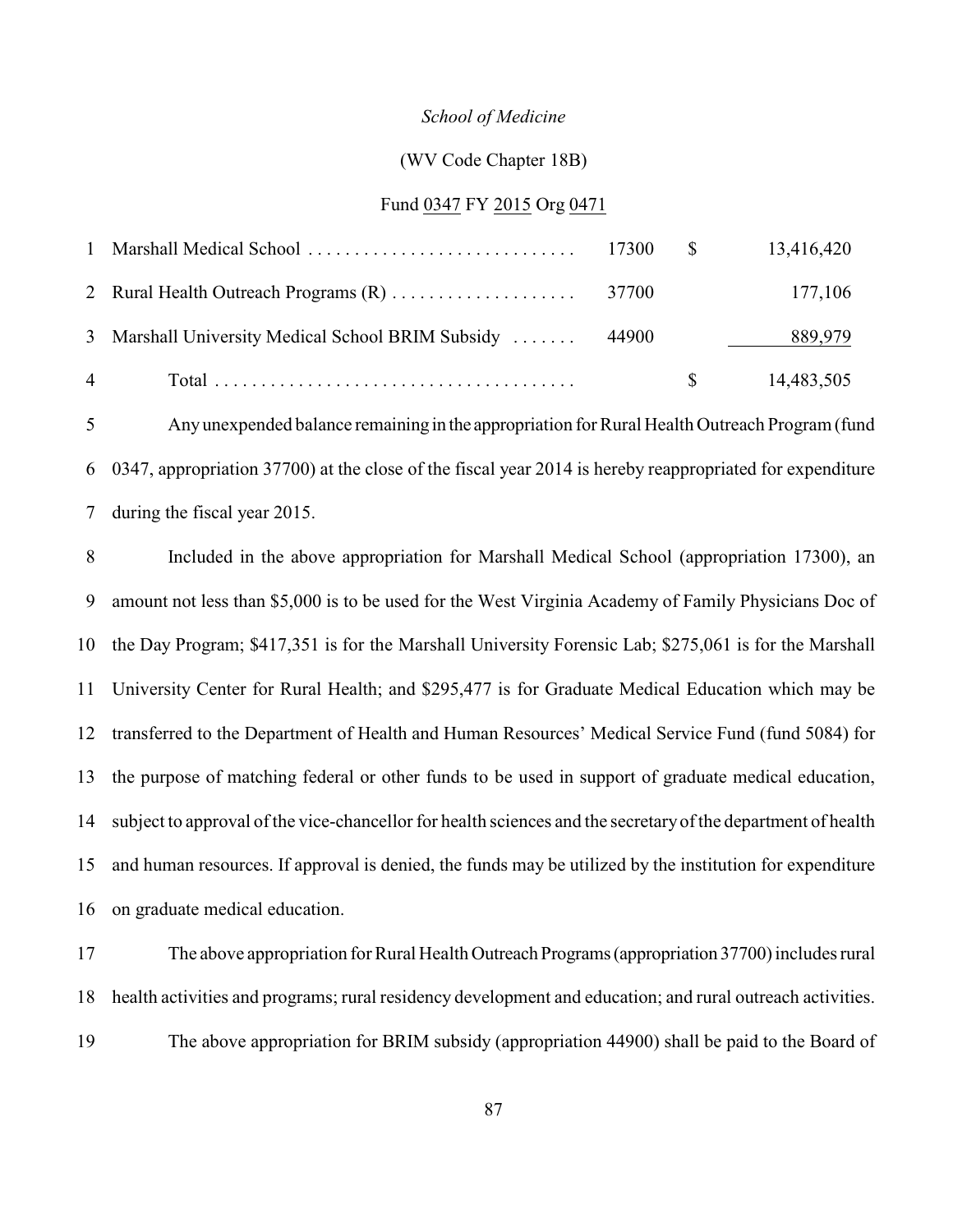*School of Medicine*

(WV Code Chapter 18B)

Fund 0347 FY 2015 Org 0471

| | | | | |
|---|---|---|---|---|
| 1 | Marshall Medical School | 17300 | $ | 13,416,420 |
| 2 | Rural Health Outreach Programs (R) | 37700 | | 177,106 |
| 3 | Marshall University Medical School BRIM Subsidy | 44900 | | 889,979 |
| 4 | Total | | $ | 14,483,505 |

5 Any unexpended balance remaining in the appropriation for Rural Health Outreach Program (fund 6 0347, appropriation 37700) at the close of the fiscal year 2014 is hereby reappropriated for expenditure 7 during the fiscal year 2015.

8 Included in the above appropriation for Marshall Medical School (appropriation 17300), an 9 amount not less than $5,000 is to be used for the West Virginia Academy of Family Physicians Doc of 10 the Day Program; $417,351 is for the Marshall University Forensic Lab; $275,061 is for the Marshall 11 University Center for Rural Health; and $295,477 is for Graduate Medical Education which may be 12 transferred to the Department of Health and Human Resources' Medical Service Fund (fund 5084) for 13 the purpose of matching federal or other funds to be used in support of graduate medical education, 14 subject to approval of the vice-chancellor for health sciences and the secretary of the department of health 15 and human resources. If approval is denied, the funds may be utilized by the institution for expenditure 16 on graduate medical education.

17 The above appropriation for Rural Health Outreach Programs (appropriation 37700) includes rural 18 health activities and programs; rural residency development and education; and rural outreach activities.

19 The above appropriation for BRIM subsidy (appropriation 44900) shall be paid to the Board of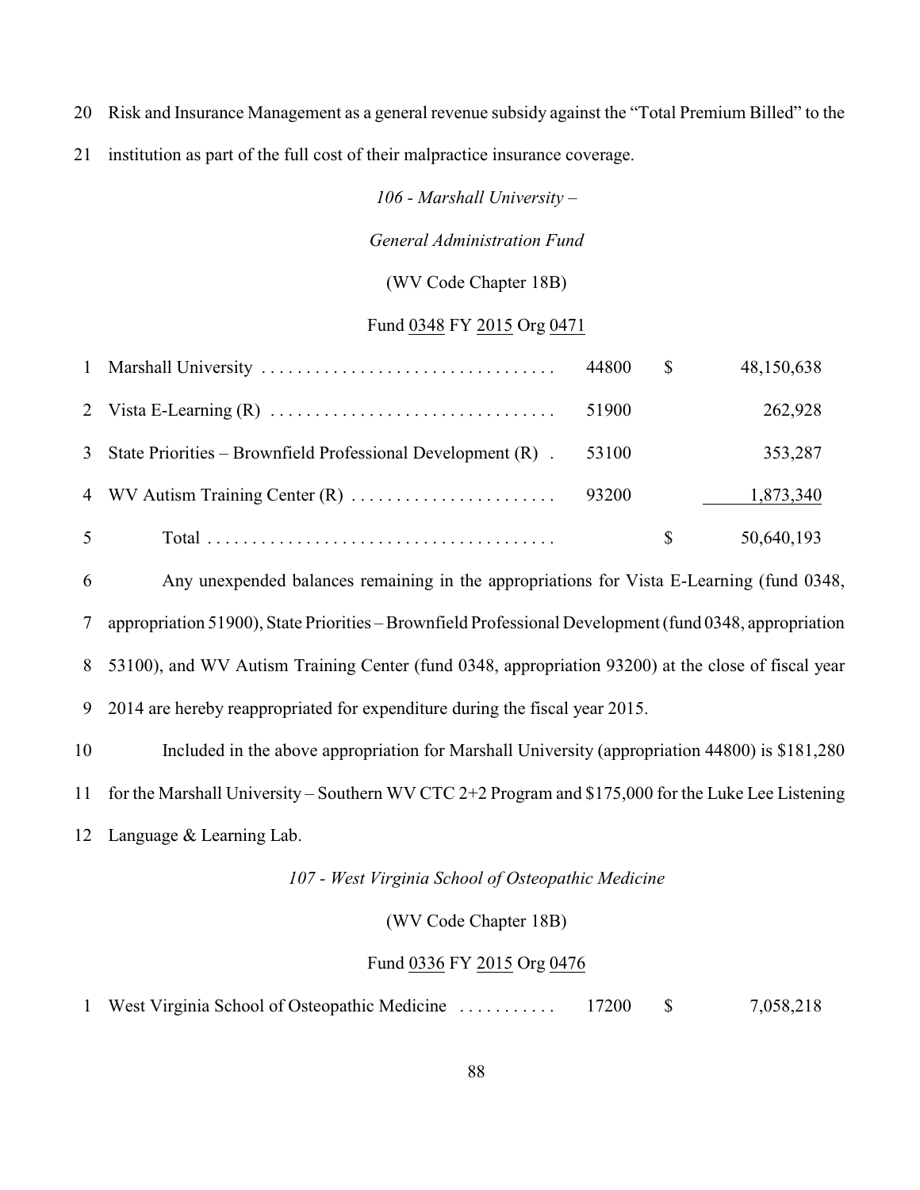20 Risk and Insurance Management as a general revenue subsidy against the "Total Premium Billed" to the

21 institution as part of the full cost of their malpractice insurance coverage.

*106 - Marshall University –*

*General Administration Fund*

(WV Code Chapter 18B)

Fund 0348 FY 2015 Org 0471

| | | | | |
|---|---|---|---|---|
| 1 | Marshall University | 44800 | $ | 48,150,638 |
| 2 | Vista E-Learning (R) | 51900 | | 262,928 |
| 3 | State Priorities – Brownfield Professional Development (R) | 53100 | | 353,287 |
| 4 | WV Autism Training Center (R) | 93200 | | 1,873,340 |
| 5 | Total | | $ | 50,640,193 |

6 Any unexpended balances remaining in the appropriations for Vista E-Learning (fund 0348, 7 appropriation 51900), State Priorities – Brownfield Professional Development (fund 0348, appropriation 8 53100), and WV Autism Training Center (fund 0348, appropriation 93200) at the close of fiscal year 9 2014 are hereby reappropriated for expenditure during the fiscal year 2015.

10 Included in the above appropriation for Marshall University (appropriation 44800) is $181,280 11 for the Marshall University – Southern WV CTC 2+2 Program and $175,000 for the Luke Lee Listening 12 Language & Learning Lab.

*107 - West Virginia School of Osteopathic Medicine*

(WV Code Chapter 18B)

Fund 0336 FY 2015 Org 0476

| | | | | |
|---|---|---|---|---|
| 1 | West Virginia School of Osteopathic Medicine | 17200 | $ | 7,058,218 |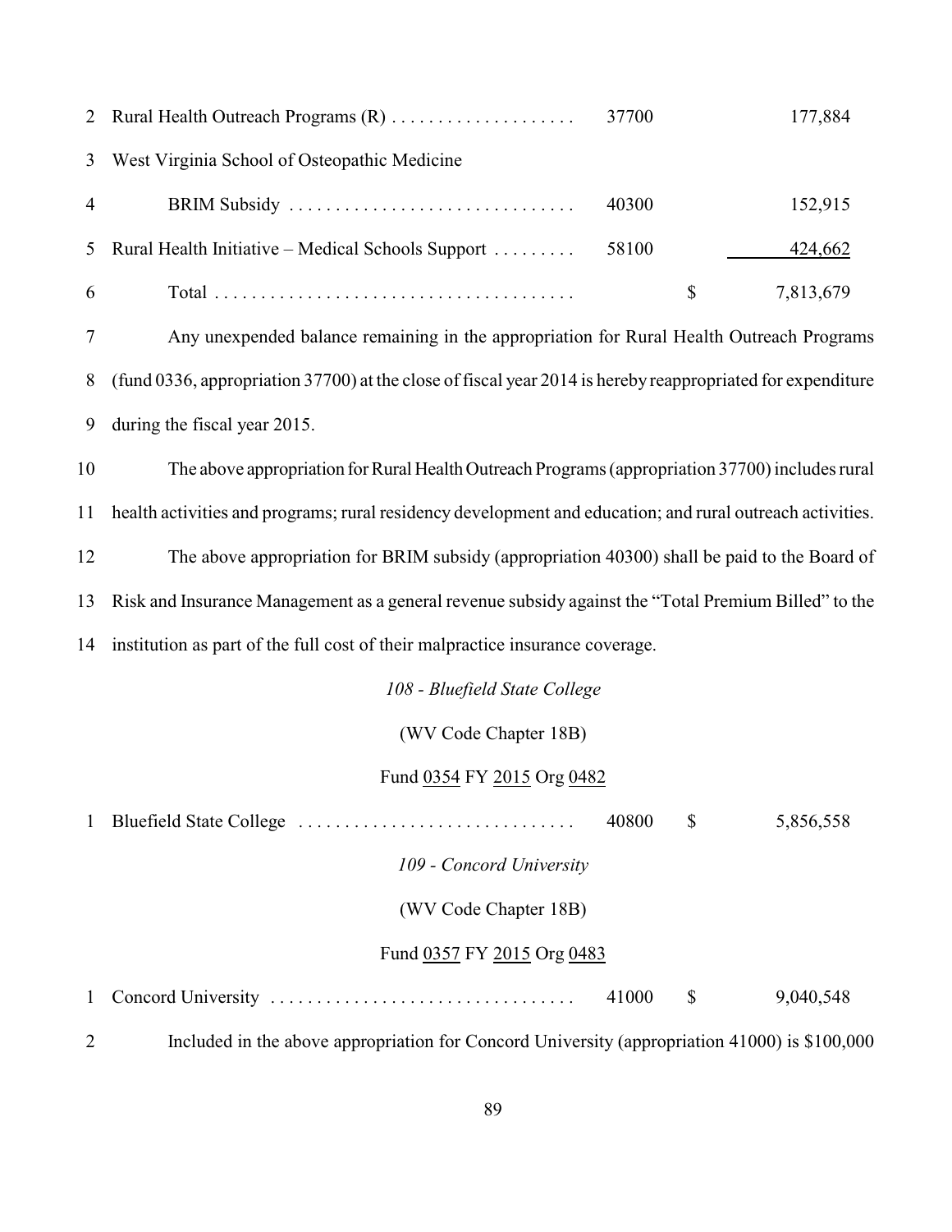| | | | | |
|---|---|---|---|---|
| 2 | Rural Health Outreach Programs (R) .................... | 37700 | | 177,884 |
| 3 | West Virginia School of Osteopathic Medicine | | | |
| 4 | BRIM Subsidy ............................... | 40300 | | 152,915 |
| 5 | Rural Health Initiative – Medical Schools Support ......... | 58100 | | 424,662 |
| 6 | Total ...................................... | | $ | 7,813,679 |

7 Any unexpended balance remaining in the appropriation for Rural Health Outreach Programs
8 (fund 0336, appropriation 37700) at the close of fiscal year 2014 is hereby reappropriated for expenditure
9 during the fiscal year 2015.

10 The above appropriation for Rural Health Outreach Programs (appropriation 37700) includes rural
11 health activities and programs; rural residency development and education; and rural outreach activities.

12 The above appropriation for BRIM subsidy (appropriation 40300) shall be paid to the Board of
13 Risk and Insurance Management as a general revenue subsidy against the "Total Premium Billed" to the
14 institution as part of the full cost of their malpractice insurance coverage.

*108 - Bluefield State College*

(WV Code Chapter 18B)

Fund 0354 FY 2015 Org 0482

| | | | | |
|---|---|---|---|---|
| 1 | Bluefield State College .............................. | 40800 | $ | 5,856,558 |

*109 - Concord University*

(WV Code Chapter 18B)

Fund 0357 FY 2015 Org 0483

| | | | | |
|---|---|---|---|---|
| 1 | Concord University ................................. | 41000 | $ | 9,040,548 |

2 Included in the above appropriation for Concord University (appropriation 41000) is $100,000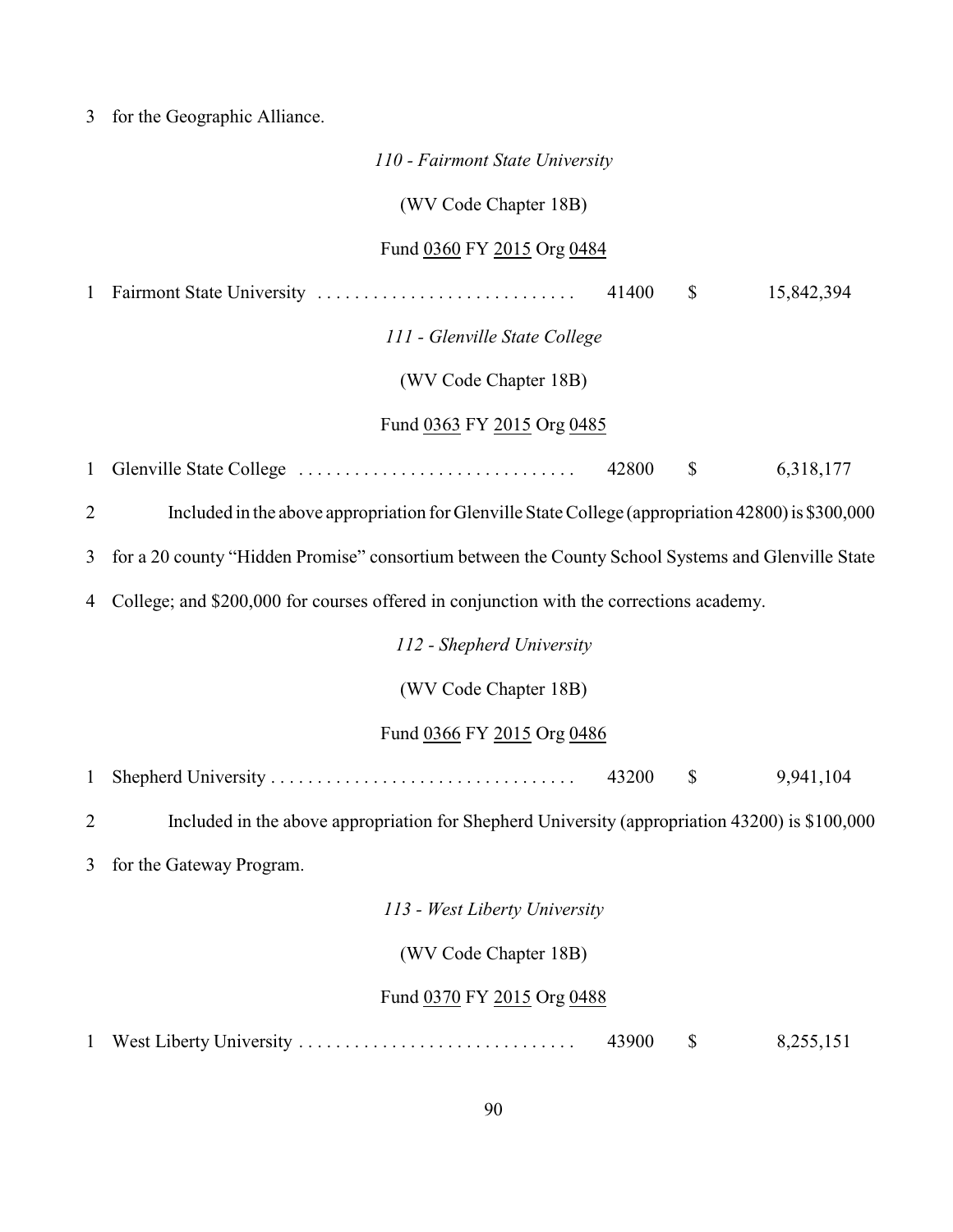3 for the Geographic Alliance.

*110 - Fairmont State University*

(WV Code Chapter 18B)

Fund 0360 FY 2015 Org 0484

| | | | | |
|---|---|---|---|---|
| 1 | Fairmont State University . . . . . . . . . . . . . . . . . . . . . . . . . . . . | 41400 | $ | 15,842,394 |

*111 - Glenville State College*

(WV Code Chapter 18B)

Fund 0363 FY 2015 Org 0485

| | | | | |
|---|---|---|---|---|
| 1 | Glenville State College . . . . . . . . . . . . . . . . . . . . . . . . . . . . . . | 42800 | $ | 6,318,177 |

2 Included in the above appropriation for Glenville State College (appropriation 42800) is $300,000

3 for a 20 county "Hidden Promise" consortium between the County School Systems and Glenville State

4 College; and $200,000 for courses offered in conjunction with the corrections academy.

*112 - Shepherd University*

(WV Code Chapter 18B)

Fund 0366 FY 2015 Org 0486

| | | | | |
|---|---|---|---|---|
| 1 | Shepherd University . . . . . . . . . . . . . . . . . . . . . . . . . . . . . . . . . | 43200 | $ | 9,941,104 |

2 Included in the above appropriation for Shepherd University (appropriation 43200) is $100,000

3 for the Gateway Program.

*113 - West Liberty University*

(WV Code Chapter 18B)

Fund 0370 FY 2015 Org 0488

| | | | | |
|---|---|---|---|---|
| 1 | West Liberty University . . . . . . . . . . . . . . . . . . . . . . . . . . . . . . | 43900 | $ | 8,255,151 |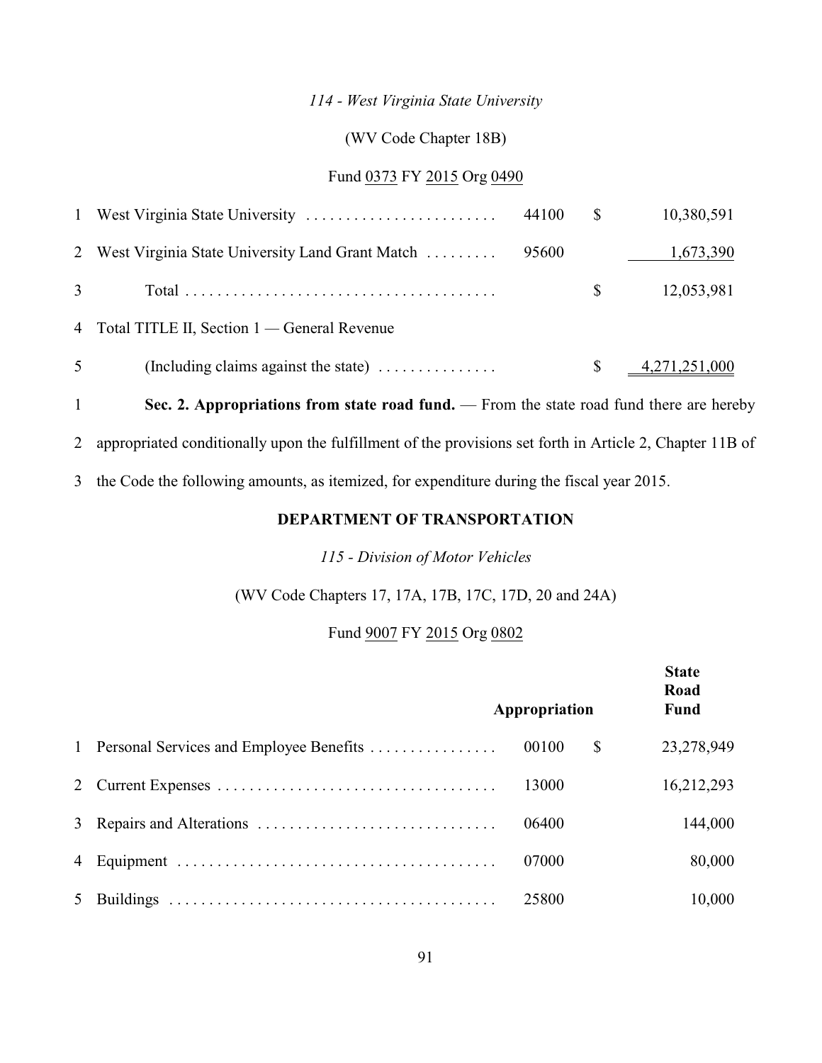*114 - West Virginia State University*

(WV Code Chapter 18B)

Fund 0373 FY 2015 Org 0490

| | | | | |
|---|---|---|---|---|
| 1 | West Virginia State University | 44100 | $ | 10,380,591 |
| 2 | West Virginia State University Land Grant Match | 95600 | | 1,673,390 |
| 3 | Total | | $ | 12,053,981 |
| 4 | Total TITLE II, Section 1 — General Revenue | | | |
| 5 | (Including claims against the state) | | $ | 4,271,251,000 |

1 **Sec. 2. Appropriations from state road fund.** — From the state road fund there are hereby
2 appropriated conditionally upon the fulfillment of the provisions set forth in Article 2, Chapter 11B of
3 the Code the following amounts, as itemized, for expenditure during the fiscal year 2015.

**DEPARTMENT OF TRANSPORTATION**

*115 - Division of Motor Vehicles*

(WV Code Chapters 17, 17A, 17B, 17C, 17D, 20 and 24A)

Fund 9007 FY 2015 Org 0802

| | | Appropriation | | State Road Fund |
|---|---|---|---|---|
| 1 | Personal Services and Employee Benefits | 00100 | $ | 23,278,949 |
| 2 | Current Expenses | 13000 | | 16,212,293 |
| 3 | Repairs and Alterations | 06400 | | 144,000 |
| 4 | Equipment | 07000 | | 80,000 |
| 5 | Buildings | 25800 | | 10,000 |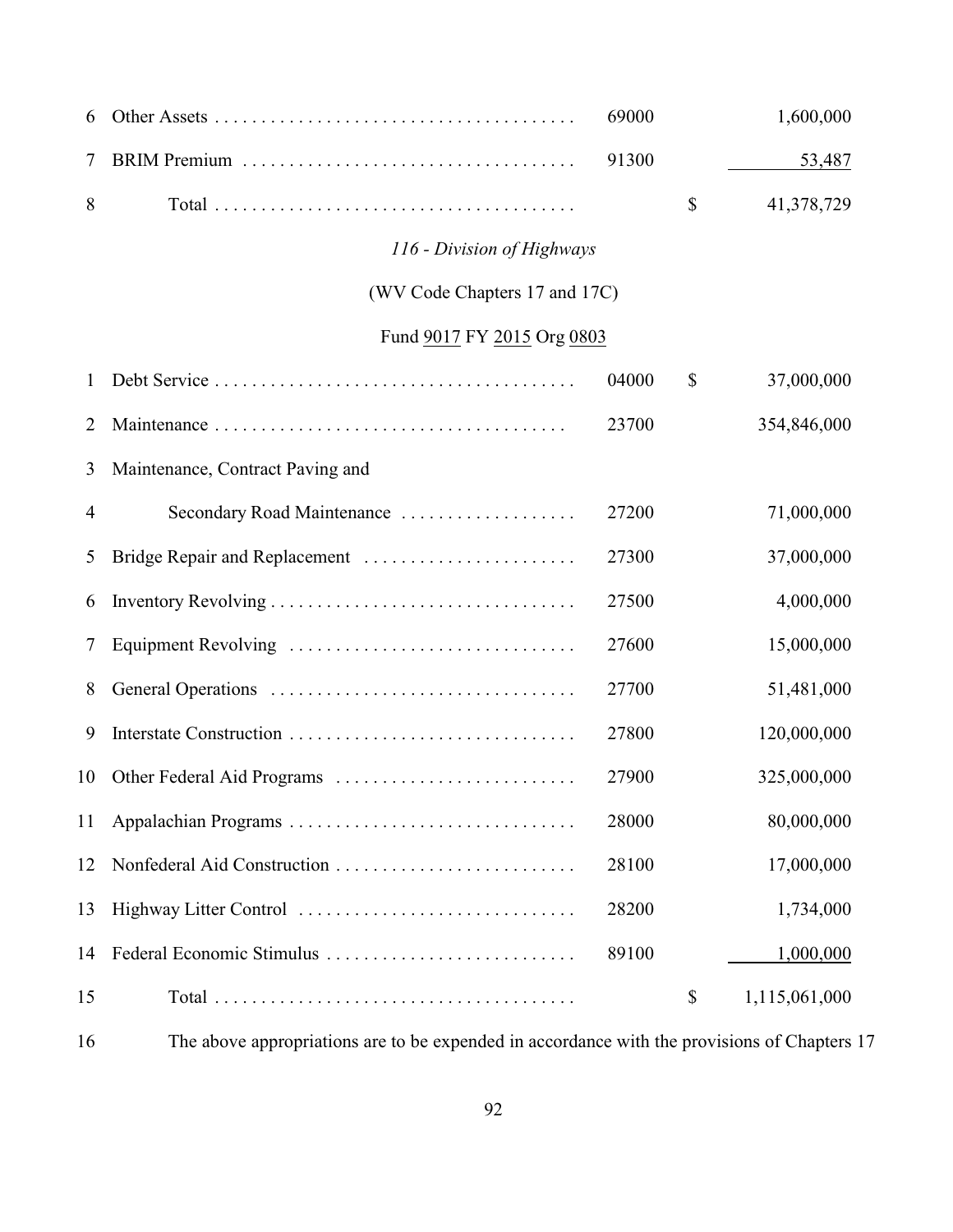| | | | | |
|---|---|---|---|---|
| 6 | Other Assets | 69000 | | 1,600,000 |
| 7 | BRIM Premium | 91300 | | 53,487 |
| 8 | Total | | $ | 41,378,729 |

*116 - Division of Highways*

(WV Code Chapters 17 and 17C)

Fund 9017 FY 2015 Org 0803

| | | | | |
|---|---|---|---|---|
| 1 | Debt Service | 04000 | $ | 37,000,000 |
| 2 | Maintenance | 23700 | | 354,846,000 |
| 3 | Maintenance, Contract Paving and | | | |
| 4 | Secondary Road Maintenance | 27200 | | 71,000,000 |
| 5 | Bridge Repair and Replacement | 27300 | | 37,000,000 |
| 6 | Inventory Revolving | 27500 | | 4,000,000 |
| 7 | Equipment Revolving | 27600 | | 15,000,000 |
| 8 | General Operations | 27700 | | 51,481,000 |
| 9 | Interstate Construction | 27800 | | 120,000,000 |
| 10 | Other Federal Aid Programs | 27900 | | 325,000,000 |
| 11 | Appalachian Programs | 28000 | | 80,000,000 |
| 12 | Nonfederal Aid Construction | 28100 | | 17,000,000 |
| 13 | Highway Litter Control | 28200 | | 1,734,000 |
| 14 | Federal Economic Stimulus | 89100 | | 1,000,000 |
| 15 | Total | | $ | 1,115,061,000 |

16 The above appropriations are to be expended in accordance with the provisions of Chapters 17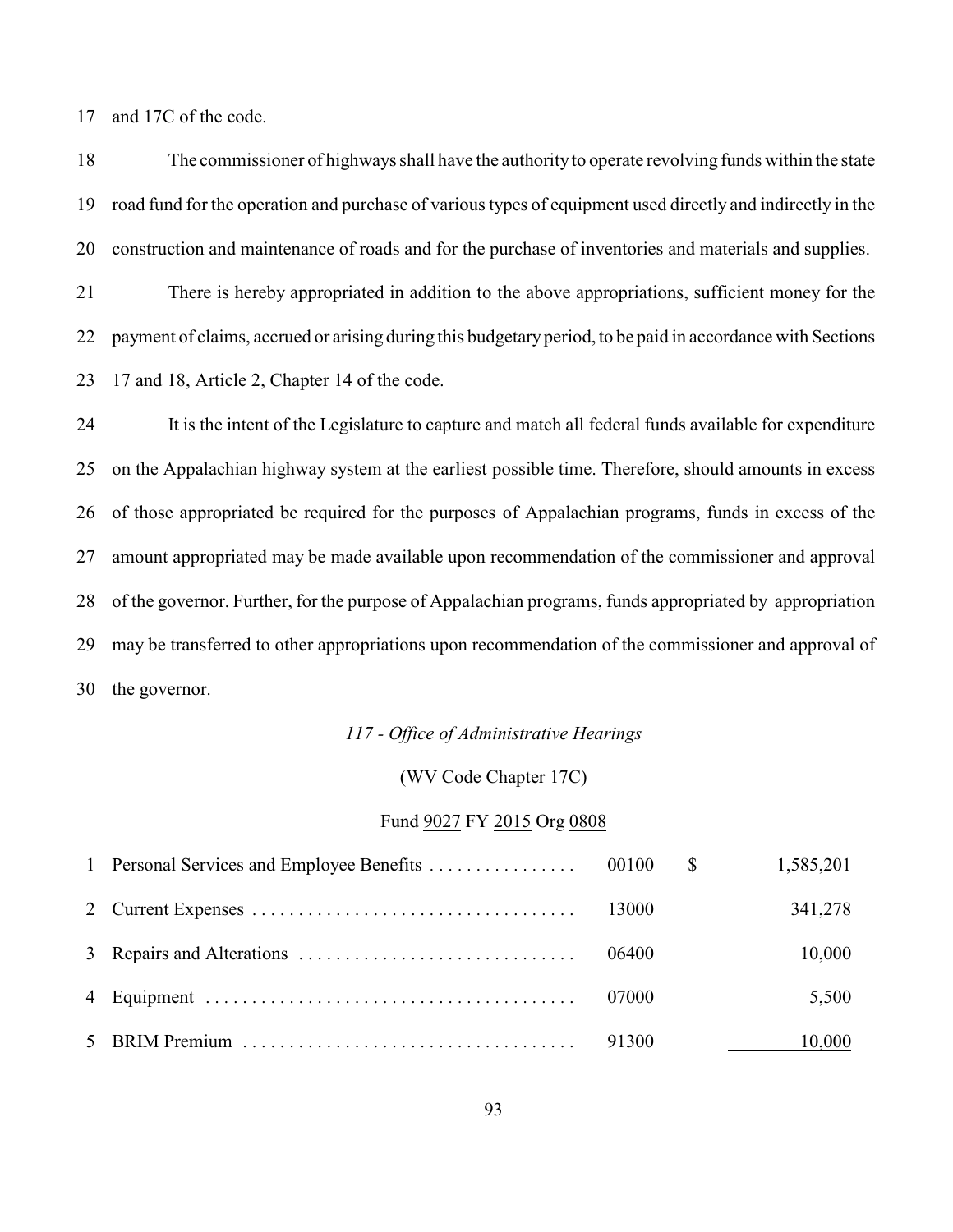17 and 17C of the code.

18 The commissioner of highways shall have the authority to operate revolving funds within the state 19 road fund for the operation and purchase of various types of equipment used directly and indirectly in the 20 construction and maintenance of roads and for the purchase of inventories and materials and supplies.

21 There is hereby appropriated in addition to the above appropriations, sufficient money for the 22 payment of claims, accrued or arising during this budgetary period, to be paid in accordance with Sections 23 17 and 18, Article 2, Chapter 14 of the code.

24 It is the intent of the Legislature to capture and match all federal funds available for expenditure 25 on the Appalachian highway system at the earliest possible time. Therefore, should amounts in excess 26 of those appropriated be required for the purposes of Appalachian programs, funds in excess of the 27 amount appropriated may be made available upon recommendation of the commissioner and approval 28 of the governor. Further, for the purpose of Appalachian programs, funds appropriated by appropriation 29 may be transferred to other appropriations upon recommendation of the commissioner and approval of 30 the governor.

*117 - Office of Administrative Hearings*

(WV Code Chapter 17C)

Fund 9027 FY 2015 Org 0808

| | | | | |
|---|---|---|---|---|
| 1 | Personal Services and Employee Benefits | 00100 | $ | 1,585,201 |
| 2 | Current Expenses | 13000 | | 341,278 |
| 3 | Repairs and Alterations | 06400 | | 10,000 |
| 4 | Equipment | 07000 | | 5,500 |
| 5 | BRIM Premium | 91300 | | 10,000 |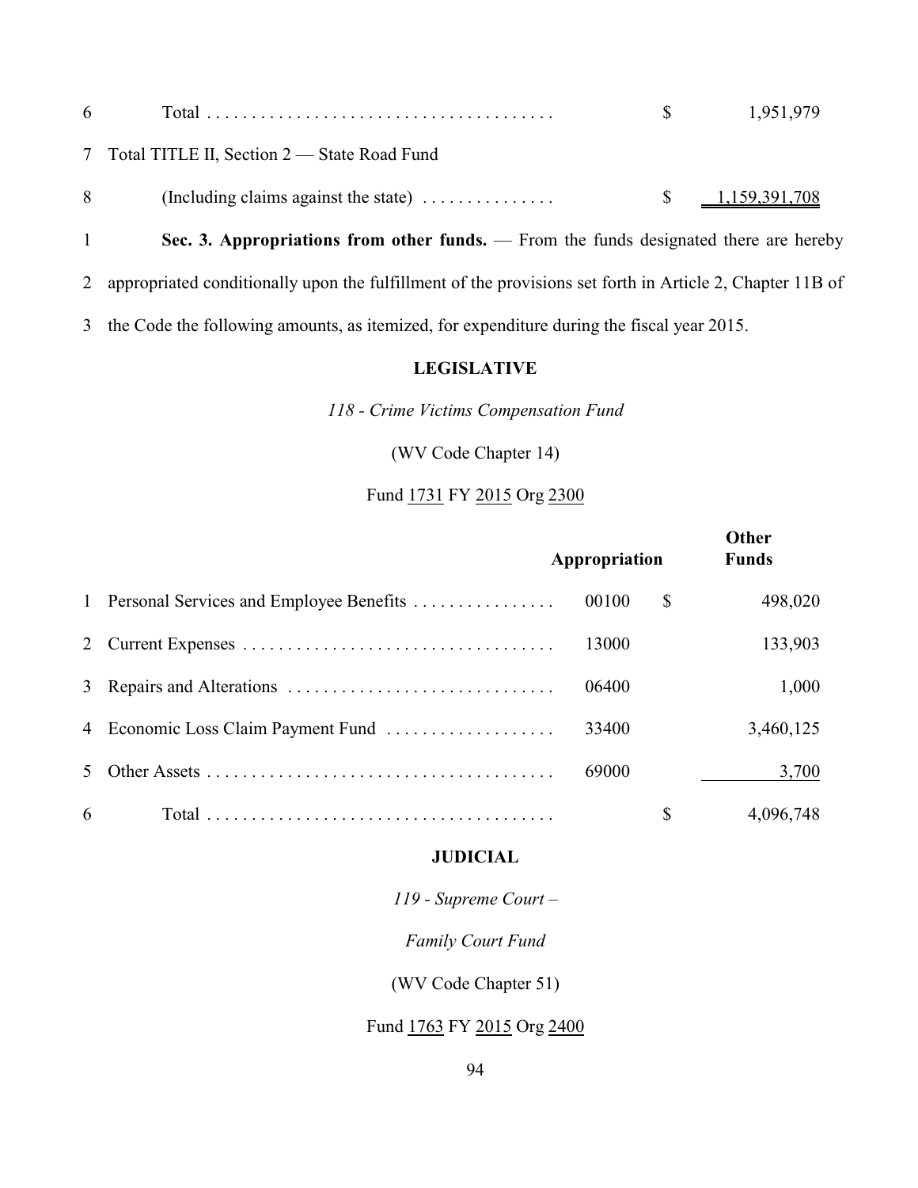| | | | |
|---|---|---|---|
| 6 | Total | $ | 1,951,979 |
| 7 | Total TITLE II, Section 2 — State Road Fund | | |
| 8 | (Including claims against the state) | $ | 1,159,391,708 |

1 **Sec. 3. Appropriations from other funds.** — From the funds designated there are hereby
2 appropriated conditionally upon the fulfillment of the provisions set forth in Article 2, Chapter 11B of
3 the Code the following amounts, as itemized, for expenditure during the fiscal year 2015.

**LEGISLATIVE**

*118 - Crime Victims Compensation Fund*

(WV Code Chapter 14)

Fund 1731 FY 2015 Org 2300

| | | Appropriation | | Other Funds |
|---|---|---|---|---|
| 1 | Personal Services and Employee Benefits | 00100 | $ | 498,020 |
| 2 | Current Expenses | 13000 | | 133,903 |
| 3 | Repairs and Alterations | 06400 | | 1,000 |
| 4 | Economic Loss Claim Payment Fund | 33400 | | 3,460,125 |
| 5 | Other Assets | 69000 | | 3,700 |
| 6 | Total | | $ | 4,096,748 |

**JUDICIAL**

*119 - Supreme Court –*

*Family Court Fund*

(WV Code Chapter 51)

Fund 1763 FY 2015 Org 2400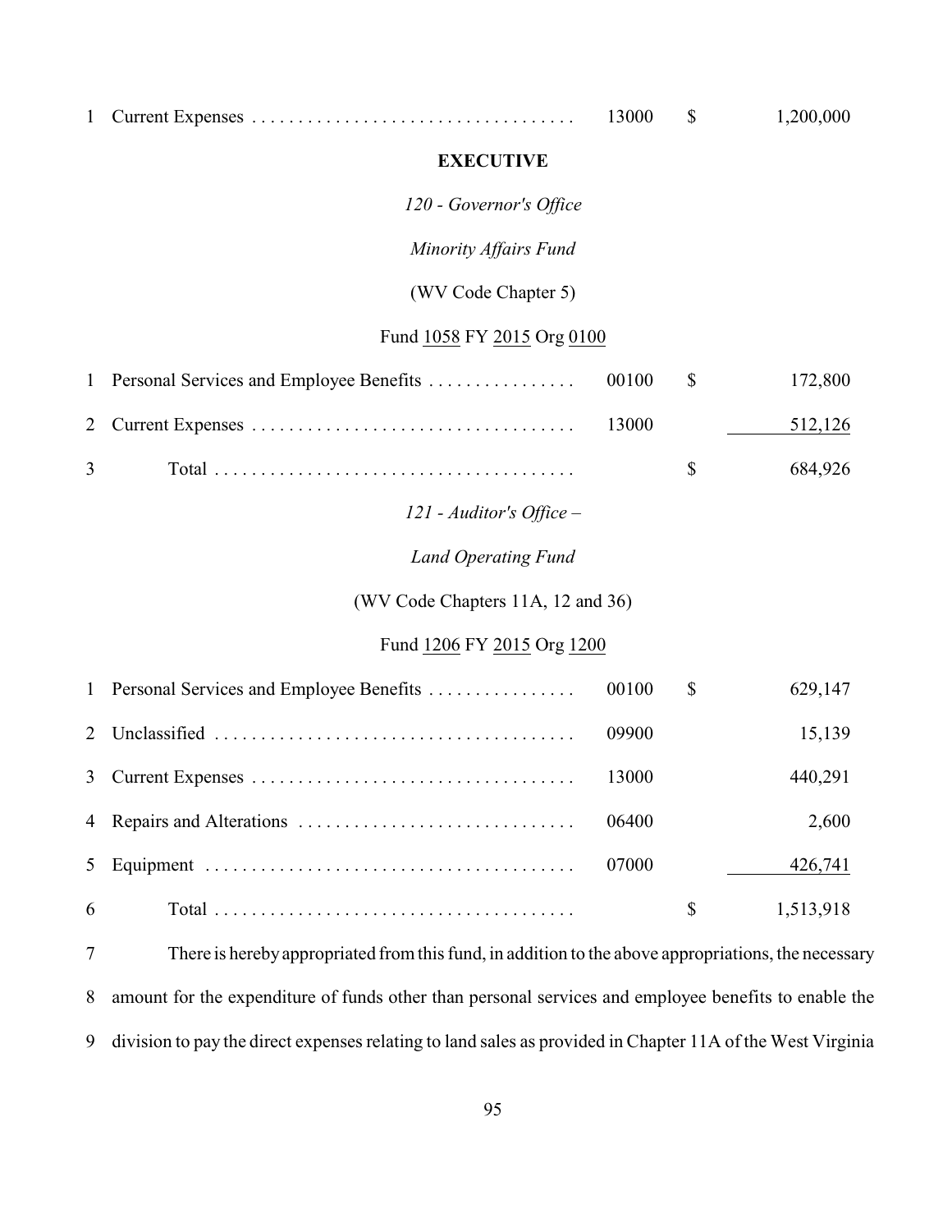| | | | | |
|---|---|---|---|---|
| 1 | Current Expenses | 13000 | $ | 1,200,000 |

## EXECUTIVE

*120 - Governor's Office*

*Minority Affairs Fund*

(WV Code Chapter 5)

Fund 1058 FY 2015 Org 0100

| | | | | |
|---|---|---|---|---|
| 1 | Personal Services and Employee Benefits | 00100 | $ | 172,800 |
| 2 | Current Expenses | 13000 | | 512,126 |
| 3 | Total | | $ | 684,926 |

*121 - Auditor's Office –*

*Land Operating Fund*

(WV Code Chapters 11A, 12 and 36)

Fund 1206 FY 2015 Org 1200

| | | | | |
|---|---|---|---|---|
| 1 | Personal Services and Employee Benefits | 00100 | $ | 629,147 |
| 2 | Unclassified | 09900 | | 15,139 |
| 3 | Current Expenses | 13000 | | 440,291 |
| 4 | Repairs and Alterations | 06400 | | 2,600 |
| 5 | Equipment | 07000 | | 426,741 |
| 6 | Total | | $ | 1,513,918 |

7 There is hereby appropriated from this fund, in addition to the above appropriations, the necessary
8 amount for the expenditure of funds other than personal services and employee benefits to enable the
9 division to pay the direct expenses relating to land sales as provided in Chapter 11A of the West Virginia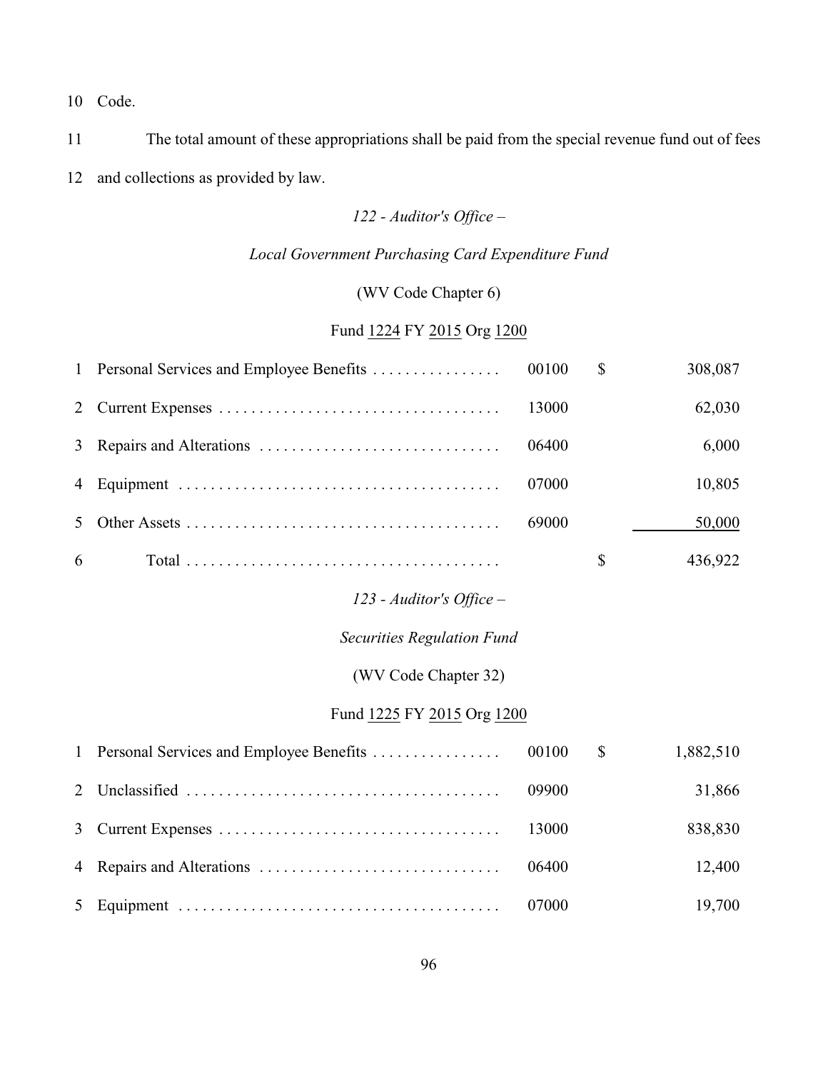10 Code.

11 The total amount of these appropriations shall be paid from the special revenue fund out of fees

12 and collections as provided by law.

*122 - Auditor's Office –*

*Local Government Purchasing Card Expenditure Fund*

(WV Code Chapter 6)

Fund 1224 FY 2015 Org 1200

| | | | | |
|---|---|---|---|---|
| 1 | Personal Services and Employee Benefits | 00100 | $ | 308,087 |
| 2 | Current Expenses | 13000 | | 62,030 |
| 3 | Repairs and Alterations | 06400 | | 6,000 |
| 4 | Equipment | 07000 | | 10,805 |
| 5 | Other Assets | 69000 | | 50,000 |
| 6 | Total | | $ | 436,922 |

*123 - Auditor's Office –*

*Securities Regulation Fund*

(WV Code Chapter 32)

Fund 1225 FY 2015 Org 1200

| | | | | |
|---|---|---|---|---|
| 1 | Personal Services and Employee Benefits | 00100 | $ | 1,882,510 |
| 2 | Unclassified | 09900 | | 31,866 |
| 3 | Current Expenses | 13000 | | 838,830 |
| 4 | Repairs and Alterations | 06400 | | 12,400 |
| 5 | Equipment | 07000 | | 19,700 |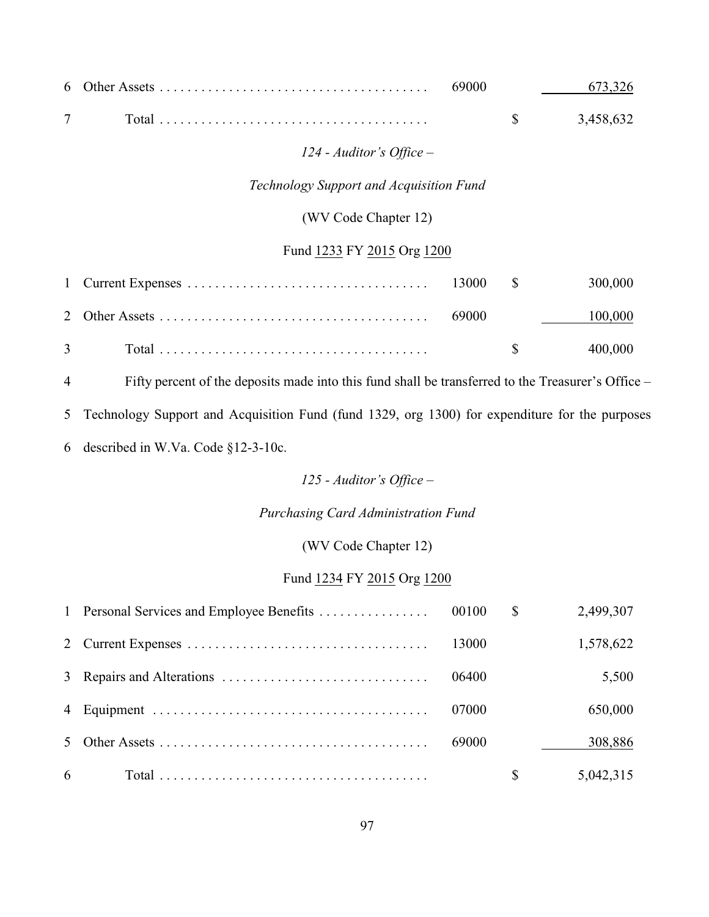| | | | | |
|---|---|---|---|---|
| 6 | Other Assets | 69000 | | 673,326 |
| 7 | Total | | $ | 3,458,632 |

*124 - Auditor's Office –*

*Technology Support and Acquisition Fund*

(WV Code Chapter 12)

Fund 1233 FY 2015 Org 1200

| | | | | |
|---|---|---|---|---|
| 1 | Current Expenses | 13000 | $ | 300,000 |
| 2 | Other Assets | 69000 | | 100,000 |
| 3 | Total | | $ | 400,000 |

4 Fifty percent of the deposits made into this fund shall be transferred to the Treasurer's Office –
5 Technology Support and Acquisition Fund (fund 1329, org 1300) for expenditure for the purposes
6 described in W.Va. Code §12-3-10c.

*125 - Auditor's Office –*

*Purchasing Card Administration Fund*

(WV Code Chapter 12)

Fund 1234 FY 2015 Org 1200

| | | | | |
|---|---|---|---|---|
| 1 | Personal Services and Employee Benefits | 00100 | $ | 2,499,307 |
| 2 | Current Expenses | 13000 | | 1,578,622 |
| 3 | Repairs and Alterations | 06400 | | 5,500 |
| 4 | Equipment | 07000 | | 650,000 |
| 5 | Other Assets | 69000 | | 308,886 |
| 6 | Total | | $ | 5,042,315 |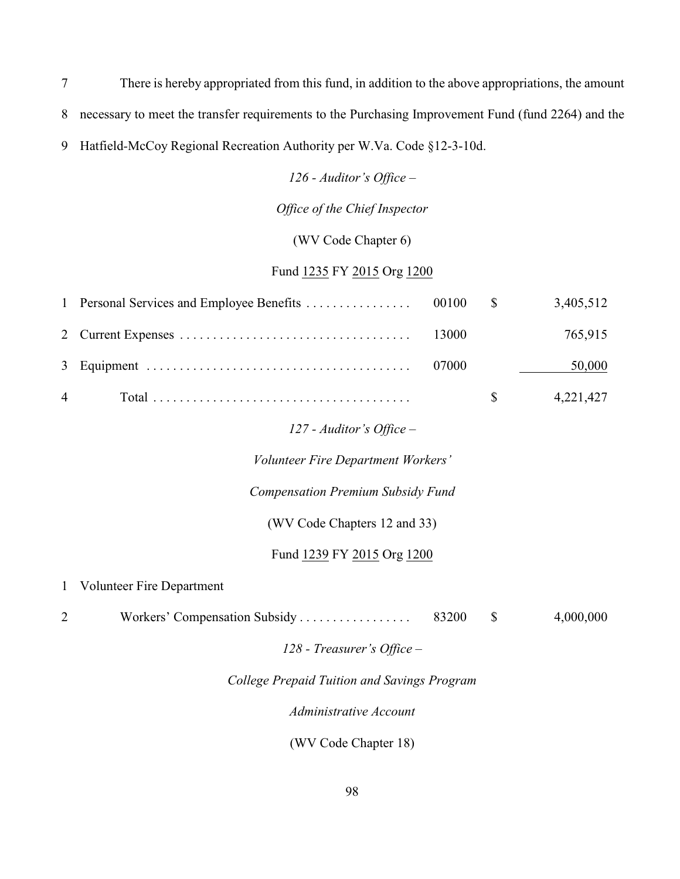7 There is hereby appropriated from this fund, in addition to the above appropriations, the amount
8 necessary to meet the transfer requirements to the Purchasing Improvement Fund (fund 2264) and the
9 Hatfield-McCoy Regional Recreation Authority per W.Va. Code §12-3-10d.

*126 - Auditor's Office –*

*Office of the Chief Inspector*

(WV Code Chapter 6)

Fund 1235 FY 2015 Org 1200

| | | | | |
|---|---|---|---|---|
| 1 | Personal Services and Employee Benefits . . . . . . . . . . . . . . . . | 00100 | $ | 3,405,512 |
| 2 | Current Expenses . . . . . . . . . . . . . . . . . . . . . . . . . . . . . . . . . . . | 13000 | | 765,915 |
| 3 | Equipment . . . . . . . . . . . . . . . . . . . . . . . . . . . . . . . . . . . . . . . . | 07000 | | 50,000 |
| 4 | Total . . . . . . . . . . . . . . . . . . . . . . . . . . . . . . . . . . . . . . . | | $ | 4,221,427 |

*127 - Auditor's Office –*

*Volunteer Fire Department Workers'*

*Compensation Premium Subsidy Fund*

(WV Code Chapters 12 and 33)

Fund 1239 FY 2015 Org 1200

| | | | | |
|---|---|---|---|---|
| 1 | Volunteer Fire Department | | | |
| 2 | Workers' Compensation Subsidy . . . . . . . . . . . . . . . . . | 83200 | $ | 4,000,000 |

*128 - Treasurer's Office –*

*College Prepaid Tuition and Savings Program*

*Administrative Account*

(WV Code Chapter 18)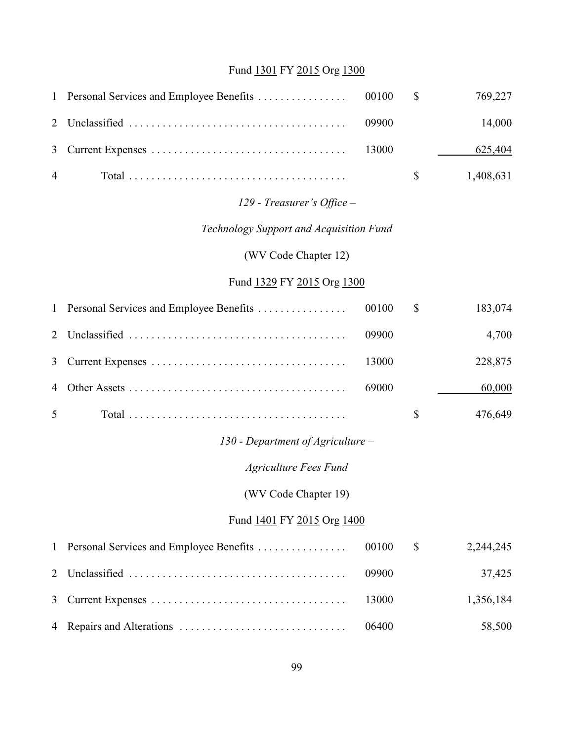Fund 1301 FY 2015 Org 1300

| | | | | |
|---|---|---|---|---|
| 1 | Personal Services and Employee Benefits | 00100 | $ | 769,227 |
| 2 | Unclassified | 09900 | | 14,000 |
| 3 | Current Expenses | 13000 | | 625,404 |
| 4 | Total | | $ | 1,408,631 |

*129 - Treasurer's Office –*

*Technology Support and Acquisition Fund*

(WV Code Chapter 12)

Fund 1329 FY 2015 Org 1300

| | | | | |
|---|---|---|---|---|
| 1 | Personal Services and Employee Benefits | 00100 | $ | 183,074 |
| 2 | Unclassified | 09900 | | 4,700 |
| 3 | Current Expenses | 13000 | | 228,875 |
| 4 | Other Assets | 69000 | | 60,000 |
| 5 | Total | | $ | 476,649 |

*130 - Department of Agriculture –*

*Agriculture Fees Fund*

(WV Code Chapter 19)

Fund 1401 FY 2015 Org 1400

| | | | | |
|---|---|---|---|---|
| 1 | Personal Services and Employee Benefits | 00100 | $ | 2,244,245 |
| 2 | Unclassified | 09900 | | 37,425 |
| 3 | Current Expenses | 13000 | | 1,356,184 |
| 4 | Repairs and Alterations | 06400 | | 58,500 |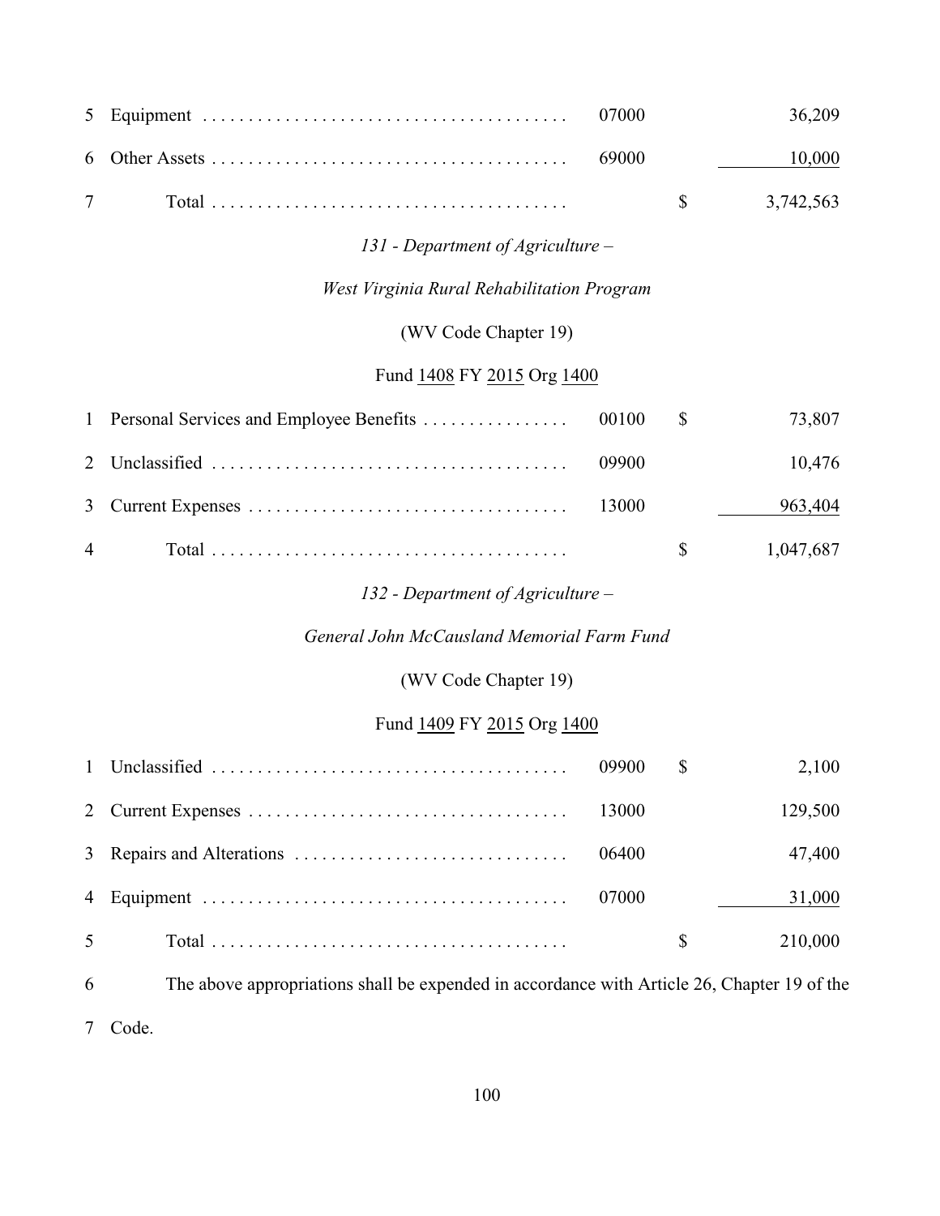| | | | | |
|---|---|---|---|---|
| 5 | Equipment | 07000 | | 36,209 |
| 6 | Other Assets | 69000 | | 10,000 |
| 7 | Total | | $ | 3,742,563 |

*131 - Department of Agriculture –*

*West Virginia Rural Rehabilitation Program*

(WV Code Chapter 19)

Fund 1408 FY 2015 Org 1400

| | | | | |
|---|---|---|---|---|
| 1 | Personal Services and Employee Benefits | 00100 | $ | 73,807 |
| 2 | Unclassified | 09900 | | 10,476 |
| 3 | Current Expenses | 13000 | | 963,404 |
| 4 | Total | | $ | 1,047,687 |

*132 - Department of Agriculture –*

*General John McCausland Memorial Farm Fund*

(WV Code Chapter 19)

Fund 1409 FY 2015 Org 1400

| | | | | |
|---|---|---|---|---|
| 1 | Unclassified | 09900 | $ | 2,100 |
| 2 | Current Expenses | 13000 | | 129,500 |
| 3 | Repairs and Alterations | 06400 | | 47,400 |
| 4 | Equipment | 07000 | | 31,000 |
| 5 | Total | | $ | 210,000 |

6 The above appropriations shall be expended in accordance with Article 26, Chapter 19 of the
7 Code.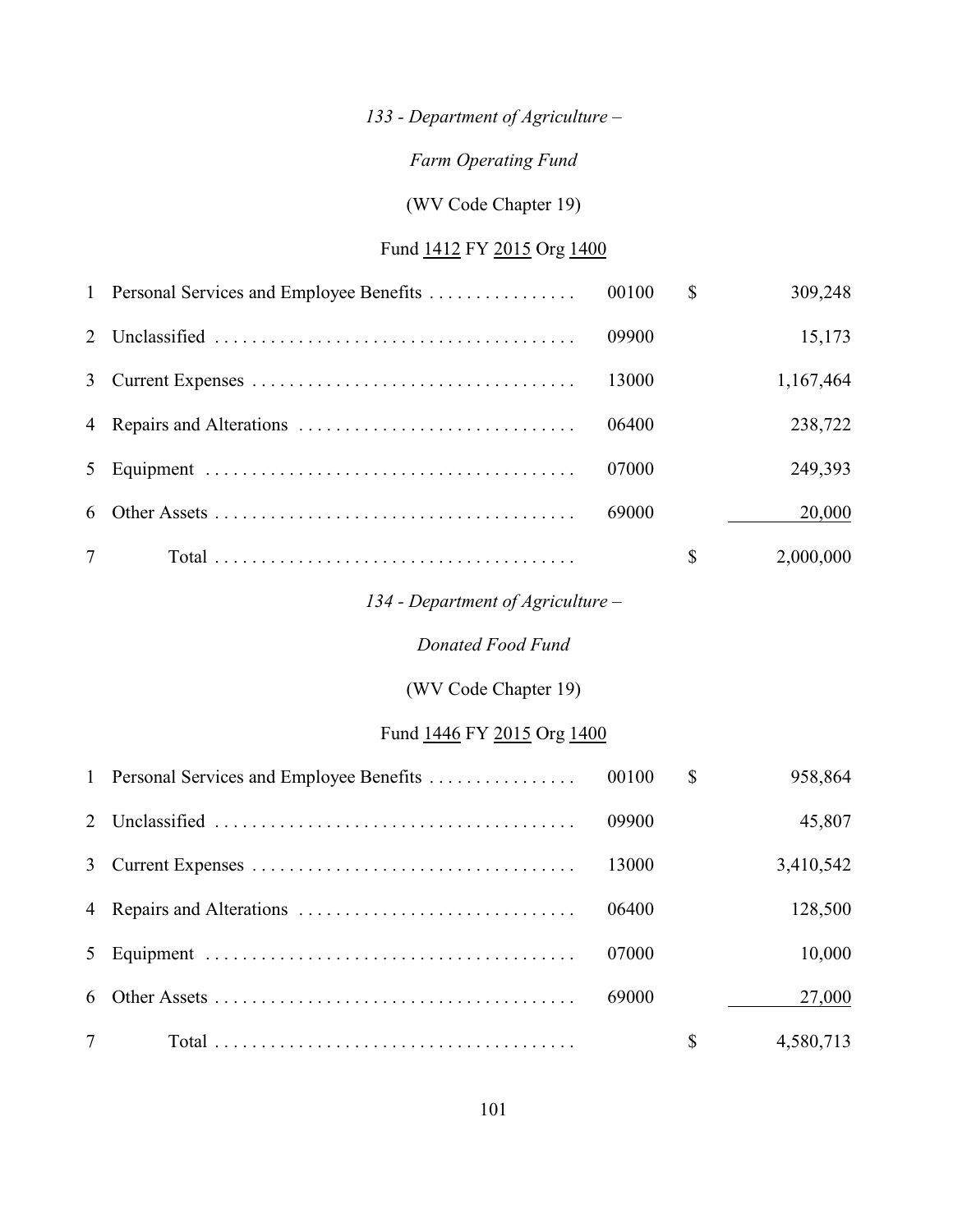*133 - Department of Agriculture –*

*Farm Operating Fund*

(WV Code Chapter 19)

Fund 1412 FY 2015 Org 1400

| | | | | |
|---|---|---|---|---|
| 1 | Personal Services and Employee Benefits . . . . . . . . . . . . . . . . | 00100 | $ | 309,248 |
| 2 | Unclassified . . . . . . . . . . . . . . . . . . . . . . . . . . . . . . . . . . . . . . | 09900 | | 15,173 |
| 3 | Current Expenses . . . . . . . . . . . . . . . . . . . . . . . . . . . . . . . . . . | 13000 | | 1,167,464 |
| 4 | Repairs and Alterations . . . . . . . . . . . . . . . . . . . . . . . . . . . . . | 06400 | | 238,722 |
| 5 | Equipment . . . . . . . . . . . . . . . . . . . . . . . . . . . . . . . . . . . . . . . | 07000 | | 249,393 |
| 6 | Other Assets . . . . . . . . . . . . . . . . . . . . . . . . . . . . . . . . . . . . . . | 69000 | | 20,000 |
| 7 | Total . . . . . . . . . . . . . . . . . . . . . . . . . . . . . . . . . . . . . . | | $ | 2,000,000 |

*134 - Department of Agriculture –*

*Donated Food Fund*

(WV Code Chapter 19)

Fund 1446 FY 2015 Org 1400

| | | | | |
|---|---|---|---|---|
| 1 | Personal Services and Employee Benefits . . . . . . . . . . . . . . . . | 00100 | $ | 958,864 |
| 2 | Unclassified . . . . . . . . . . . . . . . . . . . . . . . . . . . . . . . . . . . . . . | 09900 | | 45,807 |
| 3 | Current Expenses . . . . . . . . . . . . . . . . . . . . . . . . . . . . . . . . . . | 13000 | | 3,410,542 |
| 4 | Repairs and Alterations . . . . . . . . . . . . . . . . . . . . . . . . . . . . . | 06400 | | 128,500 |
| 5 | Equipment . . . . . . . . . . . . . . . . . . . . . . . . . . . . . . . . . . . . . . . | 07000 | | 10,000 |
| 6 | Other Assets . . . . . . . . . . . . . . . . . . . . . . . . . . . . . . . . . . . . . . | 69000 | | 27,000 |
| 7 | Total . . . . . . . . . . . . . . . . . . . . . . . . . . . . . . . . . . . . . . | | $ | 4,580,713 |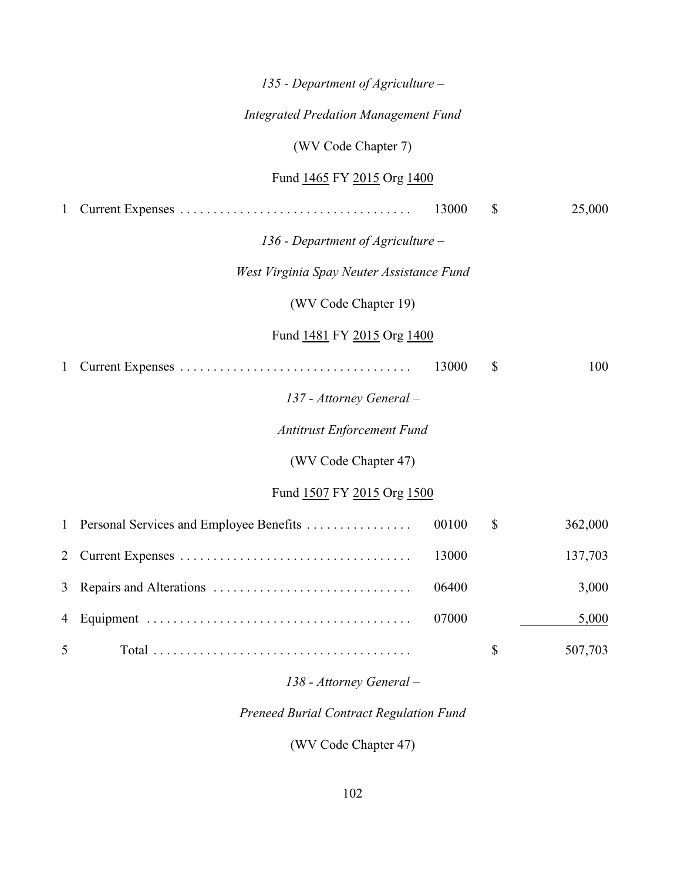*135 - Department of Agriculture –*

*Integrated Predation Management Fund*

(WV Code Chapter 7)

Fund 1465 FY 2015 Org 1400

| | | | | |
|---|---|---|---|---|
| 1 | Current Expenses . . . . . . . . . . . . . . . . . . . . . . . . . . . . . . . . . . . | 13000 | $ | 25,000 |

*136 - Department of Agriculture –*

*West Virginia Spay Neuter Assistance Fund*

(WV Code Chapter 19)

Fund 1481 FY 2015 Org 1400

| | | | | |
|---|---|---|---|---|
| 1 | Current Expenses . . . . . . . . . . . . . . . . . . . . . . . . . . . . . . . . . . . | 13000 | $ | 100 |

*137 - Attorney General –*

*Antitrust Enforcement Fund*

(WV Code Chapter 47)

Fund 1507 FY 2015 Org 1500

| | | | | |
|---|---|---|---|---|
| 1 | Personal Services and Employee Benefits . . . . . . . . . . . . . . . . | 00100 | $ | 362,000 |
| 2 | Current Expenses . . . . . . . . . . . . . . . . . . . . . . . . . . . . . . . . . . . | 13000 | | 137,703 |
| 3 | Repairs and Alterations . . . . . . . . . . . . . . . . . . . . . . . . . . . . . . | 06400 | | 3,000 |
| 4 | Equipment . . . . . . . . . . . . . . . . . . . . . . . . . . . . . . . . . . . . . . . . | 07000 | | 5,000 |
| 5 | Total . . . . . . . . . . . . . . . . . . . . . . . . . . . . . . . . . . . . . . . | | $ | 507,703 |

*138 - Attorney General –*

*Preneed Burial Contract Regulation Fund*

(WV Code Chapter 47)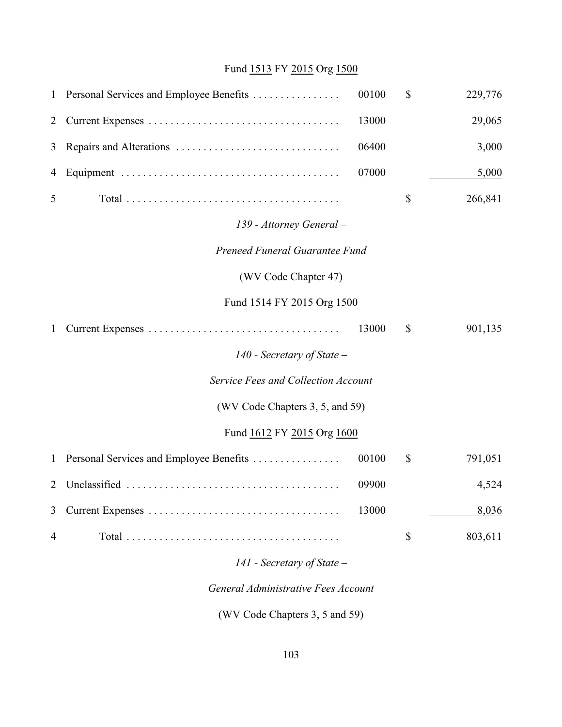Fund 1513 FY 2015 Org 1500

| | | | | |
|---|---|---|---|---|
| 1 | Personal Services and Employee Benefits . . . . . . . . . . . . . . . . | 00100 | $ | 229,776 |
| 2 | Current Expenses . . . . . . . . . . . . . . . . . . . . . . . . . . . . . . . . . . . | 13000 | | 29,065 |
| 3 | Repairs and Alterations . . . . . . . . . . . . . . . . . . . . . . . . . . . . . . | 06400 | | 3,000 |
| 4 | Equipment . . . . . . . . . . . . . . . . . . . . . . . . . . . . . . . . . . . . . . . | 07000 | | 5,000 |
| 5 | Total . . . . . . . . . . . . . . . . . . . . . . . . . . . . . . . . . . . . . . . | | $ | 266,841 |

*139 - Attorney General –*

*Preneed Funeral Guarantee Fund*

(WV Code Chapter 47)

Fund 1514 FY 2015 Org 1500

| | | | | |
|---|---|---|---|---|
| 1 | Current Expenses . . . . . . . . . . . . . . . . . . . . . . . . . . . . . . . . . . . | 13000 | $ | 901,135 |

*140 - Secretary of State –*

*Service Fees and Collection Account*

(WV Code Chapters 3, 5, and 59)

Fund 1612 FY 2015 Org 1600

| | | | | |
|---|---|---|---|---|
| 1 | Personal Services and Employee Benefits . . . . . . . . . . . . . . . . | 00100 | $ | 791,051 |
| 2 | Unclassified . . . . . . . . . . . . . . . . . . . . . . . . . . . . . . . . . . . . . . | 09900 | | 4,524 |
| 3 | Current Expenses . . . . . . . . . . . . . . . . . . . . . . . . . . . . . . . . . . . | 13000 | | 8,036 |
| 4 | Total . . . . . . . . . . . . . . . . . . . . . . . . . . . . . . . . . . . . . . . | | $ | 803,611 |

*141 - Secretary of State –*

*General Administrative Fees Account*

(WV Code Chapters 3, 5 and 59)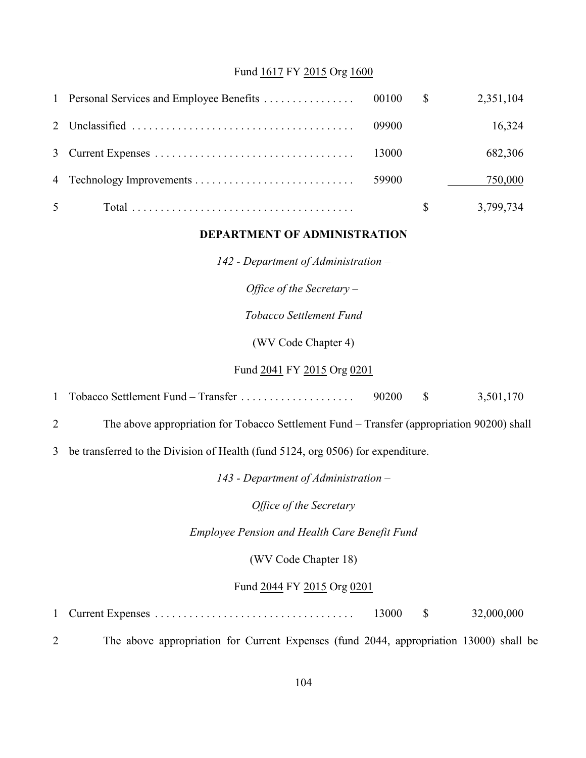Fund 1617 FY 2015 Org 1600

| | | | | |
|---|---|---|---|---|
| 1 | Personal Services and Employee Benefits | 00100 | $ | 2,351,104 |
| 2 | Unclassified | 09900 | | 16,324 |
| 3 | Current Expenses | 13000 | | 682,306 |
| 4 | Technology Improvements | 59900 | | 750,000 |
| 5 | Total | | $ | 3,799,734 |

## DEPARTMENT OF ADMINISTRATION

*142 - Department of Administration –*

*Office of the Secretary –*

*Tobacco Settlement Fund*

(WV Code Chapter 4)

Fund 2041 FY 2015 Org 0201

| | | | | |
|---|---|---|---|---|
| 1 | Tobacco Settlement Fund – Transfer | 90200 | $ | 3,501,170 |

2 The above appropriation for Tobacco Settlement Fund – Transfer (appropriation 90200) shall
3 be transferred to the Division of Health (fund 5124, org 0506) for expenditure.

*143 - Department of Administration –*

*Office of the Secretary*

*Employee Pension and Health Care Benefit Fund*

(WV Code Chapter 18)

Fund 2044 FY 2015 Org 0201

| | | | | |
|---|---|---|---|---|
| 1 | Current Expenses | 13000 | $ | 32,000,000 |

2 The above appropriation for Current Expenses (fund 2044, appropriation 13000) shall be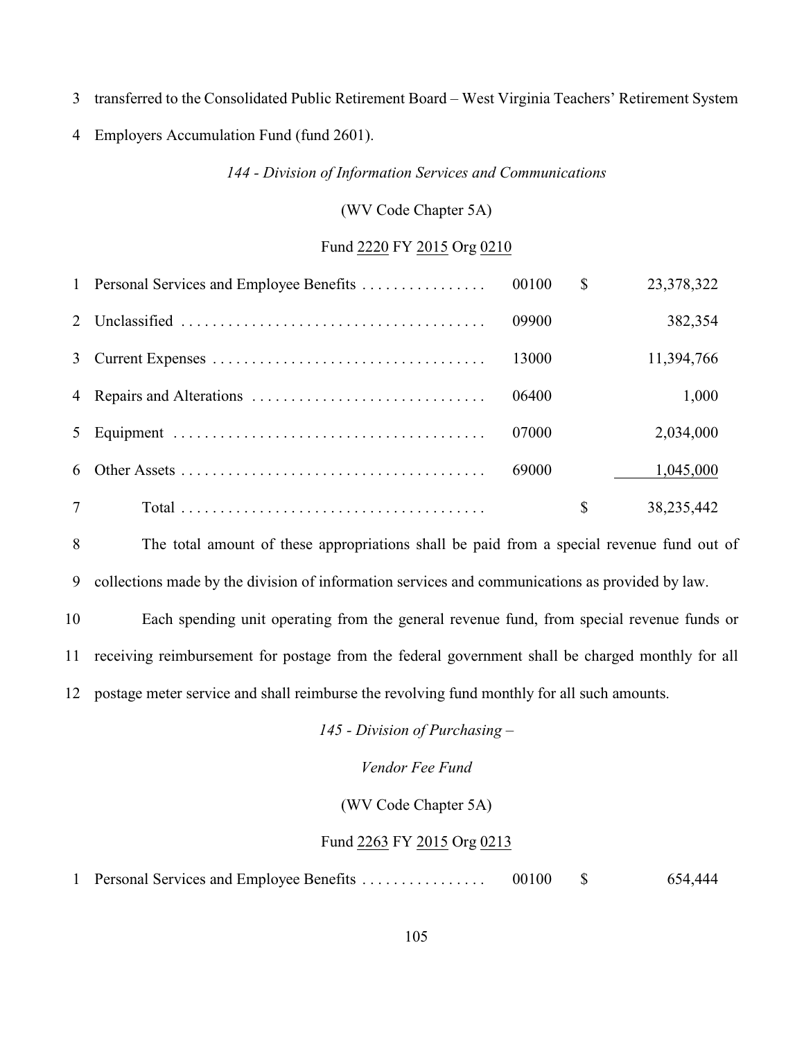3 transferred to the Consolidated Public Retirement Board – West Virginia Teachers' Retirement System

4 Employers Accumulation Fund (fund 2601).

*144 - Division of Information Services and Communications*

(WV Code Chapter 5A)

Fund 2220 FY 2015 Org 0210

| | | | | |
|---|---|---|---|---|
| 1 | Personal Services and Employee Benefits | 00100 | $ | 23,378,322 |
| 2 | Unclassified | 09900 | | 382,354 |
| 3 | Current Expenses | 13000 | | 11,394,766 |
| 4 | Repairs and Alterations | 06400 | | 1,000 |
| 5 | Equipment | 07000 | | 2,034,000 |
| 6 | Other Assets | 69000 | | 1,045,000 |
| 7 | Total | | $ | 38,235,442 |

8 The total amount of these appropriations shall be paid from a special revenue fund out of

9 collections made by the division of information services and communications as provided by law.

10 Each spending unit operating from the general revenue fund, from special revenue funds or

11 receiving reimbursement for postage from the federal government shall be charged monthly for all

12 postage meter service and shall reimburse the revolving fund monthly for all such amounts.

*145 - Division of Purchasing –*

*Vendor Fee Fund*

(WV Code Chapter 5A)

Fund 2263 FY 2015 Org 0213

| | | | | |
|---|---|---|---|---|
| 1 | Personal Services and Employee Benefits | 00100 | $ | 654,444 |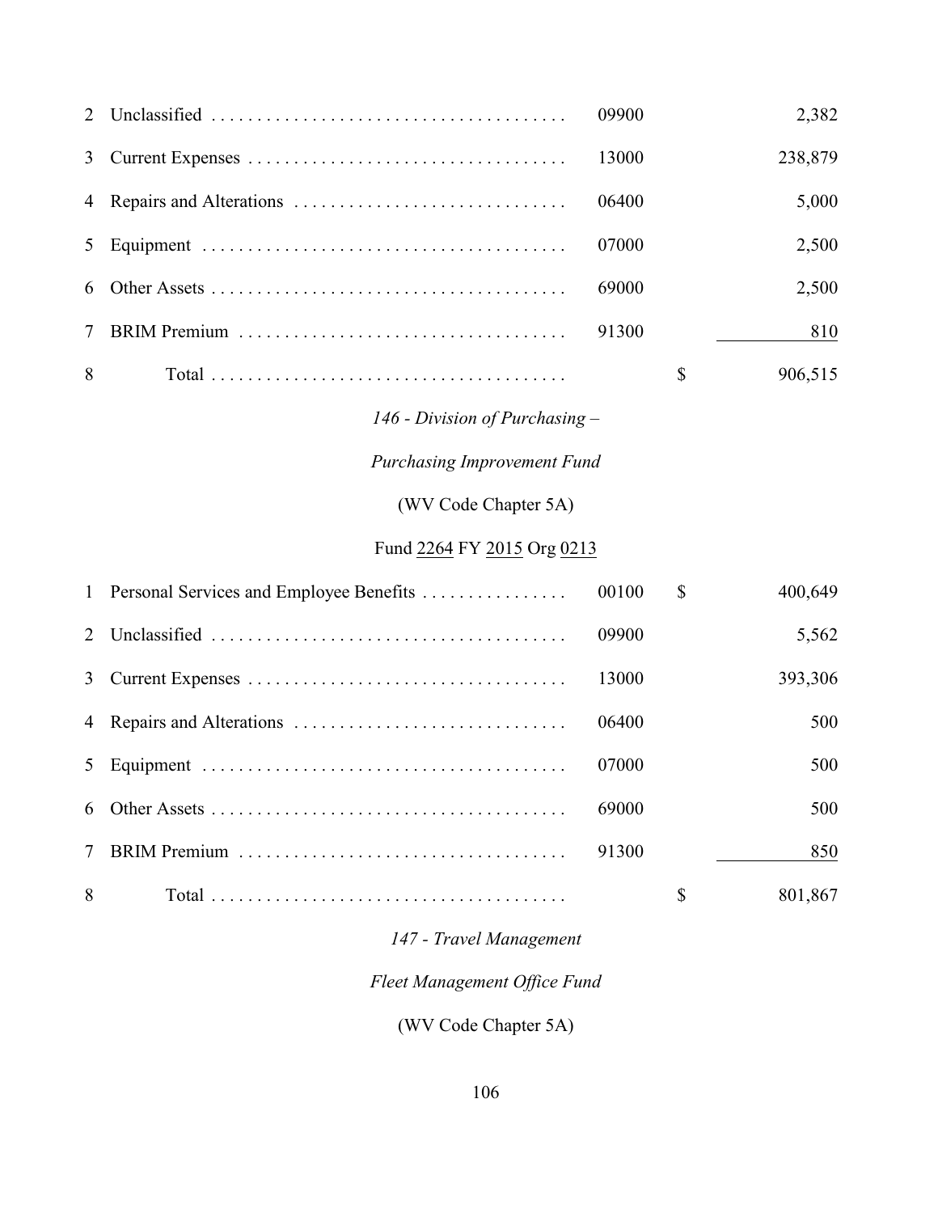| | | | | |
|---|---|---|---|---|
| 2 | Unclassified | 09900 | | 2,382 |
| 3 | Current Expenses | 13000 | | 238,879 |
| 4 | Repairs and Alterations | 06400 | | 5,000 |
| 5 | Equipment | 07000 | | 2,500 |
| 6 | Other Assets | 69000 | | 2,500 |
| 7 | BRIM Premium | 91300 | | 810 |
| 8 | Total | | $ | 906,515 |

*146 - Division of Purchasing –*

*Purchasing Improvement Fund*

(WV Code Chapter 5A)

Fund 2264 FY 2015 Org 0213

| | | | | |
|---|---|---|---|---|
| 1 | Personal Services and Employee Benefits | 00100 | $ | 400,649 |
| 2 | Unclassified | 09900 | | 5,562 |
| 3 | Current Expenses | 13000 | | 393,306 |
| 4 | Repairs and Alterations | 06400 | | 500 |
| 5 | Equipment | 07000 | | 500 |
| 6 | Other Assets | 69000 | | 500 |
| 7 | BRIM Premium | 91300 | | 850 |
| 8 | Total | | $ | 801,867 |

*147 - Travel Management*

*Fleet Management Office Fund*

(WV Code Chapter 5A)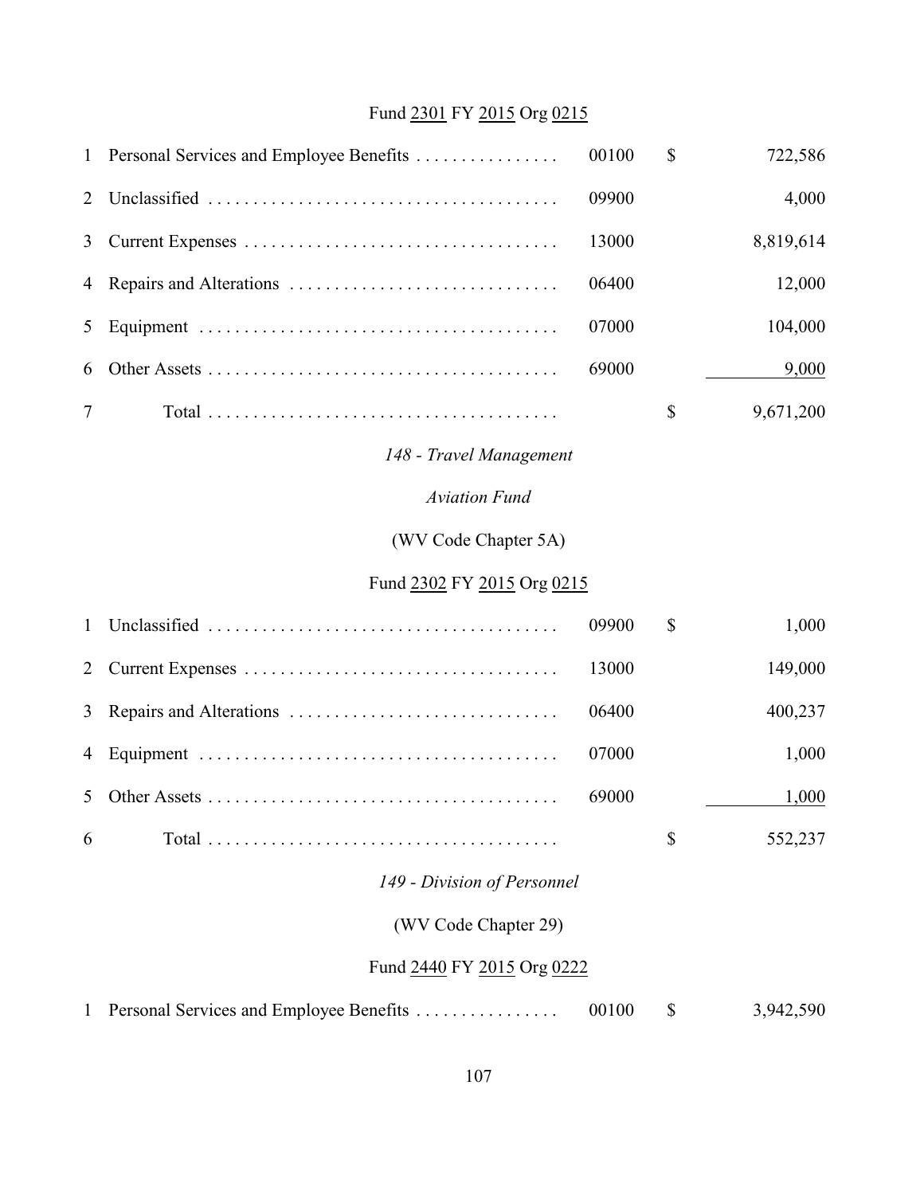Fund 2301 FY 2015 Org 0215

| | | | | |
|---|---|---|---|---|
| 1 | Personal Services and Employee Benefits | 00100 | $ | 722,586 |
| 2 | Unclassified | 09900 | | 4,000 |
| 3 | Current Expenses | 13000 | | 8,819,614 |
| 4 | Repairs and Alterations | 06400 | | 12,000 |
| 5 | Equipment | 07000 | | 104,000 |
| 6 | Other Assets | 69000 | | 9,000 |
| 7 | Total | | $ | 9,671,200 |

*148 - Travel Management*

*Aviation Fund*

(WV Code Chapter 5A)

Fund 2302 FY 2015 Org 0215

| | | | | |
|---|---|---|---|---|
| 1 | Unclassified | 09900 | $ | 1,000 |
| 2 | Current Expenses | 13000 | | 149,000 |
| 3 | Repairs and Alterations | 06400 | | 400,237 |
| 4 | Equipment | 07000 | | 1,000 |
| 5 | Other Assets | 69000 | | 1,000 |
| 6 | Total | | $ | 552,237 |

*149 - Division of Personnel*

(WV Code Chapter 29)

Fund 2440 FY 2015 Org 0222

| | | | | |
|---|---|---|---|---|
| 1 | Personal Services and Employee Benefits | 00100 | $ | 3,942,590 |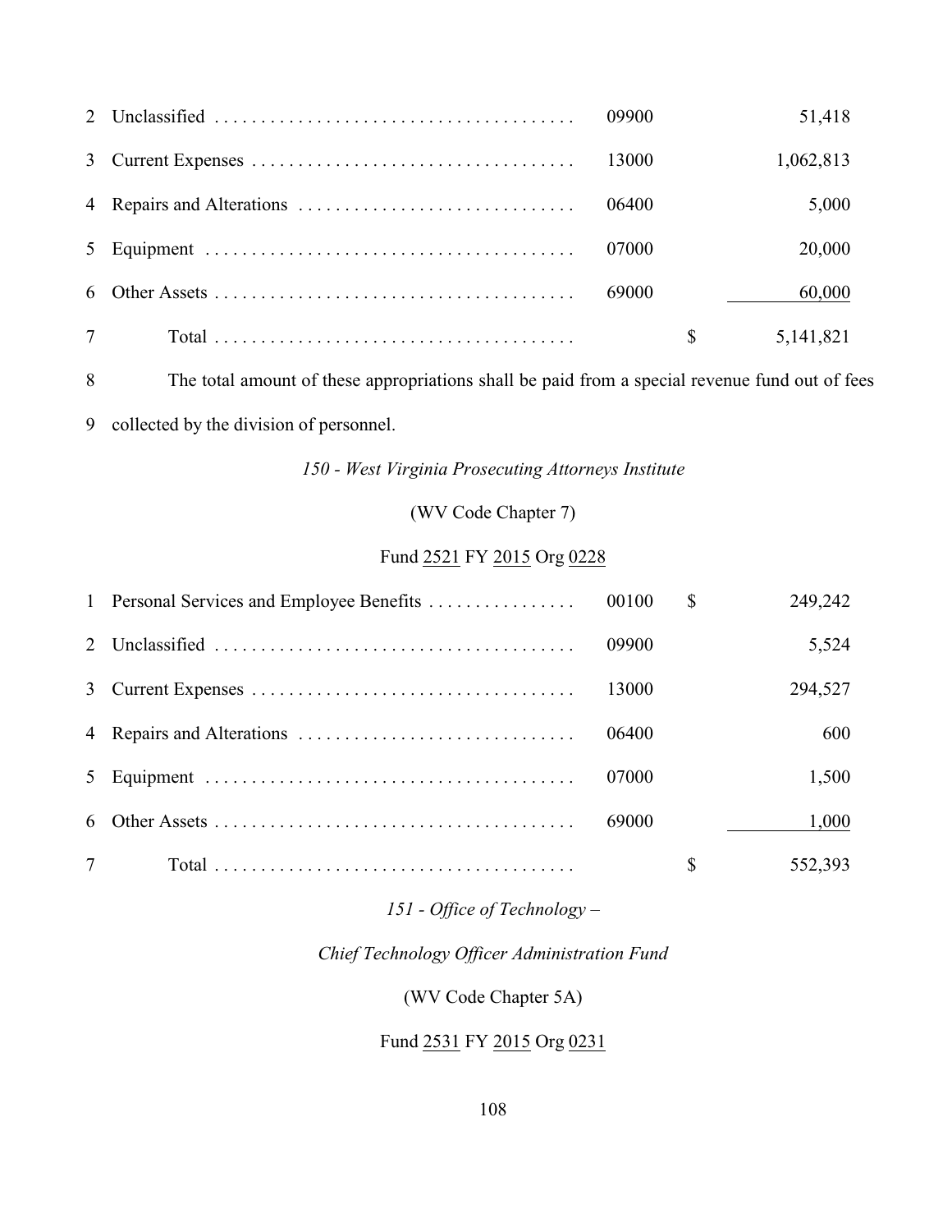| | | | | |
|---|---|---|---|---|
| 2 | Unclassified | 09900 | | 51,418 |
| 3 | Current Expenses | 13000 | | 1,062,813 |
| 4 | Repairs and Alterations | 06400 | | 5,000 |
| 5 | Equipment | 07000 | | 20,000 |
| 6 | Other Assets | 69000 | | 60,000 |
| 7 | Total | | $ | 5,141,821 |

8 The total amount of these appropriations shall be paid from a special revenue fund out of fees
9 collected by the division of personnel.

*150 - West Virginia Prosecuting Attorneys Institute*

(WV Code Chapter 7)

Fund 2521 FY 2015 Org 0228

| | | | | |
|---|---|---|---|---|
| 1 | Personal Services and Employee Benefits | 00100 | $ | 249,242 |
| 2 | Unclassified | 09900 | | 5,524 |
| 3 | Current Expenses | 13000 | | 294,527 |
| 4 | Repairs and Alterations | 06400 | | 600 |
| 5 | Equipment | 07000 | | 1,500 |
| 6 | Other Assets | 69000 | | 1,000 |
| 7 | Total | | $ | 552,393 |

*151 - Office of Technology –*

*Chief Technology Officer Administration Fund*

(WV Code Chapter 5A)

Fund 2531 FY 2015 Org 0231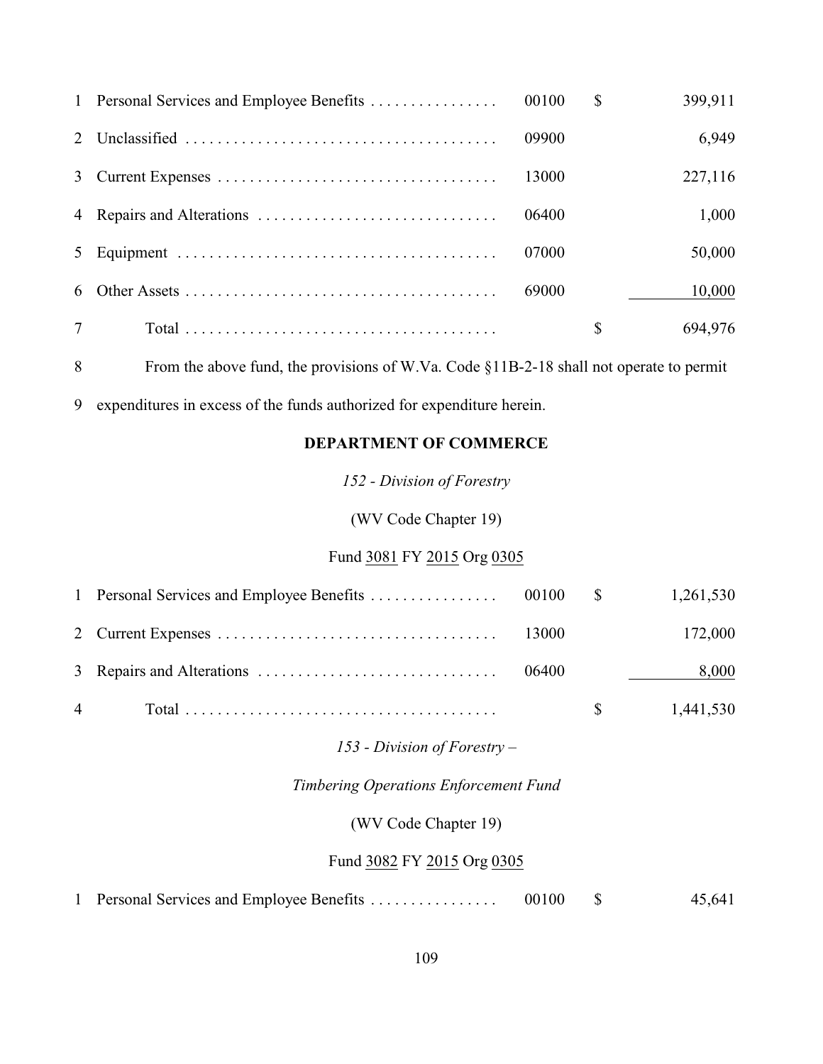| | | | | |
|---|---|---|---|---|
| 1 | Personal Services and Employee Benefits | 00100 | $ | 399,911 |
| 2 | Unclassified | 09900 | | 6,949 |
| 3 | Current Expenses | 13000 | | 227,116 |
| 4 | Repairs and Alterations | 06400 | | 1,000 |
| 5 | Equipment | 07000 | | 50,000 |
| 6 | Other Assets | 69000 | | 10,000 |
| 7 | Total | | $ | 694,976 |

8 From the above fund, the provisions of W.Va. Code §11B-2-18 shall not operate to permit
9 expenditures in excess of the funds authorized for expenditure herein.

## DEPARTMENT OF COMMERCE

*152 - Division of Forestry*

(WV Code Chapter 19)

Fund 3081 FY 2015 Org 0305

| | | | | |
|---|---|---|---|---|
| 1 | Personal Services and Employee Benefits | 00100 | $ | 1,261,530 |
| 2 | Current Expenses | 13000 | | 172,000 |
| 3 | Repairs and Alterations | 06400 | | 8,000 |
| 4 | Total | | $ | 1,441,530 |

*153 - Division of Forestry –*

*Timbering Operations Enforcement Fund*

(WV Code Chapter 19)

Fund 3082 FY 2015 Org 0305

| | | | | |
|---|---|---|---|---|
| 1 | Personal Services and Employee Benefits | 00100 | $ | 45,641 |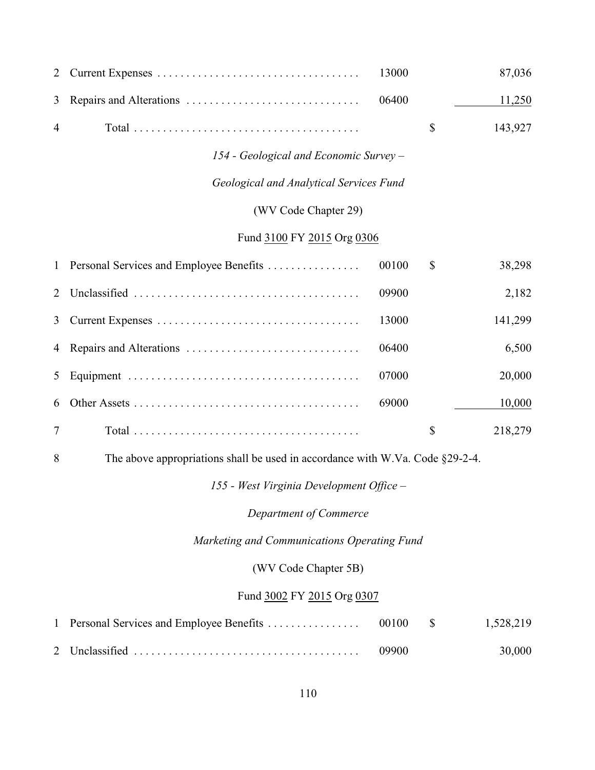| | | | | |
|---|---|---|---|---|
| 2 | Current Expenses | 13000 | | 87,036 |
| 3 | Repairs and Alterations | 06400 | | 11,250 |
| 4 | Total | | $ | 143,927 |

*154 - Geological and Economic Survey –*

*Geological and Analytical Services Fund*

(WV Code Chapter 29)

Fund 3100 FY 2015 Org 0306

| | | | | |
|---|---|---|---|---|
| 1 | Personal Services and Employee Benefits | 00100 | $ | 38,298 |
| 2 | Unclassified | 09900 | | 2,182 |
| 3 | Current Expenses | 13000 | | 141,299 |
| 4 | Repairs and Alterations | 06400 | | 6,500 |
| 5 | Equipment | 07000 | | 20,000 |
| 6 | Other Assets | 69000 | | 10,000 |
| 7 | Total | | $ | 218,279 |

8 The above appropriations shall be used in accordance with W.Va. Code §29-2-4.

*155 - West Virginia Development Office –*

*Department of Commerce*

*Marketing and Communications Operating Fund*

(WV Code Chapter 5B)

Fund 3002 FY 2015 Org 0307

| | | | | |
|---|---|---|---|---|
| 1 | Personal Services and Employee Benefits | 00100 | $ | 1,528,219 |
| 2 | Unclassified | 09900 | | 30,000 |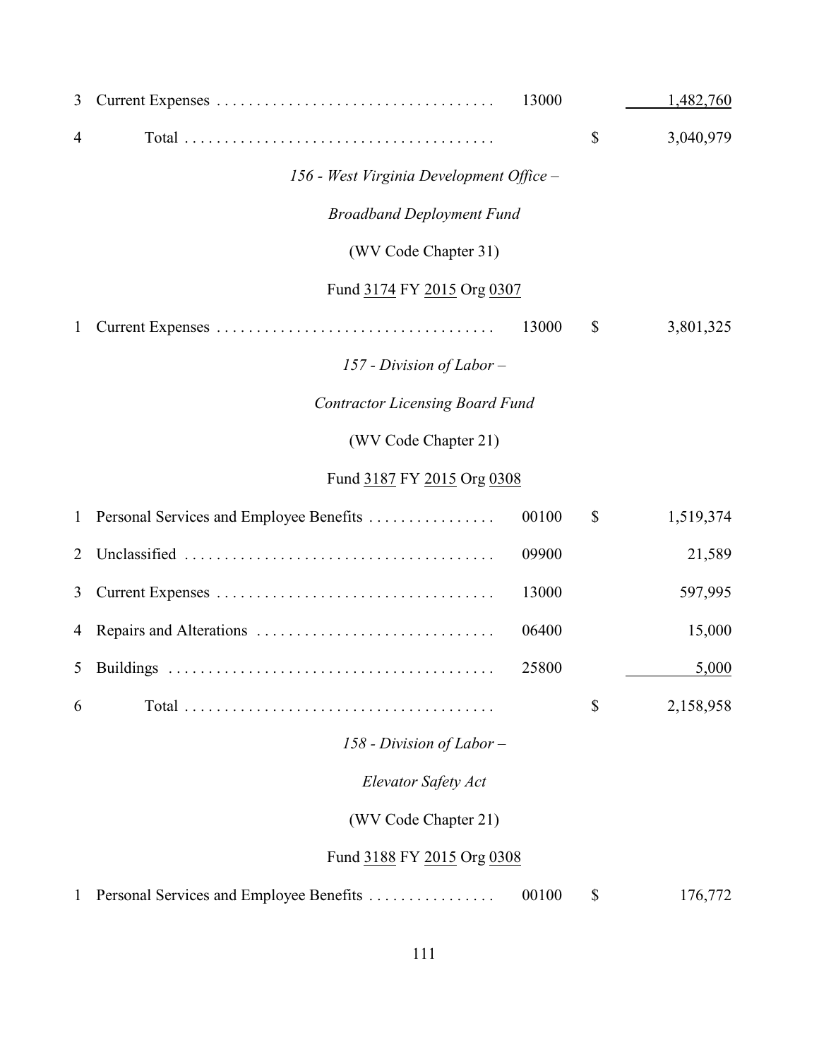| | | | | |
|---|---|---|---|---|
| 3 | Current Expenses | 13000 | | 1,482,760 |
| 4 | Total | | $ | 3,040,979 |

*156 - West Virginia Development Office –*

*Broadband Deployment Fund*

(WV Code Chapter 31)

Fund 3174 FY 2015 Org 0307

| | | | | |
|---|---|---|---|---|
| 1 | Current Expenses | 13000 | $ | 3,801,325 |

*157 - Division of Labor –*

*Contractor Licensing Board Fund*

(WV Code Chapter 21)

Fund 3187 FY 2015 Org 0308

| | | | | |
|---|---|---|---|---|
| 1 | Personal Services and Employee Benefits | 00100 | $ | 1,519,374 |
| 2 | Unclassified | 09900 | | 21,589 |
| 3 | Current Expenses | 13000 | | 597,995 |
| 4 | Repairs and Alterations | 06400 | | 15,000 |
| 5 | Buildings | 25800 | | 5,000 |
| 6 | Total | | $ | 2,158,958 |

*158 - Division of Labor –*

*Elevator Safety Act*

(WV Code Chapter 21)

Fund 3188 FY 2015 Org 0308

| | | | | |
|---|---|---|---|---|
| 1 | Personal Services and Employee Benefits | 00100 | $ | 176,772 |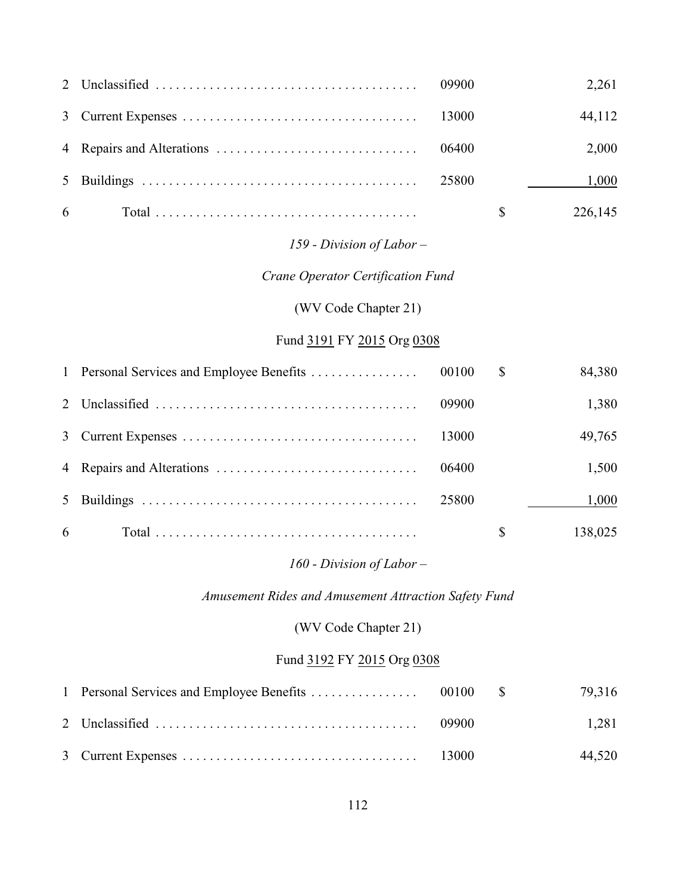| | | | | |
|---|---|---|---|---|
| 2 | Unclassified | 09900 | | 2,261 |
| 3 | Current Expenses | 13000 | | 44,112 |
| 4 | Repairs and Alterations | 06400 | | 2,000 |
| 5 | Buildings | 25800 | | 1,000 |
| 6 | Total | | $ | 226,145 |

*159 - Division of Labor –*

*Crane Operator Certification Fund*

(WV Code Chapter 21)

Fund 3191 FY 2015 Org 0308

| | | | | |
|---|---|---|---|---|
| 1 | Personal Services and Employee Benefits | 00100 | $ | 84,380 |
| 2 | Unclassified | 09900 | | 1,380 |
| 3 | Current Expenses | 13000 | | 49,765 |
| 4 | Repairs and Alterations | 06400 | | 1,500 |
| 5 | Buildings | 25800 | | 1,000 |
| 6 | Total | | $ | 138,025 |

*160 - Division of Labor –*

*Amusement Rides and Amusement Attraction Safety Fund*

(WV Code Chapter 21)

Fund 3192 FY 2015 Org 0308

| | | | | |
|---|---|---|---|---|
| 1 | Personal Services and Employee Benefits | 00100 | $ | 79,316 |
| 2 | Unclassified | 09900 | | 1,281 |
| 3 | Current Expenses | 13000 | | 44,520 |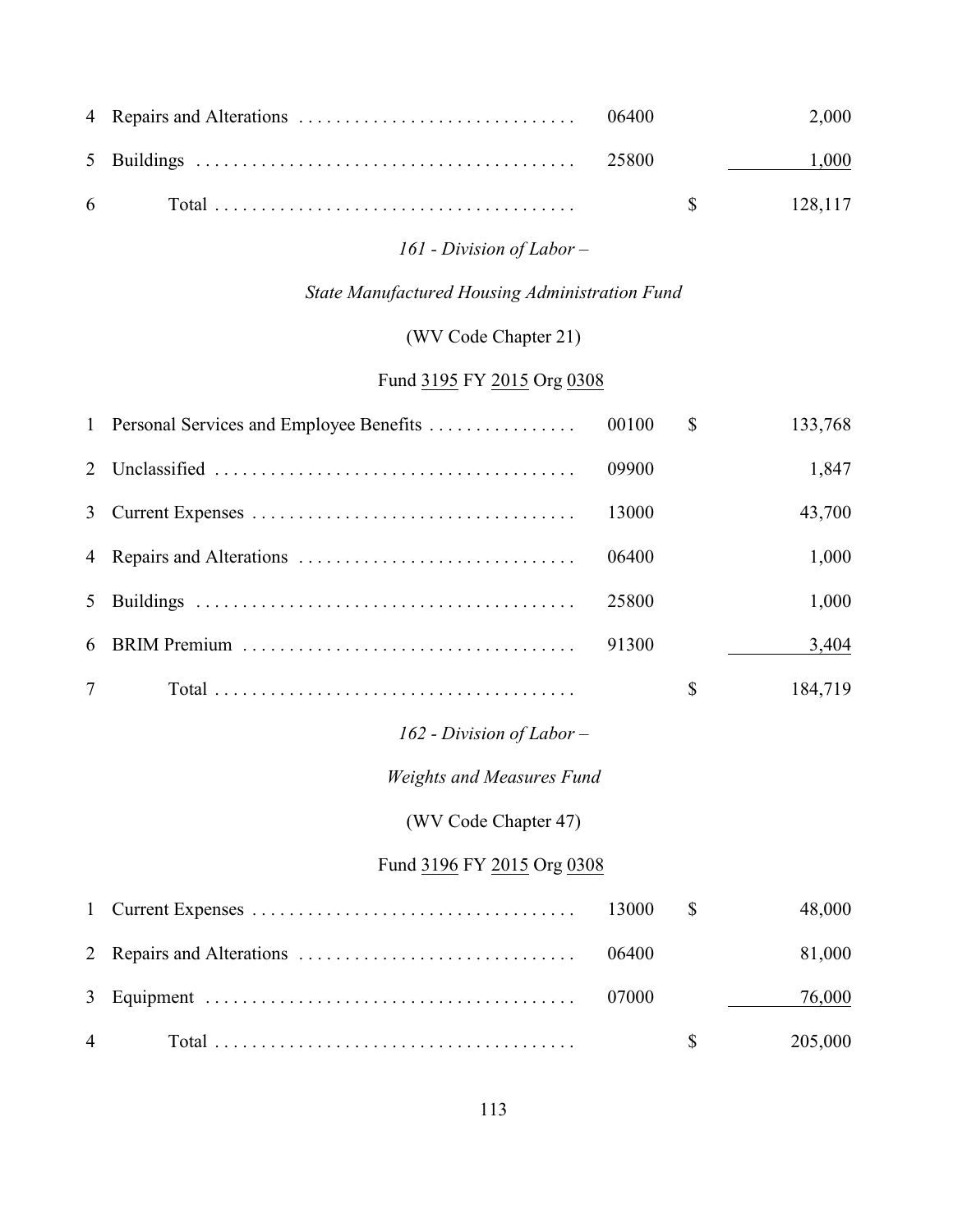| | | | | |
|---|---|---|---|---|
| 4 | Repairs and Alterations | 06400 | | 2,000 |
| 5 | Buildings | 25800 | | 1,000 |
| 6 | Total | | $ | 128,117 |

*161 - Division of Labor –*

*State Manufactured Housing Administration Fund*

(WV Code Chapter 21)

Fund 3195 FY 2015 Org 0308

| | | | | |
|---|---|---|---|---|
| 1 | Personal Services and Employee Benefits | 00100 | $ | 133,768 |
| 2 | Unclassified | 09900 | | 1,847 |
| 3 | Current Expenses | 13000 | | 43,700 |
| 4 | Repairs and Alterations | 06400 | | 1,000 |
| 5 | Buildings | 25800 | | 1,000 |
| 6 | BRIM Premium | 91300 | | 3,404 |
| 7 | Total | | $ | 184,719 |

*162 - Division of Labor –*

*Weights and Measures Fund*

(WV Code Chapter 47)

Fund 3196 FY 2015 Org 0308

| | | | | |
|---|---|---|---|---|
| 1 | Current Expenses | 13000 | $ | 48,000 |
| 2 | Repairs and Alterations | 06400 | | 81,000 |
| 3 | Equipment | 07000 | | 76,000 |
| 4 | Total | | $ | 205,000 |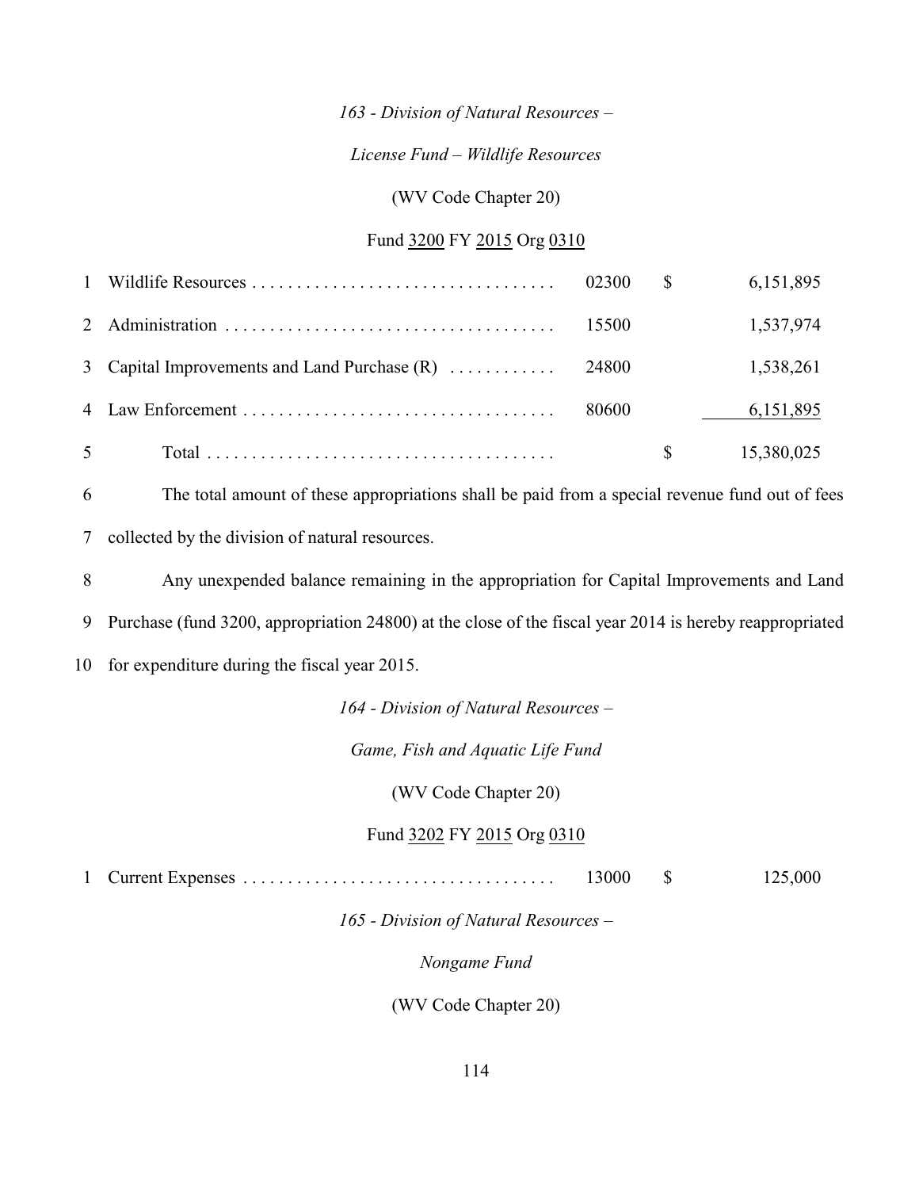*163 - Division of Natural Resources –*

*License Fund – Wildlife Resources*

(WV Code Chapter 20)

Fund 3200 FY 2015 Org 0310

| | | | | |
|---|---|---|---|---|
| 1 | Wildlife Resources . . . . . . . . . . . . . . . . . . . . . . . . . . . . . . . . . . | 02300 | $ | 6,151,895 |
| 2 | Administration . . . . . . . . . . . . . . . . . . . . . . . . . . . . . . . . . . . . | 15500 | | 1,537,974 |
| 3 | Capital Improvements and Land Purchase (R) . . . . . . . . . . . | 24800 | | 1,538,261 |
| 4 | Law Enforcement . . . . . . . . . . . . . . . . . . . . . . . . . . . . . . . . . . | 80600 | | 6,151,895 |
| 5 | Total . . . . . . . . . . . . . . . . . . . . . . . . . . . . . . . . . . . . . . | | $ | 15,380,025 |

6 The total amount of these appropriations shall be paid from a special revenue fund out of fees
7 collected by the division of natural resources.

8 Any unexpended balance remaining in the appropriation for Capital Improvements and Land
9 Purchase (fund 3200, appropriation 24800) at the close of the fiscal year 2014 is hereby reappropriated
10 for expenditure during the fiscal year 2015.

*164 - Division of Natural Resources –*

*Game, Fish and Aquatic Life Fund*

(WV Code Chapter 20)

Fund 3202 FY 2015 Org 0310

| | | | | |
|---|---|---|---|---|
| 1 | Current Expenses . . . . . . . . . . . . . . . . . . . . . . . . . . . . . . . . . . | 13000 | $ | 125,000 |

*165 - Division of Natural Resources –*

*Nongame Fund*

(WV Code Chapter 20)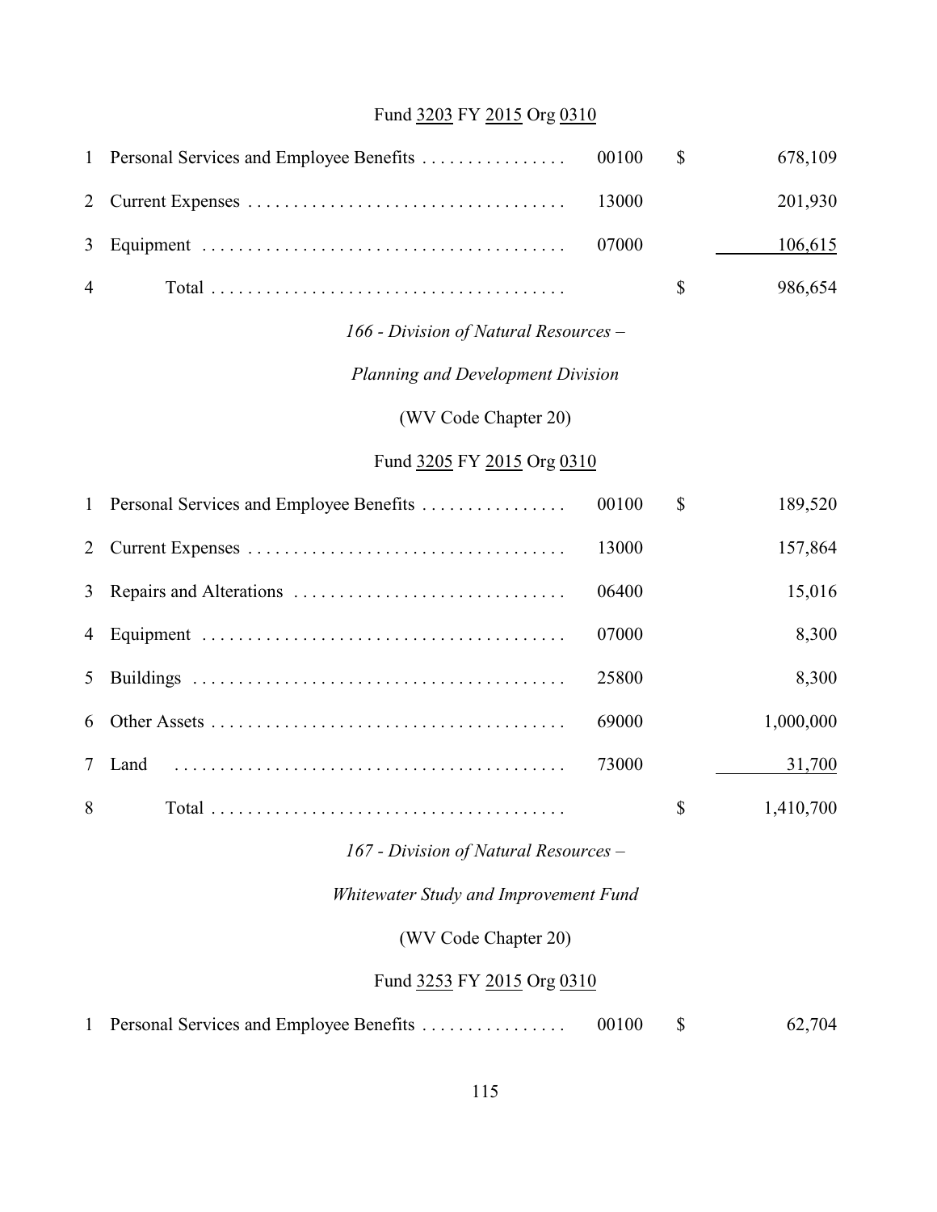Fund <u>3203</u> FY <u>2015</u> Org <u>0310</u>

| | | | | |
|---|---|---|---|---|
| 1 | Personal Services and Employee Benefits | 00100 | $ | 678,109 |
| 2 | Current Expenses | 13000 | | 201,930 |
| 3 | Equipment | 07000 | | 106,615 |
| 4 | Total | | $ | 986,654 |

*166 - Division of Natural Resources –*

*Planning and Development Division*

(WV Code Chapter 20)

Fund <u>3205</u> FY <u>2015</u> Org <u>0310</u>

| | | | | |
|---|---|---|---|---|
| 1 | Personal Services and Employee Benefits | 00100 | $ | 189,520 |
| 2 | Current Expenses | 13000 | | 157,864 |
| 3 | Repairs and Alterations | 06400 | | 15,016 |
| 4 | Equipment | 07000 | | 8,300 |
| 5 | Buildings | 25800 | | 8,300 |
| 6 | Other Assets | 69000 | | 1,000,000 |
| 7 | Land | 73000 | | 31,700 |
| 8 | Total | | $ | 1,410,700 |

*167 - Division of Natural Resources –*

*Whitewater Study and Improvement Fund*

(WV Code Chapter 20)

Fund <u>3253</u> FY <u>2015</u> Org <u>0310</u>

| | | | | |
|---|---|---|---|---|
| 1 | Personal Services and Employee Benefits | 00100 | $ | 62,704 |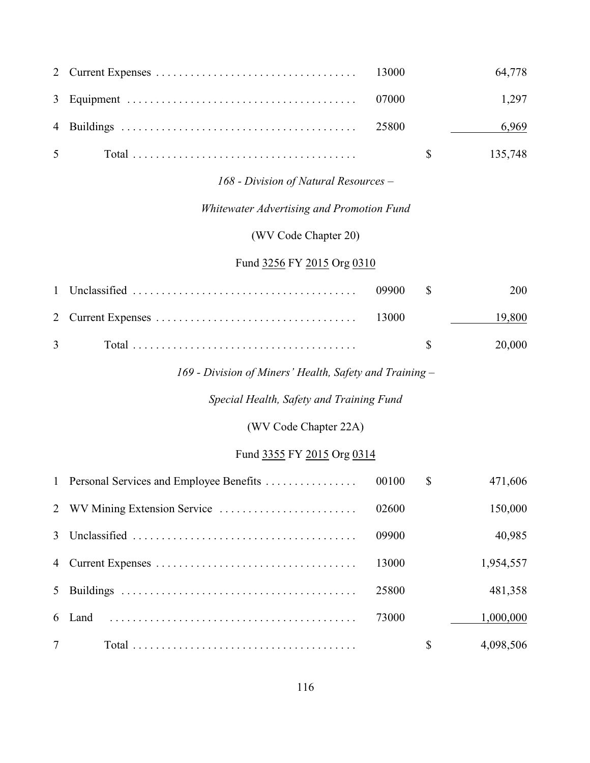| | | | | |
|---|---|---|---|---|
| 2 | Current Expenses | 13000 | | 64,778 |
| 3 | Equipment | 07000 | | 1,297 |
| 4 | Buildings | 25800 | | 6,969 |
| 5 | Total | | $ | 135,748 |

*168 - Division of Natural Resources –*

*Whitewater Advertising and Promotion Fund*

(WV Code Chapter 20)

Fund 3256 FY 2015 Org 0310

| | | | | |
|---|---|---|---|---|
| 1 | Unclassified | 09900 | $ | 200 |
| 2 | Current Expenses | 13000 | | 19,800 |
| 3 | Total | | $ | 20,000 |

*169 - Division of Miners' Health, Safety and Training –*

*Special Health, Safety and Training Fund*

(WV Code Chapter 22A)

Fund 3355 FY 2015 Org 0314

| | | | | |
|---|---|---|---|---|
| 1 | Personal Services and Employee Benefits | 00100 | $ | 471,606 |
| 2 | WV Mining Extension Service | 02600 | | 150,000 |
| 3 | Unclassified | 09900 | | 40,985 |
| 4 | Current Expenses | 13000 | | 1,954,557 |
| 5 | Buildings | 25800 | | 481,358 |
| 6 | Land | 73000 | | 1,000,000 |
| 7 | Total | | $ | 4,098,506 |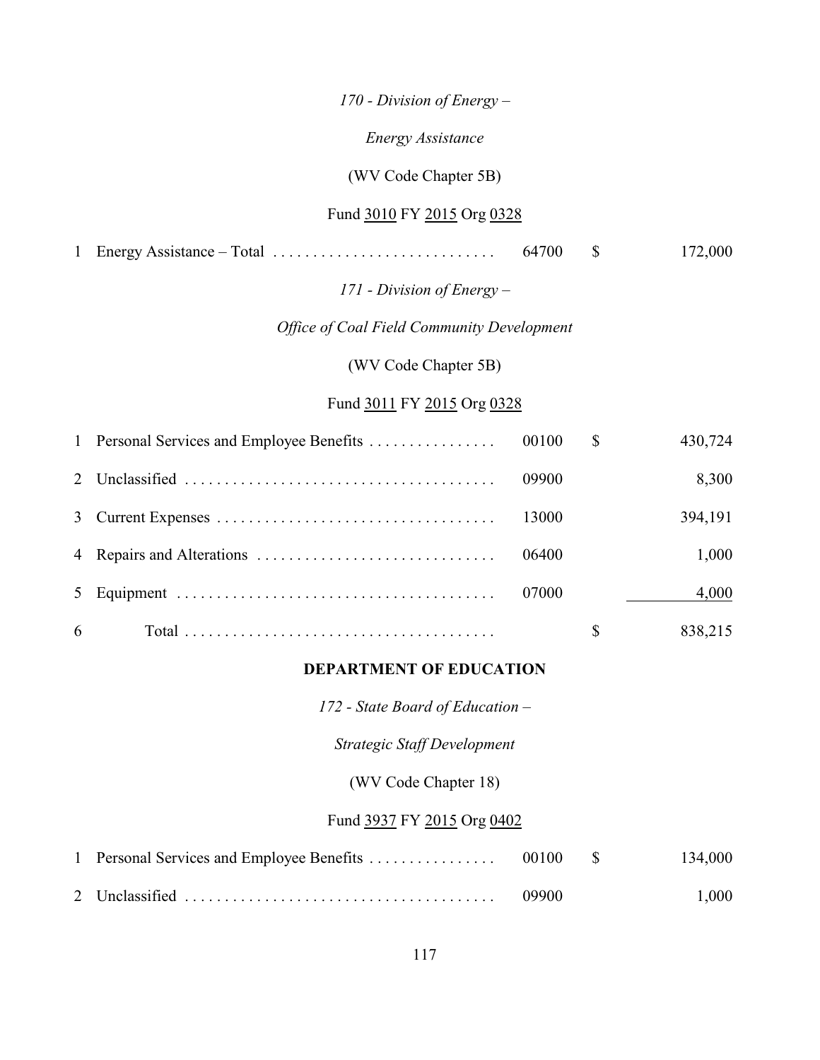*170 - Division of Energy –*

*Energy Assistance*

(WV Code Chapter 5B)

Fund 3010 FY 2015 Org 0328

| | | | | |
|---|---|---|---|---|
| 1 | Energy Assistance – Total | 64700 | $ | 172,000 |

*171 - Division of Energy –*

*Office of Coal Field Community Development*

(WV Code Chapter 5B)

Fund 3011 FY 2015 Org 0328

| | | | | |
|---|---|---|---|---|
| 1 | Personal Services and Employee Benefits | 00100 | $ | 430,724 |
| 2 | Unclassified | 09900 | | 8,300 |
| 3 | Current Expenses | 13000 | | 394,191 |
| 4 | Repairs and Alterations | 06400 | | 1,000 |
| 5 | Equipment | 07000 | | 4,000 |
| 6 | Total | | $ | 838,215 |

**DEPARTMENT OF EDUCATION**

*172 - State Board of Education –*

*Strategic Staff Development*

(WV Code Chapter 18)

Fund 3937 FY 2015 Org 0402

| | | | | |
|---|---|---|---|---|
| 1 | Personal Services and Employee Benefits | 00100 | $ | 134,000 |
| 2 | Unclassified | 09900 | | 1,000 |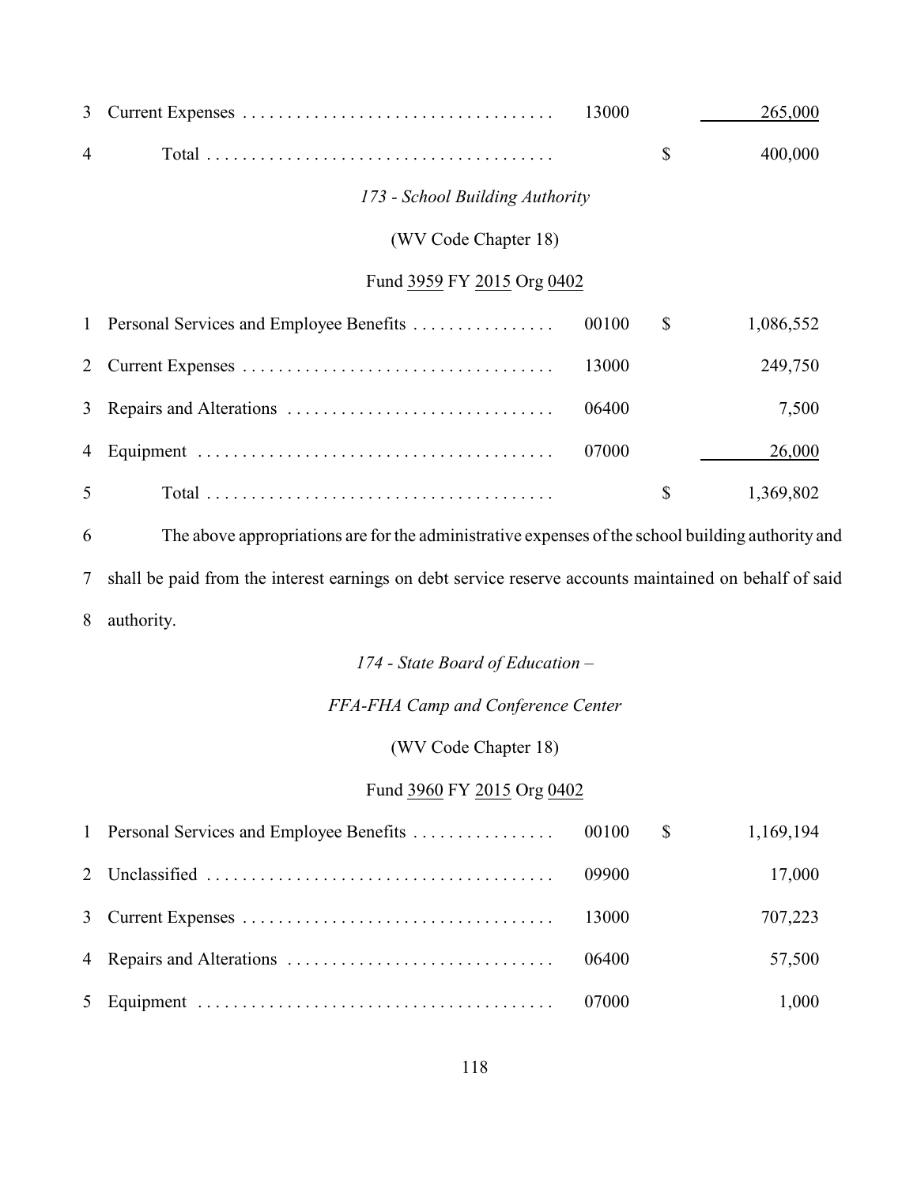| | | | | |
|---|---|---|---|---|
| 3 | Current Expenses | 13000 | | 265,000 |
| 4 | Total | | $ | 400,000 |

*173 - School Building Authority*

(WV Code Chapter 18)

Fund 3959 FY 2015 Org 0402

| | | | | |
|---|---|---|---|---|
| 1 | Personal Services and Employee Benefits | 00100 | $ | 1,086,552 |
| 2 | Current Expenses | 13000 | | 249,750 |
| 3 | Repairs and Alterations | 06400 | | 7,500 |
| 4 | Equipment | 07000 | | 26,000 |
| 5 | Total | | $ | 1,369,802 |

6 The above appropriations are for the administrative expenses of the school building authority and 7 shall be paid from the interest earnings on debt service reserve accounts maintained on behalf of said 8 authority.

*174 - State Board of Education –*

*FFA-FHA Camp and Conference Center*

(WV Code Chapter 18)

Fund 3960 FY 2015 Org 0402

| | | | | |
|---|---|---|---|---|
| 1 | Personal Services and Employee Benefits | 00100 | $ | 1,169,194 |
| 2 | Unclassified | 09900 | | 17,000 |
| 3 | Current Expenses | 13000 | | 707,223 |
| 4 | Repairs and Alterations | 06400 | | 57,500 |
| 5 | Equipment | 07000 | | 1,000 |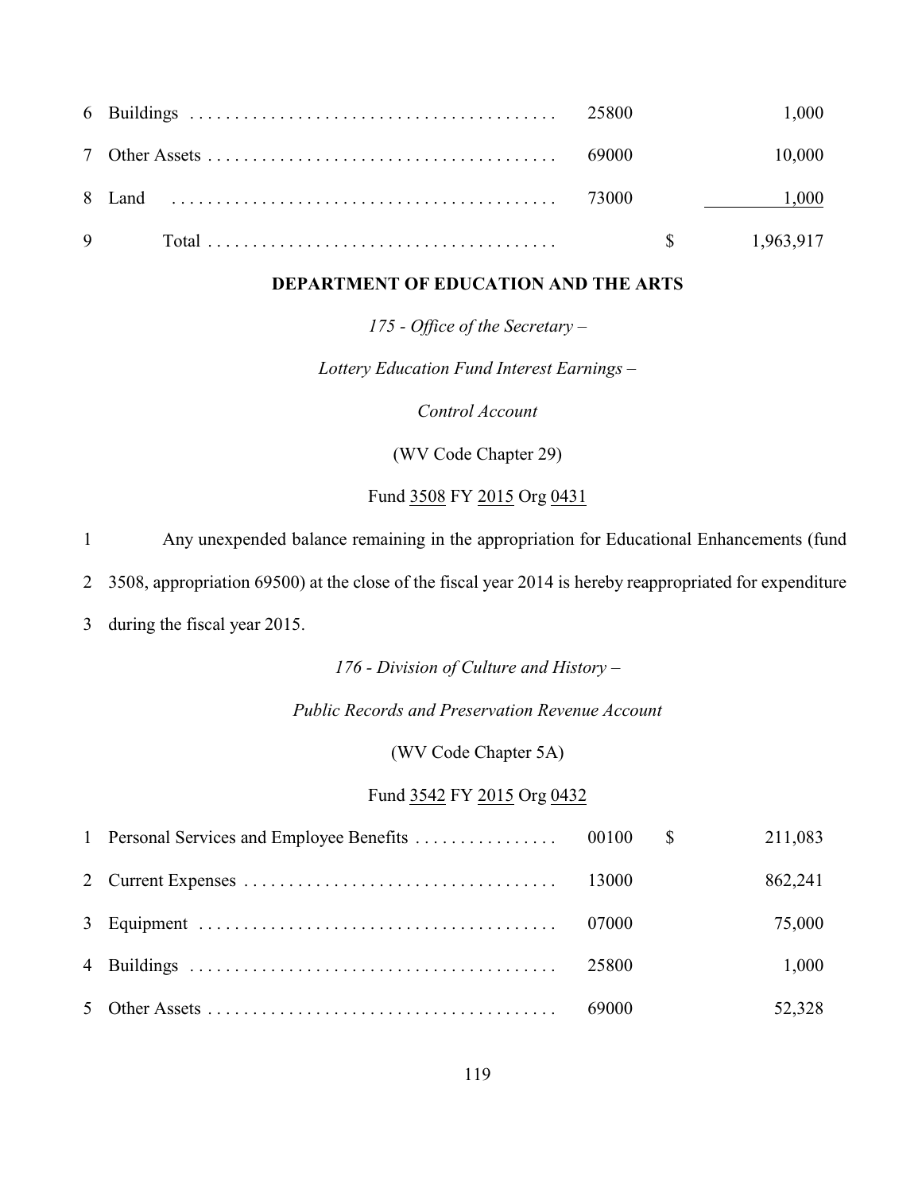| | | | | |
|---|---|---|---|---|
| 6 | Buildings | 25800 | | 1,000 |
| 7 | Other Assets | 69000 | | 10,000 |
| 8 | Land | 73000 | | 1,000 |
| 9 | Total | | $ | 1,963,917 |

## DEPARTMENT OF EDUCATION AND THE ARTS

*175 - Office of the Secretary –*

*Lottery Education Fund Interest Earnings –*

*Control Account*

(WV Code Chapter 29)

Fund 3508 FY 2015 Org 0431

1 Any unexpended balance remaining in the appropriation for Educational Enhancements (fund
2 3508, appropriation 69500) at the close of the fiscal year 2014 is hereby reappropriated for expenditure
3 during the fiscal year 2015.

*176 - Division of Culture and History –*

*Public Records and Preservation Revenue Account*

(WV Code Chapter 5A)

Fund 3542 FY 2015 Org 0432

| | | | | |
|---|---|---|---|---|
| 1 | Personal Services and Employee Benefits | 00100 | $ | 211,083 |
| 2 | Current Expenses | 13000 | | 862,241 |
| 3 | Equipment | 07000 | | 75,000 |
| 4 | Buildings | 25800 | | 1,000 |
| 5 | Other Assets | 69000 | | 52,328 |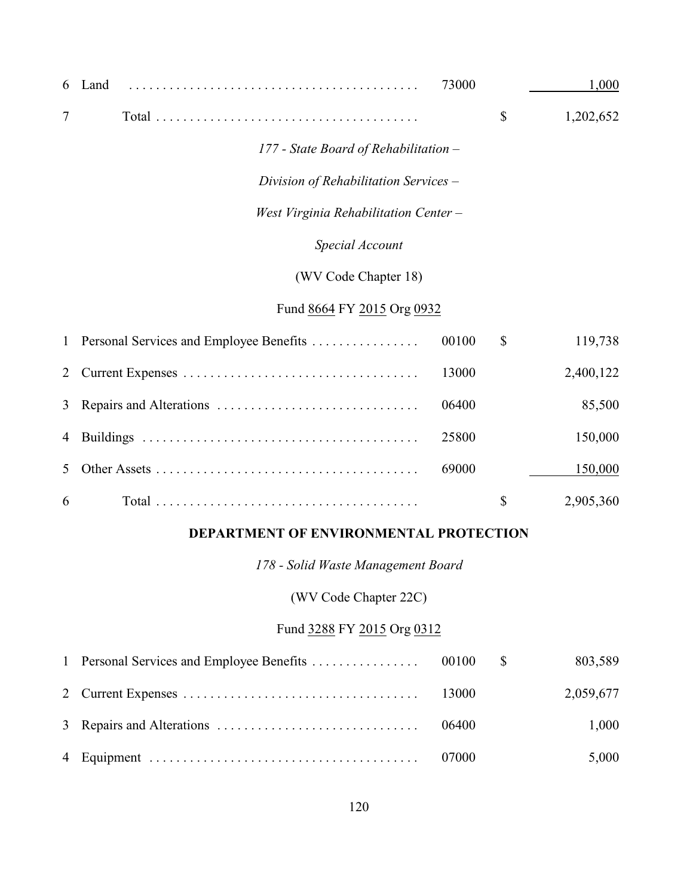| | | | | |
|---|---|---|---|---|
| 6 | Land | 73000 | | 1,000 |
| 7 | Total | | $ | 1,202,652 |

*177 - State Board of Rehabilitation –*

*Division of Rehabilitation Services –*

*West Virginia Rehabilitation Center –*

*Special Account*

(WV Code Chapter 18)

Fund 8664 FY 2015 Org 0932

| | | | | |
|---|---|---|---|---|
| 1 | Personal Services and Employee Benefits | 00100 | $ | 119,738 |
| 2 | Current Expenses | 13000 | | 2,400,122 |
| 3 | Repairs and Alterations | 06400 | | 85,500 |
| 4 | Buildings | 25800 | | 150,000 |
| 5 | Other Assets | 69000 | | 150,000 |
| 6 | Total | | $ | 2,905,360 |

**DEPARTMENT OF ENVIRONMENTAL PROTECTION**

*178 - Solid Waste Management Board*

(WV Code Chapter 22C)

Fund 3288 FY 2015 Org 0312

| | | | | |
|---|---|---|---|---|
| 1 | Personal Services and Employee Benefits | 00100 | $ | 803,589 |
| 2 | Current Expenses | 13000 | | 2,059,677 |
| 3 | Repairs and Alterations | 06400 | | 1,000 |
| 4 | Equipment | 07000 | | 5,000 |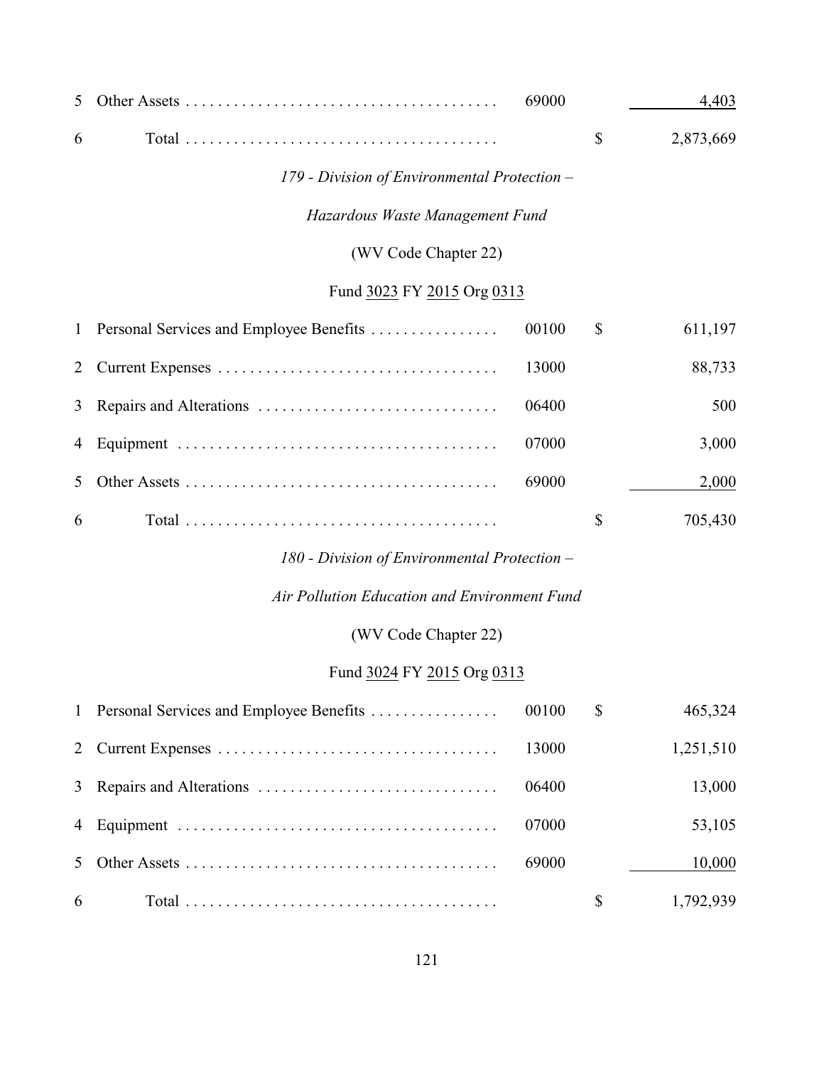| | | | | |
|---|---|---|---|---|
| 5 | Other Assets | 69000 | | 4,403 |
| 6 | Total | | $ | 2,873,669 |

*179 - Division of Environmental Protection –*

*Hazardous Waste Management Fund*

(WV Code Chapter 22)

Fund 3023 FY 2015 Org 0313

| | | | | |
|---|---|---|---|---|
| 1 | Personal Services and Employee Benefits | 00100 | $ | 611,197 |
| 2 | Current Expenses | 13000 | | 88,733 |
| 3 | Repairs and Alterations | 06400 | | 500 |
| 4 | Equipment | 07000 | | 3,000 |
| 5 | Other Assets | 69000 | | 2,000 |
| 6 | Total | | $ | 705,430 |

*180 - Division of Environmental Protection –*

*Air Pollution Education and Environment Fund*

(WV Code Chapter 22)

Fund 3024 FY 2015 Org 0313

| | | | | |
|---|---|---|---|---|
| 1 | Personal Services and Employee Benefits | 00100 | $ | 465,324 |
| 2 | Current Expenses | 13000 | | 1,251,510 |
| 3 | Repairs and Alterations | 06400 | | 13,000 |
| 4 | Equipment | 07000 | | 53,105 |
| 5 | Other Assets | 69000 | | 10,000 |
| 6 | Total | | $ | 1,792,939 |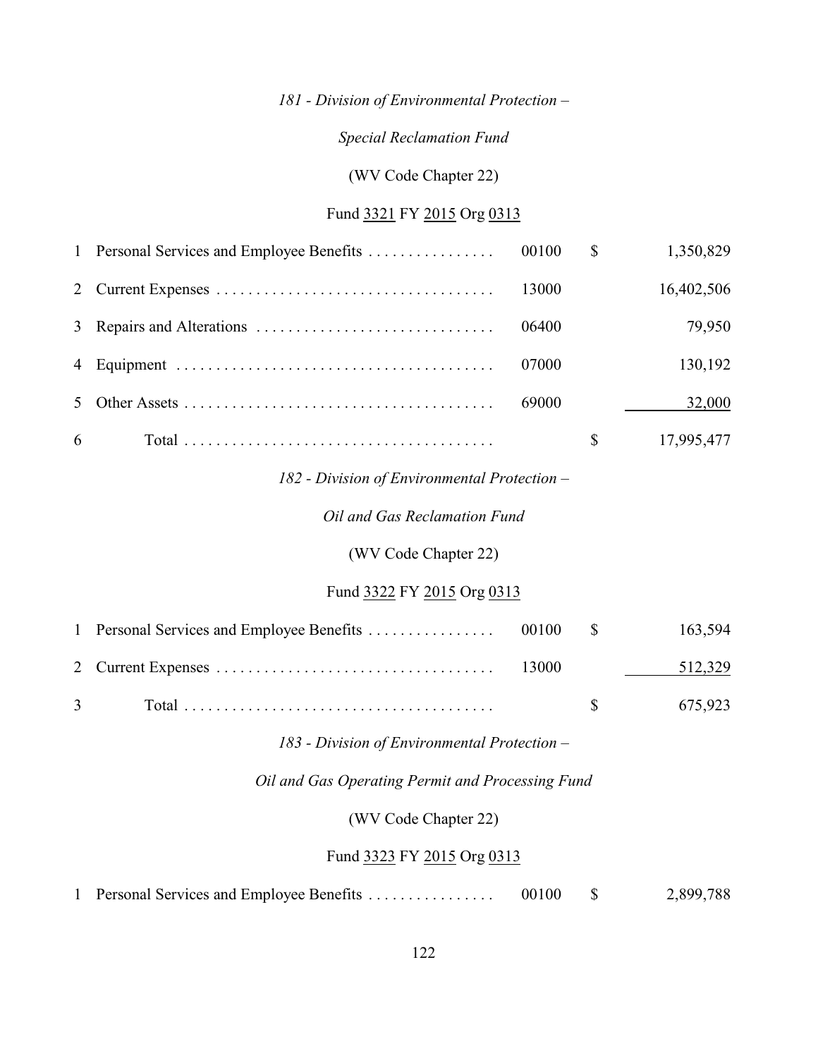*181 - Division of Environmental Protection –*

*Special Reclamation Fund*

(WV Code Chapter 22)

Fund 3321 FY 2015 Org 0313

| | | | | |
|---|---|---|---|---|
| 1 | Personal Services and Employee Benefits | 00100 | $ | 1,350,829 |
| 2 | Current Expenses | 13000 | | 16,402,506 |
| 3 | Repairs and Alterations | 06400 | | 79,950 |
| 4 | Equipment | 07000 | | 130,192 |
| 5 | Other Assets | 69000 | | 32,000 |
| 6 | Total | | $ | 17,995,477 |

*182 - Division of Environmental Protection –*

*Oil and Gas Reclamation Fund*

(WV Code Chapter 22)

Fund 3322 FY 2015 Org 0313

| | | | | |
|---|---|---|---|---|
| 1 | Personal Services and Employee Benefits | 00100 | $ | 163,594 |
| 2 | Current Expenses | 13000 | | 512,329 |
| 3 | Total | | $ | 675,923 |

*183 - Division of Environmental Protection –*

*Oil and Gas Operating Permit and Processing Fund*

(WV Code Chapter 22)

Fund 3323 FY 2015 Org 0313

| | | | | |
|---|---|---|---|---|
| 1 | Personal Services and Employee Benefits | 00100 | $ | 2,899,788 |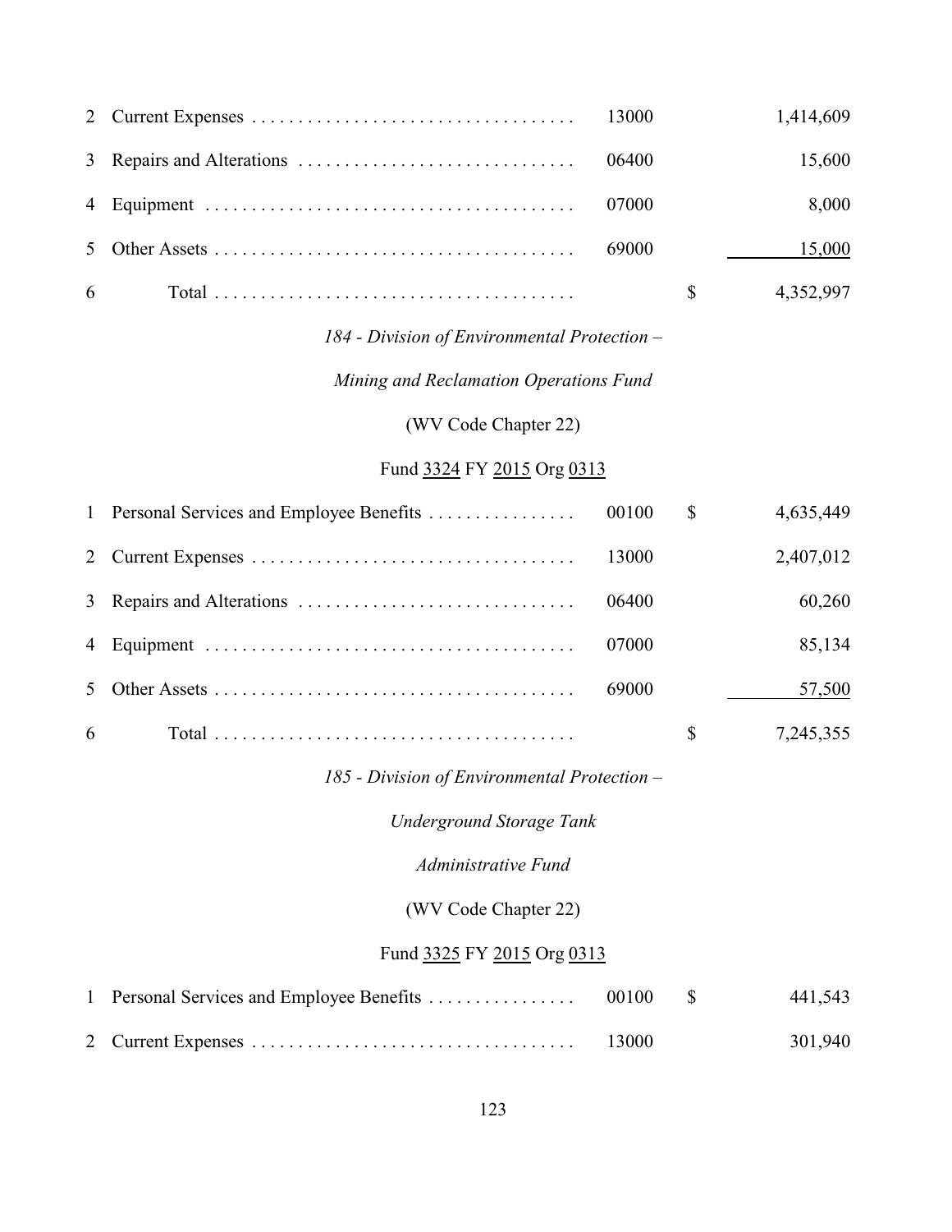| | | | | |
|---|---|---|---|---|
| 2 | Current Expenses | 13000 | | 1,414,609 |
| 3 | Repairs and Alterations | 06400 | | 15,600 |
| 4 | Equipment | 07000 | | 8,000 |
| 5 | Other Assets | 69000 | | 15,000 |
| 6 | Total | | $ | 4,352,997 |

*184 - Division of Environmental Protection –*

*Mining and Reclamation Operations Fund*

(WV Code Chapter 22)

Fund 3324 FY 2015 Org 0313

| | | | | |
|---|---|---|---|---|
| 1 | Personal Services and Employee Benefits | 00100 | $ | 4,635,449 |
| 2 | Current Expenses | 13000 | | 2,407,012 |
| 3 | Repairs and Alterations | 06400 | | 60,260 |
| 4 | Equipment | 07000 | | 85,134 |
| 5 | Other Assets | 69000 | | 57,500 |
| 6 | Total | | $ | 7,245,355 |

*185 - Division of Environmental Protection –*

*Underground Storage Tank*

*Administrative Fund*

(WV Code Chapter 22)

Fund 3325 FY 2015 Org 0313

| | | | | |
|---|---|---|---|---|
| 1 | Personal Services and Employee Benefits | 00100 | $ | 441,543 |
| 2 | Current Expenses | 13000 | | 301,940 |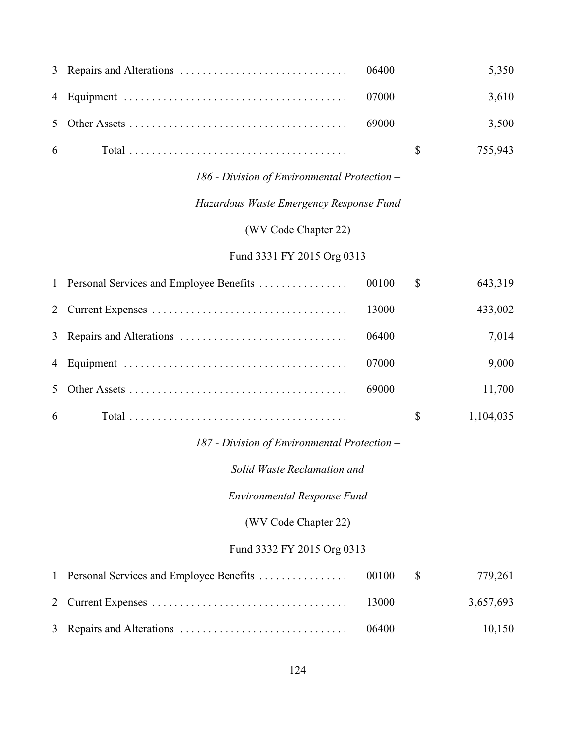| | | | | |
|---|---|---|---|---|
| 3 | Repairs and Alterations | 06400 | | 5,350 |
| 4 | Equipment | 07000 | | 3,610 |
| 5 | Other Assets | 69000 | | 3,500 |
| 6 | Total | | $ | 755,943 |

*186 - Division of Environmental Protection –*

*Hazardous Waste Emergency Response Fund*

(WV Code Chapter 22)

Fund 3331 FY 2015 Org 0313

| | | | | |
|---|---|---|---|---|
| 1 | Personal Services and Employee Benefits | 00100 | $ | 643,319 |
| 2 | Current Expenses | 13000 | | 433,002 |
| 3 | Repairs and Alterations | 06400 | | 7,014 |
| 4 | Equipment | 07000 | | 9,000 |
| 5 | Other Assets | 69000 | | 11,700 |
| 6 | Total | | $ | 1,104,035 |

*187 - Division of Environmental Protection –*

*Solid Waste Reclamation and*

*Environmental Response Fund*

(WV Code Chapter 22)

Fund 3332 FY 2015 Org 0313

| | | | | |
|---|---|---|---|---|
| 1 | Personal Services and Employee Benefits | 00100 | $ | 779,261 |
| 2 | Current Expenses | 13000 | | 3,657,693 |
| 3 | Repairs and Alterations | 06400 | | 10,150 |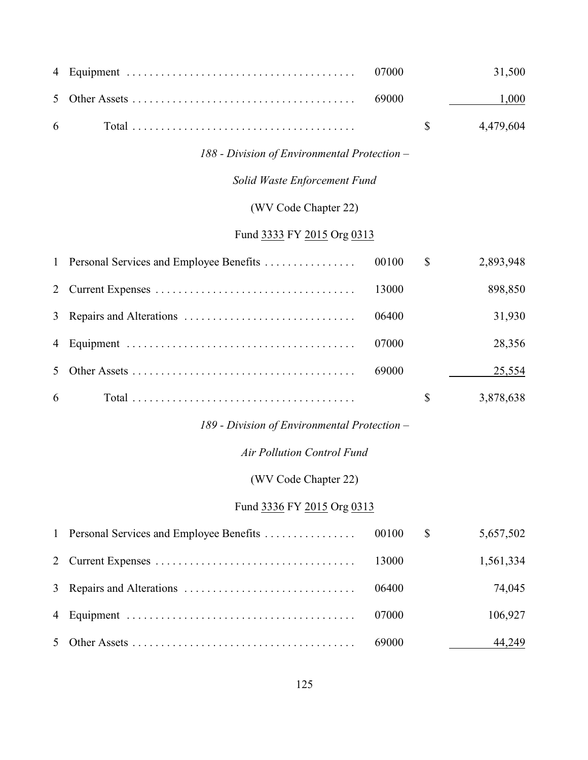| | | | | |
|---|---|---|---|---|
| 4 | Equipment | 07000 | | 31,500 |
| 5 | Other Assets | 69000 | | 1,000 |
| 6 | Total | | $ | 4,479,604 |

*188 - Division of Environmental Protection –*

*Solid Waste Enforcement Fund*

(WV Code Chapter 22)

Fund 3333 FY 2015 Org 0313

| | | | | |
|---|---|---|---|---|
| 1 | Personal Services and Employee Benefits | 00100 | $ | 2,893,948 |
| 2 | Current Expenses | 13000 | | 898,850 |
| 3 | Repairs and Alterations | 06400 | | 31,930 |
| 4 | Equipment | 07000 | | 28,356 |
| 5 | Other Assets | 69000 | | 25,554 |
| 6 | Total | | $ | 3,878,638 |

*189 - Division of Environmental Protection –*

*Air Pollution Control Fund*

(WV Code Chapter 22)

Fund 3336 FY 2015 Org 0313

| | | | | |
|---|---|---|---|---|
| 1 | Personal Services and Employee Benefits | 00100 | $ | 5,657,502 |
| 2 | Current Expenses | 13000 | | 1,561,334 |
| 3 | Repairs and Alterations | 06400 | | 74,045 |
| 4 | Equipment | 07000 | | 106,927 |
| 5 | Other Assets | 69000 | | 44,249 |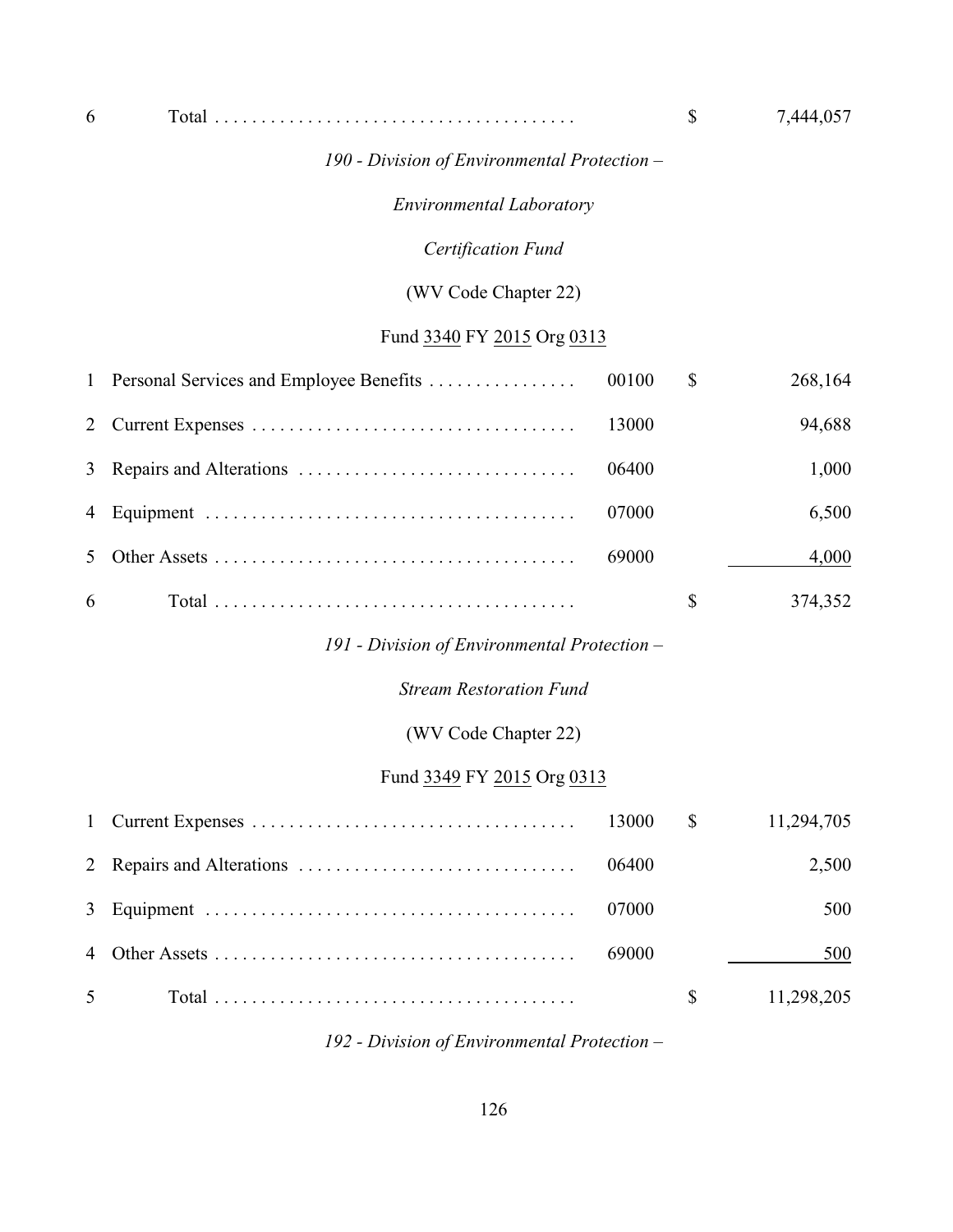| | | | | |
|---|---|---|---|---|
| 6 | Total | | $ | 7,444,057 |

*190 - Division of Environmental Protection –*

*Environmental Laboratory*

*Certification Fund*

(WV Code Chapter 22)

Fund 3340 FY 2015 Org 0313

| | | | | |
|---|---|---|---|---|
| 1 | Personal Services and Employee Benefits | 00100 | $ | 268,164 |
| 2 | Current Expenses | 13000 | | 94,688 |
| 3 | Repairs and Alterations | 06400 | | 1,000 |
| 4 | Equipment | 07000 | | 6,500 |
| 5 | Other Assets | 69000 | | 4,000 |
| 6 | Total | | $ | 374,352 |

*191 - Division of Environmental Protection –*

*Stream Restoration Fund*

(WV Code Chapter 22)

Fund 3349 FY 2015 Org 0313

| | | | | |
|---|---|---|---|---|
| 1 | Current Expenses | 13000 | $ | 11,294,705 |
| 2 | Repairs and Alterations | 06400 | | 2,500 |
| 3 | Equipment | 07000 | | 500 |
| 4 | Other Assets | 69000 | | 500 |
| 5 | Total | | $ | 11,298,205 |

*192 - Division of Environmental Protection –*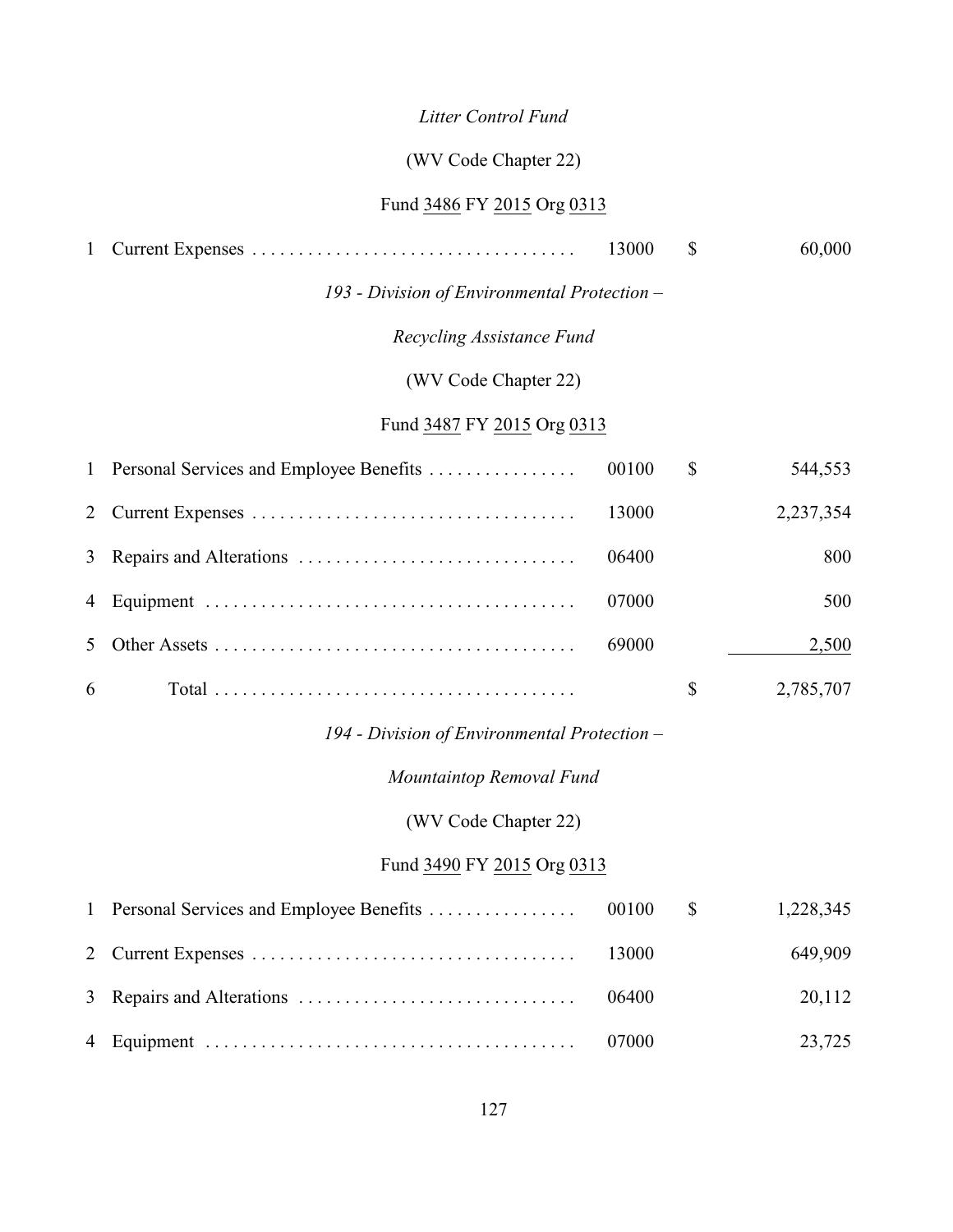*Litter Control Fund*

(WV Code Chapter 22)

Fund 3486 FY 2015 Org 0313

| | | | | |
|---|---|---|---|---|
| 1 | Current Expenses | 13000 | $ | 60,000 |

*193 - Division of Environmental Protection –*

*Recycling Assistance Fund*

(WV Code Chapter 22)

Fund 3487 FY 2015 Org 0313

| | | | | |
|---|---|---|---|---|
| 1 | Personal Services and Employee Benefits | 00100 | $ | 544,553 |
| 2 | Current Expenses | 13000 | | 2,237,354 |
| 3 | Repairs and Alterations | 06400 | | 800 |
| 4 | Equipment | 07000 | | 500 |
| 5 | Other Assets | 69000 | | 2,500 |
| 6 | Total | | $ | 2,785,707 |

*194 - Division of Environmental Protection –*

*Mountaintop Removal Fund*

(WV Code Chapter 22)

Fund 3490 FY 2015 Org 0313

| | | | | |
|---|---|---|---|---|
| 1 | Personal Services and Employee Benefits | 00100 | $ | 1,228,345 |
| 2 | Current Expenses | 13000 | | 649,909 |
| 3 | Repairs and Alterations | 06400 | | 20,112 |
| 4 | Equipment | 07000 | | 23,725 |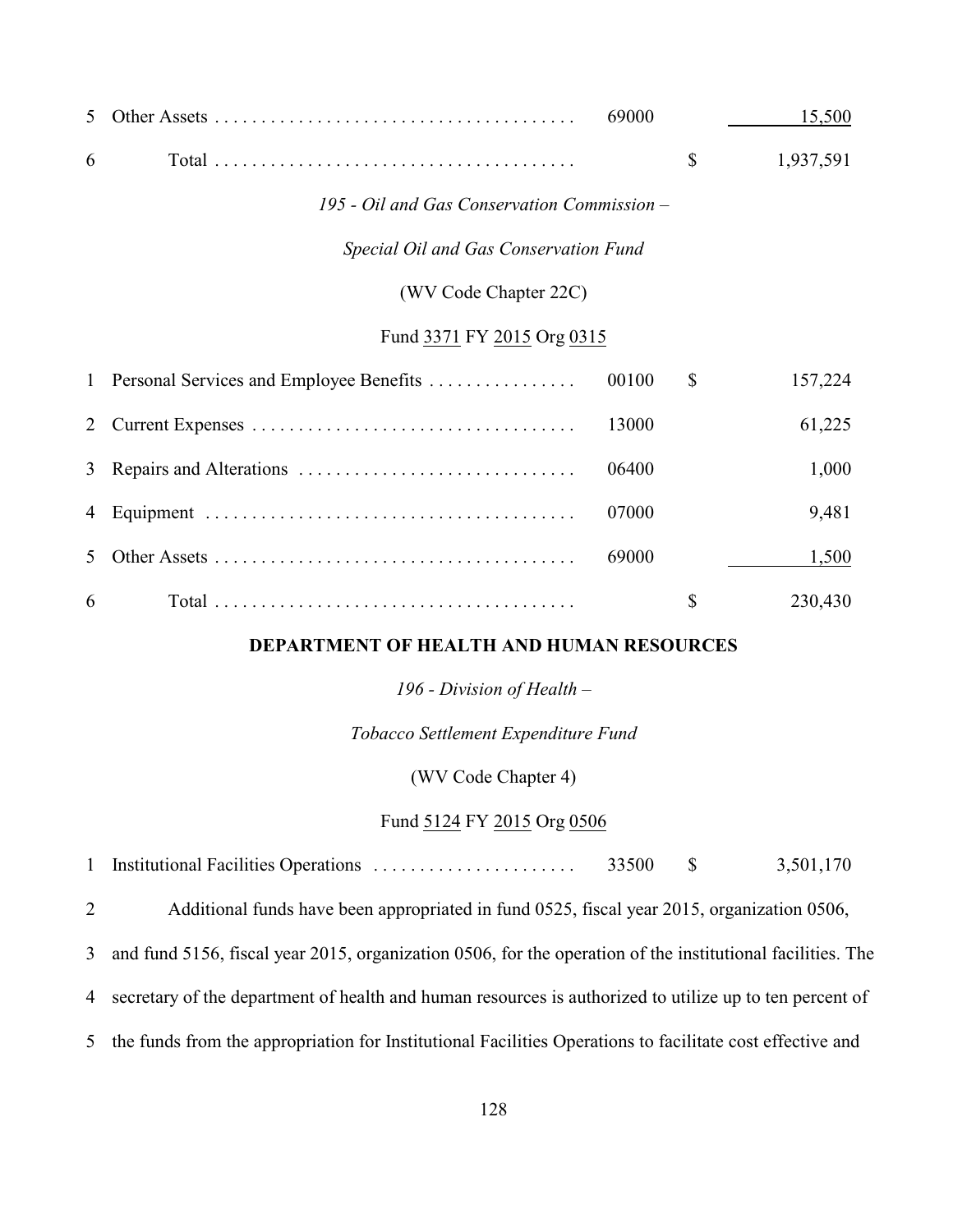| | | | | |
|---|---|---|---|---|
| 5 | Other Assets | 69000 | | 15,500 |
| 6 | Total | | $ | 1,937,591 |

*195 - Oil and Gas Conservation Commission –*

*Special Oil and Gas Conservation Fund*

(WV Code Chapter 22C)

Fund 3371 FY 2015 Org 0315

| | | | | |
|---|---|---|---|---|
| 1 | Personal Services and Employee Benefits | 00100 | $ | 157,224 |
| 2 | Current Expenses | 13000 | | 61,225 |
| 3 | Repairs and Alterations | 06400 | | 1,000 |
| 4 | Equipment | 07000 | | 9,481 |
| 5 | Other Assets | 69000 | | 1,500 |
| 6 | Total | | $ | 230,430 |

**DEPARTMENT OF HEALTH AND HUMAN RESOURCES**

*196 - Division of Health –*

*Tobacco Settlement Expenditure Fund*

(WV Code Chapter 4)

Fund 5124 FY 2015 Org 0506

| | | | | |
|---|---|---|---|---|
| 1 | Institutional Facilities Operations | 33500 | $ | 3,501,170 |

2 Additional funds have been appropriated in fund 0525, fiscal year 2015, organization 0506,
3 and fund 5156, fiscal year 2015, organization 0506, for the operation of the institutional facilities. The
4 secretary of the department of health and human resources is authorized to utilize up to ten percent of
5 the funds from the appropriation for Institutional Facilities Operations to facilitate cost effective and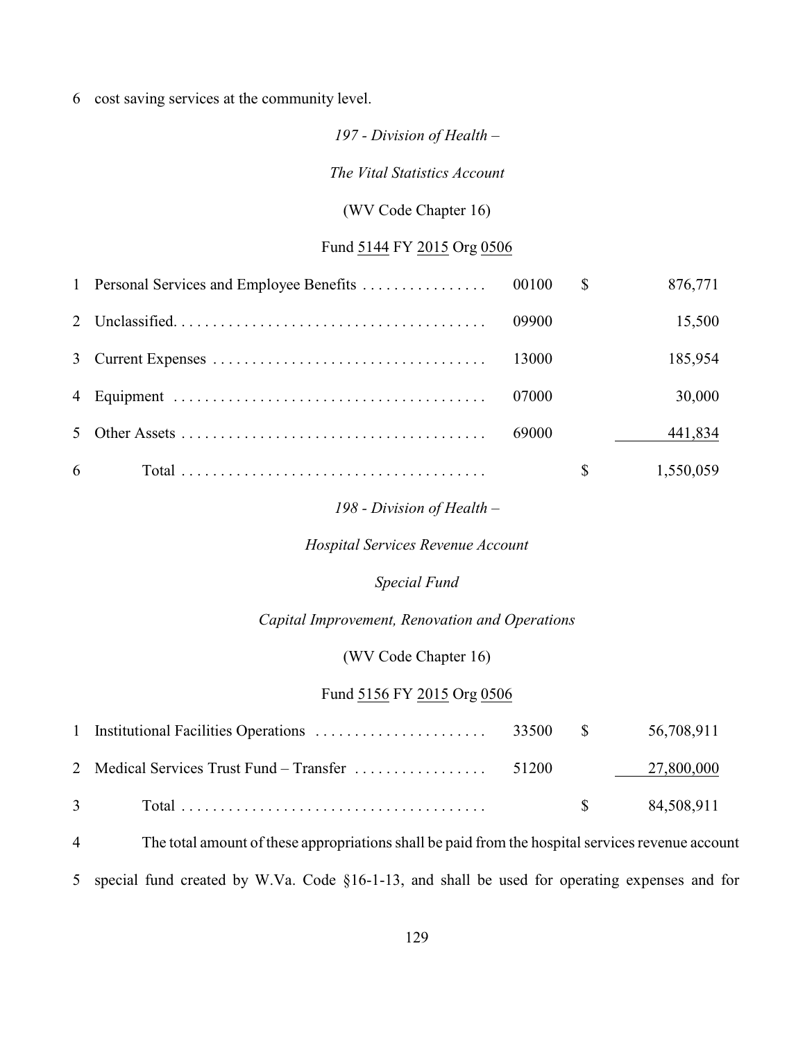6 cost saving services at the community level.

*197 - Division of Health –*

*The Vital Statistics Account*

(WV Code Chapter 16)

Fund 5144 FY 2015 Org 0506

| | | | | |
|---|---|---|---|---|
| 1 | Personal Services and Employee Benefits | 00100 | $ | 876,771 |
| 2 | Unclassified | 09900 | | 15,500 |
| 3 | Current Expenses | 13000 | | 185,954 |
| 4 | Equipment | 07000 | | 30,000 |
| 5 | Other Assets | 69000 | | 441,834 |
| 6 | Total | | $ | 1,550,059 |

*198 - Division of Health –*

*Hospital Services Revenue Account*

*Special Fund*

*Capital Improvement, Renovation and Operations*

(WV Code Chapter 16)

Fund 5156 FY 2015 Org 0506

| | | | | |
|---|---|---|---|---|
| 1 | Institutional Facilities Operations | 33500 | $ | 56,708,911 |
| 2 | Medical Services Trust Fund – Transfer | 51200 | | 27,800,000 |
| 3 | Total | | $ | 84,508,911 |

4 The total amount of these appropriations shall be paid from the hospital services revenue account 5 special fund created by W.Va. Code §16-1-13, and shall be used for operating expenses and for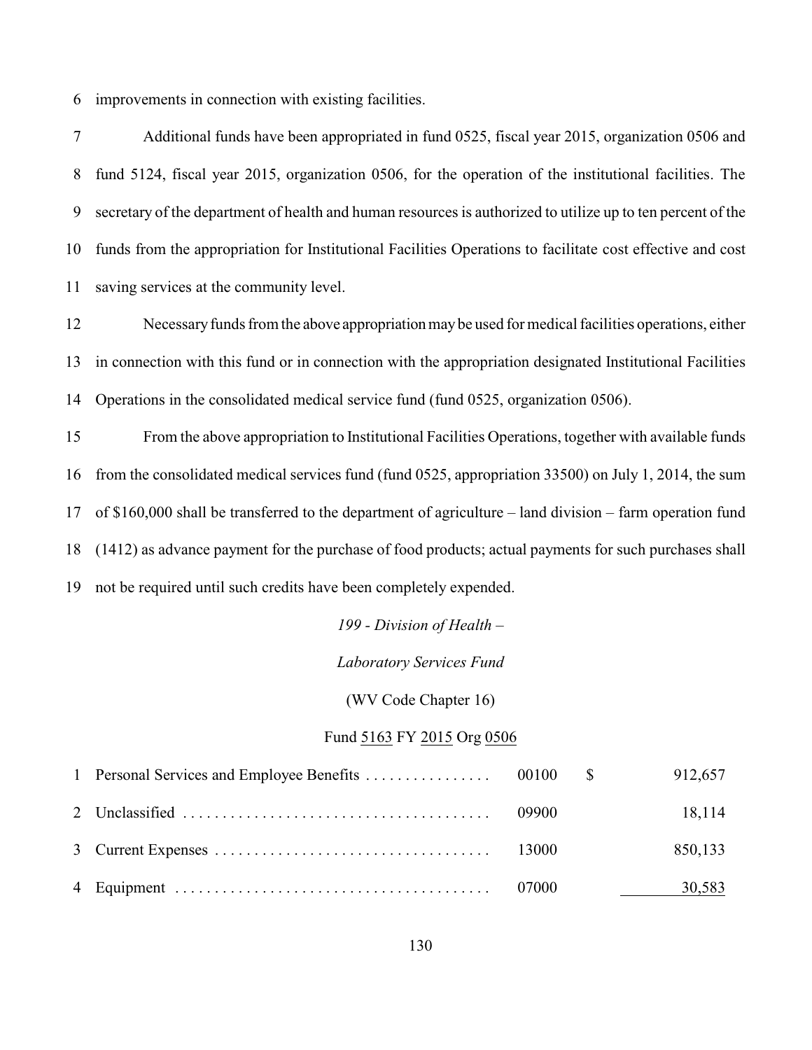6 improvements in connection with existing facilities.

7 Additional funds have been appropriated in fund 0525, fiscal year 2015, organization 0506 and 8 fund 5124, fiscal year 2015, organization 0506, for the operation of the institutional facilities. The 9 secretary of the department of health and human resources is authorized to utilize up to ten percent of the 10 funds from the appropriation for Institutional Facilities Operations to facilitate cost effective and cost 11 saving services at the community level.

12 Necessary funds from the above appropriation may be used for medical facilities operations, either 13 in connection with this fund or in connection with the appropriation designated Institutional Facilities 14 Operations in the consolidated medical service fund (fund 0525, organization 0506).

15 From the above appropriation to Institutional Facilities Operations, together with available funds 16 from the consolidated medical services fund (fund 0525, appropriation 33500) on July 1, 2014, the sum 17 of $160,000 shall be transferred to the department of agriculture – land division – farm operation fund 18 (1412) as advance payment for the purchase of food products; actual payments for such purchases shall 19 not be required until such credits have been completely expended.

*199 - Division of Health –*

*Laboratory Services Fund*

(WV Code Chapter 16)

Fund 5163 FY 2015 Org 0506

| | | | | |
|---|---|---|---|---|
| 1 | Personal Services and Employee Benefits | 00100 | $ | 912,657 |
| 2 | Unclassified | 09900 | | 18,114 |
| 3 | Current Expenses | 13000 | | 850,133 |
| 4 | Equipment | 07000 | | 30,583 |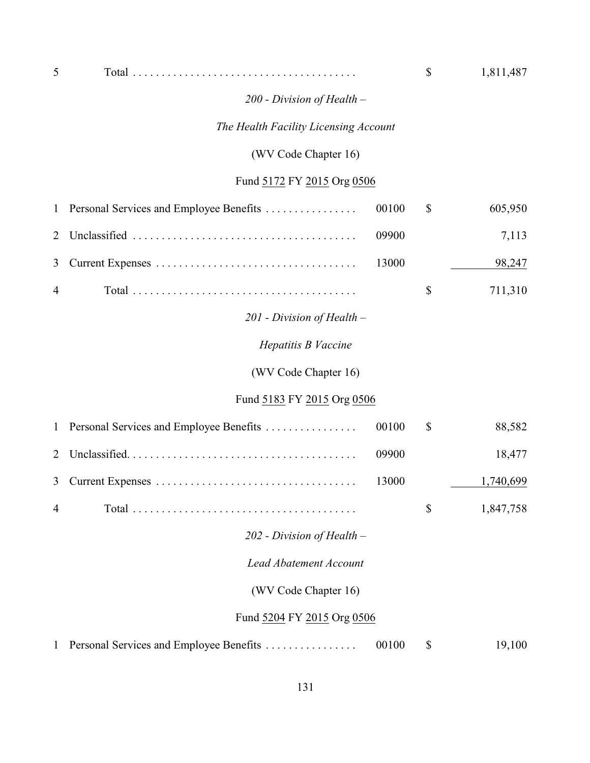| | | | | |
|---|---|---|---|---|
| 5 | Total | | $ | 1,811,487 |

*200 - Division of Health –*

*The Health Facility Licensing Account*

(WV Code Chapter 16)

Fund 5172 FY 2015 Org 0506

| | | | | |
|---|---|---|---|---|
| 1 | Personal Services and Employee Benefits | 00100 | $ | 605,950 |
| 2 | Unclassified | 09900 | | 7,113 |
| 3 | Current Expenses | 13000 | | 98,247 |
| 4 | Total | | $ | 711,310 |

*201 - Division of Health –*

*Hepatitis B Vaccine*

(WV Code Chapter 16)

Fund 5183 FY 2015 Org 0506

| | | | | |
|---|---|---|---|---|
| 1 | Personal Services and Employee Benefits | 00100 | $ | 88,582 |
| 2 | Unclassified | 09900 | | 18,477 |
| 3 | Current Expenses | 13000 | | 1,740,699 |
| 4 | Total | | $ | 1,847,758 |

*202 - Division of Health –*

*Lead Abatement Account*

(WV Code Chapter 16)

Fund 5204 FY 2015 Org 0506

| | | | | |
|---|---|---|---|---|
| 1 | Personal Services and Employee Benefits | 00100 | $ | 19,100 |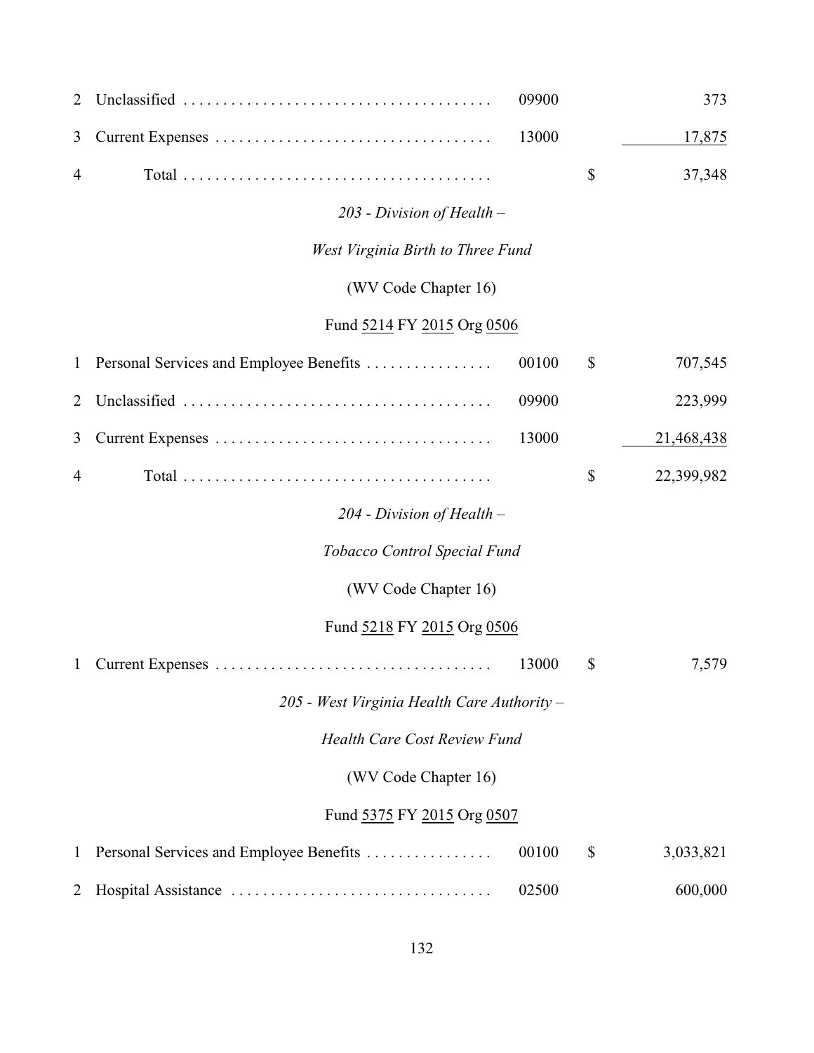| | | | | |
|---|---|---|---|---|
| 2 | Unclassified | 09900 | | 373 |
| 3 | Current Expenses | 13000 | | 17,875 |
| 4 | Total | | $ | 37,348 |

*203 - Division of Health –*

*West Virginia Birth to Three Fund*

(WV Code Chapter 16)

Fund 5214 FY 2015 Org 0506

| | | | | |
|---|---|---|---|---|
| 1 | Personal Services and Employee Benefits | 00100 | $ | 707,545 |
| 2 | Unclassified | 09900 | | 223,999 |
| 3 | Current Expenses | 13000 | | 21,468,438 |
| 4 | Total | | $ | 22,399,982 |

*204 - Division of Health –*

*Tobacco Control Special Fund*

(WV Code Chapter 16)

Fund 5218 FY 2015 Org 0506

| | | | | |
|---|---|---|---|---|
| 1 | Current Expenses | 13000 | $ | 7,579 |

*205 - West Virginia Health Care Authority –*

*Health Care Cost Review Fund*

(WV Code Chapter 16)

Fund 5375 FY 2015 Org 0507

| | | | | |
|---|---|---|---|---|
| 1 | Personal Services and Employee Benefits | 00100 | $ | 3,033,821 |
| 2 | Hospital Assistance | 02500 | | 600,000 |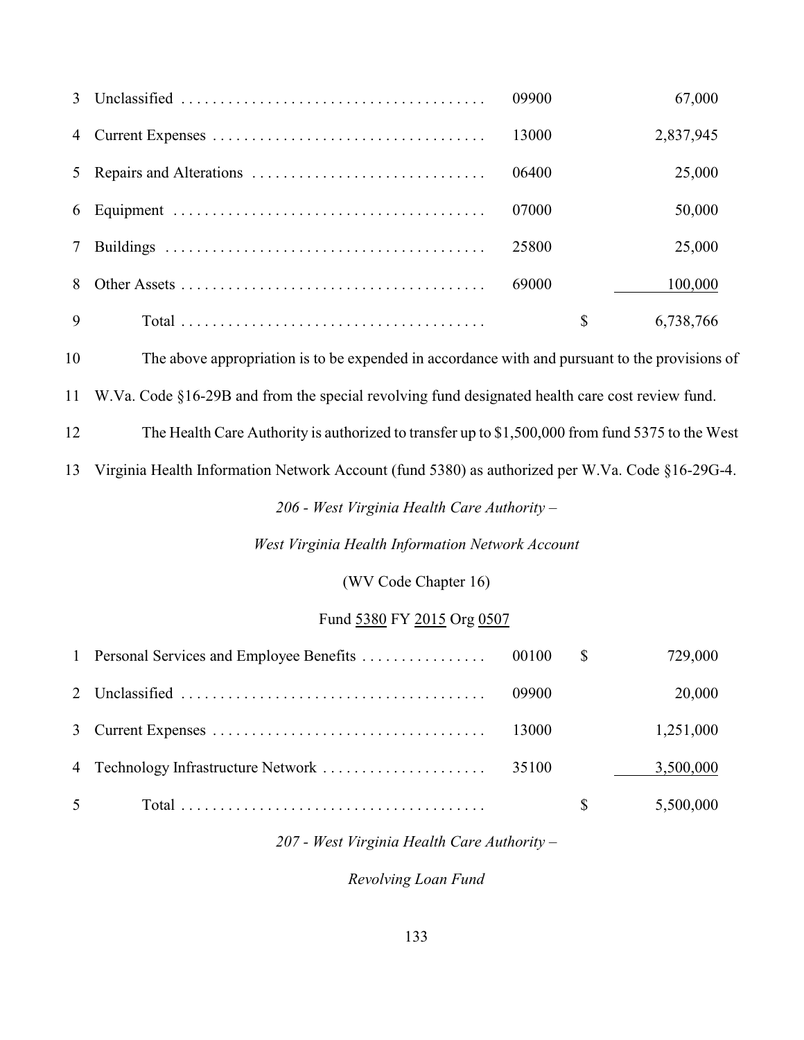| | | | | |
|---|---|---|---|---|
| 3 | Unclassified | 09900 | | 67,000 |
| 4 | Current Expenses | 13000 | | 2,837,945 |
| 5 | Repairs and Alterations | 06400 | | 25,000 |
| 6 | Equipment | 07000 | | 50,000 |
| 7 | Buildings | 25800 | | 25,000 |
| 8 | Other Assets | 69000 | | 100,000 |
| 9 | Total | | $ | 6,738,766 |

10 The above appropriation is to be expended in accordance with and pursuant to the provisions of
11 W.Va. Code §16-29B and from the special revolving fund designated health care cost review fund.
12 The Health Care Authority is authorized to transfer up to $1,500,000 from fund 5375 to the West
13 Virginia Health Information Network Account (fund 5380) as authorized per W.Va. Code §16-29G-4.

*206 - West Virginia Health Care Authority –*

*West Virginia Health Information Network Account*

(WV Code Chapter 16)

Fund 5380 FY 2015 Org 0507

| | | | | |
|---|---|---|---|---|
| 1 | Personal Services and Employee Benefits | 00100 | $ | 729,000 |
| 2 | Unclassified | 09900 | | 20,000 |
| 3 | Current Expenses | 13000 | | 1,251,000 |
| 4 | Technology Infrastructure Network | 35100 | | 3,500,000 |
| 5 | Total | | $ | 5,500,000 |

*207 - West Virginia Health Care Authority –*

*Revolving Loan Fund*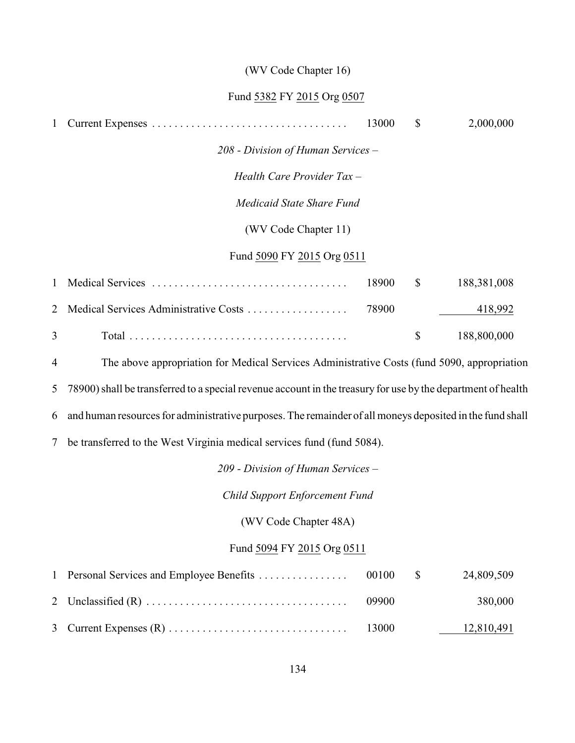(WV Code Chapter 16)

Fund 5382 FY 2015 Org 0507

| | | | | |
|---|---|---|---|---|
| 1 | Current Expenses | 13000 | $ | 2,000,000 |

*208 - Division of Human Services –*

*Health Care Provider Tax –*

*Medicaid State Share Fund*

(WV Code Chapter 11)

Fund 5090 FY 2015 Org 0511

| | | | | |
|---|---|---|---|---|
| 1 | Medical Services | 18900 | $ | 188,381,008 |
| 2 | Medical Services Administrative Costs | 78900 | | 418,992 |
| 3 | Total | | $ | 188,800,000 |

4 The above appropriation for Medical Services Administrative Costs (fund 5090, appropriation 5 78900) shall be transferred to a special revenue account in the treasury for use by the department of health 6 and human resources for administrative purposes. The remainder of all moneys deposited in the fund shall 7 be transferred to the West Virginia medical services fund (fund 5084).

*209 - Division of Human Services –*

*Child Support Enforcement Fund*

(WV Code Chapter 48A)

Fund 5094 FY 2015 Org 0511

| | | | | |
|---|---|---|---|---|
| 1 | Personal Services and Employee Benefits | 00100 | $ | 24,809,509 |
| 2 | Unclassified (R) | 09900 | | 380,000 |
| 3 | Current Expenses (R) | 13000 | | 12,810,491 |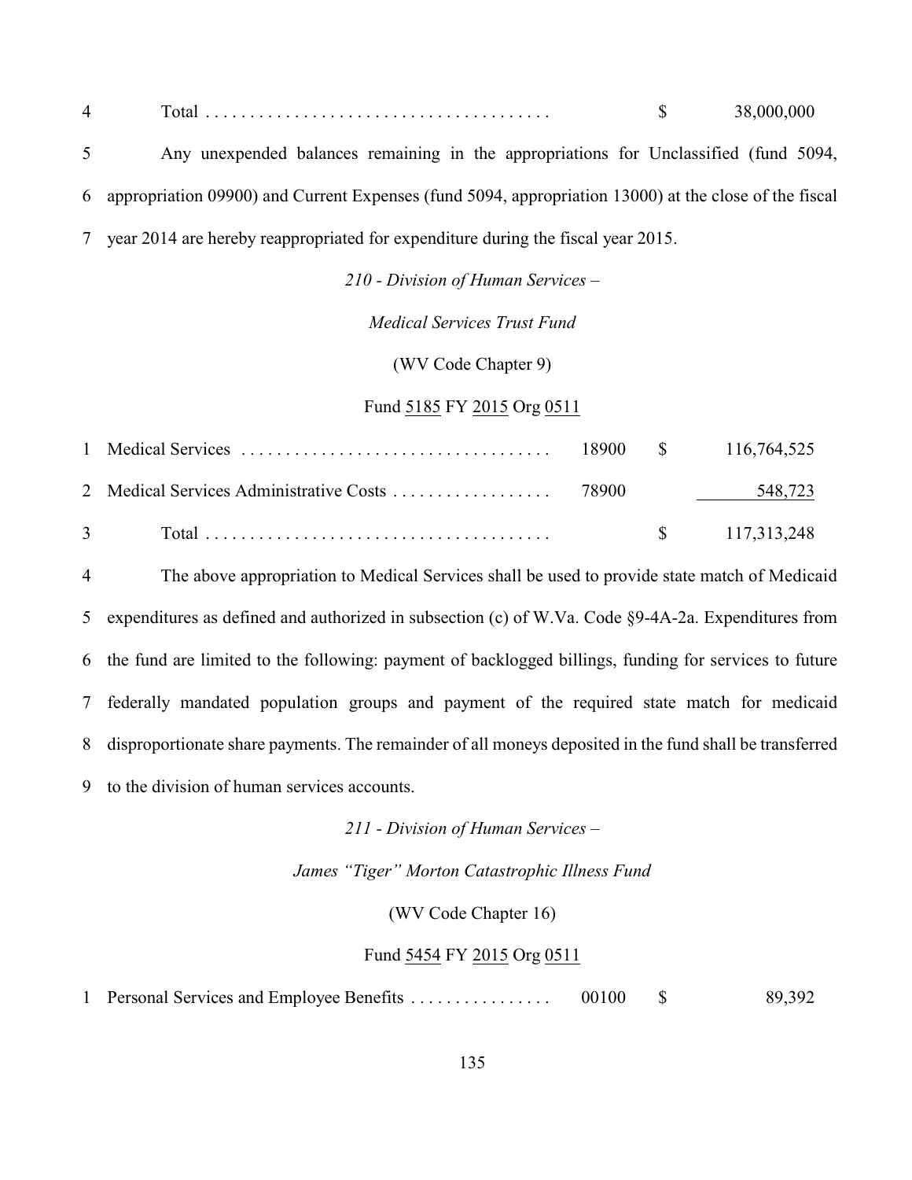| | | | | |
|---|---|---|---|---|
| 4 | Total | | $ | 38,000,000 |

5 Any unexpended balances remaining in the appropriations for Unclassified (fund 5094, 6 appropriation 09900) and Current Expenses (fund 5094, appropriation 13000) at the close of the fiscal 7 year 2014 are hereby reappropriated for expenditure during the fiscal year 2015.

*210 - Division of Human Services –*

*Medical Services Trust Fund*

(WV Code Chapter 9)

Fund 5185 FY 2015 Org 0511

| | | | | |
|---|---|---|---|---|
| 1 | Medical Services | 18900 | $ | 116,764,525 |
| 2 | Medical Services Administrative Costs | 78900 | | 548,723 |
| 3 | Total | | $ | 117,313,248 |

4 The above appropriation to Medical Services shall be used to provide state match of Medicaid 5 expenditures as defined and authorized in subsection (c) of W.Va. Code §9-4A-2a. Expenditures from 6 the fund are limited to the following: payment of backlogged billings, funding for services to future 7 federally mandated population groups and payment of the required state match for medicaid 8 disproportionate share payments. The remainder of all moneys deposited in the fund shall be transferred 9 to the division of human services accounts.

*211 - Division of Human Services –*

*James "Tiger" Morton Catastrophic Illness Fund*

(WV Code Chapter 16)

Fund 5454 FY 2015 Org 0511

| | | | | |
|---|---|---|---|---|
| 1 | Personal Services and Employee Benefits | 00100 | $ | 89,392 |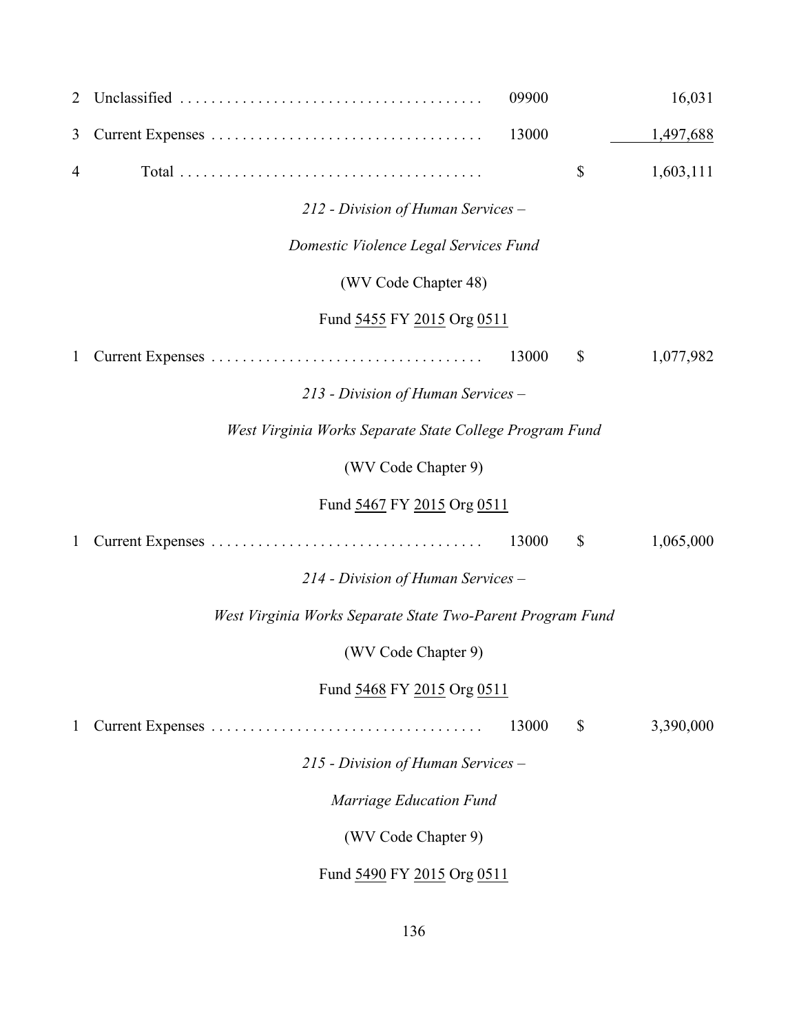| | | | | |
|---|---|---|---|---|
| 2 | Unclassified . . . . . . . . . . . . . . . . . . . . . . . . . . . . . . . . . . . . . . | 09900 | | 16,031 |
| 3 | Current Expenses . . . . . . . . . . . . . . . . . . . . . . . . . . . . . . . . . . | 13000 | | 1,497,688 |
| 4 | Total . . . . . . . . . . . . . . . . . . . . . . . . . . . . . . . . . . . . . . | | $ | 1,603,111 |

*212 - Division of Human Services –*

*Domestic Violence Legal Services Fund*

(WV Code Chapter 48)

Fund 5455 FY 2015 Org 0511

| | | | | |
|---|---|---|---|---|
| 1 | Current Expenses . . . . . . . . . . . . . . . . . . . . . . . . . . . . . . . . . . | 13000 | $ | 1,077,982 |

*213 - Division of Human Services –*

*West Virginia Works Separate State College Program Fund*

(WV Code Chapter 9)

Fund 5467 FY 2015 Org 0511

| | | | | |
|---|---|---|---|---|
| 1 | Current Expenses . . . . . . . . . . . . . . . . . . . . . . . . . . . . . . . . . . | 13000 | $ | 1,065,000 |

*214 - Division of Human Services –*

*West Virginia Works Separate State Two-Parent Program Fund*

(WV Code Chapter 9)

Fund 5468 FY 2015 Org 0511

| | | | | |
|---|---|---|---|---|
| 1 | Current Expenses . . . . . . . . . . . . . . . . . . . . . . . . . . . . . . . . . . | 13000 | $ | 3,390,000 |

*215 - Division of Human Services –*

*Marriage Education Fund*

(WV Code Chapter 9)

Fund 5490 FY 2015 Org 0511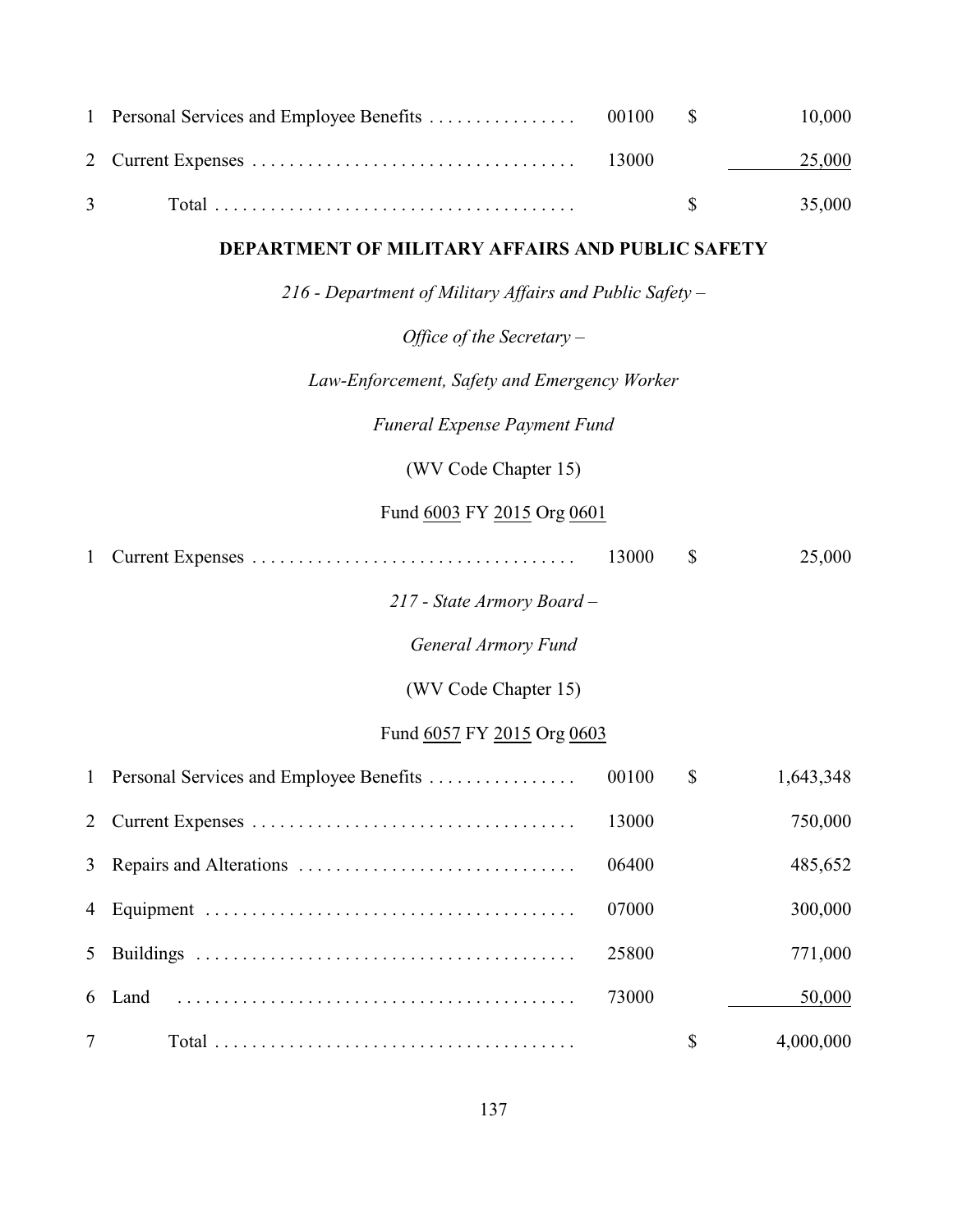| | | | | |
|---|---|---|---|---|
| 1 | Personal Services and Employee Benefits . . . . . . . . . . . . . . . . | 00100 | $ | 10,000 |
| 2 | Current Expenses . . . . . . . . . . . . . . . . . . . . . . . . . . . . . . . . . . . | 13000 | | 25,000 |
| 3 | Total . . . . . . . . . . . . . . . . . . . . . . . . . . . . . . . . . . . . . . . | | $ | 35,000 |

**DEPARTMENT OF MILITARY AFFAIRS AND PUBLIC SAFETY**

*216 - Department of Military Affairs and Public Safety –*

*Office of the Secretary –*

*Law-Enforcement, Safety and Emergency Worker*

*Funeral Expense Payment Fund*

(WV Code Chapter 15)

Fund 6003 FY 2015 Org 0601

| | | | | |
|---|---|---|---|---|
| 1 | Current Expenses . . . . . . . . . . . . . . . . . . . . . . . . . . . . . . . . . . . | 13000 | $ | 25,000 |

*217 - State Armory Board –*

*General Armory Fund*

(WV Code Chapter 15)

Fund 6057 FY 2015 Org 0603

| | | | | |
|---|---|---|---|---|
| 1 | Personal Services and Employee Benefits . . . . . . . . . . . . . . . . | 00100 | $ | 1,643,348 |
| 2 | Current Expenses . . . . . . . . . . . . . . . . . . . . . . . . . . . . . . . . . . . | 13000 | | 750,000 |
| 3 | Repairs and Alterations . . . . . . . . . . . . . . . . . . . . . . . . . . . . . | 06400 | | 485,652 |
| 4 | Equipment . . . . . . . . . . . . . . . . . . . . . . . . . . . . . . . . . . . . . . . | 07000 | | 300,000 |
| 5 | Buildings . . . . . . . . . . . . . . . . . . . . . . . . . . . . . . . . . . . . . . . . | 25800 | | 771,000 |
| 6 | Land . . . . . . . . . . . . . . . . . . . . . . . . . . . . . . . . . . . . . . . . . . | 73000 | | 50,000 |
| 7 | Total . . . . . . . . . . . . . . . . . . . . . . . . . . . . . . . . . . . . . . . | | $ | 4,000,000 |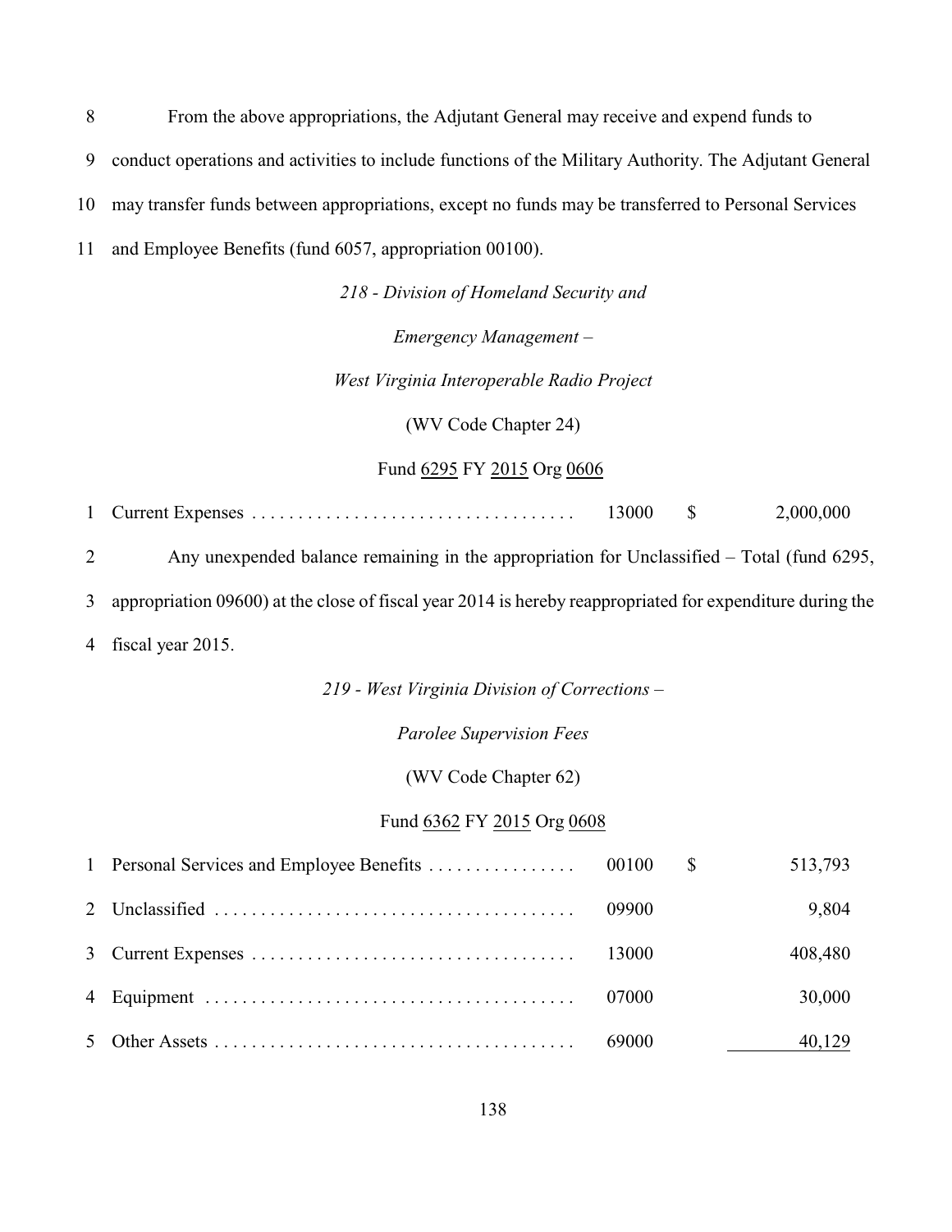8 From the above appropriations, the Adjutant General may receive and expend funds to
9 conduct operations and activities to include functions of the Military Authority. The Adjutant General
10 may transfer funds between appropriations, except no funds may be transferred to Personal Services
11 and Employee Benefits (fund 6057, appropriation 00100).

*218 - Division of Homeland Security and*

*Emergency Management –*

*West Virginia Interoperable Radio Project*

(WV Code Chapter 24)

Fund 6295 FY 2015 Org 0606

| | | | | |
|---|---|---|---|---|
| 1 | Current Expenses | 13000 | $ | 2,000,000 |

2 Any unexpended balance remaining in the appropriation for Unclassified – Total (fund 6295,
3 appropriation 09600) at the close of fiscal year 2014 is hereby reappropriated for expenditure during the
4 fiscal year 2015.

*219 - West Virginia Division of Corrections –*

*Parolee Supervision Fees*

(WV Code Chapter 62)

Fund 6362 FY 2015 Org 0608

| | | | | |
|---|---|---|---|---|
| 1 | Personal Services and Employee Benefits | 00100 | $ | 513,793 |
| 2 | Unclassified | 09900 | | 9,804 |
| 3 | Current Expenses | 13000 | | 408,480 |
| 4 | Equipment | 07000 | | 30,000 |
| 5 | Other Assets | 69000 | | 40,129 |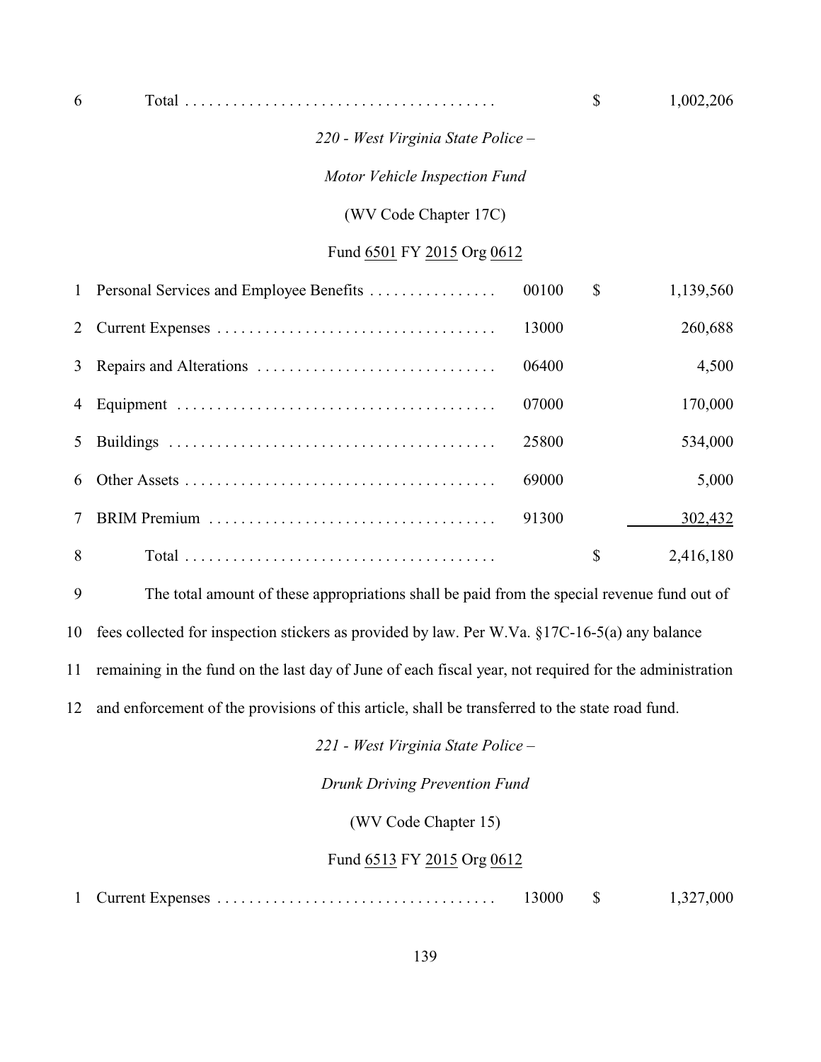| | | | | |
|---|---|---|---|---|
| 6 | Total | | $ | 1,002,206 |

*220 - West Virginia State Police –*

*Motor Vehicle Inspection Fund*

(WV Code Chapter 17C)

Fund 6501 FY 2015 Org 0612

| | | | | |
|---|---|---|---|---|
| 1 | Personal Services and Employee Benefits | 00100 | $ | 1,139,560 |
| 2 | Current Expenses | 13000 | | 260,688 |
| 3 | Repairs and Alterations | 06400 | | 4,500 |
| 4 | Equipment | 07000 | | 170,000 |
| 5 | Buildings | 25800 | | 534,000 |
| 6 | Other Assets | 69000 | | 5,000 |
| 7 | BRIM Premium | 91300 | | 302,432 |
| 8 | Total | | $ | 2,416,180 |

9 The total amount of these appropriations shall be paid from the special revenue fund out of
10 fees collected for inspection stickers as provided by law. Per W.Va. §17C-16-5(a) any balance
11 remaining in the fund on the last day of June of each fiscal year, not required for the administration
12 and enforcement of the provisions of this article, shall be transferred to the state road fund.

*221 - West Virginia State Police –*

*Drunk Driving Prevention Fund*

(WV Code Chapter 15)

Fund 6513 FY 2015 Org 0612

| | | | | |
|---|---|---|---|---|
| 1 | Current Expenses | 13000 | $ | 1,327,000 |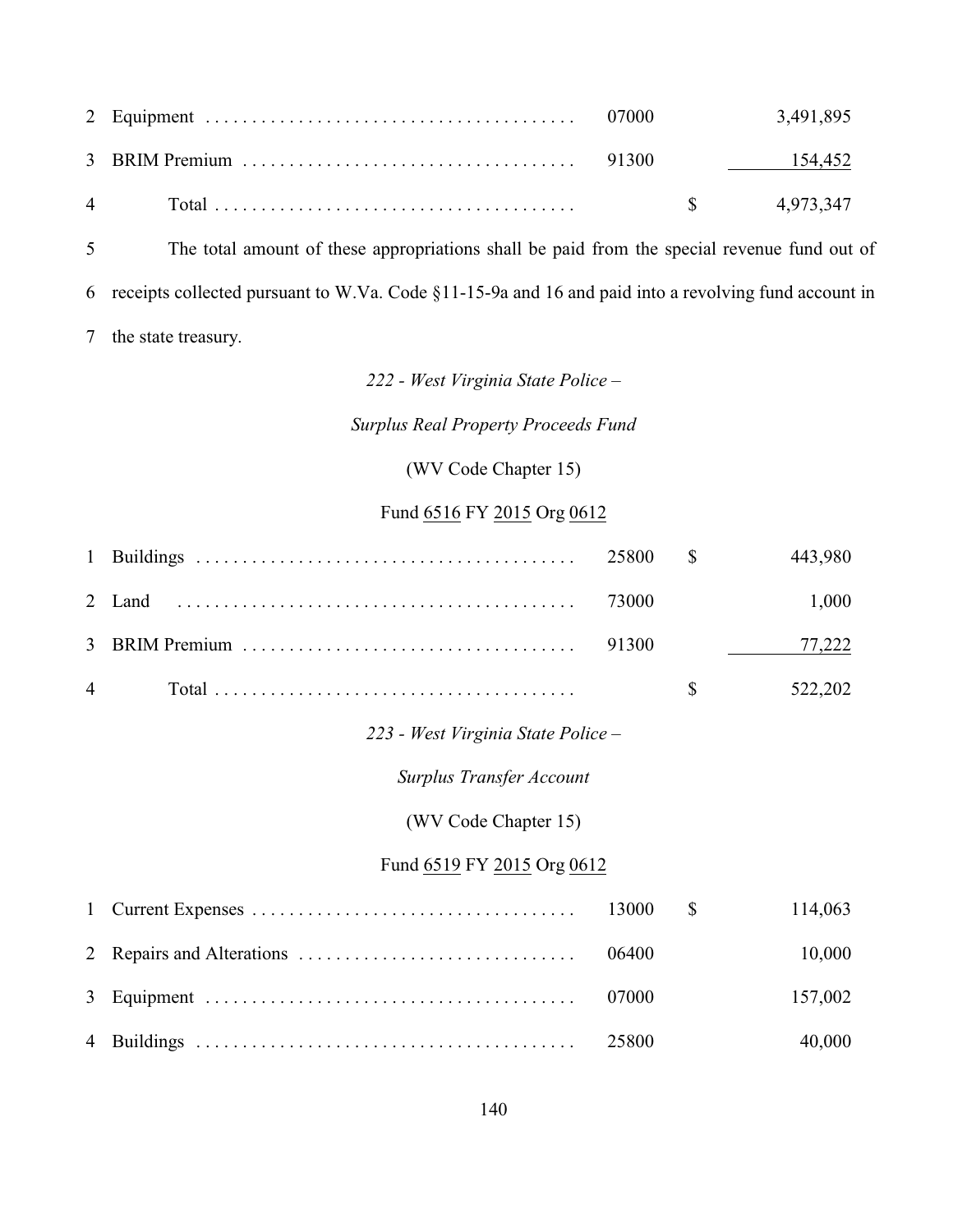| | | | | |
|---|---|---|---|---|
| 2 | Equipment | 07000 | | 3,491,895 |
| 3 | BRIM Premium | 91300 | | 154,452 |
| 4 | Total | | $ | 4,973,347 |

5 The total amount of these appropriations shall be paid from the special revenue fund out of
6 receipts collected pursuant to W.Va. Code §11-15-9a and 16 and paid into a revolving fund account in
7 the state treasury.

*222 - West Virginia State Police –*

*Surplus Real Property Proceeds Fund*

(WV Code Chapter 15)

Fund 6516 FY 2015 Org 0612

| | | | | |
|---|---|---|---|---|
| 1 | Buildings | 25800 | $ | 443,980 |
| 2 | Land | 73000 | | 1,000 |
| 3 | BRIM Premium | 91300 | | 77,222 |
| 4 | Total | | $ | 522,202 |

*223 - West Virginia State Police –*

*Surplus Transfer Account*

(WV Code Chapter 15)

Fund 6519 FY 2015 Org 0612

| | | | | |
|---|---|---|---|---|
| 1 | Current Expenses | 13000 | $ | 114,063 |
| 2 | Repairs and Alterations | 06400 | | 10,000 |
| 3 | Equipment | 07000 | | 157,002 |
| 4 | Buildings | 25800 | | 40,000 |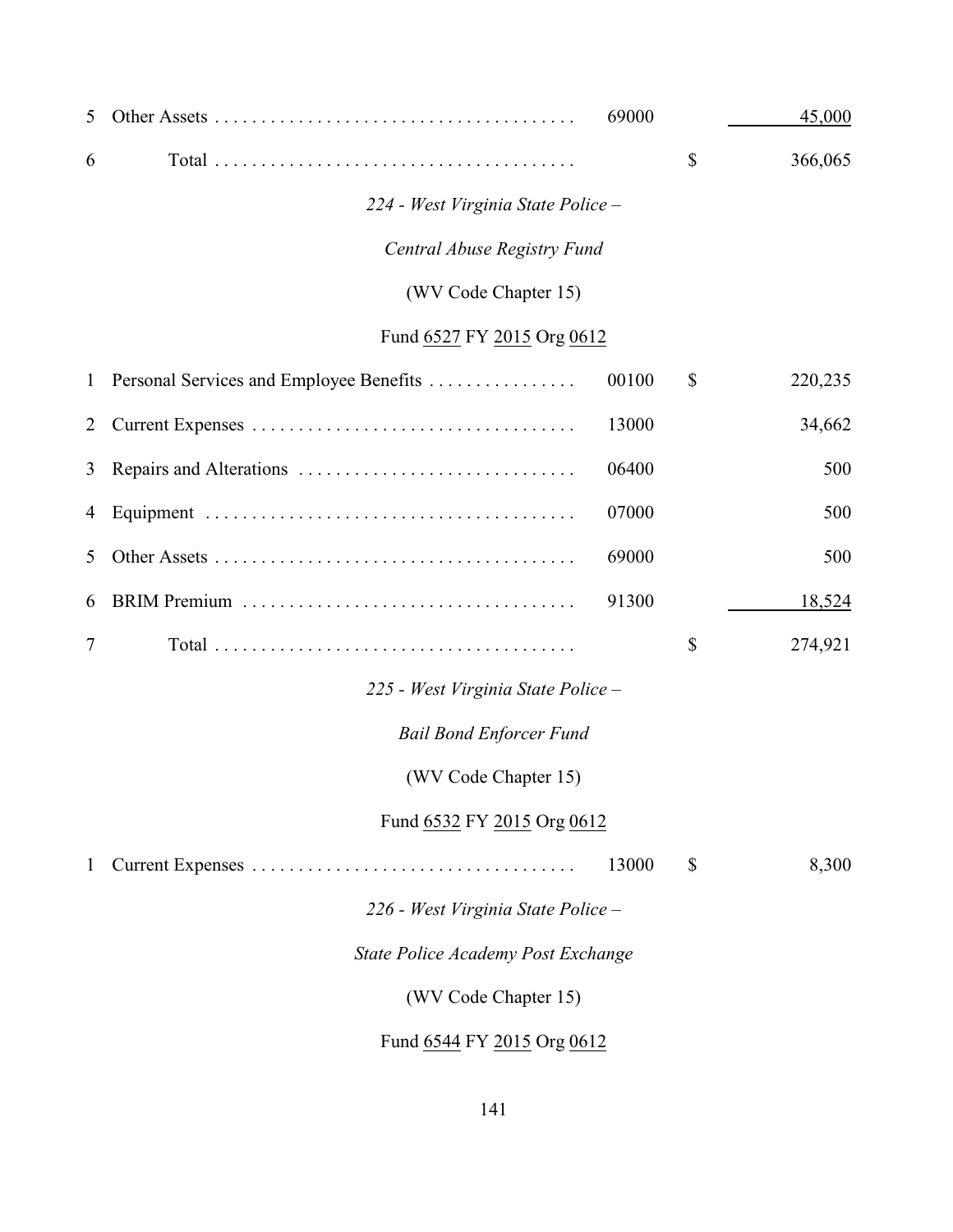| | | | | |
|---|---|---|---|---|
| 5 | Other Assets | 69000 | | 45,000 |
| 6 | Total | | $ | 366,065 |

*224 - West Virginia State Police –*

*Central Abuse Registry Fund*

(WV Code Chapter 15)

Fund 6527 FY 2015 Org 0612

| | | | | |
|---|---|---|---|---|
| 1 | Personal Services and Employee Benefits | 00100 | $ | 220,235 |
| 2 | Current Expenses | 13000 | | 34,662 |
| 3 | Repairs and Alterations | 06400 | | 500 |
| 4 | Equipment | 07000 | | 500 |
| 5 | Other Assets | 69000 | | 500 |
| 6 | BRIM Premium | 91300 | | 18,524 |
| 7 | Total | | $ | 274,921 |

*225 - West Virginia State Police –*

*Bail Bond Enforcer Fund*

(WV Code Chapter 15)

Fund 6532 FY 2015 Org 0612

| | | | | |
|---|---|---|---|---|
| 1 | Current Expenses | 13000 | $ | 8,300 |

*226 - West Virginia State Police –*

*State Police Academy Post Exchange*

(WV Code Chapter 15)

Fund 6544 FY 2015 Org 0612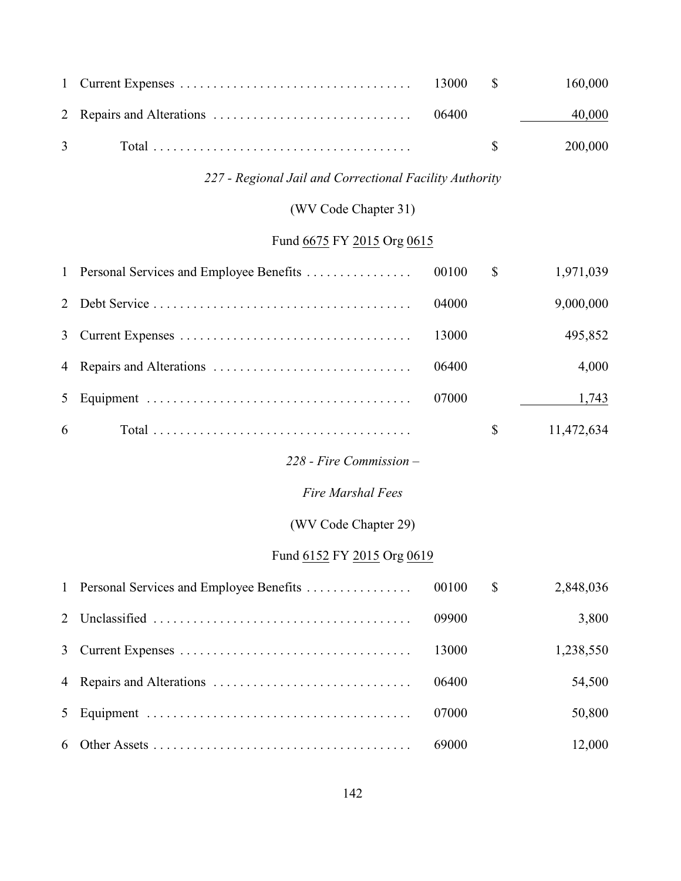| | | | | |
|---|---|---|---|---|
| 1 | Current Expenses | 13000 | $ | 160,000 |
| 2 | Repairs and Alterations | 06400 | | 40,000 |
| 3 | Total | | $ | 200,000 |

*227 - Regional Jail and Correctional Facility Authority*

(WV Code Chapter 31)

Fund 6675 FY 2015 Org 0615

| | | | | |
|---|---|---|---|---|
| 1 | Personal Services and Employee Benefits | 00100 | $ | 1,971,039 |
| 2 | Debt Service | 04000 | | 9,000,000 |
| 3 | Current Expenses | 13000 | | 495,852 |
| 4 | Repairs and Alterations | 06400 | | 4,000 |
| 5 | Equipment | 07000 | | 1,743 |
| 6 | Total | | $ | 11,472,634 |

*228 - Fire Commission –*

*Fire Marshal Fees*

(WV Code Chapter 29)

Fund 6152 FY 2015 Org 0619

| | | | | |
|---|---|---|---|---|
| 1 | Personal Services and Employee Benefits | 00100 | $ | 2,848,036 |
| 2 | Unclassified | 09900 | | 3,800 |
| 3 | Current Expenses | 13000 | | 1,238,550 |
| 4 | Repairs and Alterations | 06400 | | 54,500 |
| 5 | Equipment | 07000 | | 50,800 |
| 6 | Other Assets | 69000 | | 12,000 |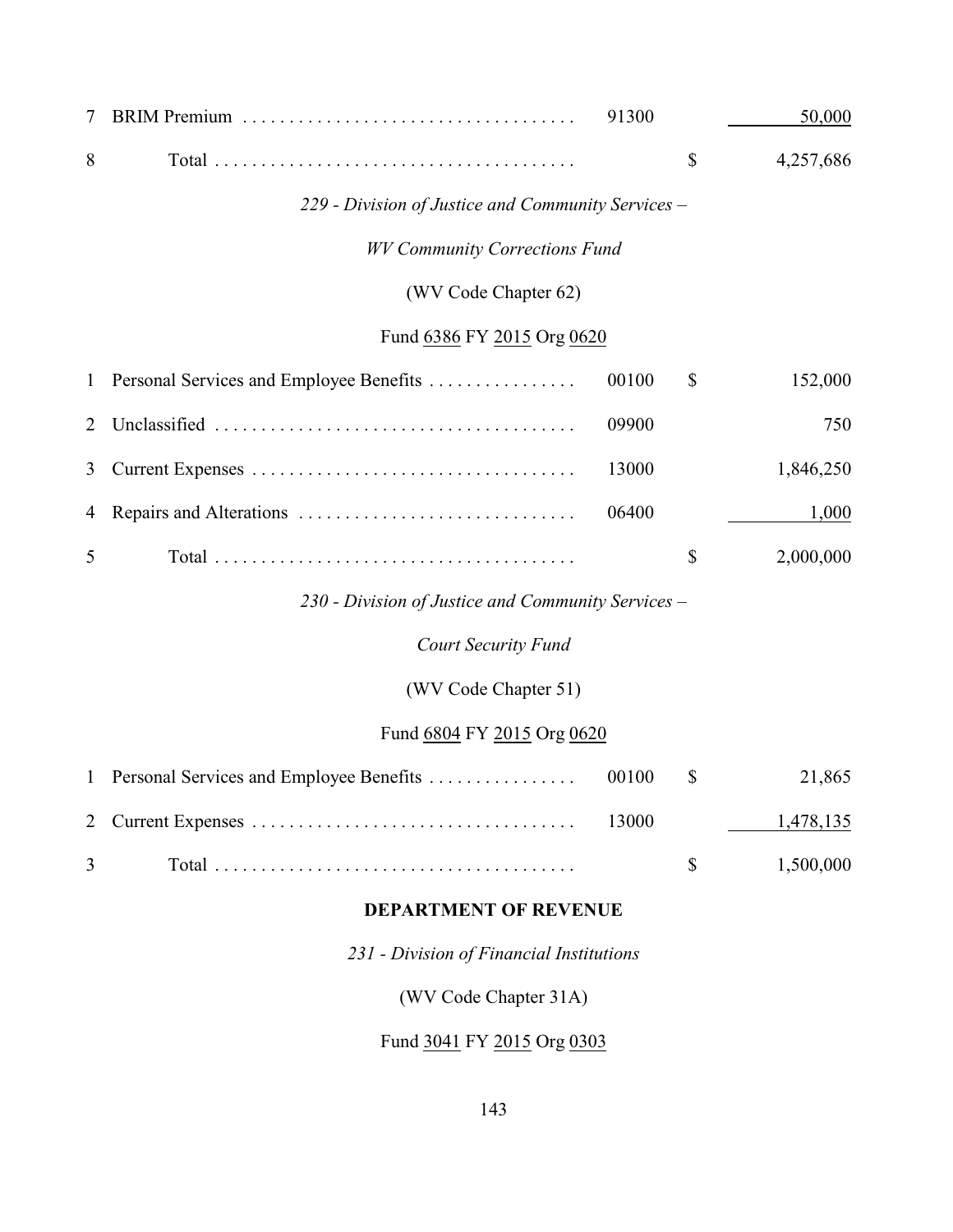| | | | | |
|---|---|---|---|---|
| 7 | BRIM Premium | 91300 | | 50,000 |
| 8 | Total | | $ | 4,257,686 |

*229 - Division of Justice and Community Services –*

*WV Community Corrections Fund*

(WV Code Chapter 62)

Fund 6386 FY 2015 Org 0620

| | | | | |
|---|---|---|---|---|
| 1 | Personal Services and Employee Benefits | 00100 | $ | 152,000 |
| 2 | Unclassified | 09900 | | 750 |
| 3 | Current Expenses | 13000 | | 1,846,250 |
| 4 | Repairs and Alterations | 06400 | | 1,000 |
| 5 | Total | | $ | 2,000,000 |

*230 - Division of Justice and Community Services –*

*Court Security Fund*

(WV Code Chapter 51)

Fund 6804 FY 2015 Org 0620

| | | | | |
|---|---|---|---|---|
| 1 | Personal Services and Employee Benefits | 00100 | $ | 21,865 |
| 2 | Current Expenses | 13000 | | 1,478,135 |
| 3 | Total | | $ | 1,500,000 |

**DEPARTMENT OF REVENUE**

*231 - Division of Financial Institutions*

(WV Code Chapter 31A)

Fund 3041 FY 2015 Org 0303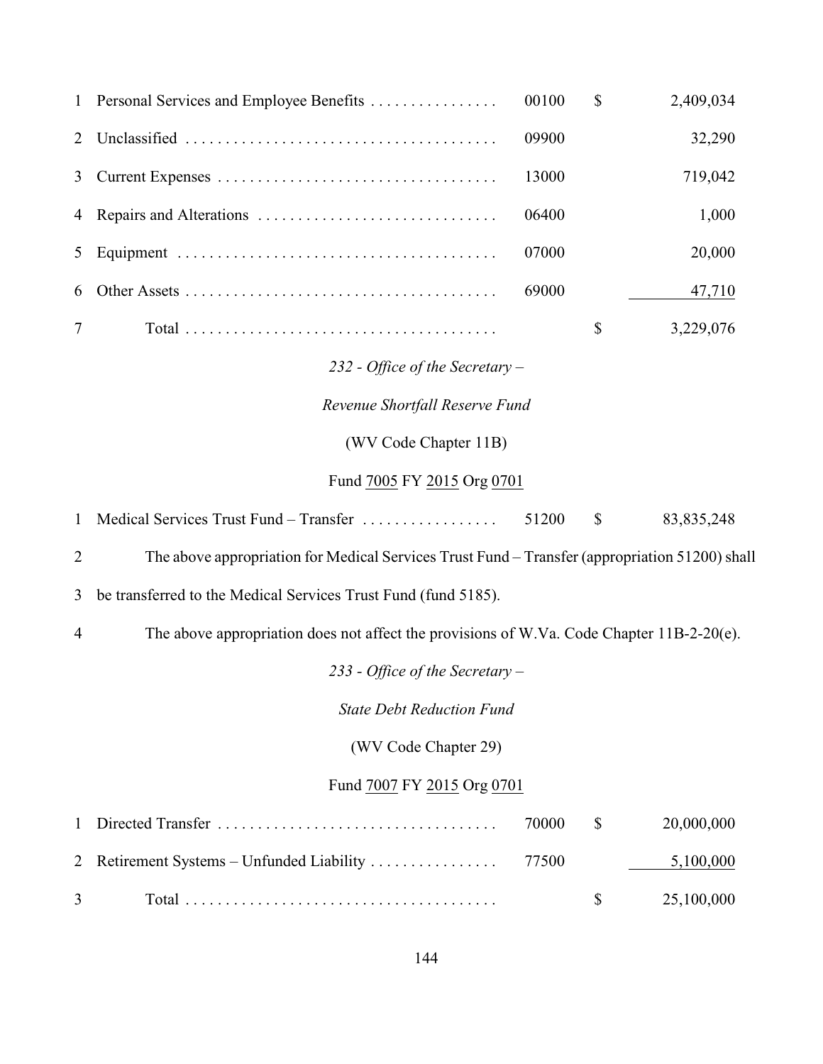| | | | | |
|---|---|---|---|---|
| 1 | Personal Services and Employee Benefits | 00100 | $ | 2,409,034 |
| 2 | Unclassified | 09900 | | 32,290 |
| 3 | Current Expenses | 13000 | | 719,042 |
| 4 | Repairs and Alterations | 06400 | | 1,000 |
| 5 | Equipment | 07000 | | 20,000 |
| 6 | Other Assets | 69000 | | 47,710 |
| 7 | Total | | $ | 3,229,076 |

*232 - Office of the Secretary –*

*Revenue Shortfall Reserve Fund*

(WV Code Chapter 11B)

Fund 7005 FY 2015 Org 0701

| | | | | |
|---|---|---|---|---|
| 1 | Medical Services Trust Fund – Transfer | 51200 | $ | 83,835,248 |

2 The above appropriation for Medical Services Trust Fund – Transfer (appropriation 51200) shall
3 be transferred to the Medical Services Trust Fund (fund 5185).

4 The above appropriation does not affect the provisions of W.Va. Code Chapter 11B-2-20(e).

*233 - Office of the Secretary –*

*State Debt Reduction Fund*

(WV Code Chapter 29)

Fund 7007 FY 2015 Org 0701

| | | | | |
|---|---|---|---|---|
| 1 | Directed Transfer | 70000 | $ | 20,000,000 |
| 2 | Retirement Systems – Unfunded Liability | 77500 | | 5,100,000 |
| 3 | Total | | $ | 25,100,000 |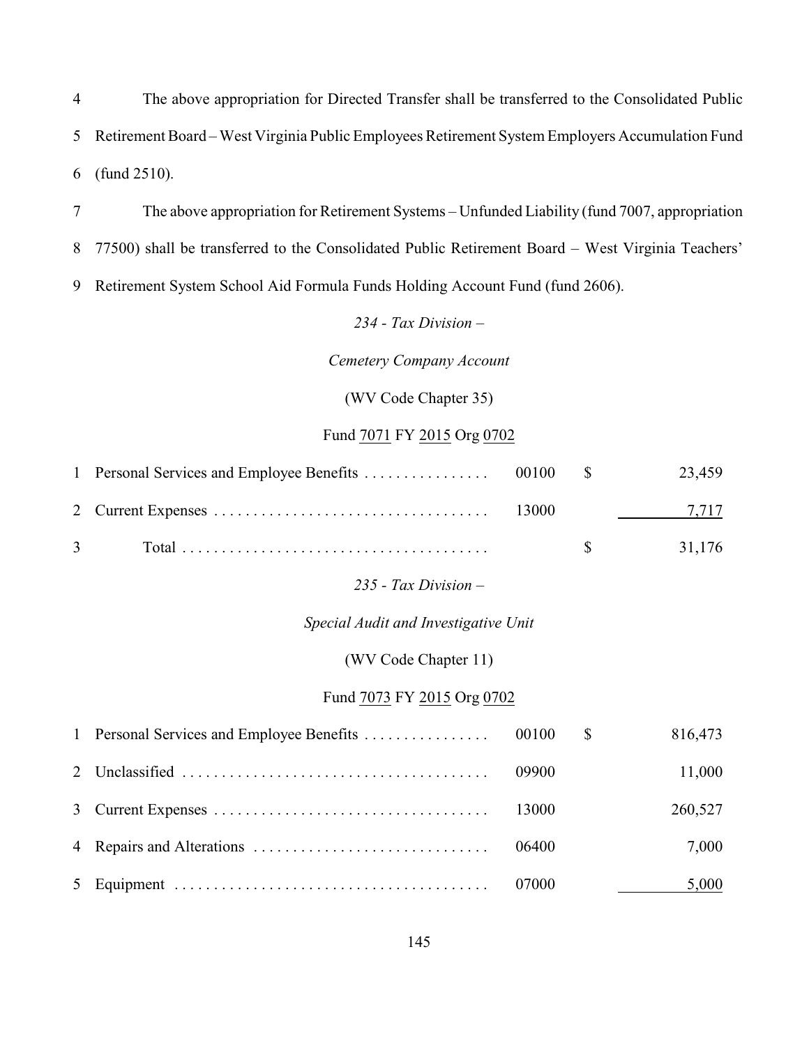4 The above appropriation for Directed Transfer shall be transferred to the Consolidated Public
5 Retirement Board – West Virginia Public Employees Retirement System Employers Accumulation Fund
6 (fund 2510).

7 The above appropriation for Retirement Systems – Unfunded Liability (fund 7007, appropriation
8 77500) shall be transferred to the Consolidated Public Retirement Board – West Virginia Teachers'
9 Retirement System School Aid Formula Funds Holding Account Fund (fund 2606).

*234 - Tax Division –*

*Cemetery Company Account*

(WV Code Chapter 35)

Fund 7071 FY 2015 Org 0702

| | | | | |
|---|---|---|---|---|
| 1 | Personal Services and Employee Benefits | 00100 | $ | 23,459 |
| 2 | Current Expenses | 13000 | | 7,717 |
| 3 | Total | | $ | 31,176 |

*235 - Tax Division –*

*Special Audit and Investigative Unit*

(WV Code Chapter 11)

Fund 7073 FY 2015 Org 0702

| | | | | |
|---|---|---|---|---|
| 1 | Personal Services and Employee Benefits | 00100 | $ | 816,473 |
| 2 | Unclassified | 09900 | | 11,000 |
| 3 | Current Expenses | 13000 | | 260,527 |
| 4 | Repairs and Alterations | 06400 | | 7,000 |
| 5 | Equipment | 07000 | | 5,000 |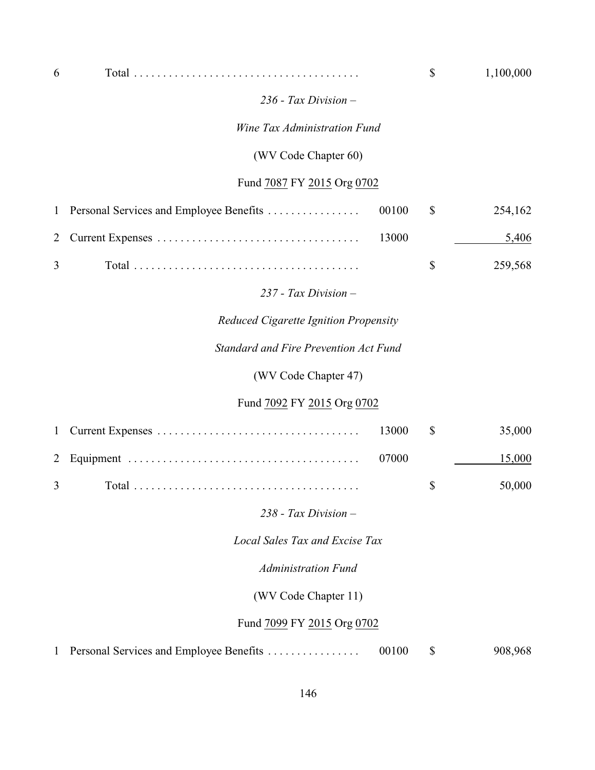| | | | | |
|---|---|---|---|---|
| 6 | Total | | $ | 1,100,000 |

*236 - Tax Division –*

*Wine Tax Administration Fund*

(WV Code Chapter 60)

Fund 7087 FY 2015 Org 0702

| | | | | |
|---|---|---|---|---|
| 1 | Personal Services and Employee Benefits | 00100 | $ | 254,162 |
| 2 | Current Expenses | 13000 | | 5,406 |
| 3 | Total | | $ | 259,568 |

*237 - Tax Division –*

*Reduced Cigarette Ignition Propensity*

*Standard and Fire Prevention Act Fund*

(WV Code Chapter 47)

Fund 7092 FY 2015 Org 0702

| | | | | |
|---|---|---|---|---|
| 1 | Current Expenses | 13000 | $ | 35,000 |
| 2 | Equipment | 07000 | | 15,000 |
| 3 | Total | | $ | 50,000 |

*238 - Tax Division –*

*Local Sales Tax and Excise Tax*

*Administration Fund*

(WV Code Chapter 11)

Fund 7099 FY 2015 Org 0702

| | | | | |
|---|---|---|---|---|
| 1 | Personal Services and Employee Benefits | 00100 | $ | 908,968 |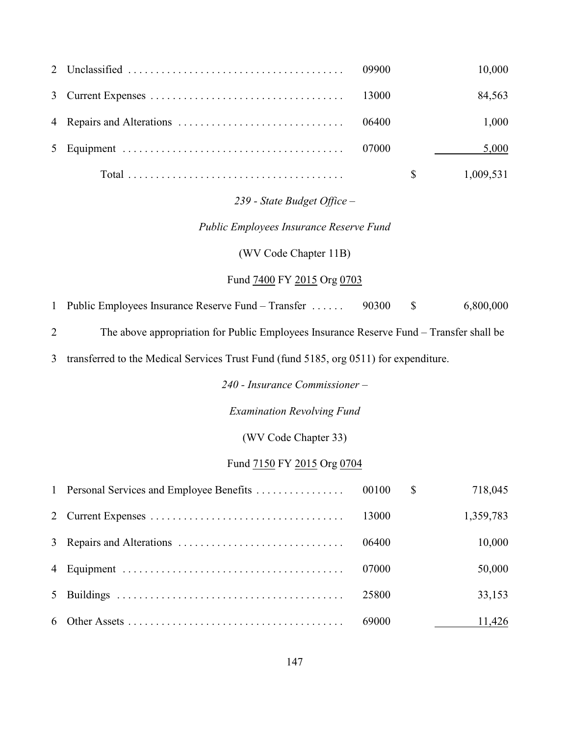| | | | | |
|---|---|---|---|---|
| 2 | Unclassified | 09900 | | 10,000 |
| 3 | Current Expenses | 13000 | | 84,563 |
| 4 | Repairs and Alterations | 06400 | | 1,000 |
| 5 | Equipment | 07000 | | 5,000 |
| | Total | | $ | 1,009,531 |

*239 - State Budget Office –*

*Public Employees Insurance Reserve Fund*

(WV Code Chapter 11B)

Fund 7400 FY 2015 Org 0703

| | | | | |
|---|---|---|---|---|
| 1 | Public Employees Insurance Reserve Fund – Transfer | 90300 | $ | 6,800,000 |

2 The above appropriation for Public Employees Insurance Reserve Fund – Transfer shall be

3 transferred to the Medical Services Trust Fund (fund 5185, org 0511) for expenditure.

*240 - Insurance Commissioner –*

*Examination Revolving Fund*

(WV Code Chapter 33)

Fund 7150 FY 2015 Org 0704

| | | | | |
|---|---|---|---|---|
| 1 | Personal Services and Employee Benefits | 00100 | $ | 718,045 |
| 2 | Current Expenses | 13000 | | 1,359,783 |
| 3 | Repairs and Alterations | 06400 | | 10,000 |
| 4 | Equipment | 07000 | | 50,000 |
| 5 | Buildings | 25800 | | 33,153 |
| 6 | Other Assets | 69000 | | 11,426 |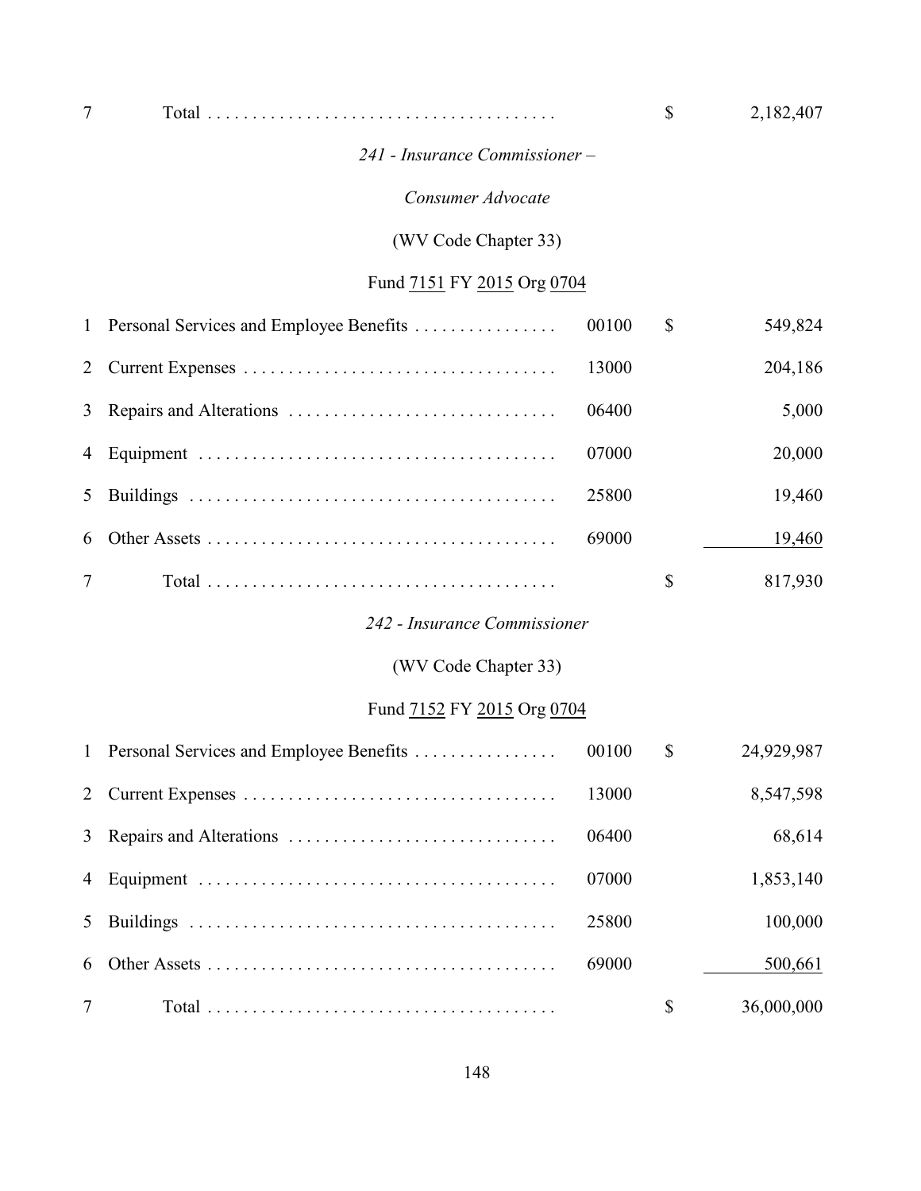| | | | | |
|---|---|---|---|---|
| 7 | Total | | $ | 2,182,407 |

*241 - Insurance Commissioner –*

*Consumer Advocate*

(WV Code Chapter 33)

Fund 7151 FY 2015 Org 0704

| | | | | |
|---|---|---|---|---|
| 1 | Personal Services and Employee Benefits | 00100 | $ | 549,824 |
| 2 | Current Expenses | 13000 | | 204,186 |
| 3 | Repairs and Alterations | 06400 | | 5,000 |
| 4 | Equipment | 07000 | | 20,000 |
| 5 | Buildings | 25800 | | 19,460 |
| 6 | Other Assets | 69000 | | 19,460 |
| 7 | Total | | $ | 817,930 |

*242 - Insurance Commissioner*

(WV Code Chapter 33)

Fund 7152 FY 2015 Org 0704

| | | | | |
|---|---|---|---|---|
| 1 | Personal Services and Employee Benefits | 00100 | $ | 24,929,987 |
| 2 | Current Expenses | 13000 | | 8,547,598 |
| 3 | Repairs and Alterations | 06400 | | 68,614 |
| 4 | Equipment | 07000 | | 1,853,140 |
| 5 | Buildings | 25800 | | 100,000 |
| 6 | Other Assets | 69000 | | 500,661 |
| 7 | Total | | $ | 36,000,000 |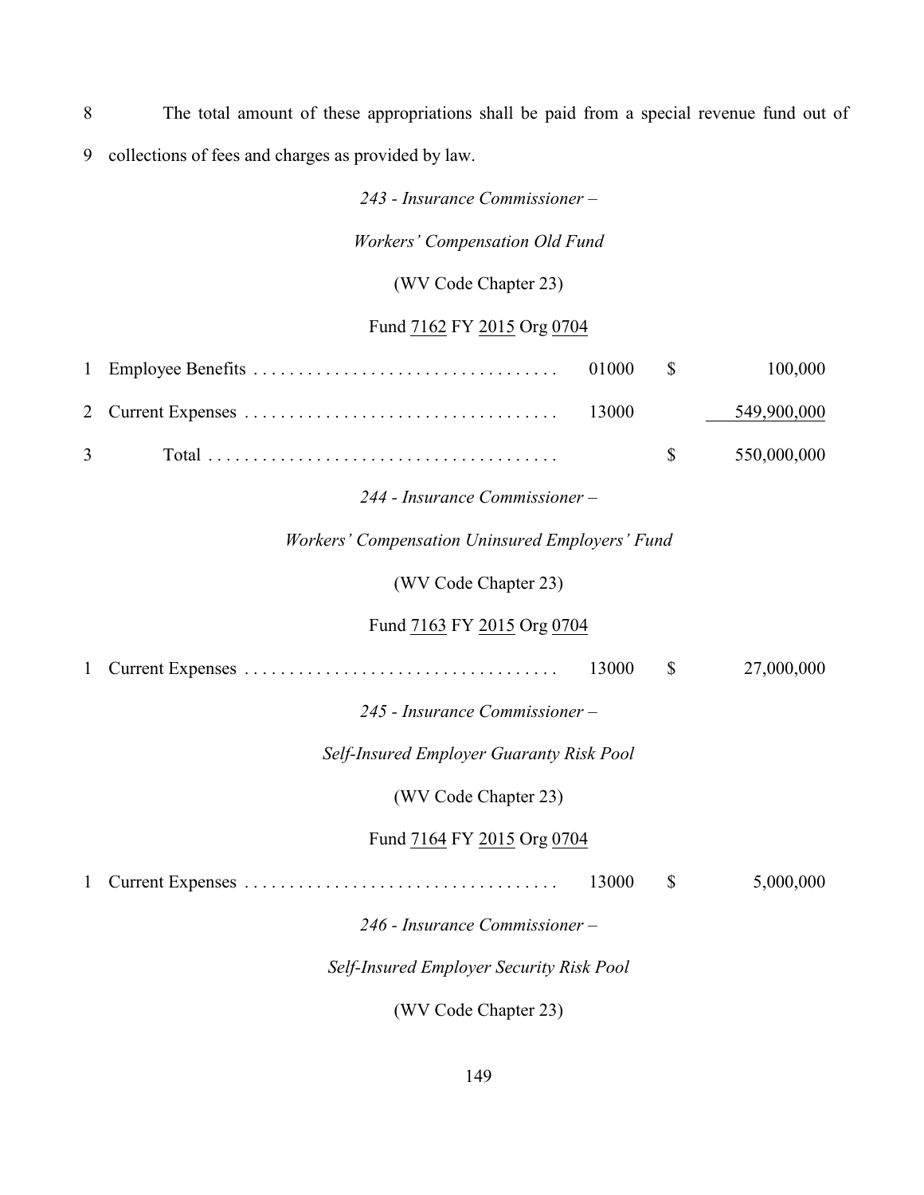8 The total amount of these appropriations shall be paid from a special revenue fund out of
9 collections of fees and charges as provided by law.

*243 - Insurance Commissioner –*

*Workers' Compensation Old Fund*

(WV Code Chapter 23)

Fund 7162 FY 2015 Org 0704

| | | | | |
|---|---|---|---|---|
| 1 | Employee Benefits | 01000 | $ | 100,000 |
| 2 | Current Expenses | 13000 | | 549,900,000 |
| 3 | Total | | $ | 550,000,000 |

*244 - Insurance Commissioner –*

*Workers' Compensation Uninsured Employers' Fund*

(WV Code Chapter 23)

Fund 7163 FY 2015 Org 0704

| | | | | |
|---|---|---|---|---|
| 1 | Current Expenses | 13000 | $ | 27,000,000 |

*245 - Insurance Commissioner –*

*Self-Insured Employer Guaranty Risk Pool*

(WV Code Chapter 23)

Fund 7164 FY 2015 Org 0704

| | | | | |
|---|---|---|---|---|
| 1 | Current Expenses | 13000 | $ | 5,000,000 |

*246 - Insurance Commissioner –*

*Self-Insured Employer Security Risk Pool*

(WV Code Chapter 23)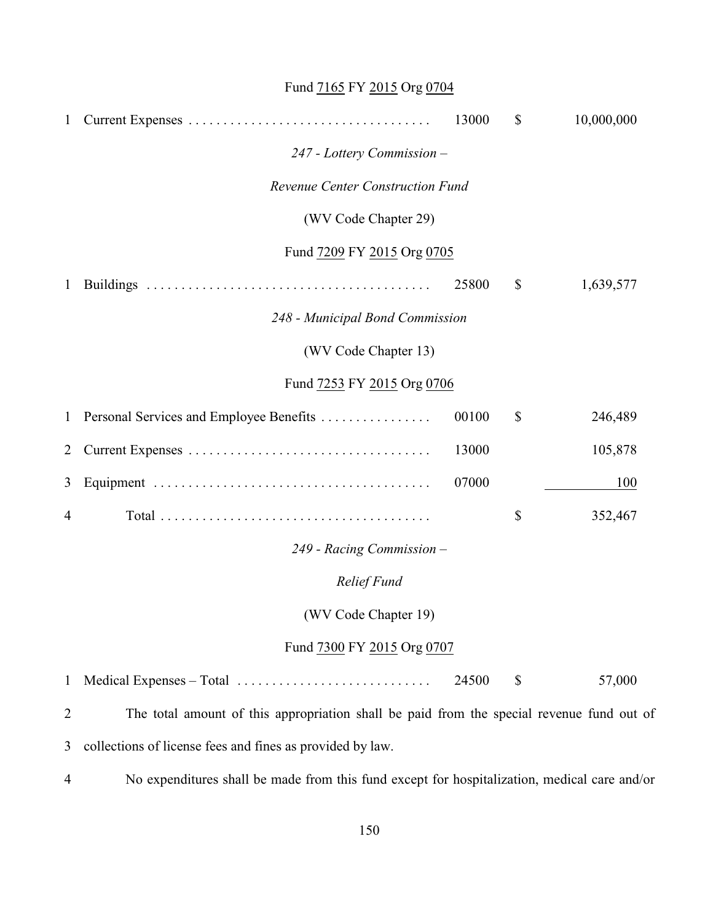Fund 7165 FY 2015 Org 0704

| | | | | |
|---|---|---|---|---|
| 1 | Current Expenses | 13000 | $ | 10,000,000 |

*247 - Lottery Commission –*

*Revenue Center Construction Fund*

(WV Code Chapter 29)

Fund 7209 FY 2015 Org 0705

| | | | | |
|---|---|---|---|---|
| 1 | Buildings | 25800 | $ | 1,639,577 |

*248 - Municipal Bond Commission*

(WV Code Chapter 13)

Fund 7253 FY 2015 Org 0706

| | | | | |
|---|---|---|---|---|
| 1 | Personal Services and Employee Benefits | 00100 | $ | 246,489 |
| 2 | Current Expenses | 13000 | | 105,878 |
| 3 | Equipment | 07000 | | 100 |
| 4 | Total | | $ | 352,467 |

*249 - Racing Commission –*

*Relief Fund*

(WV Code Chapter 19)

Fund 7300 FY 2015 Org 0707

| | | | | |
|---|---|---|---|---|
| 1 | Medical Expenses – Total | 24500 | $ | 57,000 |

2 The total amount of this appropriation shall be paid from the special revenue fund out of
3 collections of license fees and fines as provided by law.

4 No expenditures shall be made from this fund except for hospitalization, medical care and/or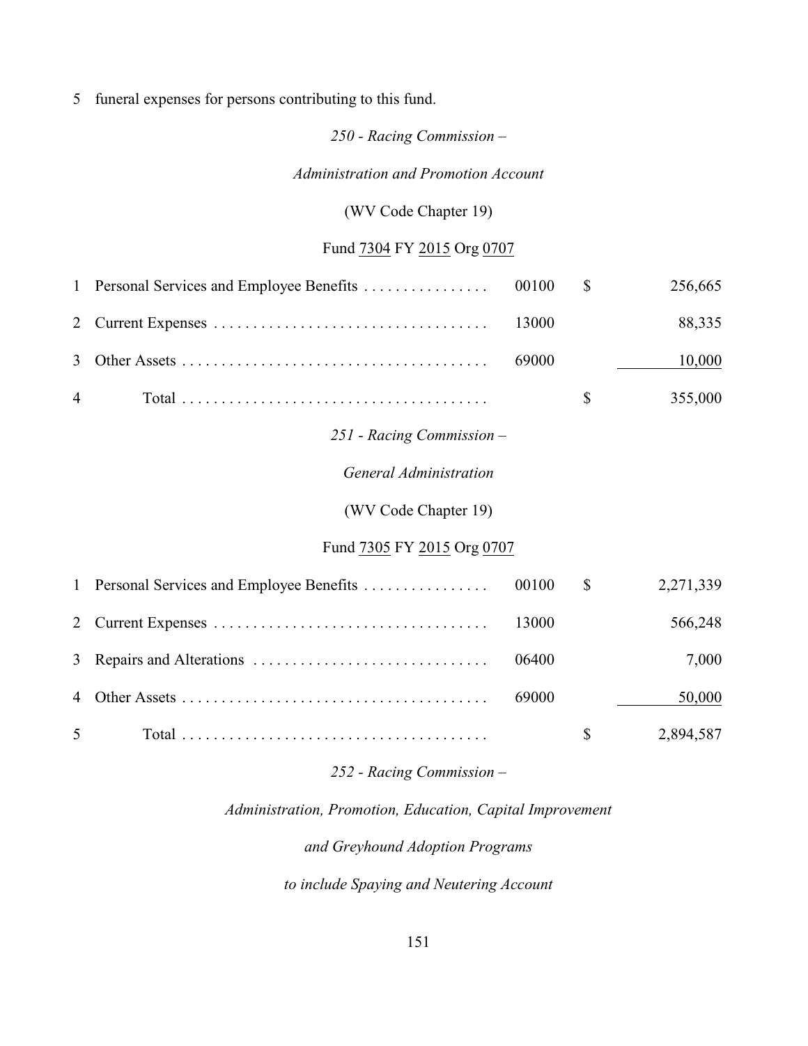5 funeral expenses for persons contributing to this fund.

*250 - Racing Commission –*

*Administration and Promotion Account*

(WV Code Chapter 19)

Fund 7304 FY 2015 Org 0707

| | | | | |
|---|---|---|---|---|
| 1 | Personal Services and Employee Benefits . . . . . . . . . . . . . . . . | 00100 | $ | 256,665 |
| 2 | Current Expenses . . . . . . . . . . . . . . . . . . . . . . . . . . . . . . . . . . | 13000 | | 88,335 |
| 3 | Other Assets . . . . . . . . . . . . . . . . . . . . . . . . . . . . . . . . . . . . . . | 69000 | | 10,000 |
| 4 | Total . . . . . . . . . . . . . . . . . . . . . . . . . . . . . . . . . . . . . . | | $ | 355,000 |

*251 - Racing Commission –*

*General Administration*

(WV Code Chapter 19)

Fund 7305 FY 2015 Org 0707

| | | | | |
|---|---|---|---|---|
| 1 | Personal Services and Employee Benefits . . . . . . . . . . . . . . . . | 00100 | $ | 2,271,339 |
| 2 | Current Expenses . . . . . . . . . . . . . . . . . . . . . . . . . . . . . . . . . . | 13000 | | 566,248 |
| 3 | Repairs and Alterations . . . . . . . . . . . . . . . . . . . . . . . . . . . . . | 06400 | | 7,000 |
| 4 | Other Assets . . . . . . . . . . . . . . . . . . . . . . . . . . . . . . . . . . . . . . | 69000 | | 50,000 |
| 5 | Total . . . . . . . . . . . . . . . . . . . . . . . . . . . . . . . . . . . . . . | | $ | 2,894,587 |

*252 - Racing Commission –*

*Administration, Promotion, Education, Capital Improvement*

*and Greyhound Adoption Programs*

*to include Spaying and Neutering Account*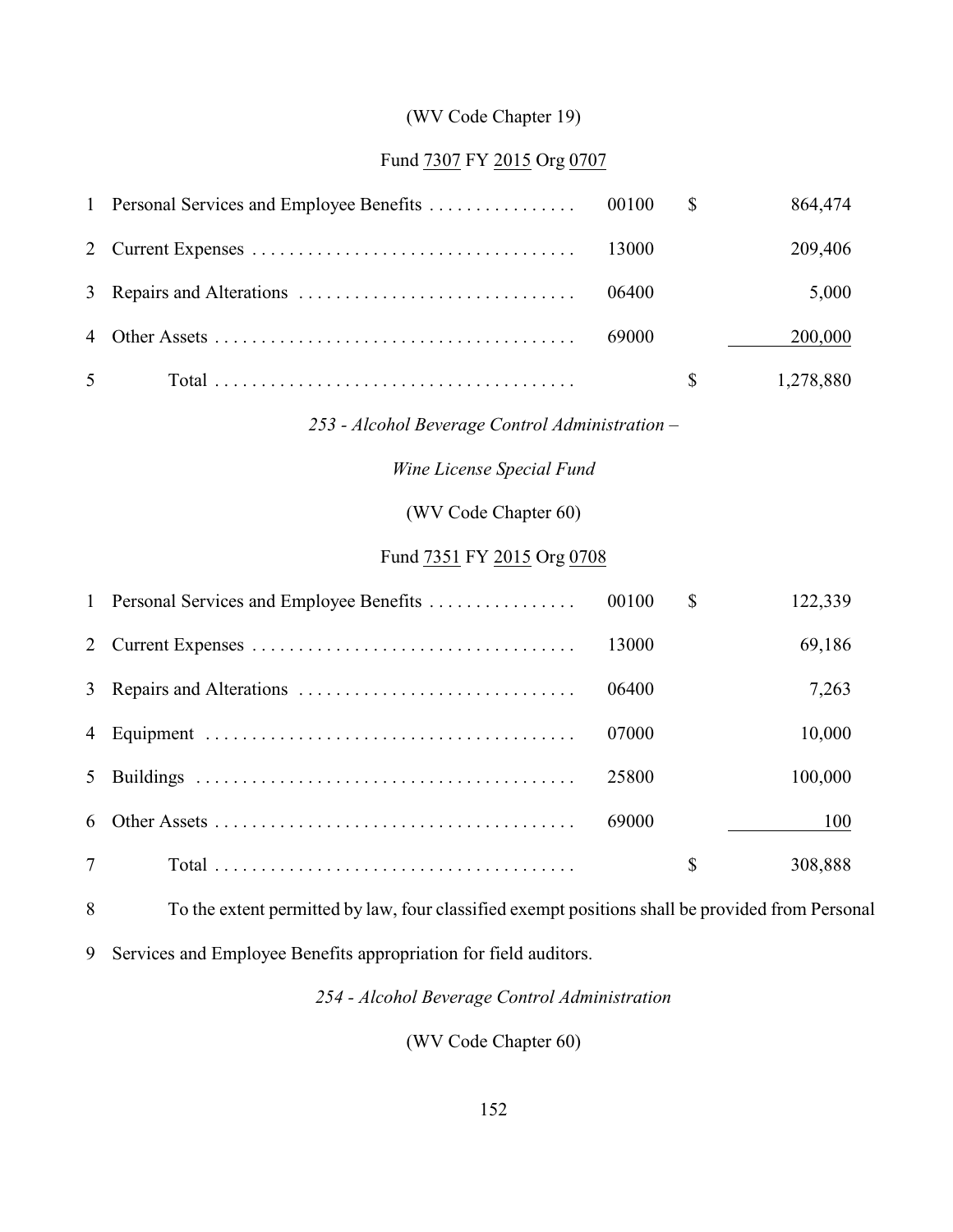(WV Code Chapter 19)

Fund 7307 FY 2015 Org 0707

| | | | | |
|---|---|---|---|---|
| 1 | Personal Services and Employee Benefits | 00100 | $ | 864,474 |
| 2 | Current Expenses | 13000 | | 209,406 |
| 3 | Repairs and Alterations | 06400 | | 5,000 |
| 4 | Other Assets | 69000 | | 200,000 |
| 5 | Total | | $ | 1,278,880 |

*253 - Alcohol Beverage Control Administration –*

*Wine License Special Fund*

(WV Code Chapter 60)

Fund 7351 FY 2015 Org 0708

| | | | | |
|---|---|---|---|---|
| 1 | Personal Services and Employee Benefits | 00100 | $ | 122,339 |
| 2 | Current Expenses | 13000 | | 69,186 |
| 3 | Repairs and Alterations | 06400 | | 7,263 |
| 4 | Equipment | 07000 | | 10,000 |
| 5 | Buildings | 25800 | | 100,000 |
| 6 | Other Assets | 69000 | | 100 |
| 7 | Total | | $ | 308,888 |

8 To the extent permitted by law, four classified exempt positions shall be provided from Personal
9 Services and Employee Benefits appropriation for field auditors.

*254 - Alcohol Beverage Control Administration*

(WV Code Chapter 60)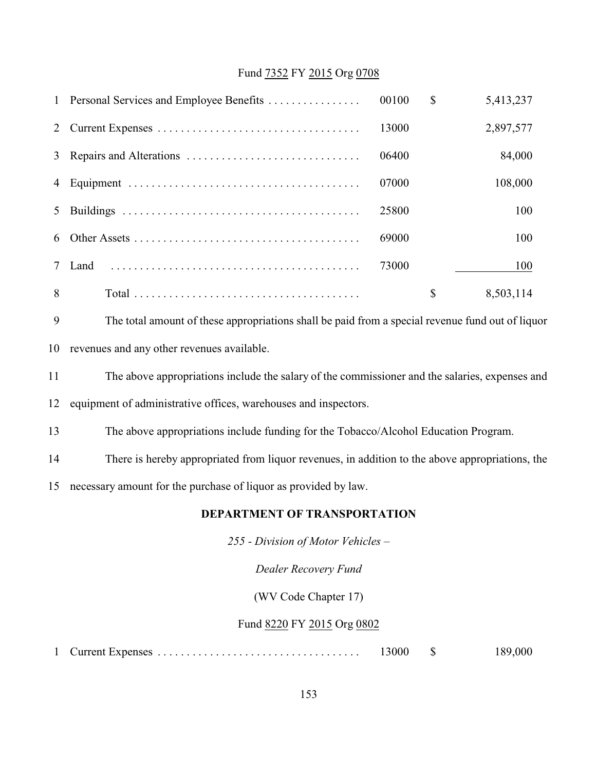Fund 7352 FY 2015 Org 0708

| | | | | |
|---|---|---|---|---|
| 1 | Personal Services and Employee Benefits | 00100 | $ | 5,413,237 |
| 2 | Current Expenses | 13000 | | 2,897,577 |
| 3 | Repairs and Alterations | 06400 | | 84,000 |
| 4 | Equipment | 07000 | | 108,000 |
| 5 | Buildings | 25800 | | 100 |
| 6 | Other Assets | 69000 | | 100 |
| 7 | Land | 73000 | | 100 |
| 8 | Total | | $ | 8,503,114 |

9 The total amount of these appropriations shall be paid from a special revenue fund out of liquor
10 revenues and any other revenues available.

11 The above appropriations include the salary of the commissioner and the salaries, expenses and
12 equipment of administrative offices, warehouses and inspectors.

13 The above appropriations include funding for the Tobacco/Alcohol Education Program.

14 There is hereby appropriated from liquor revenues, in addition to the above appropriations, the
15 necessary amount for the purchase of liquor as provided by law.

## DEPARTMENT OF TRANSPORTATION

*255 - Division of Motor Vehicles –*

*Dealer Recovery Fund*

(WV Code Chapter 17)

Fund 8220 FY 2015 Org 0802

| | | | | |
|---|---|---|---|---|
| 1 | Current Expenses | 13000 | $ | 189,000 |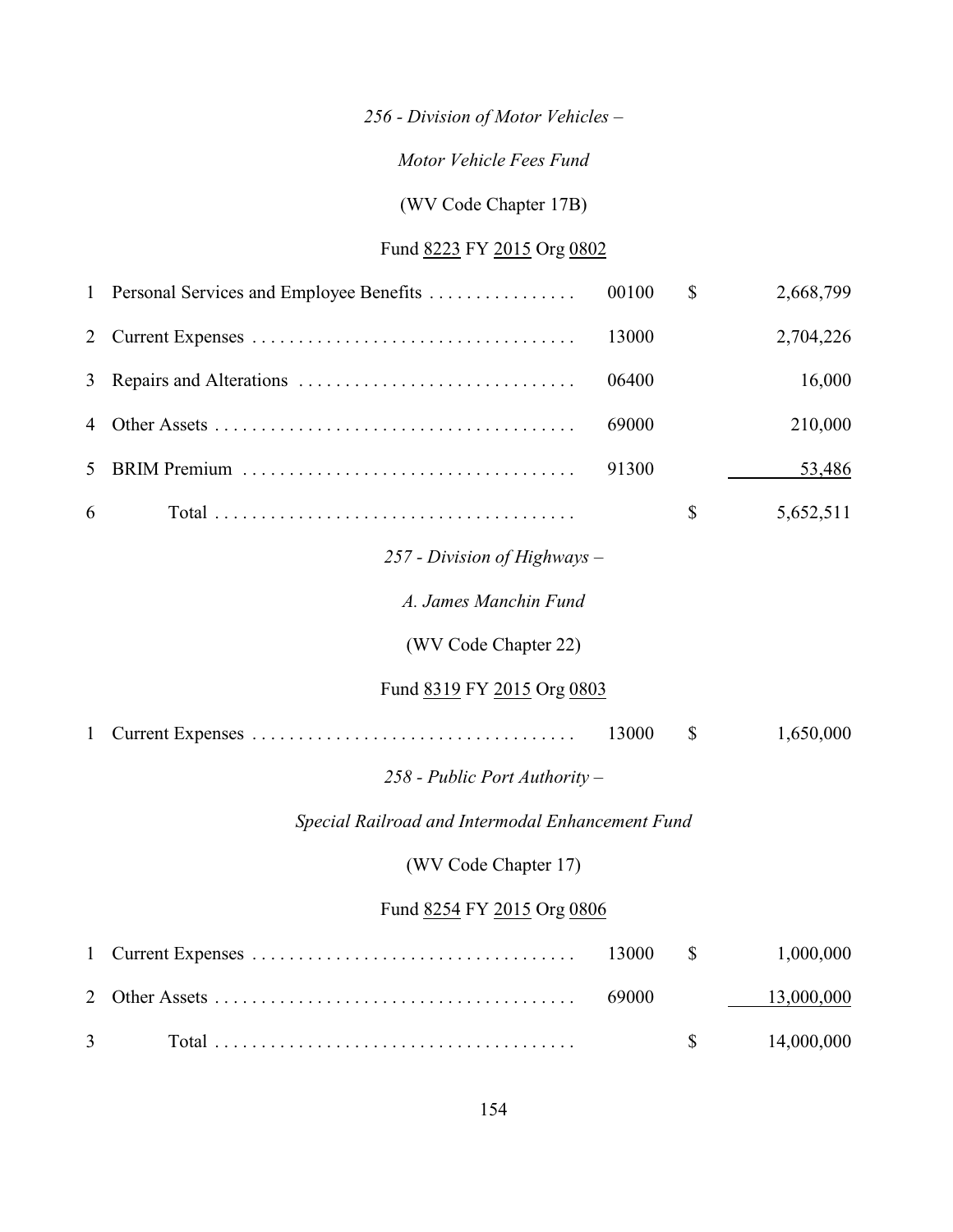*256 - Division of Motor Vehicles –*

*Motor Vehicle Fees Fund*

(WV Code Chapter 17B)

Fund 8223 FY 2015 Org 0802

| | | | | |
|---|---|---|---|---|
| 1 | Personal Services and Employee Benefits | 00100 | $ | 2,668,799 |
| 2 | Current Expenses | 13000 | | 2,704,226 |
| 3 | Repairs and Alterations | 06400 | | 16,000 |
| 4 | Other Assets | 69000 | | 210,000 |
| 5 | BRIM Premium | 91300 | | 53,486 |
| 6 | Total | | $ | 5,652,511 |

*257 - Division of Highways –*

*A. James Manchin Fund*

(WV Code Chapter 22)

Fund 8319 FY 2015 Org 0803

| | | | | |
|---|---|---|---|---|
| 1 | Current Expenses | 13000 | $ | 1,650,000 |

*258 - Public Port Authority –*

*Special Railroad and Intermodal Enhancement Fund*

(WV Code Chapter 17)

Fund 8254 FY 2015 Org 0806

| | | | | |
|---|---|---|---|---|
| 1 | Current Expenses | 13000 | $ | 1,000,000 |
| 2 | Other Assets | 69000 | | 13,000,000 |
| 3 | Total | | $ | 14,000,000 |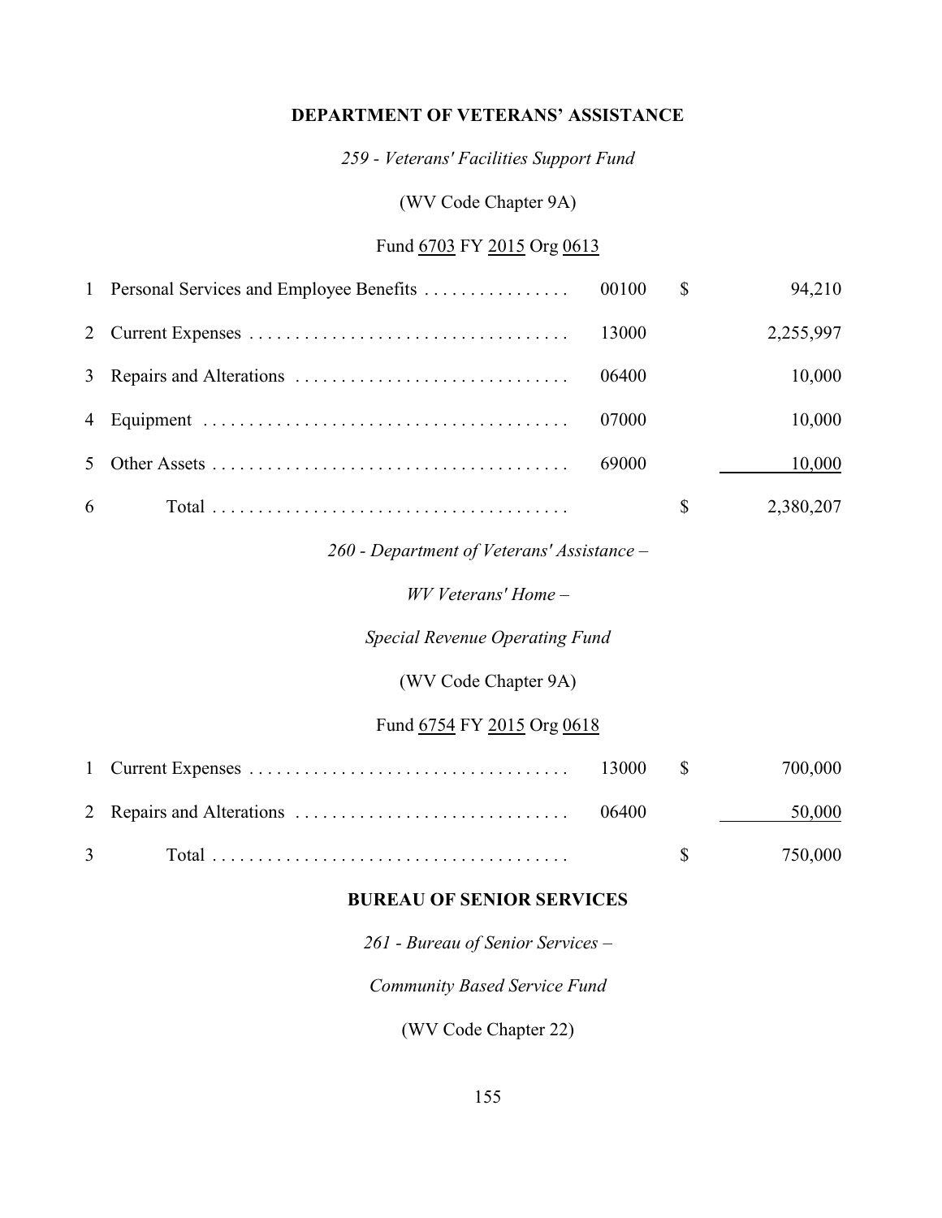## DEPARTMENT OF VETERANS' ASSISTANCE

*259 - Veterans' Facilities Support Fund*

(WV Code Chapter 9A)

Fund 6703 FY 2015 Org 0613

| | | | | |
|---|---|---|---|---|
| 1 | Personal Services and Employee Benefits | 00100 | $ | 94,210 |
| 2 | Current Expenses | 13000 | | 2,255,997 |
| 3 | Repairs and Alterations | 06400 | | 10,000 |
| 4 | Equipment | 07000 | | 10,000 |
| 5 | Other Assets | 69000 | | 10,000 |
| 6 | Total | | $ | 2,380,207 |

*260 - Department of Veterans' Assistance –*

*WV Veterans' Home –*

*Special Revenue Operating Fund*

(WV Code Chapter 9A)

Fund 6754 FY 2015 Org 0618

| | | | | |
|---|---|---|---|---|
| 1 | Current Expenses | 13000 | $ | 700,000 |
| 2 | Repairs and Alterations | 06400 | | 50,000 |
| 3 | Total | | $ | 750,000 |

## BUREAU OF SENIOR SERVICES

*261 - Bureau of Senior Services –*

*Community Based Service Fund*

(WV Code Chapter 22)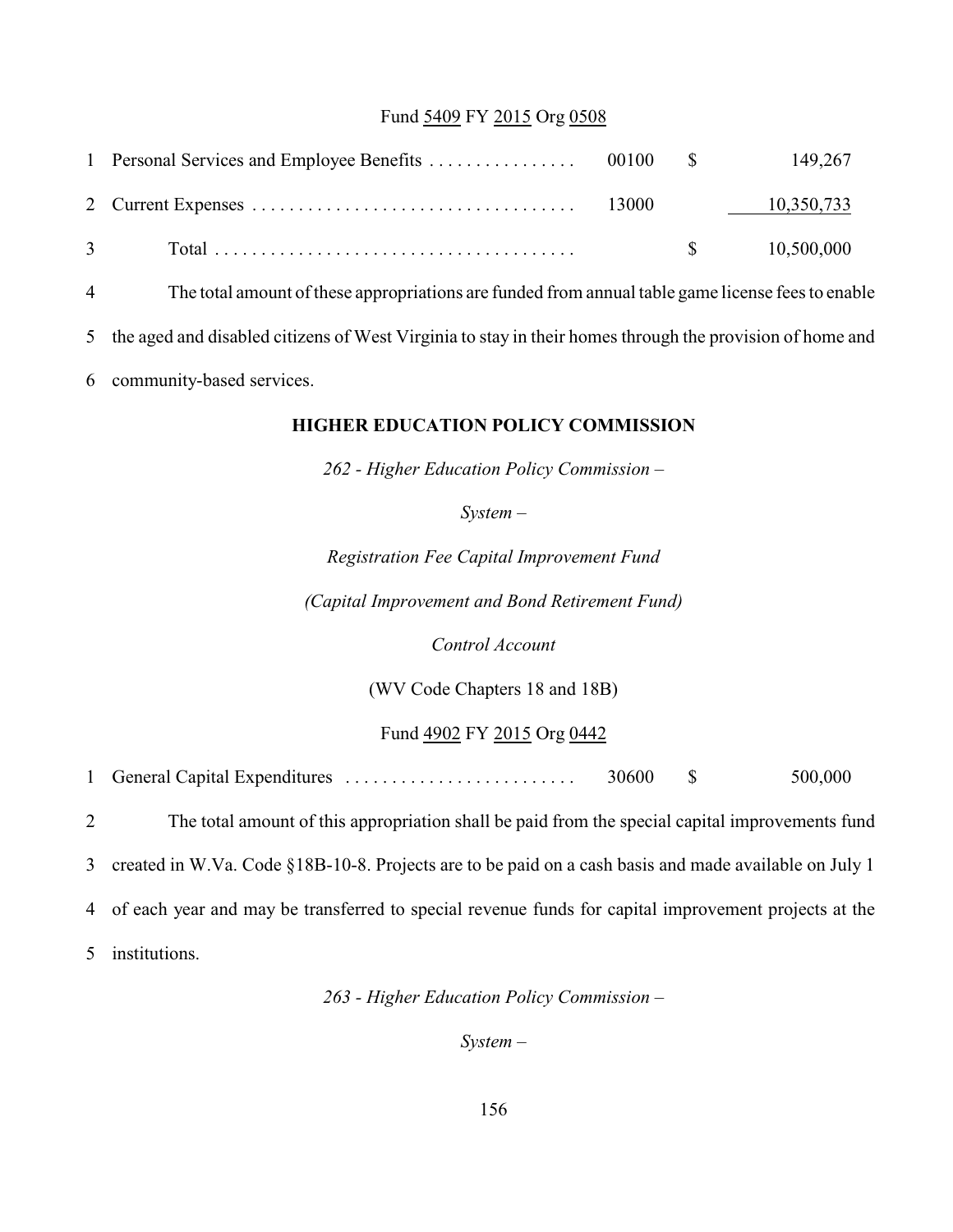Fund 5409 FY 2015 Org 0508

| | | | | |
|---|---|---|---|---|
| 1 | Personal Services and Employee Benefits | 00100 | $ | 149,267 |
| 2 | Current Expenses | 13000 | | 10,350,733 |
| 3 | Total | | $ | 10,500,000 |

4 The total amount of these appropriations are funded from annual table game license fees to enable 5 the aged and disabled citizens of West Virginia to stay in their homes through the provision of home and 6 community-based services.

## HIGHER EDUCATION POLICY COMMISSION

*262 - Higher Education Policy Commission –*

*System –*

*Registration Fee Capital Improvement Fund*

*(Capital Improvement and Bond Retirement Fund)*

*Control Account*

(WV Code Chapters 18 and 18B)

Fund 4902 FY 2015 Org 0442

| | | | | |
|---|---|---|---|---|
| 1 | General Capital Expenditures | 30600 | $ | 500,000 |

2 The total amount of this appropriation shall be paid from the special capital improvements fund 3 created in W.Va. Code §18B-10-8. Projects are to be paid on a cash basis and made available on July 1 4 of each year and may be transferred to special revenue funds for capital improvement projects at the 5 institutions.

*263 - Higher Education Policy Commission –*

*System –*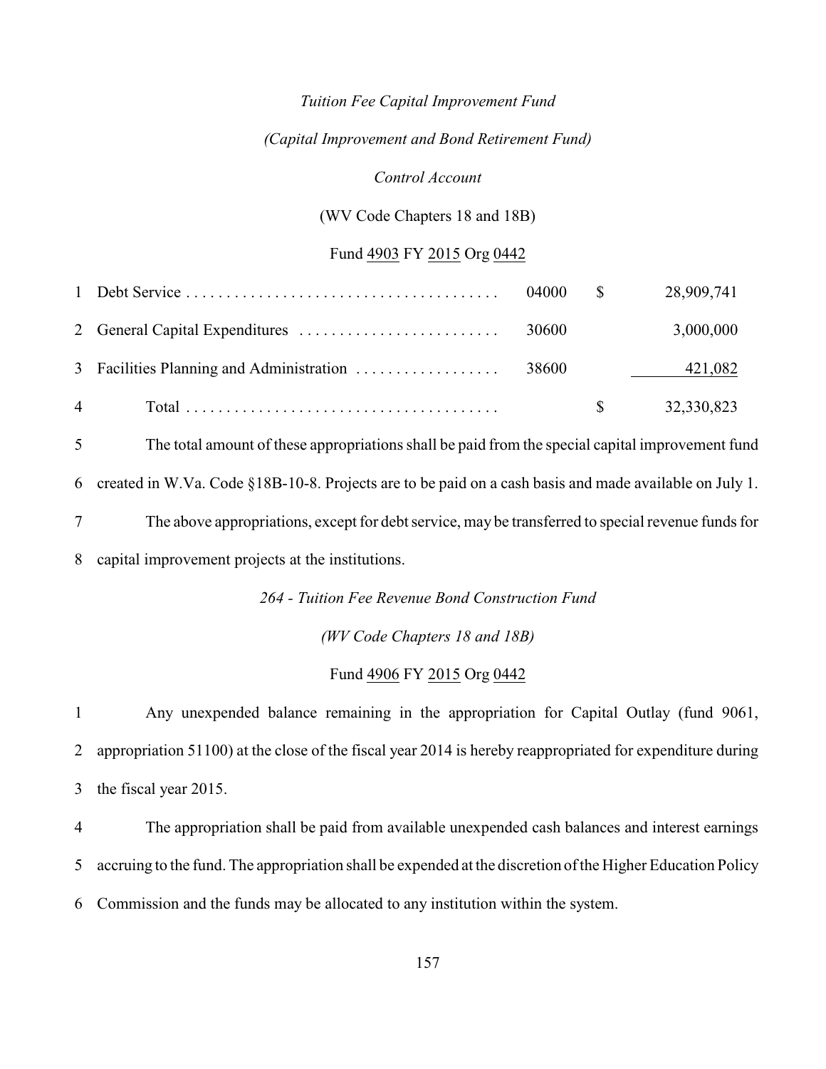*Tuition Fee Capital Improvement Fund*

*(Capital Improvement and Bond Retirement Fund)*

*Control Account*

(WV Code Chapters 18 and 18B)

Fund 4903 FY 2015 Org 0442

| Line | Item | Appropriation | | Amount |
|---|---|---|---|---|
| 1 | Debt Service | 04000 | $ | 28,909,741 |
| 2 | General Capital Expenditures | 30600 | | 3,000,000 |
| 3 | Facilities Planning and Administration | 38600 | | 421,082 |
| 4 | Total | | $ | 32,330,823 |

5 The total amount of these appropriations shall be paid from the special capital improvement fund 6 created in W.Va. Code §18B-10-8. Projects are to be paid on a cash basis and made available on July 1.

7 The above appropriations, except for debt service, may be transferred to special revenue funds for 8 capital improvement projects at the institutions.

*264 - Tuition Fee Revenue Bond Construction Fund*

*(WV Code Chapters 18 and 18B)*

Fund 4906 FY 2015 Org 0442

1 Any unexpended balance remaining in the appropriation for Capital Outlay (fund 9061, 2 appropriation 51100) at the close of the fiscal year 2014 is hereby reappropriated for expenditure during 3 the fiscal year 2015.

4 The appropriation shall be paid from available unexpended cash balances and interest earnings 5 accruing to the fund. The appropriation shall be expended at the discretion of the Higher Education Policy 6 Commission and the funds may be allocated to any institution within the system.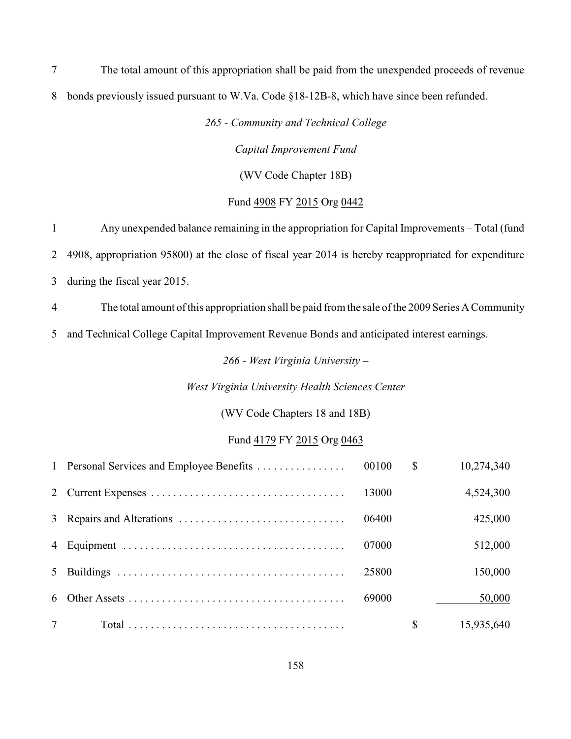7 The total amount of this appropriation shall be paid from the unexpended proceeds of revenue 8 bonds previously issued pursuant to W.Va. Code §18-12B-8, which have since been refunded.

*265 - Community and Technical College*

*Capital Improvement Fund*

(WV Code Chapter 18B)

Fund 4908 FY 2015 Org 0442

1 Any unexpended balance remaining in the appropriation for Capital Improvements – Total (fund 2 4908, appropriation 95800) at the close of fiscal year 2014 is hereby reappropriated for expenditure 3 during the fiscal year 2015.

4 The total amount of this appropriation shall be paid from the sale of the 2009 Series A Community 5 and Technical College Capital Improvement Revenue Bonds and anticipated interest earnings.

*266 - West Virginia University –*

*West Virginia University Health Sciences Center*

(WV Code Chapters 18 and 18B)

Fund 4179 FY 2015 Org 0463

| | | | | |
|---|---|---|---|---|
| 1 | Personal Services and Employee Benefits | 00100 | $ | 10,274,340 |
| 2 | Current Expenses | 13000 | | 4,524,300 |
| 3 | Repairs and Alterations | 06400 | | 425,000 |
| 4 | Equipment | 07000 | | 512,000 |
| 5 | Buildings | 25800 | | 150,000 |
| 6 | Other Assets | 69000 | | 50,000 |
| 7 | Total | | $ | 15,935,640 |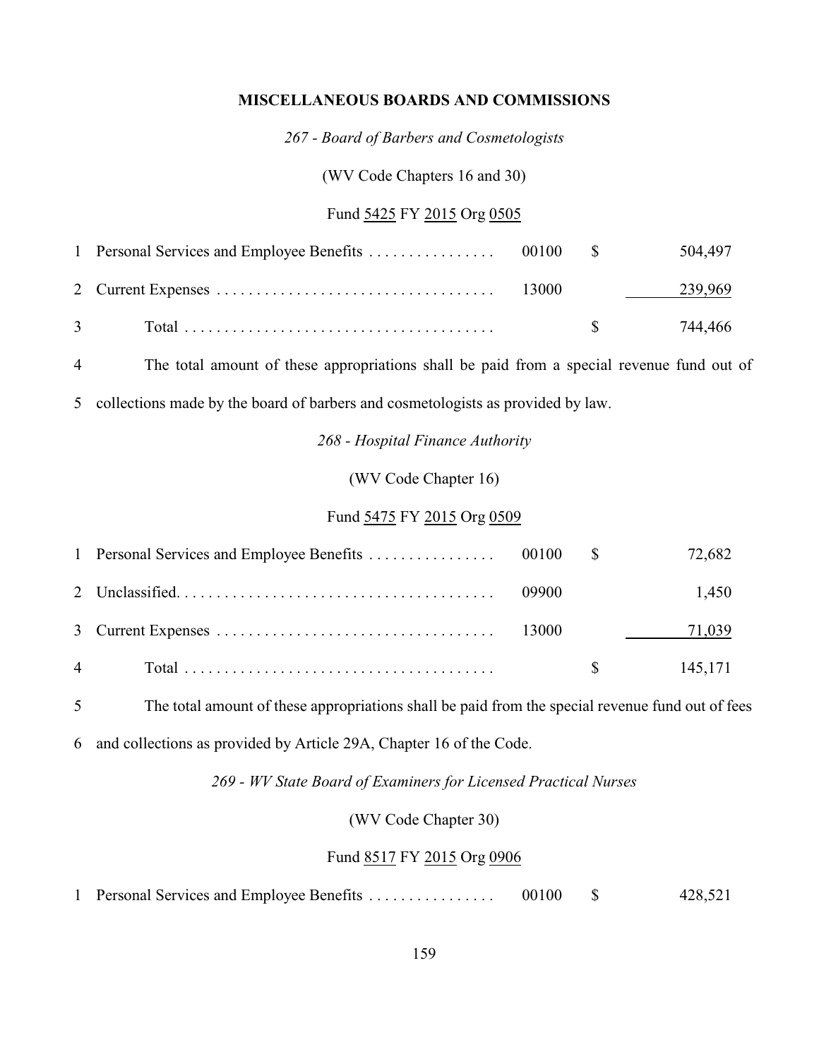## MISCELLANEOUS BOARDS AND COMMISSIONS

*267 - Board of Barbers and Cosmetologists*

(WV Code Chapters 16 and 30)

Fund 5425 FY 2015 Org 0505

| | | | | |
|---|---|---|---|---|
| 1 | Personal Services and Employee Benefits | 00100 | $ | 504,497 |
| 2 | Current Expenses | 13000 | | 239,969 |
| 3 | Total | | $ | 744,466 |

4 The total amount of these appropriations shall be paid from a special revenue fund out of
5 collections made by the board of barbers and cosmetologists as provided by law.

*268 - Hospital Finance Authority*

(WV Code Chapter 16)

Fund 5475 FY 2015 Org 0509

| | | | | |
|---|---|---|---|---|
| 1 | Personal Services and Employee Benefits | 00100 | $ | 72,682 |
| 2 | Unclassified | 09900 | | 1,450 |
| 3 | Current Expenses | 13000 | | 71,039 |
| 4 | Total | | $ | 145,171 |

5 The total amount of these appropriations shall be paid from the special revenue fund out of fees
6 and collections as provided by Article 29A, Chapter 16 of the Code.

*269 - WV State Board of Examiners for Licensed Practical Nurses*

(WV Code Chapter 30)

Fund 8517 FY 2015 Org 0906

| | | | | |
|---|---|---|---|---|
| 1 | Personal Services and Employee Benefits | 00100 | $ | 428,521 |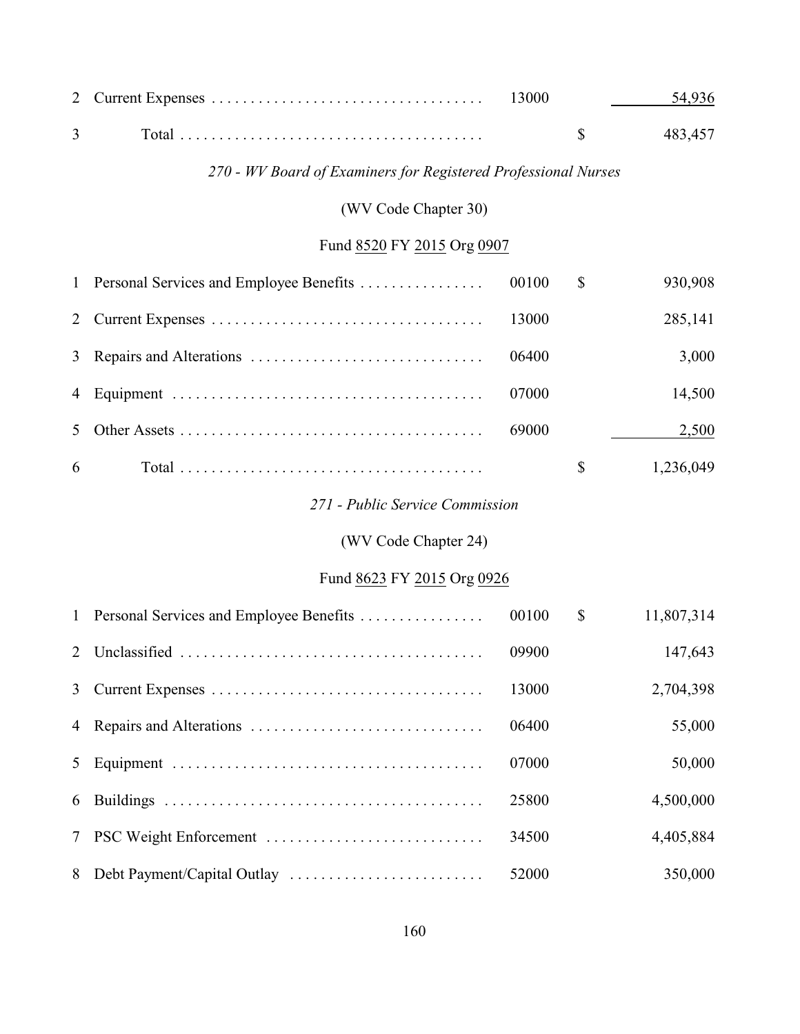| | | | | |
|---|---|---|---|---|
| 2 | Current Expenses | 13000 | | 54,936 |
| 3 | Total | | $ | 483,457 |

*270 - WV Board of Examiners for Registered Professional Nurses*

(WV Code Chapter 30)

Fund 8520 FY 2015 Org 0907

| | | | | |
|---|---|---|---|---|
| 1 | Personal Services and Employee Benefits | 00100 | $ | 930,908 |
| 2 | Current Expenses | 13000 | | 285,141 |
| 3 | Repairs and Alterations | 06400 | | 3,000 |
| 4 | Equipment | 07000 | | 14,500 |
| 5 | Other Assets | 69000 | | 2,500 |
| 6 | Total | | $ | 1,236,049 |

*271 - Public Service Commission*

(WV Code Chapter 24)

Fund 8623 FY 2015 Org 0926

| | | | | |
|---|---|---|---|---|
| 1 | Personal Services and Employee Benefits | 00100 | $ | 11,807,314 |
| 2 | Unclassified | 09900 | | 147,643 |
| 3 | Current Expenses | 13000 | | 2,704,398 |
| 4 | Repairs and Alterations | 06400 | | 55,000 |
| 5 | Equipment | 07000 | | 50,000 |
| 6 | Buildings | 25800 | | 4,500,000 |
| 7 | PSC Weight Enforcement | 34500 | | 4,405,884 |
| 8 | Debt Payment/Capital Outlay | 52000 | | 350,000 |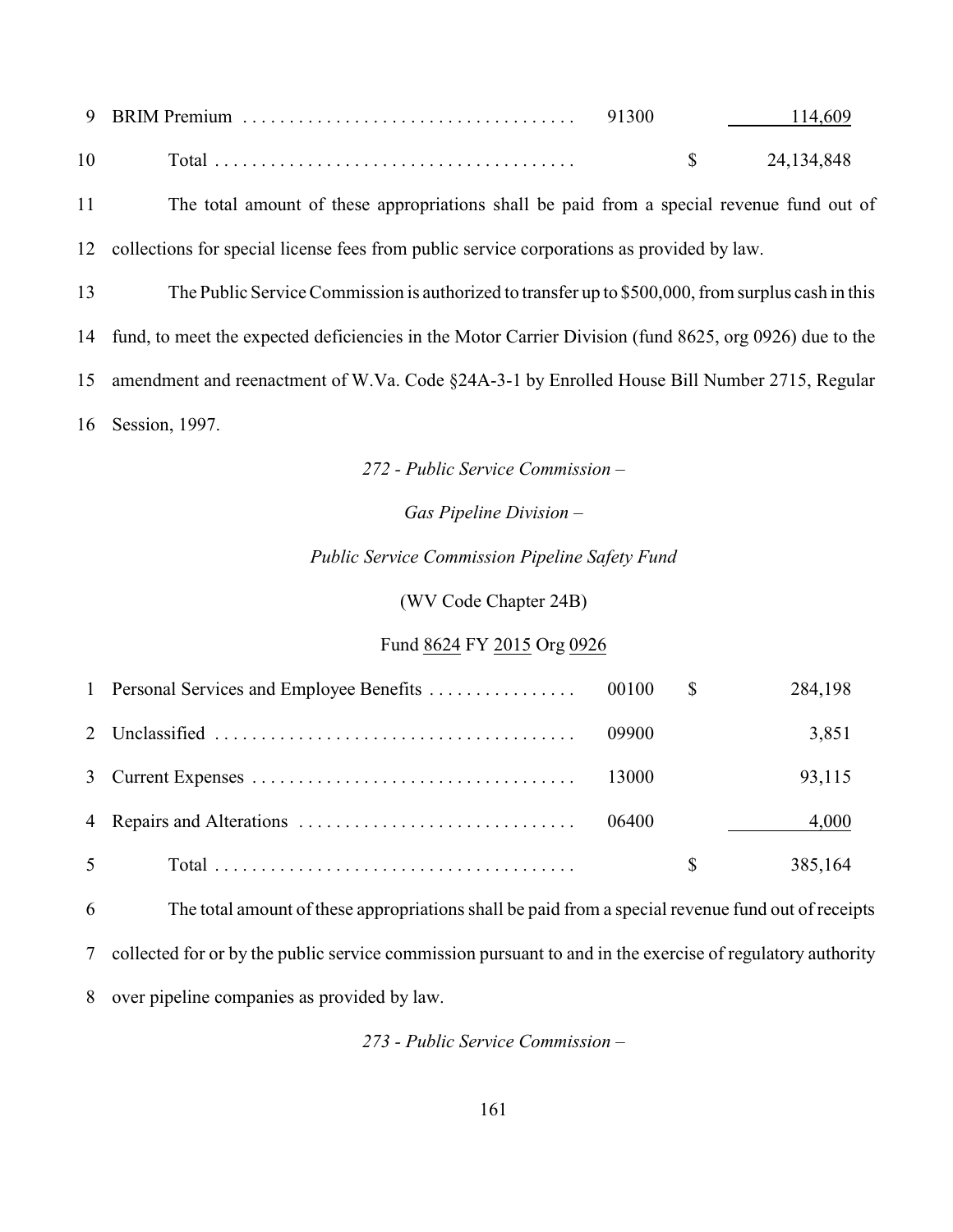| | | | |
|---|---|---|---|
| 9 | BRIM Premium | 91300 | 114,609 |
| 10 | Total | | $ 24,134,848 |

11 The total amount of these appropriations shall be paid from a special revenue fund out of
12 collections for special license fees from public service corporations as provided by law.

13 The Public Service Commission is authorized to transfer up to $500,000, from surplus cash in this
14 fund, to meet the expected deficiencies in the Motor Carrier Division (fund 8625, org 0926) due to the
15 amendment and reenactment of W.Va. Code §24A-3-1 by Enrolled House Bill Number 2715, Regular
16 Session, 1997.

*272 - Public Service Commission –*

*Gas Pipeline Division –*

*Public Service Commission Pipeline Safety Fund*

(WV Code Chapter 24B)

Fund 8624 FY 2015 Org 0926

| | | | |
|---|---|---|---|
| 1 | Personal Services and Employee Benefits | 00100 | $ 284,198 |
| 2 | Unclassified | 09900 | 3,851 |
| 3 | Current Expenses | 13000 | 93,115 |
| 4 | Repairs and Alterations | 06400 | 4,000 |
| 5 | Total | | $ 385,164 |

6 The total amount of these appropriations shall be paid from a special revenue fund out of receipts
7 collected for or by the public service commission pursuant to and in the exercise of regulatory authority
8 over pipeline companies as provided by law.

*273 - Public Service Commission –*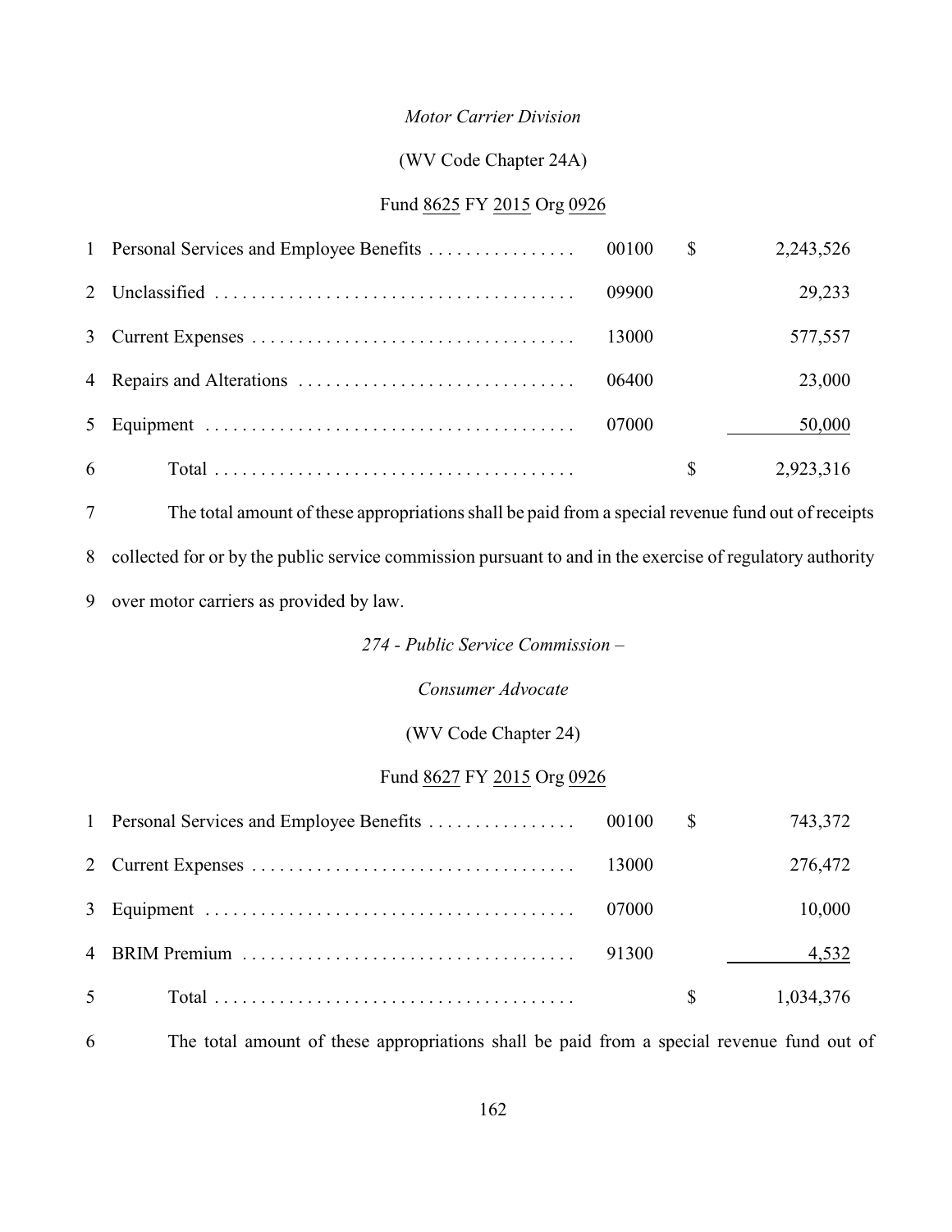*Motor Carrier Division*

(WV Code Chapter 24A)

Fund 8625 FY 2015 Org 0926

| | | | | |
|---|---|---|---|---|
| 1 | Personal Services and Employee Benefits | 00100 | $ | 2,243,526 |
| 2 | Unclassified | 09900 | | 29,233 |
| 3 | Current Expenses | 13000 | | 577,557 |
| 4 | Repairs and Alterations | 06400 | | 23,000 |
| 5 | Equipment | 07000 | | 50,000 |
| 6 | Total | | $ | 2,923,316 |

7 The total amount of these appropriations shall be paid from a special revenue fund out of receipts
8 collected for or by the public service commission pursuant to and in the exercise of regulatory authority
9 over motor carriers as provided by law.

*274 - Public Service Commission –*

*Consumer Advocate*

(WV Code Chapter 24)

Fund 8627 FY 2015 Org 0926

| | | | | |
|---|---|---|---|---|
| 1 | Personal Services and Employee Benefits | 00100 | $ | 743,372 |
| 2 | Current Expenses | 13000 | | 276,472 |
| 3 | Equipment | 07000 | | 10,000 |
| 4 | BRIM Premium | 91300 | | 4,532 |
| 5 | Total | | $ | 1,034,376 |

6 The total amount of these appropriations shall be paid from a special revenue fund out of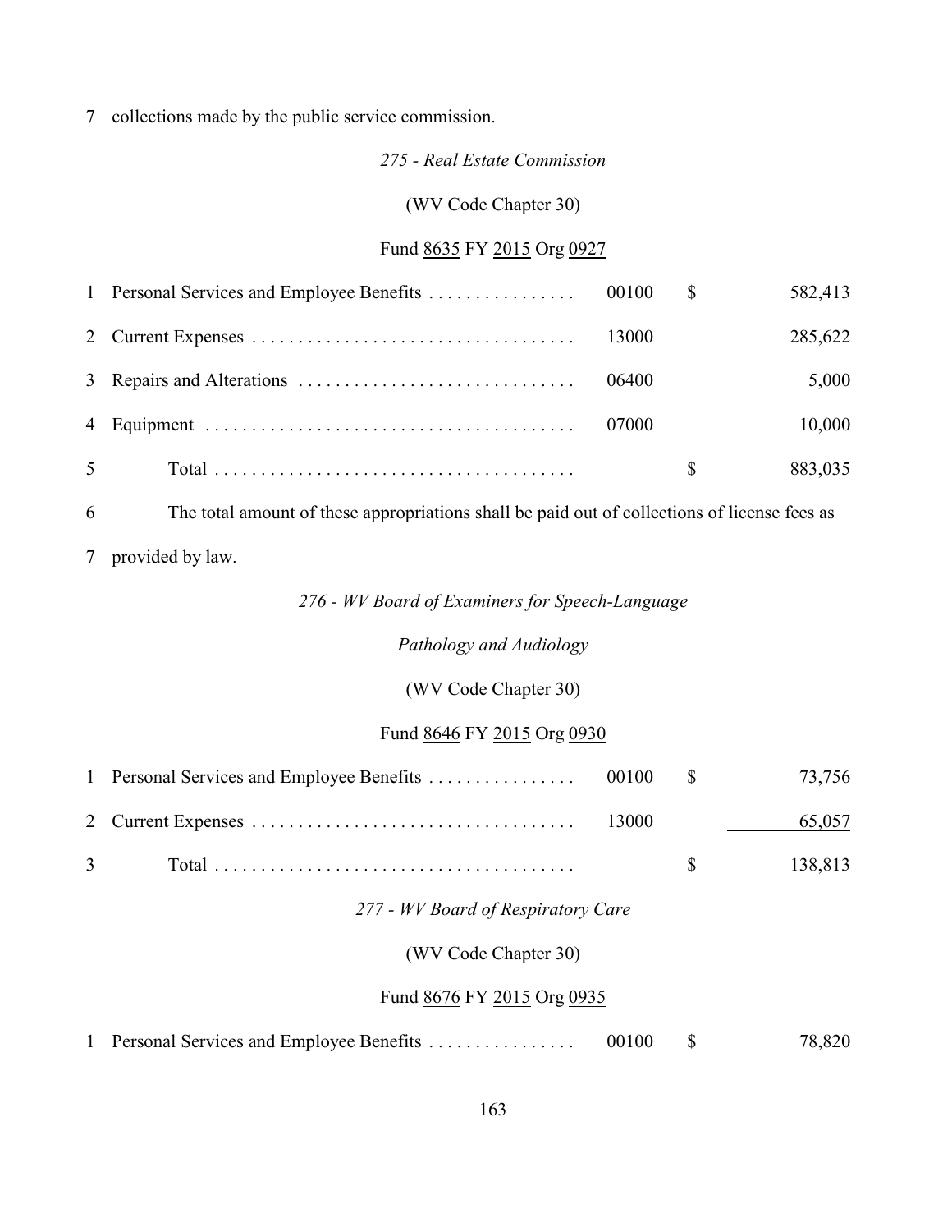7 collections made by the public service commission.

*275 - Real Estate Commission*

(WV Code Chapter 30)

Fund 8635 FY 2015 Org 0927

| | | | | |
|---|---|---|---|---|
| 1 | Personal Services and Employee Benefits . . . . . . . . . . . . . . . . | 00100 | $ | 582,413 |
| 2 | Current Expenses . . . . . . . . . . . . . . . . . . . . . . . . . . . . . . . . . . . | 13000 | | 285,622 |
| 3 | Repairs and Alterations . . . . . . . . . . . . . . . . . . . . . . . . . . . . . . | 06400 | | 5,000 |
| 4 | Equipment . . . . . . . . . . . . . . . . . . . . . . . . . . . . . . . . . . . . . . . | 07000 | | 10,000 |
| 5 | Total . . . . . . . . . . . . . . . . . . . . . . . . . . . . . . . . . . . . . . . | | $ | 883,035 |

6 The total amount of these appropriations shall be paid out of collections of license fees as

7 provided by law.

*276 - WV Board of Examiners for Speech-Language*

*Pathology and Audiology*

(WV Code Chapter 30)

Fund 8646 FY 2015 Org 0930

| | | | | |
|---|---|---|---|---|
| 1 | Personal Services and Employee Benefits . . . . . . . . . . . . . . . . | 00100 | $ | 73,756 |
| 2 | Current Expenses . . . . . . . . . . . . . . . . . . . . . . . . . . . . . . . . . . . | 13000 | | 65,057 |
| 3 | Total . . . . . . . . . . . . . . . . . . . . . . . . . . . . . . . . . . . . . . . | | $ | 138,813 |

*277 - WV Board of Respiratory Care*

(WV Code Chapter 30)

Fund 8676 FY 2015 Org 0935

| | | | | |
|---|---|---|---|---|
| 1 | Personal Services and Employee Benefits . . . . . . . . . . . . . . . . | 00100 | $ | 78,820 |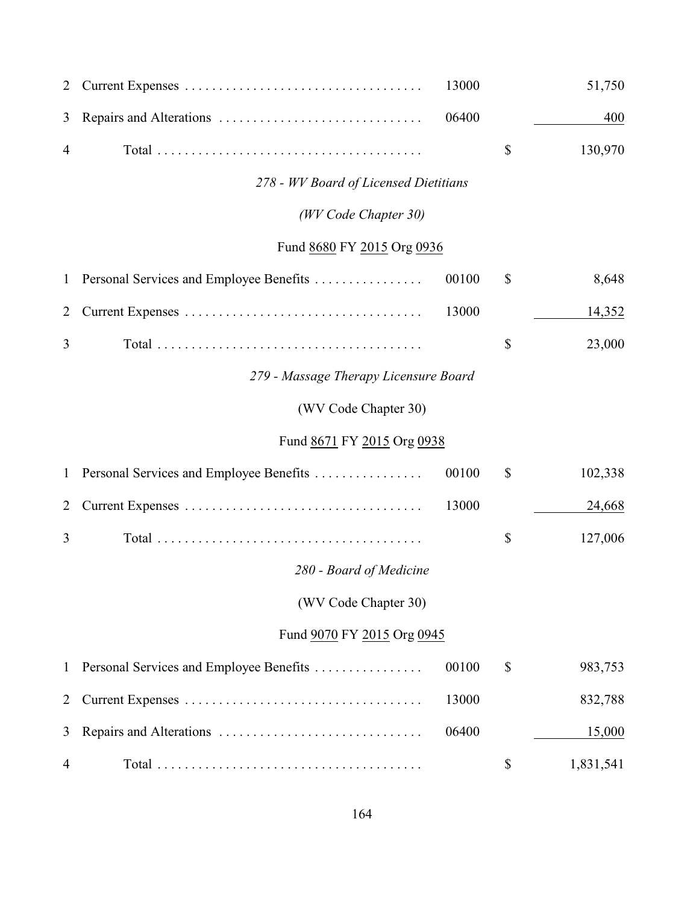| | | | | |
|---|---|---|---|---|
| 2 | Current Expenses | 13000 | | 51,750 |
| 3 | Repairs and Alterations | 06400 | | 400 |
| 4 | Total | | $ | 130,970 |

*278 - WV Board of Licensed Dietitians*

*(WV Code Chapter 30)*

Fund 8680 FY 2015 Org 0936

| | | | | |
|---|---|---|---|---|
| 1 | Personal Services and Employee Benefits | 00100 | $ | 8,648 |
| 2 | Current Expenses | 13000 | | 14,352 |
| 3 | Total | | $ | 23,000 |

*279 - Massage Therapy Licensure Board*

(WV Code Chapter 30)

Fund 8671 FY 2015 Org 0938

| | | | | |
|---|---|---|---|---|
| 1 | Personal Services and Employee Benefits | 00100 | $ | 102,338 |
| 2 | Current Expenses | 13000 | | 24,668 |
| 3 | Total | | $ | 127,006 |

*280 - Board of Medicine*

(WV Code Chapter 30)

Fund 9070 FY 2015 Org 0945

| | | | | |
|---|---|---|---|---|
| 1 | Personal Services and Employee Benefits | 00100 | $ | 983,753 |
| 2 | Current Expenses | 13000 | | 832,788 |
| 3 | Repairs and Alterations | 06400 | | 15,000 |
| 4 | Total | | $ | 1,831,541 |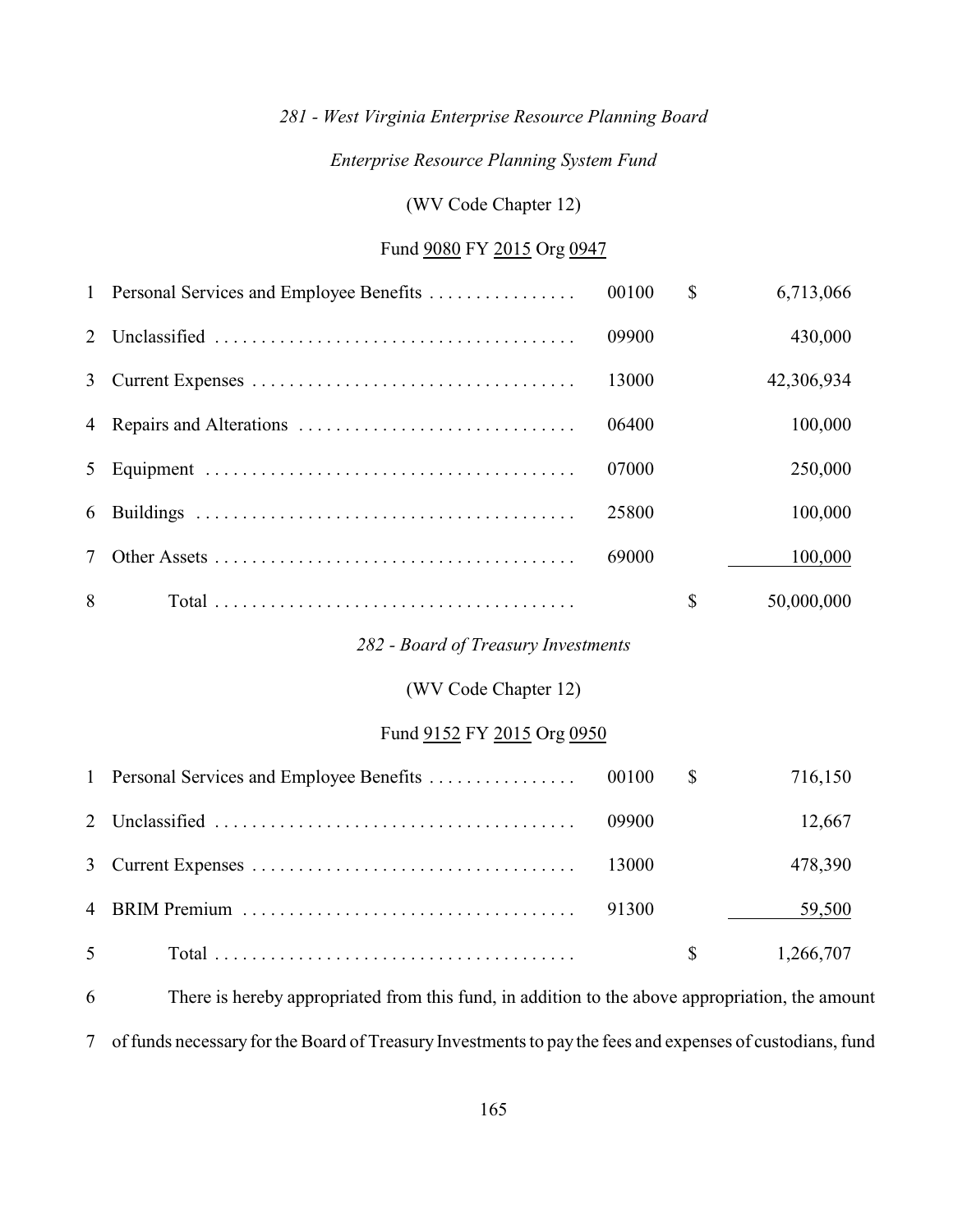*281 - West Virginia Enterprise Resource Planning Board*

*Enterprise Resource Planning System Fund*

(WV Code Chapter 12)

Fund 9080 FY 2015 Org 0947

| | | | | |
|---|---|---|---|---|
| 1 | Personal Services and Employee Benefits | 00100 | $ | 6,713,066 |
| 2 | Unclassified | 09900 | | 430,000 |
| 3 | Current Expenses | 13000 | | 42,306,934 |
| 4 | Repairs and Alterations | 06400 | | 100,000 |
| 5 | Equipment | 07000 | | 250,000 |
| 6 | Buildings | 25800 | | 100,000 |
| 7 | Other Assets | 69000 | | 100,000 |
| 8 | Total | | $ | 50,000,000 |

*282 - Board of Treasury Investments*

(WV Code Chapter 12)

Fund 9152 FY 2015 Org 0950

| | | | | |
|---|---|---|---|---|
| 1 | Personal Services and Employee Benefits | 00100 | $ | 716,150 |
| 2 | Unclassified | 09900 | | 12,667 |
| 3 | Current Expenses | 13000 | | 478,390 |
| 4 | BRIM Premium | 91300 | | 59,500 |
| 5 | Total | | $ | 1,266,707 |

6 There is hereby appropriated from this fund, in addition to the above appropriation, the amount
7 of funds necessary for the Board of Treasury Investments to pay the fees and expenses of custodians, fund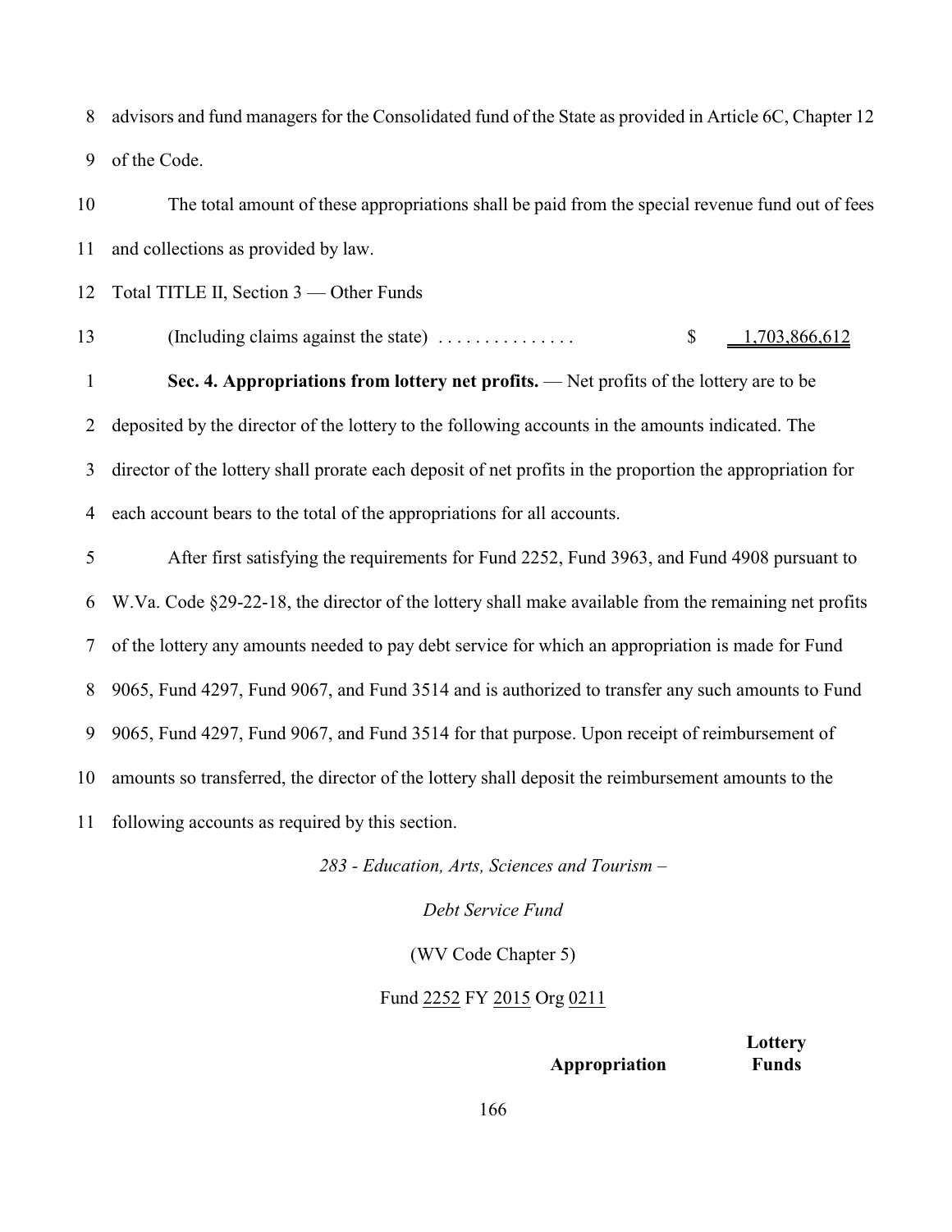advisors and fund managers for the Consolidated fund of the State as provided in Article 6C, Chapter 12 of the Code.

The total amount of these appropriations shall be paid from the special revenue fund out of fees and collections as provided by law.

Total TITLE II, Section 3 — Other Funds

(Including claims against the state) . . . . . . . . . . . . . . . $ 1,703,866,612

**Sec. 4. Appropriations from lottery net profits.** — Net profits of the lottery are to be deposited by the director of the lottery to the following accounts in the amounts indicated. The director of the lottery shall prorate each deposit of net profits in the proportion the appropriation for each account bears to the total of the appropriations for all accounts.

After first satisfying the requirements for Fund 2252, Fund 3963, and Fund 4908 pursuant to W.Va. Code §29-22-18, the director of the lottery shall make available from the remaining net profits of the lottery any amounts needed to pay debt service for which an appropriation is made for Fund 9065, Fund 4297, Fund 9067, and Fund 3514 and is authorized to transfer any such amounts to Fund 9065, Fund 4297, Fund 9067, and Fund 3514 for that purpose. Upon receipt of reimbursement of amounts so transferred, the director of the lottery shall deposit the reimbursement amounts to the following accounts as required by this section.

*283 - Education, Arts, Sciences and Tourism –*

*Debt Service Fund*

(WV Code Chapter 5)

Fund 2252 FY 2015 Org 0211

| | Appropriation | Lottery Funds |
|---|---|---|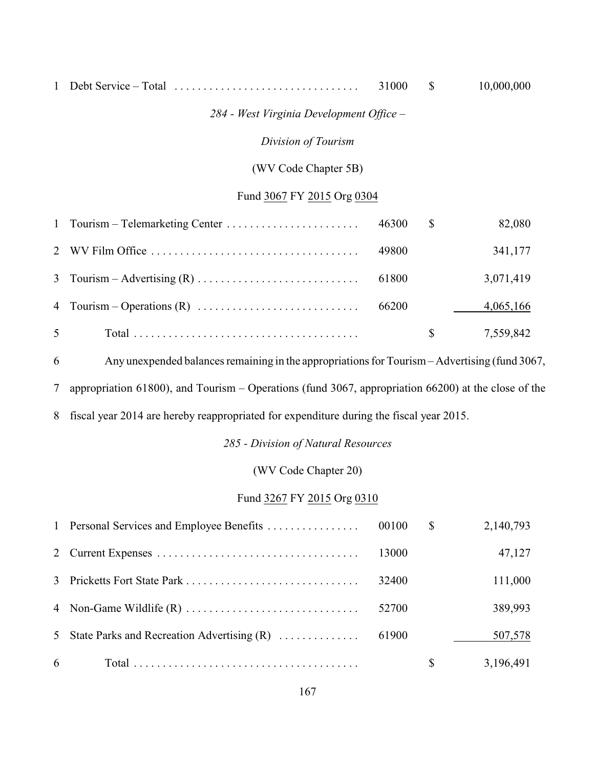| | | | | |
|---|---|---|---|---|
| 1 | Debt Service – Total | 31000 | $ | 10,000,000 |

*284 - West Virginia Development Office –*

*Division of Tourism*

(WV Code Chapter 5B)

Fund 3067 FY 2015 Org 0304

| | | | | |
|---|---|---|---|---|
| 1 | Tourism – Telemarketing Center | 46300 | $ | 82,080 |
| 2 | WV Film Office | 49800 | | 341,177 |
| 3 | Tourism – Advertising (R) | 61800 | | 3,071,419 |
| 4 | Tourism – Operations (R) | 66200 | | 4,065,166 |
| 5 | Total | | $ | 7,559,842 |

6 Any unexpended balances remaining in the appropriations for Tourism – Advertising (fund 3067, 7 appropriation 61800), and Tourism – Operations (fund 3067, appropriation 66200) at the close of the 8 fiscal year 2014 are hereby reappropriated for expenditure during the fiscal year 2015.

*285 - Division of Natural Resources*

(WV Code Chapter 20)

Fund 3267 FY 2015 Org 0310

| | | | | |
|---|---|---|---|---|
| 1 | Personal Services and Employee Benefits | 00100 | $ | 2,140,793 |
| 2 | Current Expenses | 13000 | | 47,127 |
| 3 | Pricketts Fort State Park | 32400 | | 111,000 |
| 4 | Non-Game Wildlife (R) | 52700 | | 389,993 |
| 5 | State Parks and Recreation Advertising (R) | 61900 | | 507,578 |
| 6 | Total | | $ | 3,196,491 |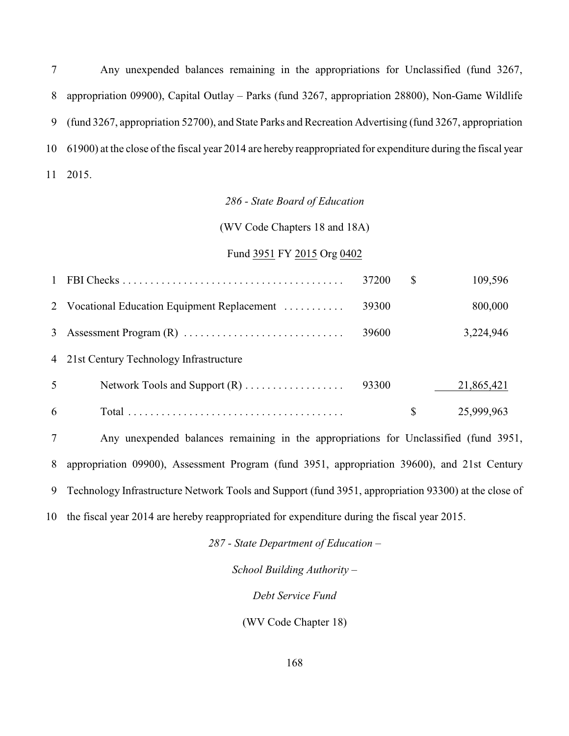7 Any unexpended balances remaining in the appropriations for Unclassified (fund 3267, 8 appropriation 09900), Capital Outlay – Parks (fund 3267, appropriation 28800), Non-Game Wildlife 9 (fund 3267, appropriation 52700), and State Parks and Recreation Advertising (fund 3267, appropriation 10 61900) at the close of the fiscal year 2014 are hereby reappropriated for expenditure during the fiscal year 11 2015.

*286 - State Board of Education*

(WV Code Chapters 18 and 18A)

Fund 3951 FY 2015 Org 0402

| | | | | |
|---|---|---|---|---|
| 1 | FBI Checks | 37200 | $ | 109,596 |
| 2 | Vocational Education Equipment Replacement | 39300 | | 800,000 |
| 3 | Assessment Program (R) | 39600 | | 3,224,946 |
| 4 | 21st Century Technology Infrastructure | | | |
| 5 | Network Tools and Support (R) | 93300 | | 21,865,421 |
| 6 | Total | | $ | 25,999,963 |

7 Any unexpended balances remaining in the appropriations for Unclassified (fund 3951, 8 appropriation 09900), Assessment Program (fund 3951, appropriation 39600), and 21st Century 9 Technology Infrastructure Network Tools and Support (fund 3951, appropriation 93300) at the close of 10 the fiscal year 2014 are hereby reappropriated for expenditure during the fiscal year 2015.

*287 - State Department of Education –*

*School Building Authority –*

*Debt Service Fund*

(WV Code Chapter 18)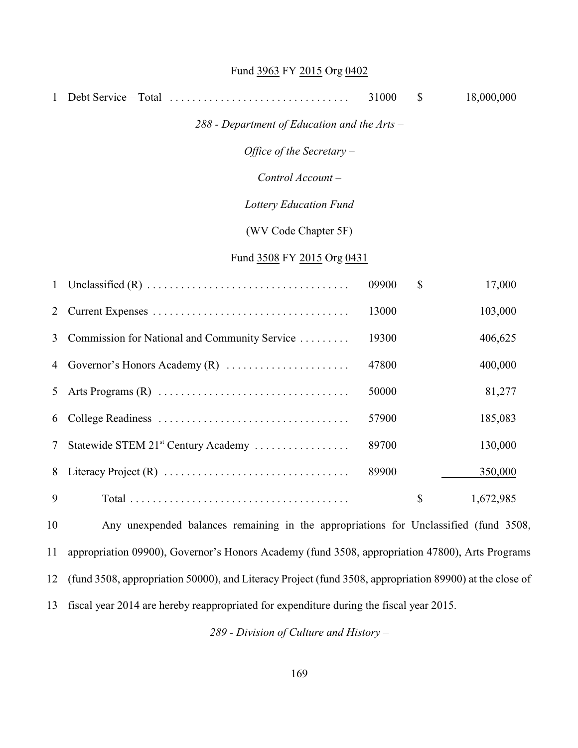Fund 3963 FY 2015 Org 0402

| | | | | |
|---|---|---|---|---|
| 1 | Debt Service – Total | 31000 | $ | 18,000,000 |

*288 - Department of Education and the Arts –*

*Office of the Secretary –*

*Control Account –*

*Lottery Education Fund*

(WV Code Chapter 5F)

Fund 3508 FY 2015 Org 0431

| | | | | |
|---|---|---|---|---|
| 1 | Unclassified (R) | 09900 | $ | 17,000 |
| 2 | Current Expenses | 13000 | | 103,000 |
| 3 | Commission for National and Community Service | 19300 | | 406,625 |
| 4 | Governor's Honors Academy (R) | 47800 | | 400,000 |
| 5 | Arts Programs (R) | 50000 | | 81,277 |
| 6 | College Readiness | 57900 | | 185,083 |
| 7 | Statewide STEM 21st Century Academy | 89700 | | 130,000 |
| 8 | Literacy Project (R) | 89900 | | 350,000 |
| 9 | Total | | $ | 1,672,985 |

10 Any unexpended balances remaining in the appropriations for Unclassified (fund 3508, 11 appropriation 09900), Governor's Honors Academy (fund 3508, appropriation 47800), Arts Programs 12 (fund 3508, appropriation 50000), and Literacy Project (fund 3508, appropriation 89900) at the close of 13 fiscal year 2014 are hereby reappropriated for expenditure during the fiscal year 2015.

*289 - Division of Culture and History –*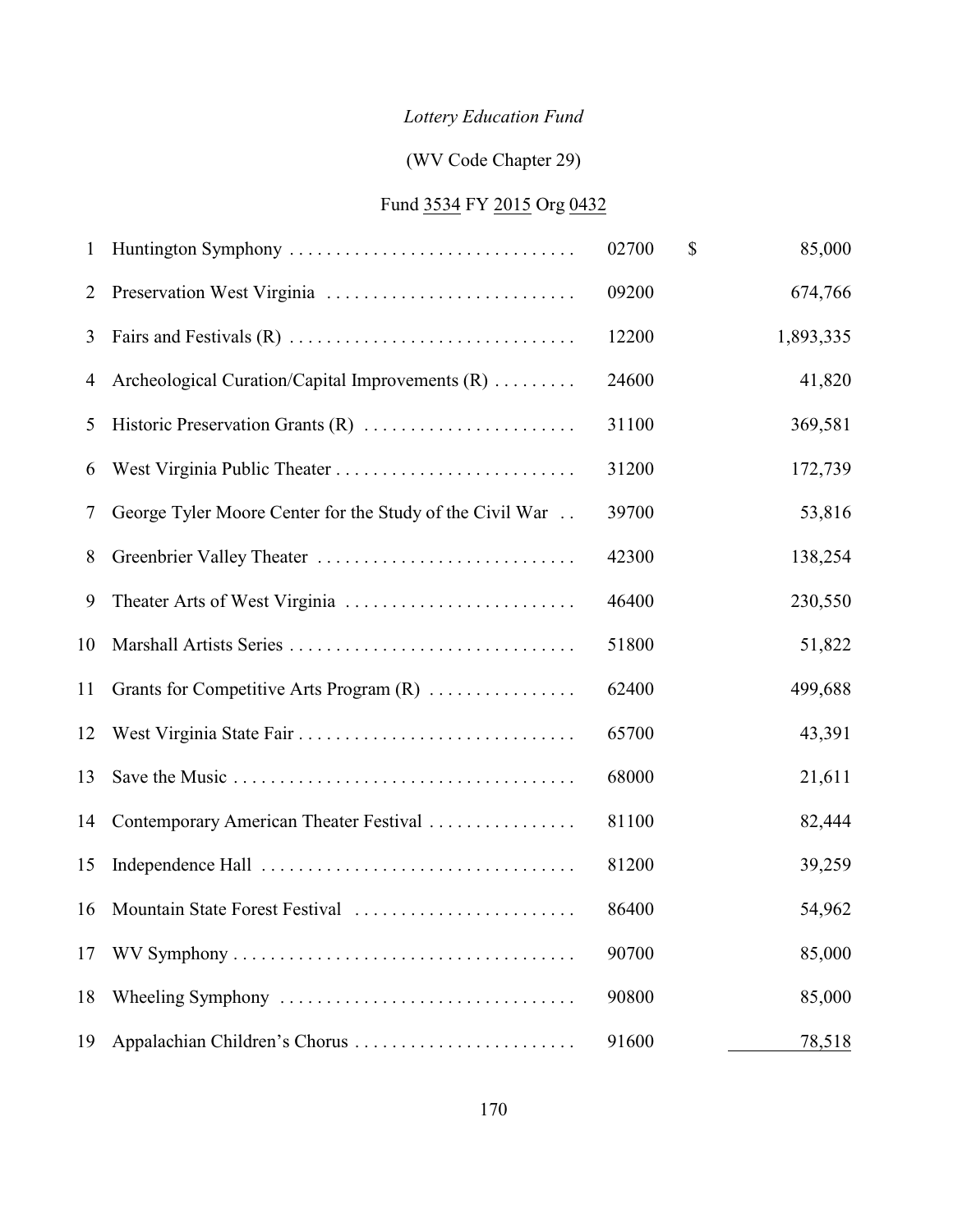*Lottery Education Fund*

(WV Code Chapter 29)

Fund 3534 FY 2015 Org 0432

| | | | |
|---|---|---|---|
| 1 | Huntington Symphony | 02700 | $ 85,000 |
| 2 | Preservation West Virginia | 09200 | 674,766 |
| 3 | Fairs and Festivals (R) | 12200 | 1,893,335 |
| 4 | Archeological Curation/Capital Improvements (R) | 24600 | 41,820 |
| 5 | Historic Preservation Grants (R) | 31100 | 369,581 |
| 6 | West Virginia Public Theater | 31200 | 172,739 |
| 7 | George Tyler Moore Center for the Study of the Civil War | 39700 | 53,816 |
| 8 | Greenbrier Valley Theater | 42300 | 138,254 |
| 9 | Theater Arts of West Virginia | 46400 | 230,550 |
| 10 | Marshall Artists Series | 51800 | 51,822 |
| 11 | Grants for Competitive Arts Program (R) | 62400 | 499,688 |
| 12 | West Virginia State Fair | 65700 | 43,391 |
| 13 | Save the Music | 68000 | 21,611 |
| 14 | Contemporary American Theater Festival | 81100 | 82,444 |
| 15 | Independence Hall | 81200 | 39,259 |
| 16 | Mountain State Forest Festival | 86400 | 54,962 |
| 17 | WV Symphony | 90700 | 85,000 |
| 18 | Wheeling Symphony | 90800 | 85,000 |
| 19 | Appalachian Children's Chorus | 91600 | 78,518 |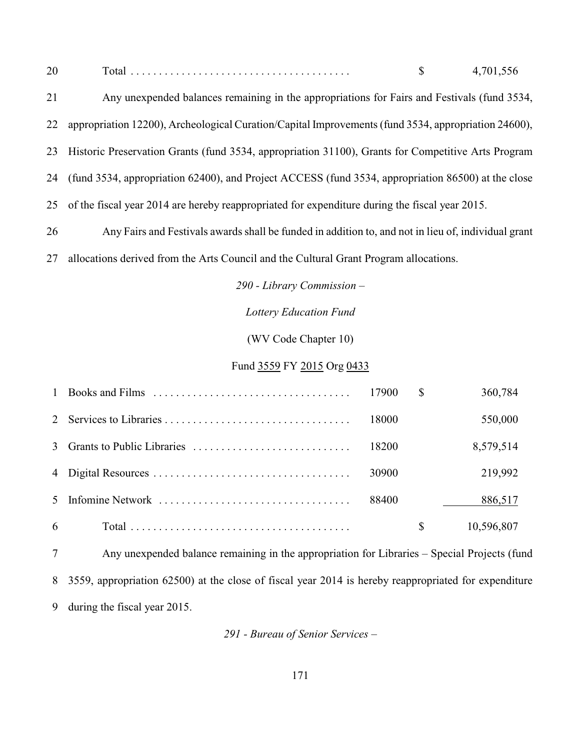| | | | |
|---|---|---|---|
| Total | | $ | 4,701,556 |

Any unexpended balances remaining in the appropriations for Fairs and Festivals (fund 3534, appropriation 12200), Archeological Curation/Capital Improvements (fund 3534, appropriation 24600), Historic Preservation Grants (fund 3534, appropriation 31100), Grants for Competitive Arts Program (fund 3534, appropriation 62400), and Project ACCESS (fund 3534, appropriation 86500) at the close of the fiscal year 2014 are hereby reappropriated for expenditure during the fiscal year 2015.

Any Fairs and Festivals awards shall be funded in addition to, and not in lieu of, individual grant allocations derived from the Arts Council and the Cultural Grant Program allocations.

*290 - Library Commission –*

*Lottery Education Fund*

(WV Code Chapter 10)

Fund 3559 FY 2015 Org 0433

| | | | |
|---|---|---|---|
| Books and Films | 17900 | $ | 360,784 |
| Services to Libraries | 18000 | | 550,000 |
| Grants to Public Libraries | 18200 | | 8,579,514 |
| Digital Resources | 30900 | | 219,992 |
| Infomine Network | 88400 | | 886,517 |
| Total | | $ | 10,596,807 |

Any unexpended balance remaining in the appropriation for Libraries – Special Projects (fund 3559, appropriation 62500) at the close of fiscal year 2014 is hereby reappropriated for expenditure during the fiscal year 2015.

*291 - Bureau of Senior Services –*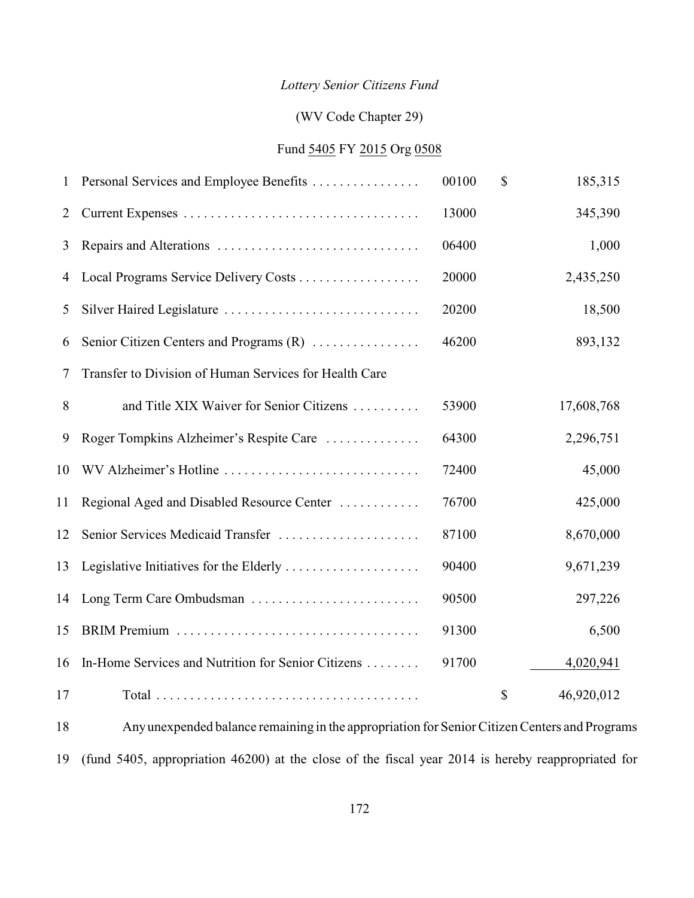*Lottery Senior Citizens Fund*

(WV Code Chapter 29)

Fund 5405 FY 2015 Org 0508

| | | | |
|---|---|---|---|
| 1 | Personal Services and Employee Benefits | 00100 | $ 185,315 |
| 2 | Current Expenses | 13000 | 345,390 |
| 3 | Repairs and Alterations | 06400 | 1,000 |
| 4 | Local Programs Service Delivery Costs | 20000 | 2,435,250 |
| 5 | Silver Haired Legislature | 20200 | 18,500 |
| 6 | Senior Citizen Centers and Programs (R) | 46200 | 893,132 |
| 7 | Transfer to Division of Human Services for Health Care | | |
| 8 | and Title XIX Waiver for Senior Citizens | 53900 | 17,608,768 |
| 9 | Roger Tompkins Alzheimer's Respite Care | 64300 | 2,296,751 |
| 10 | WV Alzheimer's Hotline | 72400 | 45,000 |
| 11 | Regional Aged and Disabled Resource Center | 76700 | 425,000 |
| 12 | Senior Services Medicaid Transfer | 87100 | 8,670,000 |
| 13 | Legislative Initiatives for the Elderly | 90400 | 9,671,239 |
| 14 | Long Term Care Ombudsman | 90500 | 297,226 |
| 15 | BRIM Premium | 91300 | 6,500 |
| 16 | In-Home Services and Nutrition for Senior Citizens | 91700 | 4,020,941 |
| 17 | Total | | $ 46,920,012 |

18 Any unexpended balance remaining in the appropriation for Senior Citizen Centers and Programs 19 (fund 5405, appropriation 46200) at the close of the fiscal year 2014 is hereby reappropriated for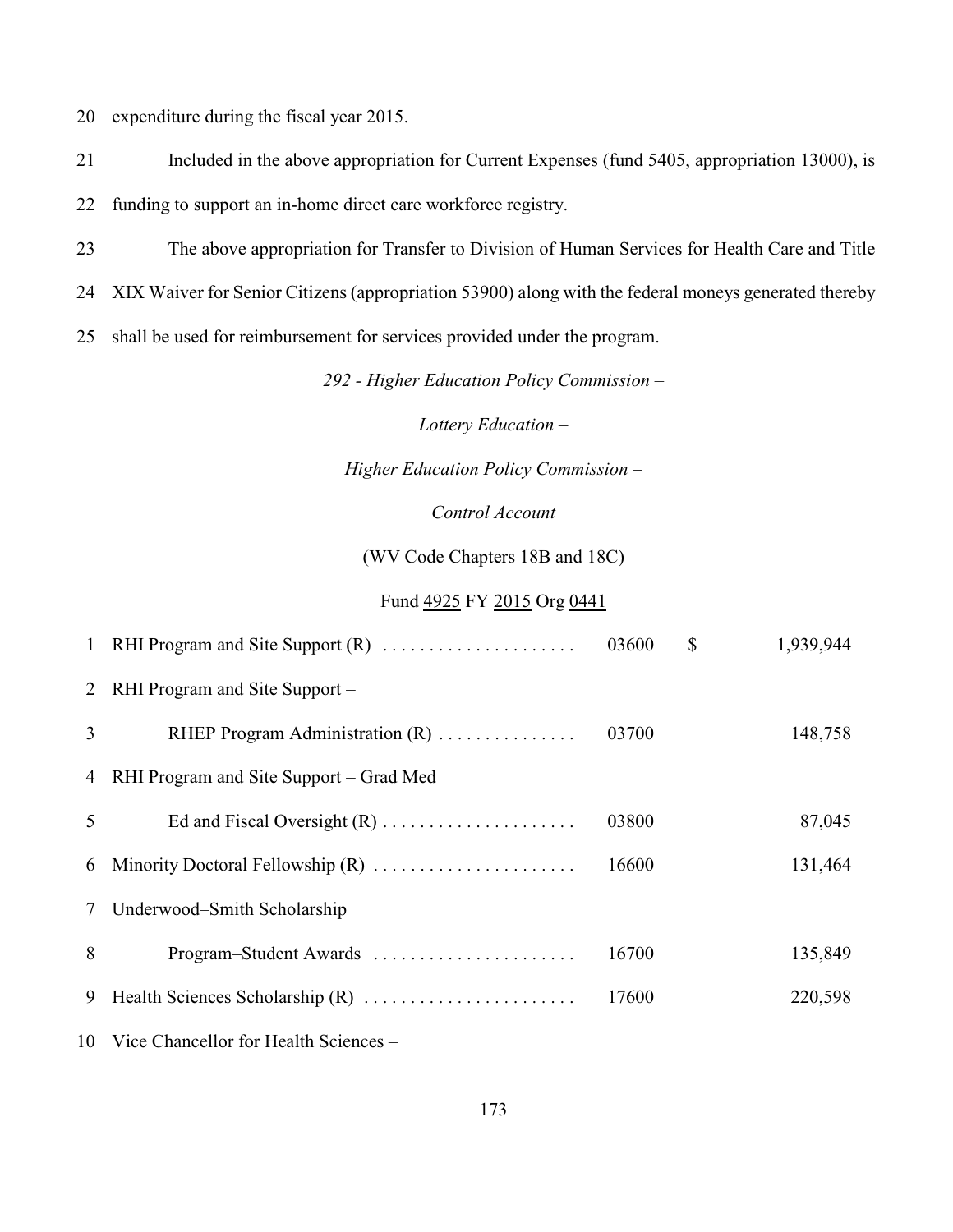20 expenditure during the fiscal year 2015.

21 Included in the above appropriation for Current Expenses (fund 5405, appropriation 13000), is

22 funding to support an in-home direct care workforce registry.

23 The above appropriation for Transfer to Division of Human Services for Health Care and Title

24 XIX Waiver for Senior Citizens (appropriation 53900) along with the federal moneys generated thereby

25 shall be used for reimbursement for services provided under the program.

*292 - Higher Education Policy Commission –*

*Lottery Education –*

*Higher Education Policy Commission –*

*Control Account*

(WV Code Chapters 18B and 18C)

Fund 4925 FY 2015 Org 0441

| | | | | |
|---|---|---|---|---|
| 1 | RHI Program and Site Support (R) . . . . . . . . . . . . . . . . . . . . . | 03600 | $ | 1,939,944 |
| 2 | RHI Program and Site Support – | | | |
| 3 | RHEP Program Administration (R) . . . . . . . . . . . . . . . | 03700 | | 148,758 |
| 4 | RHI Program and Site Support – Grad Med | | | |
| 5 | Ed and Fiscal Oversight (R) . . . . . . . . . . . . . . . . . . . . . | 03800 | | 87,045 |
| 6 | Minority Doctoral Fellowship (R) . . . . . . . . . . . . . . . . . . . . . . | 16600 | | 131,464 |
| 7 | Underwood–Smith Scholarship | | | |
| 8 | Program–Student Awards . . . . . . . . . . . . . . . . . . . . . . | 16700 | | 135,849 |
| 9 | Health Sciences Scholarship (R) . . . . . . . . . . . . . . . . . . . . . . . | 17600 | | 220,598 |
| 10 | Vice Chancellor for Health Sciences – | | | |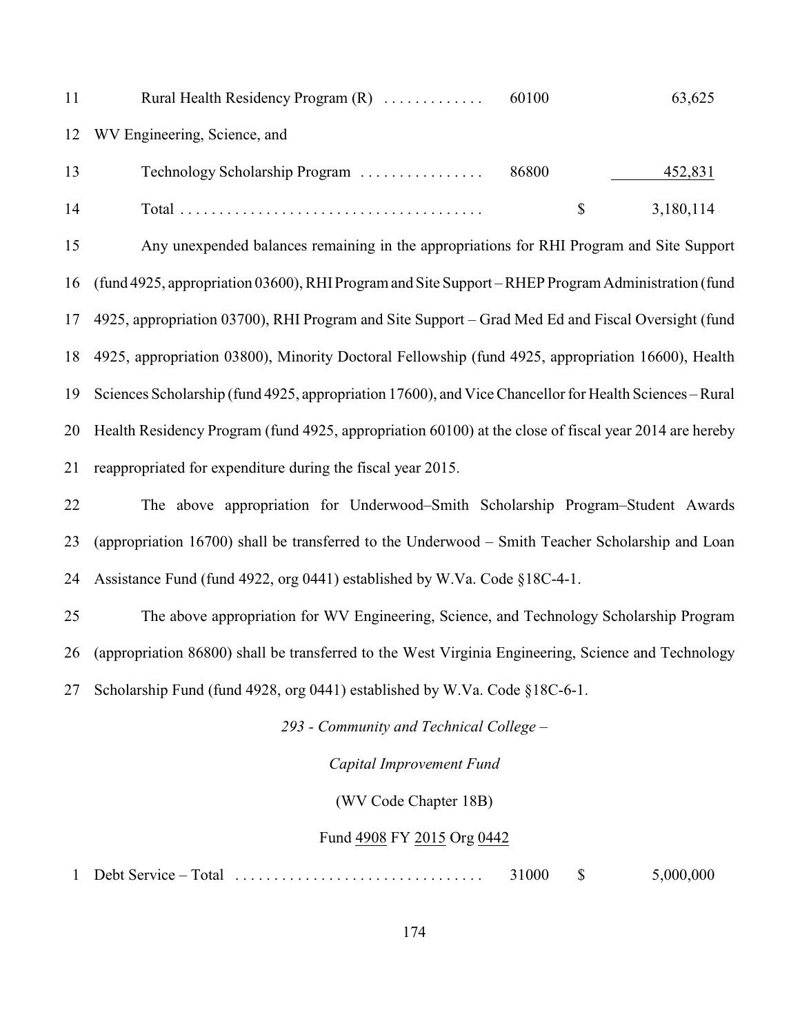| | | | | |
|---|---|---|---|---|
| 11 | Rural Health Residency Program (R) | 60100 | | 63,625 |
| 12 | WV Engineering, Science, and | | | |
| 13 | Technology Scholarship Program | 86800 | | 452,831 |
| 14 | Total | | $ | 3,180,114 |

15 Any unexpended balances remaining in the appropriations for RHI Program and Site Support 16 (fund 4925, appropriation 03600), RHI Program and Site Support – RHEP Program Administration (fund 17 4925, appropriation 03700), RHI Program and Site Support – Grad Med Ed and Fiscal Oversight (fund 18 4925, appropriation 03800), Minority Doctoral Fellowship (fund 4925, appropriation 16600), Health 19 Sciences Scholarship (fund 4925, appropriation 17600), and Vice Chancellor for Health Sciences – Rural 20 Health Residency Program (fund 4925, appropriation 60100) at the close of fiscal year 2014 are hereby 21 reappropriated for expenditure during the fiscal year 2015.

22 The above appropriation for Underwood–Smith Scholarship Program–Student Awards 23 (appropriation 16700) shall be transferred to the Underwood – Smith Teacher Scholarship and Loan 24 Assistance Fund (fund 4922, org 0441) established by W.Va. Code §18C-4-1.

25 The above appropriation for WV Engineering, Science, and Technology Scholarship Program 26 (appropriation 86800) shall be transferred to the West Virginia Engineering, Science and Technology 27 Scholarship Fund (fund 4928, org 0441) established by W.Va. Code §18C-6-1.

*293 - Community and Technical College –*

*Capital Improvement Fund*

(WV Code Chapter 18B)

Fund 4908 FY 2015 Org 0442

| | | | | |
|---|---|---|---|---|
| 1 | Debt Service – Total | 31000 | $ | 5,000,000 |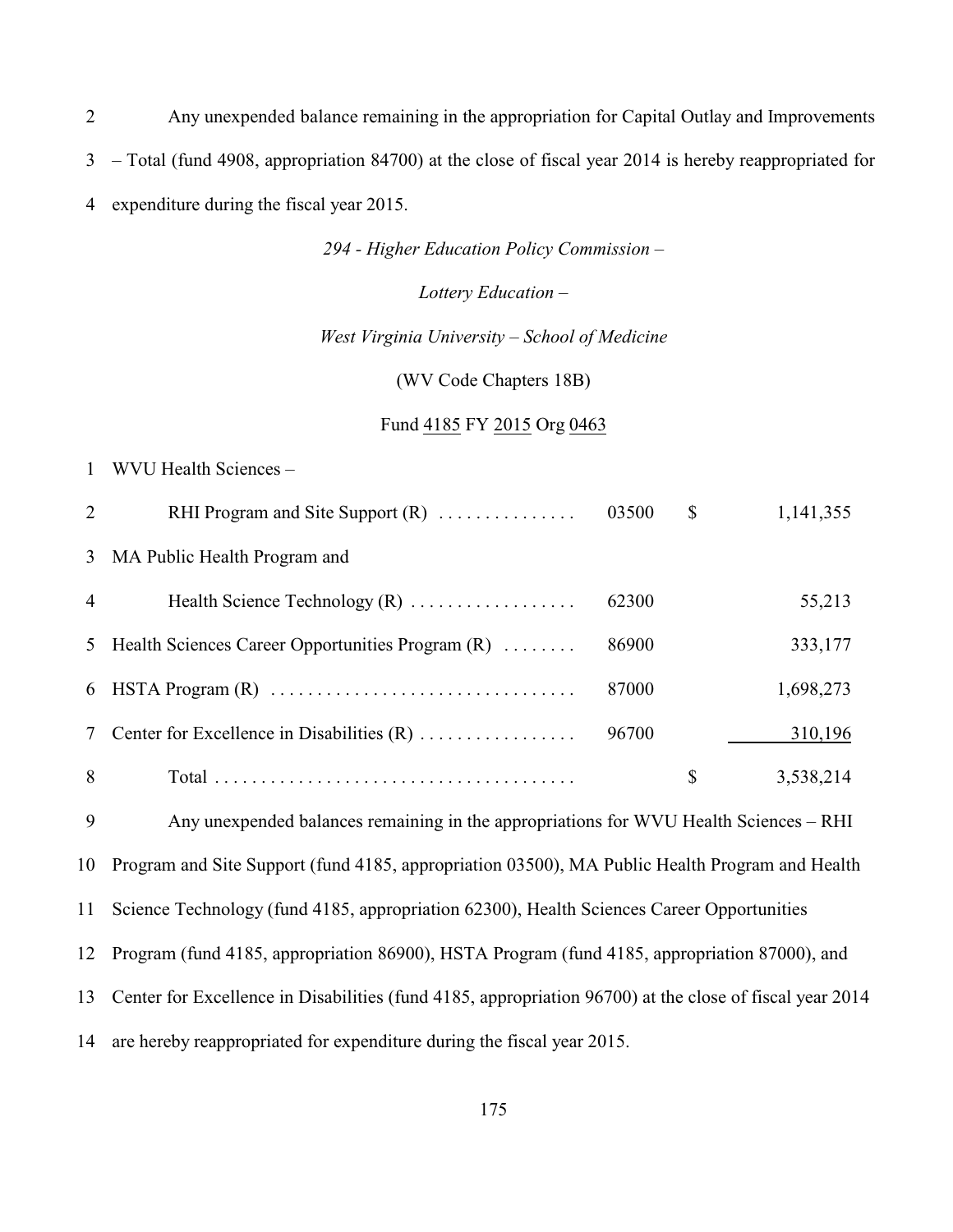Any unexpended balance remaining in the appropriation for Capital Outlay and Improvements – Total (fund 4908, appropriation 84700) at the close of fiscal year 2014 is hereby reappropriated for expenditure during the fiscal year 2015.

*294 - Higher Education Policy Commission –*

*Lottery Education –*

*West Virginia University – School of Medicine*

(WV Code Chapters 18B)

Fund 4185 FY 2015 Org 0463

| | | | |
|---|---|---|---|
| WVU Health Sciences – RHI Program and Site Support (R) | 03500 | $ | 1,141,355 |
| MA Public Health Program and Health Science Technology (R) | 62300 | | 55,213 |
| Health Sciences Career Opportunities Program (R) | 86900 | | 333,177 |
| HSTA Program (R) | 87000 | | 1,698,273 |
| Center for Excellence in Disabilities (R) | 96700 | | 310,196 |
| Total | | $ | 3,538,214 |

Any unexpended balances remaining in the appropriations for WVU Health Sciences – RHI Program and Site Support (fund 4185, appropriation 03500), MA Public Health Program and Health Science Technology (fund 4185, appropriation 62300), Health Sciences Career Opportunities Program (fund 4185, appropriation 86900), HSTA Program (fund 4185, appropriation 87000), and Center for Excellence in Disabilities (fund 4185, appropriation 96700) at the close of fiscal year 2014 are hereby reappropriated for expenditure during the fiscal year 2015.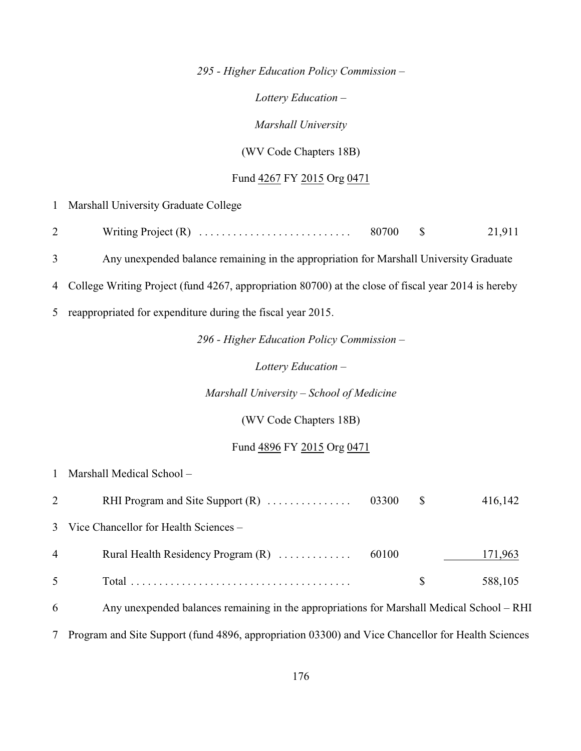*295 - Higher Education Policy Commission –*

*Lottery Education –*

*Marshall University*

(WV Code Chapters 18B)

Fund 4267 FY 2015 Org 0471

| | | | | |
|---|---|---|---|---|
| 1 | Marshall University Graduate College | | | |
| 2 | Writing Project (R) . . . . . . . . . . . . . . . . . . . . . . . . . . . | 80700 | $ | 21,911 |

3 Any unexpended balance remaining in the appropriation for Marshall University Graduate
4 College Writing Project (fund 4267, appropriation 80700) at the close of fiscal year 2014 is hereby
5 reappropriated for expenditure during the fiscal year 2015.

*296 - Higher Education Policy Commission –*

*Lottery Education –*

*Marshall University – School of Medicine*

(WV Code Chapters 18B)

Fund 4896 FY 2015 Org 0471

| | | | | |
|---|---|---|---|---|
| 1 | Marshall Medical School – | | | |
| 2 | RHI Program and Site Support (R) . . . . . . . . . . . . . . . | 03300 | $ | 416,142 |
| 3 | Vice Chancellor for Health Sciences – | | | |
| 4 | Rural Health Residency Program (R) . . . . . . . . . . . . . | 60100 | | 171,963 |
| 5 | Total . . . . . . . . . . . . . . . . . . . . . . . . . . . . . . . . . . . . . . . | | $ | 588,105 |

6 Any unexpended balances remaining in the appropriations for Marshall Medical School – RHI
7 Program and Site Support (fund 4896, appropriation 03300) and Vice Chancellor for Health Sciences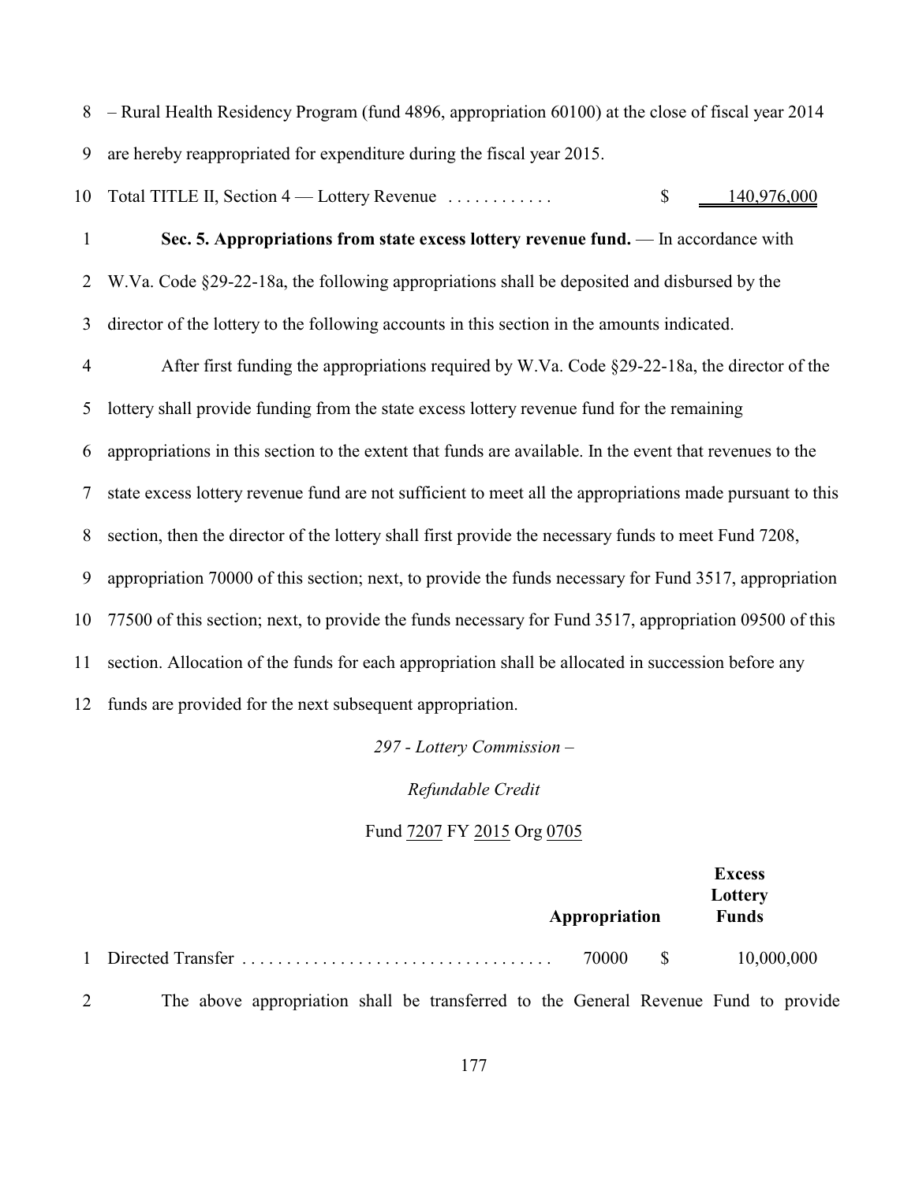– Rural Health Residency Program (fund 4896, appropriation 60100) at the close of fiscal year 2014 are hereby reappropriated for expenditure during the fiscal year 2015.

Total TITLE II, Section 4 — Lottery Revenue ............ $ 140,976,000

**Sec. 5. Appropriations from state excess lottery revenue fund.** — In accordance with W.Va. Code §29-22-18a, the following appropriations shall be deposited and disbursed by the director of the lottery to the following accounts in this section in the amounts indicated.

After first funding the appropriations required by W.Va. Code §29-22-18a, the director of the lottery shall provide funding from the state excess lottery revenue fund for the remaining appropriations in this section to the extent that funds are available. In the event that revenues to the state excess lottery revenue fund are not sufficient to meet all the appropriations made pursuant to this section, then the director of the lottery shall first provide the necessary funds to meet Fund 7208, appropriation 70000 of this section; next, to provide the funds necessary for Fund 3517, appropriation 77500 of this section; next, to provide the funds necessary for Fund 3517, appropriation 09500 of this section. Allocation of the funds for each appropriation shall be allocated in succession before any funds are provided for the next subsequent appropriation.

*297 - Lottery Commission –*

*Refundable Credit*

Fund 7207 FY 2015 Org 0705

| | Appropriation | Excess Lottery Funds |
|---|---|---|
| Directed Transfer ................................... | 70000 | $ 10,000,000 |

The above appropriation shall be transferred to the General Revenue Fund to provide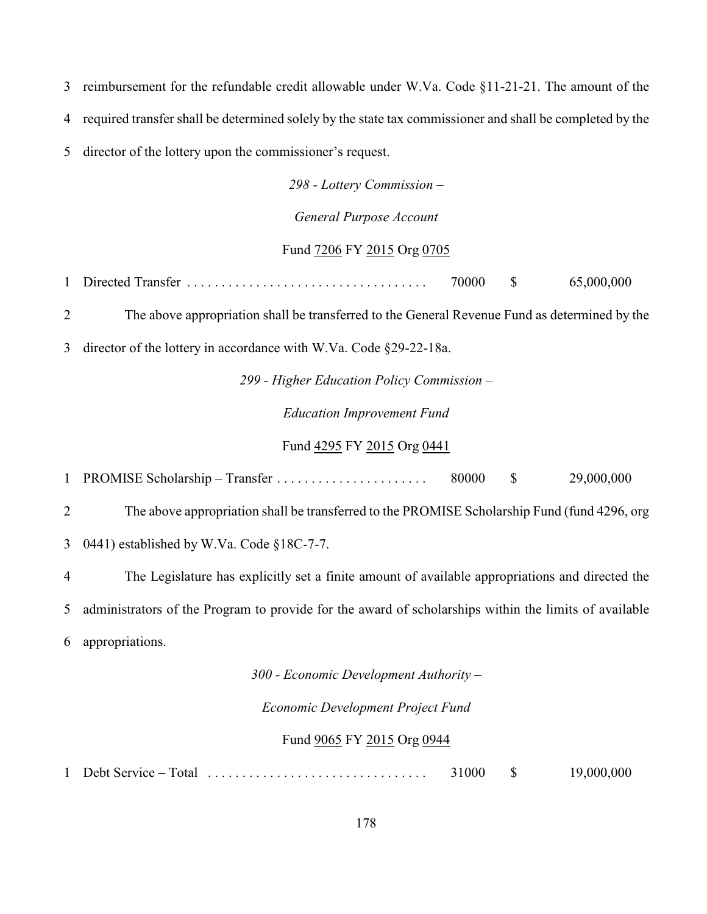3 reimbursement for the refundable credit allowable under W.Va. Code §11-21-21. The amount of the

4 required transfer shall be determined solely by the state tax commissioner and shall be completed by the

5 director of the lottery upon the commissioner's request.

*298 - Lottery Commission –*

*General Purpose Account*

Fund 7206 FY 2015 Org 0705

| | | | | |
|---|---|---|---|---|
| 1 | Directed Transfer . . . . . . . . . . . . . . . . . . . . . . . . . . . . . . . . . . . | 70000 | $ | 65,000,000 |

2 The above appropriation shall be transferred to the General Revenue Fund as determined by the

3 director of the lottery in accordance with W.Va. Code §29-22-18a.

*299 - Higher Education Policy Commission –*

*Education Improvement Fund*

Fund 4295 FY 2015 Org 0441

| | | | | |
|---|---|---|---|---|
| 1 | PROMISE Scholarship – Transfer . . . . . . . . . . . . . . . . . . . . . . | 80000 | $ | 29,000,000 |

2 The above appropriation shall be transferred to the PROMISE Scholarship Fund (fund 4296, org

3 0441) established by W.Va. Code §18C-7-7.

4 The Legislature has explicitly set a finite amount of available appropriations and directed the

5 administrators of the Program to provide for the award of scholarships within the limits of available

6 appropriations.

*300 - Economic Development Authority –*

*Economic Development Project Fund*

Fund 9065 FY 2015 Org 0944

| | | | | |
|---|---|---|---|---|
| 1 | Debt Service – Total . . . . . . . . . . . . . . . . . . . . . . . . . . . . . . . . | 31000 | $ | 19,000,000 |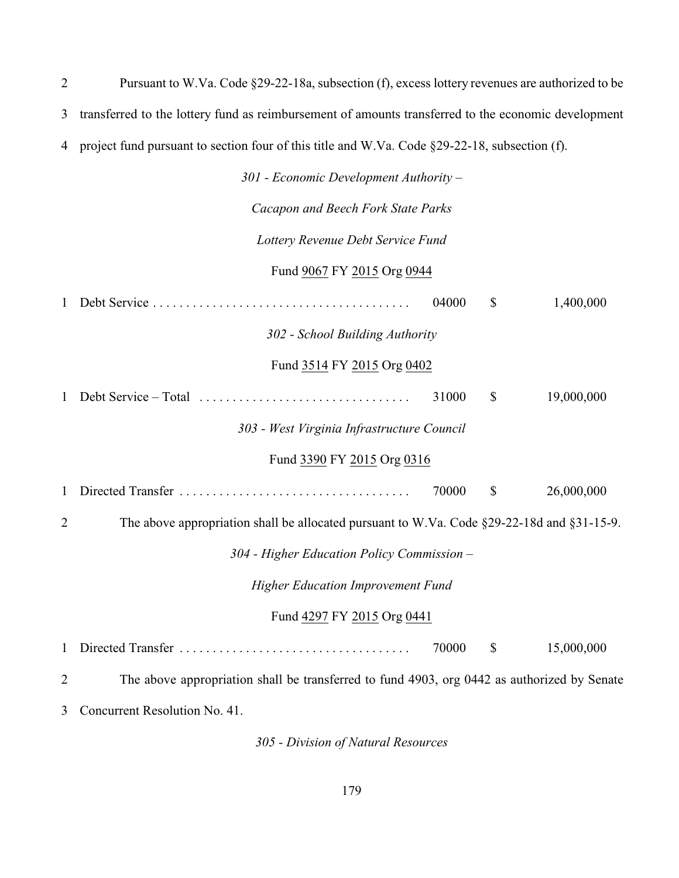2 Pursuant to W.Va. Code §29-22-18a, subsection (f), excess lottery revenues are authorized to be 3 transferred to the lottery fund as reimbursement of amounts transferred to the economic development 4 project fund pursuant to section four of this title and W.Va. Code §29-22-18, subsection (f).

*301 - Economic Development Authority –*

*Cacapon and Beech Fork State Parks*

*Lottery Revenue Debt Service Fund*

Fund 9067 FY 2015 Org 0944

| | | | | |
|---|---|---|---|---|
| 1 | Debt Service . . . . . . . . . . . . . . . . . . . . . . . . . . . . . . . . . . . . . . . | 04000 | $ | 1,400,000 |

*302 - School Building Authority*

Fund 3514 FY 2015 Org 0402

| | | | | |
|---|---|---|---|---|
| 1 | Debt Service – Total . . . . . . . . . . . . . . . . . . . . . . . . . . . . . . . . | 31000 | $ | 19,000,000 |

*303 - West Virginia Infrastructure Council*

Fund 3390 FY 2015 Org 0316

| | | | | |
|---|---|---|---|---|
| 1 | Directed Transfer . . . . . . . . . . . . . . . . . . . . . . . . . . . . . . . . . . . | 70000 | $ | 26,000,000 |

2 The above appropriation shall be allocated pursuant to W.Va. Code §29-22-18d and §31-15-9.

*304 - Higher Education Policy Commission –*

*Higher Education Improvement Fund*

Fund 4297 FY 2015 Org 0441

| | | | | |
|---|---|---|---|---|
| 1 | Directed Transfer . . . . . . . . . . . . . . . . . . . . . . . . . . . . . . . . . . . | 70000 | $ | 15,000,000 |

2 The above appropriation shall be transferred to fund 4903, org 0442 as authorized by Senate 3 Concurrent Resolution No. 41.

*305 - Division of Natural Resources*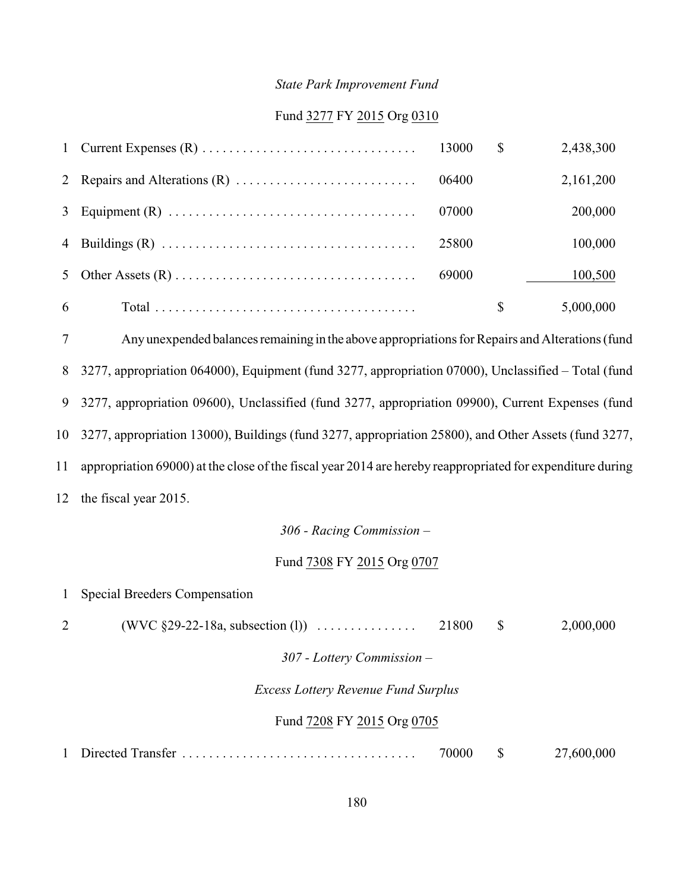*State Park Improvement Fund*

Fund 3277 FY 2015 Org 0310

| | | | | |
|---|---|---|---|---|
| 1 | Current Expenses (R) | 13000 | $ | 2,438,300 |
| 2 | Repairs and Alterations (R) | 06400 | | 2,161,200 |
| 3 | Equipment (R) | 07000 | | 200,000 |
| 4 | Buildings (R) | 25800 | | 100,000 |
| 5 | Other Assets (R) | 69000 | | 100,500 |
| 6 | Total | | $ | 5,000,000 |

7 Any unexpended balances remaining in the above appropriations for Repairs and Alterations (fund 8 3277, appropriation 064000), Equipment (fund 3277, appropriation 07000), Unclassified – Total (fund 9 3277, appropriation 09600), Unclassified (fund 3277, appropriation 09900), Current Expenses (fund 10 3277, appropriation 13000), Buildings (fund 3277, appropriation 25800), and Other Assets (fund 3277, 11 appropriation 69000) at the close of the fiscal year 2014 are hereby reappropriated for expenditure during 12 the fiscal year 2015.

*306 - Racing Commission –*

Fund 7308 FY 2015 Org 0707

| | | | | |
|---|---|---|---|---|
| 1 | Special Breeders Compensation | | | |
| 2 | (WVC §29-22-18a, subsection (l)) | 21800 | $ | 2,000,000 |

*307 - Lottery Commission –*

*Excess Lottery Revenue Fund Surplus*

Fund 7208 FY 2015 Org 0705

| | | | | |
|---|---|---|---|---|
| 1 | Directed Transfer | 70000 | $ | 27,600,000 |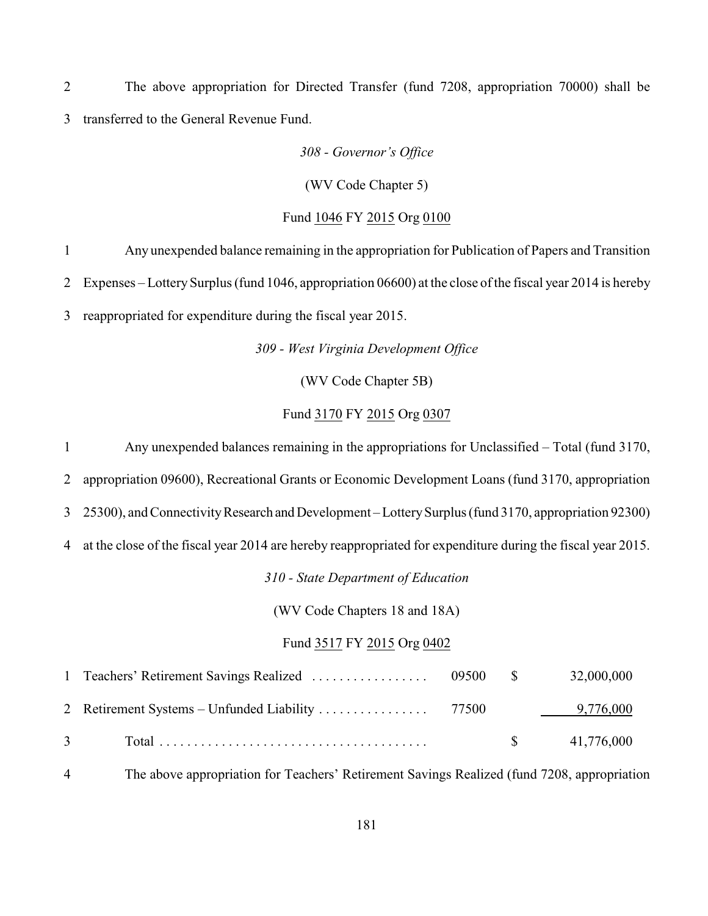The above appropriation for Directed Transfer (fund 7208, appropriation 70000) shall be transferred to the General Revenue Fund.

*308 - Governor's Office*

(WV Code Chapter 5)

Fund 1046 FY 2015 Org 0100

Any unexpended balance remaining in the appropriation for Publication of Papers and Transition Expenses – Lottery Surplus (fund 1046, appropriation 06600) at the close of the fiscal year 2014 is hereby reappropriated for expenditure during the fiscal year 2015.

*309 - West Virginia Development Office*

(WV Code Chapter 5B)

Fund 3170 FY 2015 Org 0307

Any unexpended balances remaining in the appropriations for Unclassified – Total (fund 3170, appropriation 09600), Recreational Grants or Economic Development Loans (fund 3170, appropriation 25300), and Connectivity Research and Development – Lottery Surplus (fund 3170, appropriation 92300) at the close of the fiscal year 2014 are hereby reappropriated for expenditure during the fiscal year 2015.

*310 - State Department of Education*

(WV Code Chapters 18 and 18A)

Fund 3517 FY 2015 Org 0402

| | | | |
|---|---|---|---|
| Teachers' Retirement Savings Realized | 09500 | $ | 32,000,000 |
| Retirement Systems – Unfunded Liability | 77500 | | 9,776,000 |
| Total | | $ | 41,776,000 |

The above appropriation for Teachers' Retirement Savings Realized (fund 7208, appropriation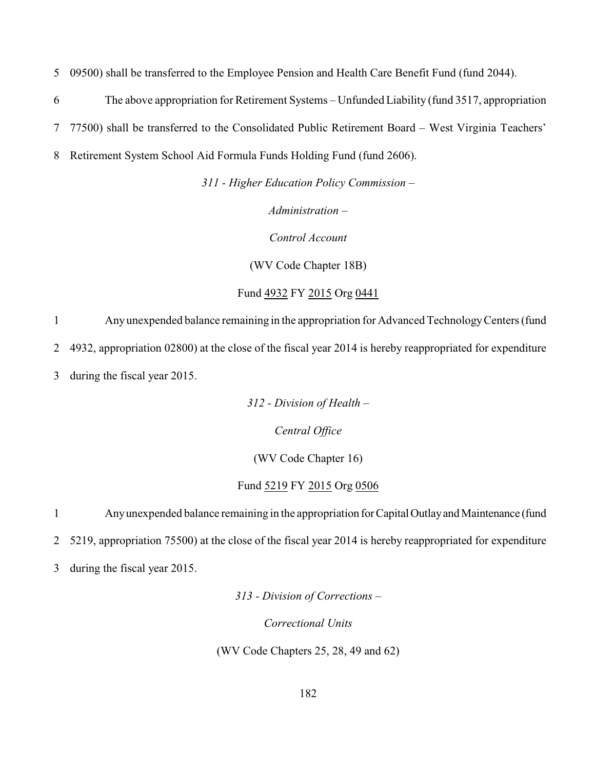5 09500) shall be transferred to the Employee Pension and Health Care Benefit Fund (fund 2044).

6 The above appropriation for Retirement Systems – Unfunded Liability (fund 3517, appropriation

7 77500) shall be transferred to the Consolidated Public Retirement Board – West Virginia Teachers'

8 Retirement System School Aid Formula Funds Holding Fund (fund 2606).

*311 - Higher Education Policy Commission –*

*Administration –*

*Control Account*

(WV Code Chapter 18B)

Fund <u>4932</u> FY <u>2015</u> Org <u>0441</u>

1 Any unexpended balance remaining in the appropriation for Advanced Technology Centers (fund

2 4932, appropriation 02800) at the close of the fiscal year 2014 is hereby reappropriated for expenditure

3 during the fiscal year 2015.

*312 - Division of Health –*

*Central Office*

(WV Code Chapter 16)

Fund <u>5219</u> FY <u>2015</u> Org <u>0506</u>

1 Any unexpended balance remaining in the appropriation for Capital Outlay and Maintenance (fund

2 5219, appropriation 75500) at the close of the fiscal year 2014 is hereby reappropriated for expenditure

3 during the fiscal year 2015.

*313 - Division of Corrections –*

*Correctional Units*

(WV Code Chapters 25, 28, 49 and 62)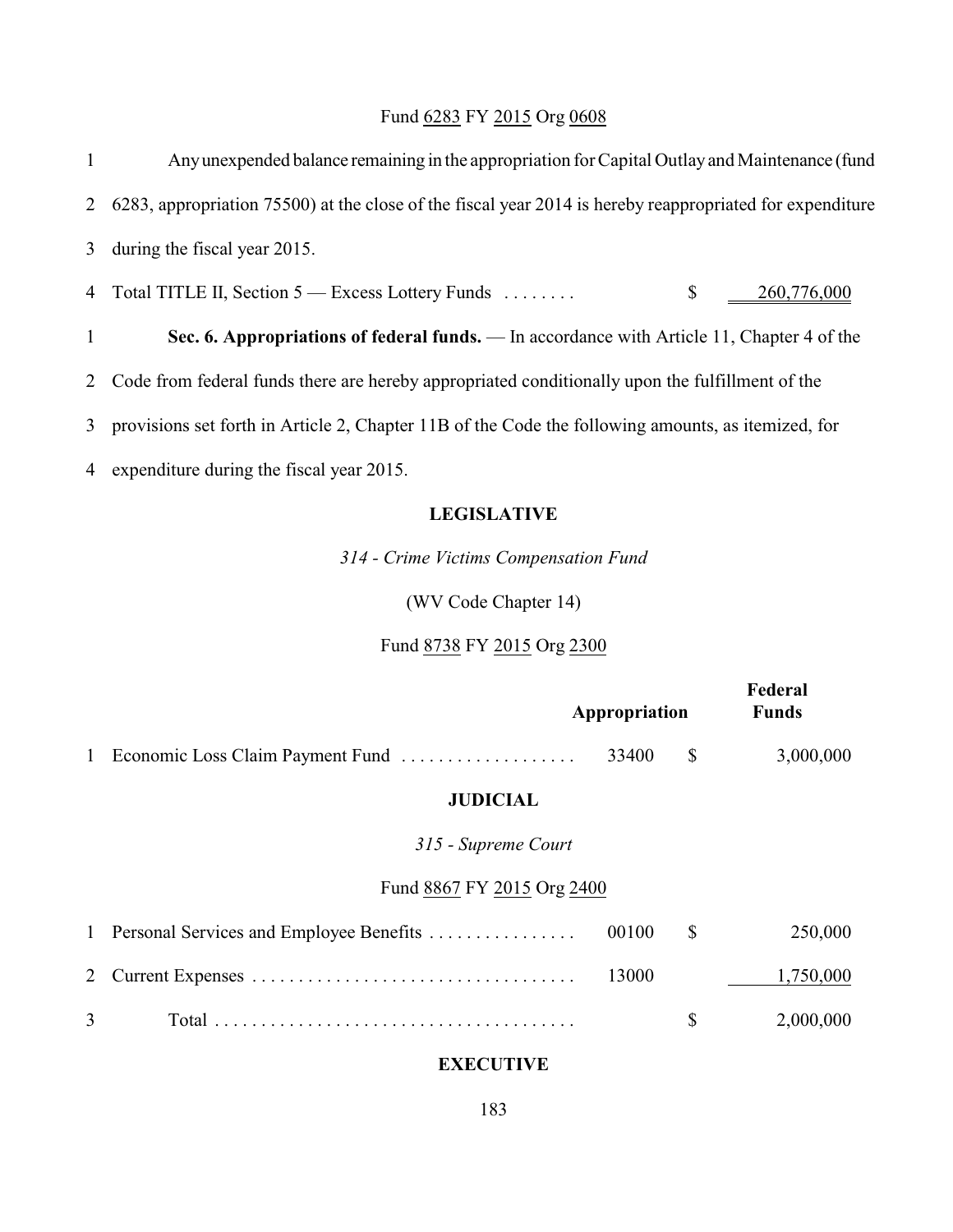Fund 6283 FY 2015 Org 0608

1 Any unexpended balance remaining in the appropriation for Capital Outlay and Maintenance (fund 2 6283, appropriation 75500) at the close of the fiscal year 2014 is hereby reappropriated for expenditure 3 during the fiscal year 2015.

4 Total TITLE II, Section 5 — Excess Lottery Funds . . . . . . . . $ 260,776,000

1 **Sec. 6. Appropriations of federal funds.** — In accordance with Article 11, Chapter 4 of the 2 Code from federal funds there are hereby appropriated conditionally upon the fulfillment of the 3 provisions set forth in Article 2, Chapter 11B of the Code the following amounts, as itemized, for 4 expenditure during the fiscal year 2015.

## LEGISLATIVE

*314 - Crime Victims Compensation Fund*

(WV Code Chapter 14)

Fund 8738 FY 2015 Org 2300

| | | Appropriation | | Federal Funds |
|---|---|---|---|---|
| 1 | Economic Loss Claim Payment Fund | 33400 | $ | 3,000,000 |

## JUDICIAL

*315 - Supreme Court*

Fund 8867 FY 2015 Org 2400

| | | Appropriation | | Federal Funds |
|---|---|---|---|---|
| 1 | Personal Services and Employee Benefits | 00100 | $ | 250,000 |
| 2 | Current Expenses | 13000 | | 1,750,000 |
| 3 | Total | | $ | 2,000,000 |

## EXECUTIVE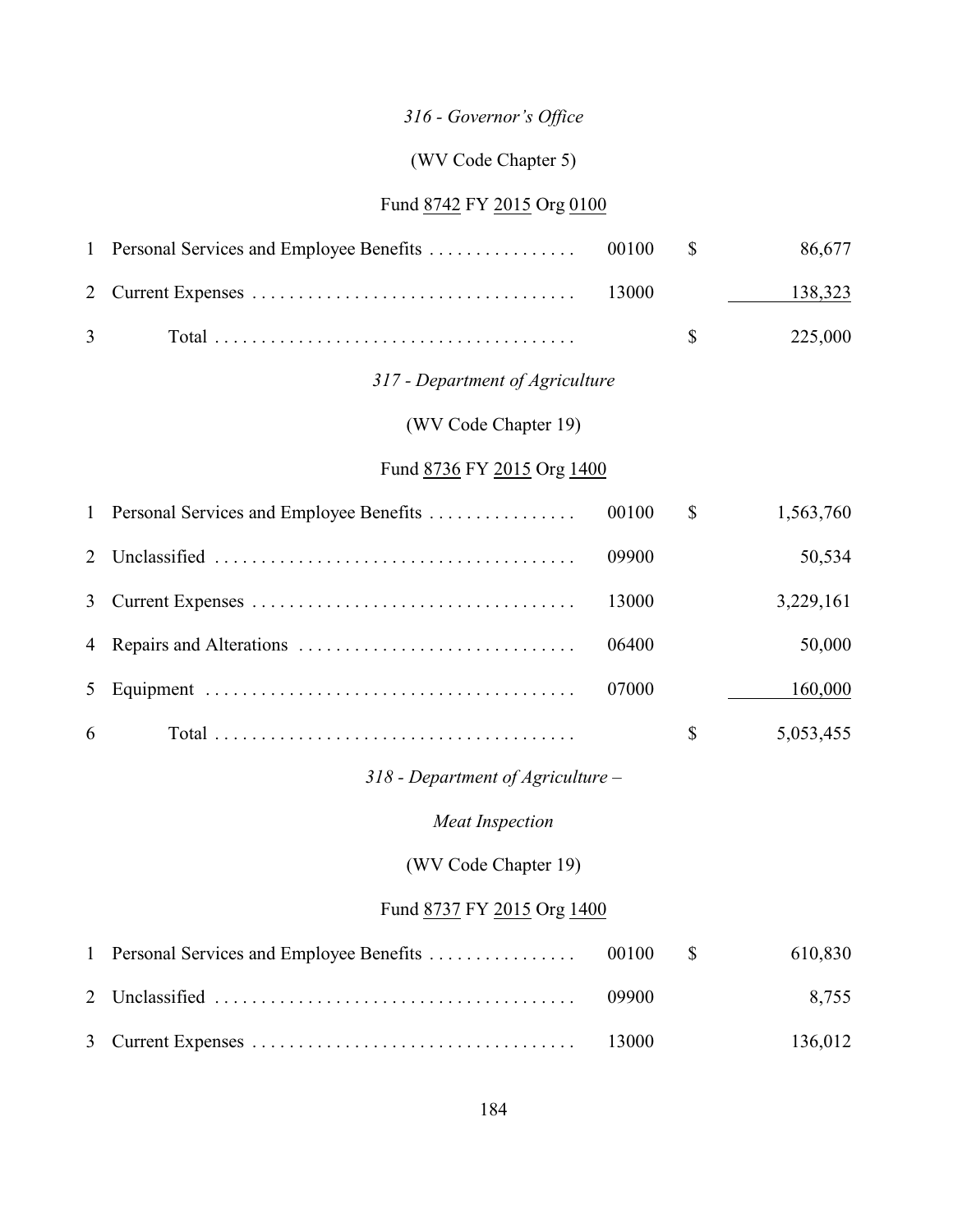*316 - Governor's Office*

(WV Code Chapter 5)

Fund 8742 FY 2015 Org 0100

| | | | | |
|---|---|---|---|---|
| 1 | Personal Services and Employee Benefits . . . . . . . . . . . . . . . . | 00100 | $ | 86,677 |
| 2 | Current Expenses . . . . . . . . . . . . . . . . . . . . . . . . . . . . . . . . . . . | 13000 | | 138,323 |
| 3 | Total . . . . . . . . . . . . . . . . . . . . . . . . . . . . . . . . . . . . . . . | | $ | 225,000 |

*317 - Department of Agriculture*

(WV Code Chapter 19)

Fund 8736 FY 2015 Org 1400

| | | | | |
|---|---|---|---|---|
| 1 | Personal Services and Employee Benefits . . . . . . . . . . . . . . . . | 00100 | $ | 1,563,760 |
| 2 | Unclassified . . . . . . . . . . . . . . . . . . . . . . . . . . . . . . . . . . . . . . | 09900 | | 50,534 |
| 3 | Current Expenses . . . . . . . . . . . . . . . . . . . . . . . . . . . . . . . . . . . | 13000 | | 3,229,161 |
| 4 | Repairs and Alterations . . . . . . . . . . . . . . . . . . . . . . . . . . . . . . | 06400 | | 50,000 |
| 5 | Equipment . . . . . . . . . . . . . . . . . . . . . . . . . . . . . . . . . . . . . . . . | 07000 | | 160,000 |
| 6 | Total . . . . . . . . . . . . . . . . . . . . . . . . . . . . . . . . . . . . . . . | | $ | 5,053,455 |

*318 - Department of Agriculture –*

*Meat Inspection*

(WV Code Chapter 19)

Fund 8737 FY 2015 Org 1400

| | | | | |
|---|---|---|---|---|
| 1 | Personal Services and Employee Benefits . . . . . . . . . . . . . . . . | 00100 | $ | 610,830 |
| 2 | Unclassified . . . . . . . . . . . . . . . . . . . . . . . . . . . . . . . . . . . . . . | 09900 | | 8,755 |
| 3 | Current Expenses . . . . . . . . . . . . . . . . . . . . . . . . . . . . . . . . . . . | 13000 | | 136,012 |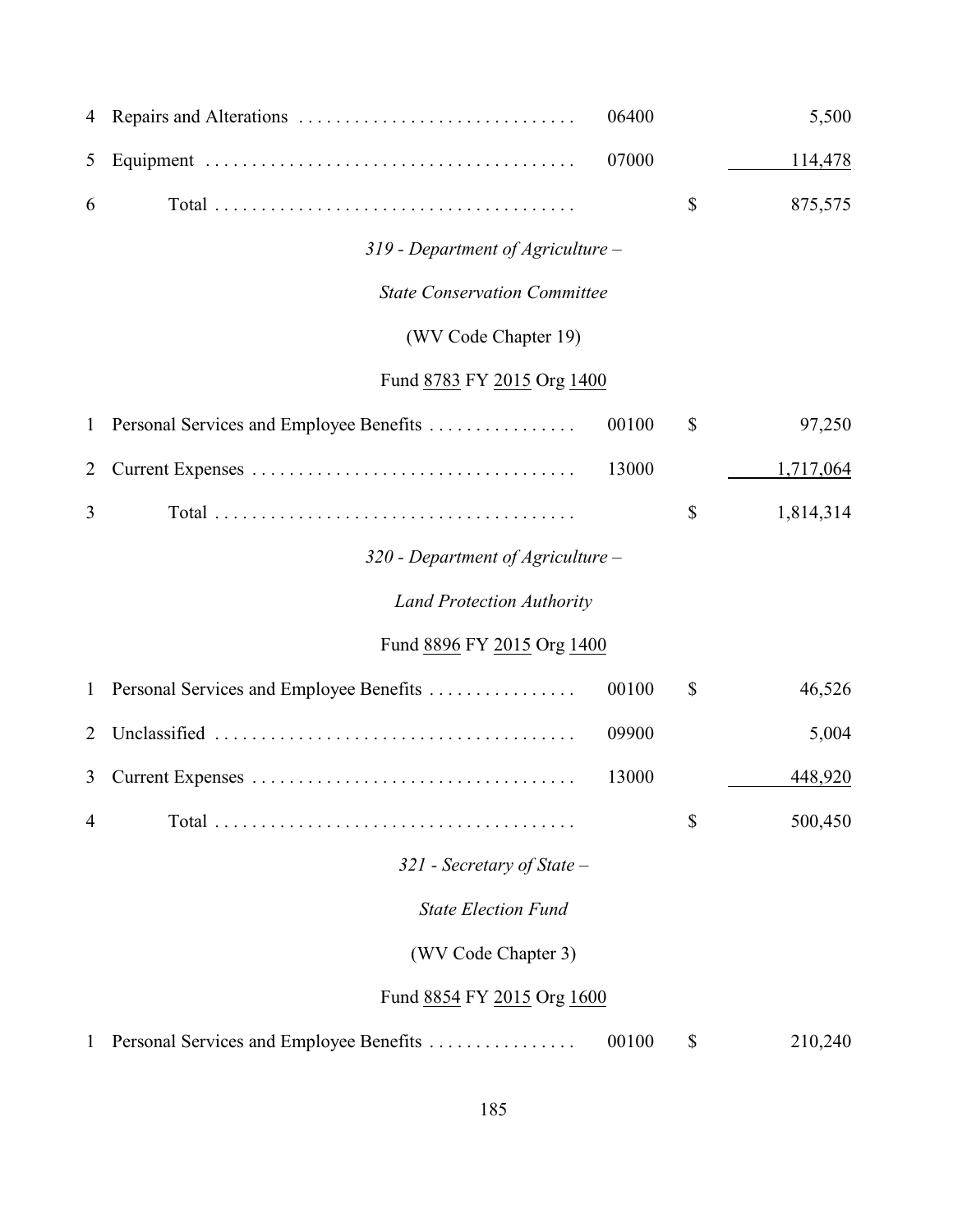| | | | | |
|---|---|---|---|---|
| 4 | Repairs and Alterations | 06400 | | 5,500 |
| 5 | Equipment | 07000 | | 114,478 |
| 6 | Total | | $ | 875,575 |

*319 - Department of Agriculture –*

*State Conservation Committee*

(WV Code Chapter 19)

Fund 8783 FY 2015 Org 1400

| | | | | |
|---|---|---|---|---|
| 1 | Personal Services and Employee Benefits | 00100 | $ | 97,250 |
| 2 | Current Expenses | 13000 | | 1,717,064 |
| 3 | Total | | $ | 1,814,314 |

*320 - Department of Agriculture –*

*Land Protection Authority*

Fund 8896 FY 2015 Org 1400

| | | | | |
|---|---|---|---|---|
| 1 | Personal Services and Employee Benefits | 00100 | $ | 46,526 |
| 2 | Unclassified | 09900 | | 5,004 |
| 3 | Current Expenses | 13000 | | 448,920 |
| 4 | Total | | $ | 500,450 |

*321 - Secretary of State –*

*State Election Fund*

(WV Code Chapter 3)

Fund 8854 FY 2015 Org 1600

| | | | | |
|---|---|---|---|---|
| 1 | Personal Services and Employee Benefits | 00100 | $ | 210,240 |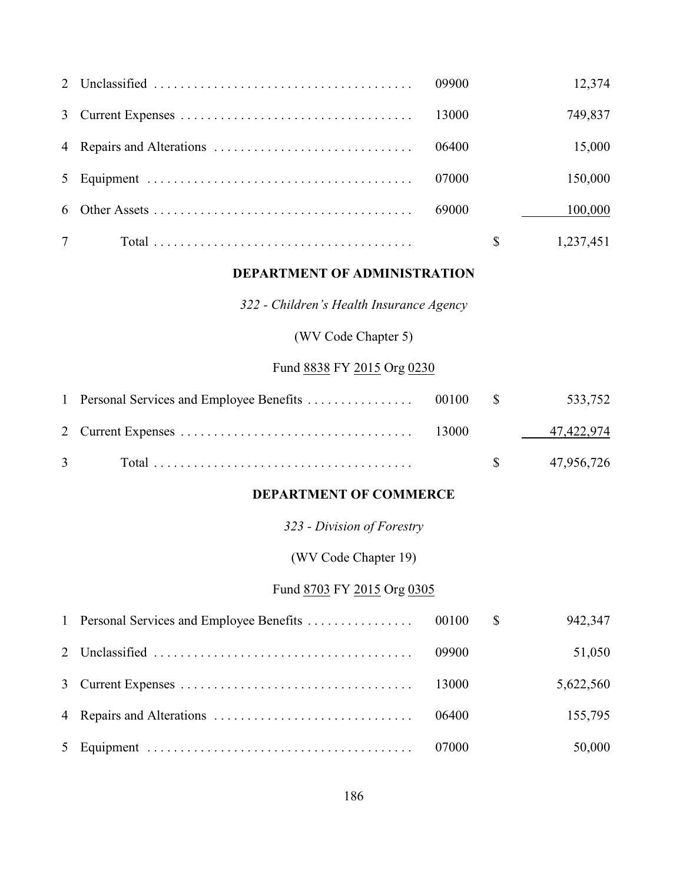| | | | | |
|---|---|---|---|---|
| 2 | Unclassified | 09900 | | 12,374 |
| 3 | Current Expenses | 13000 | | 749,837 |
| 4 | Repairs and Alterations | 06400 | | 15,000 |
| 5 | Equipment | 07000 | | 150,000 |
| 6 | Other Assets | 69000 | | 100,000 |
| 7 | Total | | $ | 1,237,451 |

**DEPARTMENT OF ADMINISTRATION**

*322 - Children's Health Insurance Agency*

(WV Code Chapter 5)

Fund 8838 FY 2015 Org 0230

| | | | | |
|---|---|---|---|---|
| 1 | Personal Services and Employee Benefits | 00100 | $ | 533,752 |
| 2 | Current Expenses | 13000 | | 47,422,974 |
| 3 | Total | | $ | 47,956,726 |

**DEPARTMENT OF COMMERCE**

*323 - Division of Forestry*

(WV Code Chapter 19)

Fund 8703 FY 2015 Org 0305

| | | | | |
|---|---|---|---|---|
| 1 | Personal Services and Employee Benefits | 00100 | $ | 942,347 |
| 2 | Unclassified | 09900 | | 51,050 |
| 3 | Current Expenses | 13000 | | 5,622,560 |
| 4 | Repairs and Alterations | 06400 | | 155,795 |
| 5 | Equipment | 07000 | | 50,000 |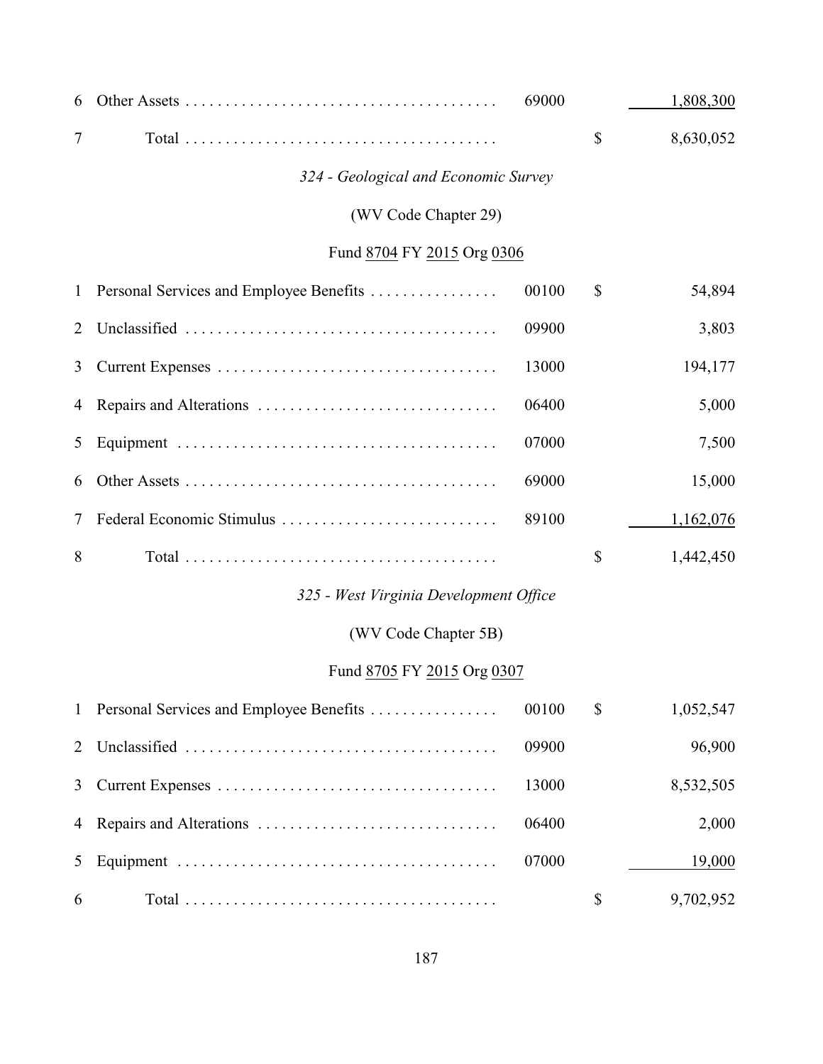| | | | | |
|---|---|---|---|---|
| 6 | Other Assets | 69000 | | 1,808,300 |
| 7 | Total | | $ | 8,630,052 |

*324 - Geological and Economic Survey*

(WV Code Chapter 29)

Fund 8704 FY 2015 Org 0306

| | | | | |
|---|---|---|---|---|
| 1 | Personal Services and Employee Benefits | 00100 | $ | 54,894 |
| 2 | Unclassified | 09900 | | 3,803 |
| 3 | Current Expenses | 13000 | | 194,177 |
| 4 | Repairs and Alterations | 06400 | | 5,000 |
| 5 | Equipment | 07000 | | 7,500 |
| 6 | Other Assets | 69000 | | 15,000 |
| 7 | Federal Economic Stimulus | 89100 | | 1,162,076 |
| 8 | Total | | $ | 1,442,450 |

*325 - West Virginia Development Office*

(WV Code Chapter 5B)

Fund 8705 FY 2015 Org 0307

| | | | | |
|---|---|---|---|---|
| 1 | Personal Services and Employee Benefits | 00100 | $ | 1,052,547 |
| 2 | Unclassified | 09900 | | 96,900 |
| 3 | Current Expenses | 13000 | | 8,532,505 |
| 4 | Repairs and Alterations | 06400 | | 2,000 |
| 5 | Equipment | 07000 | | 19,000 |
| 6 | Total | | $ | 9,702,952 |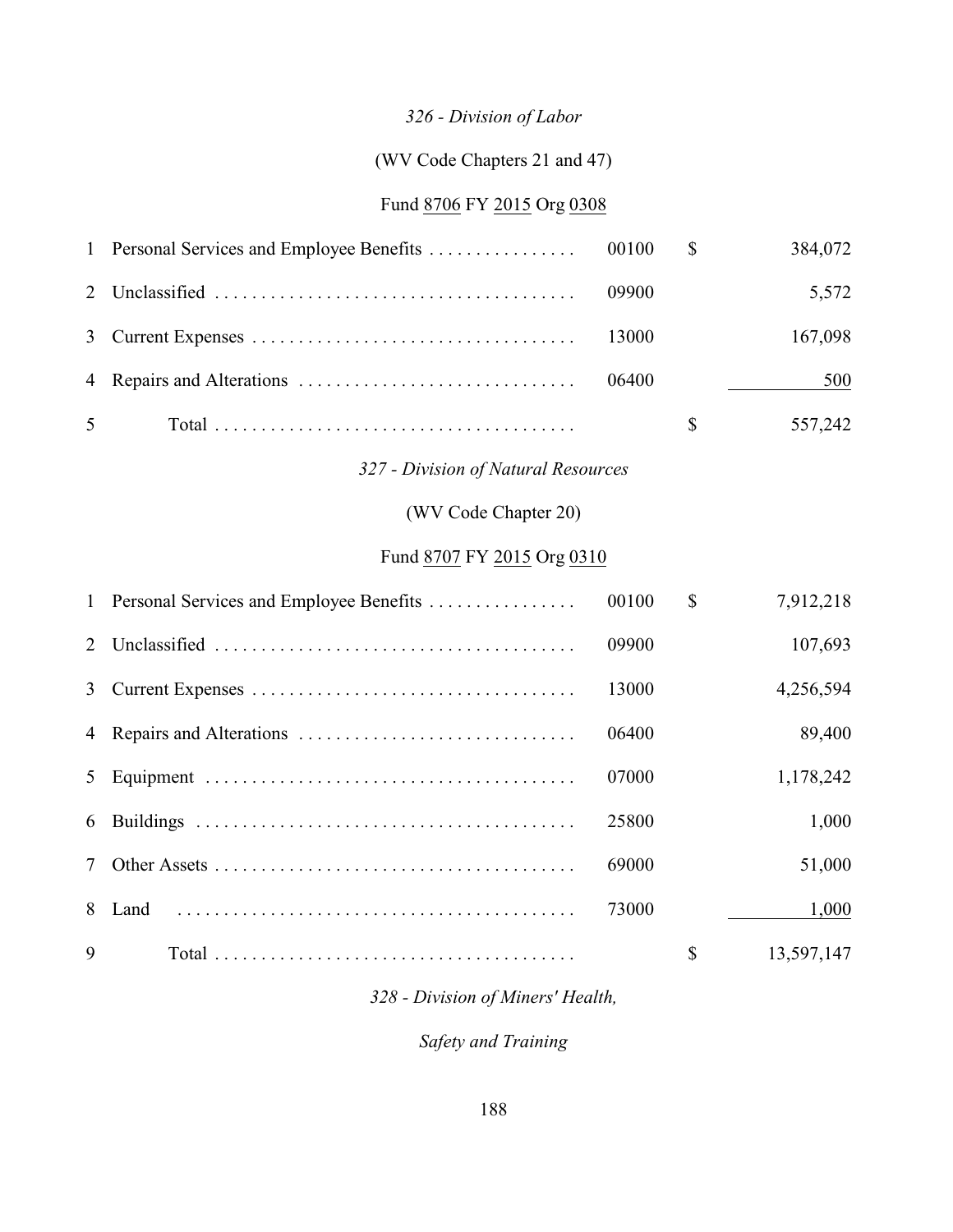*326 - Division of Labor*

(WV Code Chapters 21 and 47)

Fund 8706 FY 2015 Org 0308

| | | | | |
|---|---|---|---|---|
| 1 | Personal Services and Employee Benefits | 00100 | $ | 384,072 |
| 2 | Unclassified | 09900 | | 5,572 |
| 3 | Current Expenses | 13000 | | 167,098 |
| 4 | Repairs and Alterations | 06400 | | 500 |
| 5 | Total | | $ | 557,242 |

*327 - Division of Natural Resources*

(WV Code Chapter 20)

Fund 8707 FY 2015 Org 0310

| | | | | |
|---|---|---|---|---|
| 1 | Personal Services and Employee Benefits | 00100 | $ | 7,912,218 |
| 2 | Unclassified | 09900 | | 107,693 |
| 3 | Current Expenses | 13000 | | 4,256,594 |
| 4 | Repairs and Alterations | 06400 | | 89,400 |
| 5 | Equipment | 07000 | | 1,178,242 |
| 6 | Buildings | 25800 | | 1,000 |
| 7 | Other Assets | 69000 | | 51,000 |
| 8 | Land | 73000 | | 1,000 |
| 9 | Total | | $ | 13,597,147 |

*328 - Division of Miners' Health,*

*Safety and Training*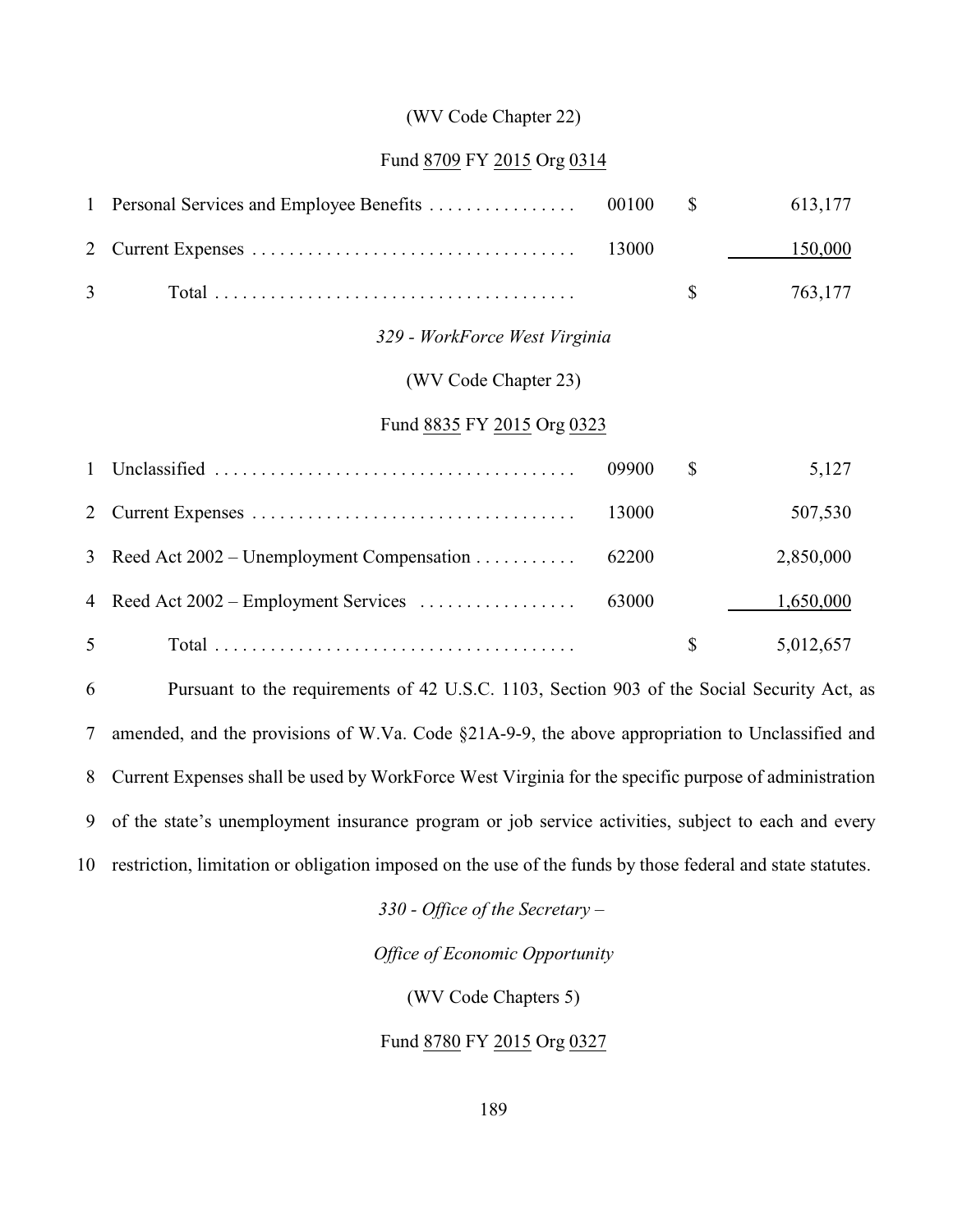(WV Code Chapter 22)

Fund 8709 FY 2015 Org 0314

| | | | | |
|---|---|---|---|---|
| 1 | Personal Services and Employee Benefits | 00100 | $ | 613,177 |
| 2 | Current Expenses | 13000 | | 150,000 |
| 3 | Total | | $ | 763,177 |

*329 - WorkForce West Virginia*

(WV Code Chapter 23)

Fund 8835 FY 2015 Org 0323

| | | | | |
|---|---|---|---|---|
| 1 | Unclassified | 09900 | $ | 5,127 |
| 2 | Current Expenses | 13000 | | 507,530 |
| 3 | Reed Act 2002 – Unemployment Compensation | 62200 | | 2,850,000 |
| 4 | Reed Act 2002 – Employment Services | 63000 | | 1,650,000 |
| 5 | Total | | $ | 5,012,657 |

6 Pursuant to the requirements of 42 U.S.C. 1103, Section 903 of the Social Security Act, as 7 amended, and the provisions of W.Va. Code §21A-9-9, the above appropriation to Unclassified and 8 Current Expenses shall be used by WorkForce West Virginia for the specific purpose of administration 9 of the state's unemployment insurance program or job service activities, subject to each and every 10 restriction, limitation or obligation imposed on the use of the funds by those federal and state statutes.

*330 - Office of the Secretary –*

*Office of Economic Opportunity*

(WV Code Chapters 5)

Fund 8780 FY 2015 Org 0327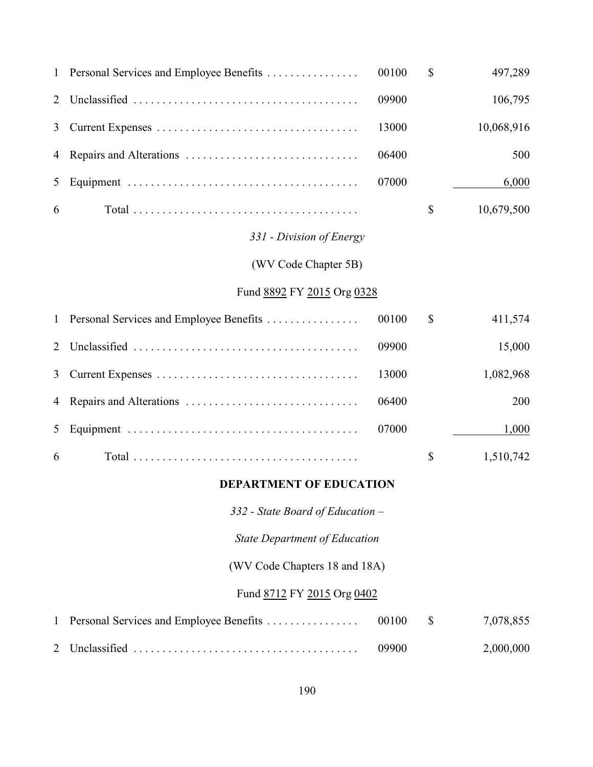| | | | | |
|---|---|---|---|---|
| 1 | Personal Services and Employee Benefits | 00100 | $ | 497,289 |
| 2 | Unclassified | 09900 | | 106,795 |
| 3 | Current Expenses | 13000 | | 10,068,916 |
| 4 | Repairs and Alterations | 06400 | | 500 |
| 5 | Equipment | 07000 | | 6,000 |
| 6 | Total | | $ | 10,679,500 |

*331 - Division of Energy*

(WV Code Chapter 5B)

Fund 8892 FY 2015 Org 0328

| | | | | |
|---|---|---|---|---|
| 1 | Personal Services and Employee Benefits | 00100 | $ | 411,574 |
| 2 | Unclassified | 09900 | | 15,000 |
| 3 | Current Expenses | 13000 | | 1,082,968 |
| 4 | Repairs and Alterations | 06400 | | 200 |
| 5 | Equipment | 07000 | | 1,000 |
| 6 | Total | | $ | 1,510,742 |

**DEPARTMENT OF EDUCATION**

*332 - State Board of Education –*

*State Department of Education*

(WV Code Chapters 18 and 18A)

Fund 8712 FY 2015 Org 0402

| | | | | |
|---|---|---|---|---|
| 1 | Personal Services and Employee Benefits | 00100 | $ | 7,078,855 |
| 2 | Unclassified | 09900 | | 2,000,000 |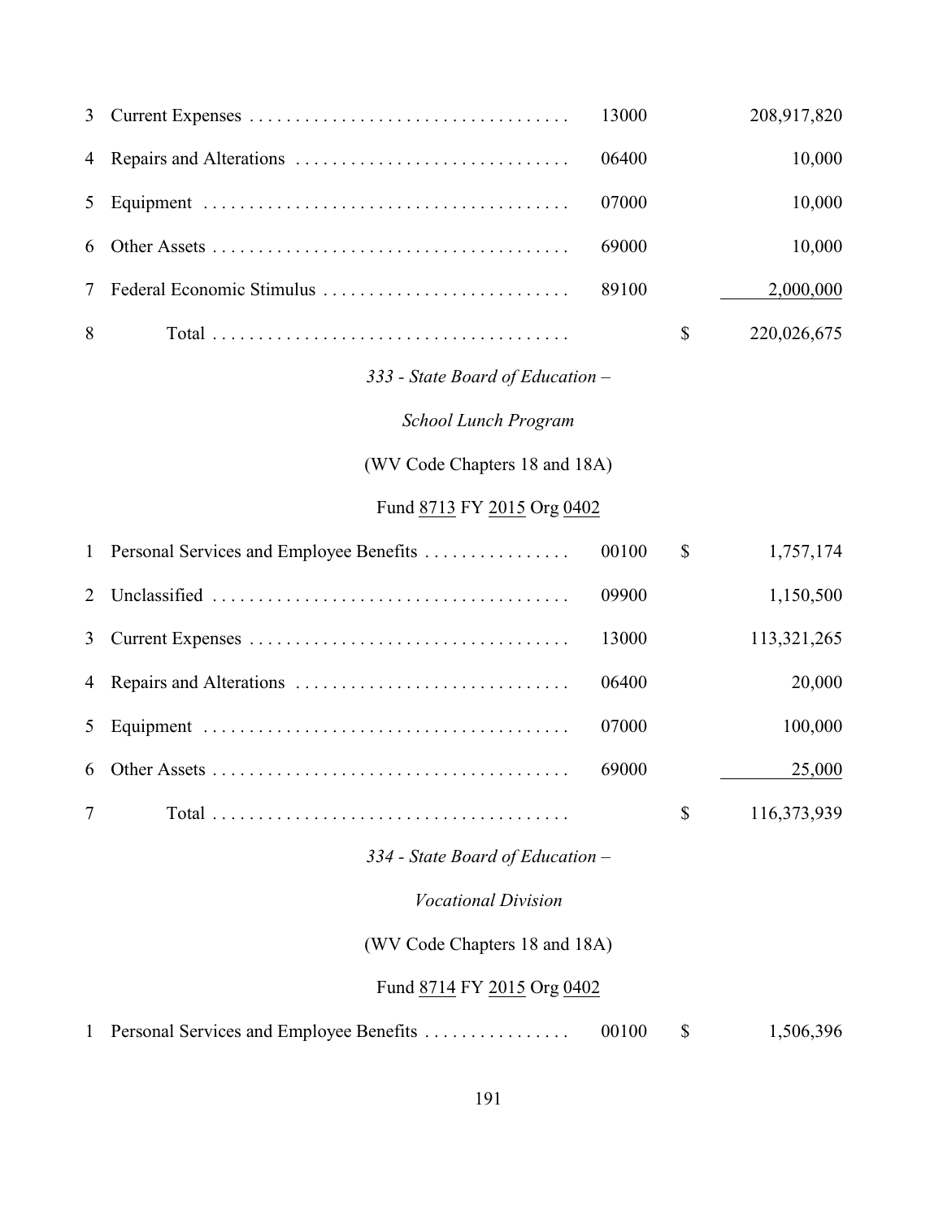| | | | | |
|---|---|---|---|---|
| 3 | Current Expenses | 13000 | | 208,917,820 |
| 4 | Repairs and Alterations | 06400 | | 10,000 |
| 5 | Equipment | 07000 | | 10,000 |
| 6 | Other Assets | 69000 | | 10,000 |
| 7 | Federal Economic Stimulus | 89100 | | 2,000,000 |
| 8 | Total | | $ | 220,026,675 |

*333 - State Board of Education –*

*School Lunch Program*

(WV Code Chapters 18 and 18A)

Fund 8713 FY 2015 Org 0402

| | | | | |
|---|---|---|---|---|
| 1 | Personal Services and Employee Benefits | 00100 | $ | 1,757,174 |
| 2 | Unclassified | 09900 | | 1,150,500 |
| 3 | Current Expenses | 13000 | | 113,321,265 |
| 4 | Repairs and Alterations | 06400 | | 20,000 |
| 5 | Equipment | 07000 | | 100,000 |
| 6 | Other Assets | 69000 | | 25,000 |
| 7 | Total | | $ | 116,373,939 |

*334 - State Board of Education –*

*Vocational Division*

(WV Code Chapters 18 and 18A)

Fund 8714 FY 2015 Org 0402

| | | | | |
|---|---|---|---|---|
| 1 | Personal Services and Employee Benefits | 00100 | $ | 1,506,396 |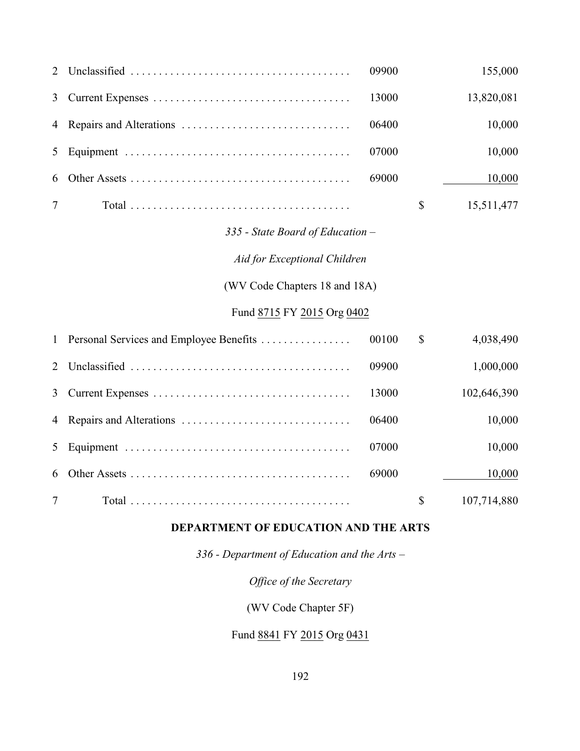| | | | | |
|---|---|---|---|---|
| 2 | Unclassified | 09900 | | 155,000 |
| 3 | Current Expenses | 13000 | | 13,820,081 |
| 4 | Repairs and Alterations | 06400 | | 10,000 |
| 5 | Equipment | 07000 | | 10,000 |
| 6 | Other Assets | 69000 | | 10,000 |
| 7 | Total | | $ | 15,511,477 |

*335 - State Board of Education –*

*Aid for Exceptional Children*

(WV Code Chapters 18 and 18A)

Fund 8715 FY 2015 Org 0402

| | | | | |
|---|---|---|---|---|
| 1 | Personal Services and Employee Benefits | 00100 | $ | 4,038,490 |
| 2 | Unclassified | 09900 | | 1,000,000 |
| 3 | Current Expenses | 13000 | | 102,646,390 |
| 4 | Repairs and Alterations | 06400 | | 10,000 |
| 5 | Equipment | 07000 | | 10,000 |
| 6 | Other Assets | 69000 | | 10,000 |
| 7 | Total | | $ | 107,714,880 |

## DEPARTMENT OF EDUCATION AND THE ARTS

*336 - Department of Education and the Arts –*

*Office of the Secretary*

(WV Code Chapter 5F)

Fund 8841 FY 2015 Org 0431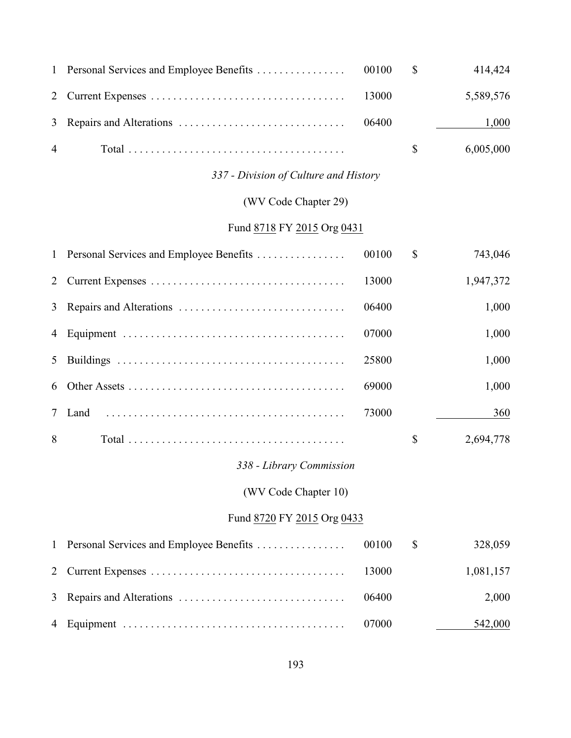| | | | | |
|---|---|---|---|---|
| 1 | Personal Services and Employee Benefits | 00100 | $ | 414,424 |
| 2 | Current Expenses | 13000 | | 5,589,576 |
| 3 | Repairs and Alterations | 06400 | | 1,000 |
| 4 | Total | | $ | 6,005,000 |

*337 - Division of Culture and History*

(WV Code Chapter 29)

Fund 8718 FY 2015 Org 0431

| | | | | |
|---|---|---|---|---|
| 1 | Personal Services and Employee Benefits | 00100 | $ | 743,046 |
| 2 | Current Expenses | 13000 | | 1,947,372 |
| 3 | Repairs and Alterations | 06400 | | 1,000 |
| 4 | Equipment | 07000 | | 1,000 |
| 5 | Buildings | 25800 | | 1,000 |
| 6 | Other Assets | 69000 | | 1,000 |
| 7 | Land | 73000 | | 360 |
| 8 | Total | | $ | 2,694,778 |

*338 - Library Commission*

(WV Code Chapter 10)

Fund 8720 FY 2015 Org 0433

| | | | | |
|---|---|---|---|---|
| 1 | Personal Services and Employee Benefits | 00100 | $ | 328,059 |
| 2 | Current Expenses | 13000 | | 1,081,157 |
| 3 | Repairs and Alterations | 06400 | | 2,000 |
| 4 | Equipment | 07000 | | 542,000 |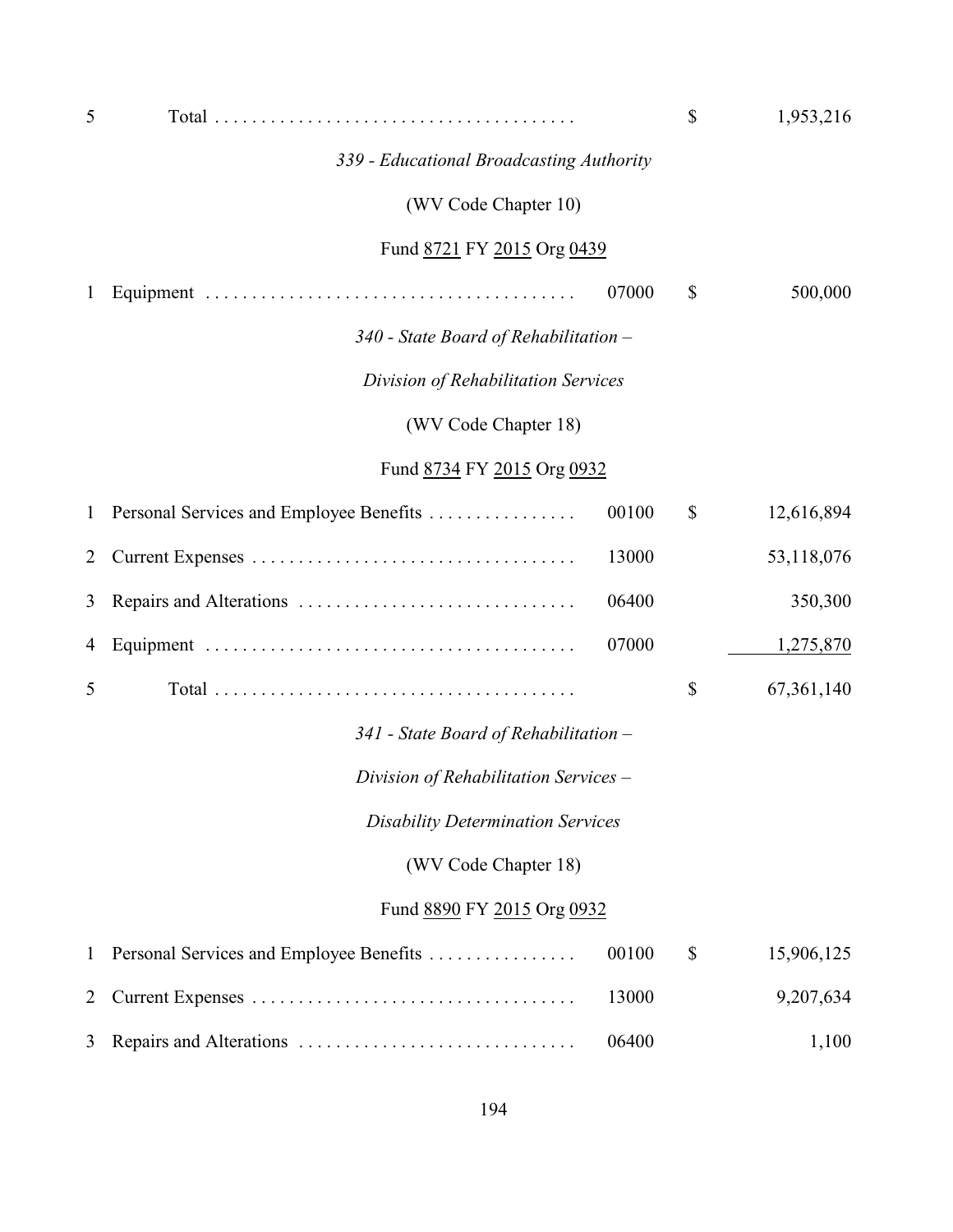| | | | | |
|---|---|---|---|---|
| 5 | Total | | $ | 1,953,216 |

*339 - Educational Broadcasting Authority*

(WV Code Chapter 10)

Fund 8721 FY 2015 Org 0439

| | | | | |
|---|---|---|---|---|
| 1 | Equipment | 07000 | $ | 500,000 |

*340 - State Board of Rehabilitation –*

*Division of Rehabilitation Services*

(WV Code Chapter 18)

Fund 8734 FY 2015 Org 0932

| | | | | |
|---|---|---|---|---|
| 1 | Personal Services and Employee Benefits | 00100 | $ | 12,616,894 |
| 2 | Current Expenses | 13000 | | 53,118,076 |
| 3 | Repairs and Alterations | 06400 | | 350,300 |
| 4 | Equipment | 07000 | | 1,275,870 |
| 5 | Total | | $ | 67,361,140 |

*341 - State Board of Rehabilitation –*

*Division of Rehabilitation Services –*

*Disability Determination Services*

(WV Code Chapter 18)

Fund 8890 FY 2015 Org 0932

| | | | | |
|---|---|---|---|---|
| 1 | Personal Services and Employee Benefits | 00100 | $ | 15,906,125 |
| 2 | Current Expenses | 13000 | | 9,207,634 |
| 3 | Repairs and Alterations | 06400 | | 1,100 |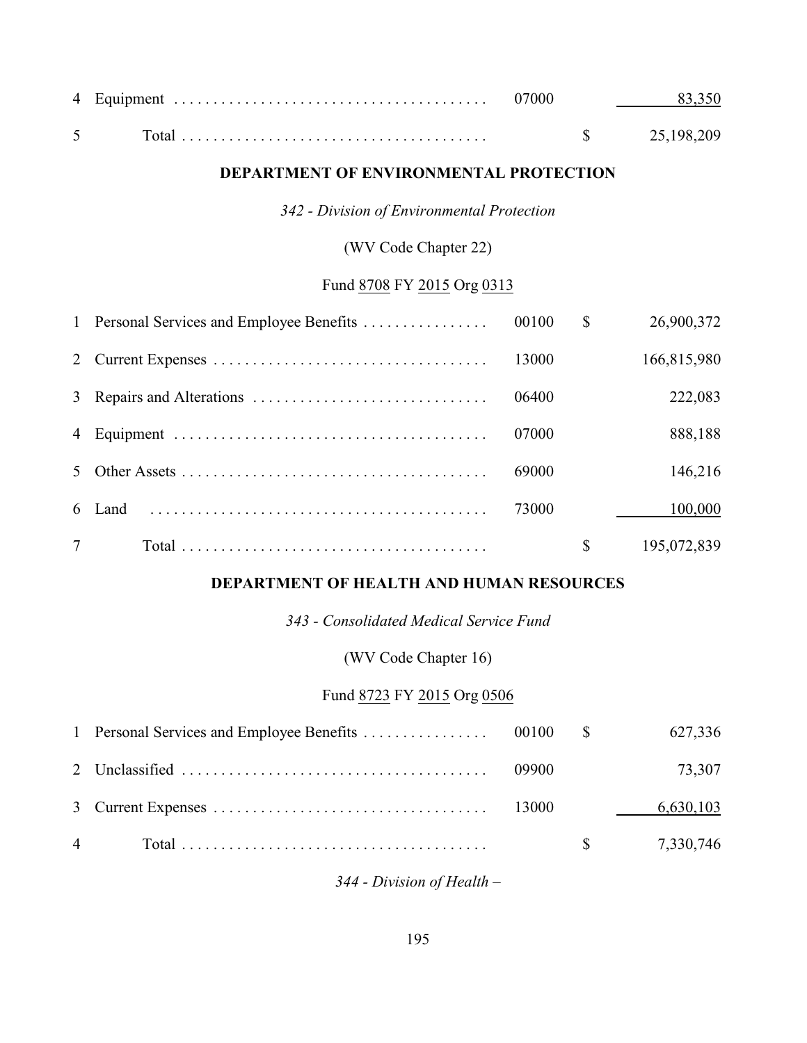| | | | | |
|---|---|---|---|---|
| 4 | Equipment | 07000 | | 83,350 |
| 5 | Total | | $ | 25,198,209 |

**DEPARTMENT OF ENVIRONMENTAL PROTECTION**

*342 - Division of Environmental Protection*

(WV Code Chapter 22)

Fund 8708 FY 2015 Org 0313

| | | | | |
|---|---|---|---|---|
| 1 | Personal Services and Employee Benefits | 00100 | $ | 26,900,372 |
| 2 | Current Expenses | 13000 | | 166,815,980 |
| 3 | Repairs and Alterations | 06400 | | 222,083 |
| 4 | Equipment | 07000 | | 888,188 |
| 5 | Other Assets | 69000 | | 146,216 |
| 6 | Land | 73000 | | 100,000 |
| 7 | Total | | $ | 195,072,839 |

**DEPARTMENT OF HEALTH AND HUMAN RESOURCES**

*343 - Consolidated Medical Service Fund*

(WV Code Chapter 16)

Fund 8723 FY 2015 Org 0506

| | | | | |
|---|---|---|---|---|
| 1 | Personal Services and Employee Benefits | 00100 | $ | 627,336 |
| 2 | Unclassified | 09900 | | 73,307 |
| 3 | Current Expenses | 13000 | | 6,630,103 |
| 4 | Total | | $ | 7,330,746 |

*344 - Division of Health –*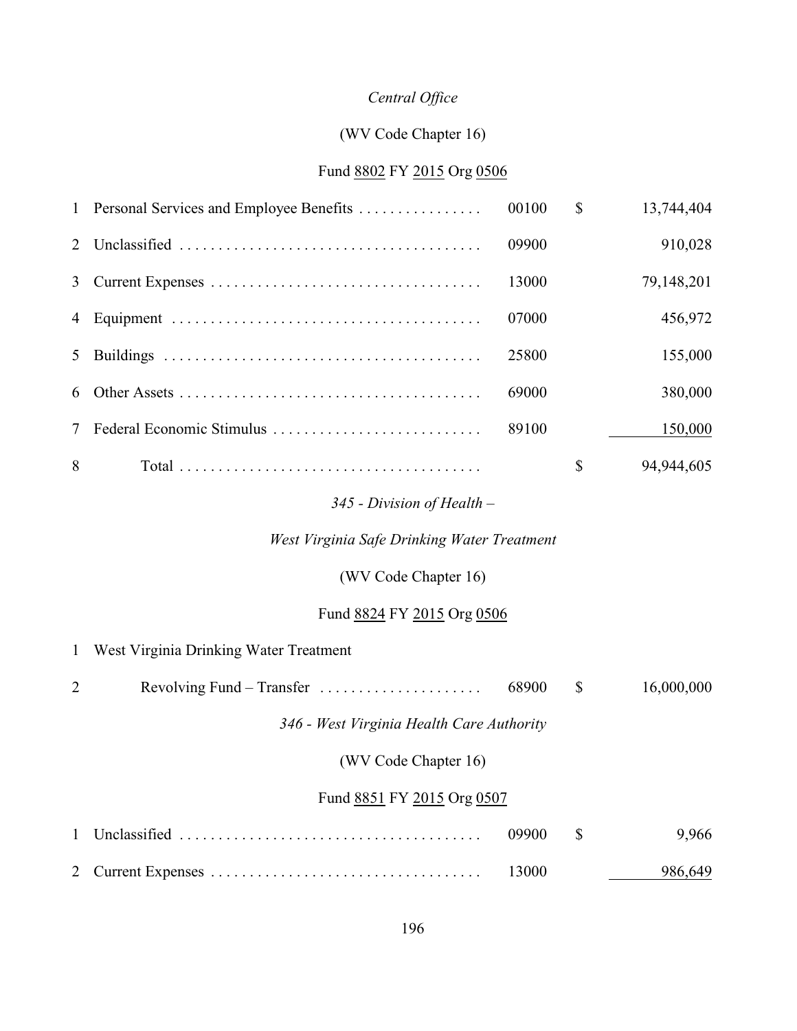*Central Office*

(WV Code Chapter 16)

Fund 8802 FY 2015 Org 0506

| | | | | |
|---|---|---|---|---|
| 1 | Personal Services and Employee Benefits | 00100 | $ | 13,744,404 |
| 2 | Unclassified | 09900 | | 910,028 |
| 3 | Current Expenses | 13000 | | 79,148,201 |
| 4 | Equipment | 07000 | | 456,972 |
| 5 | Buildings | 25800 | | 155,000 |
| 6 | Other Assets | 69000 | | 380,000 |
| 7 | Federal Economic Stimulus | 89100 | | 150,000 |
| 8 | Total | | $ | 94,944,605 |

*345 - Division of Health –*

*West Virginia Safe Drinking Water Treatment*

(WV Code Chapter 16)

Fund 8824 FY 2015 Org 0506

| | | | | |
|---|---|---|---|---|
| 1 | West Virginia Drinking Water Treatment | | | |
| 2 | Revolving Fund – Transfer | 68900 | $ | 16,000,000 |

*346 - West Virginia Health Care Authority*

(WV Code Chapter 16)

Fund 8851 FY 2015 Org 0507

| | | | | |
|---|---|---|---|---|
| 1 | Unclassified | 09900 | $ | 9,966 |
| 2 | Current Expenses | 13000 | | 986,649 |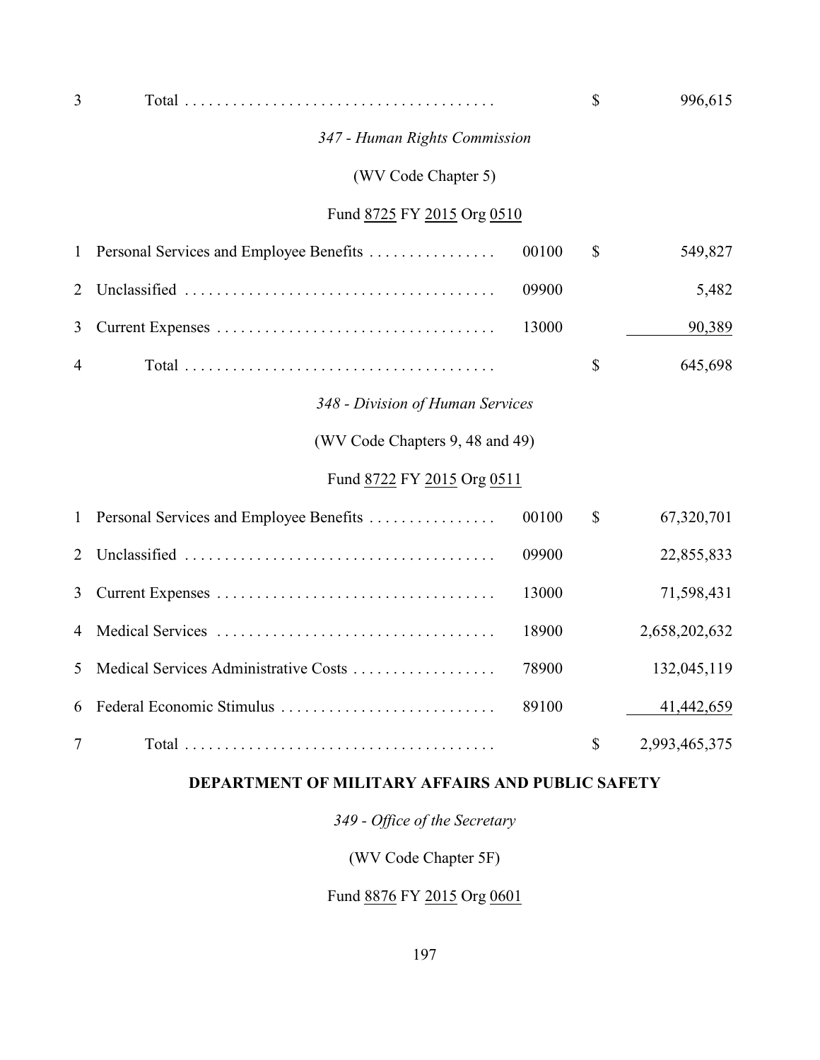| | | | | |
|---|---|---|---|---|
| 3 | Total | | $ | 996,615 |

*347 - Human Rights Commission*

(WV Code Chapter 5)

Fund 8725 FY 2015 Org 0510

| | | | | |
|---|---|---|---|---|
| 1 | Personal Services and Employee Benefits | 00100 | $ | 549,827 |
| 2 | Unclassified | 09900 | | 5,482 |
| 3 | Current Expenses | 13000 | | 90,389 |
| 4 | Total | | $ | 645,698 |

*348 - Division of Human Services*

(WV Code Chapters 9, 48 and 49)

Fund 8722 FY 2015 Org 0511

| | | | | |
|---|---|---|---|---|
| 1 | Personal Services and Employee Benefits | 00100 | $ | 67,320,701 |
| 2 | Unclassified | 09900 | | 22,855,833 |
| 3 | Current Expenses | 13000 | | 71,598,431 |
| 4 | Medical Services | 18900 | | 2,658,202,632 |
| 5 | Medical Services Administrative Costs | 78900 | | 132,045,119 |
| 6 | Federal Economic Stimulus | 89100 | | 41,442,659 |
| 7 | Total | | $ | 2,993,465,375 |

**DEPARTMENT OF MILITARY AFFAIRS AND PUBLIC SAFETY**

*349 - Office of the Secretary*

(WV Code Chapter 5F)

Fund 8876 FY 2015 Org 0601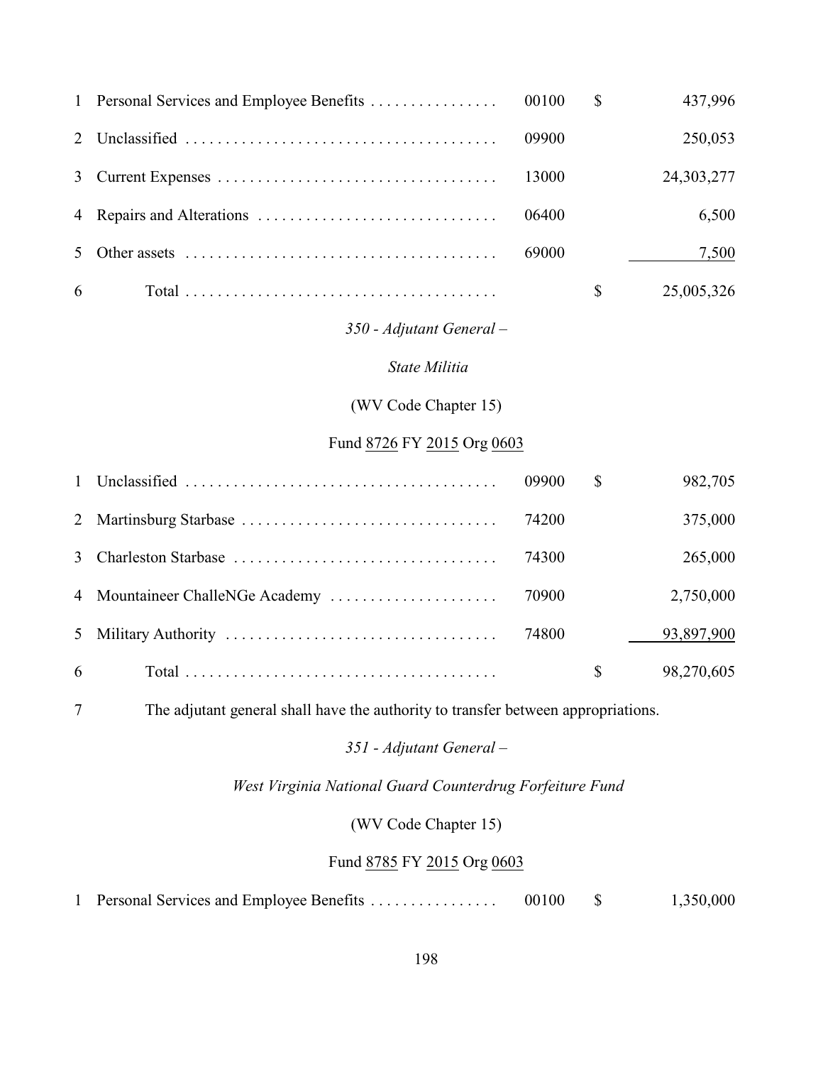| | | | | |
|---|---|---|---|---|
| 1 | Personal Services and Employee Benefits | 00100 | $ | 437,996 |
| 2 | Unclassified | 09900 | | 250,053 |
| 3 | Current Expenses | 13000 | | 24,303,277 |
| 4 | Repairs and Alterations | 06400 | | 6,500 |
| 5 | Other assets | 69000 | | 7,500 |
| 6 | Total | | $ | 25,005,326 |

*350 - Adjutant General –*

*State Militia*

(WV Code Chapter 15)

Fund 8726 FY 2015 Org 0603

| | | | | |
|---|---|---|---|---|
| 1 | Unclassified | 09900 | $ | 982,705 |
| 2 | Martinsburg Starbase | 74200 | | 375,000 |
| 3 | Charleston Starbase | 74300 | | 265,000 |
| 4 | Mountaineer ChalleNGe Academy | 70900 | | 2,750,000 |
| 5 | Military Authority | 74800 | | 93,897,900 |
| 6 | Total | | $ | 98,270,605 |

7 The adjutant general shall have the authority to transfer between appropriations.

*351 - Adjutant General –*

*West Virginia National Guard Counterdrug Forfeiture Fund*

(WV Code Chapter 15)

Fund 8785 FY 2015 Org 0603

| | | | | |
|---|---|---|---|---|
| 1 | Personal Services and Employee Benefits | 00100 | $ | 1,350,000 |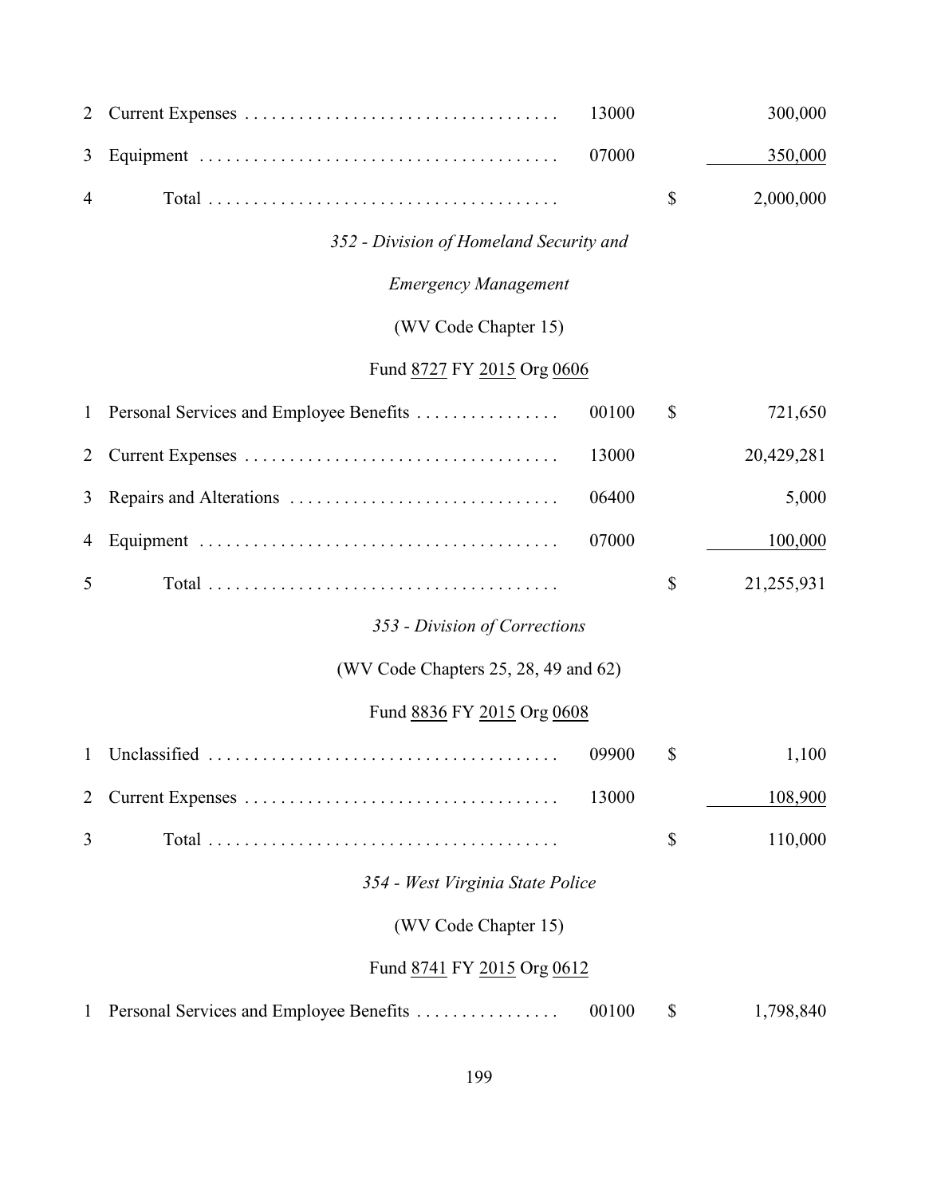| | | | | |
|---|---|---|---|---|
| 2 | Current Expenses | 13000 | | 300,000 |
| 3 | Equipment | 07000 | | 350,000 |
| 4 | Total | | $ | 2,000,000 |

*352 - Division of Homeland Security and*

*Emergency Management*

(WV Code Chapter 15)

Fund 8727 FY 2015 Org 0606

| | | | | |
|---|---|---|---|---|
| 1 | Personal Services and Employee Benefits | 00100 | $ | 721,650 |
| 2 | Current Expenses | 13000 | | 20,429,281 |
| 3 | Repairs and Alterations | 06400 | | 5,000 |
| 4 | Equipment | 07000 | | 100,000 |
| 5 | Total | | $ | 21,255,931 |

*353 - Division of Corrections*

(WV Code Chapters 25, 28, 49 and 62)

Fund 8836 FY 2015 Org 0608

| | | | | |
|---|---|---|---|---|
| 1 | Unclassified | 09900 | $ | 1,100 |
| 2 | Current Expenses | 13000 | | 108,900 |
| 3 | Total | | $ | 110,000 |

*354 - West Virginia State Police*

(WV Code Chapter 15)

Fund 8741 FY 2015 Org 0612

| | | | | |
|---|---|---|---|---|
| 1 | Personal Services and Employee Benefits | 00100 | $ | 1,798,840 |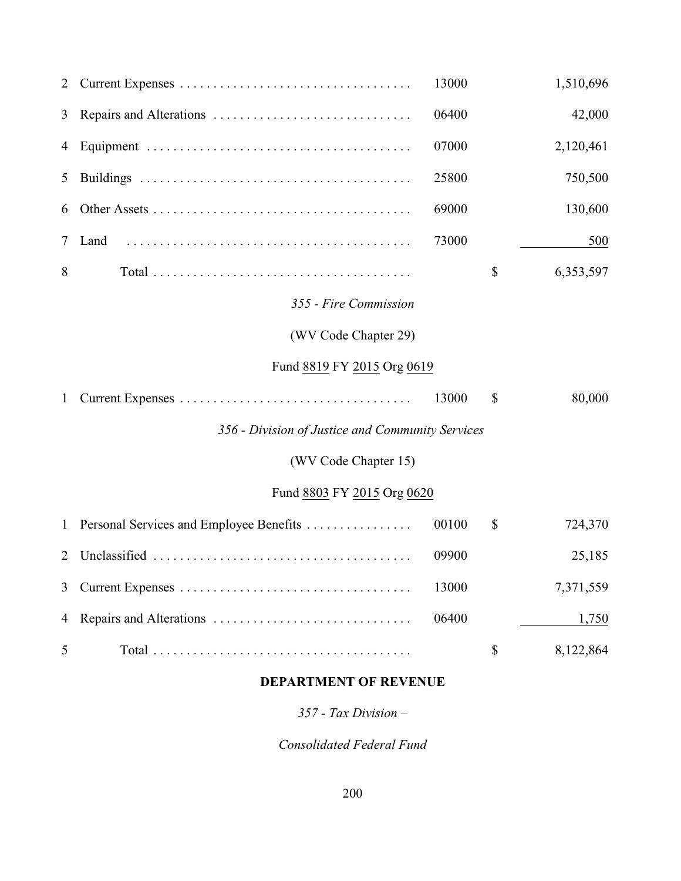| | | | | |
|---|---|---|---|---|
| 2 | Current Expenses | 13000 | | 1,510,696 |
| 3 | Repairs and Alterations | 06400 | | 42,000 |
| 4 | Equipment | 07000 | | 2,120,461 |
| 5 | Buildings | 25800 | | 750,500 |
| 6 | Other Assets | 69000 | | 130,600 |
| 7 | Land | 73000 | | 500 |
| 8 | Total | | $ | 6,353,597 |

*355 - Fire Commission*

(WV Code Chapter 29)

Fund 8819 FY 2015 Org 0619

| | | | | |
|---|---|---|---|---|
| 1 | Current Expenses | 13000 | $ | 80,000 |

*356 - Division of Justice and Community Services*

(WV Code Chapter 15)

Fund 8803 FY 2015 Org 0620

| | | | | |
|---|---|---|---|---|
| 1 | Personal Services and Employee Benefits | 00100 | $ | 724,370 |
| 2 | Unclassified | 09900 | | 25,185 |
| 3 | Current Expenses | 13000 | | 7,371,559 |
| 4 | Repairs and Alterations | 06400 | | 1,750 |
| 5 | Total | | $ | 8,122,864 |

**DEPARTMENT OF REVENUE**

*357 - Tax Division –*

*Consolidated Federal Fund*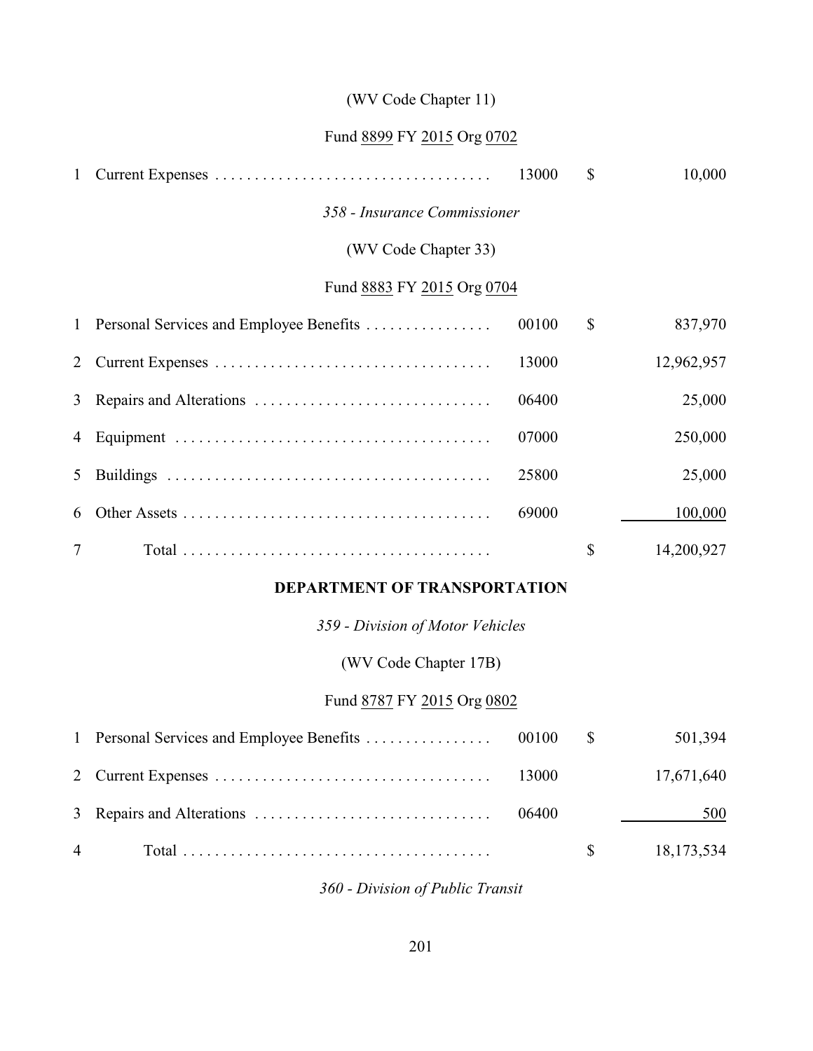(WV Code Chapter 11)

Fund 8899 FY 2015 Org 0702

| | | | | |
|---|---|---|---|---|
| 1 | Current Expenses | 13000 | $ | 10,000 |

*358 - Insurance Commissioner*

(WV Code Chapter 33)

Fund 8883 FY 2015 Org 0704

| | | | | |
|---|---|---|---|---|
| 1 | Personal Services and Employee Benefits | 00100 | $ | 837,970 |
| 2 | Current Expenses | 13000 | | 12,962,957 |
| 3 | Repairs and Alterations | 06400 | | 25,000 |
| 4 | Equipment | 07000 | | 250,000 |
| 5 | Buildings | 25800 | | 25,000 |
| 6 | Other Assets | 69000 | | 100,000 |
| 7 | Total | | $ | 14,200,927 |

**DEPARTMENT OF TRANSPORTATION**

*359 - Division of Motor Vehicles*

(WV Code Chapter 17B)

Fund 8787 FY 2015 Org 0802

| | | | | |
|---|---|---|---|---|
| 1 | Personal Services and Employee Benefits | 00100 | $ | 501,394 |
| 2 | Current Expenses | 13000 | | 17,671,640 |
| 3 | Repairs and Alterations | 06400 | | 500 |
| 4 | Total | | $ | 18,173,534 |

*360 - Division of Public Transit*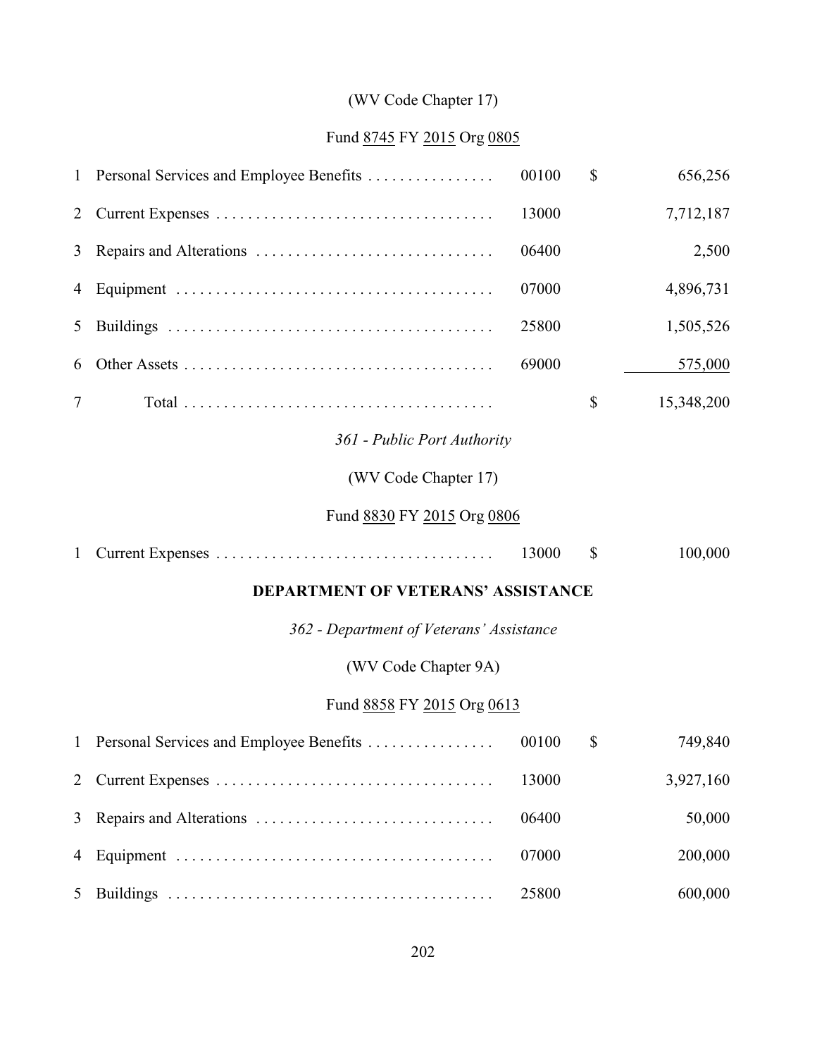(WV Code Chapter 17)

Fund 8745 FY 2015 Org 0805

| | | | | |
|---|---|---|---|---|
| 1 | Personal Services and Employee Benefits | 00100 | $ | 656,256 |
| 2 | Current Expenses | 13000 | | 7,712,187 |
| 3 | Repairs and Alterations | 06400 | | 2,500 |
| 4 | Equipment | 07000 | | 4,896,731 |
| 5 | Buildings | 25800 | | 1,505,526 |
| 6 | Other Assets | 69000 | | 575,000 |
| 7 | Total | | $ | 15,348,200 |

*361 - Public Port Authority*

(WV Code Chapter 17)

Fund 8830 FY 2015 Org 0806

| | | | | |
|---|---|---|---|---|
| 1 | Current Expenses | 13000 | $ | 100,000 |

## DEPARTMENT OF VETERANS' ASSISTANCE

*362 - Department of Veterans' Assistance*

(WV Code Chapter 9A)

Fund 8858 FY 2015 Org 0613

| | | | | |
|---|---|---|---|---|
| 1 | Personal Services and Employee Benefits | 00100 | $ | 749,840 |
| 2 | Current Expenses | 13000 | | 3,927,160 |
| 3 | Repairs and Alterations | 06400 | | 50,000 |
| 4 | Equipment | 07000 | | 200,000 |
| 5 | Buildings | 25800 | | 600,000 |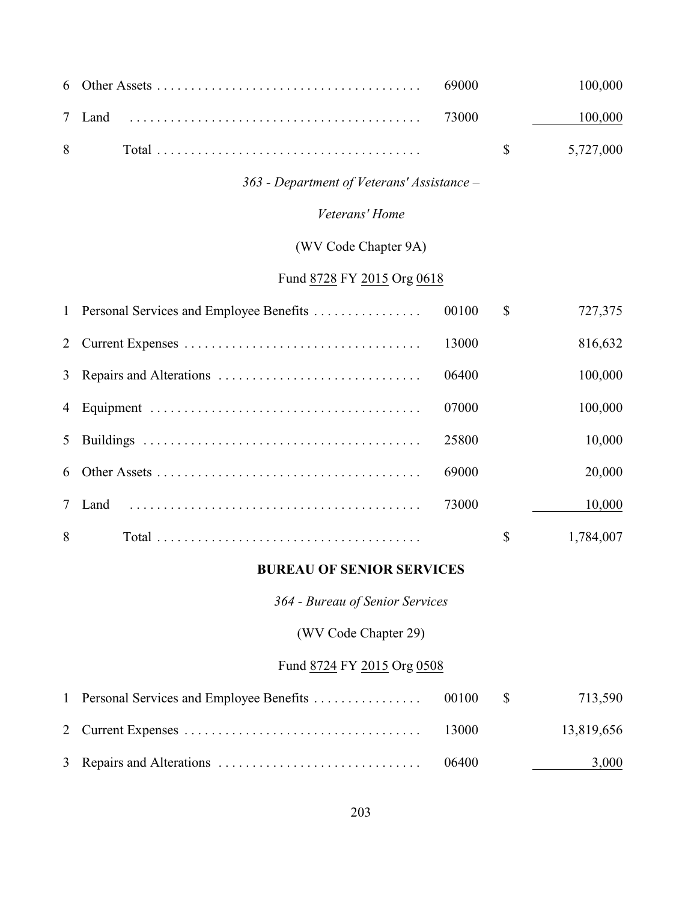| | | | | |
|---|---|---|---|---|
| 6 | Other Assets | 69000 | | 100,000 |
| 7 | Land | 73000 | | 100,000 |
| 8 | Total | | $ | 5,727,000 |

*363 - Department of Veterans' Assistance –*

*Veterans' Home*

(WV Code Chapter 9A)

Fund 8728 FY 2015 Org 0618

| | | | | |
|---|---|---|---|---|
| 1 | Personal Services and Employee Benefits | 00100 | $ | 727,375 |
| 2 | Current Expenses | 13000 | | 816,632 |
| 3 | Repairs and Alterations | 06400 | | 100,000 |
| 4 | Equipment | 07000 | | 100,000 |
| 5 | Buildings | 25800 | | 10,000 |
| 6 | Other Assets | 69000 | | 20,000 |
| 7 | Land | 73000 | | 10,000 |
| 8 | Total | | $ | 1,784,007 |

**BUREAU OF SENIOR SERVICES**

*364 - Bureau of Senior Services*

(WV Code Chapter 29)

Fund 8724 FY 2015 Org 0508

| | | | | |
|---|---|---|---|---|
| 1 | Personal Services and Employee Benefits | 00100 | $ | 713,590 |
| 2 | Current Expenses | 13000 | | 13,819,656 |
| 3 | Repairs and Alterations | 06400 | | 3,000 |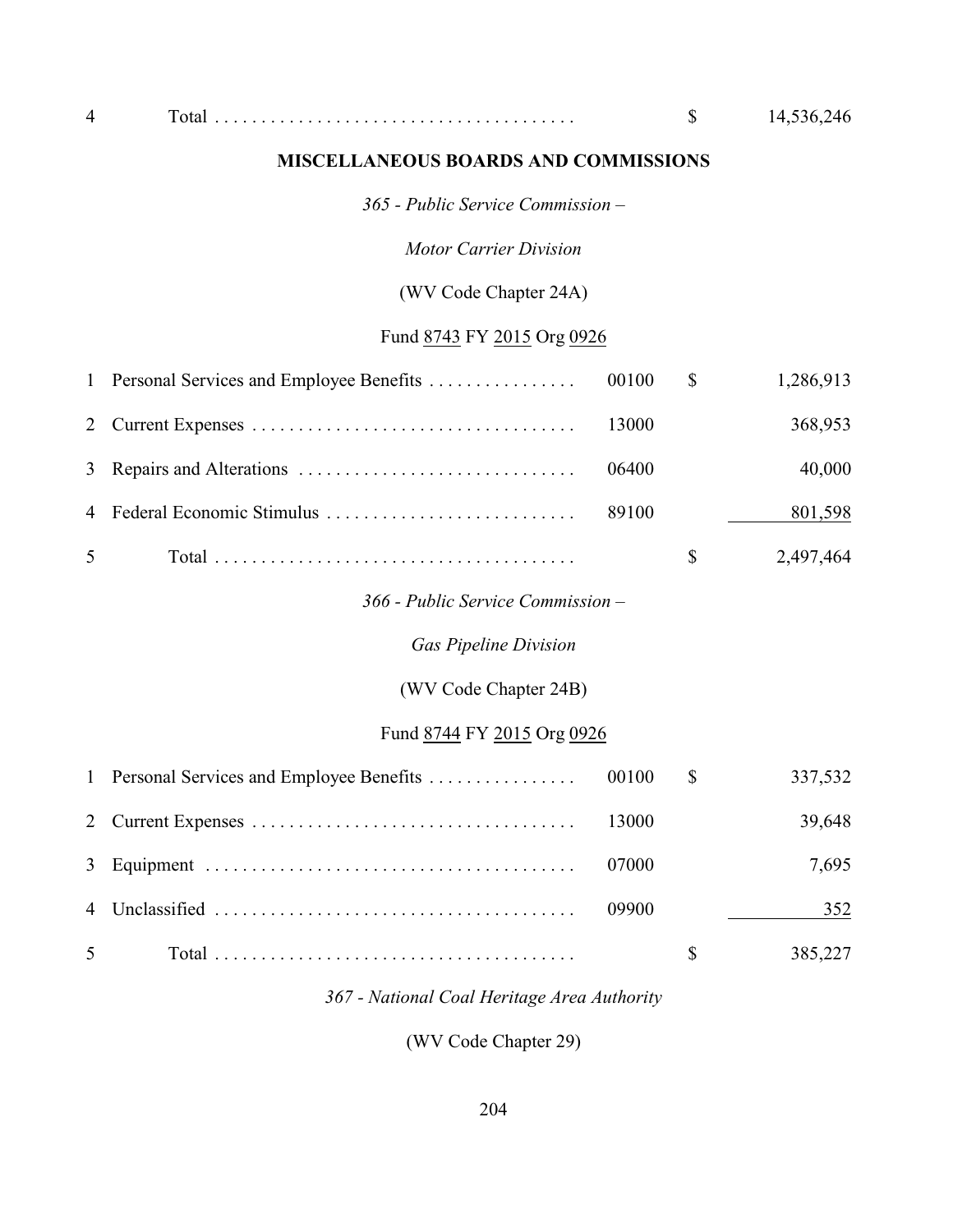| | | | | |
|---|---|---|---|---|
| 4 | Total | | $ | 14,536,246 |

## MISCELLANEOUS BOARDS AND COMMISSIONS

*365 - Public Service Commission –*

*Motor Carrier Division*

(WV Code Chapter 24A)

Fund 8743 FY 2015 Org 0926

| | | | | |
|---|---|---|---|---|
| 1 | Personal Services and Employee Benefits | 00100 | $ | 1,286,913 |
| 2 | Current Expenses | 13000 | | 368,953 |
| 3 | Repairs and Alterations | 06400 | | 40,000 |
| 4 | Federal Economic Stimulus | 89100 | | 801,598 |
| 5 | Total | | $ | 2,497,464 |

*366 - Public Service Commission –*

*Gas Pipeline Division*

(WV Code Chapter 24B)

Fund 8744 FY 2015 Org 0926

| | | | | |
|---|---|---|---|---|
| 1 | Personal Services and Employee Benefits | 00100 | $ | 337,532 |
| 2 | Current Expenses | 13000 | | 39,648 |
| 3 | Equipment | 07000 | | 7,695 |
| 4 | Unclassified | 09900 | | 352 |
| 5 | Total | | $ | 385,227 |

*367 - National Coal Heritage Area Authority*

(WV Code Chapter 29)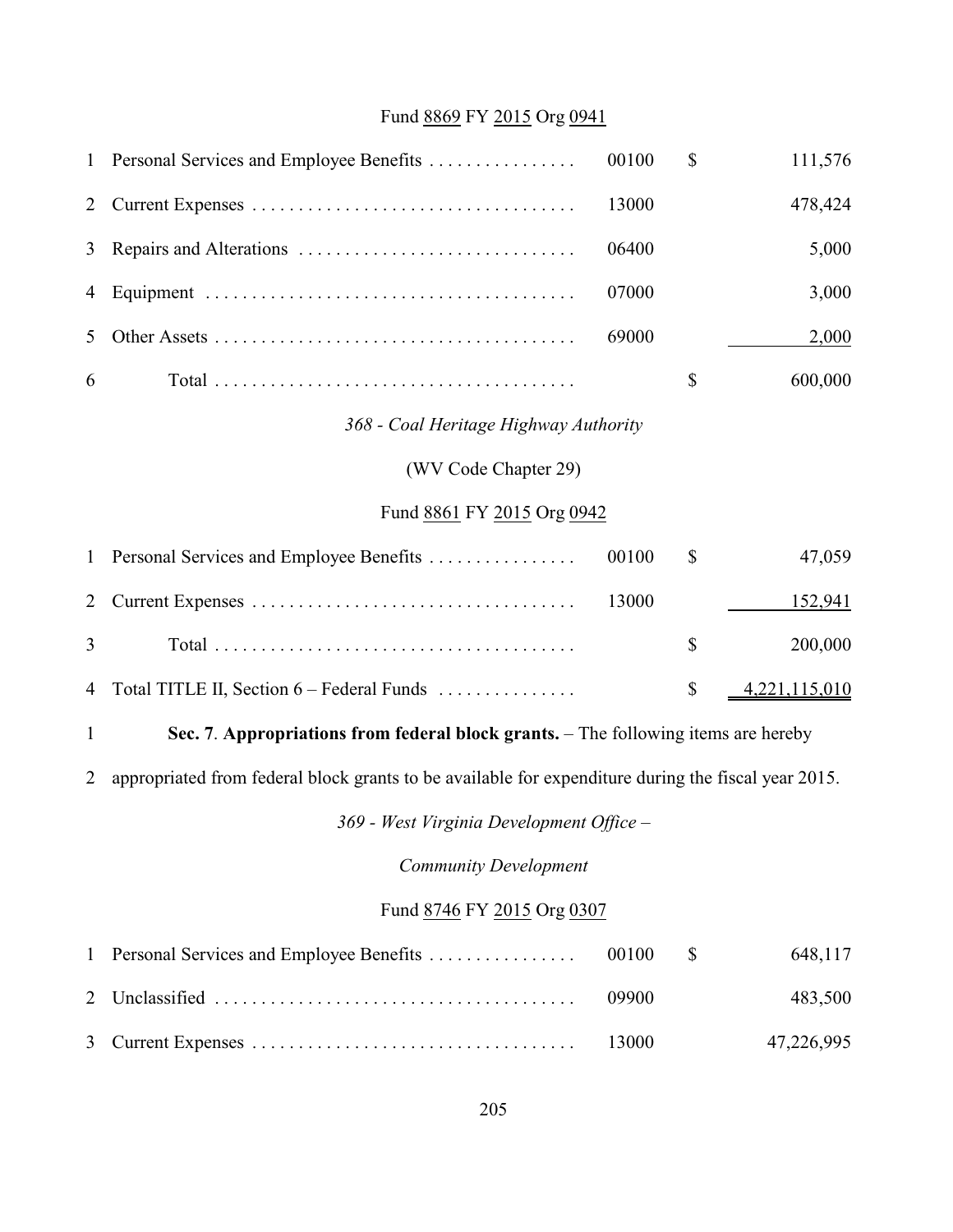Fund 8869 FY 2015 Org 0941

| | | | | |
|---|---|---|---|---|
| 1 | Personal Services and Employee Benefits | 00100 | $ | 111,576 |
| 2 | Current Expenses | 13000 | | 478,424 |
| 3 | Repairs and Alterations | 06400 | | 5,000 |
| 4 | Equipment | 07000 | | 3,000 |
| 5 | Other Assets | 69000 | | 2,000 |
| 6 | Total | | $ | 600,000 |

*368 - Coal Heritage Highway Authority*

(WV Code Chapter 29)

Fund 8861 FY 2015 Org 0942

| | | | | |
|---|---|---|---|---|
| 1 | Personal Services and Employee Benefits | 00100 | $ | 47,059 |
| 2 | Current Expenses | 13000 | | 152,941 |
| 3 | Total | | $ | 200,000 |
| 4 | Total TITLE II, Section 6 – Federal Funds | | $ | 4,221,115,010 |

1 **Sec. 7**. **Appropriations from federal block grants.** – The following items are hereby
2 appropriated from federal block grants to be available for expenditure during the fiscal year 2015.

*369 - West Virginia Development Office –*

*Community Development*

Fund 8746 FY 2015 Org 0307

| | | | | |
|---|---|---|---|---|
| 1 | Personal Services and Employee Benefits | 00100 | $ | 648,117 |
| 2 | Unclassified | 09900 | | 483,500 |
| 3 | Current Expenses | 13000 | | 47,226,995 |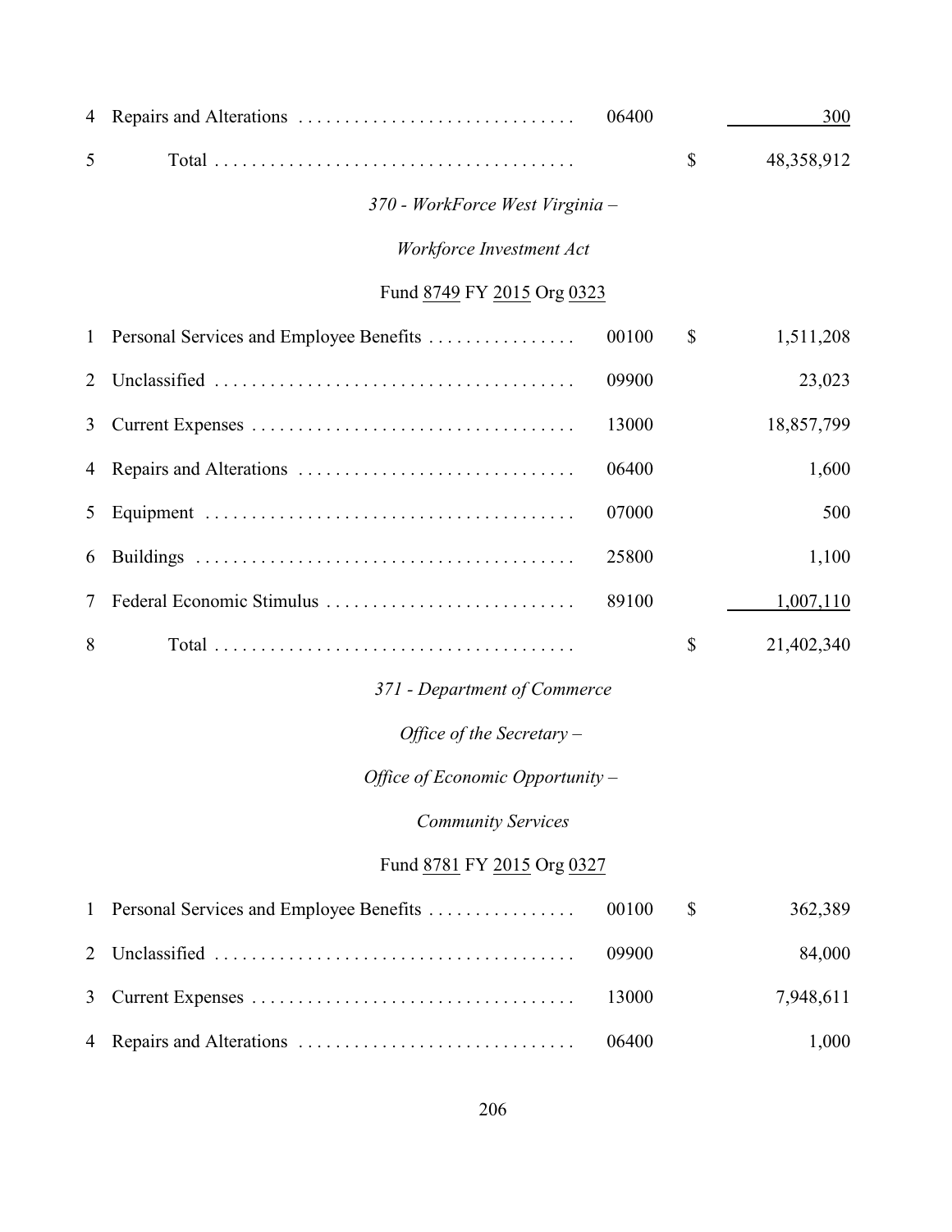| | | | | |
|---|---|---|---|---|
| 4 | Repairs and Alterations | 06400 | | 300 |
| 5 | Total | | $ | 48,358,912 |

*370 - WorkForce West Virginia –*

*Workforce Investment Act*

Fund 8749 FY 2015 Org 0323

| | | | | |
|---|---|---|---|---|
| 1 | Personal Services and Employee Benefits | 00100 | $ | 1,511,208 |
| 2 | Unclassified | 09900 | | 23,023 |
| 3 | Current Expenses | 13000 | | 18,857,799 |
| 4 | Repairs and Alterations | 06400 | | 1,600 |
| 5 | Equipment | 07000 | | 500 |
| 6 | Buildings | 25800 | | 1,100 |
| 7 | Federal Economic Stimulus | 89100 | | 1,007,110 |
| 8 | Total | | $ | 21,402,340 |

*371 - Department of Commerce*

*Office of the Secretary –*

*Office of Economic Opportunity –*

*Community Services*

Fund 8781 FY 2015 Org 0327

| | | | | |
|---|---|---|---|---|
| 1 | Personal Services and Employee Benefits | 00100 | $ | 362,389 |
| 2 | Unclassified | 09900 | | 84,000 |
| 3 | Current Expenses | 13000 | | 7,948,611 |
| 4 | Repairs and Alterations | 06400 | | 1,000 |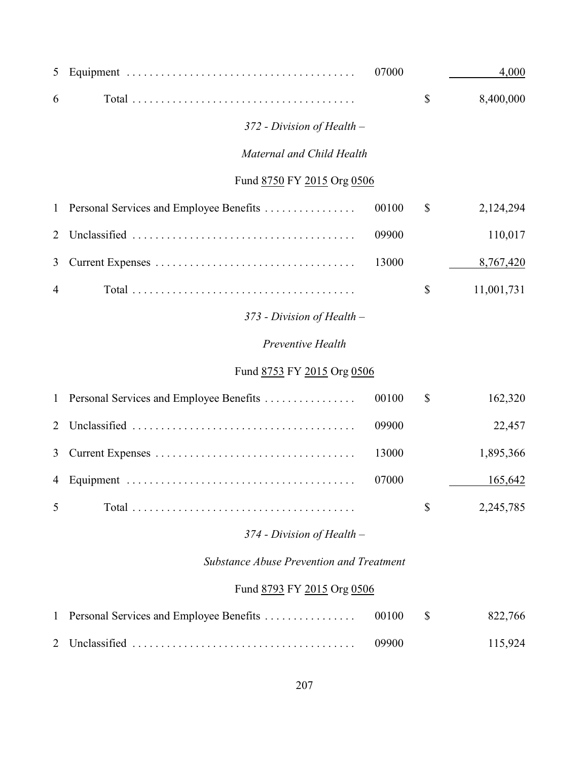| | | | | |
|---|---|---|---|---|
| 5 | Equipment | 07000 | | 4,000 |
| 6 | Total | | $ | 8,400,000 |

*372 - Division of Health –*

*Maternal and Child Health*

Fund 8750 FY 2015 Org 0506

| | | | | |
|---|---|---|---|---|
| 1 | Personal Services and Employee Benefits | 00100 | $ | 2,124,294 |
| 2 | Unclassified | 09900 | | 110,017 |
| 3 | Current Expenses | 13000 | | 8,767,420 |
| 4 | Total | | $ | 11,001,731 |

*373 - Division of Health –*

*Preventive Health*

Fund 8753 FY 2015 Org 0506

| | | | | |
|---|---|---|---|---|
| 1 | Personal Services and Employee Benefits | 00100 | $ | 162,320 |
| 2 | Unclassified | 09900 | | 22,457 |
| 3 | Current Expenses | 13000 | | 1,895,366 |
| 4 | Equipment | 07000 | | 165,642 |
| 5 | Total | | $ | 2,245,785 |

*374 - Division of Health –*

*Substance Abuse Prevention and Treatment*

Fund 8793 FY 2015 Org 0506

| | | | | |
|---|---|---|---|---|
| 1 | Personal Services and Employee Benefits | 00100 | $ | 822,766 |
| 2 | Unclassified | 09900 | | 115,924 |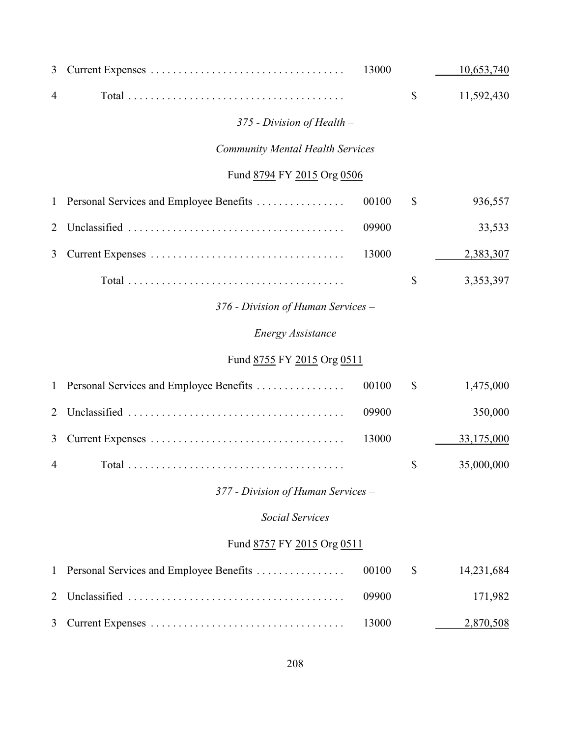| | | | | |
|---|---|---|---|---|
| 3 | Current Expenses | 13000 | | 10,653,740 |
| 4 | Total | | $ | 11,592,430 |

*375 - Division of Health –*

*Community Mental Health Services*

Fund 8794 FY 2015 Org 0506

| | | | | |
|---|---|---|---|---|
| 1 | Personal Services and Employee Benefits | 00100 | $ | 936,557 |
| 2 | Unclassified | 09900 | | 33,533 |
| 3 | Current Expenses | 13000 | | 2,383,307 |
| | Total | | $ | 3,353,397 |

*376 - Division of Human Services –*

*Energy Assistance*

Fund 8755 FY 2015 Org 0511

| | | | | |
|---|---|---|---|---|
| 1 | Personal Services and Employee Benefits | 00100 | $ | 1,475,000 |
| 2 | Unclassified | 09900 | | 350,000 |
| 3 | Current Expenses | 13000 | | 33,175,000 |
| 4 | Total | | $ | 35,000,000 |

*377 - Division of Human Services –*

*Social Services*

Fund 8757 FY 2015 Org 0511

| | | | | |
|---|---|---|---|---|
| 1 | Personal Services and Employee Benefits | 00100 | $ | 14,231,684 |
| 2 | Unclassified | 09900 | | 171,982 |
| 3 | Current Expenses | 13000 | | 2,870,508 |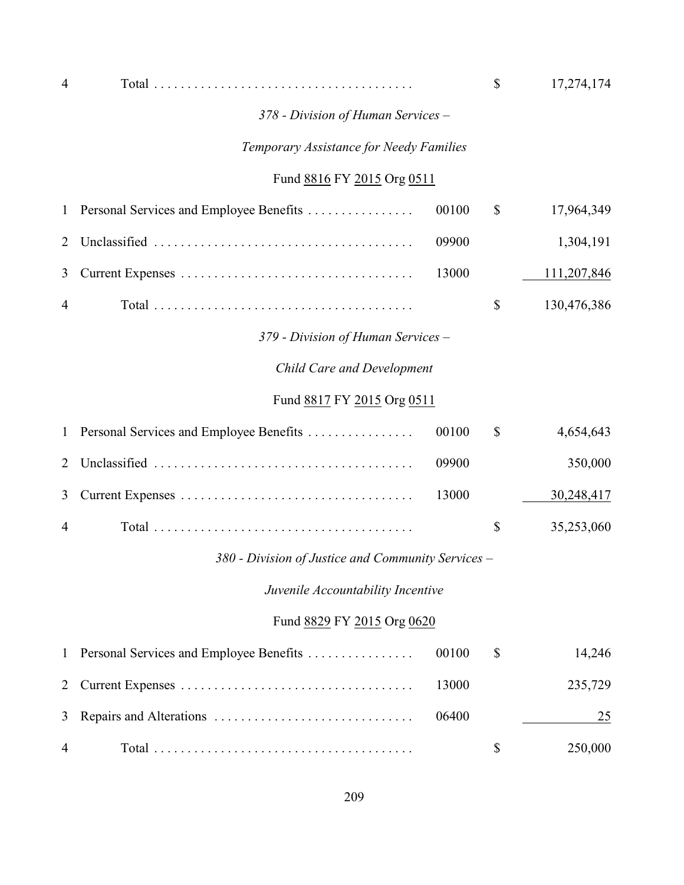| | | | | |
|---|---|---|---|---|
| 4 | Total | | $ | 17,274,174 |

*378 - Division of Human Services –*

*Temporary Assistance for Needy Families*

Fund 8816 FY 2015 Org 0511

| | | | | |
|---|---|---|---|---|
| 1 | Personal Services and Employee Benefits | 00100 | $ | 17,964,349 |
| 2 | Unclassified | 09900 | | 1,304,191 |
| 3 | Current Expenses | 13000 | | 111,207,846 |
| 4 | Total | | $ | 130,476,386 |

*379 - Division of Human Services –*

*Child Care and Development*

Fund 8817 FY 2015 Org 0511

| | | | | |
|---|---|---|---|---|
| 1 | Personal Services and Employee Benefits | 00100 | $ | 4,654,643 |
| 2 | Unclassified | 09900 | | 350,000 |
| 3 | Current Expenses | 13000 | | 30,248,417 |
| 4 | Total | | $ | 35,253,060 |

*380 - Division of Justice and Community Services –*

*Juvenile Accountability Incentive*

Fund 8829 FY 2015 Org 0620

| | | | | |
|---|---|---|---|---|
| 1 | Personal Services and Employee Benefits | 00100 | $ | 14,246 |
| 2 | Current Expenses | 13000 | | 235,729 |
| 3 | Repairs and Alterations | 06400 | | 25 |
| 4 | Total | | $ | 250,000 |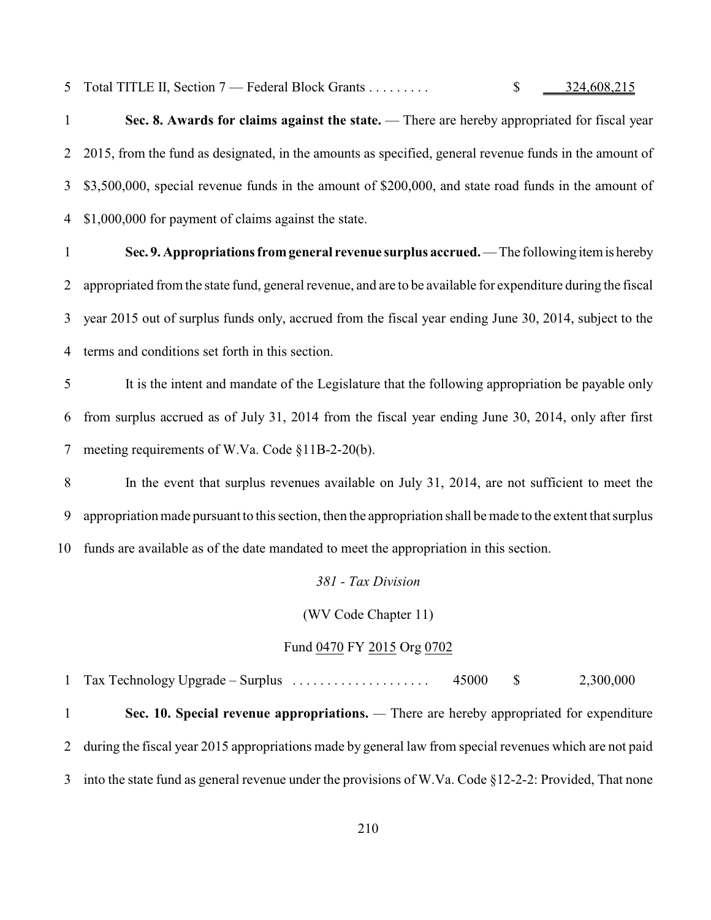5 Total TITLE II, Section 7 — Federal Block Grants . . . . . . . . . $ 324,608,215

1 **Sec. 8. Awards for claims against the state.** — There are hereby appropriated for fiscal year 2 2015, from the fund as designated, in the amounts as specified, general revenue funds in the amount of 3 $3,500,000, special revenue funds in the amount of $200,000, and state road funds in the amount of 4 $1,000,000 for payment of claims against the state.

1 **Sec. 9. Appropriations from general revenue surplus accrued.** — The following item is hereby 2 appropriated from the state fund, general revenue, and are to be available for expenditure during the fiscal 3 year 2015 out of surplus funds only, accrued from the fiscal year ending June 30, 2014, subject to the 4 terms and conditions set forth in this section.

5 It is the intent and mandate of the Legislature that the following appropriation be payable only 6 from surplus accrued as of July 31, 2014 from the fiscal year ending June 30, 2014, only after first 7 meeting requirements of W.Va. Code §11B-2-20(b).

8 In the event that surplus revenues available on July 31, 2014, are not sufficient to meet the 9 appropriation made pursuant to this section, then the appropriation shall be made to the extent that surplus 10 funds are available as of the date mandated to meet the appropriation in this section.

*381 - Tax Division*

(WV Code Chapter 11)

Fund 0470 FY 2015 Org 0702

1 Tax Technology Upgrade – Surplus . . . . . . . . . . . . . . . . . . . . 45000 $ 2,300,000

1 **Sec. 10. Special revenue appropriations.** — There are hereby appropriated for expenditure 2 during the fiscal year 2015 appropriations made by general law from special revenues which are not paid 3 into the state fund as general revenue under the provisions of W.Va. Code §12-2-2: Provided, That none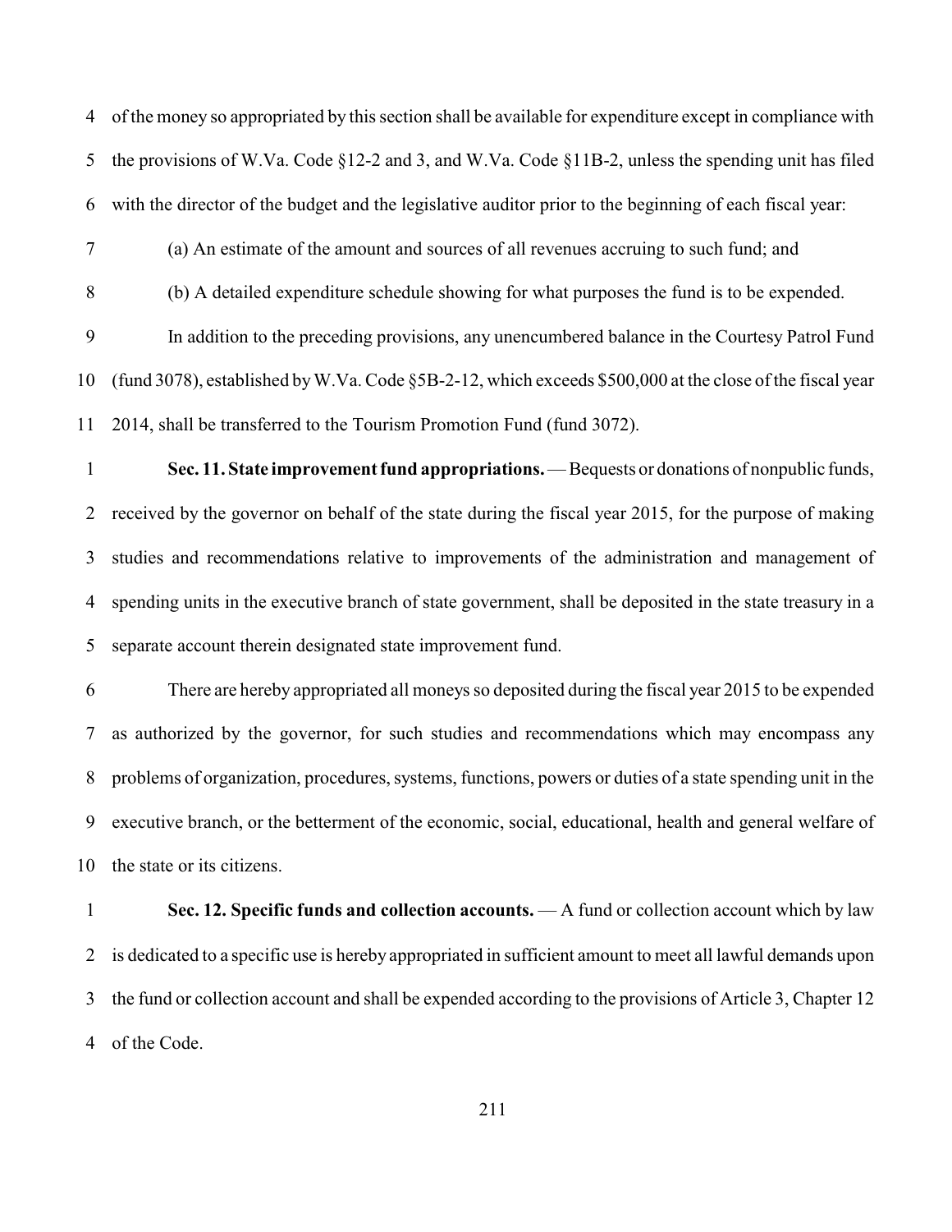of the money so appropriated by this section shall be available for expenditure except in compliance with the provisions of W.Va. Code §12-2 and 3, and W.Va. Code §11B-2, unless the spending unit has filed with the director of the budget and the legislative auditor prior to the beginning of each fiscal year:

(a) An estimate of the amount and sources of all revenues accruing to such fund; and

(b) A detailed expenditure schedule showing for what purposes the fund is to be expended.

In addition to the preceding provisions, any unencumbered balance in the Courtesy Patrol Fund (fund 3078), established by W.Va. Code §5B-2-12, which exceeds $500,000 at the close of the fiscal year 2014, shall be transferred to the Tourism Promotion Fund (fund 3072).

**Sec. 11. State improvement fund appropriations.** — Bequests or donations of nonpublic funds, received by the governor on behalf of the state during the fiscal year 2015, for the purpose of making studies and recommendations relative to improvements of the administration and management of spending units in the executive branch of state government, shall be deposited in the state treasury in a separate account therein designated state improvement fund.

There are hereby appropriated all moneys so deposited during the fiscal year 2015 to be expended as authorized by the governor, for such studies and recommendations which may encompass any problems of organization, procedures, systems, functions, powers or duties of a state spending unit in the executive branch, or the betterment of the economic, social, educational, health and general welfare of the state or its citizens.

**Sec. 12. Specific funds and collection accounts.** — A fund or collection account which by law is dedicated to a specific use is hereby appropriated in sufficient amount to meet all lawful demands upon the fund or collection account and shall be expended according to the provisions of Article 3, Chapter 12 of the Code.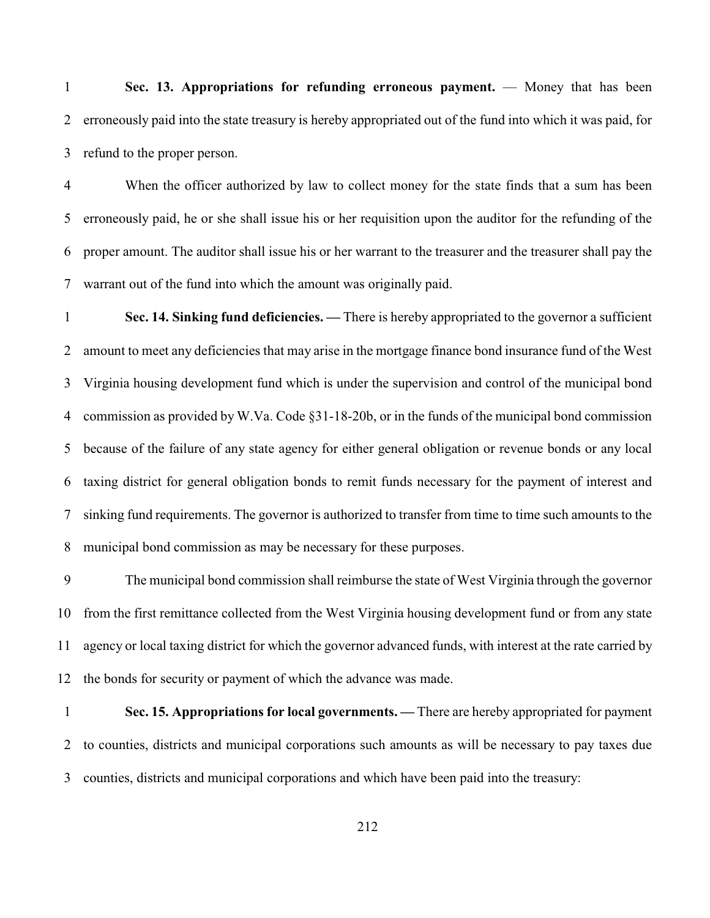**Sec. 13. Appropriations for refunding erroneous payment.** — Money that has been erroneously paid into the state treasury is hereby appropriated out of the fund into which it was paid, for refund to the proper person.

When the officer authorized by law to collect money for the state finds that a sum has been erroneously paid, he or she shall issue his or her requisition upon the auditor for the refunding of the proper amount. The auditor shall issue his or her warrant to the treasurer and the treasurer shall pay the warrant out of the fund into which the amount was originally paid.

**Sec. 14. Sinking fund deficiencies. —** There is hereby appropriated to the governor a sufficient amount to meet any deficiencies that may arise in the mortgage finance bond insurance fund of the West Virginia housing development fund which is under the supervision and control of the municipal bond commission as provided by W.Va. Code §31-18-20b, or in the funds of the municipal bond commission because of the failure of any state agency for either general obligation or revenue bonds or any local taxing district for general obligation bonds to remit funds necessary for the payment of interest and sinking fund requirements. The governor is authorized to transfer from time to time such amounts to the municipal bond commission as may be necessary for these purposes.

The municipal bond commission shall reimburse the state of West Virginia through the governor from the first remittance collected from the West Virginia housing development fund or from any state agency or local taxing district for which the governor advanced funds, with interest at the rate carried by the bonds for security or payment of which the advance was made.

**Sec. 15. Appropriations for local governments. —** There are hereby appropriated for payment to counties, districts and municipal corporations such amounts as will be necessary to pay taxes due counties, districts and municipal corporations and which have been paid into the treasury: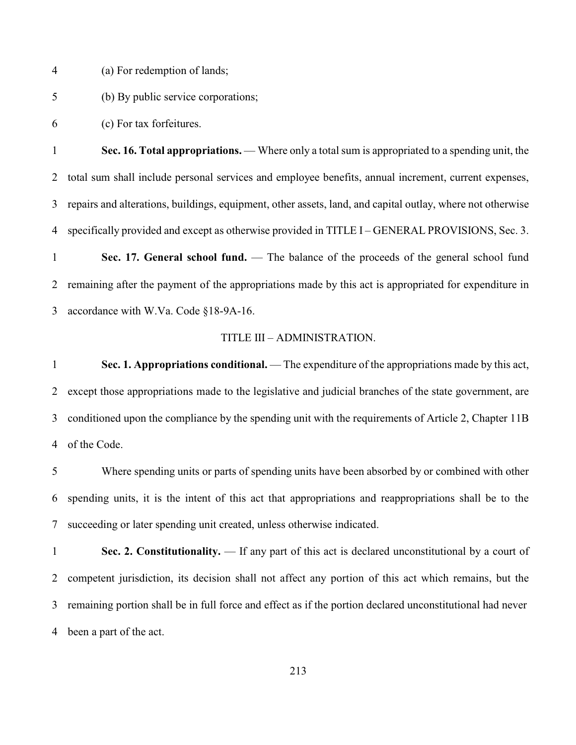(a) For redemption of lands;

(b) By public service corporations;

(c) For tax forfeitures.

**Sec. 16. Total appropriations.** — Where only a total sum is appropriated to a spending unit, the total sum shall include personal services and employee benefits, annual increment, current expenses, repairs and alterations, buildings, equipment, other assets, land, and capital outlay, where not otherwise specifically provided and except as otherwise provided in TITLE I – GENERAL PROVISIONS, Sec. 3.

**Sec. 17. General school fund.** — The balance of the proceeds of the general school fund remaining after the payment of the appropriations made by this act is appropriated for expenditure in accordance with W.Va. Code §18-9A-16.

## TITLE III – ADMINISTRATION.

**Sec. 1. Appropriations conditional.** — The expenditure of the appropriations made by this act, except those appropriations made to the legislative and judicial branches of the state government, are conditioned upon the compliance by the spending unit with the requirements of Article 2, Chapter 11B of the Code.

Where spending units or parts of spending units have been absorbed by or combined with other spending units, it is the intent of this act that appropriations and reappropriations shall be to the succeeding or later spending unit created, unless otherwise indicated.

**Sec. 2. Constitutionality.** — If any part of this act is declared unconstitutional by a court of competent jurisdiction, its decision shall not affect any portion of this act which remains, but the remaining portion shall be in full force and effect as if the portion declared unconstitutional had never been a part of the act.